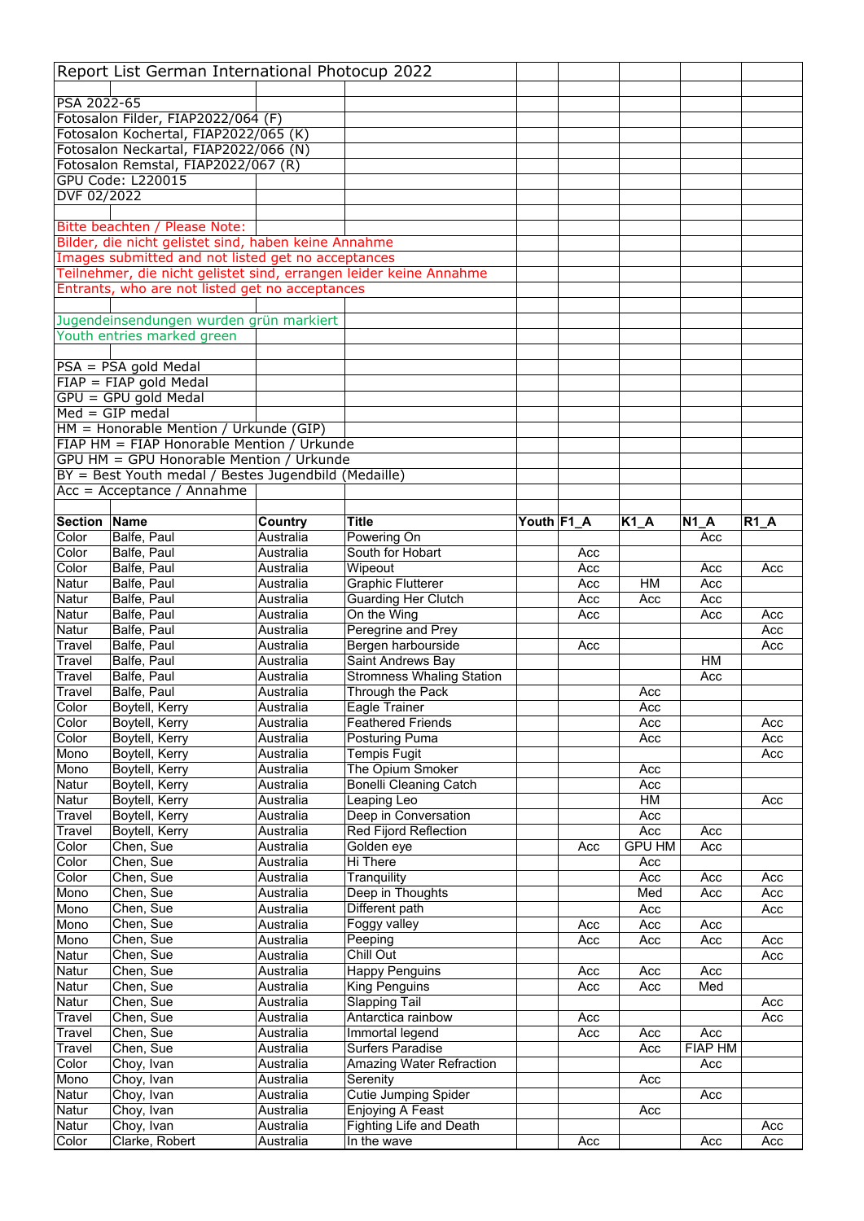Report List German International Photocup 2022

PSA 2022-65
Fotosalon Filder, FIAP2022/064 (F)
Fotosalon Kochertal, FIAP2022/065 (K)
Fotosalon Neckartal, FIAP2022/066 (N)
Fotosalon Remstal, FIAP2022/067 (R)
GPU Code: L220015
DVF 02/2022

Bitte beachten / Please Note:
Bilder, die nicht gelistet sind, haben keine Annahme
Images submitted and not listed get no acceptances
Teilnehmer, die nicht gelistet sind, errangen leider keine Annahme
Entrants, who are not listed get no acceptances

Jugendeinsendungen wurden grün markiert
Youth entries marked green

PSA = PSA gold Medal
FIAP = FIAP gold Medal
GPU = GPU gold Medal
Med = GIP medal
HM = Honorable Mention / Urkunde (GIP)
FIAP HM = FIAP Honorable Mention / Urkunde
GPU HM = GPU Honorable Mention / Urkunde
BY = Best Youth medal / Bestes Jugendbild (Medaille)
Acc = Acceptance / Annahme

| Section | Name | Country | Title | Youth | F1_A | K1_A | N1_A | R1_A |
|---|---|---|---|---|---|---|---|---|
| Color | Balfe, Paul | Australia | Powering On | | | | Acc | |
| Color | Balfe, Paul | Australia | South for Hobart | | Acc | | | |
| Color | Balfe, Paul | Australia | Wipeout | | Acc | | Acc | Acc |
| Natur | Balfe, Paul | Australia | Graphic Flutterer | | Acc | HM | Acc | |
| Natur | Balfe, Paul | Australia | Guarding Her Clutch | | Acc | Acc | Acc | |
| Natur | Balfe, Paul | Australia | On the Wing | | Acc | | Acc | Acc |
| Natur | Balfe, Paul | Australia | Peregrine and Prey | | | | | Acc |
| Travel | Balfe, Paul | Australia | Bergen harbourside | | Acc | | | Acc |
| Travel | Balfe, Paul | Australia | Saint Andrews Bay | | | | HM | |
| Travel | Balfe, Paul | Australia | Stromness Whaling Station | | | | Acc | |
| Travel | Balfe, Paul | Australia | Through the Pack | | | Acc | | |
| Color | Boytell, Kerry | Australia | Eagle Trainer | | | Acc | | |
| Color | Boytell, Kerry | Australia | Feathered Friends | | | Acc | | Acc |
| Color | Boytell, Kerry | Australia | Posturing Puma | | | Acc | | Acc |
| Mono | Boytell, Kerry | Australia | Tempis Fugit | | | | | Acc |
| Mono | Boytell, Kerry | Australia | The Opium Smoker | | | Acc | | |
| Natur | Boytell, Kerry | Australia | Bonelli Cleaning Catch | | | Acc | | |
| Natur | Boytell, Kerry | Australia | Leaping Leo | | | HM | | Acc |
| Travel | Boytell, Kerry | Australia | Deep in Conversation | | | Acc | | |
| Travel | Boytell, Kerry | Australia | Red Fijord Reflection | | | Acc | Acc | |
| Color | Chen, Sue | Australia | Golden eye | | Acc | GPU HM | Acc | |
| Color | Chen, Sue | Australia | Hi There | | | Acc | | |
| Color | Chen, Sue | Australia | Tranquility | | | Acc | Acc | Acc |
| Mono | Chen, Sue | Australia | Deep in Thoughts | | | Med | Acc | Acc |
| Mono | Chen, Sue | Australia | Different path | | | Acc | | Acc |
| Mono | Chen, Sue | Australia | Foggy valley | | Acc | Acc | Acc | |
| Mono | Chen, Sue | Australia | Peeping | | Acc | Acc | Acc | Acc |
| Natur | Chen, Sue | Australia | Chill Out | | | | | Acc |
| Natur | Chen, Sue | Australia | Happy Penguins | | Acc | Acc | Acc | |
| Natur | Chen, Sue | Australia | King Penguins | | Acc | Acc | Med | |
| Natur | Chen, Sue | Australia | Slapping Tail | | | | | Acc |
| Travel | Chen, Sue | Australia | Antarctica rainbow | | Acc | | | Acc |
| Travel | Chen, Sue | Australia | Immortal legend | | Acc | Acc | Acc | |
| Travel | Chen, Sue | Australia | Surfers Paradise | | | Acc | FIAP HM | |
| Color | Choy, Ivan | Australia | Amazing Water Refraction | | | | Acc | |
| Mono | Choy, Ivan | Australia | Serenity | | | Acc | | |
| Natur | Choy, Ivan | Australia | Cutie Jumping Spider | | | | Acc | |
| Natur | Choy, Ivan | Australia | Enjoying A Feast | | | Acc | | |
| Natur | Choy, Ivan | Australia | Fighting Life and Death | | | | | Acc |
| Color | Clarke, Robert | Australia | In the wave | | Acc | | Acc | Acc |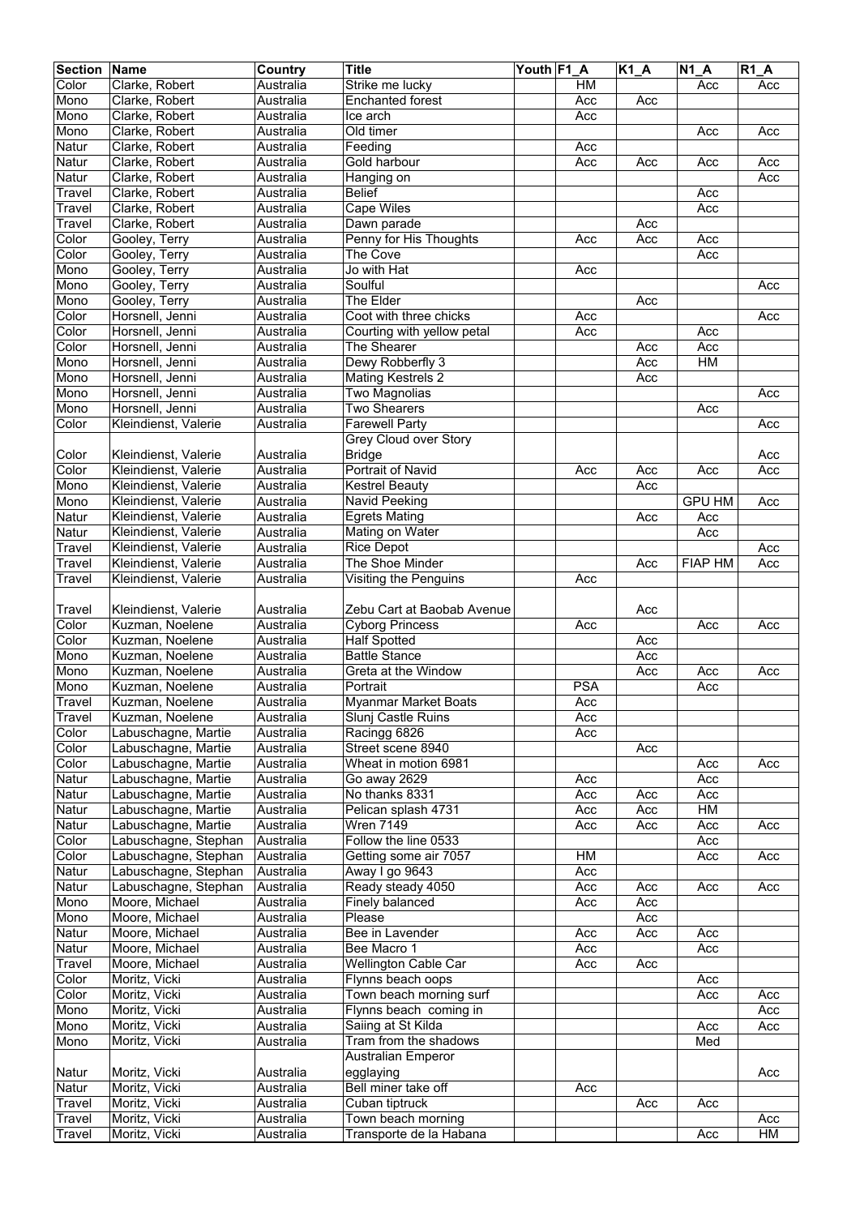| Section | Name | Country | Title | Youth | F1_A | K1_A | N1_A | R1_A |
| --- | --- | --- | --- | --- | --- | --- | --- | --- |
| Color | Clarke, Robert | Australia | Strike me lucky | | HM | | Acc | Acc |
| Mono | Clarke, Robert | Australia | Enchanted forest | | Acc | Acc | | |
| Mono | Clarke, Robert | Australia | Ice arch | | Acc | | | |
| Mono | Clarke, Robert | Australia | Old timer | | | | Acc | Acc |
| Natur | Clarke, Robert | Australia | Feeding | | Acc | | | |
| Natur | Clarke, Robert | Australia | Gold harbour | | Acc | Acc | Acc | Acc |
| Natur | Clarke, Robert | Australia | Hanging on | | | | | Acc |
| Travel | Clarke, Robert | Australia | Belief | | | | Acc | |
| Travel | Clarke, Robert | Australia | Cape Wiles | | | | Acc | |
| Travel | Clarke, Robert | Australia | Dawn parade | | | Acc | | |
| Color | Gooley, Terry | Australia | Penny for His Thoughts | | Acc | Acc | Acc | |
| Color | Gooley, Terry | Australia | The Cove | | | | Acc | |
| Mono | Gooley, Terry | Australia | Jo with Hat | | Acc | | | |
| Mono | Gooley, Terry | Australia | Soulful | | | | | Acc |
| Mono | Gooley, Terry | Australia | The Elder | | | Acc | | |
| Color | Horsnell, Jenni | Australia | Coot with three chicks | | Acc | | | Acc |
| Color | Horsnell, Jenni | Australia | Courting with yellow petal | | Acc | | Acc | |
| Color | Horsnell, Jenni | Australia | The Shearer | | | Acc | Acc | |
| Mono | Horsnell, Jenni | Australia | Dewy Robberfly 3 | | | Acc | HM | |
| Mono | Horsnell, Jenni | Australia | Mating Kestrels 2 | | | Acc | | |
| Mono | Horsnell, Jenni | Australia | Two Magnolias | | | | | Acc |
| Mono | Horsnell, Jenni | Australia | Two Shearers | | | | Acc | |
| Color | Kleindienst, Valerie | Australia | Farewell Party | | | | | Acc |
| Color | Kleindienst, Valerie | Australia | Grey Cloud over Story Bridge | | | | | Acc |
| Color | Kleindienst, Valerie | Australia | Portrait of Navid | | Acc | Acc | Acc | Acc |
| Mono | Kleindienst, Valerie | Australia | Kestrel Beauty | | | Acc | | |
| Mono | Kleindienst, Valerie | Australia | Navid Peeking | | | | GPU HM | Acc |
| Natur | Kleindienst, Valerie | Australia | Egrets Mating | | | Acc | Acc | |
| Natur | Kleindienst, Valerie | Australia | Mating on Water | | | | Acc | |
| Travel | Kleindienst, Valerie | Australia | Rice Depot | | | | | Acc |
| Travel | Kleindienst, Valerie | Australia | The Shoe Minder | | | Acc | FIAP HM | Acc |
| Travel | Kleindienst, Valerie | Australia | Visiting the Penguins | | Acc | | | |
| Travel | Kleindienst, Valerie | Australia | Zebu Cart at Baobab Avenue | | | Acc | | |
| Color | Kuzman, Noelene | Australia | Cyborg Princess | | Acc | | Acc | Acc |
| Color | Kuzman, Noelene | Australia | Half Spotted | | | Acc | | |
| Mono | Kuzman, Noelene | Australia | Battle Stance | | | Acc | | |
| Mono | Kuzman, Noelene | Australia | Greta at the Window | | | Acc | Acc | Acc |
| Mono | Kuzman, Noelene | Australia | Portrait | | PSA | | Acc | |
| Travel | Kuzman, Noelene | Australia | Myanmar Market Boats | | Acc | | | |
| Travel | Kuzman, Noelene | Australia | Slunj Castle Ruins | | Acc | | | |
| Color | Labuschagne, Martie | Australia | Racingg 6826 | | Acc | | | |
| Color | Labuschagne, Martie | Australia | Street scene 8940 | | | Acc | | |
| Color | Labuschagne, Martie | Australia | Wheat in motion 6981 | | | | Acc | Acc |
| Natur | Labuschagne, Martie | Australia | Go away 2629 | | Acc | | Acc | |
| Natur | Labuschagne, Martie | Australia | No thanks 8331 | | Acc | Acc | Acc | |
| Natur | Labuschagne, Martie | Australia | Pelican splash 4731 | | Acc | Acc | HM | |
| Natur | Labuschagne, Martie | Australia | Wren 7149 | | Acc | Acc | Acc | Acc |
| Color | Labuschagne, Stephan | Australia | Follow the line 0533 | | | | Acc | |
| Color | Labuschagne, Stephan | Australia | Getting some air 7057 | | HM | | Acc | Acc |
| Natur | Labuschagne, Stephan | Australia | Away I go 9643 | | Acc | | | |
| Natur | Labuschagne, Stephan | Australia | Ready steady 4050 | | Acc | Acc | Acc | Acc |
| Mono | Moore, Michael | Australia | Finely balanced | | Acc | Acc | | |
| Mono | Moore, Michael | Australia | Please | | | Acc | | |
| Natur | Moore, Michael | Australia | Bee in Lavender | | Acc | Acc | Acc | |
| Natur | Moore, Michael | Australia | Bee Macro 1 | | Acc | | Acc | |
| Travel | Moore, Michael | Australia | Wellington Cable Car | | Acc | Acc | | |
| Color | Moritz, Vicki | Australia | Flynns beach oops | | | | Acc | |
| Color | Moritz, Vicki | Australia | Town beach morning surf | | | | Acc | Acc |
| Mono | Moritz, Vicki | Australia | Flynns beach coming in | | | | | Acc |
| Mono | Moritz, Vicki | Australia | Saiing at St Kilda | | | | Acc | Acc |
| Mono | Moritz, Vicki | Australia | Tram from the shadows | | | | Med | |
| Natur | Moritz, Vicki | Australia | Australian Emperor egglaying | | | | | Acc |
| Natur | Moritz, Vicki | Australia | Bell miner take off | | Acc | | | |
| Travel | Moritz, Vicki | Australia | Cuban tiptruck | | | Acc | Acc | |
| Travel | Moritz, Vicki | Australia | Town beach morning | | | | | Acc |
| Travel | Moritz, Vicki | Australia | Transporte de la Habana | | | | Acc | HM |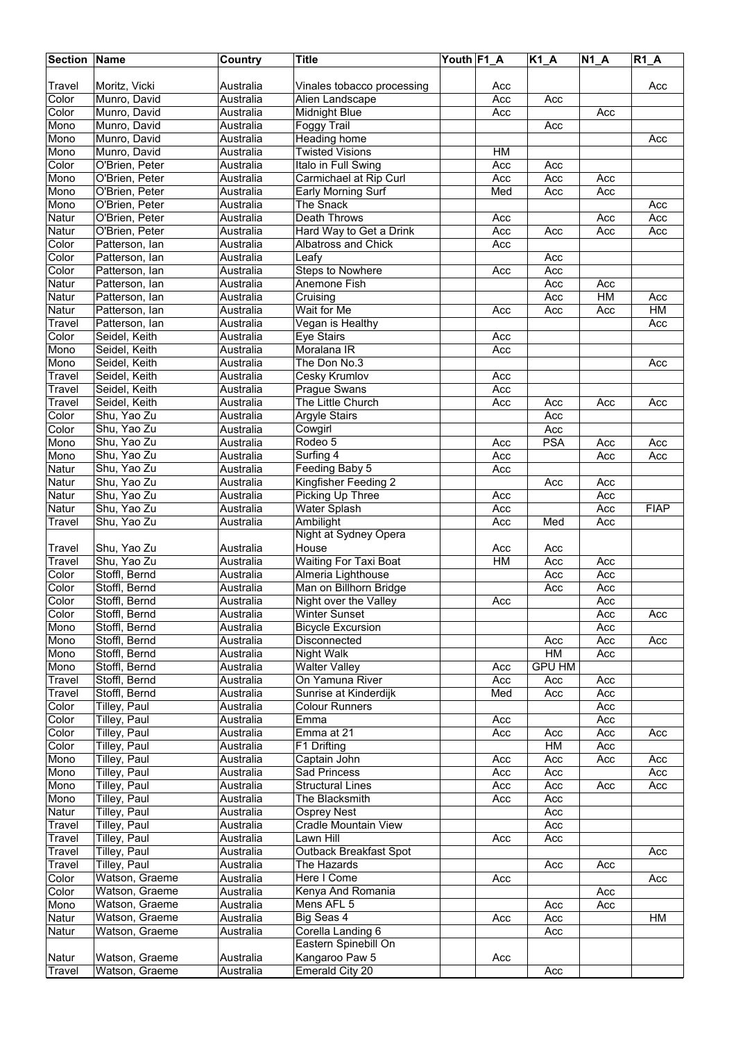| Section | Name | Country | Title | Youth | F1_A | K1_A | N1_A | R1_A |
|---|---|---|---|---|---|---|---|---|
| Travel | Moritz, Vicki | Australia | Vinales tobacco processing | | Acc | | | Acc |
| Color | Munro, David | Australia | Alien Landscape | | Acc | Acc | | |
| Color | Munro, David | Australia | Midnight Blue | | Acc | | Acc | |
| Mono | Munro, David | Australia | Foggy Trail | | | Acc | | |
| Mono | Munro, David | Australia | Heading home | | | | | Acc |
| Mono | Munro, David | Australia | Twisted Visions | | HM | | | |
| Color | O'Brien, Peter | Australia | Italo in Full Swing | | Acc | Acc | | |
| Mono | O'Brien, Peter | Australia | Carmichael at Rip Curl | | Acc | Acc | Acc | |
| Mono | O'Brien, Peter | Australia | Early Morning Surf | | Med | Acc | Acc | |
| Mono | O'Brien, Peter | Australia | The Snack | | | | | Acc |
| Natur | O'Brien, Peter | Australia | Death Throws | | Acc | | Acc | Acc |
| Natur | O'Brien, Peter | Australia | Hard Way to Get a Drink | | Acc | Acc | Acc | Acc |
| Color | Patterson, Ian | Australia | Albatross and Chick | | Acc | | | |
| Color | Patterson, Ian | Australia | Leafy | | | Acc | | |
| Color | Patterson, Ian | Australia | Steps to Nowhere | | Acc | Acc | | |
| Natur | Patterson, Ian | Australia | Anemone Fish | | | Acc | Acc | |
| Natur | Patterson, Ian | Australia | Cruising | | | Acc | HM | Acc |
| Natur | Patterson, Ian | Australia | Wait for Me | | Acc | Acc | Acc | HM |
| Travel | Patterson, Ian | Australia | Vegan is Healthy | | | | | Acc |
| Color | Seidel, Keith | Australia | Eye Stairs | | Acc | | | |
| Mono | Seidel, Keith | Australia | Moralana IR | | Acc | | | |
| Mono | Seidel, Keith | Australia | The Don No.3 | | | | | Acc |
| Travel | Seidel, Keith | Australia | Cesky Krumlov | | Acc | | | |
| Travel | Seidel, Keith | Australia | Prague Swans | | Acc | | | |
| Travel | Seidel, Keith | Australia | The Little Church | | Acc | Acc | Acc | Acc |
| Color | Shu, Yao Zu | Australia | Argyle Stairs | | | Acc | | |
| Color | Shu, Yao Zu | Australia | Cowgirl | | | Acc | | |
| Mono | Shu, Yao Zu | Australia | Rodeo 5 | | Acc | PSA | Acc | Acc |
| Mono | Shu, Yao Zu | Australia | Surfing 4 | | Acc | | Acc | Acc |
| Natur | Shu, Yao Zu | Australia | Feeding Baby 5 | | Acc | | | |
| Natur | Shu, Yao Zu | Australia | Kingfisher Feeding 2 | | | Acc | Acc | |
| Natur | Shu, Yao Zu | Australia | Picking Up Three | | Acc | | Acc | |
| Natur | Shu, Yao Zu | Australia | Water Splash | | Acc | | Acc | FIAP |
| Travel | Shu, Yao Zu | Australia | Ambilight | | Acc | Med | Acc | |
| Travel | Shu, Yao Zu | Australia | Night at Sydney Opera House | | Acc | Acc | | |
| Travel | Shu, Yao Zu | Australia | Waiting For Taxi Boat | | HM | Acc | Acc | |
| Color | Stoffl, Bernd | Australia | Almeria Lighthouse | | | Acc | Acc | |
| Color | Stoffl, Bernd | Australia | Man on Billhorn Bridge | | | Acc | Acc | |
| Color | Stoffl, Bernd | Australia | Night over the Valley | | Acc | | Acc | |
| Color | Stoffl, Bernd | Australia | Winter Sunset | | | | Acc | Acc |
| Mono | Stoffl, Bernd | Australia | Bicycle Excursion | | | | Acc | |
| Mono | Stoffl, Bernd | Australia | Disconnected | | | Acc | Acc | Acc |
| Mono | Stoffl, Bernd | Australia | Night Walk | | | HM | Acc | |
| Mono | Stoffl, Bernd | Australia | Walter Valley | | Acc | GPU HM | | |
| Travel | Stoffl, Bernd | Australia | On Yamuna River | | Acc | Acc | Acc | |
| Travel | Stoffl, Bernd | Australia | Sunrise at Kinderdijk | | Med | Acc | Acc | |
| Color | Tilley, Paul | Australia | Colour Runners | | | | Acc | |
| Color | Tilley, Paul | Australia | Emma | | Acc | | Acc | |
| Color | Tilley, Paul | Australia | Emma at 21 | | Acc | Acc | Acc | Acc |
| Color | Tilley, Paul | Australia | F1 Drifting | | | HM | Acc | |
| Mono | Tilley, Paul | Australia | Captain John | | Acc | Acc | Acc | Acc |
| Mono | Tilley, Paul | Australia | Sad Princess | | Acc | Acc | | Acc |
| Mono | Tilley, Paul | Australia | Structural Lines | | Acc | Acc | Acc | Acc |
| Mono | Tilley, Paul | Australia | The Blacksmith | | Acc | Acc | | |
| Natur | Tilley, Paul | Australia | Osprey Nest | | | Acc | | |
| Travel | Tilley, Paul | Australia | Cradle Mountain View | | | Acc | | |
| Travel | Tilley, Paul | Australia | Lawn Hill | | Acc | Acc | | |
| Travel | Tilley, Paul | Australia | Outback Breakfast Spot | | | | | Acc |
| Travel | Tilley, Paul | Australia | The Hazards | | | Acc | Acc | |
| Color | Watson, Graeme | Australia | Here I Come | | Acc | | | Acc |
| Color | Watson, Graeme | Australia | Kenya And Romania | | | | Acc | |
| Mono | Watson, Graeme | Australia | Mens AFL 5 | | | Acc | Acc | |
| Natur | Watson, Graeme | Australia | Big Seas 4 | | Acc | Acc | | HM |
| Natur | Watson, Graeme | Australia | Corella Landing 6 | | | Acc | | |
| Natur | Watson, Graeme | Australia | Eastern Spinebill On Kangaroo Paw 5 | | Acc | | | |
| Travel | Watson, Graeme | Australia | Emerald City 20 | | | Acc | | |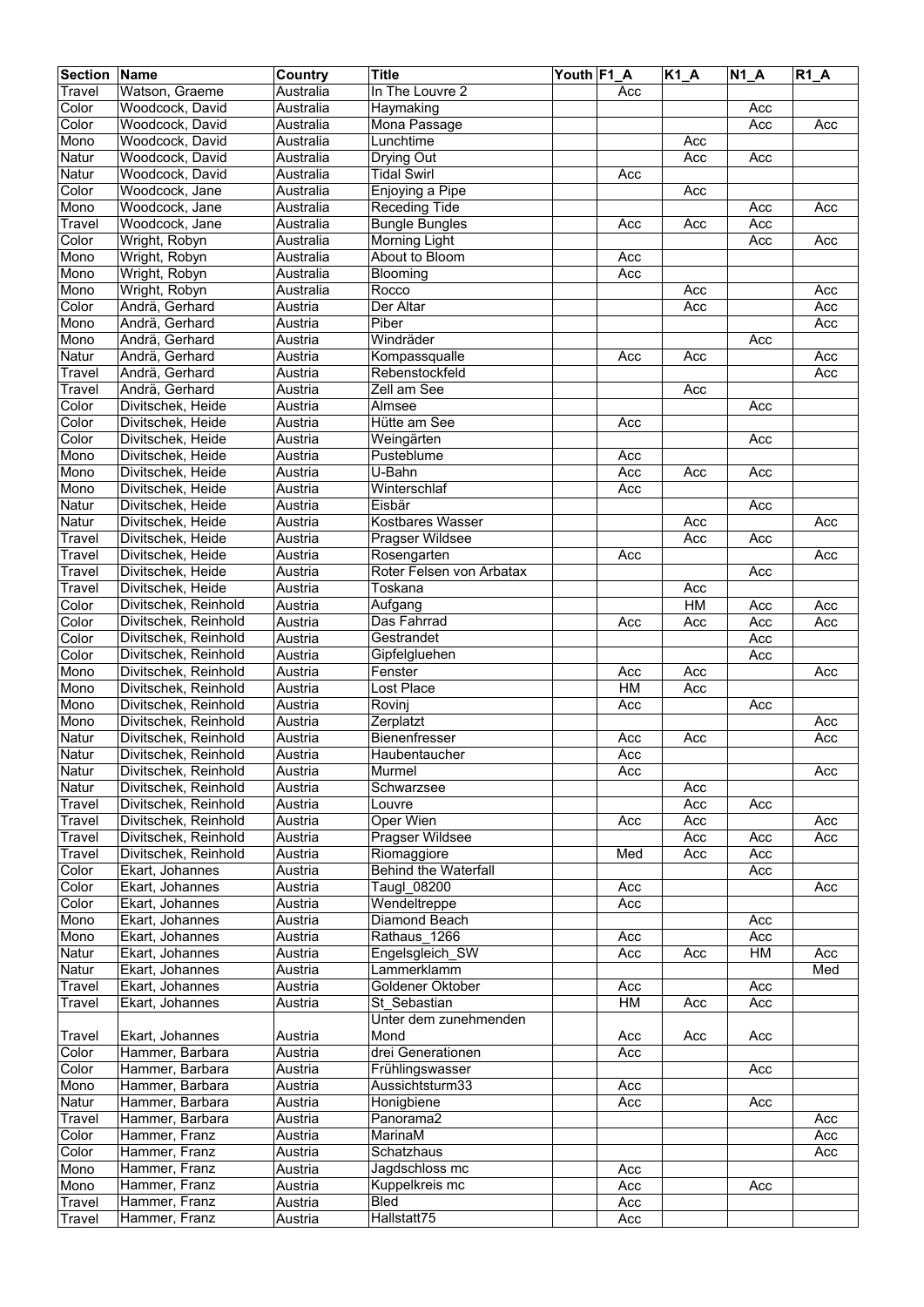| Section | Name | Country | Title | Youth | F1_A | K1_A | N1_A | R1_A |
|---|---|---|---|---|---|---|---|---|
| Travel | Watson, Graeme | Australia | In The Louvre 2 | | Acc | | | |
| Color | Woodcock, David | Australia | Haymaking | | | | Acc | |
| Color | Woodcock, David | Australia | Mona Passage | | | | Acc | Acc |
| Mono | Woodcock, David | Australia | Lunchtime | | | Acc | | |
| Natur | Woodcock, David | Australia | Drying Out | | | Acc | Acc | |
| Natur | Woodcock, David | Australia | Tidal Swirl | | Acc | | | |
| Color | Woodcock, Jane | Australia | Enjoying a Pipe | | | Acc | | |
| Mono | Woodcock, Jane | Australia | Receding Tide | | | | Acc | Acc |
| Travel | Woodcock, Jane | Australia | Bungle Bungles | | Acc | Acc | Acc | |
| Color | Wright, Robyn | Australia | Morning Light | | | | Acc | Acc |
| Mono | Wright, Robyn | Australia | About to Bloom | | Acc | | | |
| Mono | Wright, Robyn | Australia | Blooming | | Acc | | | |
| Mono | Wright, Robyn | Australia | Rocco | | | Acc | | Acc |
| Color | Andrä, Gerhard | Austria | Der Altar | | | Acc | | Acc |
| Mono | Andrä, Gerhard | Austria | Piber | | | | | Acc |
| Mono | Andrä, Gerhard | Austria | Windräder | | | | Acc | |
| Natur | Andrä, Gerhard | Austria | Kompassqualle | | Acc | Acc | | Acc |
| Travel | Andrä, Gerhard | Austria | Rebenstockfeld | | | | | Acc |
| Travel | Andrä, Gerhard | Austria | Zell am See | | | Acc | | |
| Color | Divitschek, Heide | Austria | Almsee | | | | Acc | |
| Color | Divitschek, Heide | Austria | Hütte am See | | Acc | | | |
| Color | Divitschek, Heide | Austria | Weingärten | | | | Acc | |
| Mono | Divitschek, Heide | Austria | Pusteblume | | Acc | | | |
| Mono | Divitschek, Heide | Austria | U-Bahn | | Acc | Acc | Acc | |
| Mono | Divitschek, Heide | Austria | Winterschlaf | | Acc | | | |
| Natur | Divitschek, Heide | Austria | Eisbär | | | | Acc | |
| Natur | Divitschek, Heide | Austria | Kostbares Wasser | | | Acc | | Acc |
| Travel | Divitschek, Heide | Austria | Pragser Wildsee | | | Acc | Acc | |
| Travel | Divitschek, Heide | Austria | Rosengarten | | Acc | | | Acc |
| Travel | Divitschek, Heide | Austria | Roter Felsen von Arbatax | | | | Acc | |
| Travel | Divitschek, Heide | Austria | Toskana | | | Acc | | |
| Color | Divitschek, Reinhold | Austria | Aufgang | | | HM | Acc | Acc |
| Color | Divitschek, Reinhold | Austria | Das Fahrrad | | Acc | Acc | Acc | Acc |
| Color | Divitschek, Reinhold | Austria | Gestrandet | | | | Acc | |
| Color | Divitschek, Reinhold | Austria | Gipfelgluehen | | | | Acc | |
| Mono | Divitschek, Reinhold | Austria | Fenster | | Acc | Acc | | Acc |
| Mono | Divitschek, Reinhold | Austria | Lost Place | | HM | Acc | | |
| Mono | Divitschek, Reinhold | Austria | Rovinj | | Acc | | Acc | |
| Mono | Divitschek, Reinhold | Austria | Zerplatzt | | | | | Acc |
| Natur | Divitschek, Reinhold | Austria | Bienenfresser | | Acc | Acc | | Acc |
| Natur | Divitschek, Reinhold | Austria | Haubentaucher | | Acc | | | |
| Natur | Divitschek, Reinhold | Austria | Murmel | | Acc | | | Acc |
| Natur | Divitschek, Reinhold | Austria | Schwarzsee | | | Acc | | |
| Travel | Divitschek, Reinhold | Austria | Louvre | | | Acc | Acc | |
| Travel | Divitschek, Reinhold | Austria | Oper Wien | | Acc | Acc | | Acc |
| Travel | Divitschek, Reinhold | Austria | Pragser Wildsee | | | Acc | Acc | Acc |
| Travel | Divitschek, Reinhold | Austria | Riomaggiore | | Med | Acc | Acc | |
| Color | Ekart, Johannes | Austria | Behind the Waterfall | | | | Acc | |
| Color | Ekart, Johannes | Austria | Taugl_08200 | | Acc | | | Acc |
| Color | Ekart, Johannes | Austria | Wendeltreppe | | Acc | | | |
| Mono | Ekart, Johannes | Austria | Diamond Beach | | | | Acc | |
| Mono | Ekart, Johannes | Austria | Rathaus_1266 | | Acc | | Acc | |
| Natur | Ekart, Johannes | Austria | Engelsgleich_SW | | Acc | Acc | HM | Acc |
| Natur | Ekart, Johannes | Austria | Lammerklamm | | | | | Med |
| Travel | Ekart, Johannes | Austria | Goldener Oktober | | Acc | | Acc | |
| Travel | Ekart, Johannes | Austria | St_Sebastian | | HM | Acc | Acc | |
| Travel | Ekart, Johannes | Austria | Unter dem zunehmenden Mond | | Acc | Acc | Acc | |
| Color | Hammer, Barbara | Austria | drei Generationen | | Acc | | | |
| Color | Hammer, Barbara | Austria | Frühlingswasser | | | | Acc | |
| Mono | Hammer, Barbara | Austria | Aussichtsturm33 | | Acc | | | |
| Natur | Hammer, Barbara | Austria | Honigbiene | | Acc | | Acc | |
| Travel | Hammer, Barbara | Austria | Panorama2 | | | | | Acc |
| Color | Hammer, Franz | Austria | MarinaM | | | | | Acc |
| Color | Hammer, Franz | Austria | Schatzhaus | | | | | Acc |
| Mono | Hammer, Franz | Austria | Jagdschloss mc | | Acc | | | |
| Mono | Hammer, Franz | Austria | Kuppelkreis mc | | Acc | | Acc | |
| Travel | Hammer, Franz | Austria | Bled | | Acc | | | |
| Travel | Hammer, Franz | Austria | Hallstatt75 | | Acc | | | |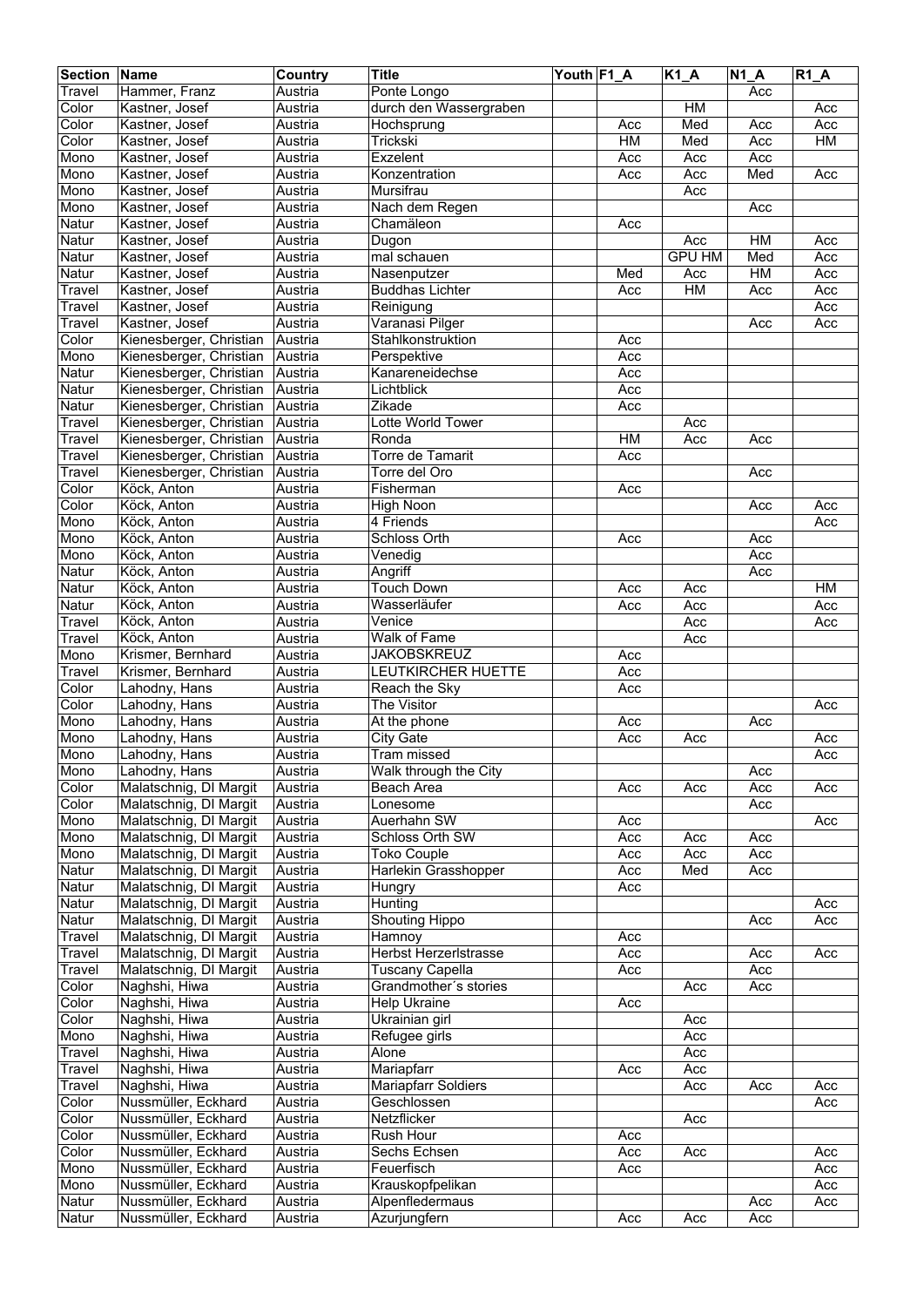| Section | Name | Country | Title | Youth | F1_A | K1_A | N1_A | R1_A |
|---|---|---|---|---|---|---|---|---|
| Travel | Hammer, Franz | Austria | Ponte Longo | | | | Acc | |
| Color | Kastner, Josef | Austria | durch den Wassergraben | | | HM | | Acc |
| Color | Kastner, Josef | Austria | Hochsprung | | Acc | Med | Acc | Acc |
| Color | Kastner, Josef | Austria | Trickski | | HM | Med | Acc | HM |
| Mono | Kastner, Josef | Austria | Exzelent | | Acc | Acc | Acc | |
| Mono | Kastner, Josef | Austria | Konzentration | | Acc | Acc | Med | Acc |
| Mono | Kastner, Josef | Austria | Mursifrau | | | Acc | | |
| Mono | Kastner, Josef | Austria | Nach dem Regen | | | | Acc | |
| Natur | Kastner, Josef | Austria | Chamäleon | | Acc | | | |
| Natur | Kastner, Josef | Austria | Dugon | | | Acc | HM | Acc |
| Natur | Kastner, Josef | Austria | mal schauen | | | GPU HM | Med | Acc |
| Natur | Kastner, Josef | Austria | Nasenputzer | | Med | Acc | HM | Acc |
| Travel | Kastner, Josef | Austria | Buddhas Lichter | | Acc | HM | Acc | Acc |
| Travel | Kastner, Josef | Austria | Reinigung | | | | | Acc |
| Travel | Kastner, Josef | Austria | Varanasi Pilger | | | | Acc | Acc |
| Color | Kienesberger, Christian | Austria | Stahlkonstruktion | | Acc | | | |
| Mono | Kienesberger, Christian | Austria | Perspektive | | Acc | | | |
| Natur | Kienesberger, Christian | Austria | Kanareneidechse | | Acc | | | |
| Natur | Kienesberger, Christian | Austria | Lichtblick | | Acc | | | |
| Natur | Kienesberger, Christian | Austria | Zikade | | Acc | | | |
| Travel | Kienesberger, Christian | Austria | Lotte World Tower | | | Acc | | |
| Travel | Kienesberger, Christian | Austria | Ronda | | HM | Acc | Acc | |
| Travel | Kienesberger, Christian | Austria | Torre de Tamarit | | Acc | | | |
| Travel | Kienesberger, Christian | Austria | Torre del Oro | | | | Acc | |
| Color | Köck, Anton | Austria | Fisherman | | Acc | | | |
| Color | Köck, Anton | Austria | High Noon | | | | Acc | Acc |
| Mono | Köck, Anton | Austria | 4 Friends | | | | | Acc |
| Mono | Köck, Anton | Austria | Schloss Orth | | Acc | | Acc | |
| Mono | Köck, Anton | Austria | Venedig | | | | Acc | |
| Natur | Köck, Anton | Austria | Angriff | | | | Acc | |
| Natur | Köck, Anton | Austria | Touch Down | | Acc | Acc | | HM |
| Natur | Köck, Anton | Austria | Wasserläufer | | Acc | Acc | | Acc |
| Travel | Köck, Anton | Austria | Venice | | | Acc | | Acc |
| Travel | Köck, Anton | Austria | Walk of Fame | | | Acc | | |
| Mono | Krismer, Bernhard | Austria | JAKOBSKREUZ | | Acc | | | |
| Travel | Krismer, Bernhard | Austria | LEUTKIRCHER HUETTE | | Acc | | | |
| Color | Lahodny, Hans | Austria | Reach the Sky | | Acc | | | |
| Color | Lahodny, Hans | Austria | The Visitor | | | | | Acc |
| Mono | Lahodny, Hans | Austria | At the phone | | Acc | | Acc | |
| Mono | Lahodny, Hans | Austria | City Gate | | Acc | Acc | | Acc |
| Mono | Lahodny, Hans | Austria | Tram missed | | | | | Acc |
| Mono | Lahodny, Hans | Austria | Walk through the City | | | | Acc | |
| Color | Malatschnig, DI Margit | Austria | Beach Area | | Acc | Acc | Acc | Acc |
| Color | Malatschnig, DI Margit | Austria | Lonesome | | | | Acc | |
| Mono | Malatschnig, DI Margit | Austria | Auerhahn SW | | Acc | | | Acc |
| Mono | Malatschnig, DI Margit | Austria | Schloss Orth SW | | Acc | Acc | Acc | |
| Mono | Malatschnig, DI Margit | Austria | Toko Couple | | Acc | Acc | Acc | |
| Natur | Malatschnig, DI Margit | Austria | Harlekin Grasshopper | | Acc | Med | Acc | |
| Natur | Malatschnig, DI Margit | Austria | Hungry | | Acc | | | |
| Natur | Malatschnig, DI Margit | Austria | Hunting | | | | | Acc |
| Natur | Malatschnig, DI Margit | Austria | Shouting Hippo | | | | Acc | Acc |
| Travel | Malatschnig, DI Margit | Austria | Hamnoy | | Acc | | | |
| Travel | Malatschnig, DI Margit | Austria | Herbst Herzerlstrasse | | Acc | | Acc | Acc |
| Travel | Malatschnig, DI Margit | Austria | Tuscany Capella | | Acc | | Acc | |
| Color | Naghshi, Hiwa | Austria | Grandmother´s stories | | | Acc | Acc | |
| Color | Naghshi, Hiwa | Austria | Help Ukraine | | Acc | | | |
| Color | Naghshi, Hiwa | Austria | Ukrainian girl | | | Acc | | |
| Mono | Naghshi, Hiwa | Austria | Refugee girls | | | Acc | | |
| Travel | Naghshi, Hiwa | Austria | Alone | | | Acc | | |
| Travel | Naghshi, Hiwa | Austria | Mariapfarr | | Acc | Acc | | |
| Travel | Naghshi, Hiwa | Austria | Mariapfarr Soldiers | | | Acc | Acc | Acc |
| Color | Nussmüller, Eckhard | Austria | Geschlossen | | | | | Acc |
| Color | Nussmüller, Eckhard | Austria | Netzflicker | | | Acc | | |
| Color | Nussmüller, Eckhard | Austria | Rush Hour | | Acc | | | |
| Color | Nussmüller, Eckhard | Austria | Sechs Echsen | | Acc | Acc | | Acc |
| Mono | Nussmüller, Eckhard | Austria | Feuerfisch | | Acc | | | Acc |
| Mono | Nussmüller, Eckhard | Austria | Krauskopfpelikan | | | | | Acc |
| Natur | Nussmüller, Eckhard | Austria | Alpenfledermaus | | | | Acc | Acc |
| Natur | Nussmüller, Eckhard | Austria | Azurjungfern | | Acc | Acc | Acc | |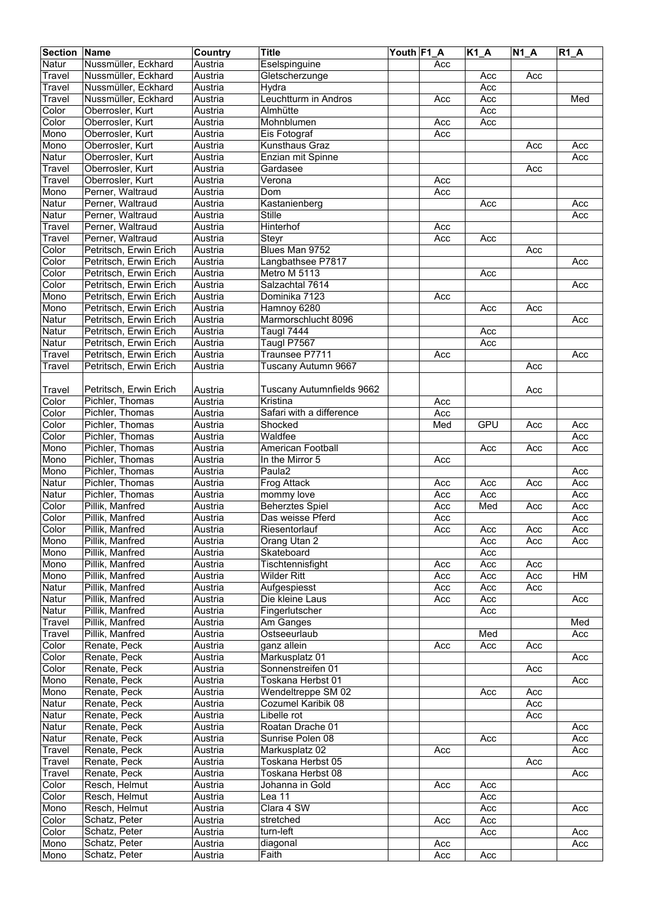| Section | Name | Country | Title | Youth | F1_A | K1_A | N1_A | R1_A |
|---|---|---|---|---|---|---|---|---|
| Natur | Nussmüller, Eckhard | Austria | Eselspinguine | | Acc | | | |
| Travel | Nussmüller, Eckhard | Austria | Gletscherzunge | | | Acc | Acc | |
| Travel | Nussmüller, Eckhard | Austria | Hydra | | | Acc | | |
| Travel | Nussmüller, Eckhard | Austria | Leuchtturm in Andros | | Acc | Acc | | Med |
| Color | Oberrosler, Kurt | Austria | Almhütte | | | Acc | | |
| Color | Oberrosler, Kurt | Austria | Mohnblumen | | Acc | Acc | | |
| Mono | Oberrosler, Kurt | Austria | Eis Fotograf | | Acc | | | |
| Mono | Oberrosler, Kurt | Austria | Kunsthaus Graz | | | | Acc | Acc |
| Natur | Oberrosler, Kurt | Austria | Enzian mit Spinne | | | | | Acc |
| Travel | Oberrosler, Kurt | Austria | Gardasee | | | | Acc | |
| Travel | Oberrosler, Kurt | Austria | Verona | | Acc | | | |
| Mono | Perner, Waltraud | Austria | Dom | | Acc | | | |
| Natur | Perner, Waltraud | Austria | Kastanienberg | | | Acc | | Acc |
| Natur | Perner, Waltraud | Austria | Stille | | | | | Acc |
| Travel | Perner, Waltraud | Austria | Hinterhof | | Acc | | | |
| Travel | Perner, Waltraud | Austria | Steyr | | Acc | Acc | | |
| Color | Petritsch, Erwin Erich | Austria | Blues Man 9752 | | | | Acc | |
| Color | Petritsch, Erwin Erich | Austria | Langbathsee P7817 | | | | | Acc |
| Color | Petritsch, Erwin Erich | Austria | Metro M 5113 | | | Acc | | |
| Color | Petritsch, Erwin Erich | Austria | Salzachtal 7614 | | | | | Acc |
| Mono | Petritsch, Erwin Erich | Austria | Dominika 7123 | | Acc | | | |
| Mono | Petritsch, Erwin Erich | Austria | Hamnoy 6280 | | | Acc | Acc | |
| Natur | Petritsch, Erwin Erich | Austria | Marmorschlucht 8096 | | | | | Acc |
| Natur | Petritsch, Erwin Erich | Austria | Taugl 7444 | | | Acc | | |
| Natur | Petritsch, Erwin Erich | Austria | Taugl P7567 | | | Acc | | |
| Travel | Petritsch, Erwin Erich | Austria | Traunsee P7711 | | Acc | | | Acc |
| Travel | Petritsch, Erwin Erich | Austria | Tuscany Autumn 9667 | | | | Acc | |
| Travel | Petritsch, Erwin Erich | Austria | Tuscany Autumnfields 9662 | | | | Acc | |
| Color | Pichler, Thomas | Austria | Kristina | | Acc | | | |
| Color | Pichler, Thomas | Austria | Safari with a difference | | Acc | | | |
| Color | Pichler, Thomas | Austria | Shocked | | Med | GPU | Acc | Acc |
| Color | Pichler, Thomas | Austria | Waldfee | | | | | Acc |
| Mono | Pichler, Thomas | Austria | American Football | | | Acc | Acc | Acc |
| Mono | Pichler, Thomas | Austria | In the Mirror 5 | | Acc | | | |
| Mono | Pichler, Thomas | Austria | Paula2 | | | | | Acc |
| Natur | Pichler, Thomas | Austria | Frog Attack | | Acc | Acc | Acc | Acc |
| Natur | Pichler, Thomas | Austria | mommy love | | Acc | Acc | | Acc |
| Color | Pillik, Manfred | Austria | Beherztes Spiel | | Acc | Med | Acc | Acc |
| Color | Pillik, Manfred | Austria | Das weisse Pferd | | Acc | | | Acc |
| Color | Pillik, Manfred | Austria | Riesentorlauf | | Acc | Acc | Acc | Acc |
| Mono | Pillik, Manfred | Austria | Orang Utan 2 | | | Acc | Acc | Acc |
| Mono | Pillik, Manfred | Austria | Skateboard | | | Acc | | |
| Mono | Pillik, Manfred | Austria | Tischtennisfight | | Acc | Acc | Acc | |
| Mono | Pillik, Manfred | Austria | Wilder Ritt | | Acc | Acc | Acc | HM |
| Natur | Pillik, Manfred | Austria | Aufgespiesst | | Acc | Acc | Acc | |
| Natur | Pillik, Manfred | Austria | Die kleine Laus | | Acc | Acc | | Acc |
| Natur | Pillik, Manfred | Austria | Fingerlutscher | | | Acc | | |
| Travel | Pillik, Manfred | Austria | Am Ganges | | | | | Med |
| Travel | Pillik, Manfred | Austria | Ostseeurlaub | | | Med | | Acc |
| Color | Renate, Peck | Austria | ganz allein | | Acc | Acc | Acc | |
| Color | Renate, Peck | Austria | Markusplatz 01 | | | | | Acc |
| Color | Renate, Peck | Austria | Sonnenstreifen 01 | | | | Acc | |
| Mono | Renate, Peck | Austria | Toskana Herbst 01 | | | | | Acc |
| Mono | Renate, Peck | Austria | Wendeltreppe SM 02 | | | Acc | Acc | |
| Natur | Renate, Peck | Austria | Cozumel Karibik 08 | | | | Acc | |
| Natur | Renate, Peck | Austria | Libelle rot | | | | Acc | |
| Natur | Renate, Peck | Austria | Roatan Drache 01 | | | | | Acc |
| Natur | Renate, Peck | Austria | Sunrise Polen 08 | | | Acc | | Acc |
| Travel | Renate, Peck | Austria | Markusplatz 02 | | Acc | | | Acc |
| Travel | Renate, Peck | Austria | Toskana Herbst 05 | | | | Acc | |
| Travel | Renate, Peck | Austria | Toskana Herbst 08 | | | | | Acc |
| Color | Resch, Helmut | Austria | Johanna in Gold | | Acc | Acc | | |
| Color | Resch, Helmut | Austria | Lea 11 | | | Acc | | |
| Mono | Resch, Helmut | Austria | Clara 4 SW | | | Acc | | Acc |
| Color | Schatz, Peter | Austria | stretched | | Acc | Acc | | |
| Color | Schatz, Peter | Austria | turn-left | | | Acc | | Acc |
| Mono | Schatz, Peter | Austria | diagonal | | Acc | | | Acc |
| Mono | Schatz, Peter | Austria | Faith | | Acc | Acc | | |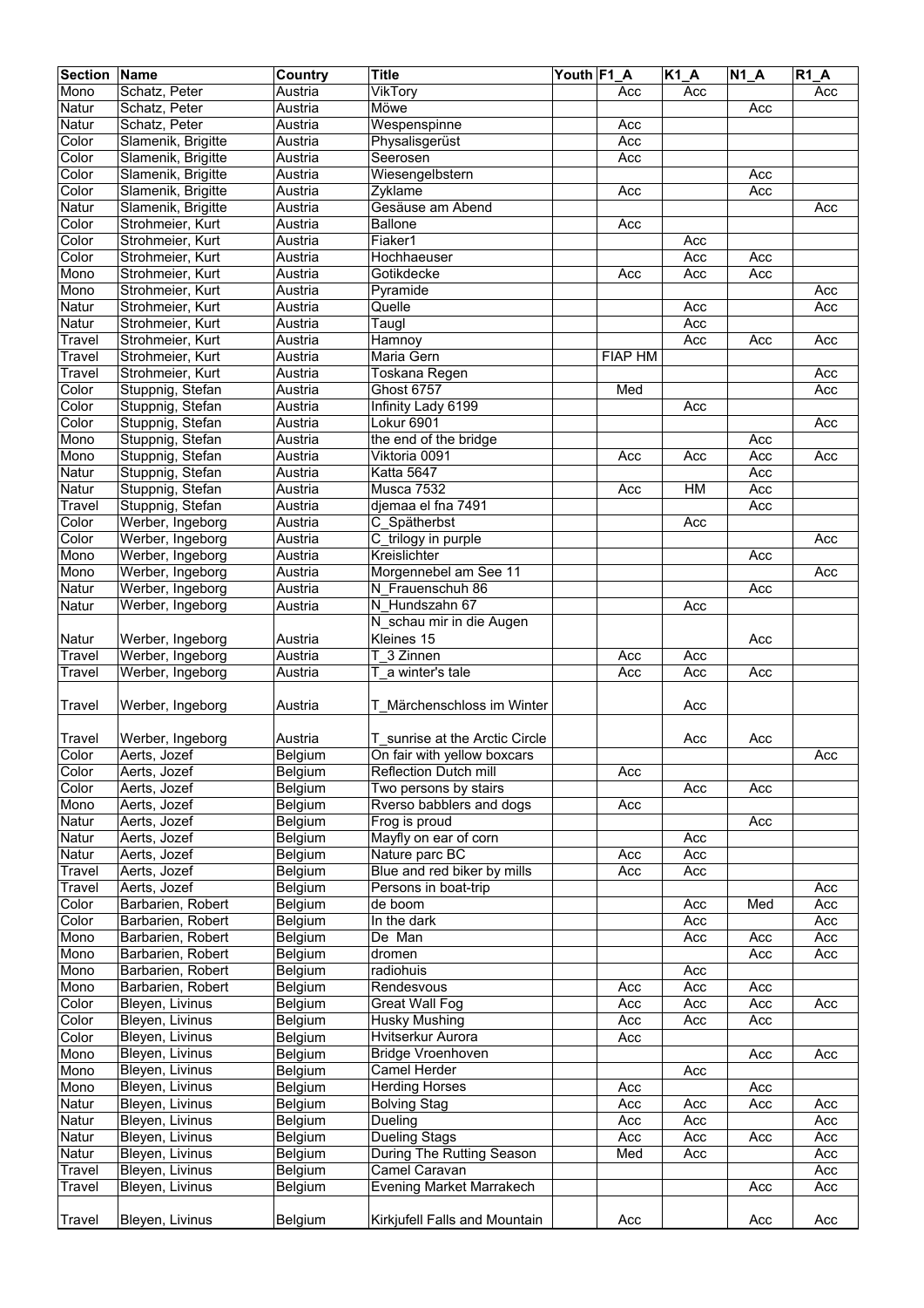| Section | Name | Country | Title | Youth | F1_A | K1_A | N1_A | R1_A |
|---|---|---|---|---|---|---|---|---|
| Mono | Schatz, Peter | Austria | VikTory | | Acc | Acc | | Acc |
| Natur | Schatz, Peter | Austria | Möwe | | | | Acc | |
| Natur | Schatz, Peter | Austria | Wespenspinne | | Acc | | | |
| Color | Slamenik, Brigitte | Austria | Physalisgerüst | | Acc | | | |
| Color | Slamenik, Brigitte | Austria | Seerosen | | Acc | | | |
| Color | Slamenik, Brigitte | Austria | Wiesengelbstern | | | | Acc | |
| Color | Slamenik, Brigitte | Austria | Zyklame | | Acc | | Acc | |
| Natur | Slamenik, Brigitte | Austria | Gesäuse am Abend | | | | | Acc |
| Color | Strohmeier, Kurt | Austria | Ballone | | Acc | | | |
| Color | Strohmeier, Kurt | Austria | Fiaker1 | | | Acc | | |
| Color | Strohmeier, Kurt | Austria | Hochhaeuser | | | Acc | Acc | |
| Mono | Strohmeier, Kurt | Austria | Gotikdecke | | Acc | Acc | Acc | |
| Mono | Strohmeier, Kurt | Austria | Pyramide | | | | | Acc |
| Natur | Strohmeier, Kurt | Austria | Quelle | | | Acc | | Acc |
| Natur | Strohmeier, Kurt | Austria | Taugl | | | Acc | | |
| Travel | Strohmeier, Kurt | Austria | Hamnoy | | | Acc | Acc | Acc |
| Travel | Strohmeier, Kurt | Austria | Maria Gern | | FIAP HM | | | |
| Travel | Strohmeier, Kurt | Austria | Toskana Regen | | | | | Acc |
| Color | Stuppnig, Stefan | Austria | Ghost 6757 | | Med | | | Acc |
| Color | Stuppnig, Stefan | Austria | Infinity Lady 6199 | | | Acc | | |
| Color | Stuppnig, Stefan | Austria | Lokur 6901 | | | | | Acc |
| Mono | Stuppnig, Stefan | Austria | the end of the bridge | | | | Acc | |
| Mono | Stuppnig, Stefan | Austria | Viktoria 0091 | | Acc | Acc | Acc | Acc |
| Natur | Stuppnig, Stefan | Austria | Katta 5647 | | | | Acc | |
| Natur | Stuppnig, Stefan | Austria | Musca 7532 | | Acc | HM | Acc | |
| Travel | Stuppnig, Stefan | Austria | djemaa el fna 7491 | | | | Acc | |
| Color | Werber, Ingeborg | Austria | C_Spätherbst | | | Acc | | |
| Color | Werber, Ingeborg | Austria | C_trilogy in purple | | | | | Acc |
| Mono | Werber, Ingeborg | Austria | Kreislichter | | | | Acc | |
| Mono | Werber, Ingeborg | Austria | Morgennebel am See 11 | | | | | Acc |
| Natur | Werber, Ingeborg | Austria | N_Frauenschuh 86 | | | | Acc | |
| Natur | Werber, Ingeborg | Austria | N_Hundszahn 67 | | | Acc | | |
| Natur | Werber, Ingeborg | Austria | N_schau mir in die Augen Kleines 15 | | | | Acc | |
| Travel | Werber, Ingeborg | Austria | T_3 Zinnen | | Acc | Acc | | |
| Travel | Werber, Ingeborg | Austria | T_a winter's tale | | Acc | Acc | Acc | |
| Travel | Werber, Ingeborg | Austria | T_Märchenschloss im Winter | | | Acc | | |
| Travel | Werber, Ingeborg | Austria | T_sunrise at the Arctic Circle | | | Acc | Acc | |
| Color | Aerts, Jozef | Belgium | On fair with yellow boxcars | | | | | Acc |
| Color | Aerts, Jozef | Belgium | Reflection Dutch mill | | Acc | | | |
| Color | Aerts, Jozef | Belgium | Two persons by stairs | | | Acc | Acc | |
| Mono | Aerts, Jozef | Belgium | Rverso babblers and dogs | | Acc | | | |
| Natur | Aerts, Jozef | Belgium | Frog is proud | | | | Acc | |
| Natur | Aerts, Jozef | Belgium | Mayfly on ear of corn | | | Acc | | |
| Natur | Aerts, Jozef | Belgium | Nature parc BC | | Acc | Acc | | |
| Travel | Aerts, Jozef | Belgium | Blue and red biker by mills | | Acc | Acc | | |
| Travel | Aerts, Jozef | Belgium | Persons in boat-trip | | | | | Acc |
| Color | Barbarien, Robert | Belgium | de boom | | | Acc | Med | Acc |
| Color | Barbarien, Robert | Belgium | In the dark | | | Acc | | Acc |
| Mono | Barbarien, Robert | Belgium | De Man | | | Acc | Acc | Acc |
| Mono | Barbarien, Robert | Belgium | dromen | | | | Acc | Acc |
| Mono | Barbarien, Robert | Belgium | radiohuis | | | Acc | | |
| Mono | Barbarien, Robert | Belgium | Rendesvous | | Acc | Acc | Acc | |
| Color | Bleyen, Livinus | Belgium | Great Wall Fog | | Acc | Acc | Acc | Acc |
| Color | Bleyen, Livinus | Belgium | Husky Mushing | | Acc | Acc | Acc | |
| Color | Bleyen, Livinus | Belgium | Hvitserkur Aurora | | Acc | | | |
| Mono | Bleyen, Livinus | Belgium | Bridge Vroenhoven | | | | Acc | Acc |
| Mono | Bleyen, Livinus | Belgium | Camel Herder | | | Acc | | |
| Mono | Bleyen, Livinus | Belgium | Herding Horses | | Acc | | Acc | |
| Natur | Bleyen, Livinus | Belgium | Bolving Stag | | Acc | Acc | Acc | Acc |
| Natur | Bleyen, Livinus | Belgium | Dueling | | Acc | Acc | | Acc |
| Natur | Bleyen, Livinus | Belgium | Dueling Stags | | Acc | Acc | Acc | Acc |
| Natur | Bleyen, Livinus | Belgium | During The Rutting Season | | Med | Acc | | Acc |
| Travel | Bleyen, Livinus | Belgium | Camel Caravan | | | | | Acc |
| Travel | Bleyen, Livinus | Belgium | Evening Market Marrakech | | | | Acc | Acc |
| Travel | Bleyen, Livinus | Belgium | Kirkjufell Falls and Mountain | | Acc | | Acc | Acc |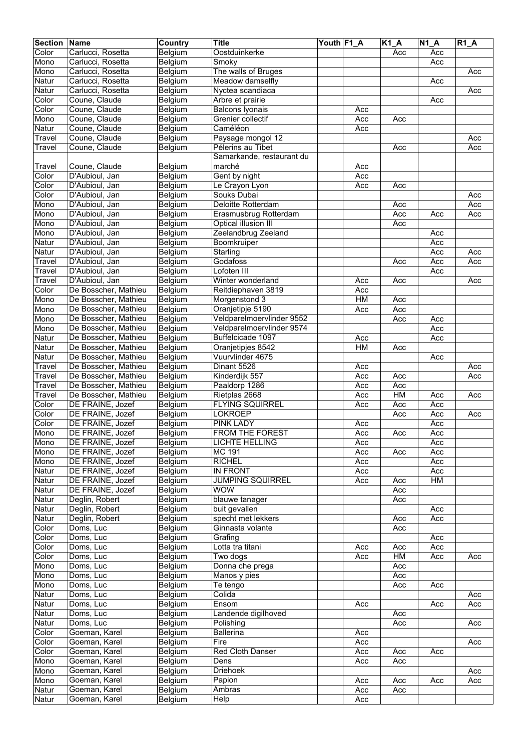| Section | Name | Country | Title | Youth | F1_A | K1_A | N1_A | R1_A |
|---|---|---|---|---|---|---|---|---|
| Color | Carlucci, Rosetta | Belgium | Oostduinkerke | | | Acc | Acc | |
| Mono | Carlucci, Rosetta | Belgium | Smoky | | | | Acc | |
| Mono | Carlucci, Rosetta | Belgium | The walls of Bruges | | | | | Acc |
| Natur | Carlucci, Rosetta | Belgium | Meadow damselfly | | | | Acc | |
| Natur | Carlucci, Rosetta | Belgium | Nyctea scandiaca | | | | | Acc |
| Color | Coune, Claude | Belgium | Arbre et prairie | | | | Acc | |
| Color | Coune, Claude | Belgium | Balcons lyonais | | Acc | | | |
| Mono | Coune, Claude | Belgium | Grenier collectif | | Acc | Acc | | |
| Natur | Coune, Claude | Belgium | Caméléon | | Acc | | | |
| Travel | Coune, Claude | Belgium | Paysage mongol 12 | | | | | Acc |
| Travel | Coune, Claude | Belgium | Pélerins au Tibet | | | Acc | | Acc |
| Travel | Coune, Claude | Belgium | Samarkande, restaurant du marché | | Acc | | | |
| Color | D'Aubioul, Jan | Belgium | Gent by night | | Acc | | | |
| Color | D'Aubioul, Jan | Belgium | Le Crayon Lyon | | Acc | Acc | | |
| Color | D'Aubioul, Jan | Belgium | Souks Dubai | | | | | Acc |
| Mono | D'Aubioul, Jan | Belgium | Deloitte Rotterdam | | | Acc | | Acc |
| Mono | D'Aubioul, Jan | Belgium | Erasmusbrug Rotterdam | | | Acc | Acc | Acc |
| Mono | D'Aubioul, Jan | Belgium | Optical illusion III | | | Acc | | |
| Mono | D'Aubioul, Jan | Belgium | Zeelandbrug Zeeland | | | | Acc | |
| Natur | D'Aubioul, Jan | Belgium | Boomkruiper | | | | Acc | |
| Natur | D'Aubioul, Jan | Belgium | Starling | | | | Acc | Acc |
| Travel | D'Aubioul, Jan | Belgium | Godafoss | | | Acc | Acc | Acc |
| Travel | D'Aubioul, Jan | Belgium | Lofoten III | | | | Acc | |
| Travel | D'Aubioul, Jan | Belgium | Winter wonderland | | Acc | Acc | | Acc |
| Color | De Bosscher, Mathieu | Belgium | Reitdiephaven 3819 | | Acc | | | |
| Mono | De Bosscher, Mathieu | Belgium | Morgenstond 3 | | HM | Acc | | |
| Mono | De Bosscher, Mathieu | Belgium | Oranjetipje 5190 | | Acc | Acc | | |
| Mono | De Bosscher, Mathieu | Belgium | Veldparelmoervlinder 9552 | | | Acc | Acc | |
| Mono | De Bosscher, Mathieu | Belgium | Veldparelmoervlinder 9574 | | | | Acc | |
| Natur | De Bosscher, Mathieu | Belgium | Buffelcicade 1097 | | Acc | | Acc | |
| Natur | De Bosscher, Mathieu | Belgium | Oranjetipjes 8542 | | HM | Acc | | |
| Natur | De Bosscher, Mathieu | Belgium | Vuurvlinder 4675 | | | | Acc | |
| Travel | De Bosscher, Mathieu | Belgium | Dinant 5526 | | Acc | | | Acc |
| Travel | De Bosscher, Mathieu | Belgium | Kinderdijk 557 | | Acc | Acc | | Acc |
| Travel | De Bosscher, Mathieu | Belgium | Paaldorp 1286 | | Acc | Acc | | |
| Travel | De Bosscher, Mathieu | Belgium | Rietplas 2668 | | Acc | HM | Acc | Acc |
| Color | DE FRAINE, Jozef | Belgium | FLYING SQUIRREL | | Acc | Acc | Acc | |
| Color | DE FRAINE, Jozef | Belgium | LOKROEP | | | Acc | Acc | Acc |
| Color | DE FRAINE, Jozef | Belgium | PINK LADY | | Acc | | Acc | |
| Mono | DE FRAINE, Jozef | Belgium | FROM THE FOREST | | Acc | Acc | Acc | |
| Mono | DE FRAINE, Jozef | Belgium | LICHTE HELLING | | Acc | | Acc | |
| Mono | DE FRAINE, Jozef | Belgium | MC 191 | | Acc | Acc | Acc | |
| Mono | DE FRAINE, Jozef | Belgium | RICHEL | | Acc | | Acc | |
| Natur | DE FRAINE, Jozef | Belgium | IN FRONT | | Acc | | Acc | |
| Natur | DE FRAINE, Jozef | Belgium | JUMPING SQUIRREL | | Acc | Acc | HM | |
| Natur | DE FRAINE, Jozef | Belgium | WOW | | | Acc | | |
| Natur | Deglin, Robert | Belgium | blauwe tanager | | | Acc | | |
| Natur | Deglin, Robert | Belgium | buit gevallen | | | | Acc | |
| Natur | Deglin, Robert | Belgium | specht met lekkers | | | Acc | Acc | |
| Color | Doms, Luc | Belgium | Ginnasta volante | | | Acc | | |
| Color | Doms, Luc | Belgium | Grafing | | | | Acc | |
| Color | Doms, Luc | Belgium | Lotta tra titani | | Acc | Acc | Acc | |
| Color | Doms, Luc | Belgium | Two dogs | | Acc | HM | Acc | Acc |
| Mono | Doms, Luc | Belgium | Donna che prega | | | Acc | | |
| Mono | Doms, Luc | Belgium | Manos y pies | | | Acc | | |
| Mono | Doms, Luc | Belgium | Te tengo | | | Acc | Acc | |
| Natur | Doms, Luc | Belgium | Colida | | | | | Acc |
| Natur | Doms, Luc | Belgium | Ensom | | Acc | | Acc | Acc |
| Natur | Doms, Luc | Belgium | Landende digilhoved | | | Acc | | |
| Natur | Doms, Luc | Belgium | Polishing | | | Acc | | Acc |
| Color | Goeman, Karel | Belgium | Ballerina | | Acc | | | |
| Color | Goeman, Karel | Belgium | Fire | | Acc | | | Acc |
| Color | Goeman, Karel | Belgium | Red Cloth Danser | | Acc | Acc | Acc | |
| Mono | Goeman, Karel | Belgium | Dens | | Acc | Acc | | |
| Mono | Goeman, Karel | Belgium | Driehoek | | | | | Acc |
| Mono | Goeman, Karel | Belgium | Papion | | Acc | Acc | Acc | Acc |
| Natur | Goeman, Karel | Belgium | Ambras | | Acc | Acc | | |
| Natur | Goeman, Karel | Belgium | Help | | Acc | | | |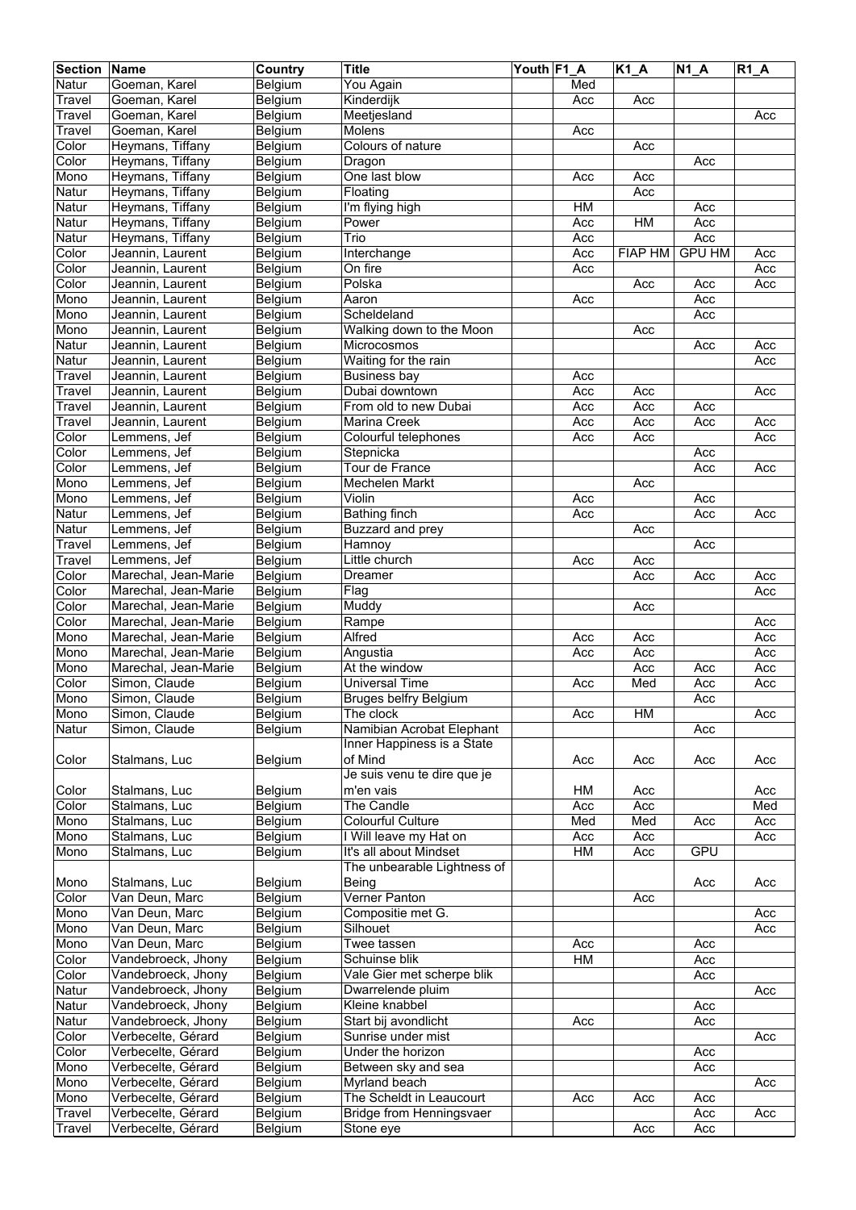| Section | Name | Country | Title | Youth | F1_A | K1_A | N1_A | R1_A |
|---|---|---|---|---|---|---|---|---|
| Natur | Goeman, Karel | Belgium | You Again | | Med | | | |
| Travel | Goeman, Karel | Belgium | Kinderdijk | | Acc | Acc | | |
| Travel | Goeman, Karel | Belgium | Meetjesland | | | | | Acc |
| Travel | Goeman, Karel | Belgium | Molens | | Acc | | | |
| Color | Heymans, Tiffany | Belgium | Colours of nature | | | Acc | | |
| Color | Heymans, Tiffany | Belgium | Dragon | | | | Acc | |
| Mono | Heymans, Tiffany | Belgium | One last blow | | Acc | Acc | | |
| Natur | Heymans, Tiffany | Belgium | Floating | | | Acc | | |
| Natur | Heymans, Tiffany | Belgium | I'm flying high | | HM | | Acc | |
| Natur | Heymans, Tiffany | Belgium | Power | | Acc | HM | Acc | |
| Natur | Heymans, Tiffany | Belgium | Trio | | Acc | | Acc | |
| Color | Jeannin, Laurent | Belgium | Interchange | | Acc | FIAP HM | GPU HM | Acc |
| Color | Jeannin, Laurent | Belgium | On fire | | Acc | | | Acc |
| Color | Jeannin, Laurent | Belgium | Polska | | | Acc | Acc | Acc |
| Mono | Jeannin, Laurent | Belgium | Aaron | | Acc | | Acc | |
| Mono | Jeannin, Laurent | Belgium | Scheldeland | | | | Acc | |
| Mono | Jeannin, Laurent | Belgium | Walking down to the Moon | | | Acc | | |
| Natur | Jeannin, Laurent | Belgium | Microcosmos | | | | Acc | Acc |
| Natur | Jeannin, Laurent | Belgium | Waiting for the rain | | | | | Acc |
| Travel | Jeannin, Laurent | Belgium | Business bay | | Acc | | | |
| Travel | Jeannin, Laurent | Belgium | Dubai downtown | | Acc | Acc | | Acc |
| Travel | Jeannin, Laurent | Belgium | From old to new Dubai | | Acc | Acc | Acc | |
| Travel | Jeannin, Laurent | Belgium | Marina Creek | | Acc | Acc | Acc | Acc |
| Color | Lemmens, Jef | Belgium | Colourful telephones | | Acc | Acc | | Acc |
| Color | Lemmens, Jef | Belgium | Stepnicka | | | | Acc | |
| Color | Lemmens, Jef | Belgium | Tour de France | | | | Acc | Acc |
| Mono | Lemmens, Jef | Belgium | Mechelen Markt | | | Acc | | |
| Mono | Lemmens, Jef | Belgium | Violin | | Acc | | Acc | |
| Natur | Lemmens, Jef | Belgium | Bathing finch | | Acc | | Acc | Acc |
| Natur | Lemmens, Jef | Belgium | Buzzard and prey | | | Acc | | |
| Travel | Lemmens, Jef | Belgium | Hamnoy | | | | Acc | |
| Travel | Lemmens, Jef | Belgium | Little church | | Acc | Acc | | |
| Color | Marechal, Jean-Marie | Belgium | Dreamer | | | Acc | Acc | Acc |
| Color | Marechal, Jean-Marie | Belgium | Flag | | | | | Acc |
| Color | Marechal, Jean-Marie | Belgium | Muddy | | | Acc | | |
| Color | Marechal, Jean-Marie | Belgium | Rampe | | | | | Acc |
| Mono | Marechal, Jean-Marie | Belgium | Alfred | | Acc | Acc | | Acc |
| Mono | Marechal, Jean-Marie | Belgium | Angustia | | Acc | Acc | | Acc |
| Mono | Marechal, Jean-Marie | Belgium | At the window | | | Acc | Acc | Acc |
| Color | Simon, Claude | Belgium | Universal Time | | Acc | Med | Acc | Acc |
| Mono | Simon, Claude | Belgium | Bruges belfry Belgium | | | | Acc | |
| Mono | Simon, Claude | Belgium | The clock | | Acc | HM | | Acc |
| Natur | Simon, Claude | Belgium | Namibian Acrobat Elephant | | | | Acc | |
| Color | Stalmans, Luc | Belgium | Inner Happiness is a State of Mind | | Acc | Acc | Acc | Acc |
| Color | Stalmans, Luc | Belgium | Je suis venu te dire que je m'en vais | | HM | Acc | | Acc |
| Color | Stalmans, Luc | Belgium | The Candle | | Acc | Acc | | Med |
| Mono | Stalmans, Luc | Belgium | Colourful Culture | | Med | Med | Acc | Acc |
| Mono | Stalmans, Luc | Belgium | I Will leave my Hat on | | Acc | Acc | | Acc |
| Mono | Stalmans, Luc | Belgium | It's all about Mindset | | HM | Acc | GPU | |
| Mono | Stalmans, Luc | Belgium | The unbearable Lightness of Being | | | | Acc | Acc |
| Color | Van Deun, Marc | Belgium | Verner Panton | | | Acc | | |
| Mono | Van Deun, Marc | Belgium | Compositie met G. | | | | | Acc |
| Mono | Van Deun, Marc | Belgium | Silhouet | | | | | Acc |
| Mono | Van Deun, Marc | Belgium | Twee tassen | | Acc | | Acc | |
| Color | Vandebroeck, Jhony | Belgium | Schuinse blik | | HM | | Acc | |
| Color | Vandebroeck, Jhony | Belgium | Vale Gier met scherpe blik | | | | Acc | |
| Natur | Vandebroeck, Jhony | Belgium | Dwarrelende pluim | | | | | Acc |
| Natur | Vandebroeck, Jhony | Belgium | Kleine knabbel | | | | Acc | |
| Natur | Vandebroeck, Jhony | Belgium | Start bij avondlicht | | Acc | | Acc | |
| Color | Verbecelte, Gérard | Belgium | Sunrise under mist | | | | | Acc |
| Color | Verbecelte, Gérard | Belgium | Under the horizon | | | | Acc | |
| Mono | Verbecelte, Gérard | Belgium | Between sky and sea | | | | Acc | |
| Mono | Verbecelte, Gérard | Belgium | Myrland beach | | | | | Acc |
| Mono | Verbecelte, Gérard | Belgium | The Scheldt in Leaucourt | | Acc | Acc | Acc | |
| Travel | Verbecelte, Gérard | Belgium | Bridge from Henningsvaer | | | | Acc | Acc |
| Travel | Verbecelte, Gérard | Belgium | Stone eye | | | Acc | Acc | |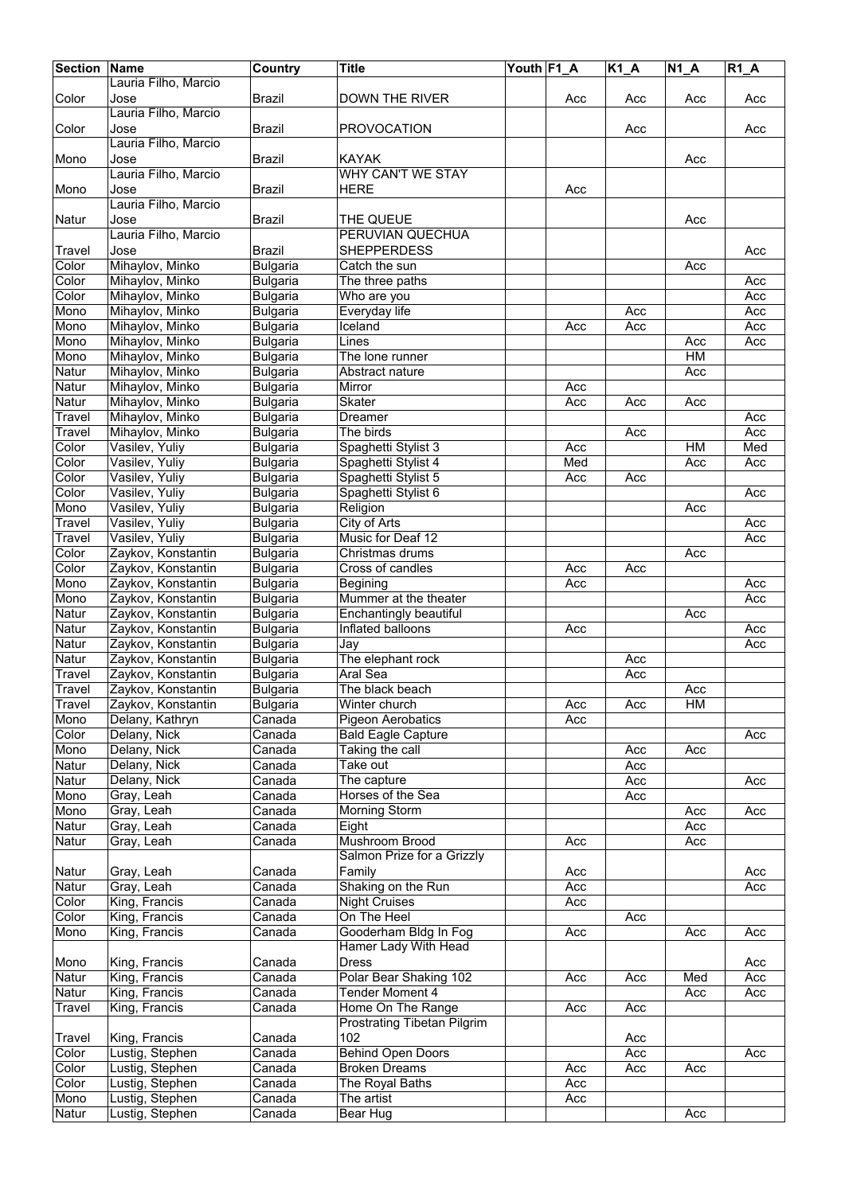| Section | Name | Country | Title | Youth | F1_A | K1_A | N1_A | R1_A |
|---|---|---|---|---|---|---|---|---|
| Color | Lauria Filho, Marcio Jose | Brazil | DOWN THE RIVER | | Acc | Acc | Acc | Acc |
| Color | Lauria Filho, Marcio Jose | Brazil | PROVOCATION | | | Acc | | Acc |
| Mono | Lauria Filho, Marcio Jose | Brazil | KAYAK | | | | Acc | |
| Mono | Lauria Filho, Marcio Jose | Brazil | WHY CAN'T WE STAY HERE | | Acc | | | |
| Natur | Lauria Filho, Marcio Jose | Brazil | THE QUEUE | | | | Acc | |
| Travel | Lauria Filho, Marcio Jose | Brazil | PERUVIAN QUECHUA SHEPPERDESS | | | | | Acc |
| Color | Mihaylov, Minko | Bulgaria | Catch the sun | | | | Acc | |
| Color | Mihaylov, Minko | Bulgaria | The three paths | | | | | Acc |
| Color | Mihaylov, Minko | Bulgaria | Who are you | | | | | Acc |
| Mono | Mihaylov, Minko | Bulgaria | Everyday life | | | Acc | | Acc |
| Mono | Mihaylov, Minko | Bulgaria | Iceland | | Acc | Acc | | Acc |
| Mono | Mihaylov, Minko | Bulgaria | Lines | | | | Acc | Acc |
| Mono | Mihaylov, Minko | Bulgaria | The lone runner | | | | HM | |
| Natur | Mihaylov, Minko | Bulgaria | Abstract nature | | | | Acc | |
| Natur | Mihaylov, Minko | Bulgaria | Mirror | | Acc | | | |
| Natur | Mihaylov, Minko | Bulgaria | Skater | | Acc | Acc | Acc | |
| Travel | Mihaylov, Minko | Bulgaria | Dreamer | | | | | Acc |
| Travel | Mihaylov, Minko | Bulgaria | The birds | | | Acc | | Acc |
| Color | Vasilev, Yuliy | Bulgaria | Spaghetti Stylist 3 | | Acc | | HM | Med |
| Color | Vasilev, Yuliy | Bulgaria | Spaghetti Stylist 4 | | Med | | Acc | Acc |
| Color | Vasilev, Yuliy | Bulgaria | Spaghetti Stylist 5 | | Acc | Acc | | |
| Color | Vasilev, Yuliy | Bulgaria | Spaghetti Stylist 6 | | | | | Acc |
| Mono | Vasilev, Yuliy | Bulgaria | Religion | | | | Acc | |
| Travel | Vasilev, Yuliy | Bulgaria | City of Arts | | | | | Acc |
| Travel | Vasilev, Yuliy | Bulgaria | Music for Deaf 12 | | | | | Acc |
| Color | Zaykov, Konstantin | Bulgaria | Christmas drums | | | | Acc | |
| Color | Zaykov, Konstantin | Bulgaria | Cross of candles | | Acc | Acc | | |
| Mono | Zaykov, Konstantin | Bulgaria | Begining | | Acc | | | Acc |
| Mono | Zaykov, Konstantin | Bulgaria | Mummer at the theater | | | | | Acc |
| Natur | Zaykov, Konstantin | Bulgaria | Enchantingly beautiful | | | | Acc | |
| Natur | Zaykov, Konstantin | Bulgaria | Inflated balloons | | Acc | | | Acc |
| Natur | Zaykov, Konstantin | Bulgaria | Jay | | | | | Acc |
| Natur | Zaykov, Konstantin | Bulgaria | The elephant rock | | | Acc | | |
| Travel | Zaykov, Konstantin | Bulgaria | Aral Sea | | | Acc | | |
| Travel | Zaykov, Konstantin | Bulgaria | The black beach | | | | Acc | |
| Travel | Zaykov, Konstantin | Bulgaria | Winter church | | Acc | Acc | HM | |
| Mono | Delany, Kathryn | Canada | Pigeon Aerobatics | | Acc | | | |
| Color | Delany, Nick | Canada | Bald Eagle Capture | | | | | Acc |
| Mono | Delany, Nick | Canada | Taking the call | | | Acc | Acc | |
| Natur | Delany, Nick | Canada | Take out | | | Acc | | |
| Natur | Delany, Nick | Canada | The capture | | | Acc | | Acc |
| Mono | Gray, Leah | Canada | Horses of the Sea | | | Acc | | |
| Mono | Gray, Leah | Canada | Morning Storm | | | | Acc | Acc |
| Natur | Gray, Leah | Canada | Eight | | | | Acc | |
| Natur | Gray, Leah | Canada | Mushroom Brood | | Acc | | Acc | |
| Natur | Gray, Leah | Canada | Salmon Prize for a Grizzly Family | | Acc | | | Acc |
| Natur | Gray, Leah | Canada | Shaking on the Run | | Acc | | | Acc |
| Color | King, Francis | Canada | Night Cruises | | Acc | | | |
| Color | King, Francis | Canada | On The Heel | | | Acc | | |
| Mono | King, Francis | Canada | Gooderham Bldg In Fog | | Acc | | Acc | Acc |
| Mono | King, Francis | Canada | Hamer Lady With Head Dress | | | | | Acc |
| Natur | King, Francis | Canada | Polar Bear Shaking 102 | | Acc | Acc | Med | Acc |
| Natur | King, Francis | Canada | Tender Moment 4 | | | | Acc | Acc |
| Travel | King, Francis | Canada | Home On The Range | | Acc | Acc | | |
| Travel | King, Francis | Canada | Prostrating Tibetan Pilgrim 102 | | | Acc | | |
| Color | Lustig, Stephen | Canada | Behind Open Doors | | | Acc | | Acc |
| Color | Lustig, Stephen | Canada | Broken Dreams | | Acc | Acc | Acc | |
| Color | Lustig, Stephen | Canada | The Royal Baths | | Acc | | | |
| Mono | Lustig, Stephen | Canada | The artist | | Acc | | | |
| Natur | Lustig, Stephen | Canada | Bear Hug | | | | Acc | |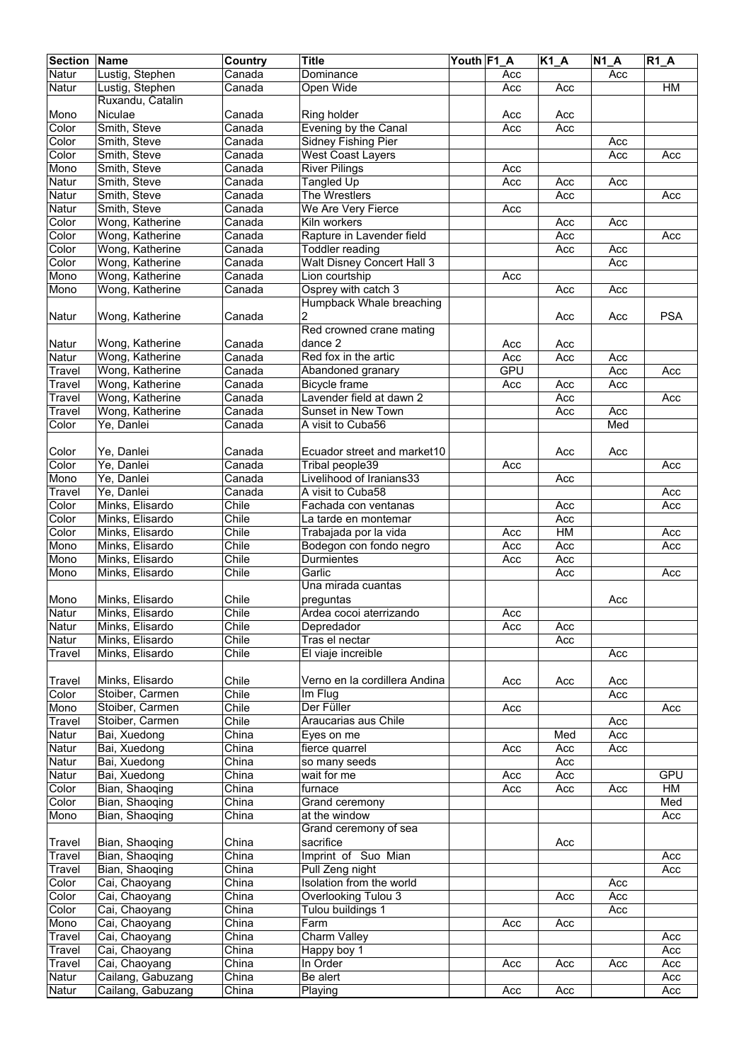| Section | Name | Country | Title | Youth | F1_A | K1_A | N1_A | R1_A |
|---|---|---|---|---|---|---|---|---|
| Natur | Lustig, Stephen | Canada | Dominance | | Acc | | Acc | |
| Natur | Lustig, Stephen | Canada | Open Wide | | Acc | Acc | | HM |
| Mono | Ruxandu, Catalin Niculae | Canada | Ring holder | | Acc | Acc | | |
| Color | Smith, Steve | Canada | Evening by the Canal | | Acc | Acc | | |
| Color | Smith, Steve | Canada | Sidney Fishing Pier | | | | Acc | |
| Color | Smith, Steve | Canada | West Coast Layers | | | | Acc | Acc |
| Mono | Smith, Steve | Canada | River Pilings | | Acc | | | |
| Natur | Smith, Steve | Canada | Tangled Up | | Acc | Acc | Acc | |
| Natur | Smith, Steve | Canada | The Wrestlers | | | Acc | | Acc |
| Natur | Smith, Steve | Canada | We Are Very Fierce | | Acc | | | |
| Color | Wong, Katherine | Canada | Kiln workers | | | Acc | Acc | |
| Color | Wong, Katherine | Canada | Rapture in Lavender field | | | Acc | | Acc |
| Color | Wong, Katherine | Canada | Toddler reading | | | Acc | Acc | |
| Color | Wong, Katherine | Canada | Walt Disney Concert Hall 3 | | | | Acc | |
| Mono | Wong, Katherine | Canada | Lion courtship | | Acc | | | |
| Mono | Wong, Katherine | Canada | Osprey with catch 3 | | | Acc | Acc | |
| Natur | Wong, Katherine | Canada | Humpback Whale breaching 2 | | | Acc | Acc | PSA |
| Natur | Wong, Katherine | Canada | Red crowned crane mating dance 2 | | Acc | Acc | | |
| Natur | Wong, Katherine | Canada | Red fox in the artic | | Acc | Acc | Acc | |
| Travel | Wong, Katherine | Canada | Abandoned granary | | GPU | | Acc | Acc |
| Travel | Wong, Katherine | Canada | Bicycle frame | | Acc | Acc | Acc | |
| Travel | Wong, Katherine | Canada | Lavender field at dawn 2 | | | Acc | | Acc |
| Travel | Wong, Katherine | Canada | Sunset in New Town | | | Acc | Acc | |
| Color | Ye, Danlei | Canada | A visit to Cuba56 | | | | Med | |
| Color | Ye, Danlei | Canada | Ecuador street and market10 | | | Acc | Acc | |
| Color | Ye, Danlei | Canada | Tribal people39 | | Acc | | | Acc |
| Mono | Ye, Danlei | Canada | Livelihood of Iranians33 | | | Acc | | |
| Travel | Ye, Danlei | Canada | A visit to Cuba58 | | | | | Acc |
| Color | Minks, Elisardo | Chile | Fachada con ventanas | | | Acc | | Acc |
| Color | Minks, Elisardo | Chile | La tarde en montemar | | | Acc | | |
| Color | Minks, Elisardo | Chile | Trabajada por la vida | | Acc | HM | | Acc |
| Mono | Minks, Elisardo | Chile | Bodegon con fondo negro | | Acc | Acc | | Acc |
| Mono | Minks, Elisardo | Chile | Durmientes | | Acc | Acc | | |
| Mono | Minks, Elisardo | Chile | Garlic | | | Acc | | Acc |
| Mono | Minks, Elisardo | Chile | Una mirada cuantas preguntas | | | | Acc | |
| Natur | Minks, Elisardo | Chile | Ardea cocoi aterrizando | | Acc | | | |
| Natur | Minks, Elisardo | Chile | Depredador | | Acc | Acc | | |
| Natur | Minks, Elisardo | Chile | Tras el nectar | | | Acc | | |
| Travel | Minks, Elisardo | Chile | El viaje increible | | | | Acc | |
| Travel | Minks, Elisardo | Chile | Verno en la cordillera Andina | | Acc | Acc | Acc | |
| Color | Stoiber, Carmen | Chile | Im Flug | | | | Acc | |
| Mono | Stoiber, Carmen | Chile | Der Füller | | Acc | | | Acc |
| Travel | Stoiber, Carmen | Chile | Araucarias aus Chile | | | | Acc | |
| Natur | Bai, Xuedong | China | Eyes on me | | | Med | Acc | |
| Natur | Bai, Xuedong | China | fierce quarrel | | Acc | Acc | Acc | |
| Natur | Bai, Xuedong | China | so many seeds | | | Acc | | |
| Natur | Bai, Xuedong | China | wait for me | | Acc | Acc | | GPU |
| Color | Bian, Shaoqing | China | furnace | | Acc | Acc | Acc | HM |
| Color | Bian, Shaoqing | China | Grand ceremony | | | | | Med |
| Mono | Bian, Shaoqing | China | at the window | | | | | Acc |
| Travel | Bian, Shaoqing | China | Grand ceremony of sea sacrifice | | | Acc | | |
| Travel | Bian, Shaoqing | China | Imprint of Suo Mian | | | | | Acc |
| Travel | Bian, Shaoqing | China | Pull Zeng night | | | | | Acc |
| Color | Cai, Chaoyang | China | Isolation from the world | | | | Acc | |
| Color | Cai, Chaoyang | China | Overlooking Tulou 3 | | | Acc | Acc | |
| Color | Cai, Chaoyang | China | Tulou buildings 1 | | | | Acc | |
| Mono | Cai, Chaoyang | China | Farm | | Acc | Acc | | |
| Travel | Cai, Chaoyang | China | Charm Valley | | | | | Acc |
| Travel | Cai, Chaoyang | China | Happy boy 1 | | | | | Acc |
| Travel | Cai, Chaoyang | China | In Order | | Acc | Acc | Acc | Acc |
| Natur | Cailang, Gabuzang | China | Be alert | | | | | Acc |
| Natur | Cailang, Gabuzang | China | Playing | | Acc | Acc | | Acc |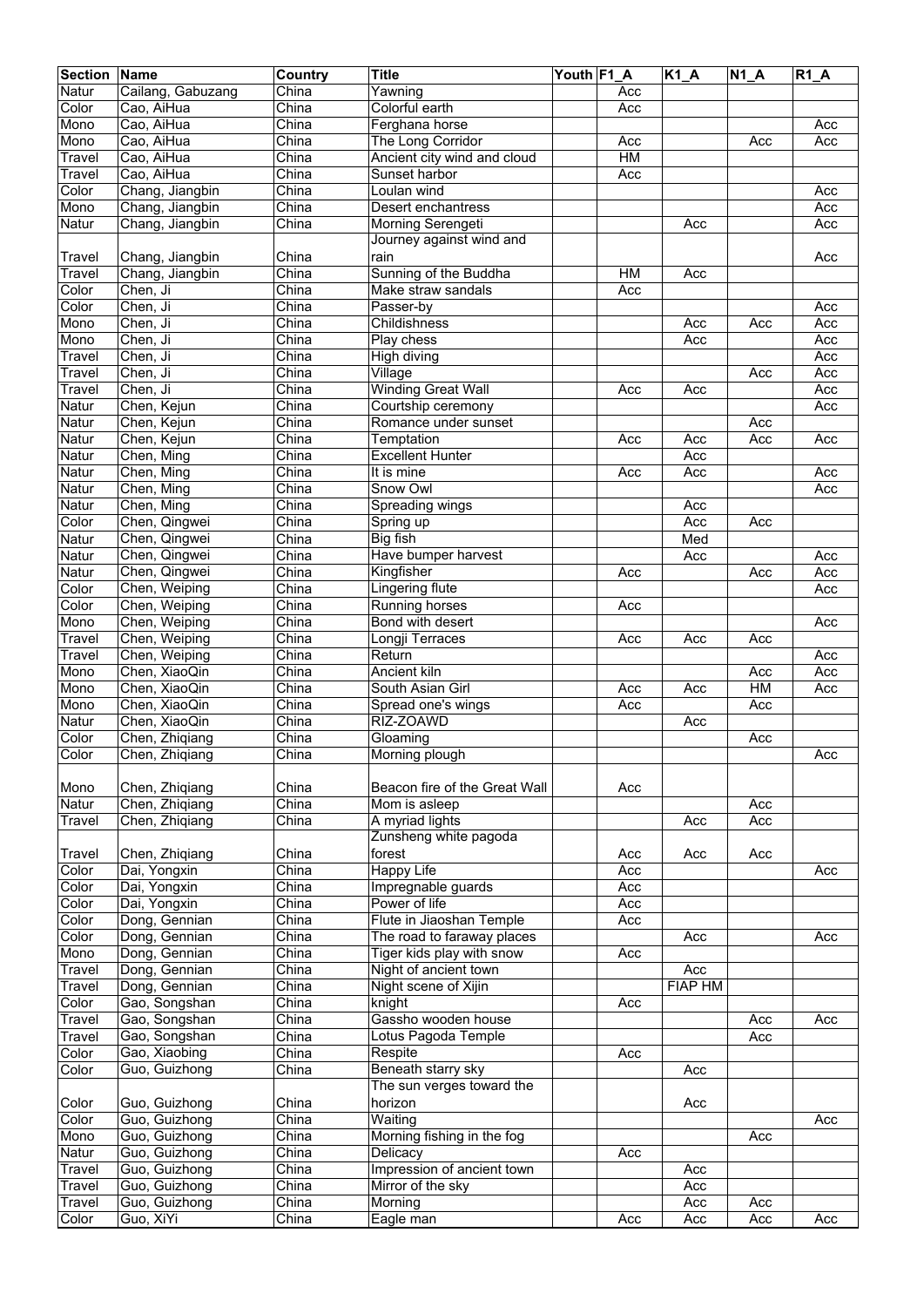| Section | Name | Country | Title | Youth | F1_A | K1_A | N1_A | R1_A |
|---|---|---|---|---|---|---|---|---|
| Natur | Cailang, Gabuzang | China | Yawning | | Acc | | | |
| Color | Cao, AiHua | China | Colorful earth | | Acc | | | |
| Mono | Cao, AiHua | China | Ferghana horse | | | | | Acc |
| Mono | Cao, AiHua | China | The Long Corridor | | Acc | | Acc | Acc |
| Travel | Cao, AiHua | China | Ancient city wind and cloud | | HM | | | |
| Travel | Cao, AiHua | China | Sunset harbor | | Acc | | | |
| Color | Chang, Jiangbin | China | Loulan wind | | | | | Acc |
| Mono | Chang, Jiangbin | China | Desert enchantress | | | | | Acc |
| Natur | Chang, Jiangbin | China | Morning Serengeti | | | Acc | | Acc |
| Travel | Chang, Jiangbin | China | Journey against wind and rain | | | | | Acc |
| Travel | Chang, Jiangbin | China | Sunning of the Buddha | | HM | Acc | | |
| Color | Chen, Ji | China | Make straw sandals | | Acc | | | |
| Color | Chen, Ji | China | Passer-by | | | | | Acc |
| Mono | Chen, Ji | China | Childishness | | | Acc | Acc | Acc |
| Mono | Chen, Ji | China | Play chess | | | Acc | | Acc |
| Travel | Chen, Ji | China | High diving | | | | | Acc |
| Travel | Chen, Ji | China | Village | | | | Acc | Acc |
| Travel | Chen, Ji | China | Winding Great Wall | | Acc | Acc | | Acc |
| Natur | Chen, Kejun | China | Courtship ceremony | | | | | Acc |
| Natur | Chen, Kejun | China | Romance under sunset | | | | Acc | |
| Natur | Chen, Kejun | China | Temptation | | Acc | Acc | Acc | Acc |
| Natur | Chen, Ming | China | Excellent Hunter | | | Acc | | |
| Natur | Chen, Ming | China | It is mine | | Acc | Acc | | Acc |
| Natur | Chen, Ming | China | Snow Owl | | | | | Acc |
| Natur | Chen, Ming | China | Spreading wings | | | Acc | | |
| Color | Chen, Qingwei | China | Spring up | | | Acc | Acc | |
| Natur | Chen, Qingwei | China | Big fish | | | Med | | |
| Natur | Chen, Qingwei | China | Have bumper harvest | | | Acc | | Acc |
| Natur | Chen, Qingwei | China | Kingfisher | | Acc | | Acc | Acc |
| Color | Chen, Weiping | China | Lingering flute | | | | | Acc |
| Color | Chen, Weiping | China | Running horses | | Acc | | | |
| Mono | Chen, Weiping | China | Bond with desert | | | | | Acc |
| Travel | Chen, Weiping | China | Longji Terraces | | Acc | Acc | Acc | |
| Travel | Chen, Weiping | China | Return | | | | | Acc |
| Mono | Chen, XiaoQin | China | Ancient kiln | | | | Acc | Acc |
| Mono | Chen, XiaoQin | China | South Asian Girl | | Acc | Acc | HM | Acc |
| Mono | Chen, XiaoQin | China | Spread one's wings | | Acc | | Acc | |
| Natur | Chen, XiaoQin | China | RIZ-ZOAWD | | | Acc | | |
| Color | Chen, Zhiqiang | China | Gloaming | | | | Acc | |
| Color | Chen, Zhiqiang | China | Morning plough | | | | | Acc |
| Mono | Chen, Zhiqiang | China | Beacon fire of the Great Wall | | Acc | | | |
| Natur | Chen, Zhiqiang | China | Mom is asleep | | | | Acc | |
| Travel | Chen, Zhiqiang | China | A myriad lights | | | Acc | Acc | |
| Travel | Chen, Zhiqiang | China | Zunsheng white pagoda forest | | Acc | Acc | Acc | |
| Color | Dai, Yongxin | China | Happy Life | | Acc | | | Acc |
| Color | Dai, Yongxin | China | Impregnable guards | | Acc | | | |
| Color | Dai, Yongxin | China | Power of life | | Acc | | | |
| Color | Dong, Gennian | China | Flute in Jiaoshan Temple | | Acc | | | |
| Color | Dong, Gennian | China | The road to faraway places | | | Acc | | Acc |
| Mono | Dong, Gennian | China | Tiger kids play with snow | | Acc | | | |
| Travel | Dong, Gennian | China | Night of ancient town | | | Acc | | |
| Travel | Dong, Gennian | China | Night scene of Xijin | | | FIAP HM | | |
| Color | Gao, Songshan | China | knight | | Acc | | | |
| Travel | Gao, Songshan | China | Gassho wooden house | | | | Acc | Acc |
| Travel | Gao, Songshan | China | Lotus Pagoda Temple | | | | Acc | |
| Color | Gao, Xiaobing | China | Respite | | Acc | | | |
| Color | Guo, Guizhong | China | Beneath starry sky | | | Acc | | |
| Color | Guo, Guizhong | China | The sun verges toward the horizon | | | Acc | | |
| Color | Guo, Guizhong | China | Waiting | | | | | Acc |
| Mono | Guo, Guizhong | China | Morning fishing in the fog | | | | Acc | |
| Natur | Guo, Guizhong | China | Delicacy | | Acc | | | |
| Travel | Guo, Guizhong | China | Impression of ancient town | | | Acc | | |
| Travel | Guo, Guizhong | China | Mirror of the sky | | | Acc | | |
| Travel | Guo, Guizhong | China | Morning | | | Acc | Acc | |
| Color | Guo, XiYi | China | Eagle man | | Acc | Acc | Acc | Acc |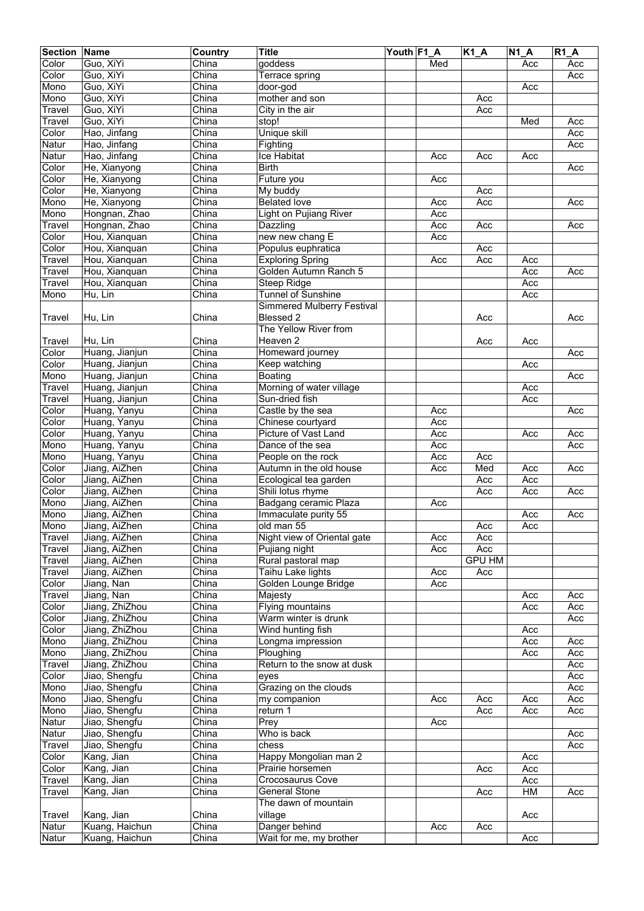| Section | Name | Country | Title | Youth | F1_A | K1_A | N1_A | R1_A |
|---|---|---|---|---|---|---|---|---|
| Color | Guo, XiYi | China | goddess | | Med | | Acc | Acc |
| Color | Guo, XiYi | China | Terrace spring | | | | | Acc |
| Mono | Guo, XiYi | China | door-god | | | | Acc | |
| Mono | Guo, XiYi | China | mother and son | | | Acc | | |
| Travel | Guo, XiYi | China | City in the air | | | Acc | | |
| Travel | Guo, XiYi | China | stop! | | | | Med | Acc |
| Color | Hao, Jinfang | China | Unique skill | | | | | Acc |
| Natur | Hao, Jinfang | China | Fighting | | | | | Acc |
| Natur | Hao, Jinfang | China | Ice Habitat | | Acc | Acc | Acc | |
| Color | He, Xianyong | China | Birth | | | | | Acc |
| Color | He, Xianyong | China | Future you | | Acc | | | |
| Color | He, Xianyong | China | My buddy | | | Acc | | |
| Mono | He, Xianyong | China | Belated love | | Acc | Acc | | Acc |
| Mono | Hongnan, Zhao | China | Light on Pujiang River | | Acc | | | |
| Travel | Hongnan, Zhao | China | Dazzling | | Acc | Acc | | Acc |
| Color | Hou, Xianquan | China | new new chang E | | Acc | | | |
| Color | Hou, Xianquan | China | Populus euphratica | | | Acc | | |
| Travel | Hou, Xianquan | China | Exploring Spring | | Acc | Acc | Acc | |
| Travel | Hou, Xianquan | China | Golden Autumn Ranch 5 | | | | Acc | Acc |
| Travel | Hou, Xianquan | China | Steep Ridge | | | | Acc | |
| Mono | Hu, Lin | China | Tunnel of Sunshine | | | | Acc | |
| Travel | Hu, Lin | China | Simmered Mulberry Festival Blessed 2 | | | Acc | | Acc |
| Travel | Hu, Lin | China | The Yellow River from Heaven 2 | | | Acc | Acc | |
| Color | Huang, Jianjun | China | Homeward journey | | | | | Acc |
| Color | Huang, Jianjun | China | Keep watching | | | | Acc | |
| Mono | Huang, Jianjun | China | Boating | | | | | Acc |
| Travel | Huang, Jianjun | China | Morning of water village | | | | Acc | |
| Travel | Huang, Jianjun | China | Sun-dried fish | | | | Acc | |
| Color | Huang, Yanyu | China | Castle by the sea | | Acc | | | Acc |
| Color | Huang, Yanyu | China | Chinese courtyard | | Acc | | | |
| Color | Huang, Yanyu | China | Picture of Vast Land | | Acc | | Acc | Acc |
| Mono | Huang, Yanyu | China | Dance of the sea | | Acc | | | Acc |
| Mono | Huang, Yanyu | China | People on the rock | | Acc | Acc | | |
| Color | Jiang, AiZhen | China | Autumn in the old house | | Acc | Med | Acc | Acc |
| Color | Jiang, AiZhen | China | Ecological tea garden | | | Acc | Acc | |
| Color | Jiang, AiZhen | China | Shili lotus rhyme | | | Acc | Acc | Acc |
| Mono | Jiang, AiZhen | China | Badgang ceramic Plaza | | Acc | | | |
| Mono | Jiang, AiZhen | China | Immaculate purity 55 | | | | Acc | Acc |
| Mono | Jiang, AiZhen | China | old man 55 | | | Acc | Acc | |
| Travel | Jiang, AiZhen | China | Night view of Oriental gate | | Acc | Acc | | |
| Travel | Jiang, AiZhen | China | Pujiang night | | Acc | Acc | | |
| Travel | Jiang, AiZhen | China | Rural pastoral map | | | GPU HM | | |
| Travel | Jiang, AiZhen | China | Taihu Lake lights | | Acc | Acc | | |
| Color | Jiang, Nan | China | Golden Lounge Bridge | | Acc | | | |
| Travel | Jiang, Nan | China | Majesty | | | | Acc | Acc |
| Color | Jiang, ZhiZhou | China | Flying mountains | | | | Acc | Acc |
| Color | Jiang, ZhiZhou | China | Warm winter is drunk | | | | | Acc |
| Color | Jiang, ZhiZhou | China | Wind hunting fish | | | | Acc | |
| Mono | Jiang, ZhiZhou | China | Longma impression | | | | Acc | Acc |
| Mono | Jiang, ZhiZhou | China | Ploughing | | | | Acc | Acc |
| Travel | Jiang, ZhiZhou | China | Return to the snow at dusk | | | | | Acc |
| Color | Jiao, Shengfu | China | eyes | | | | | Acc |
| Mono | Jiao, Shengfu | China | Grazing on the clouds | | | | | Acc |
| Mono | Jiao, Shengfu | China | my companion | | Acc | Acc | Acc | Acc |
| Mono | Jiao, Shengfu | China | return 1 | | | Acc | Acc | Acc |
| Natur | Jiao, Shengfu | China | Prey | | Acc | | | |
| Natur | Jiao, Shengfu | China | Who is back | | | | | Acc |
| Travel | Jiao, Shengfu | China | chess | | | | | Acc |
| Color | Kang, Jian | China | Happy Mongolian man 2 | | | | Acc | |
| Color | Kang, Jian | China | Prairie horsemen | | | Acc | Acc | |
| Travel | Kang, Jian | China | Crocosaurus Cove | | | | Acc | |
| Travel | Kang, Jian | China | General Stone | | | Acc | HM | Acc |
| Travel | Kang, Jian | China | The dawn of mountain village | | | | Acc | |
| Natur | Kuang, Haichun | China | Danger behind | | Acc | Acc | | |
| Natur | Kuang, Haichun | China | Wait for me, my brother | | | | Acc | |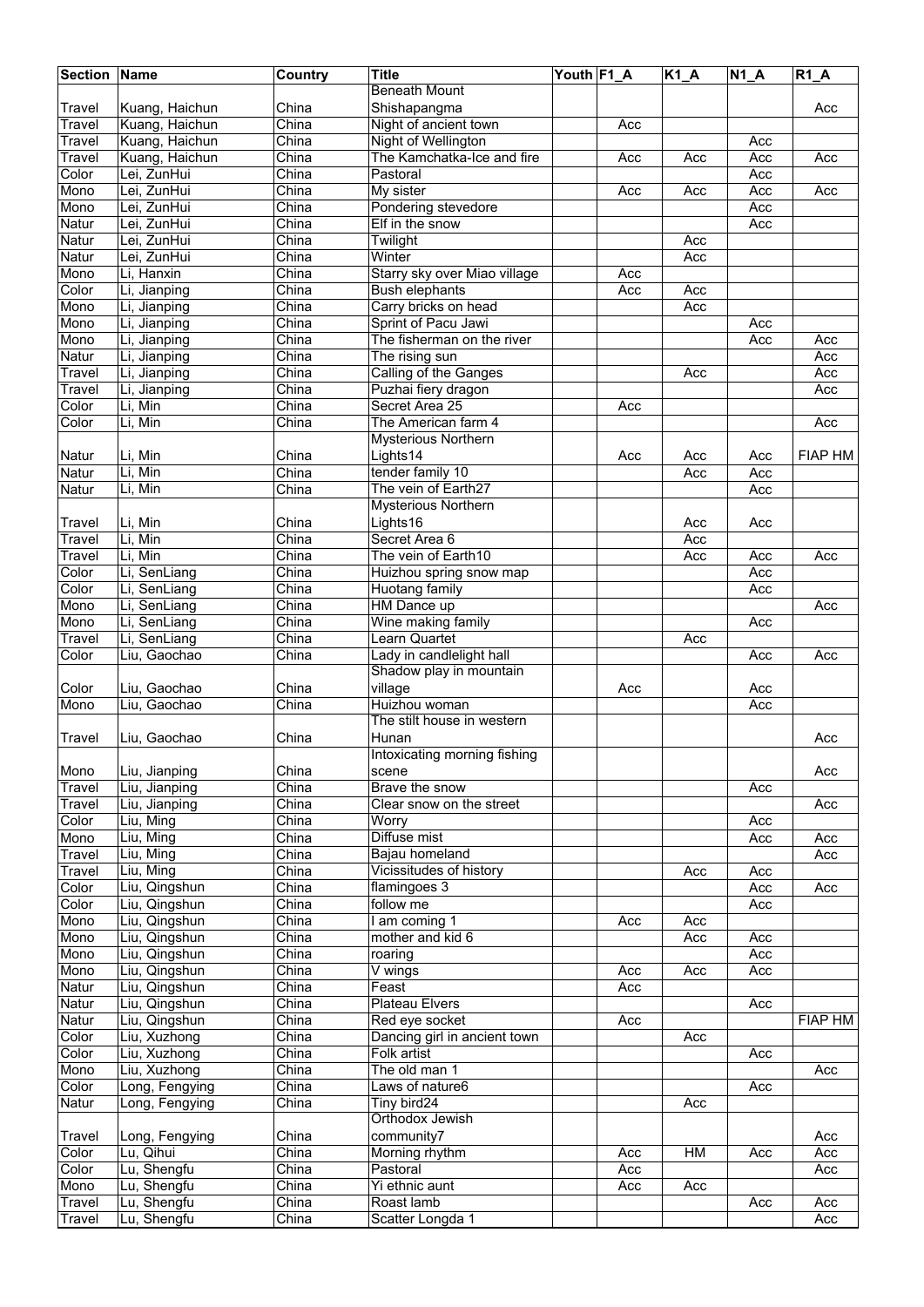| Section | Name | Country | Title | Youth | F1_A | K1_A | N1_A | R1_A |
|---|---|---|---|---|---|---|---|---|
| Travel | Kuang, Haichun | China | Beneath Mount Shishapangma | | | | | Acc |
| Travel | Kuang, Haichun | China | Night of ancient town | | Acc | | | |
| Travel | Kuang, Haichun | China | Night of Wellington | | | | Acc | |
| Travel | Kuang, Haichun | China | The Kamchatka-Ice and fire | | Acc | Acc | Acc | Acc |
| Color | Lei, ZunHui | China | Pastoral | | | | Acc | |
| Mono | Lei, ZunHui | China | My sister | | Acc | Acc | Acc | Acc |
| Mono | Lei, ZunHui | China | Pondering stevedore | | | | Acc | |
| Natur | Lei, ZunHui | China | Elf in the snow | | | | Acc | |
| Natur | Lei, ZunHui | China | Twilight | | | Acc | | |
| Natur | Lei, ZunHui | China | Winter | | | Acc | | |
| Mono | Li, Hanxin | China | Starry sky over Miao village | | Acc | | | |
| Color | Li, Jianping | China | Bush elephants | | Acc | Acc | | |
| Mono | Li, Jianping | China | Carry bricks on head | | | Acc | | |
| Mono | Li, Jianping | China | Sprint of Pacu Jawi | | | | Acc | |
| Mono | Li, Jianping | China | The fisherman on the river | | | | Acc | Acc |
| Natur | Li, Jianping | China | The rising sun | | | | | Acc |
| Travel | Li, Jianping | China | Calling of the Ganges | | | Acc | | Acc |
| Travel | Li, Jianping | China | Puzhai fiery dragon | | | | | Acc |
| Color | Li, Min | China | Secret Area 25 | | Acc | | | |
| Color | Li, Min | China | The American farm 4 | | | | | Acc |
| Natur | Li, Min | China | Mysterious Northern Lights14 | | Acc | Acc | Acc | FIAP HM |
| Natur | Li, Min | China | tender family 10 | | | Acc | Acc | |
| Natur | Li, Min | China | The vein of Earth27 | | | | Acc | |
| Travel | Li, Min | China | Mysterious Northern Lights16 | | | Acc | Acc | |
| Travel | Li, Min | China | Secret Area 6 | | | Acc | | |
| Travel | Li, Min | China | The vein of Earth10 | | | Acc | Acc | Acc |
| Color | Li, SenLiang | China | Huizhou spring snow map | | | | Acc | |
| Color | Li, SenLiang | China | Huotang family | | | | Acc | |
| Mono | Li, SenLiang | China | HM Dance up | | | | | Acc |
| Mono | Li, SenLiang | China | Wine making family | | | | Acc | |
| Travel | Li, SenLiang | China | Learn Quartet | | | Acc | | |
| Color | Liu, Gaochao | China | Lady in candlelight hall | | | | Acc | Acc |
| Color | Liu, Gaochao | China | Shadow play in mountain village | | Acc | | Acc | |
| Mono | Liu, Gaochao | China | Huizhou woman | | | | Acc | |
| Travel | Liu, Gaochao | China | The stilt house in western Hunan | | | | | Acc |
| Mono | Liu, Jianping | China | Intoxicating morning fishing scene | | | | | Acc |
| Travel | Liu, Jianping | China | Brave the snow | | | | Acc | |
| Travel | Liu, Jianping | China | Clear snow on the street | | | | | Acc |
| Color | Liu, Ming | China | Worry | | | | Acc | |
| Mono | Liu, Ming | China | Diffuse mist | | | | Acc | Acc |
| Travel | Liu, Ming | China | Bajau homeland | | | | | Acc |
| Travel | Liu, Ming | China | Vicissitudes of history | | | Acc | Acc | |
| Color | Liu, Qingshun | China | flamingoes 3 | | | | Acc | Acc |
| Color | Liu, Qingshun | China | follow me | | | | Acc | |
| Mono | Liu, Qingshun | China | I am coming 1 | | Acc | Acc | | |
| Mono | Liu, Qingshun | China | mother and kid 6 | | | Acc | Acc | |
| Mono | Liu, Qingshun | China | roaring | | | | Acc | |
| Mono | Liu, Qingshun | China | V wings | | Acc | Acc | Acc | |
| Natur | Liu, Qingshun | China | Feast | | Acc | | | |
| Natur | Liu, Qingshun | China | Plateau Elvers | | | | Acc | |
| Natur | Liu, Qingshun | China | Red eye socket | | Acc | | | FIAP HM |
| Color | Liu, Xuzhong | China | Dancing girl in ancient town | | | Acc | | |
| Color | Liu, Xuzhong | China | Folk artist | | | | Acc | |
| Mono | Liu, Xuzhong | China | The old man 1 | | | | | Acc |
| Color | Long, Fengying | China | Laws of nature6 | | | | Acc | |
| Natur | Long, Fengying | China | Tiny bird24 | | | Acc | | |
| Travel | Long, Fengying | China | Orthodox Jewish community7 | | | | | Acc |
| Color | Lu, Qihui | China | Morning rhythm | | Acc | HM | Acc | Acc |
| Color | Lu, Shengfu | China | Pastoral | | Acc | | | Acc |
| Mono | Lu, Shengfu | China | Yi ethnic aunt | | Acc | Acc | | |
| Travel | Lu, Shengfu | China | Roast lamb | | | | Acc | Acc |
| Travel | Lu, Shengfu | China | Scatter Longda 1 | | | | | Acc |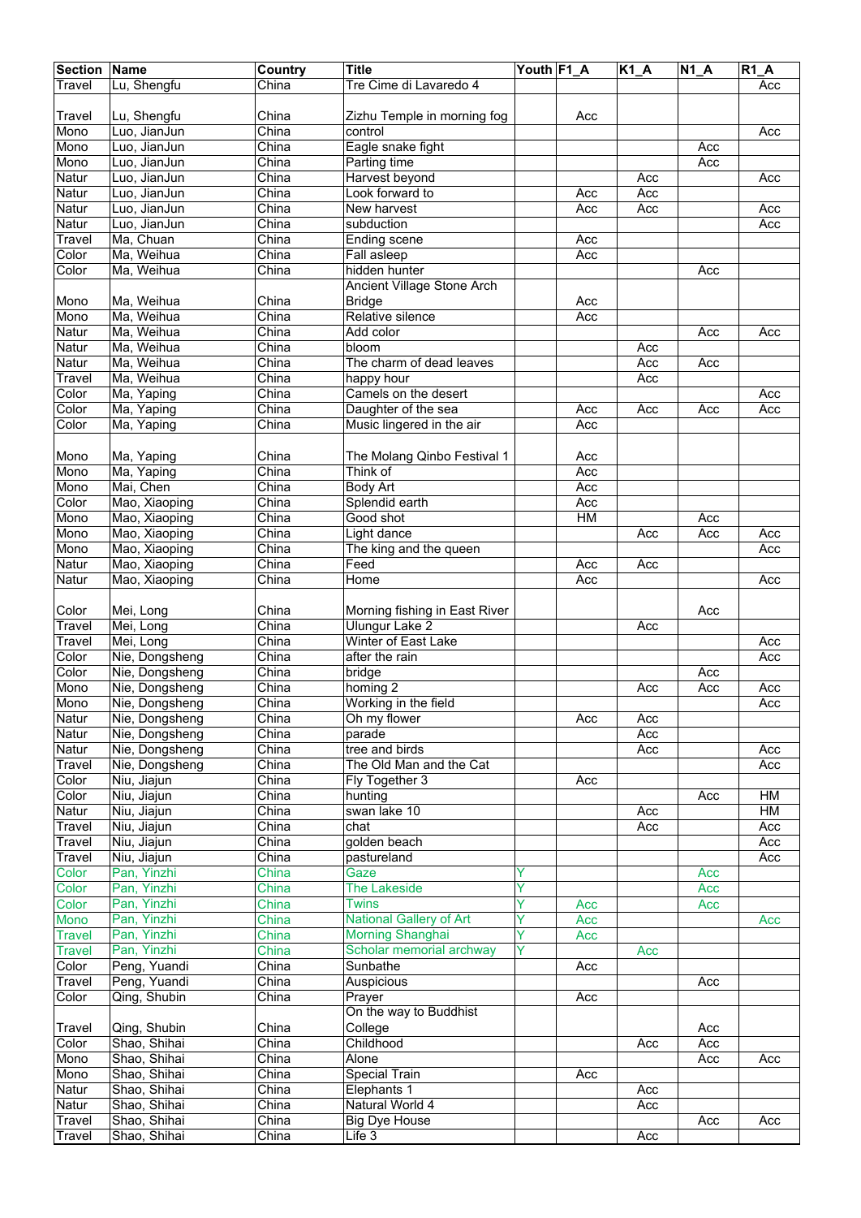| Section | Name | Country | Title | Youth | F1_A | K1_A | N1_A | R1_A |
|---|---|---|---|---|---|---|---|---|
| Travel | Lu, Shengfu | China | Tre Cime di Lavaredo 4 | | | | | Acc |
| Travel | Lu, Shengfu | China | Zizhu Temple in morning fog | | Acc | | | |
| Mono | Luo, JianJun | China | control | | | | | Acc |
| Mono | Luo, JianJun | China | Eagle snake fight | | | | Acc | |
| Mono | Luo, JianJun | China | Parting time | | | | Acc | |
| Natur | Luo, JianJun | China | Harvest beyond | | | Acc | | Acc |
| Natur | Luo, JianJun | China | Look forward to | | Acc | Acc | | |
| Natur | Luo, JianJun | China | New harvest | | Acc | Acc | | Acc |
| Natur | Luo, JianJun | China | subduction | | | | | Acc |
| Travel | Ma, Chuan | China | Ending scene | | Acc | | | |
| Color | Ma, Weihua | China | Fall asleep | | Acc | | | |
| Color | Ma, Weihua | China | hidden hunter | | | | Acc | |
| Mono | Ma, Weihua | China | Ancient Village Stone Arch Bridge | | Acc | | | |
| Mono | Ma, Weihua | China | Relative silence | | Acc | | | |
| Natur | Ma, Weihua | China | Add color | | | | Acc | Acc |
| Natur | Ma, Weihua | China | bloom | | | Acc | | |
| Natur | Ma, Weihua | China | The charm of dead leaves | | | Acc | Acc | |
| Travel | Ma, Weihua | China | happy hour | | | Acc | | |
| Color | Ma, Yaping | China | Camels on the desert | | | | | Acc |
| Color | Ma, Yaping | China | Daughter of the sea | | Acc | Acc | Acc | Acc |
| Color | Ma, Yaping | China | Music lingered in the air | | Acc | | | |
| Mono | Ma, Yaping | China | The Molang Qinbo Festival 1 | | Acc | | | |
| Mono | Ma, Yaping | China | Think of | | Acc | | | |
| Mono | Mai, Chen | China | Body Art | | Acc | | | |
| Color | Mao, Xiaoping | China | Splendid earth | | Acc | | | |
| Mono | Mao, Xiaoping | China | Good shot | | HM | | Acc | |
| Mono | Mao, Xiaoping | China | Light dance | | | Acc | Acc | Acc |
| Mono | Mao, Xiaoping | China | The king and the queen | | | | | Acc |
| Natur | Mao, Xiaoping | China | Feed | | Acc | Acc | | |
| Natur | Mao, Xiaoping | China | Home | | Acc | | | Acc |
| Color | Mei, Long | China | Morning fishing in East River | | | | Acc | |
| Travel | Mei, Long | China | Ulungur Lake 2 | | | Acc | | |
| Travel | Mei, Long | China | Winter of East Lake | | | | | Acc |
| Color | Nie, Dongsheng | China | after the rain | | | | | Acc |
| Color | Nie, Dongsheng | China | bridge | | | | Acc | |
| Mono | Nie, Dongsheng | China | homing 2 | | | Acc | Acc | Acc |
| Mono | Nie, Dongsheng | China | Working in the field | | | | | Acc |
| Natur | Nie, Dongsheng | China | Oh my flower | | Acc | Acc | | |
| Natur | Nie, Dongsheng | China | parade | | | Acc | | |
| Natur | Nie, Dongsheng | China | tree and birds | | | Acc | | Acc |
| Travel | Nie, Dongsheng | China | The Old Man and the Cat | | | | | Acc |
| Color | Niu, Jiajun | China | Fly Together 3 | | Acc | | | |
| Color | Niu, Jiajun | China | hunting | | | | Acc | HM |
| Natur | Niu, Jiajun | China | swan lake 10 | | | Acc | | HM |
| Travel | Niu, Jiajun | China | chat | | | Acc | | Acc |
| Travel | Niu, Jiajun | China | golden beach | | | | | Acc |
| Travel | Niu, Jiajun | China | pastureland | | | | | Acc |
| Color | Pan, Yinzhi | China | Gaze | Y | | | Acc | |
| Color | Pan, Yinzhi | China | The Lakeside | Y | | | Acc | |
| Color | Pan, Yinzhi | China | Twins | Y | Acc | | Acc | |
| Mono | Pan, Yinzhi | China | National Gallery of Art | Y | Acc | | | Acc |
| Travel | Pan, Yinzhi | China | Morning Shanghai | Y | Acc | | | |
| Travel | Pan, Yinzhi | China | Scholar memorial archway | Y | | Acc | | |
| Color | Peng, Yuandi | China | Sunbathe | | Acc | | | |
| Travel | Peng, Yuandi | China | Auspicious | | | | Acc | |
| Color | Qing, Shubin | China | Prayer | | Acc | | | |
| Travel | Qing, Shubin | China | On the way to Buddhist College | | | | Acc | |
| Color | Shao, Shihai | China | Childhood | | | Acc | Acc | |
| Mono | Shao, Shihai | China | Alone | | | | Acc | Acc |
| Mono | Shao, Shihai | China | Special Train | | Acc | | | |
| Natur | Shao, Shihai | China | Elephants 1 | | | Acc | | |
| Natur | Shao, Shihai | China | Natural World 4 | | | Acc | | |
| Travel | Shao, Shihai | China | Big Dye House | | | | Acc | Acc |
| Travel | Shao, Shihai | China | Life 3 | | | Acc | | |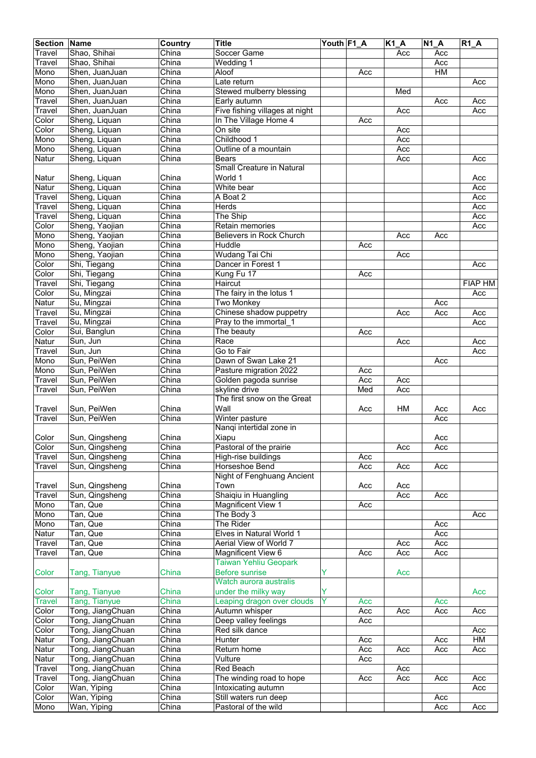| Section | Name | Country | Title | Youth | F1_A | K1_A | N1_A | R1_A |
|---|---|---|---|---|---|---|---|---|
| Travel | Shao, Shihai | China | Soccer Game | | | Acc | Acc | |
| Travel | Shao, Shihai | China | Wedding 1 | | | | Acc | |
| Mono | Shen, JuanJuan | China | Aloof | | Acc | | HM | |
| Mono | Shen, JuanJuan | China | Late return | | | | | Acc |
| Mono | Shen, JuanJuan | China | Stewed mulberry blessing | | | Med | | |
| Travel | Shen, JuanJuan | China | Early autumn | | | | Acc | Acc |
| Travel | Shen, JuanJuan | China | Five fishing villages at night | | | Acc | | Acc |
| Color | Sheng, Liquan | China | In The Village Home 4 | | Acc | | | |
| Color | Sheng, Liquan | China | On site | | | Acc | | |
| Mono | Sheng, Liquan | China | Childhood 1 | | | Acc | | |
| Mono | Sheng, Liquan | China | Outline of a mountain | | | Acc | | |
| Natur | Sheng, Liquan | China | Bears | | | Acc | | Acc |
| Natur | Sheng, Liquan | China | Small Creature in Natural World 1 | | | | | Acc |
| Natur | Sheng, Liquan | China | White bear | | | | | Acc |
| Travel | Sheng, Liquan | China | A Boat 2 | | | | | Acc |
| Travel | Sheng, Liquan | China | Herds | | | | | Acc |
| Travel | Sheng, Liquan | China | The Ship | | | | | Acc |
| Color | Sheng, Yaojian | China | Retain memories | | | | | Acc |
| Mono | Sheng, Yaojian | China | Believers in Rock Church | | | Acc | Acc | |
| Mono | Sheng, Yaojian | China | Huddle | | Acc | | | |
| Mono | Sheng, Yaojian | China | Wudang Tai Chi | | | Acc | | |
| Color | Shi, Tiegang | China | Dancer in Forest 1 | | | | | Acc |
| Color | Shi, Tiegang | China | Kung Fu 17 | | Acc | | | |
| Travel | Shi, Tiegang | China | Haircut | | | | | FIAP HM |
| Color | Su, Mingzai | China | The fairy in the lotus 1 | | | | | Acc |
| Natur | Su, Mingzai | China | Two Monkey | | | | Acc | |
| Travel | Su, Mingzai | China | Chinese shadow puppetry | | | Acc | Acc | Acc |
| Travel | Su, Mingzai | China | Pray to the immortal_1 | | | | | Acc |
| Color | Sui, Banglun | China | The beauty | | Acc | | | |
| Natur | Sun, Jun | China | Race | | | Acc | | Acc |
| Travel | Sun, Jun | China | Go to Fair | | | | | Acc |
| Mono | Sun, PeiWen | China | Dawn of Swan Lake 21 | | | | Acc | |
| Mono | Sun, PeiWen | China | Pasture migration 2022 | | Acc | | | |
| Travel | Sun, PeiWen | China | Golden pagoda sunrise | | Acc | Acc | | |
| Travel | Sun, PeiWen | China | skyline drive | | Med | Acc | | |
| Travel | Sun, PeiWen | China | The first snow on the Great Wall | | Acc | HM | Acc | Acc |
| Travel | Sun, PeiWen | China | Winter pasture | | | | Acc | |
| Color | Sun, Qingsheng | China | Nanqi intertidal zone in Xiapu | | | | Acc | |
| Color | Sun, Qingsheng | China | Pastoral of the prairie | | | Acc | Acc | |
| Travel | Sun, Qingsheng | China | High-rise buildings | | Acc | | | |
| Travel | Sun, Qingsheng | China | Horseshoe Bend | | Acc | Acc | Acc | |
| Travel | Sun, Qingsheng | China | Night of Fenghuang Ancient Town | | Acc | Acc | | |
| Travel | Sun, Qingsheng | China | Shaiqiu in Huangling | | | Acc | Acc | |
| Mono | Tan, Que | China | Magnificent View 1 | | Acc | | | |
| Mono | Tan, Que | China | The Body 3 | | | | | Acc |
| Mono | Tan, Que | China | The Rider | | | | Acc | |
| Natur | Tan, Que | China | Elves in Natural World 1 | | | | Acc | |
| Travel | Tan, Que | China | Aerial View of World 7 | | | Acc | Acc | |
| Travel | Tan, Que | China | Magnificent View 6 | | Acc | Acc | Acc | |
| Color | Tang, Tianyue | China | Taiwan Yehliu Geopark Before sunrise | Y | | Acc | | |
| Color | Tang, Tianyue | China | Watch aurora australis under the milky way | Y | | | | Acc |
| Travel | Tang, Tianyue | China | Leaping dragon over clouds | Y | Acc | | Acc | |
| Color | Tong, JiangChuan | China | Autumn whisper | | Acc | Acc | Acc | Acc |
| Color | Tong, JiangChuan | China | Deep valley feelings | | Acc | | Acc | |
| Color | Tong, JiangChuan | China | Red silk dance | | | | | Acc |
| Natur | Tong, JiangChuan | China | Hunter | | Acc | | Acc | HM |
| Natur | Tong, JiangChuan | China | Return home | | Acc | Acc | Acc | Acc |
| Natur | Tong, JiangChuan | China | Vulture | | Acc | | | |
| Travel | Tong, JiangChuan | China | Red Beach | | | Acc | | |
| Travel | Tong, JiangChuan | China | The winding road to hope | | Acc | Acc | Acc | Acc |
| Color | Wan, Yiping | China | Intoxicating autumn | | | | | Acc |
| Color | Wan, Yiping | China | Still waters run deep | | | | Acc | |
| Mono | Wan, Yiping | China | Pastoral of the wild | | | | Acc | Acc |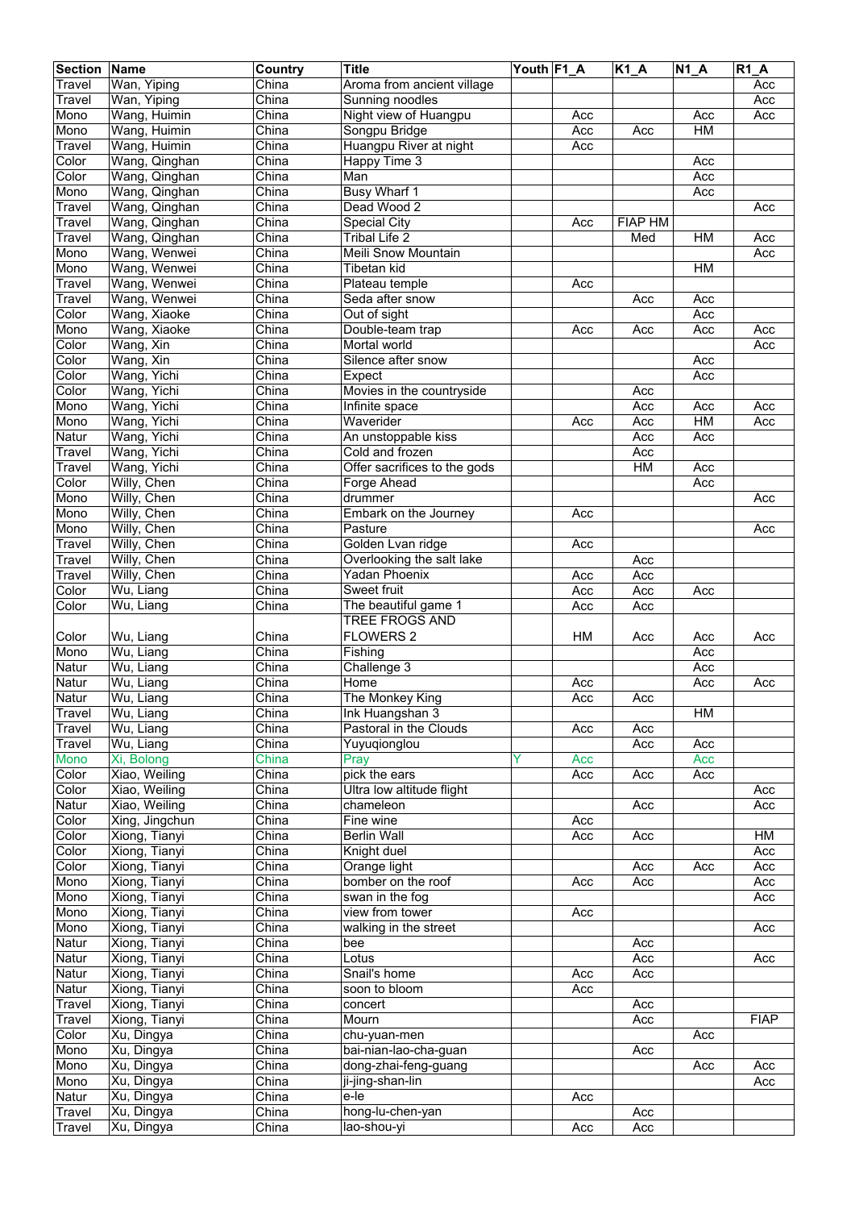| Section | Name | Country | Title | Youth | F1_A | K1_A | N1_A | R1_A |
|---|---|---|---|---|---|---|---|---|
| Travel | Wan, Yiping | China | Aroma from ancient village | | | | | Acc |
| Travel | Wan, Yiping | China | Sunning noodles | | | | | Acc |
| Mono | Wang, Huimin | China | Night view of Huangpu | | Acc | | Acc | Acc |
| Mono | Wang, Huimin | China | Songpu Bridge | | Acc | Acc | HM | |
| Travel | Wang, Huimin | China | Huangpu River at night | | Acc | | | |
| Color | Wang, Qinghan | China | Happy Time 3 | | | | Acc | |
| Color | Wang, Qinghan | China | Man | | | | Acc | |
| Mono | Wang, Qinghan | China | Busy Wharf 1 | | | | Acc | |
| Travel | Wang, Qinghan | China | Dead Wood 2 | | | | | Acc |
| Travel | Wang, Qinghan | China | Special City | | Acc | FIAP HM | | |
| Travel | Wang, Qinghan | China | Tribal Life 2 | | | Med | HM | Acc |
| Mono | Wang, Wenwei | China | Meili Snow Mountain | | | | | Acc |
| Mono | Wang, Wenwei | China | Tibetan kid | | | | HM | |
| Travel | Wang, Wenwei | China | Plateau temple | | Acc | | | |
| Travel | Wang, Wenwei | China | Seda after snow | | | Acc | Acc | |
| Color | Wang, Xiaoke | China | Out of sight | | | | Acc | |
| Mono | Wang, Xiaoke | China | Double-team trap | | Acc | Acc | Acc | Acc |
| Color | Wang, Xin | China | Mortal world | | | | | Acc |
| Color | Wang, Xin | China | Silence after snow | | | | Acc | |
| Color | Wang, Yichi | China | Expect | | | | Acc | |
| Color | Wang, Yichi | China | Movies in the countryside | | | Acc | | |
| Mono | Wang, Yichi | China | Infinite space | | | Acc | Acc | Acc |
| Mono | Wang, Yichi | China | Waverider | | Acc | Acc | HM | Acc |
| Natur | Wang, Yichi | China | An unstoppable kiss | | | Acc | Acc | |
| Travel | Wang, Yichi | China | Cold and frozen | | | Acc | | |
| Travel | Wang, Yichi | China | Offer sacrifices to the gods | | | HM | Acc | |
| Color | Willy, Chen | China | Forge Ahead | | | | Acc | |
| Mono | Willy, Chen | China | drummer | | | | | Acc |
| Mono | Willy, Chen | China | Embark on the Journey | | Acc | | | |
| Mono | Willy, Chen | China | Pasture | | | | | Acc |
| Travel | Willy, Chen | China | Golden Lvan ridge | | Acc | | | |
| Travel | Willy, Chen | China | Overlooking the salt lake | | | Acc | | |
| Travel | Willy, Chen | China | Yadan Phoenix | | Acc | Acc | | |
| Color | Wu, Liang | China | Sweet fruit | | Acc | Acc | Acc | |
| Color | Wu, Liang | China | The beautiful game 1 | | Acc | Acc | | |
| Color | Wu, Liang | China | TREE FROGS AND FLOWERS 2 | | HM | Acc | Acc | Acc |
| Mono | Wu, Liang | China | Fishing | | | | Acc | |
| Natur | Wu, Liang | China | Challenge 3 | | | | Acc | |
| Natur | Wu, Liang | China | Home | | Acc | | Acc | Acc |
| Natur | Wu, Liang | China | The Monkey King | | Acc | Acc | | |
| Travel | Wu, Liang | China | Ink Huangshan 3 | | | | HM | |
| Travel | Wu, Liang | China | Pastoral in the Clouds | | Acc | Acc | | |
| Travel | Wu, Liang | China | Yuyuqionglou | | | Acc | Acc | |
| Mono | Xi, Bolong | China | Pray | Y | Acc | | Acc | |
| Color | Xiao, Weiling | China | pick the ears | | Acc | Acc | Acc | |
| Color | Xiao, Weiling | China | Ultra low altitude flight | | | | | Acc |
| Natur | Xiao, Weiling | China | chameleon | | | Acc | | Acc |
| Color | Xing, Jingchun | China | Fine wine | | Acc | | | |
| Color | Xiong, Tianyi | China | Berlin Wall | | Acc | Acc | | HM |
| Color | Xiong, Tianyi | China | Knight duel | | | | | Acc |
| Color | Xiong, Tianyi | China | Orange light | | | Acc | Acc | Acc |
| Mono | Xiong, Tianyi | China | bomber on the roof | | Acc | Acc | | Acc |
| Mono | Xiong, Tianyi | China | swan in the fog | | | | | Acc |
| Mono | Xiong, Tianyi | China | view from tower | | Acc | | | |
| Mono | Xiong, Tianyi | China | walking in the street | | | | | Acc |
| Natur | Xiong, Tianyi | China | bee | | | Acc | | |
| Natur | Xiong, Tianyi | China | Lotus | | | Acc | | Acc |
| Natur | Xiong, Tianyi | China | Snail's home | | Acc | Acc | | |
| Natur | Xiong, Tianyi | China | soon to bloom | | Acc | | | |
| Travel | Xiong, Tianyi | China | concert | | | Acc | | |
| Travel | Xiong, Tianyi | China | Mourn | | | Acc | | FIAP |
| Color | Xu, Dingya | China | chu-yuan-men | | | | Acc | |
| Mono | Xu, Dingya | China | bai-nian-lao-cha-guan | | | Acc | | |
| Mono | Xu, Dingya | China | dong-zhai-feng-guang | | | | Acc | Acc |
| Mono | Xu, Dingya | China | ji-jing-shan-lin | | | | | Acc |
| Natur | Xu, Dingya | China | e-le | | Acc | | | |
| Travel | Xu, Dingya | China | hong-lu-chen-yan | | | Acc | | |
| Travel | Xu, Dingya | China | lao-shou-yi | | Acc | Acc | | |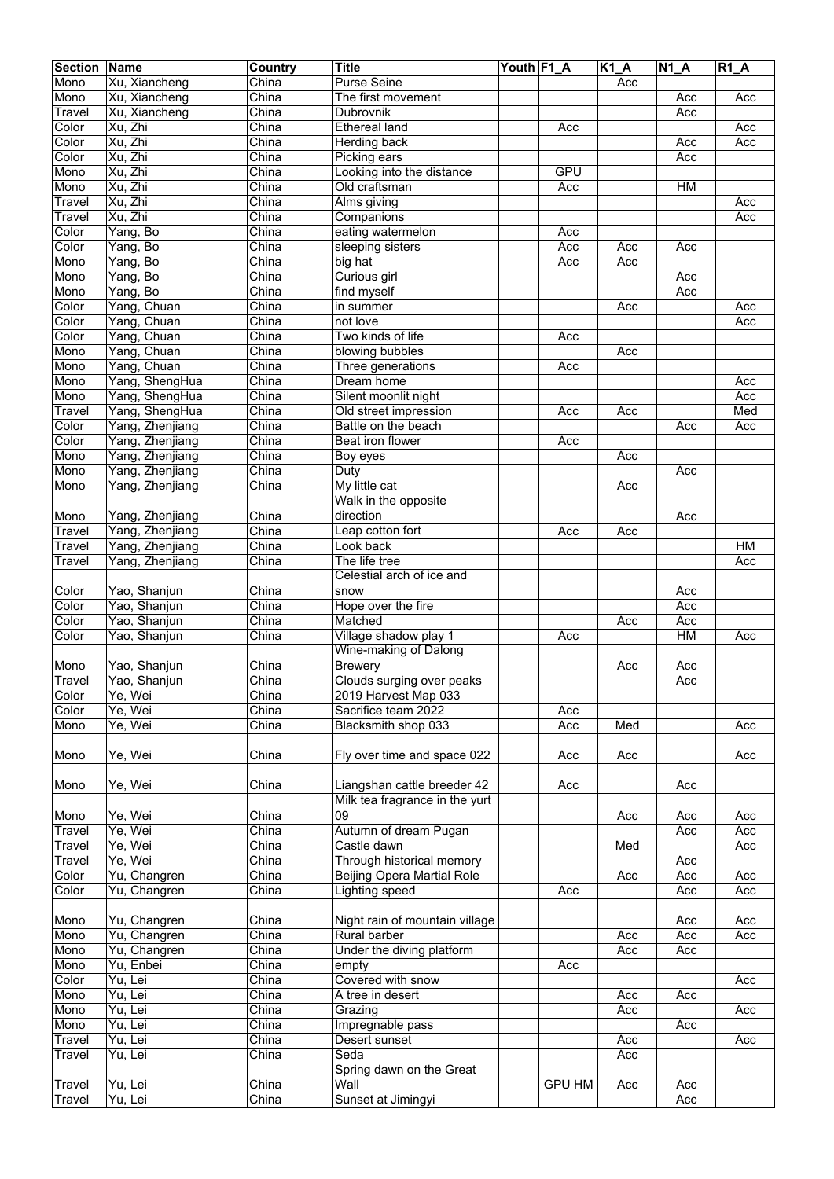| Section | Name | Country | Title | Youth | F1_A | K1_A | N1_A | R1_A |
|---|---|---|---|---|---|---|---|---|
| Mono | Xu, Xiancheng | China | Purse Seine | | | Acc | | |
| Mono | Xu, Xiancheng | China | The first movement | | | | Acc | Acc |
| Travel | Xu, Xiancheng | China | Dubrovnik | | | | Acc | |
| Color | Xu, Zhi | China | Ethereal land | | Acc | | | Acc |
| Color | Xu, Zhi | China | Herding back | | | | Acc | Acc |
| Color | Xu, Zhi | China | Picking ears | | | | Acc | |
| Mono | Xu, Zhi | China | Looking into the distance | | GPU | | | |
| Mono | Xu, Zhi | China | Old craftsman | | Acc | | HM | |
| Travel | Xu, Zhi | China | Alms giving | | | | | Acc |
| Travel | Xu, Zhi | China | Companions | | | | | Acc |
| Color | Yang, Bo | China | eating watermelon | | Acc | | | |
| Color | Yang, Bo | China | sleeping sisters | | Acc | Acc | Acc | |
| Mono | Yang, Bo | China | big hat | | Acc | Acc | | |
| Mono | Yang, Bo | China | Curious girl | | | | Acc | |
| Mono | Yang, Bo | China | find myself | | | | Acc | |
| Color | Yang, Chuan | China | in summer | | | Acc | | Acc |
| Color | Yang, Chuan | China | not love | | | | | Acc |
| Color | Yang, Chuan | China | Two kinds of life | | Acc | | | |
| Mono | Yang, Chuan | China | blowing bubbles | | | Acc | | |
| Mono | Yang, Chuan | China | Three generations | | Acc | | | |
| Mono | Yang, ShengHua | China | Dream home | | | | | Acc |
| Mono | Yang, ShengHua | China | Silent moonlit night | | | | | Acc |
| Travel | Yang, ShengHua | China | Old street impression | | Acc | Acc | | Med |
| Color | Yang, Zhenjiang | China | Battle on the beach | | | | Acc | Acc |
| Color | Yang, Zhenjiang | China | Beat iron flower | | Acc | | | |
| Mono | Yang, Zhenjiang | China | Boy eyes | | | Acc | | |
| Mono | Yang, Zhenjiang | China | Duty | | | | Acc | |
| Mono | Yang, Zhenjiang | China | My little cat | | | Acc | | |
| Mono | Yang, Zhenjiang | China | Walk in the opposite direction | | | | Acc | |
| Travel | Yang, Zhenjiang | China | Leap cotton fort | | Acc | Acc | | |
| Travel | Yang, Zhenjiang | China | Look back | | | | | HM |
| Travel | Yang, Zhenjiang | China | The life tree | | | | | Acc |
| Color | Yao, Shanjun | China | Celestial arch of ice and snow | | | | Acc | |
| Color | Yao, Shanjun | China | Hope over the fire | | | | Acc | |
| Color | Yao, Shanjun | China | Matched | | | Acc | Acc | |
| Color | Yao, Shanjun | China | Village shadow play 1 | | Acc | | HM | Acc |
| Mono | Yao, Shanjun | China | Wine-making of Dalong Brewery | | | Acc | Acc | |
| Travel | Yao, Shanjun | China | Clouds surging over peaks | | | | Acc | |
| Color | Ye, Wei | China | 2019 Harvest Map 033 | | | | | |
| Color | Ye, Wei | China | Sacrifice team 2022 | | Acc | | | |
| Mono | Ye, Wei | China | Blacksmith shop 033 | | Acc | Med | | Acc |
| Mono | Ye, Wei | China | Fly over time and space 022 | | Acc | Acc | | Acc |
| Mono | Ye, Wei | China | Liangshan cattle breeder 42 | | Acc | | Acc | |
| Mono | Ye, Wei | China | Milk tea fragrance in the yurt 09 | | | Acc | Acc | Acc |
| Travel | Ye, Wei | China | Autumn of dream Pugan | | | | Acc | Acc |
| Travel | Ye, Wei | China | Castle dawn | | | Med | | Acc |
| Travel | Ye, Wei | China | Through historical memory | | | | Acc | |
| Color | Yu, Changren | China | Beijing Opera Martial Role | | | Acc | Acc | Acc |
| Color | Yu, Changren | China | Lighting speed | | Acc | | Acc | Acc |
| Mono | Yu, Changren | China | Night rain of mountain village | | | | Acc | Acc |
| Mono | Yu, Changren | China | Rural barber | | | Acc | Acc | Acc |
| Mono | Yu, Changren | China | Under the diving platform | | | Acc | Acc | |
| Mono | Yu, Enbei | China | empty | | Acc | | | |
| Color | Yu, Lei | China | Covered with snow | | | | | Acc |
| Mono | Yu, Lei | China | A tree in desert | | | Acc | Acc | |
| Mono | Yu, Lei | China | Grazing | | | Acc | | Acc |
| Mono | Yu, Lei | China | Impregnable pass | | | | Acc | |
| Travel | Yu, Lei | China | Desert sunset | | | Acc | | Acc |
| Travel | Yu, Lei | China | Seda | | | Acc | | |
| Travel | Yu, Lei | China | Spring dawn on the Great Wall | | GPU HM | Acc | Acc | |
| Travel | Yu, Lei | China | Sunset at Jimingyi | | | | Acc | |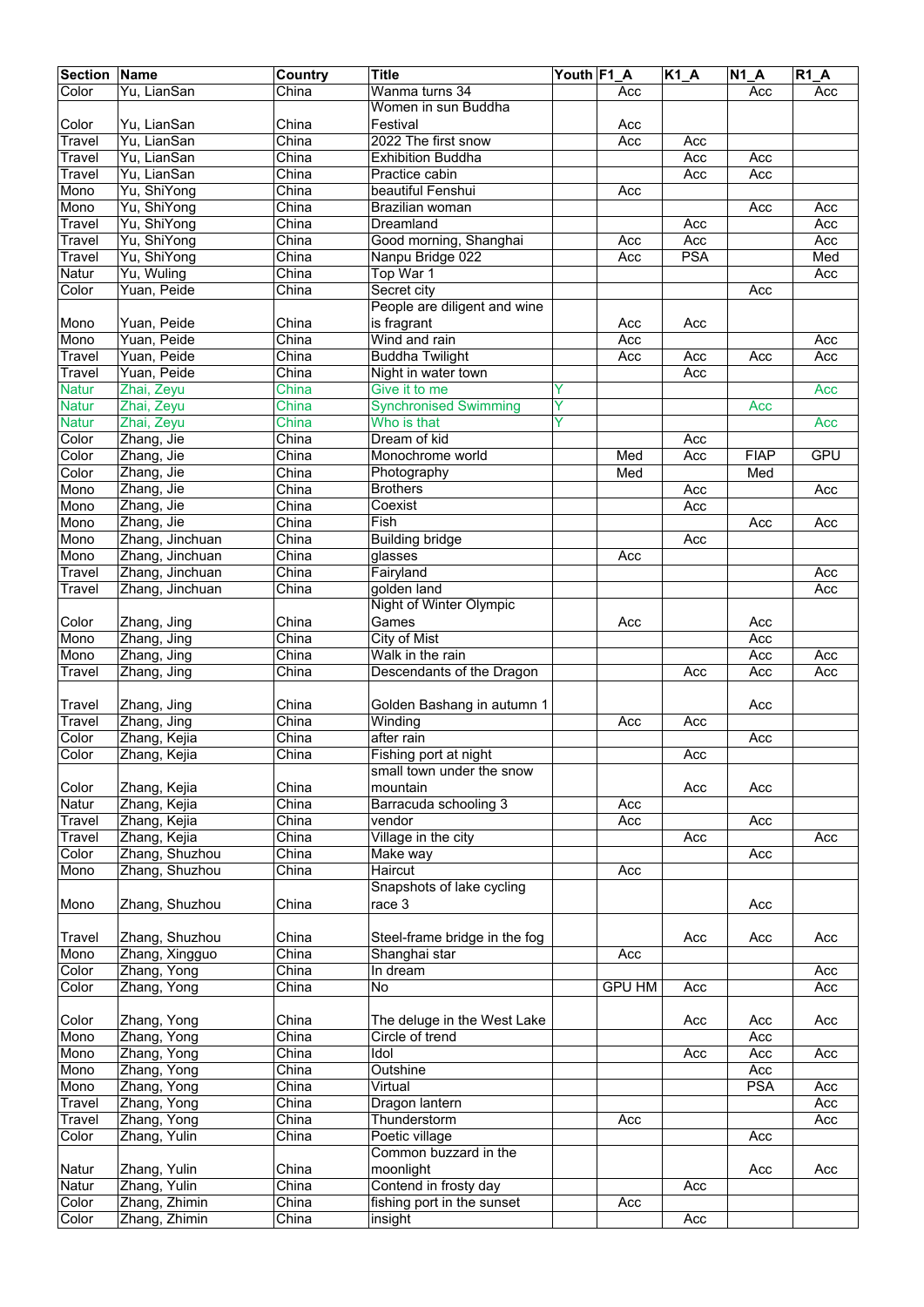| Section | Name | Country | Title | Youth | F1_A | K1_A | N1_A | R1_A |
| --- | --- | --- | --- | --- | --- | --- | --- | --- |
| Color | Yu, LianSan | China | Wanma turns 34 | | Acc | | Acc | Acc |
| Color | Yu, LianSan | China | Women in sun Buddha Festival | | Acc | | | |
| Travel | Yu, LianSan | China | 2022 The first snow | | Acc | Acc | | |
| Travel | Yu, LianSan | China | Exhibition Buddha | | | Acc | Acc | |
| Travel | Yu, LianSan | China | Practice cabin | | | Acc | Acc | |
| Mono | Yu, ShiYong | China | beautiful Fenshui | | Acc | | | |
| Mono | Yu, ShiYong | China | Brazilian woman | | | | Acc | Acc |
| Travel | Yu, ShiYong | China | Dreamland | | | Acc | | Acc |
| Travel | Yu, ShiYong | China | Good morning, Shanghai | | Acc | Acc | | Acc |
| Travel | Yu, ShiYong | China | Nanpu Bridge 022 | | Acc | PSA | | Med |
| Natur | Yu, Wuling | China | Top War 1 | | | | | Acc |
| Color | Yuan, Peide | China | Secret city | | | | Acc | |
| Mono | Yuan, Peide | China | People are diligent and wine is fragrant | | Acc | Acc | | |
| Mono | Yuan, Peide | China | Wind and rain | | Acc | | | Acc |
| Travel | Yuan, Peide | China | Buddha Twilight | | Acc | Acc | Acc | Acc |
| Travel | Yuan, Peide | China | Night in water town | | | Acc | | |
| Natur | Zhai, Zeyu | China | Give it to me | Y | | | | Acc |
| Natur | Zhai, Zeyu | China | Synchronised Swimming | Y | | | Acc | |
| Natur | Zhai, Zeyu | China | Who is that | Y | | | | Acc |
| Color | Zhang, Jie | China | Dream of kid | | | Acc | | |
| Color | Zhang, Jie | China | Monochrome world | | Med | Acc | FIAP | GPU |
| Color | Zhang, Jie | China | Photography | | Med | | Med | |
| Mono | Zhang, Jie | China | Brothers | | | Acc | | Acc |
| Mono | Zhang, Jie | China | Coexist | | | Acc | | |
| Mono | Zhang, Jie | China | Fish | | | | Acc | Acc |
| Mono | Zhang, Jinchuan | China | Building bridge | | | Acc | | |
| Mono | Zhang, Jinchuan | China | glasses | | Acc | | | |
| Travel | Zhang, Jinchuan | China | Fairyland | | | | | Acc |
| Travel | Zhang, Jinchuan | China | golden land | | | | | Acc |
| Color | Zhang, Jing | China | Night of Winter Olympic Games | | Acc | | Acc | |
| Mono | Zhang, Jing | China | City of Mist | | | | Acc | |
| Mono | Zhang, Jing | China | Walk in the rain | | | | Acc | Acc |
| Travel | Zhang, Jing | China | Descendants of the Dragon | | | Acc | Acc | Acc |
| Travel | Zhang, Jing | China | Golden Bashang in autumn 1 | | | | Acc | |
| Travel | Zhang, Jing | China | Winding | | Acc | Acc | | |
| Color | Zhang, Kejia | China | after rain | | | | Acc | |
| Color | Zhang, Kejia | China | Fishing port at night | | | Acc | | |
| Color | Zhang, Kejia | China | small town under the snow mountain | | | Acc | Acc | |
| Natur | Zhang, Kejia | China | Barracuda schooling 3 | | Acc | | | |
| Travel | Zhang, Kejia | China | vendor | | Acc | | Acc | |
| Travel | Zhang, Kejia | China | Village in the city | | | Acc | | Acc |
| Color | Zhang, Shuzhou | China | Make way | | | | Acc | |
| Mono | Zhang, Shuzhou | China | Haircut | | Acc | | | |
| Mono | Zhang, Shuzhou | China | Snapshots of lake cycling race 3 | | | | Acc | |
| Travel | Zhang, Shuzhou | China | Steel-frame bridge in the fog | | | Acc | Acc | Acc |
| Mono | Zhang, Xingguo | China | Shanghai star | | Acc | | | |
| Color | Zhang, Yong | China | In dream | | | | | Acc |
| Color | Zhang, Yong | China | No | | GPU HM | Acc | | Acc |
| Color | Zhang, Yong | China | The deluge in the West Lake | | | Acc | Acc | Acc |
| Mono | Zhang, Yong | China | Circle of trend | | | | Acc | |
| Mono | Zhang, Yong | China | Idol | | | Acc | Acc | Acc |
| Mono | Zhang, Yong | China | Outshine | | | | Acc | |
| Mono | Zhang, Yong | China | Virtual | | | | PSA | Acc |
| Travel | Zhang, Yong | China | Dragon lantern | | | | | Acc |
| Travel | Zhang, Yong | China | Thunderstorm | | Acc | | | Acc |
| Color | Zhang, Yulin | China | Poetic village | | | | Acc | |
| Natur | Zhang, Yulin | China | Common buzzard in the moonlight | | | | Acc | Acc |
| Natur | Zhang, Yulin | China | Contend in frosty day | | | Acc | | |
| Color | Zhang, Zhimin | China | fishing port in the sunset | | Acc | | | |
| Color | Zhang, Zhimin | China | insight | | | Acc | | |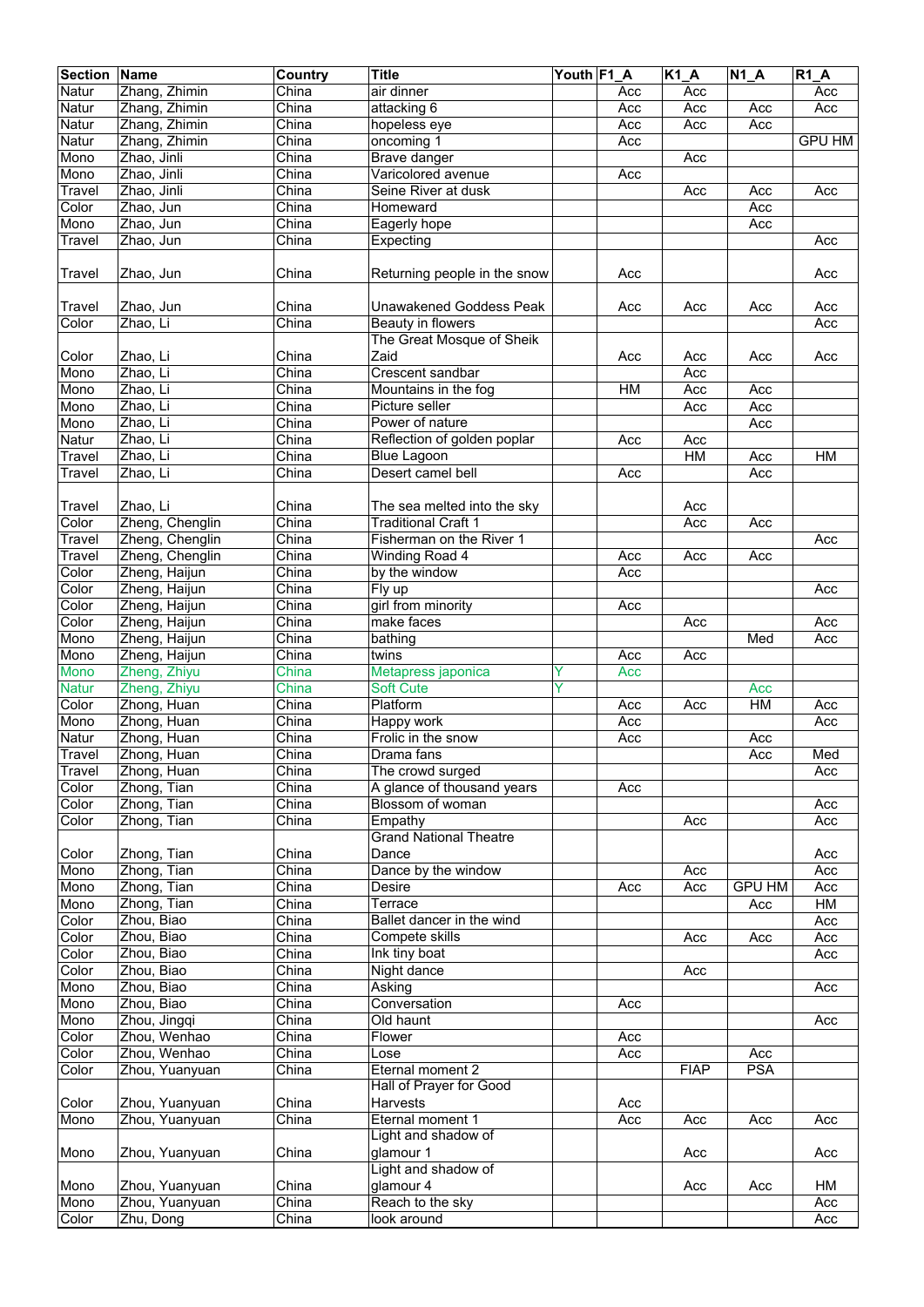| Section | Name | Country | Title | Youth | F1_A | K1_A | N1_A | R1_A |
|---|---|---|---|---|---|---|---|---|
| Natur | Zhang, Zhimin | China | air dinner | | Acc | Acc | | Acc |
| Natur | Zhang, Zhimin | China | attacking 6 | | Acc | Acc | Acc | Acc |
| Natur | Zhang, Zhimin | China | hopeless eye | | Acc | Acc | Acc | |
| Natur | Zhang, Zhimin | China | oncoming 1 | | Acc | | | GPU HM |
| Mono | Zhao, Jinli | China | Brave danger | | | Acc | | |
| Mono | Zhao, Jinli | China | Varicolored avenue | | Acc | | | |
| Travel | Zhao, Jinli | China | Seine River at dusk | | | Acc | Acc | Acc |
| Color | Zhao, Jun | China | Homeward | | | | Acc | |
| Mono | Zhao, Jun | China | Eagerly hope | | | | Acc | |
| Travel | Zhao, Jun | China | Expecting | | | | | Acc |
| Travel | Zhao, Jun | China | Returning people in the snow | | Acc | | | Acc |
| Travel | Zhao, Jun | China | Unawakened Goddess Peak | | Acc | Acc | Acc | Acc |
| Color | Zhao, Li | China | Beauty in flowers | | | | | Acc |
| Color | Zhao, Li | China | The Great Mosque of Sheik Zaid | | Acc | Acc | Acc | Acc |
| Mono | Zhao, Li | China | Crescent sandbar | | | Acc | | |
| Mono | Zhao, Li | China | Mountains in the fog | | HM | Acc | Acc | |
| Mono | Zhao, Li | China | Picture seller | | | Acc | Acc | |
| Mono | Zhao, Li | China | Power of nature | | | | Acc | |
| Natur | Zhao, Li | China | Reflection of golden poplar | | Acc | Acc | | |
| Travel | Zhao, Li | China | Blue Lagoon | | | HM | Acc | HM |
| Travel | Zhao, Li | China | Desert camel bell | | Acc | | Acc | |
| Travel | Zhao, Li | China | The sea melted into the sky | | | Acc | | |
| Color | Zheng, Chenglin | China | Traditional Craft 1 | | | Acc | Acc | |
| Travel | Zheng, Chenglin | China | Fisherman on the River 1 | | | | | Acc |
| Travel | Zheng, Chenglin | China | Winding Road 4 | | Acc | Acc | Acc | |
| Color | Zheng, Haijun | China | by the window | | Acc | | | |
| Color | Zheng, Haijun | China | Fly up | | | | | Acc |
| Color | Zheng, Haijun | China | girl from minority | | Acc | | | |
| Color | Zheng, Haijun | China | make faces | | | Acc | | Acc |
| Mono | Zheng, Haijun | China | bathing | | | | Med | Acc |
| Mono | Zheng, Haijun | China | twins | | Acc | Acc | | |
| Mono | Zheng, Zhiyu | China | Metapress japonica | Y | Acc | | | |
| Natur | Zheng, Zhiyu | China | Soft Cute | Y | | | Acc | |
| Color | Zhong, Huan | China | Platform | | Acc | Acc | HM | Acc |
| Mono | Zhong, Huan | China | Happy work | | Acc | | | Acc |
| Natur | Zhong, Huan | China | Frolic in the snow | | Acc | | Acc | |
| Travel | Zhong, Huan | China | Drama fans | | | | Acc | Med |
| Travel | Zhong, Huan | China | The crowd surged | | | | | Acc |
| Color | Zhong, Tian | China | A glance of thousand years | | Acc | | | |
| Color | Zhong, Tian | China | Blossom of woman | | | | | Acc |
| Color | Zhong, Tian | China | Empathy | | | Acc | | Acc |
| Color | Zhong, Tian | China | Grand National Theatre Dance | | | | | Acc |
| Mono | Zhong, Tian | China | Dance by the window | | | Acc | | Acc |
| Mono | Zhong, Tian | China | Desire | | Acc | Acc | GPU HM | Acc |
| Mono | Zhong, Tian | China | Terrace | | | | Acc | HM |
| Color | Zhou, Biao | China | Ballet dancer in the wind | | | | | Acc |
| Color | Zhou, Biao | China | Compete skills | | | Acc | Acc | Acc |
| Color | Zhou, Biao | China | Ink tiny boat | | | | | Acc |
| Color | Zhou, Biao | China | Night dance | | | Acc | | |
| Mono | Zhou, Biao | China | Asking | | | | | Acc |
| Mono | Zhou, Biao | China | Conversation | | Acc | | | |
| Mono | Zhou, Jingqi | China | Old haunt | | | | | Acc |
| Color | Zhou, Wenhao | China | Flower | | Acc | | | |
| Color | Zhou, Wenhao | China | Lose | | Acc | | Acc | |
| Color | Zhou, Yuanyuan | China | Eternal moment 2 | | | FIAP | PSA | |
| Color | Zhou, Yuanyuan | China | Hall of Prayer for Good Harvests | | Acc | | | |
| Mono | Zhou, Yuanyuan | China | Eternal moment 1 | | Acc | Acc | Acc | Acc |
| Mono | Zhou, Yuanyuan | China | Light and shadow of glamour 1 | | | Acc | | Acc |
| Mono | Zhou, Yuanyuan | China | Light and shadow of glamour 4 | | | Acc | Acc | HM |
| Mono | Zhou, Yuanyuan | China | Reach to the sky | | | | | Acc |
| Color | Zhu, Dong | China | look around | | | | | Acc |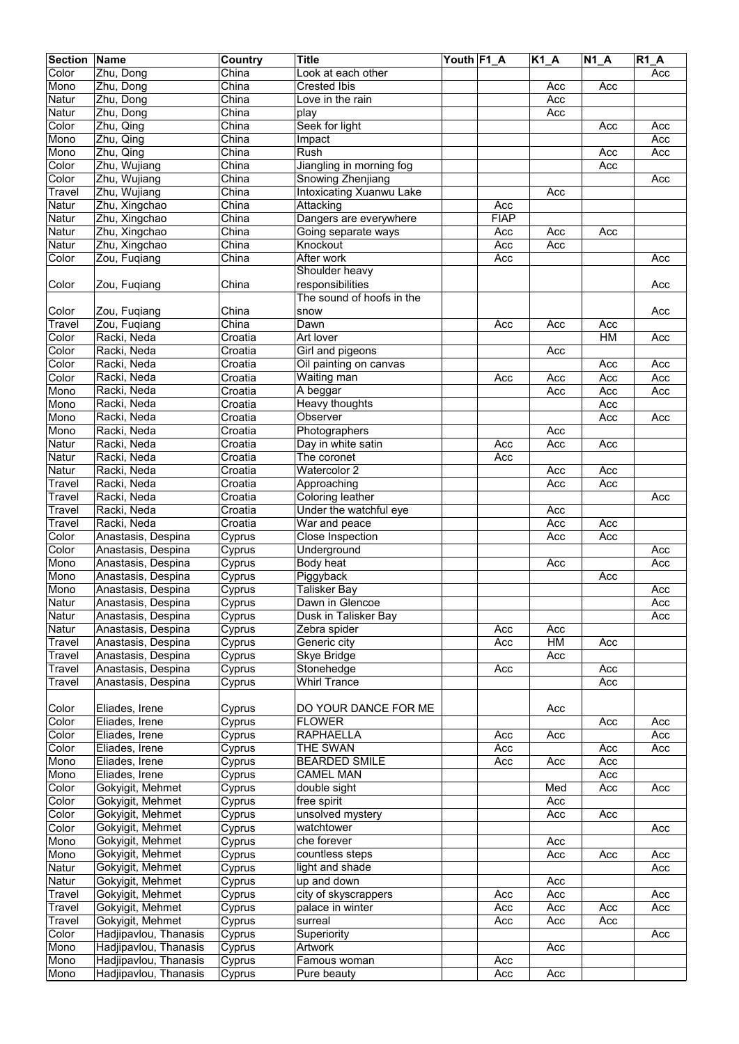| Section | Name | Country | Title | Youth | F1_A | K1_A | N1_A | R1_A |
|---|---|---|---|---|---|---|---|---|
| Color | Zhu, Dong | China | Look at each other | | | | | Acc |
| Mono | Zhu, Dong | China | Crested Ibis | | | Acc | Acc | |
| Natur | Zhu, Dong | China | Love in the rain | | | Acc | | |
| Natur | Zhu, Dong | China | play | | | Acc | | |
| Color | Zhu, Qing | China | Seek for light | | | | Acc | Acc |
| Mono | Zhu, Qing | China | Impact | | | | | Acc |
| Mono | Zhu, Qing | China | Rush | | | | Acc | Acc |
| Color | Zhu, Wujiang | China | Jiangling in morning fog | | | | Acc | |
| Color | Zhu, Wujiang | China | Snowing Zhenjiang | | | | | Acc |
| Travel | Zhu, Wujiang | China | Intoxicating Xuanwu Lake | | | Acc | | |
| Natur | Zhu, Xingchao | China | Attacking | | Acc | | | |
| Natur | Zhu, Xingchao | China | Dangers are everywhere | | FIAP | | | |
| Natur | Zhu, Xingchao | China | Going separate ways | | Acc | Acc | Acc | |
| Natur | Zhu, Xingchao | China | Knockout | | Acc | Acc | | |
| Color | Zou, Fuqiang | China | After work | | Acc | | | Acc |
| Color | Zou, Fuqiang | China | Shoulder heavy responsibilities | | | | | Acc |
| Color | Zou, Fuqiang | China | The sound of hoofs in the snow | | | | | Acc |
| Travel | Zou, Fuqiang | China | Dawn | | Acc | Acc | Acc | |
| Color | Racki, Neda | Croatia | Art lover | | | | HM | Acc |
| Color | Racki, Neda | Croatia | Girl and pigeons | | | Acc | | |
| Color | Racki, Neda | Croatia | Oil painting on canvas | | | | Acc | Acc |
| Color | Racki, Neda | Croatia | Waiting man | | Acc | Acc | Acc | Acc |
| Mono | Racki, Neda | Croatia | A beggar | | | Acc | Acc | Acc |
| Mono | Racki, Neda | Croatia | Heavy thoughts | | | | Acc | |
| Mono | Racki, Neda | Croatia | Observer | | | | Acc | Acc |
| Mono | Racki, Neda | Croatia | Photographers | | | Acc | | |
| Natur | Racki, Neda | Croatia | Day in white satin | | Acc | Acc | Acc | |
| Natur | Racki, Neda | Croatia | The coronet | | Acc | | | |
| Natur | Racki, Neda | Croatia | Watercolor 2 | | | Acc | Acc | |
| Travel | Racki, Neda | Croatia | Approaching | | | Acc | Acc | |
| Travel | Racki, Neda | Croatia | Coloring leather | | | | | Acc |
| Travel | Racki, Neda | Croatia | Under the watchful eye | | | Acc | | |
| Travel | Racki, Neda | Croatia | War and peace | | | Acc | Acc | |
| Color | Anastasis, Despina | Cyprus | Close Inspection | | | Acc | Acc | |
| Color | Anastasis, Despina | Cyprus | Underground | | | | | Acc |
| Mono | Anastasis, Despina | Cyprus | Body heat | | | Acc | | Acc |
| Mono | Anastasis, Despina | Cyprus | Piggyback | | | | Acc | |
| Mono | Anastasis, Despina | Cyprus | Talisker Bay | | | | | Acc |
| Natur | Anastasis, Despina | Cyprus | Dawn in Glencoe | | | | | Acc |
| Natur | Anastasis, Despina | Cyprus | Dusk in Talisker Bay | | | | | Acc |
| Natur | Anastasis, Despina | Cyprus | Zebra spider | | Acc | Acc | | |
| Travel | Anastasis, Despina | Cyprus | Generic city | | Acc | HM | Acc | |
| Travel | Anastasis, Despina | Cyprus | Skye Bridge | | | Acc | | |
| Travel | Anastasis, Despina | Cyprus | Stonehedge | | Acc | | Acc | |
| Travel | Anastasis, Despina | Cyprus | Whirl Trance | | | | Acc | |
| Color | Eliades, Irene | Cyprus | DO YOUR DANCE FOR ME | | | Acc | | |
| Color | Eliades, Irene | Cyprus | FLOWER | | | | Acc | Acc |
| Color | Eliades, Irene | Cyprus | RAPHAELLA | | Acc | Acc | | Acc |
| Color | Eliades, Irene | Cyprus | THE SWAN | | Acc | | Acc | Acc |
| Mono | Eliades, Irene | Cyprus | BEARDED SMILE | | Acc | Acc | Acc | |
| Mono | Eliades, Irene | Cyprus | CAMEL MAN | | | | Acc | |
| Color | Gokyigit, Mehmet | Cyprus | double sight | | | Med | Acc | Acc |
| Color | Gokyigit, Mehmet | Cyprus | free spirit | | | Acc | | |
| Color | Gokyigit, Mehmet | Cyprus | unsolved mystery | | | Acc | Acc | |
| Color | Gokyigit, Mehmet | Cyprus | watchtower | | | | | Acc |
| Mono | Gokyigit, Mehmet | Cyprus | che forever | | | Acc | | |
| Mono | Gokyigit, Mehmet | Cyprus | countless steps | | | Acc | Acc | Acc |
| Natur | Gokyigit, Mehmet | Cyprus | light and shade | | | | | Acc |
| Natur | Gokyigit, Mehmet | Cyprus | up and down | | | Acc | | |
| Travel | Gokyigit, Mehmet | Cyprus | city of skyscrappers | | Acc | Acc | | Acc |
| Travel | Gokyigit, Mehmet | Cyprus | palace in winter | | Acc | Acc | Acc | Acc |
| Travel | Gokyigit, Mehmet | Cyprus | surreal | | Acc | Acc | Acc | |
| Color | Hadjipavlou, Thanasis | Cyprus | Superiority | | | | | Acc |
| Mono | Hadjipavlou, Thanasis | Cyprus | Artwork | | | Acc | | |
| Mono | Hadjipavlou, Thanasis | Cyprus | Famous woman | | Acc | | | |
| Mono | Hadjipavlou, Thanasis | Cyprus | Pure beauty | | Acc | Acc | | |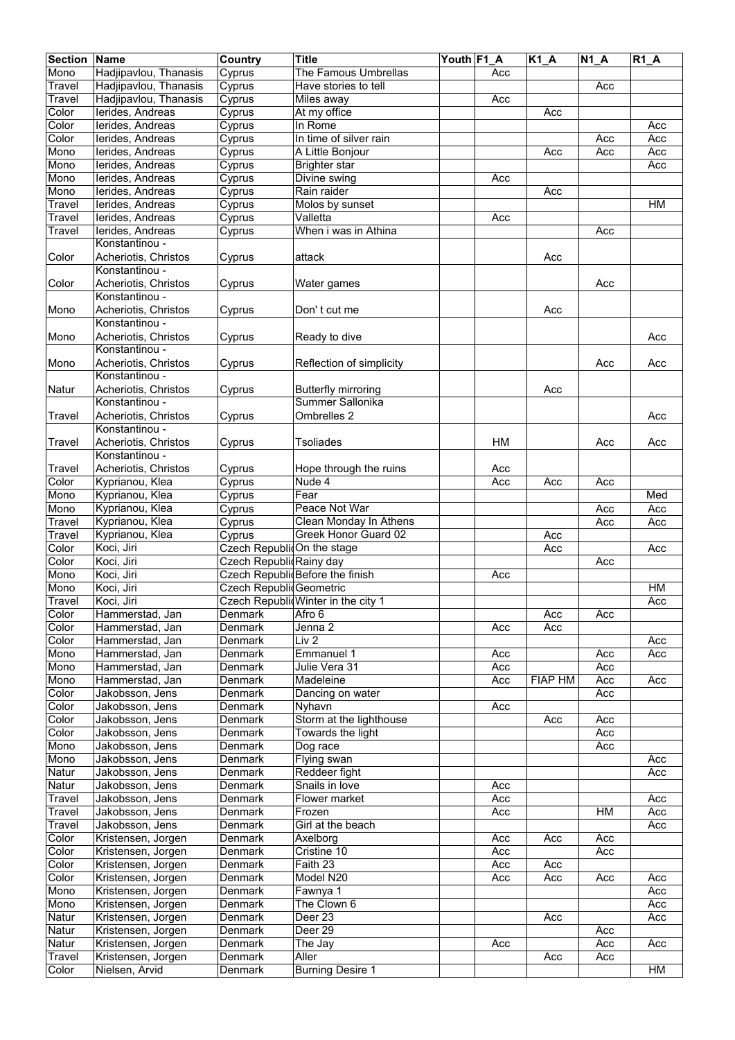| Section | Name | Country | Title | Youth | F1_A | K1_A | N1_A | R1_A |
|---|---|---|---|---|---|---|---|---|
| Mono | Hadjipavlou, Thanasis | Cyprus | The Famous Umbrellas | | Acc | | | |
| Travel | Hadjipavlou, Thanasis | Cyprus | Have stories to tell | | | | Acc | |
| Travel | Hadjipavlou, Thanasis | Cyprus | Miles away | | Acc | | | |
| Color | Ierides, Andreas | Cyprus | At my office | | | Acc | | |
| Color | Ierides, Andreas | Cyprus | In Rome | | | | | Acc |
| Color | Ierides, Andreas | Cyprus | In time of silver rain | | | | Acc | Acc |
| Mono | Ierides, Andreas | Cyprus | A Little Bonjour | | | Acc | Acc | Acc |
| Mono | Ierides, Andreas | Cyprus | Brighter star | | | | | Acc |
| Mono | Ierides, Andreas | Cyprus | Divine swing | | Acc | | | |
| Mono | Ierides, Andreas | Cyprus | Rain raider | | | Acc | | |
| Travel | Ierides, Andreas | Cyprus | Molos by sunset | | | | | HM |
| Travel | Ierides, Andreas | Cyprus | Valletta | | Acc | | | |
| Travel | Ierides, Andreas | Cyprus | When i was in Athina | | | | Acc | |
| Color | Konstantinou - Acheriotis, Christos | Cyprus | attack | | | Acc | | |
| Color | Konstantinou - Acheriotis, Christos | Cyprus | Water games | | | | Acc | |
| Mono | Konstantinou - Acheriotis, Christos | Cyprus | Don' t cut me | | | Acc | | |
| Mono | Konstantinou - Acheriotis, Christos | Cyprus | Ready to dive | | | | | Acc |
| Mono | Konstantinou - Acheriotis, Christos | Cyprus | Reflection of simplicity | | | | Acc | Acc |
| Natur | Konstantinou - Acheriotis, Christos | Cyprus | Butterfly mirroring | | | Acc | | |
| Travel | Konstantinou - Acheriotis, Christos | Cyprus | Summer Sallonika Ombrelles 2 | | | | | Acc |
| Travel | Konstantinou - Acheriotis, Christos | Cyprus | Tsoliades | | HM | | Acc | Acc |
| Travel | Konstantinou - Acheriotis, Christos | Cyprus | Hope through the ruins | | Acc | | | |
| Color | Kyprianou, Klea | Cyprus | Nude 4 | | Acc | Acc | Acc | |
| Mono | Kyprianou, Klea | Cyprus | Fear | | | | | Med |
| Mono | Kyprianou, Klea | Cyprus | Peace Not War | | | | Acc | Acc |
| Travel | Kyprianou, Klea | Cyprus | Clean Monday In Athens | | | | Acc | Acc |
| Travel | Kyprianou, Klea | Cyprus | Greek Honor Guard 02 | | | Acc | | |
| Color | Koci, Jiri | Czech Republic | On the stage | | | Acc | | Acc |
| Color | Koci, Jiri | Czech Republic | Rainy day | | | | Acc | |
| Mono | Koci, Jiri | Czech Republic | Before the finish | | Acc | | | |
| Mono | Koci, Jiri | Czech Republic | Geometric | | | | | HM |
| Travel | Koci, Jiri | Czech Republic | Winter in the city 1 | | | | | Acc |
| Color | Hammerstad, Jan | Denmark | Afro 6 | | | Acc | Acc | |
| Color | Hammerstad, Jan | Denmark | Jenna 2 | | Acc | Acc | | |
| Color | Hammerstad, Jan | Denmark | Liv 2 | | | | | Acc |
| Mono | Hammerstad, Jan | Denmark | Emmanuel 1 | | Acc | | Acc | Acc |
| Mono | Hammerstad, Jan | Denmark | Julie Vera 31 | | Acc | | Acc | |
| Mono | Hammerstad, Jan | Denmark | Madeleine | | Acc | FIAP HM | Acc | Acc |
| Color | Jakobsson, Jens | Denmark | Dancing on water | | | | Acc | |
| Color | Jakobsson, Jens | Denmark | Nyhavn | | Acc | | | |
| Color | Jakobsson, Jens | Denmark | Storm at the lighthouse | | | Acc | Acc | |
| Color | Jakobsson, Jens | Denmark | Towards the light | | | | Acc | |
| Mono | Jakobsson, Jens | Denmark | Dog race | | | | Acc | |
| Mono | Jakobsson, Jens | Denmark | Flying swan | | | | | Acc |
| Natur | Jakobsson, Jens | Denmark | Reddeer fight | | | | | Acc |
| Natur | Jakobsson, Jens | Denmark | Snails in love | | Acc | | | |
| Travel | Jakobsson, Jens | Denmark | Flower market | | Acc | | | Acc |
| Travel | Jakobsson, Jens | Denmark | Frozen | | Acc | | HM | Acc |
| Travel | Jakobsson, Jens | Denmark | Girl at the beach | | | | | Acc |
| Color | Kristensen, Jorgen | Denmark | Axelborg | | Acc | Acc | Acc | |
| Color | Kristensen, Jorgen | Denmark | Cristine 10 | | Acc | | Acc | |
| Color | Kristensen, Jorgen | Denmark | Faith 23 | | Acc | Acc | | |
| Color | Kristensen, Jorgen | Denmark | Model N20 | | Acc | Acc | Acc | Acc |
| Mono | Kristensen, Jorgen | Denmark | Fawnya 1 | | | | | Acc |
| Mono | Kristensen, Jorgen | Denmark | The Clown 6 | | | | | Acc |
| Natur | Kristensen, Jorgen | Denmark | Deer 23 | | | Acc | | Acc |
| Natur | Kristensen, Jorgen | Denmark | Deer 29 | | | | Acc | |
| Natur | Kristensen, Jorgen | Denmark | The Jay | | Acc | | Acc | Acc |
| Travel | Kristensen, Jorgen | Denmark | Aller | | | Acc | Acc | |
| Color | Nielsen, Arvid | Denmark | Burning Desire 1 | | | | | HM |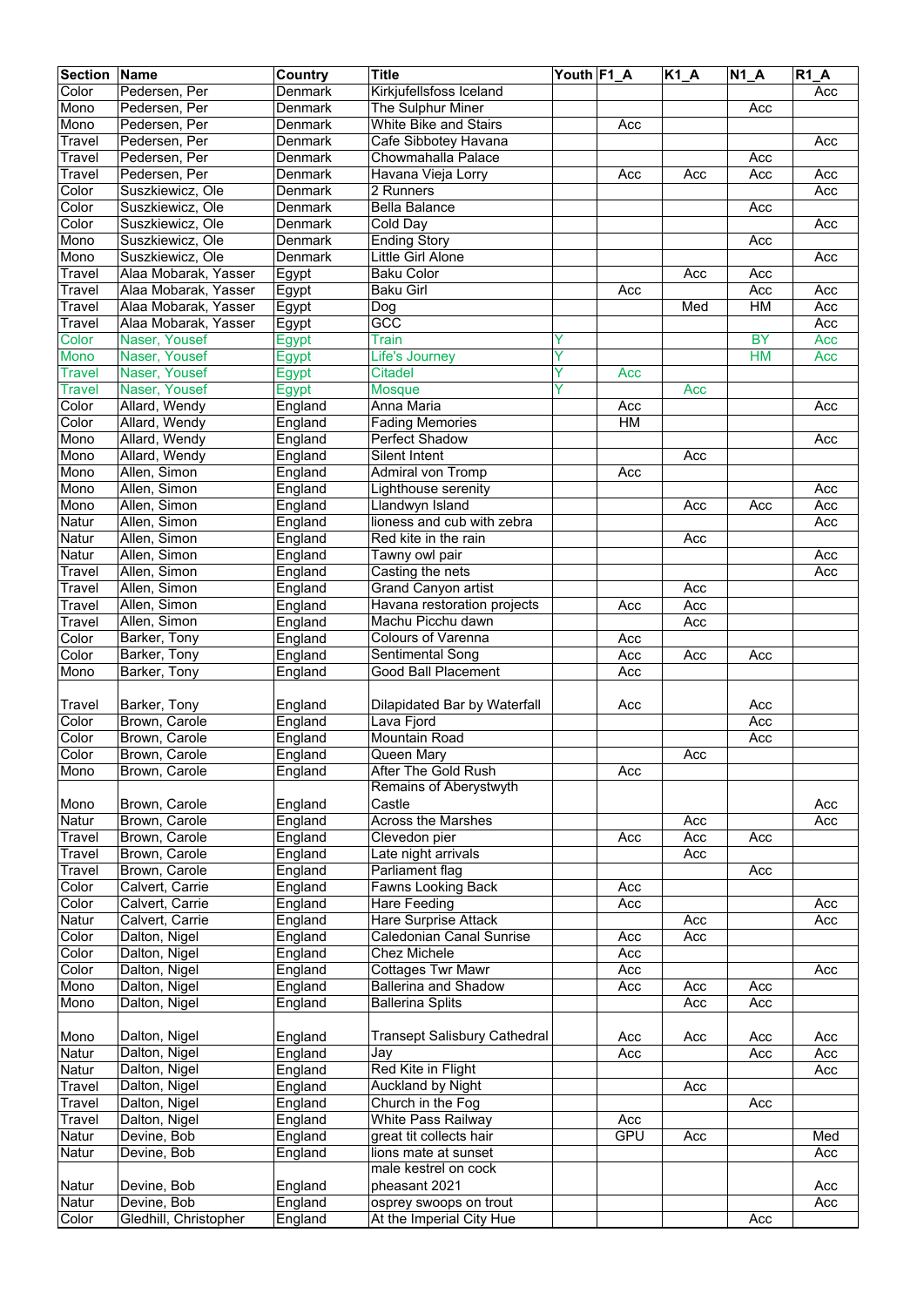| Section | Name | Country | Title | Youth | F1_A | K1_A | N1_A | R1_A |
|---|---|---|---|---|---|---|---|---|
| Color | Pedersen, Per | Denmark | Kirkjufellsfoss Iceland | | | | | Acc |
| Mono | Pedersen, Per | Denmark | The Sulphur Miner | | | | Acc | |
| Mono | Pedersen, Per | Denmark | White Bike and Stairs | | Acc | | | |
| Travel | Pedersen, Per | Denmark | Cafe Sibbotey Havana | | | | | Acc |
| Travel | Pedersen, Per | Denmark | Chowmahalla Palace | | | | Acc | |
| Travel | Pedersen, Per | Denmark | Havana Vieja Lorry | | Acc | Acc | Acc | Acc |
| Color | Suszkiewicz, Ole | Denmark | 2 Runners | | | | | Acc |
| Color | Suszkiewicz, Ole | Denmark | Bella Balance | | | | Acc | |
| Color | Suszkiewicz, Ole | Denmark | Cold Day | | | | | Acc |
| Mono | Suszkiewicz, Ole | Denmark | Ending Story | | | | Acc | |
| Mono | Suszkiewicz, Ole | Denmark | Little Girl Alone | | | | | Acc |
| Travel | Alaa Mobarak, Yasser | Egypt | Baku Color | | | Acc | Acc | |
| Travel | Alaa Mobarak, Yasser | Egypt | Baku Girl | | Acc | | Acc | Acc |
| Travel | Alaa Mobarak, Yasser | Egypt | Dog | | | Med | HM | Acc |
| Travel | Alaa Mobarak, Yasser | Egypt | GCC | | | | | Acc |
| Color | Naser, Yousef | Egypt | Train | Y | | | BY | Acc |
| Mono | Naser, Yousef | Egypt | Life's Journey | Y | | | HM | Acc |
| Travel | Naser, Yousef | Egypt | Citadel | Y | Acc | | | |
| Travel | Naser, Yousef | Egypt | Mosque | Y | | Acc | | |
| Color | Allard, Wendy | England | Anna Maria | | Acc | | | Acc |
| Color | Allard, Wendy | England | Fading Memories | | HM | | | |
| Mono | Allard, Wendy | England | Perfect Shadow | | | | | Acc |
| Mono | Allard, Wendy | England | Silent Intent | | | Acc | | |
| Mono | Allen, Simon | England | Admiral von Tromp | | Acc | | | |
| Mono | Allen, Simon | England | Lighthouse serenity | | | | | Acc |
| Mono | Allen, Simon | England | Llandwyn Island | | | Acc | Acc | Acc |
| Natur | Allen, Simon | England | lioness and cub with zebra | | | | | Acc |
| Natur | Allen, Simon | England | Red kite in the rain | | | Acc | | |
| Natur | Allen, Simon | England | Tawny owl pair | | | | | Acc |
| Travel | Allen, Simon | England | Casting the nets | | | | | Acc |
| Travel | Allen, Simon | England | Grand Canyon artist | | | Acc | | |
| Travel | Allen, Simon | England | Havana restoration projects | | Acc | Acc | | |
| Travel | Allen, Simon | England | Machu Picchu dawn | | | Acc | | |
| Color | Barker, Tony | England | Colours of Varenna | | Acc | | | |
| Color | Barker, Tony | England | Sentimental Song | | Acc | Acc | Acc | |
| Mono | Barker, Tony | England | Good Ball Placement | | Acc | | | |
| Travel | Barker, Tony | England | Dilapidated Bar by Waterfall | | Acc | | Acc | |
| Color | Brown, Carole | England | Lava Fjord | | | | Acc | |
| Color | Brown, Carole | England | Mountain Road | | | | Acc | |
| Color | Brown, Carole | England | Queen Mary | | | Acc | | |
| Mono | Brown, Carole | England | After The Gold Rush | | Acc | | | |
| Mono | Brown, Carole | England | Remains of Aberystwyth Castle | | | | | Acc |
| Natur | Brown, Carole | England | Across the Marshes | | | Acc | | Acc |
| Travel | Brown, Carole | England | Clevedon pier | | Acc | Acc | Acc | |
| Travel | Brown, Carole | England | Late night arrivals | | | Acc | | |
| Travel | Brown, Carole | England | Parliament flag | | | | Acc | |
| Color | Calvert, Carrie | England | Fawns Looking Back | | Acc | | | |
| Color | Calvert, Carrie | England | Hare Feeding | | Acc | | | Acc |
| Natur | Calvert, Carrie | England | Hare Surprise Attack | | | Acc | | Acc |
| Color | Dalton, Nigel | England | Caledonian Canal Sunrise | | Acc | Acc | | |
| Color | Dalton, Nigel | England | Chez Michele | | Acc | | | |
| Color | Dalton, Nigel | England | Cottages Twr Mawr | | Acc | | | Acc |
| Mono | Dalton, Nigel | England | Ballerina and Shadow | | Acc | Acc | Acc | |
| Mono | Dalton, Nigel | England | Ballerina Splits | | | Acc | Acc | |
| Mono | Dalton, Nigel | England | Transept Salisbury Cathedral | | Acc | Acc | Acc | Acc |
| Natur | Dalton, Nigel | England | Jay | | Acc | | Acc | Acc |
| Natur | Dalton, Nigel | England | Red Kite in Flight | | | | | Acc |
| Travel | Dalton, Nigel | England | Auckland by Night | | | Acc | | |
| Travel | Dalton, Nigel | England | Church in the Fog | | | | Acc | |
| Travel | Dalton, Nigel | England | White Pass Railway | | Acc | | | |
| Natur | Devine, Bob | England | great tit collects hair | | GPU | Acc | | Med |
| Natur | Devine, Bob | England | lions mate at sunset | | | | | Acc |
| Natur | Devine, Bob | England | male kestrel on cock pheasant 2021 | | | | | Acc |
| Natur | Devine, Bob | England | osprey swoops on trout | | | | | Acc |
| Color | Gledhill, Christopher | England | At the Imperial City Hue | | | | Acc | |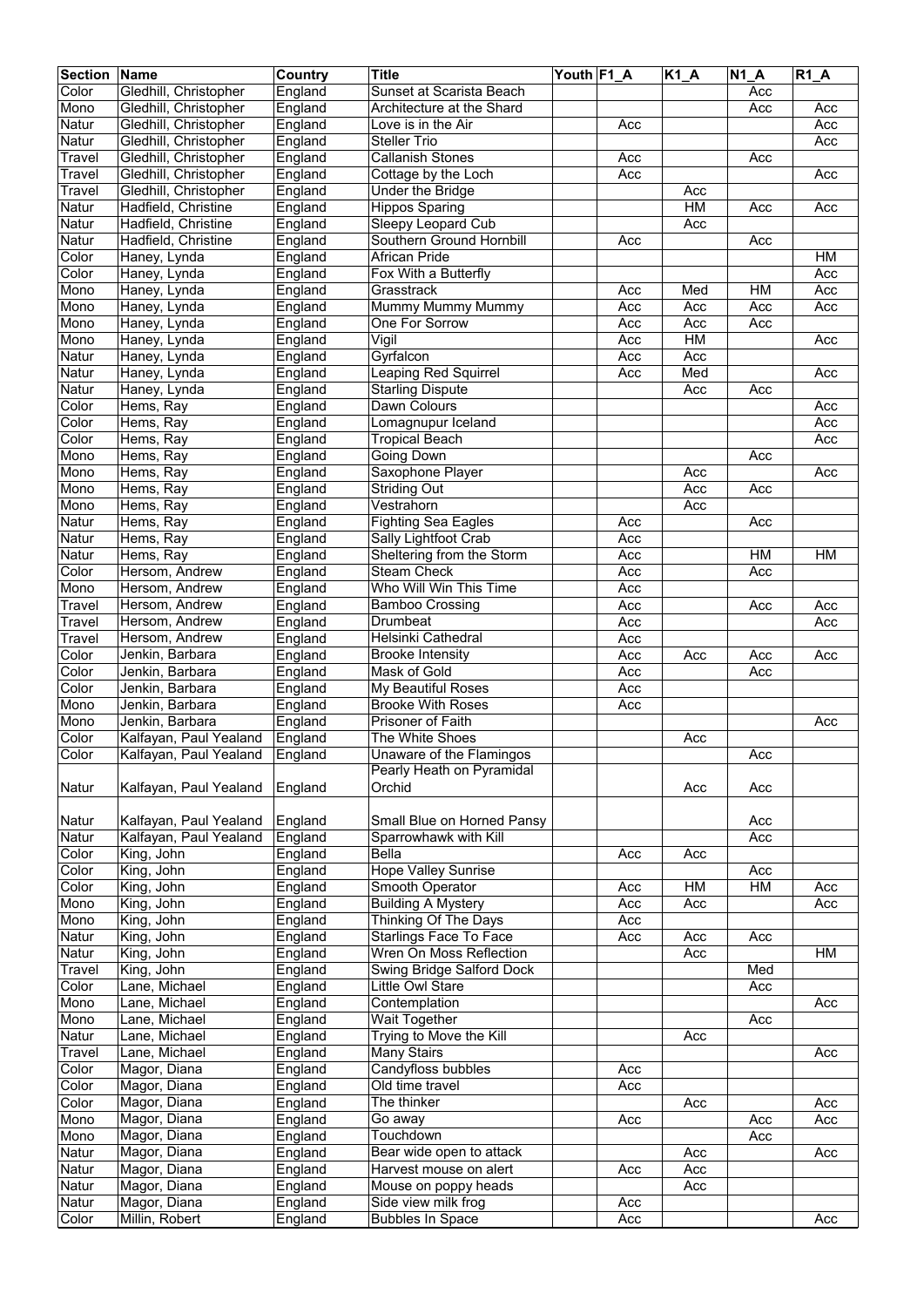| Section | Name | Country | Title | Youth | F1_A | K1_A | N1_A | R1_A |
|---|---|---|---|---|---|---|---|---|
| Color | Gledhill, Christopher | England | Sunset at Scarista Beach | | | | Acc | |
| Mono | Gledhill, Christopher | England | Architecture at the Shard | | | | Acc | Acc |
| Natur | Gledhill, Christopher | England | Love is in the Air | | Acc | | | Acc |
| Natur | Gledhill, Christopher | England | Steller Trio | | | | | Acc |
| Travel | Gledhill, Christopher | England | Callanish Stones | | Acc | | Acc | |
| Travel | Gledhill, Christopher | England | Cottage by the Loch | | Acc | | | Acc |
| Travel | Gledhill, Christopher | England | Under the Bridge | | | Acc | | |
| Natur | Hadfield, Christine | England | Hippos Sparing | | | HM | Acc | Acc |
| Natur | Hadfield, Christine | England | Sleepy Leopard Cub | | | Acc | | |
| Natur | Hadfield, Christine | England | Southern Ground Hornbill | | Acc | | Acc | |
| Color | Haney, Lynda | England | African Pride | | | | | HM |
| Color | Haney, Lynda | England | Fox With a Butterfly | | | | | Acc |
| Mono | Haney, Lynda | England | Grasstrack | | Acc | Med | HM | Acc |
| Mono | Haney, Lynda | England | Mummy Mummy Mummy | | Acc | Acc | Acc | Acc |
| Mono | Haney, Lynda | England | One For Sorrow | | Acc | Acc | Acc | |
| Mono | Haney, Lynda | England | Vigil | | Acc | HM | | Acc |
| Natur | Haney, Lynda | England | Gyrfalcon | | Acc | Acc | | |
| Natur | Haney, Lynda | England | Leaping Red Squirrel | | Acc | Med | | Acc |
| Natur | Haney, Lynda | England | Starling Dispute | | | Acc | Acc | |
| Color | Hems, Ray | England | Dawn Colours | | | | | Acc |
| Color | Hems, Ray | England | Lomagnupur Iceland | | | | | Acc |
| Color | Hems, Ray | England | Tropical Beach | | | | | Acc |
| Mono | Hems, Ray | England | Going Down | | | | Acc | |
| Mono | Hems, Ray | England | Saxophone Player | | | Acc | | Acc |
| Mono | Hems, Ray | England | Striding Out | | | Acc | Acc | |
| Mono | Hems, Ray | England | Vestrahorn | | | Acc | | |
| Natur | Hems, Ray | England | Fighting Sea Eagles | | Acc | | Acc | |
| Natur | Hems, Ray | England | Sally Lightfoot Crab | | Acc | | | |
| Natur | Hems, Ray | England | Sheltering from the Storm | | Acc | | HM | HM |
| Color | Hersom, Andrew | England | Steam Check | | Acc | | Acc | |
| Mono | Hersom, Andrew | England | Who Will Win This Time | | Acc | | | |
| Travel | Hersom, Andrew | England | Bamboo Crossing | | Acc | | Acc | Acc |
| Travel | Hersom, Andrew | England | Drumbeat | | Acc | | | Acc |
| Travel | Hersom, Andrew | England | Helsinki Cathedral | | Acc | | | |
| Color | Jenkin, Barbara | England | Brooke Intensity | | Acc | Acc | Acc | Acc |
| Color | Jenkin, Barbara | England | Mask of Gold | | Acc | | Acc | |
| Color | Jenkin, Barbara | England | My Beautiful Roses | | Acc | | | |
| Mono | Jenkin, Barbara | England | Brooke With Roses | | Acc | | | |
| Mono | Jenkin, Barbara | England | Prisoner of Faith | | | | | Acc |
| Color | Kalfayan, Paul Yealand | England | The White Shoes | | | Acc | | |
| Color | Kalfayan, Paul Yealand | England | Unaware of the Flamingos | | | | Acc | |
| Natur | Kalfayan, Paul Yealand | England | Pearly Heath on Pyramidal Orchid | | | Acc | Acc | |
| Natur | Kalfayan, Paul Yealand | England | Small Blue on Horned Pansy | | | | Acc | |
| Natur | Kalfayan, Paul Yealand | England | Sparrowhawk with Kill | | | | Acc | |
| Color | King, John | England | Bella | | Acc | Acc | | |
| Color | King, John | England | Hope Valley Sunrise | | | | Acc | |
| Color | King, John | England | Smooth Operator | | Acc | HM | HM | Acc |
| Mono | King, John | England | Building A Mystery | | Acc | Acc | | Acc |
| Mono | King, John | England | Thinking Of The Days | | Acc | | | |
| Natur | King, John | England | Starlings Face To Face | | Acc | Acc | Acc | |
| Natur | King, John | England | Wren On Moss Reflection | | | Acc | | HM |
| Travel | King, John | England | Swing Bridge Salford Dock | | | | Med | |
| Color | Lane, Michael | England | Little Owl Stare | | | | Acc | |
| Mono | Lane, Michael | England | Contemplation | | | | | Acc |
| Mono | Lane, Michael | England | Wait Together | | | | Acc | |
| Natur | Lane, Michael | England | Trying to Move the Kill | | | Acc | | |
| Travel | Lane, Michael | England | Many Stairs | | | | | Acc |
| Color | Magor, Diana | England | Candyfloss bubbles | | Acc | | | |
| Color | Magor, Diana | England | Old time travel | | Acc | | | |
| Color | Magor, Diana | England | The thinker | | | Acc | | Acc |
| Mono | Magor, Diana | England | Go away | | Acc | | Acc | Acc |
| Mono | Magor, Diana | England | Touchdown | | | | Acc | |
| Natur | Magor, Diana | England | Bear wide open to attack | | | Acc | | Acc |
| Natur | Magor, Diana | England | Harvest mouse on alert | | Acc | Acc | | |
| Natur | Magor, Diana | England | Mouse on poppy heads | | | Acc | | |
| Natur | Magor, Diana | England | Side view milk frog | | Acc | | | |
| Color | Millin, Robert | England | Bubbles In Space | | Acc | | | Acc |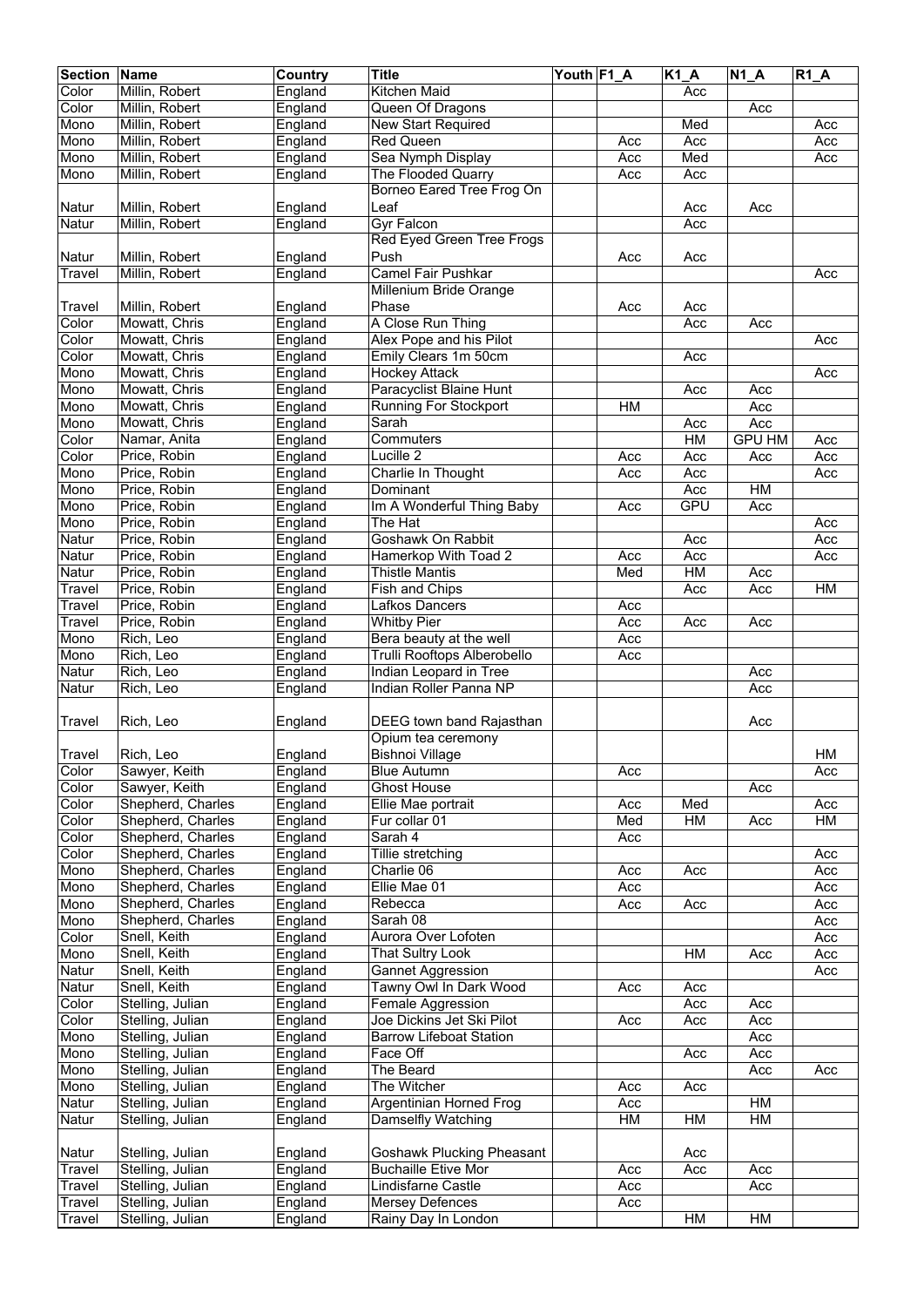| Section | Name | Country | Title | Youth | F1_A | K1_A | N1_A | R1_A |
|---|---|---|---|---|---|---|---|---|
| Color | Millin, Robert | England | Kitchen Maid | | | Acc | | |
| Color | Millin, Robert | England | Queen Of Dragons | | | | Acc | |
| Mono | Millin, Robert | England | New Start Required | | | Med | | Acc |
| Mono | Millin, Robert | England | Red Queen | | Acc | Acc | | Acc |
| Mono | Millin, Robert | England | Sea Nymph Display | | Acc | Med | | Acc |
| Mono | Millin, Robert | England | The Flooded Quarry | | Acc | Acc | | |
| Natur | Millin, Robert | England | Borneo Eared Tree Frog On Leaf | | | Acc | Acc | |
| Natur | Millin, Robert | England | Gyr Falcon | | | Acc | | |
| Natur | Millin, Robert | England | Red Eyed Green Tree Frogs Push | | Acc | Acc | | |
| Travel | Millin, Robert | England | Camel Fair Pushkar | | | | | Acc |
| Travel | Millin, Robert | England | Millenium Bride Orange Phase | | Acc | Acc | | |
| Color | Mowatt, Chris | England | A Close Run Thing | | | Acc | Acc | |
| Color | Mowatt, Chris | England | Alex Pope and his Pilot | | | | | Acc |
| Color | Mowatt, Chris | England | Emily Clears 1m 50cm | | | Acc | | |
| Mono | Mowatt, Chris | England | Hockey Attack | | | | | Acc |
| Mono | Mowatt, Chris | England | Paracyclist Blaine Hunt | | | Acc | Acc | |
| Mono | Mowatt, Chris | England | Running For Stockport | | HM | | Acc | |
| Mono | Mowatt, Chris | England | Sarah | | | Acc | Acc | |
| Color | Namar, Anita | England | Commuters | | | HM | GPU HM | Acc |
| Color | Price, Robin | England | Lucille 2 | | Acc | Acc | Acc | Acc |
| Mono | Price, Robin | England | Charlie In Thought | | Acc | Acc | | Acc |
| Mono | Price, Robin | England | Dominant | | | Acc | HM | |
| Mono | Price, Robin | England | Im A Wonderful Thing Baby | | Acc | GPU | Acc | |
| Mono | Price, Robin | England | The Hat | | | | | Acc |
| Natur | Price, Robin | England | Goshawk On Rabbit | | | Acc | | Acc |
| Natur | Price, Robin | England | Hamerkop With Toad 2 | | Acc | Acc | | Acc |
| Natur | Price, Robin | England | Thistle Mantis | | Med | HM | Acc | |
| Travel | Price, Robin | England | Fish and Chips | | | Acc | Acc | HM |
| Travel | Price, Robin | England | Lafkos Dancers | | Acc | | | |
| Travel | Price, Robin | England | Whitby Pier | | Acc | Acc | Acc | |
| Mono | Rich, Leo | England | Bera beauty at the well | | Acc | | | |
| Mono | Rich, Leo | England | Trulli Rooftops Alberobello | | Acc | | | |
| Natur | Rich, Leo | England | Indian Leopard in Tree | | | | Acc | |
| Natur | Rich, Leo | England | Indian Roller Panna NP | | | | Acc | |
| Travel | Rich, Leo | England | DEEG town band Rajasthan | | | | Acc | |
| Travel | Rich, Leo | England | Opium tea ceremony Bishnoi Village | | | | | HM |
| Color | Sawyer, Keith | England | Blue Autumn | | Acc | | | Acc |
| Color | Sawyer, Keith | England | Ghost House | | | | Acc | |
| Color | Shepherd, Charles | England | Ellie Mae portrait | | Acc | Med | | Acc |
| Color | Shepherd, Charles | England | Fur collar 01 | | Med | HM | Acc | HM |
| Color | Shepherd, Charles | England | Sarah 4 | | Acc | | | |
| Color | Shepherd, Charles | England | Tillie stretching | | | | | Acc |
| Mono | Shepherd, Charles | England | Charlie 06 | | Acc | Acc | | Acc |
| Mono | Shepherd, Charles | England | Ellie Mae 01 | | Acc | | | Acc |
| Mono | Shepherd, Charles | England | Rebecca | | Acc | Acc | | Acc |
| Mono | Shepherd, Charles | England | Sarah 08 | | | | | Acc |
| Color | Snell, Keith | England | Aurora Over Lofoten | | | | | Acc |
| Mono | Snell, Keith | England | That Sultry Look | | | HM | Acc | Acc |
| Natur | Snell, Keith | England | Gannet Aggression | | | | | Acc |
| Natur | Snell, Keith | England | Tawny Owl In Dark Wood | | Acc | Acc | | |
| Color | Stelling, Julian | England | Female Aggression | | | Acc | Acc | |
| Color | Stelling, Julian | England | Joe Dickins Jet Ski Pilot | | Acc | Acc | Acc | |
| Mono | Stelling, Julian | England | Barrow Lifeboat Station | | | | Acc | |
| Mono | Stelling, Julian | England | Face Off | | | Acc | Acc | |
| Mono | Stelling, Julian | England | The Beard | | | | Acc | Acc |
| Mono | Stelling, Julian | England | The Witcher | | Acc | Acc | | |
| Natur | Stelling, Julian | England | Argentinian Horned Frog | | Acc | | HM | |
| Natur | Stelling, Julian | England | Damselfly Watching | | HM | HM | HM | |
| Natur | Stelling, Julian | England | Goshawk Plucking Pheasant | | | Acc | | |
| Travel | Stelling, Julian | England | Buchaille Etive Mor | | Acc | Acc | Acc | |
| Travel | Stelling, Julian | England | Lindisfarne Castle | | Acc | | Acc | |
| Travel | Stelling, Julian | England | Mersey Defences | | Acc | | | |
| Travel | Stelling, Julian | England | Rainy Day In London | | | HM | HM | |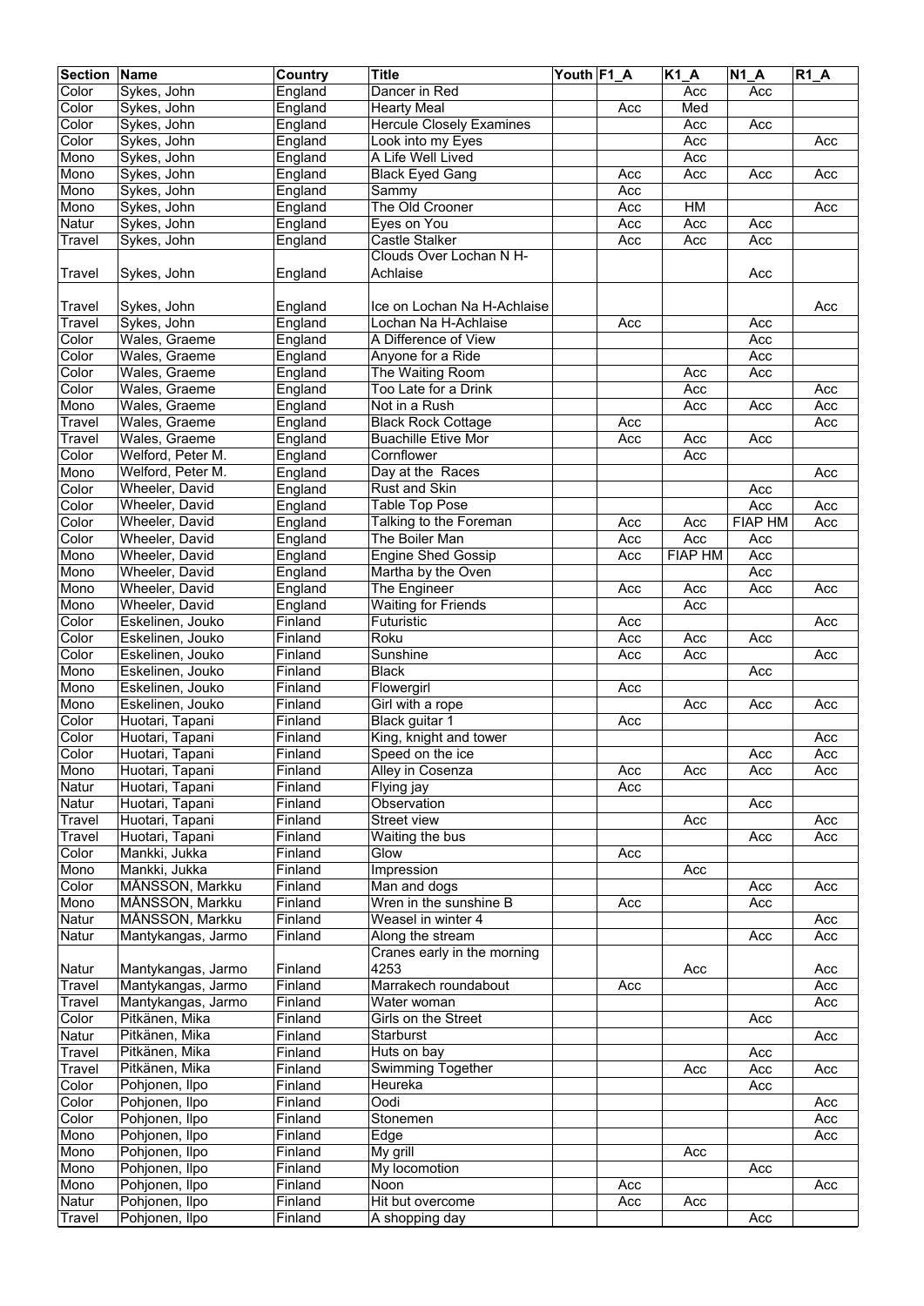| Section | Name | Country | Title | Youth | F1_A | K1_A | N1_A | R1_A |
|---|---|---|---|---|---|---|---|---|
| Color | Sykes, John | England | Dancer in Red | | | Acc | Acc | |
| Color | Sykes, John | England | Hearty Meal | | Acc | Med | | |
| Color | Sykes, John | England | Hercule Closely Examines | | | Acc | Acc | |
| Color | Sykes, John | England | Look into my Eyes | | | Acc | | Acc |
| Mono | Sykes, John | England | A Life Well Lived | | | Acc | | |
| Mono | Sykes, John | England | Black Eyed Gang | | Acc | Acc | Acc | Acc |
| Mono | Sykes, John | England | Sammy | | Acc | | | |
| Mono | Sykes, John | England | The Old Crooner | | Acc | HM | | Acc |
| Natur | Sykes, John | England | Eyes on You | | Acc | Acc | Acc | |
| Travel | Sykes, John | England | Castle Stalker | | Acc | Acc | Acc | |
| Travel | Sykes, John | England | Clouds Over Lochan N H-Achlaise | | | | Acc | |
| Travel | Sykes, John | England | Ice on Lochan Na H-Achlaise | | | | | Acc |
| Travel | Sykes, John | England | Lochan Na H-Achlaise | | Acc | | Acc | |
| Color | Wales, Graeme | England | A Difference of View | | | | Acc | |
| Color | Wales, Graeme | England | Anyone for a Ride | | | | Acc | |
| Color | Wales, Graeme | England | The Waiting Room | | | Acc | Acc | |
| Color | Wales, Graeme | England | Too Late for a Drink | | | Acc | | Acc |
| Mono | Wales, Graeme | England | Not in a Rush | | | Acc | Acc | Acc |
| Travel | Wales, Graeme | England | Black Rock Cottage | | Acc | | | Acc |
| Travel | Wales, Graeme | England | Buachille Etive Mor | | Acc | Acc | Acc | |
| Color | Welford, Peter M. | England | Cornflower | | | Acc | | |
| Mono | Welford, Peter M. | England | Day at the Races | | | | | Acc |
| Color | Wheeler, David | England | Rust and Skin | | | | Acc | |
| Color | Wheeler, David | England | Table Top Pose | | | | Acc | Acc |
| Color | Wheeler, David | England | Talking to the Foreman | | Acc | Acc | FIAP HM | Acc |
| Color | Wheeler, David | England | The Boiler Man | | Acc | Acc | Acc | |
| Mono | Wheeler, David | England | Engine Shed Gossip | | Acc | FIAP HM | Acc | |
| Mono | Wheeler, David | England | Martha by the Oven | | | | Acc | |
| Mono | Wheeler, David | England | The Engineer | | Acc | Acc | Acc | Acc |
| Mono | Wheeler, David | England | Waiting for Friends | | | Acc | | |
| Color | Eskelinen, Jouko | Finland | Futuristic | | Acc | | | Acc |
| Color | Eskelinen, Jouko | Finland | Roku | | Acc | Acc | Acc | |
| Color | Eskelinen, Jouko | Finland | Sunshine | | Acc | Acc | | Acc |
| Mono | Eskelinen, Jouko | Finland | Black | | | | Acc | |
| Mono | Eskelinen, Jouko | Finland | Flowergirl | | Acc | | | |
| Mono | Eskelinen, Jouko | Finland | Girl with a rope | | | Acc | Acc | Acc |
| Color | Huotari, Tapani | Finland | Black guitar 1 | | Acc | | | |
| Color | Huotari, Tapani | Finland | King, knight and tower | | | | | Acc |
| Color | Huotari, Tapani | Finland | Speed on the ice | | | | Acc | Acc |
| Mono | Huotari, Tapani | Finland | Alley in Cosenza | | Acc | Acc | Acc | Acc |
| Natur | Huotari, Tapani | Finland | Flying jay | | Acc | | | |
| Natur | Huotari, Tapani | Finland | Observation | | | | Acc | |
| Travel | Huotari, Tapani | Finland | Street view | | | Acc | | Acc |
| Travel | Huotari, Tapani | Finland | Waiting the bus | | | | Acc | Acc |
| Color | Mankki, Jukka | Finland | Glow | | Acc | | | |
| Mono | Mankki, Jukka | Finland | Impression | | | Acc | | |
| Color | MÅNSSON, Markku | Finland | Man and dogs | | | | Acc | Acc |
| Mono | MÅNSSON, Markku | Finland | Wren in the sunshine B | | Acc | | Acc | |
| Natur | MÅNSSON, Markku | Finland | Weasel in winter 4 | | | | | Acc |
| Natur | Mantykangas, Jarmo | Finland | Along the stream | | | | Acc | Acc |
| Natur | Mantykangas, Jarmo | Finland | Cranes early in the morning 4253 | | | Acc | | Acc |
| Travel | Mantykangas, Jarmo | Finland | Marrakech roundabout | | Acc | | | Acc |
| Travel | Mantykangas, Jarmo | Finland | Water woman | | | | | Acc |
| Color | Pitkänen, Mika | Finland | Girls on the Street | | | | Acc | |
| Natur | Pitkänen, Mika | Finland | Starburst | | | | | Acc |
| Travel | Pitkänen, Mika | Finland | Huts on bay | | | | Acc | |
| Travel | Pitkänen, Mika | Finland | Swimming Together | | | Acc | Acc | Acc |
| Color | Pohjonen, Ilpo | Finland | Heureka | | | | Acc | |
| Color | Pohjonen, Ilpo | Finland | Oodi | | | | | Acc |
| Color | Pohjonen, Ilpo | Finland | Stonemen | | | | | Acc |
| Mono | Pohjonen, Ilpo | Finland | Edge | | | | | Acc |
| Mono | Pohjonen, Ilpo | Finland | My grill | | | Acc | | |
| Mono | Pohjonen, Ilpo | Finland | My locomotion | | | | Acc | |
| Mono | Pohjonen, Ilpo | Finland | Noon | | Acc | | | Acc |
| Natur | Pohjonen, Ilpo | Finland | Hit but overcome | | Acc | Acc | | |
| Travel | Pohjonen, Ilpo | Finland | A shopping day | | | | Acc | |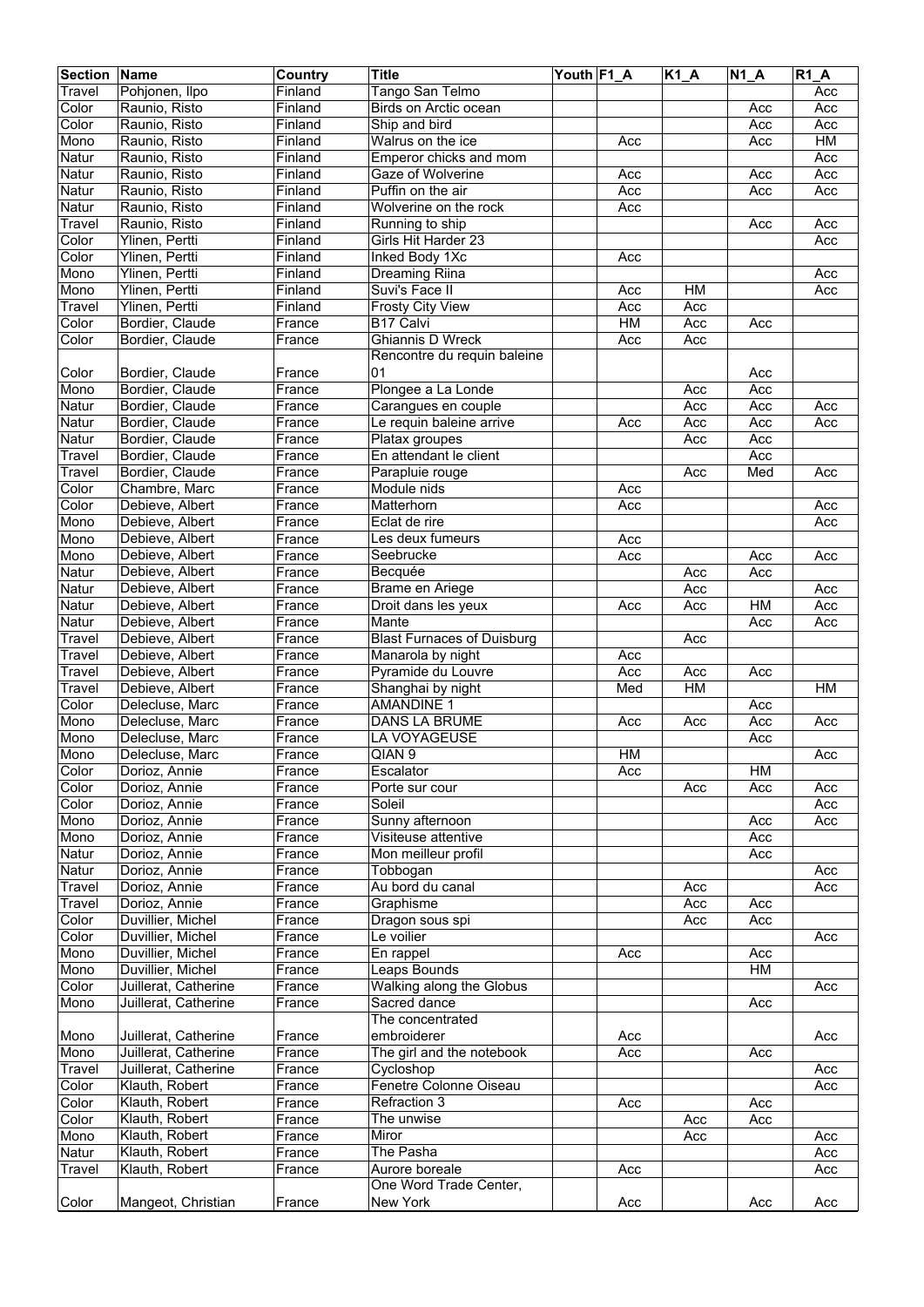| Section | Name | Country | Title | Youth | F1_A | K1_A | N1_A | R1_A |
|---|---|---|---|---|---|---|---|---|
| Travel | Pohjonen, Ilpo | Finland | Tango San Telmo | | | | | Acc |
| Color | Raunio, Risto | Finland | Birds on Arctic ocean | | | | Acc | Acc |
| Color | Raunio, Risto | Finland | Ship and bird | | | | Acc | Acc |
| Mono | Raunio, Risto | Finland | Walrus on the ice | | Acc | | Acc | HM |
| Natur | Raunio, Risto | Finland | Emperor chicks and mom | | | | | Acc |
| Natur | Raunio, Risto | Finland | Gaze of Wolverine | | Acc | | Acc | Acc |
| Natur | Raunio, Risto | Finland | Puffin on the air | | Acc | | Acc | Acc |
| Natur | Raunio, Risto | Finland | Wolverine on the rock | | Acc | | | |
| Travel | Raunio, Risto | Finland | Running to ship | | | | Acc | Acc |
| Color | Ylinen, Pertti | Finland | Girls Hit Harder 23 | | | | | Acc |
| Color | Ylinen, Pertti | Finland | Inked Body 1Xc | | Acc | | | |
| Mono | Ylinen, Pertti | Finland | Dreaming Riina | | | | | Acc |
| Mono | Ylinen, Pertti | Finland | Suvi's Face II | | Acc | HM | | Acc |
| Travel | Ylinen, Pertti | Finland | Frosty City View | | Acc | Acc | | |
| Color | Bordier, Claude | France | B17 Calvi | | HM | Acc | Acc | |
| Color | Bordier, Claude | France | Ghiannis D Wreck | | Acc | Acc | | |
| Color | Bordier, Claude | France | Rencontre du requin baleine 01 | | | | Acc | |
| Mono | Bordier, Claude | France | Plongee a La Londe | | | Acc | Acc | |
| Natur | Bordier, Claude | France | Carangues en couple | | | Acc | Acc | Acc |
| Natur | Bordier, Claude | France | Le requin baleine arrive | | Acc | Acc | Acc | Acc |
| Natur | Bordier, Claude | France | Platax groupes | | | Acc | Acc | |
| Travel | Bordier, Claude | France | En attendant le client | | | | Acc | |
| Travel | Bordier, Claude | France | Parapluie rouge | | | Acc | Med | Acc |
| Color | Chambre, Marc | France | Module nids | | Acc | | | |
| Color | Debieve, Albert | France | Matterhorn | | Acc | | | Acc |
| Mono | Debieve, Albert | France | Eclat de rire | | | | | Acc |
| Mono | Debieve, Albert | France | Les deux fumeurs | | Acc | | | |
| Mono | Debieve, Albert | France | Seebrucke | | Acc | | Acc | Acc |
| Natur | Debieve, Albert | France | Becquée | | | Acc | Acc | |
| Natur | Debieve, Albert | France | Brame en Ariege | | | Acc | | Acc |
| Natur | Debieve, Albert | France | Droit dans les yeux | | Acc | Acc | HM | Acc |
| Natur | Debieve, Albert | France | Mante | | | | Acc | Acc |
| Travel | Debieve, Albert | France | Blast Furnaces of Duisburg | | | Acc | | |
| Travel | Debieve, Albert | France | Manarola by night | | Acc | | | |
| Travel | Debieve, Albert | France | Pyramide du Louvre | | Acc | Acc | Acc | |
| Travel | Debieve, Albert | France | Shanghai by night | | Med | HM | | HM |
| Color | Delecluse, Marc | France | AMANDINE 1 | | | | Acc | |
| Mono | Delecluse, Marc | France | DANS LA BRUME | | Acc | Acc | Acc | Acc |
| Mono | Delecluse, Marc | France | LA VOYAGEUSE | | | | Acc | |
| Mono | Delecluse, Marc | France | QIAN 9 | | HM | | | Acc |
| Color | Dorioz, Annie | France | Escalator | | Acc | | HM | |
| Color | Dorioz, Annie | France | Porte sur cour | | | Acc | Acc | Acc |
| Color | Dorioz, Annie | France | Soleil | | | | | Acc |
| Mono | Dorioz, Annie | France | Sunny afternoon | | | | Acc | Acc |
| Mono | Dorioz, Annie | France | Visiteuse attentive | | | | Acc | |
| Natur | Dorioz, Annie | France | Mon meilleur profil | | | | Acc | |
| Natur | Dorioz, Annie | France | Tobbogan | | | | | Acc |
| Travel | Dorioz, Annie | France | Au bord du canal | | | Acc | | Acc |
| Travel | Dorioz, Annie | France | Graphisme | | | Acc | Acc | |
| Color | Duvillier, Michel | France | Dragon sous spi | | | Acc | Acc | |
| Color | Duvillier, Michel | France | Le voilier | | | | | Acc |
| Mono | Duvillier, Michel | France | En rappel | | Acc | | Acc | |
| Mono | Duvillier, Michel | France | Leaps Bounds | | | | HM | |
| Color | Juillerat, Catherine | France | Walking along the Globus | | | | | Acc |
| Mono | Juillerat, Catherine | France | Sacred dance | | | | Acc | |
| Mono | Juillerat, Catherine | France | The concentrated embroiderer | | Acc | | | Acc |
| Mono | Juillerat, Catherine | France | The girl and the notebook | | Acc | | Acc | |
| Travel | Juillerat, Catherine | France | Cycloshop | | | | | Acc |
| Color | Klauth, Robert | France | Fenetre Colonne Oiseau | | | | | Acc |
| Color | Klauth, Robert | France | Refraction 3 | | Acc | | Acc | |
| Color | Klauth, Robert | France | The unwise | | | Acc | Acc | |
| Mono | Klauth, Robert | France | Miror | | | Acc | | Acc |
| Natur | Klauth, Robert | France | The Pasha | | | | | Acc |
| Travel | Klauth, Robert | France | Aurore boreale | | Acc | | | Acc |
| Color | Mangeot, Christian | France | One Word Trade Center, New York | | Acc | | Acc | Acc |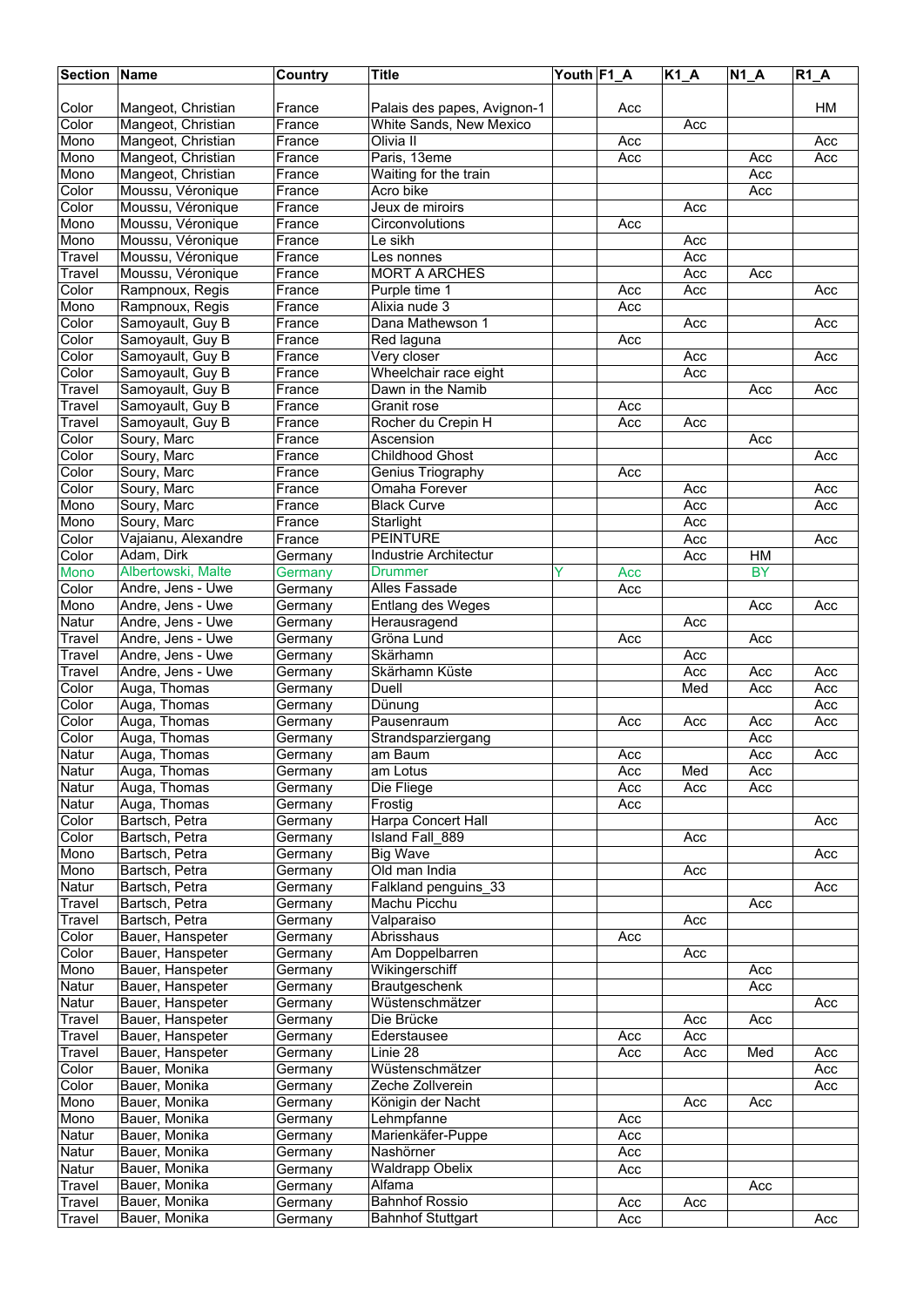| Section | Name | Country | Title | Youth | F1_A | K1_A | N1_A | R1_A |
|---|---|---|---|---|---|---|---|---|
| Color | Mangeot, Christian | France | Palais des papes, Avignon-1 | | Acc | | | HM |
| Color | Mangeot, Christian | France | White Sands, New Mexico | | | Acc | | |
| Mono | Mangeot, Christian | France | Olivia II | | Acc | | | Acc |
| Mono | Mangeot, Christian | France | Paris, 13eme | | Acc | | Acc | Acc |
| Mono | Mangeot, Christian | France | Waiting for the train | | | | Acc | |
| Color | Moussu, Véronique | France | Acro bike | | | | Acc | |
| Color | Moussu, Véronique | France | Jeux de miroirs | | | Acc | | |
| Mono | Moussu, Véronique | France | Circonvolutions | | Acc | | | |
| Mono | Moussu, Véronique | France | Le sikh | | | Acc | | |
| Travel | Moussu, Véronique | France | Les nonnes | | | Acc | | |
| Travel | Moussu, Véronique | France | MORT A ARCHES | | | Acc | Acc | |
| Color | Rampnoux, Regis | France | Purple time 1 | | Acc | Acc | | Acc |
| Mono | Rampnoux, Regis | France | Alixia nude 3 | | Acc | | | |
| Color | Samoyault, Guy B | France | Dana Mathewson 1 | | | Acc | | Acc |
| Color | Samoyault, Guy B | France | Red laguna | | Acc | | | |
| Color | Samoyault, Guy B | France | Very closer | | | Acc | | Acc |
| Color | Samoyault, Guy B | France | Wheelchair race eight | | | Acc | | |
| Travel | Samoyault, Guy B | France | Dawn in the Namib | | | | Acc | Acc |
| Travel | Samoyault, Guy B | France | Granit rose | | Acc | | | |
| Travel | Samoyault, Guy B | France | Rocher du Crepin H | | Acc | Acc | | |
| Color | Soury, Marc | France | Ascension | | | | Acc | |
| Color | Soury, Marc | France | Childhood Ghost | | | | | Acc |
| Color | Soury, Marc | France | Genius Triography | | Acc | | | |
| Color | Soury, Marc | France | Omaha Forever | | | Acc | | Acc |
| Mono | Soury, Marc | France | Black Curve | | | Acc | | Acc |
| Mono | Soury, Marc | France | Starlight | | | Acc | | |
| Color | Vajaianu, Alexandre | France | PEINTURE | | | Acc | | Acc |
| Color | Adam, Dirk | Germany | Industrie Architectur | | | Acc | HM | |
| Mono | Albertowski, Malte | Germany | Drummer | Y | Acc | | BY | |
| Color | Andre, Jens - Uwe | Germany | Alles Fassade | | Acc | | | |
| Mono | Andre, Jens - Uwe | Germany | Entlang des Weges | | | | Acc | Acc |
| Natur | Andre, Jens - Uwe | Germany | Herausragend | | | Acc | | |
| Travel | Andre, Jens - Uwe | Germany | Gröna Lund | | Acc | | Acc | |
| Travel | Andre, Jens - Uwe | Germany | Skärhamn | | | Acc | | |
| Travel | Andre, Jens - Uwe | Germany | Skärhamn Küste | | | Acc | Acc | Acc |
| Color | Auga, Thomas | Germany | Duell | | | Med | Acc | Acc |
| Color | Auga, Thomas | Germany | Dünung | | | | | Acc |
| Color | Auga, Thomas | Germany | Pausenraum | | Acc | Acc | Acc | Acc |
| Color | Auga, Thomas | Germany | Strandsparziergang | | | | Acc | |
| Natur | Auga, Thomas | Germany | am Baum | | Acc | | Acc | Acc |
| Natur | Auga, Thomas | Germany | am Lotus | | Acc | Med | Acc | |
| Natur | Auga, Thomas | Germany | Die Fliege | | Acc | Acc | Acc | |
| Natur | Auga, Thomas | Germany | Frostig | | Acc | | | |
| Color | Bartsch, Petra | Germany | Harpa Concert Hall | | | | | Acc |
| Color | Bartsch, Petra | Germany | Island Fall_889 | | | Acc | | |
| Mono | Bartsch, Petra | Germany | Big Wave | | | | | Acc |
| Mono | Bartsch, Petra | Germany | Old man India | | | Acc | | |
| Natur | Bartsch, Petra | Germany | Falkland penguins_33 | | | | | Acc |
| Travel | Bartsch, Petra | Germany | Machu Picchu | | | | Acc | |
| Travel | Bartsch, Petra | Germany | Valparaiso | | | Acc | | |
| Color | Bauer, Hanspeter | Germany | Abrisshaus | | Acc | | | |
| Color | Bauer, Hanspeter | Germany | Am Doppelbarren | | | Acc | | |
| Mono | Bauer, Hanspeter | Germany | Wikingerschiff | | | | Acc | |
| Natur | Bauer, Hanspeter | Germany | Brautgeschenk | | | | Acc | |
| Natur | Bauer, Hanspeter | Germany | Wüstenschmätzer | | | | | Acc |
| Travel | Bauer, Hanspeter | Germany | Die Brücke | | | Acc | Acc | |
| Travel | Bauer, Hanspeter | Germany | Ederstausee | | Acc | Acc | | |
| Travel | Bauer, Hanspeter | Germany | Linie 28 | | Acc | Acc | Med | Acc |
| Color | Bauer, Monika | Germany | Wüstenschmätzer | | | | | Acc |
| Color | Bauer, Monika | Germany | Zeche Zollverein | | | | | Acc |
| Mono | Bauer, Monika | Germany | Königin der Nacht | | | Acc | Acc | |
| Mono | Bauer, Monika | Germany | Lehmpfanne | | Acc | | | |
| Natur | Bauer, Monika | Germany | Marienkäfer-Puppe | | Acc | | | |
| Natur | Bauer, Monika | Germany | Nashörner | | Acc | | | |
| Natur | Bauer, Monika | Germany | Waldrapp Obelix | | Acc | | | |
| Travel | Bauer, Monika | Germany | Alfama | | | | Acc | |
| Travel | Bauer, Monika | Germany | Bahnhof Rossio | | Acc | Acc | | |
| Travel | Bauer, Monika | Germany | Bahnhof Stuttgart | | Acc | | | Acc |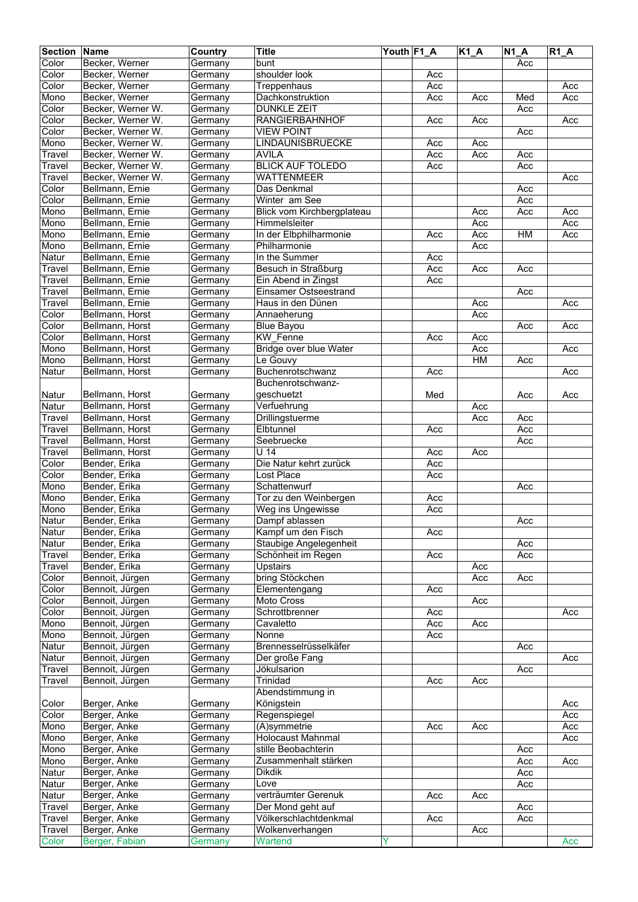| Section | Name | Country | Title | Youth | F1_A | K1_A | N1_A | R1_A |
|---|---|---|---|---|---|---|---|---|
| Color | Becker, Werner | Germany | bunt | | | | Acc | |
| Color | Becker, Werner | Germany | shoulder look | | Acc | | | |
| Color | Becker, Werner | Germany | Treppenhaus | | Acc | | | Acc |
| Mono | Becker, Werner | Germany | Dachkonstruktion | | Acc | Acc | Med | Acc |
| Color | Becker, Werner W. | Germany | DUNKLE ZEIT | | | | Acc | |
| Color | Becker, Werner W. | Germany | RANGIERBAHNHOF | | Acc | Acc | | Acc |
| Color | Becker, Werner W. | Germany | VIEW POINT | | | | Acc | |
| Mono | Becker, Werner W. | Germany | LINDAUNISBRUECKE | | Acc | Acc | | |
| Travel | Becker, Werner W. | Germany | AVILA | | Acc | Acc | Acc | |
| Travel | Becker, Werner W. | Germany | BLICK AUF TOLEDO | | Acc | | Acc | |
| Travel | Becker, Werner W. | Germany | WATTENMEER | | | | | Acc |
| Color | Bellmann, Ernie | Germany | Das Denkmal | | | | Acc | |
| Color | Bellmann, Ernie | Germany | Winter am See | | | | Acc | |
| Mono | Bellmann, Ernie | Germany | Blick vom Kirchbergplateau | | | Acc | Acc | Acc |
| Mono | Bellmann, Ernie | Germany | Himmelsleiter | | | Acc | | Acc |
| Mono | Bellmann, Ernie | Germany | In der Elbphilharmonie | | Acc | Acc | HM | Acc |
| Mono | Bellmann, Ernie | Germany | Philharmonie | | | Acc | | |
| Natur | Bellmann, Ernie | Germany | In the Summer | | Acc | | | |
| Travel | Bellmann, Ernie | Germany | Besuch in Straßburg | | Acc | Acc | Acc | |
| Travel | Bellmann, Ernie | Germany | Ein Abend in Zingst | | Acc | | | |
| Travel | Bellmann, Ernie | Germany | Einsamer Ostseestrand | | | | Acc | |
| Travel | Bellmann, Ernie | Germany | Haus in den Dünen | | | Acc | | Acc |
| Color | Bellmann, Horst | Germany | Annaeherung | | | Acc | | |
| Color | Bellmann, Horst | Germany | Blue Bayou | | | | Acc | Acc |
| Color | Bellmann, Horst | Germany | KW_Fenne | | Acc | Acc | | |
| Mono | Bellmann, Horst | Germany | Bridge over blue Water | | | Acc | | Acc |
| Mono | Bellmann, Horst | Germany | Le Gouvy | | | HM | Acc | |
| Natur | Bellmann, Horst | Germany | Buchenrotschwanz | | Acc | | | Acc |
| Natur | Bellmann, Horst | Germany | Buchenrotschwanz-geschuetzt | | Med | | Acc | Acc |
| Natur | Bellmann, Horst | Germany | Verfuehrung | | | Acc | | |
| Travel | Bellmann, Horst | Germany | Drillingstuerme | | | Acc | Acc | |
| Travel | Bellmann, Horst | Germany | Elbtunnel | | Acc | | Acc | |
| Travel | Bellmann, Horst | Germany | Seebruecke | | | | Acc | |
| Travel | Bellmann, Horst | Germany | U 14 | | Acc | Acc | | |
| Color | Bender, Erika | Germany | Die Natur kehrt zurück | | Acc | | | |
| Color | Bender, Erika | Germany | Lost Place | | Acc | | | |
| Mono | Bender, Erika | Germany | Schattenwurf | | | | Acc | |
| Mono | Bender, Erika | Germany | Tor zu den Weinbergen | | Acc | | | |
| Mono | Bender, Erika | Germany | Weg ins Ungewisse | | Acc | | | |
| Natur | Bender, Erika | Germany | Dampf ablassen | | | | Acc | |
| Natur | Bender, Erika | Germany | Kampf um den Fisch | | Acc | | | |
| Natur | Bender, Erika | Germany | Staubige Angelegenheit | | | | Acc | |
| Travel | Bender, Erika | Germany | Schönheit im Regen | | Acc | | Acc | |
| Travel | Bender, Erika | Germany | Upstairs | | | Acc | | |
| Color | Bennoit, Jürgen | Germany | bring Stöckchen | | | Acc | Acc | |
| Color | Bennoit, Jürgen | Germany | Elementengang | | Acc | | | |
| Color | Bennoit, Jürgen | Germany | Moto Cross | | | Acc | | |
| Color | Bennoit, Jürgen | Germany | Schrottbrenner | | Acc | | | Acc |
| Mono | Bennoit, Jürgen | Germany | Cavaletto | | Acc | Acc | | |
| Mono | Bennoit, Jürgen | Germany | Nonne | | Acc | | | |
| Natur | Bennoit, Jürgen | Germany | Brennesselrüsselkäfer | | | | Acc | |
| Natur | Bennoit, Jürgen | Germany | Der große Fang | | | | | Acc |
| Travel | Bennoit, Jürgen | Germany | Jökulsarion | | | | Acc | |
| Travel | Bennoit, Jürgen | Germany | Trinidad | | Acc | Acc | | |
| Color | Berger, Anke | Germany | Abendstimmung in Königstein | | | | | Acc |
| Color | Berger, Anke | Germany | Regenspiegel | | | | | Acc |
| Mono | Berger, Anke | Germany | (A)symmetrie | | Acc | Acc | | Acc |
| Mono | Berger, Anke | Germany | Holocaust Mahnmal | | | | | Acc |
| Mono | Berger, Anke | Germany | stille Beobachterin | | | | Acc | |
| Mono | Berger, Anke | Germany | Zusammenhalt stärken | | | | Acc | Acc |
| Natur | Berger, Anke | Germany | Dikdik | | | | Acc | |
| Natur | Berger, Anke | Germany | Love | | | | Acc | |
| Natur | Berger, Anke | Germany | verträumter Gerenuk | | Acc | Acc | | |
| Travel | Berger, Anke | Germany | Der Mond geht auf | | | | Acc | |
| Travel | Berger, Anke | Germany | Völkerschlachtdenkmal | | Acc | | Acc | |
| Travel | Berger, Anke | Germany | Wolkenverhangen | | | Acc | | |
| Color | Berger, Fabian | Germany | Wartend | Y | | | | Acc |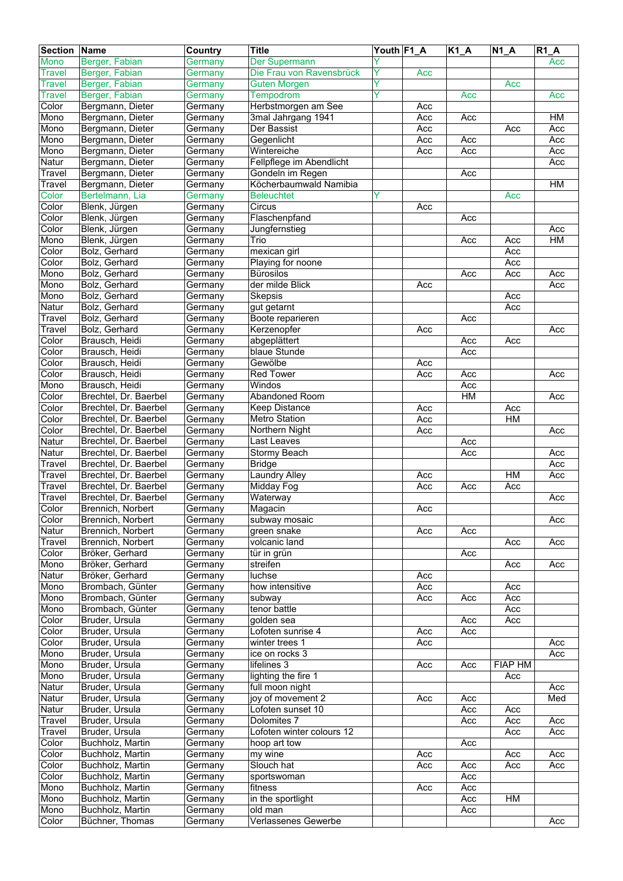| Section | Name | Country | Title | Youth | F1_A | K1_A | N1_A | R1_A |
|---|---|---|---|---|---|---|---|---|
| Mono | Berger, Fabian | Germany | Der Supermann | Y | | | | Acc |
| Travel | Berger, Fabian | Germany | Die Frau von Ravensbrück | Y | Acc | | | |
| Travel | Berger, Fabian | Germany | Guten Morgen | Y | | | Acc | |
| Travel | Berger, Fabian | Germany | Tempodrom | Y | | Acc | | Acc |
| Color | Bergmann, Dieter | Germany | Herbstmorgen am See | | Acc | | | |
| Mono | Bergmann, Dieter | Germany | 3mal Jahrgang 1941 | | Acc | Acc | | HM |
| Mono | Bergmann, Dieter | Germany | Der Bassist | | Acc | | Acc | Acc |
| Mono | Bergmann, Dieter | Germany | Gegenlicht | | Acc | Acc | | Acc |
| Mono | Bergmann, Dieter | Germany | Wintereiche | | Acc | Acc | | Acc |
| Natur | Bergmann, Dieter | Germany | Fellpflege im Abendlicht | | | | | Acc |
| Travel | Bergmann, Dieter | Germany | Gondeln im Regen | | | Acc | | |
| Travel | Bergmann, Dieter | Germany | Köcherbaumwald Namibia | | | | | HM |
| Color | Bertelmann, Lia | Germany | Beleuchtet | Y | | | Acc | |
| Color | Blenk, Jürgen | Germany | Circus | | Acc | | | |
| Color | Blenk, Jürgen | Germany | Flaschenpfand | | | Acc | | |
| Color | Blenk, Jürgen | Germany | Jungfernstieg | | | | | Acc |
| Mono | Blenk, Jürgen | Germany | Trio | | | Acc | Acc | HM |
| Color | Bolz, Gerhard | Germany | mexican girl | | | | Acc | |
| Color | Bolz, Gerhard | Germany | Playing for noone | | | | Acc | |
| Mono | Bolz, Gerhard | Germany | Bürosilos | | | Acc | Acc | Acc |
| Mono | Bolz, Gerhard | Germany | der milde Blick | | Acc | | | Acc |
| Mono | Bolz, Gerhard | Germany | Skepsis | | | | Acc | |
| Natur | Bolz, Gerhard | Germany | gut getarnt | | | | Acc | |
| Travel | Bolz, Gerhard | Germany | Boote reparieren | | | Acc | | |
| Travel | Bolz, Gerhard | Germany | Kerzenopfer | | Acc | | | Acc |
| Color | Brausch, Heidi | Germany | abgeplättert | | | Acc | Acc | |
| Color | Brausch, Heidi | Germany | blaue Stunde | | | Acc | | |
| Color | Brausch, Heidi | Germany | Gewölbe | | Acc | | | |
| Color | Brausch, Heidi | Germany | Red Tower | | Acc | Acc | | Acc |
| Mono | Brausch, Heidi | Germany | Windos | | | Acc | | |
| Color | Brechtel, Dr. Baerbel | Germany | Abandoned Room | | | HM | | Acc |
| Color | Brechtel, Dr. Baerbel | Germany | Keep Distance | | Acc | | Acc | |
| Color | Brechtel, Dr. Baerbel | Germany | Metro Station | | Acc | | HM | |
| Color | Brechtel, Dr. Baerbel | Germany | Northern Night | | Acc | | | Acc |
| Natur | Brechtel, Dr. Baerbel | Germany | Last Leaves | | | Acc | | |
| Natur | Brechtel, Dr. Baerbel | Germany | Stormy Beach | | | Acc | | Acc |
| Travel | Brechtel, Dr. Baerbel | Germany | Bridge | | | | | Acc |
| Travel | Brechtel, Dr. Baerbel | Germany | Laundry Alley | | Acc | | HM | Acc |
| Travel | Brechtel, Dr. Baerbel | Germany | Midday Fog | | Acc | Acc | Acc | |
| Travel | Brechtel, Dr. Baerbel | Germany | Waterway | | | | | Acc |
| Color | Brennich, Norbert | Germany | Magacin | | Acc | | | |
| Color | Brennich, Norbert | Germany | subway mosaic | | | | | Acc |
| Natur | Brennich, Norbert | Germany | green snake | | Acc | Acc | | |
| Travel | Brennich, Norbert | Germany | volcanic land | | | | Acc | Acc |
| Color | Bröker, Gerhard | Germany | tür in grün | | | Acc | | |
| Mono | Bröker, Gerhard | Germany | streifen | | | | Acc | Acc |
| Natur | Bröker, Gerhard | Germany | luchse | | Acc | | | |
| Mono | Brombach, Günter | Germany | how intensitive | | Acc | | Acc | |
| Mono | Brombach, Günter | Germany | subway | | Acc | Acc | Acc | |
| Mono | Brombach, Günter | Germany | tenor battle | | | | Acc | |
| Color | Bruder, Ursula | Germany | golden sea | | | Acc | Acc | |
| Color | Bruder, Ursula | Germany | Lofoten sunrise 4 | | Acc | Acc | | |
| Color | Bruder, Ursula | Germany | winter trees 1 | | Acc | | | Acc |
| Mono | Bruder, Ursula | Germany | ice on rocks 3 | | | | | Acc |
| Mono | Bruder, Ursula | Germany | lifelines 3 | | Acc | Acc | FIAP HM | |
| Mono | Bruder, Ursula | Germany | lighting the fire 1 | | | | Acc | |
| Natur | Bruder, Ursula | Germany | full moon night | | | | | Acc |
| Natur | Bruder, Ursula | Germany | joy of movement 2 | | Acc | Acc | | Med |
| Natur | Bruder, Ursula | Germany | Lofoten sunset 10 | | | Acc | Acc | |
| Travel | Bruder, Ursula | Germany | Dolomites 7 | | | Acc | Acc | Acc |
| Travel | Bruder, Ursula | Germany | Lofoten winter colours 12 | | | | Acc | Acc |
| Color | Buchholz, Martin | Germany | hoop art tow | | | Acc | | |
| Color | Buchholz, Martin | Germany | my wine | | Acc | | Acc | Acc |
| Color | Buchholz, Martin | Germany | Slouch hat | | Acc | Acc | Acc | Acc |
| Color | Buchholz, Martin | Germany | sportswoman | | | Acc | | |
| Mono | Buchholz, Martin | Germany | fitness | | Acc | Acc | | |
| Mono | Buchholz, Martin | Germany | in the sportlight | | | Acc | HM | |
| Mono | Buchholz, Martin | Germany | old man | | | Acc | | |
| Color | Büchner, Thomas | Germany | Verlassenes Gewerbe | | | | | Acc |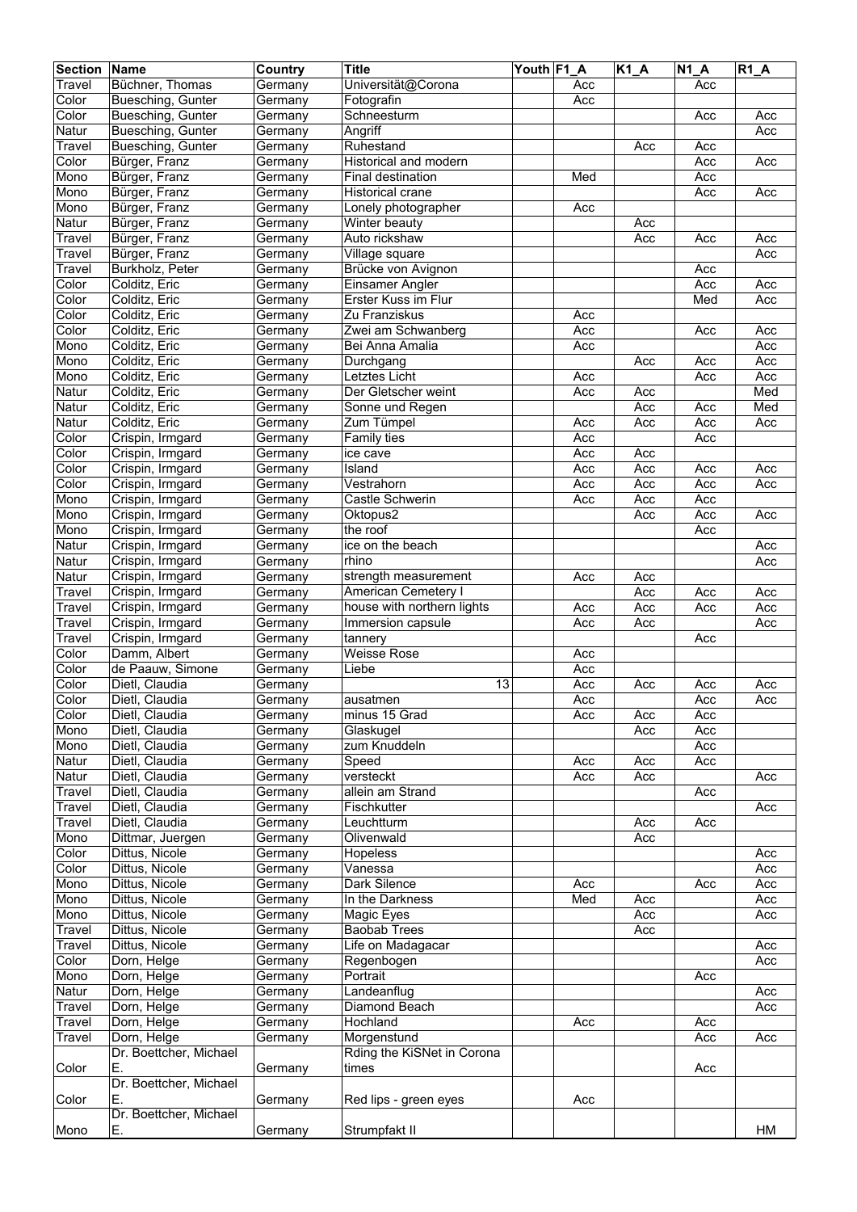| Section | Name | Country | Title | Youth | F1_A | K1_A | N1_A | R1_A |
|---|---|---|---|---|---|---|---|---|
| Travel | Büchner, Thomas | Germany | Universität@Corona | | Acc | | Acc | |
| Color | Buesching, Gunter | Germany | Fotografin | | Acc | | | |
| Color | Buesching, Gunter | Germany | Schneesturm | | | | Acc | Acc |
| Natur | Buesching, Gunter | Germany | Angriff | | | | | Acc |
| Travel | Buesching, Gunter | Germany | Ruhestand | | | Acc | Acc | |
| Color | Bürger, Franz | Germany | Historical and modern | | | | Acc | Acc |
| Mono | Bürger, Franz | Germany | Final destination | | Med | | Acc | |
| Mono | Bürger, Franz | Germany | Historical crane | | | | Acc | Acc |
| Mono | Bürger, Franz | Germany | Lonely photographer | | Acc | | | |
| Natur | Bürger, Franz | Germany | Winter beauty | | | Acc | | |
| Travel | Bürger, Franz | Germany | Auto rickshaw | | | Acc | Acc | Acc |
| Travel | Bürger, Franz | Germany | Village square | | | | | Acc |
| Travel | Burkholz, Peter | Germany | Brücke von Avignon | | | | Acc | |
| Color | Colditz, Eric | Germany | Einsamer Angler | | | | Acc | Acc |
| Color | Colditz, Eric | Germany | Erster Kuss im Flur | | | | Med | Acc |
| Color | Colditz, Eric | Germany | Zu Franziskus | | Acc | | | |
| Color | Colditz, Eric | Germany | Zwei am Schwanberg | | Acc | | Acc | Acc |
| Mono | Colditz, Eric | Germany | Bei Anna Amalia | | Acc | | | Acc |
| Mono | Colditz, Eric | Germany | Durchgang | | | Acc | Acc | Acc |
| Mono | Colditz, Eric | Germany | Letztes Licht | | Acc | | Acc | Acc |
| Natur | Colditz, Eric | Germany | Der Gletscher weint | | Acc | Acc | | Med |
| Natur | Colditz, Eric | Germany | Sonne und Regen | | | Acc | Acc | Med |
| Natur | Colditz, Eric | Germany | Zum Tümpel | | Acc | Acc | Acc | Acc |
| Color | Crispin, Irmgard | Germany | Family ties | | Acc | | Acc | |
| Color | Crispin, Irmgard | Germany | ice cave | | Acc | Acc | | |
| Color | Crispin, Irmgard | Germany | Island | | Acc | Acc | Acc | Acc |
| Color | Crispin, Irmgard | Germany | Vestrahorn | | Acc | Acc | Acc | Acc |
| Mono | Crispin, Irmgard | Germany | Castle Schwerin | | Acc | Acc | Acc | |
| Mono | Crispin, Irmgard | Germany | Oktopus2 | | | Acc | Acc | Acc |
| Mono | Crispin, Irmgard | Germany | the roof | | | | Acc | |
| Natur | Crispin, Irmgard | Germany | ice on the beach | | | | | Acc |
| Natur | Crispin, Irmgard | Germany | rhino | | | | | Acc |
| Natur | Crispin, Irmgard | Germany | strength measurement | | Acc | Acc | | |
| Travel | Crispin, Irmgard | Germany | American Cemetery I | | | Acc | Acc | Acc |
| Travel | Crispin, Irmgard | Germany | house with northern lights | | Acc | Acc | Acc | Acc |
| Travel | Crispin, Irmgard | Germany | Immersion capsule | | Acc | Acc | | Acc |
| Travel | Crispin, Irmgard | Germany | tannery | | | | Acc | |
| Color | Damm, Albert | Germany | Weisse Rose | | Acc | | | |
| Color | de Paauw, Simone | Germany | Liebe | | Acc | | | |
| Color | Dietl, Claudia | Germany | 13 | | Acc | Acc | Acc | Acc |
| Color | Dietl, Claudia | Germany | ausatmen | | Acc | | Acc | Acc |
| Color | Dietl, Claudia | Germany | minus 15 Grad | | Acc | Acc | Acc | |
| Mono | Dietl, Claudia | Germany | Glaskugel | | | Acc | Acc | |
| Mono | Dietl, Claudia | Germany | zum Knuddeln | | | | Acc | |
| Natur | Dietl, Claudia | Germany | Speed | | Acc | Acc | Acc | |
| Natur | Dietl, Claudia | Germany | versteckt | | Acc | Acc | | Acc |
| Travel | Dietl, Claudia | Germany | allein am Strand | | | | Acc | |
| Travel | Dietl, Claudia | Germany | Fischkutter | | | | | Acc |
| Travel | Dietl, Claudia | Germany | Leuchtturm | | | Acc | Acc | |
| Mono | Dittmar, Juergen | Germany | Olivenwald | | | Acc | | |
| Color | Dittus, Nicole | Germany | Hopeless | | | | | Acc |
| Color | Dittus, Nicole | Germany | Vanessa | | | | | Acc |
| Mono | Dittus, Nicole | Germany | Dark Silence | | Acc | | Acc | Acc |
| Mono | Dittus, Nicole | Germany | In the Darkness | | Med | Acc | | Acc |
| Mono | Dittus, Nicole | Germany | Magic Eyes | | | Acc | | Acc |
| Travel | Dittus, Nicole | Germany | Baobab Trees | | | Acc | | |
| Travel | Dittus, Nicole | Germany | Life on Madagacar | | | | | Acc |
| Color | Dorn, Helge | Germany | Regenbogen | | | | | Acc |
| Mono | Dorn, Helge | Germany | Portrait | | | | Acc | |
| Natur | Dorn, Helge | Germany | Landeanflug | | | | | Acc |
| Travel | Dorn, Helge | Germany | Diamond Beach | | | | | Acc |
| Travel | Dorn, Helge | Germany | Hochland | | Acc | | Acc | |
| Travel | Dorn, Helge | Germany | Morgenstund | | | | Acc | Acc |
| Color | Dr. Boettcher, Michael E. | Germany | Rding the KiSNet in Corona times | | | | Acc | |
| Color | Dr. Boettcher, Michael E. | Germany | Red lips - green eyes | | Acc | | | |
| Mono | Dr. Boettcher, Michael E. | Germany | Strumpfakt II | | | | | HM |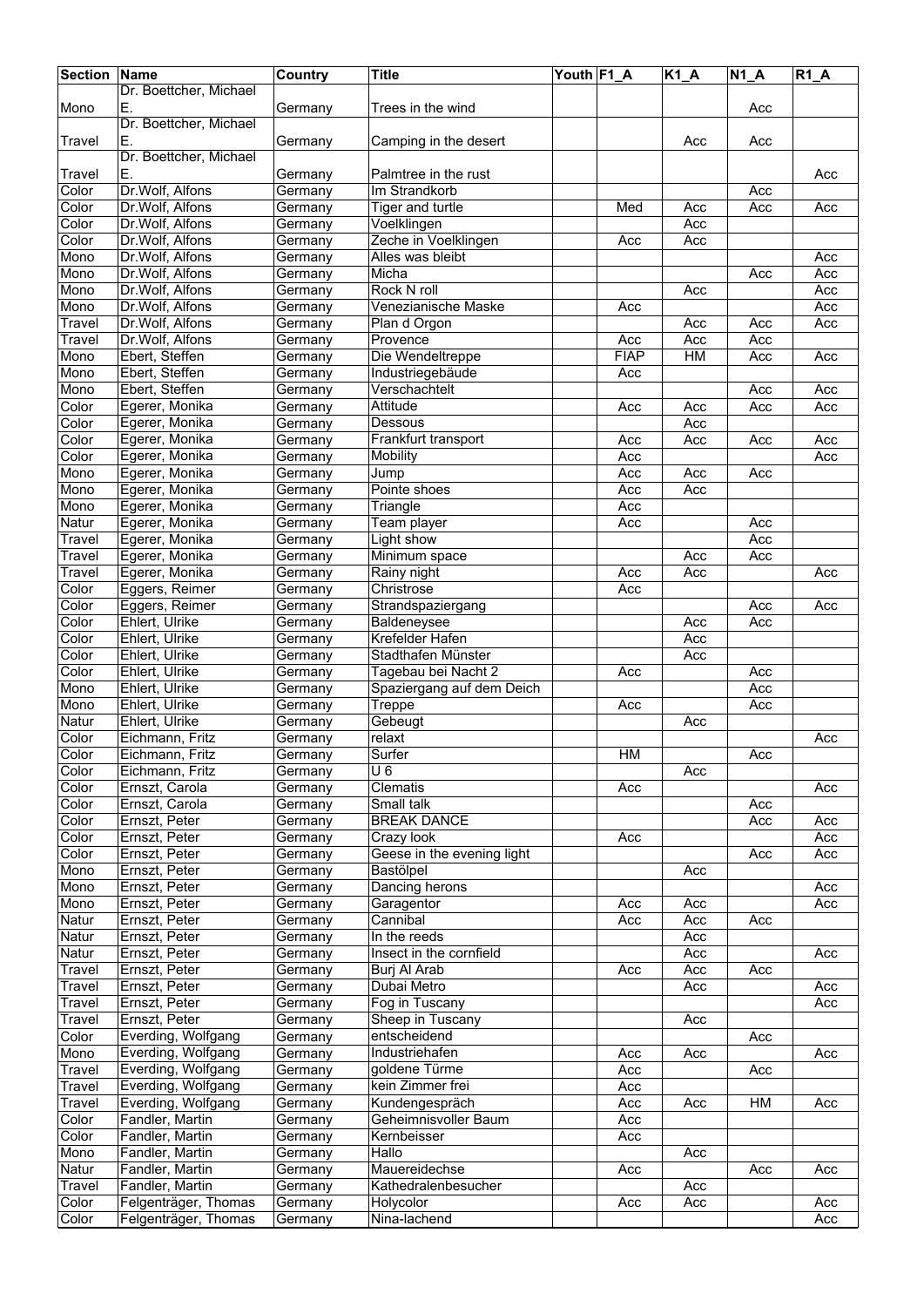| Section | Name | Country | Title | Youth | F1_A | K1_A | N1_A | R1_A |
|---|---|---|---|---|---|---|---|---|
| Mono | Dr. Boettcher, Michael E. | Germany | Trees in the wind | | | | Acc | |
| Travel | Dr. Boettcher, Michael E. | Germany | Camping in the desert | | | Acc | Acc | |
| Travel | Dr. Boettcher, Michael E. | Germany | Palmtree in the rust | | | | | Acc |
| Color | Dr.Wolf, Alfons | Germany | Im Strandkorb | | | | Acc | |
| Color | Dr.Wolf, Alfons | Germany | Tiger and turtle | | Med | Acc | Acc | Acc |
| Color | Dr.Wolf, Alfons | Germany | Voelklingen | | | Acc | | |
| Color | Dr.Wolf, Alfons | Germany | Zeche in Voelklingen | | Acc | Acc | | |
| Mono | Dr.Wolf, Alfons | Germany | Alles was bleibt | | | | | Acc |
| Mono | Dr.Wolf, Alfons | Germany | Micha | | | | Acc | Acc |
| Mono | Dr.Wolf, Alfons | Germany | Rock N roll | | | Acc | | Acc |
| Mono | Dr.Wolf, Alfons | Germany | Venezianische Maske | | Acc | | | Acc |
| Travel | Dr.Wolf, Alfons | Germany | Plan d Orgon | | | Acc | Acc | Acc |
| Travel | Dr.Wolf, Alfons | Germany | Provence | | Acc | Acc | Acc | |
| Mono | Ebert, Steffen | Germany | Die Wendeltreppe | | FIAP | HM | Acc | Acc |
| Mono | Ebert, Steffen | Germany | Industriegebäude | | Acc | | | |
| Mono | Ebert, Steffen | Germany | Verschachtelt | | | | Acc | Acc |
| Color | Egerer, Monika | Germany | Attitude | | Acc | Acc | Acc | Acc |
| Color | Egerer, Monika | Germany | Dessous | | | Acc | | |
| Color | Egerer, Monika | Germany | Frankfurt transport | | Acc | Acc | Acc | Acc |
| Color | Egerer, Monika | Germany | Mobility | | Acc | | | Acc |
| Mono | Egerer, Monika | Germany | Jump | | Acc | Acc | Acc | |
| Mono | Egerer, Monika | Germany | Pointe shoes | | Acc | Acc | | |
| Mono | Egerer, Monika | Germany | Triangle | | Acc | | | |
| Natur | Egerer, Monika | Germany | Team player | | Acc | | Acc | |
| Travel | Egerer, Monika | Germany | Light show | | | | Acc | |
| Travel | Egerer, Monika | Germany | Minimum space | | | Acc | Acc | |
| Travel | Egerer, Monika | Germany | Rainy night | | Acc | Acc | | Acc |
| Color | Eggers, Reimer | Germany | Christrose | | Acc | | | |
| Color | Eggers, Reimer | Germany | Strandspaziergang | | | | Acc | Acc |
| Color | Ehlert, Ulrike | Germany | Baldeneysee | | | Acc | Acc | |
| Color | Ehlert, Ulrike | Germany | Krefelder Hafen | | | Acc | | |
| Color | Ehlert, Ulrike | Germany | Stadthafen Münster | | | Acc | | |
| Color | Ehlert, Ulrike | Germany | Tagebau bei Nacht 2 | | Acc | | Acc | |
| Mono | Ehlert, Ulrike | Germany | Spaziergang auf dem Deich | | | | Acc | |
| Mono | Ehlert, Ulrike | Germany | Treppe | | Acc | | Acc | |
| Natur | Ehlert, Ulrike | Germany | Gebeugt | | | Acc | | |
| Color | Eichmann, Fritz | Germany | relaxt | | | | | Acc |
| Color | Eichmann, Fritz | Germany | Surfer | | HM | | Acc | |
| Color | Eichmann, Fritz | Germany | U 6 | | | Acc | | |
| Color | Ernszt, Carola | Germany | Clematis | | Acc | | | Acc |
| Color | Ernszt, Carola | Germany | Small talk | | | | Acc | |
| Color | Ernszt, Peter | Germany | BREAK DANCE | | | | Acc | Acc |
| Color | Ernszt, Peter | Germany | Crazy look | | Acc | | | Acc |
| Color | Ernszt, Peter | Germany | Geese in the evening light | | | | Acc | Acc |
| Mono | Ernszt, Peter | Germany | Bastölpel | | | Acc | | |
| Mono | Ernszt, Peter | Germany | Dancing herons | | | | | Acc |
| Mono | Ernszt, Peter | Germany | Garagentor | | Acc | Acc | | Acc |
| Natur | Ernszt, Peter | Germany | Cannibal | | Acc | Acc | Acc | |
| Natur | Ernszt, Peter | Germany | In the reeds | | | Acc | | |
| Natur | Ernszt, Peter | Germany | Insect in the cornfield | | | Acc | | Acc |
| Travel | Ernszt, Peter | Germany | Burj Al Arab | | Acc | Acc | Acc | |
| Travel | Ernszt, Peter | Germany | Dubai Metro | | | Acc | | Acc |
| Travel | Ernszt, Peter | Germany | Fog in Tuscany | | | | | Acc |
| Travel | Ernszt, Peter | Germany | Sheep in Tuscany | | | Acc | | |
| Color | Everding, Wolfgang | Germany | entscheidend | | | | Acc | |
| Mono | Everding, Wolfgang | Germany | Industriehafen | | Acc | Acc | | Acc |
| Travel | Everding, Wolfgang | Germany | goldene Türme | | Acc | | Acc | |
| Travel | Everding, Wolfgang | Germany | kein Zimmer frei | | Acc | | | |
| Travel | Everding, Wolfgang | Germany | Kundengespräch | | Acc | Acc | HM | Acc |
| Color | Fandler, Martin | Germany | Geheimnisvoller Baum | | Acc | | | |
| Color | Fandler, Martin | Germany | Kernbeisser | | Acc | | | |
| Mono | Fandler, Martin | Germany | Hallo | | | Acc | | |
| Natur | Fandler, Martin | Germany | Mauereidechse | | Acc | | Acc | Acc |
| Travel | Fandler, Martin | Germany | Kathedralenbesucher | | | Acc | | |
| Color | Felgenträger, Thomas | Germany | Holycolor | | Acc | Acc | | Acc |
| Color | Felgenträger, Thomas | Germany | Nina-lachend | | | | | Acc |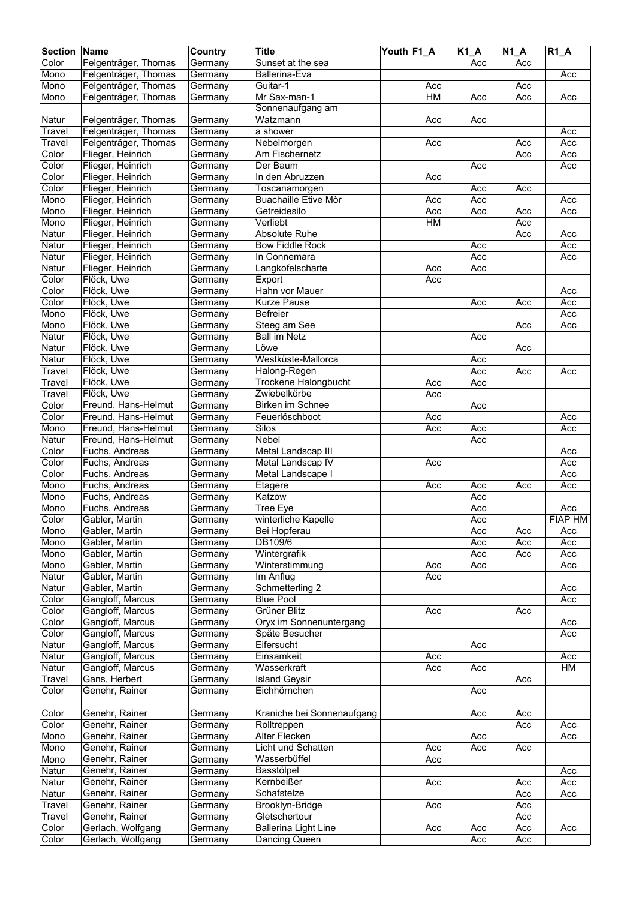| Section | Name | Country | Title | Youth | F1_A | K1_A | N1_A | R1_A |
|---|---|---|---|---|---|---|---|---|
| Color | Felgenträger, Thomas | Germany | Sunset at the sea | | | Acc | Acc | |
| Mono | Felgenträger, Thomas | Germany | Ballerina-Eva | | | | | Acc |
| Mono | Felgenträger, Thomas | Germany | Guitar-1 | | Acc | | Acc | |
| Mono | Felgenträger, Thomas | Germany | Mr Sax-man-1 | | HM | Acc | Acc | Acc |
| Natur | Felgenträger, Thomas | Germany | Sonnenaufgang am Watzmann | | Acc | Acc | | |
| Travel | Felgenträger, Thomas | Germany | a shower | | | | | Acc |
| Travel | Felgenträger, Thomas | Germany | Nebelmorgen | | Acc | | Acc | Acc |
| Color | Flieger, Heinrich | Germany | Am Fischernetz | | | | Acc | Acc |
| Color | Flieger, Heinrich | Germany | Der Baum | | | Acc | | Acc |
| Color | Flieger, Heinrich | Germany | In den Abruzzen | | Acc | | | |
| Color | Flieger, Heinrich | Germany | Toscanamorgen | | | Acc | Acc | |
| Mono | Flieger, Heinrich | Germany | Buachaille Etive Mòr | | Acc | Acc | | Acc |
| Mono | Flieger, Heinrich | Germany | Getreidesilo | | Acc | Acc | Acc | Acc |
| Mono | Flieger, Heinrich | Germany | Verliebt | | HM | | Acc | |
| Natur | Flieger, Heinrich | Germany | Absolute Ruhe | | | | Acc | Acc |
| Natur | Flieger, Heinrich | Germany | Bow Fiddle Rock | | | Acc | | Acc |
| Natur | Flieger, Heinrich | Germany | In Connemara | | | Acc | | Acc |
| Natur | Flieger, Heinrich | Germany | Langkofelscharte | | Acc | Acc | | |
| Color | Flöck, Uwe | Germany | Export | | Acc | | | |
| Color | Flöck, Uwe | Germany | Hahn vor Mauer | | | | | Acc |
| Color | Flöck, Uwe | Germany | Kurze Pause | | | Acc | Acc | Acc |
| Mono | Flöck, Uwe | Germany | Befreier | | | | | Acc |
| Mono | Flöck, Uwe | Germany | Steeg am See | | | | Acc | Acc |
| Natur | Flöck, Uwe | Germany | Ball im Netz | | | Acc | | |
| Natur | Flöck, Uwe | Germany | Löwe | | | | Acc | |
| Natur | Flöck, Uwe | Germany | Westküste-Mallorca | | | Acc | | |
| Travel | Flöck, Uwe | Germany | Halong-Regen | | | Acc | Acc | Acc |
| Travel | Flöck, Uwe | Germany | Trockene Halongbucht | | Acc | Acc | | |
| Travel | Flöck, Uwe | Germany | Zwiebelkörbe | | Acc | | | |
| Color | Freund, Hans-Helmut | Germany | Birken im Schnee | | | Acc | | |
| Color | Freund, Hans-Helmut | Germany | Feuerlöschboot | | Acc | | | Acc |
| Mono | Freund, Hans-Helmut | Germany | Silos | | Acc | Acc | | Acc |
| Natur | Freund, Hans-Helmut | Germany | Nebel | | | Acc | | |
| Color | Fuchs, Andreas | Germany | Metal Landscap III | | | | | Acc |
| Color | Fuchs, Andreas | Germany | Metal Landscap IV | | Acc | | | Acc |
| Color | Fuchs, Andreas | Germany | Metal Landscape I | | | | | Acc |
| Mono | Fuchs, Andreas | Germany | Etagere | | Acc | Acc | Acc | Acc |
| Mono | Fuchs, Andreas | Germany | Katzow | | | Acc | | |
| Mono | Fuchs, Andreas | Germany | Tree Eye | | | Acc | | Acc |
| Color | Gabler, Martin | Germany | winterliche Kapelle | | | Acc | | FIAP HM |
| Mono | Gabler, Martin | Germany | Bei Hopferau | | | Acc | Acc | Acc |
| Mono | Gabler, Martin | Germany | DB109/6 | | | Acc | Acc | Acc |
| Mono | Gabler, Martin | Germany | Wintergrafik | | | Acc | Acc | Acc |
| Mono | Gabler, Martin | Germany | Winterstimmung | | Acc | Acc | | Acc |
| Natur | Gabler, Martin | Germany | Im Anflug | | Acc | | | |
| Natur | Gabler, Martin | Germany | Schmetterling 2 | | | | | Acc |
| Color | Gangloff, Marcus | Germany | Blue Pool | | | | | Acc |
| Color | Gangloff, Marcus | Germany | Grüner Blitz | | Acc | | Acc | |
| Color | Gangloff, Marcus | Germany | Oryx im Sonnenuntergang | | | | | Acc |
| Color | Gangloff, Marcus | Germany | Späte Besucher | | | | | Acc |
| Natur | Gangloff, Marcus | Germany | Eifersucht | | | Acc | | |
| Natur | Gangloff, Marcus | Germany | Einsamkeit | | Acc | | | Acc |
| Natur | Gangloff, Marcus | Germany | Wasserkraft | | Acc | Acc | | HM |
| Travel | Gans, Herbert | Germany | Island Geysir | | | | Acc | |
| Color | Genehr, Rainer | Germany | Eichhörnchen | | | Acc | | |
| Color | Genehr, Rainer | Germany | Kraniche bei Sonnenaufgang | | | Acc | Acc | |
| Color | Genehr, Rainer | Germany | Rolltreppen | | | | Acc | Acc |
| Mono | Genehr, Rainer | Germany | Alter Flecken | | | Acc | | Acc |
| Mono | Genehr, Rainer | Germany | Licht und Schatten | | Acc | Acc | Acc | |
| Mono | Genehr, Rainer | Germany | Wasserbüffel | | Acc | | | |
| Natur | Genehr, Rainer | Germany | Basstölpel | | | | | Acc |
| Natur | Genehr, Rainer | Germany | Kernbeißer | | Acc | | Acc | Acc |
| Natur | Genehr, Rainer | Germany | Schafstelze | | | | Acc | Acc |
| Travel | Genehr, Rainer | Germany | Brooklyn-Bridge | | Acc | | Acc | |
| Travel | Genehr, Rainer | Germany | Gletschertour | | | | Acc | |
| Color | Gerlach, Wolfgang | Germany | Ballerina Light Line | | Acc | Acc | Acc | Acc |
| Color | Gerlach, Wolfgang | Germany | Dancing Queen | | | Acc | Acc | |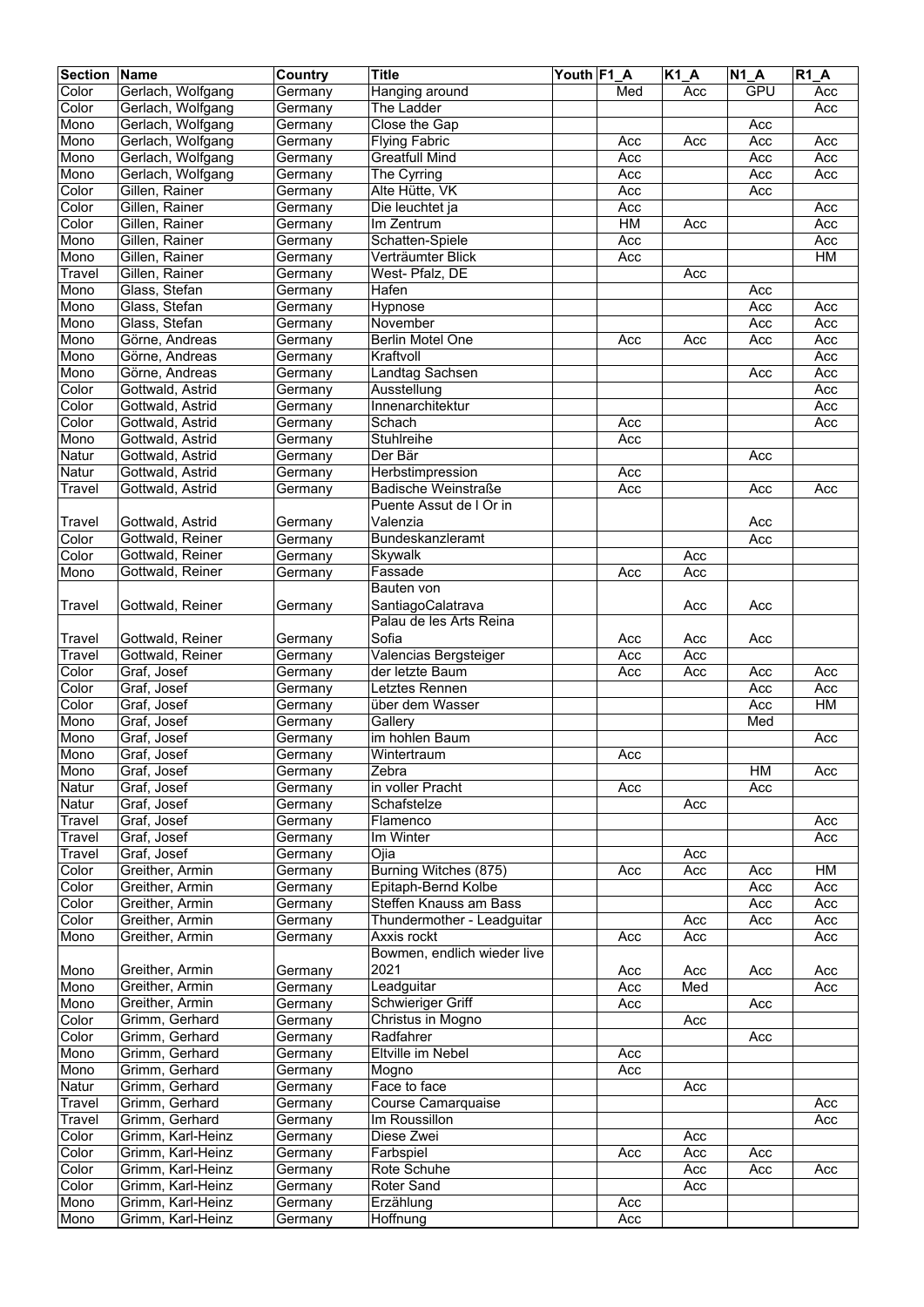| Section | Name | Country | Title | Youth | F1_A | K1_A | N1_A | R1_A |
|---|---|---|---|---|---|---|---|---|
| Color | Gerlach, Wolfgang | Germany | Hanging around | | Med | Acc | GPU | Acc |
| Color | Gerlach, Wolfgang | Germany | The Ladder | | | | | Acc |
| Mono | Gerlach, Wolfgang | Germany | Close the Gap | | | | Acc | |
| Mono | Gerlach, Wolfgang | Germany | Flying Fabric | | Acc | Acc | Acc | Acc |
| Mono | Gerlach, Wolfgang | Germany | Greatfull Mind | | Acc | | Acc | Acc |
| Mono | Gerlach, Wolfgang | Germany | The Cyrring | | Acc | | Acc | Acc |
| Color | Gillen, Rainer | Germany | Alte Hütte, VK | | Acc | | Acc | |
| Color | Gillen, Rainer | Germany | Die leuchtet ja | | Acc | | | Acc |
| Color | Gillen, Rainer | Germany | Im Zentrum | | HM | Acc | | Acc |
| Mono | Gillen, Rainer | Germany | Schatten-Spiele | | Acc | | | Acc |
| Mono | Gillen, Rainer | Germany | Verträumter Blick | | Acc | | | HM |
| Travel | Gillen, Rainer | Germany | West- Pfalz, DE | | | Acc | | |
| Mono | Glass, Stefan | Germany | Hafen | | | | Acc | |
| Mono | Glass, Stefan | Germany | Hypnose | | | | Acc | Acc |
| Mono | Glass, Stefan | Germany | November | | | | Acc | Acc |
| Mono | Görne, Andreas | Germany | Berlin Motel One | | Acc | Acc | Acc | Acc |
| Mono | Görne, Andreas | Germany | Kraftvoll | | | | | Acc |
| Mono | Görne, Andreas | Germany | Landtag Sachsen | | | | Acc | Acc |
| Color | Gottwald, Astrid | Germany | Ausstellung | | | | | Acc |
| Color | Gottwald, Astrid | Germany | Innenarchitektur | | | | | Acc |
| Color | Gottwald, Astrid | Germany | Schach | | Acc | | | Acc |
| Mono | Gottwald, Astrid | Germany | Stuhlreihe | | Acc | | | |
| Natur | Gottwald, Astrid | Germany | Der Bär | | | | Acc | |
| Natur | Gottwald, Astrid | Germany | Herbstimpression | | Acc | | | |
| Travel | Gottwald, Astrid | Germany | Badische Weinstraße | | Acc | | Acc | Acc |
| Travel | Gottwald, Astrid | Germany | Puente Assut de l Or in Valenzia | | | | Acc | |
| Color | Gottwald, Reiner | Germany | Bundeskanzleramt | | | | Acc | |
| Color | Gottwald, Reiner | Germany | Skywalk | | | Acc | | |
| Mono | Gottwald, Reiner | Germany | Fassade | | Acc | Acc | | |
| Travel | Gottwald, Reiner | Germany | Bauten von SantiagoCalatrava | | | Acc | Acc | |
| Travel | Gottwald, Reiner | Germany | Palau de les Arts Reina Sofia | | Acc | Acc | Acc | |
| Travel | Gottwald, Reiner | Germany | Valencias Bergsteiger | | Acc | Acc | | |
| Color | Graf, Josef | Germany | der letzte Baum | | Acc | Acc | Acc | Acc |
| Color | Graf, Josef | Germany | Letztes Rennen | | | | Acc | Acc |
| Color | Graf, Josef | Germany | über dem Wasser | | | | Acc | HM |
| Mono | Graf, Josef | Germany | Gallery | | | | Med | |
| Mono | Graf, Josef | Germany | im hohlen Baum | | | | | Acc |
| Mono | Graf, Josef | Germany | Wintertraum | | Acc | | | |
| Mono | Graf, Josef | Germany | Zebra | | | | HM | Acc |
| Natur | Graf, Josef | Germany | in voller Pracht | | Acc | | Acc | |
| Natur | Graf, Josef | Germany | Schafstelze | | | Acc | | |
| Travel | Graf, Josef | Germany | Flamenco | | | | | Acc |
| Travel | Graf, Josef | Germany | Im Winter | | | | | Acc |
| Travel | Graf, Josef | Germany | Ojia | | | Acc | | |
| Color | Greither, Armin | Germany | Burning Witches (875) | | Acc | Acc | Acc | HM |
| Color | Greither, Armin | Germany | Epitaph-Bernd Kolbe | | | | Acc | Acc |
| Color | Greither, Armin | Germany | Steffen Knauss am Bass | | | | Acc | Acc |
| Color | Greither, Armin | Germany | Thundermother - Leadguitar | | | Acc | Acc | Acc |
| Mono | Greither, Armin | Germany | Axxis rockt | | Acc | Acc | | Acc |
| Mono | Greither, Armin | Germany | Bowmen, endlich wieder live 2021 | | Acc | Acc | Acc | Acc |
| Mono | Greither, Armin | Germany | Leadguitar | | Acc | Med | | Acc |
| Mono | Greither, Armin | Germany | Schwieriger Griff | | Acc | | Acc | |
| Color | Grimm, Gerhard | Germany | Christus in Mogno | | | Acc | | |
| Color | Grimm, Gerhard | Germany | Radfahrer | | | | Acc | |
| Mono | Grimm, Gerhard | Germany | Eltville im Nebel | | Acc | | | |
| Mono | Grimm, Gerhard | Germany | Mogno | | Acc | | | |
| Natur | Grimm, Gerhard | Germany | Face to face | | | Acc | | |
| Travel | Grimm, Gerhard | Germany | Course Camarquaise | | | | | Acc |
| Travel | Grimm, Gerhard | Germany | Im Roussillon | | | | | Acc |
| Color | Grimm, Karl-Heinz | Germany | Diese Zwei | | | Acc | | |
| Color | Grimm, Karl-Heinz | Germany | Farbspiel | | Acc | Acc | Acc | |
| Color | Grimm, Karl-Heinz | Germany | Rote Schuhe | | | Acc | Acc | Acc |
| Color | Grimm, Karl-Heinz | Germany | Roter Sand | | | Acc | | |
| Mono | Grimm, Karl-Heinz | Germany | Erzählung | | Acc | | | |
| Mono | Grimm, Karl-Heinz | Germany | Hoffnung | | Acc | | | |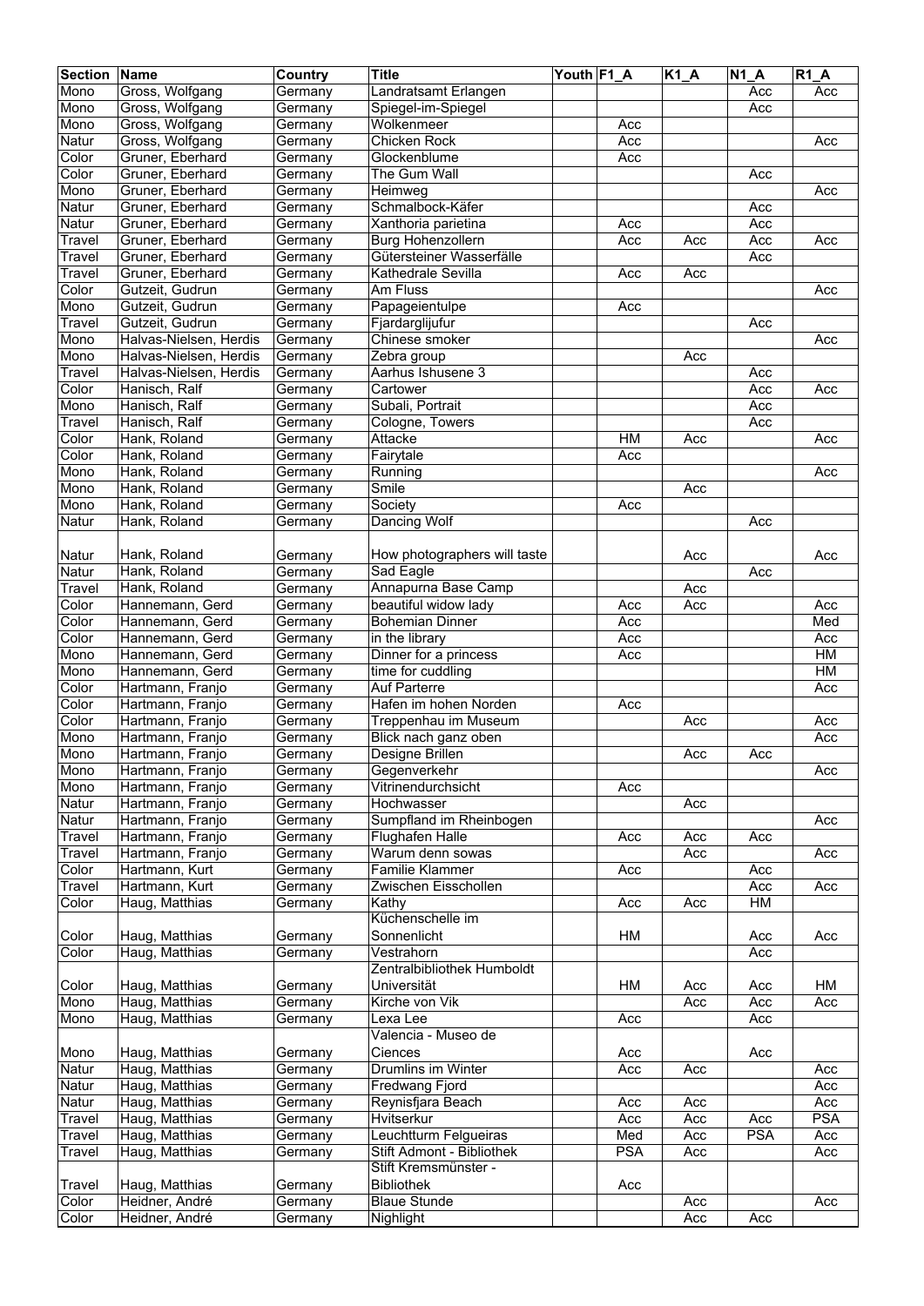| Section | Name | Country | Title | Youth | F1_A | K1_A | N1_A | R1_A |
|---|---|---|---|---|---|---|---|---|
| Mono | Gross, Wolfgang | Germany | Landratsamt Erlangen | | | | Acc | Acc |
| Mono | Gross, Wolfgang | Germany | Spiegel-im-Spiegel | | | | Acc | |
| Mono | Gross, Wolfgang | Germany | Wolkenmeer | | Acc | | | |
| Natur | Gross, Wolfgang | Germany | Chicken Rock | | Acc | | | Acc |
| Color | Gruner, Eberhard | Germany | Glockenblume | | Acc | | | |
| Color | Gruner, Eberhard | Germany | The Gum Wall | | | | Acc | |
| Mono | Gruner, Eberhard | Germany | Heimweg | | | | | Acc |
| Natur | Gruner, Eberhard | Germany | Schmalbock-Käfer | | | | Acc | |
| Natur | Gruner, Eberhard | Germany | Xanthoria parietina | | Acc | | Acc | |
| Travel | Gruner, Eberhard | Germany | Burg Hohenzollern | | Acc | Acc | Acc | Acc |
| Travel | Gruner, Eberhard | Germany | Gütersteiner Wasserfälle | | | | Acc | |
| Travel | Gruner, Eberhard | Germany | Kathedrale Sevilla | | Acc | Acc | | |
| Color | Gutzeit, Gudrun | Germany | Am Fluss | | | | | Acc |
| Mono | Gutzeit, Gudrun | Germany | Papageientulpe | | Acc | | | |
| Travel | Gutzeit, Gudrun | Germany | Fjardarglijufur | | | | Acc | |
| Mono | Halvas-Nielsen, Herdis | Germany | Chinese smoker | | | | | Acc |
| Mono | Halvas-Nielsen, Herdis | Germany | Zebra group | | | Acc | | |
| Travel | Halvas-Nielsen, Herdis | Germany | Aarhus Ishusene 3 | | | | Acc | |
| Color | Hanisch, Ralf | Germany | Cartower | | | | Acc | Acc |
| Mono | Hanisch, Ralf | Germany | Subali, Portrait | | | | Acc | |
| Travel | Hanisch, Ralf | Germany | Cologne, Towers | | | | Acc | |
| Color | Hank, Roland | Germany | Attacke | | HM | Acc | | Acc |
| Color | Hank, Roland | Germany | Fairytale | | Acc | | | |
| Mono | Hank, Roland | Germany | Running | | | | | Acc |
| Mono | Hank, Roland | Germany | Smile | | | Acc | | |
| Mono | Hank, Roland | Germany | Society | | Acc | | | |
| Natur | Hank, Roland | Germany | Dancing Wolf | | | | Acc | |
| Natur | Hank, Roland | Germany | How photographers will taste | | | Acc | | Acc |
| Natur | Hank, Roland | Germany | Sad Eagle | | | | Acc | |
| Travel | Hank, Roland | Germany | Annapurna Base Camp | | | Acc | | |
| Color | Hannemann, Gerd | Germany | beautiful widow lady | | Acc | Acc | | Acc |
| Color | Hannemann, Gerd | Germany | Bohemian Dinner | | Acc | | | Med |
| Color | Hannemann, Gerd | Germany | in the library | | Acc | | | Acc |
| Mono | Hannemann, Gerd | Germany | Dinner for a princess | | Acc | | | HM |
| Mono | Hannemann, Gerd | Germany | time for cuddling | | | | | HM |
| Color | Hartmann, Franjo | Germany | Auf Parterre | | | | | Acc |
| Color | Hartmann, Franjo | Germany | Hafen im hohen Norden | | Acc | | | |
| Color | Hartmann, Franjo | Germany | Treppenhau im Museum | | | Acc | | Acc |
| Mono | Hartmann, Franjo | Germany | Blick nach ganz oben | | | | | Acc |
| Mono | Hartmann, Franjo | Germany | Designe Brillen | | | Acc | Acc | |
| Mono | Hartmann, Franjo | Germany | Gegenverkehr | | | | | Acc |
| Mono | Hartmann, Franjo | Germany | Vitrinendurchsicht | | Acc | | | |
| Natur | Hartmann, Franjo | Germany | Hochwasser | | | Acc | | |
| Natur | Hartmann, Franjo | Germany | Sumpfland im Rheinbogen | | | | | Acc |
| Travel | Hartmann, Franjo | Germany | Flughafen Halle | | Acc | Acc | Acc | |
| Travel | Hartmann, Franjo | Germany | Warum denn sowas | | | Acc | | Acc |
| Color | Hartmann, Kurt | Germany | Familie Klammer | | Acc | | Acc | |
| Travel | Hartmann, Kurt | Germany | Zwischen Eisschollen | | | | Acc | Acc |
| Color | Haug, Matthias | Germany | Kathy | | Acc | Acc | HM | |
| Color | Haug, Matthias | Germany | Küchenschelle im Sonnenlicht | | HM | | Acc | Acc |
| Color | Haug, Matthias | Germany | Vestrahorn | | | | Acc | |
| Color | Haug, Matthias | Germany | Zentralbibliothek Humboldt Universität | | HM | Acc | Acc | HM |
| Mono | Haug, Matthias | Germany | Kirche von Vik | | | Acc | Acc | Acc |
| Mono | Haug, Matthias | Germany | Lexa Lee | | Acc | | Acc | |
| Mono | Haug, Matthias | Germany | Valencia - Museo de Ciences | | Acc | | Acc | |
| Natur | Haug, Matthias | Germany | Drumlins im Winter | | Acc | Acc | | Acc |
| Natur | Haug, Matthias | Germany | Fredwang Fjord | | | | | Acc |
| Natur | Haug, Matthias | Germany | Reynisfjara Beach | | Acc | Acc | | Acc |
| Travel | Haug, Matthias | Germany | Hvitserkur | | Acc | Acc | Acc | PSA |
| Travel | Haug, Matthias | Germany | Leuchtturm Felgueiras | | Med | Acc | PSA | Acc |
| Travel | Haug, Matthias | Germany | Stift Admont - Bibliothek | | PSA | Acc | | Acc |
| Travel | Haug, Matthias | Germany | Stift Kremsmünster - Bibliothek | | Acc | | | |
| Color | Heidner, André | Germany | Blaue Stunde | | | Acc | | Acc |
| Color | Heidner, André | Germany | Nighlight | | | Acc | Acc | |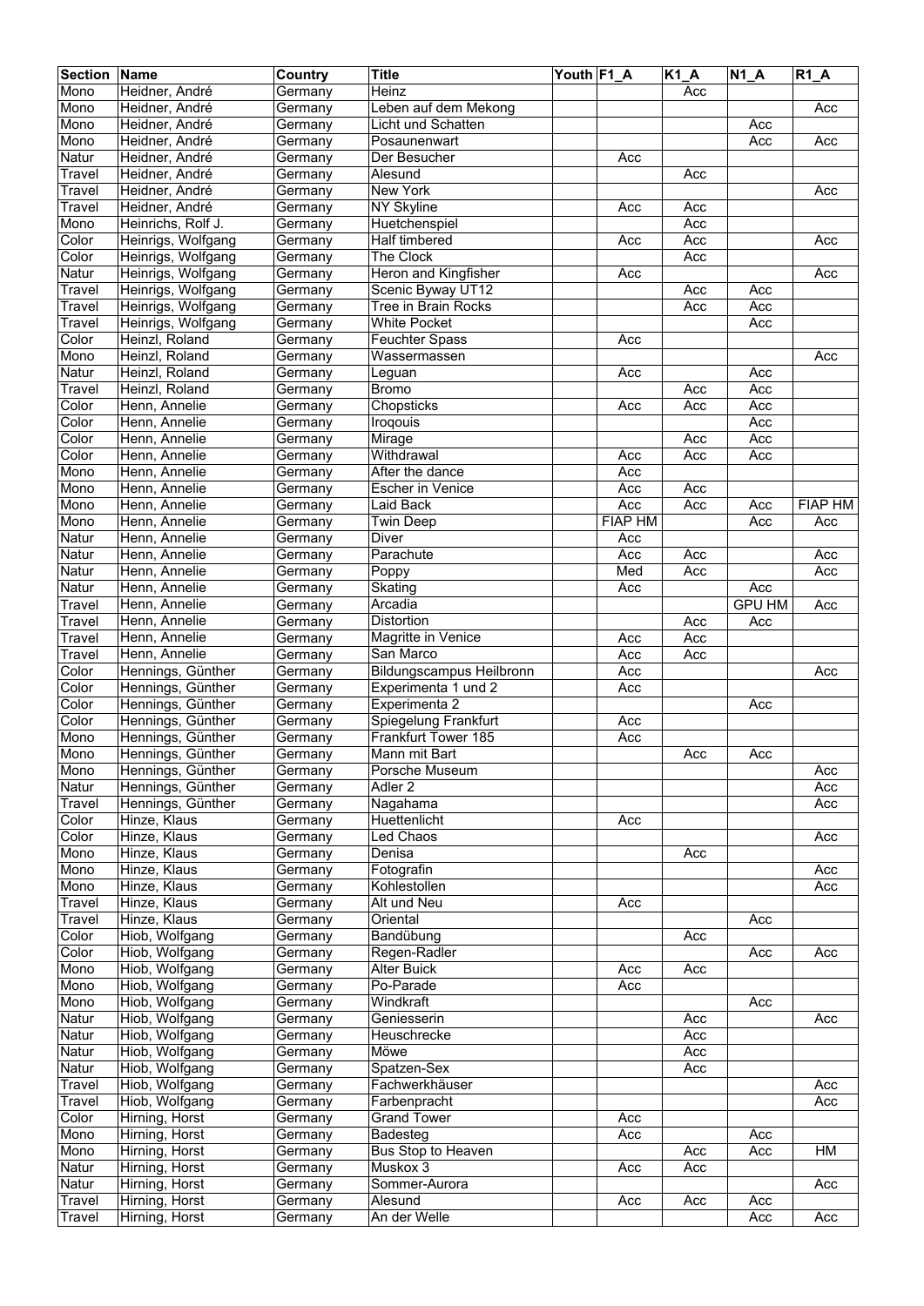| Section | Name | Country | Title | Youth | F1_A | K1_A | N1_A | R1_A |
|---|---|---|---|---|---|---|---|---|
| Mono | Heidner, André | Germany | Heinz | | | Acc | | |
| Mono | Heidner, André | Germany | Leben auf dem Mekong | | | | | Acc |
| Mono | Heidner, André | Germany | Licht und Schatten | | | | Acc | |
| Mono | Heidner, André | Germany | Posaunenwart | | | | Acc | Acc |
| Natur | Heidner, André | Germany | Der Besucher | | Acc | | | |
| Travel | Heidner, André | Germany | Alesund | | | Acc | | |
| Travel | Heidner, André | Germany | New York | | | | | Acc |
| Travel | Heidner, André | Germany | NY Skyline | | Acc | Acc | | |
| Mono | Heinrichs, Rolf J. | Germany | Huetchenspiel | | | Acc | | |
| Color | Heinrigs, Wolfgang | Germany | Half timbered | | Acc | Acc | | Acc |
| Color | Heinrigs, Wolfgang | Germany | The Clock | | | Acc | | |
| Natur | Heinrigs, Wolfgang | Germany | Heron and Kingfisher | | Acc | | | Acc |
| Travel | Heinrigs, Wolfgang | Germany | Scenic Byway UT12 | | | Acc | Acc | |
| Travel | Heinrigs, Wolfgang | Germany | Tree in Brain Rocks | | | Acc | Acc | |
| Travel | Heinrigs, Wolfgang | Germany | White Pocket | | | | Acc | |
| Color | Heinzl, Roland | Germany | Feuchter Spass | | Acc | | | |
| Mono | Heinzl, Roland | Germany | Wassermassen | | | | | Acc |
| Natur | Heinzl, Roland | Germany | Leguan | | Acc | | Acc | |
| Travel | Heinzl, Roland | Germany | Bromo | | | Acc | Acc | |
| Color | Henn, Annelie | Germany | Chopsticks | | Acc | Acc | Acc | |
| Color | Henn, Annelie | Germany | Iroqouis | | | | Acc | |
| Color | Henn, Annelie | Germany | Mirage | | | Acc | Acc | |
| Color | Henn, Annelie | Germany | Withdrawal | | Acc | Acc | Acc | |
| Mono | Henn, Annelie | Germany | After the dance | | Acc | | | |
| Mono | Henn, Annelie | Germany | Escher in Venice | | Acc | Acc | | |
| Mono | Henn, Annelie | Germany | Laid Back | | Acc | Acc | Acc | FIAP HM |
| Mono | Henn, Annelie | Germany | Twin Deep | | FIAP HM | | Acc | Acc |
| Natur | Henn, Annelie | Germany | Diver | | Acc | | | |
| Natur | Henn, Annelie | Germany | Parachute | | Acc | Acc | | Acc |
| Natur | Henn, Annelie | Germany | Poppy | | Med | Acc | | Acc |
| Natur | Henn, Annelie | Germany | Skating | | Acc | | Acc | |
| Travel | Henn, Annelie | Germany | Arcadia | | | | GPU HM | Acc |
| Travel | Henn, Annelie | Germany | Distortion | | | Acc | Acc | |
| Travel | Henn, Annelie | Germany | Magritte in Venice | | Acc | Acc | | |
| Travel | Henn, Annelie | Germany | San Marco | | Acc | Acc | | |
| Color | Hennings, Günther | Germany | Bildungscampus Heilbronn | | Acc | | | Acc |
| Color | Hennings, Günther | Germany | Experimenta 1 und 2 | | Acc | | | |
| Color | Hennings, Günther | Germany | Experimenta 2 | | | | Acc | |
| Color | Hennings, Günther | Germany | Spiegelung Frankfurt | | Acc | | | |
| Mono | Hennings, Günther | Germany | Frankfurt Tower 185 | | Acc | | | |
| Mono | Hennings, Günther | Germany | Mann mit Bart | | | Acc | Acc | |
| Mono | Hennings, Günther | Germany | Porsche Museum | | | | | Acc |
| Natur | Hennings, Günther | Germany | Adler 2 | | | | | Acc |
| Travel | Hennings, Günther | Germany | Nagahama | | | | | Acc |
| Color | Hinze, Klaus | Germany | Huettenlicht | | Acc | | | |
| Color | Hinze, Klaus | Germany | Led Chaos | | | | | Acc |
| Mono | Hinze, Klaus | Germany | Denisa | | | Acc | | |
| Mono | Hinze, Klaus | Germany | Fotografin | | | | | Acc |
| Mono | Hinze, Klaus | Germany | Kohlestollen | | | | | Acc |
| Travel | Hinze, Klaus | Germany | Alt und Neu | | Acc | | | |
| Travel | Hinze, Klaus | Germany | Oriental | | | | Acc | |
| Color | Hiob, Wolfgang | Germany | Bandübung | | | Acc | | |
| Color | Hiob, Wolfgang | Germany | Regen-Radler | | | | Acc | Acc |
| Mono | Hiob, Wolfgang | Germany | Alter Buick | | Acc | Acc | | |
| Mono | Hiob, Wolfgang | Germany | Po-Parade | | Acc | | | |
| Mono | Hiob, Wolfgang | Germany | Windkraft | | | | Acc | |
| Natur | Hiob, Wolfgang | Germany | Geniesserin | | | Acc | | Acc |
| Natur | Hiob, Wolfgang | Germany | Heuschrecke | | | Acc | | |
| Natur | Hiob, Wolfgang | Germany | Möwe | | | Acc | | |
| Natur | Hiob, Wolfgang | Germany | Spatzen-Sex | | | Acc | | |
| Travel | Hiob, Wolfgang | Germany | Fachwerkhäuser | | | | | Acc |
| Travel | Hiob, Wolfgang | Germany | Farbenpracht | | | | | Acc |
| Color | Hirning, Horst | Germany | Grand Tower | | Acc | | | |
| Mono | Hirning, Horst | Germany | Badesteg | | Acc | | Acc | |
| Mono | Hirning, Horst | Germany | Bus Stop to Heaven | | | Acc | Acc | HM |
| Natur | Hirning, Horst | Germany | Muskox 3 | | Acc | Acc | | |
| Natur | Hirning, Horst | Germany | Sommer-Aurora | | | | | Acc |
| Travel | Hirning, Horst | Germany | Alesund | | Acc | Acc | Acc | |
| Travel | Hirning, Horst | Germany | An der Welle | | | | Acc | Acc |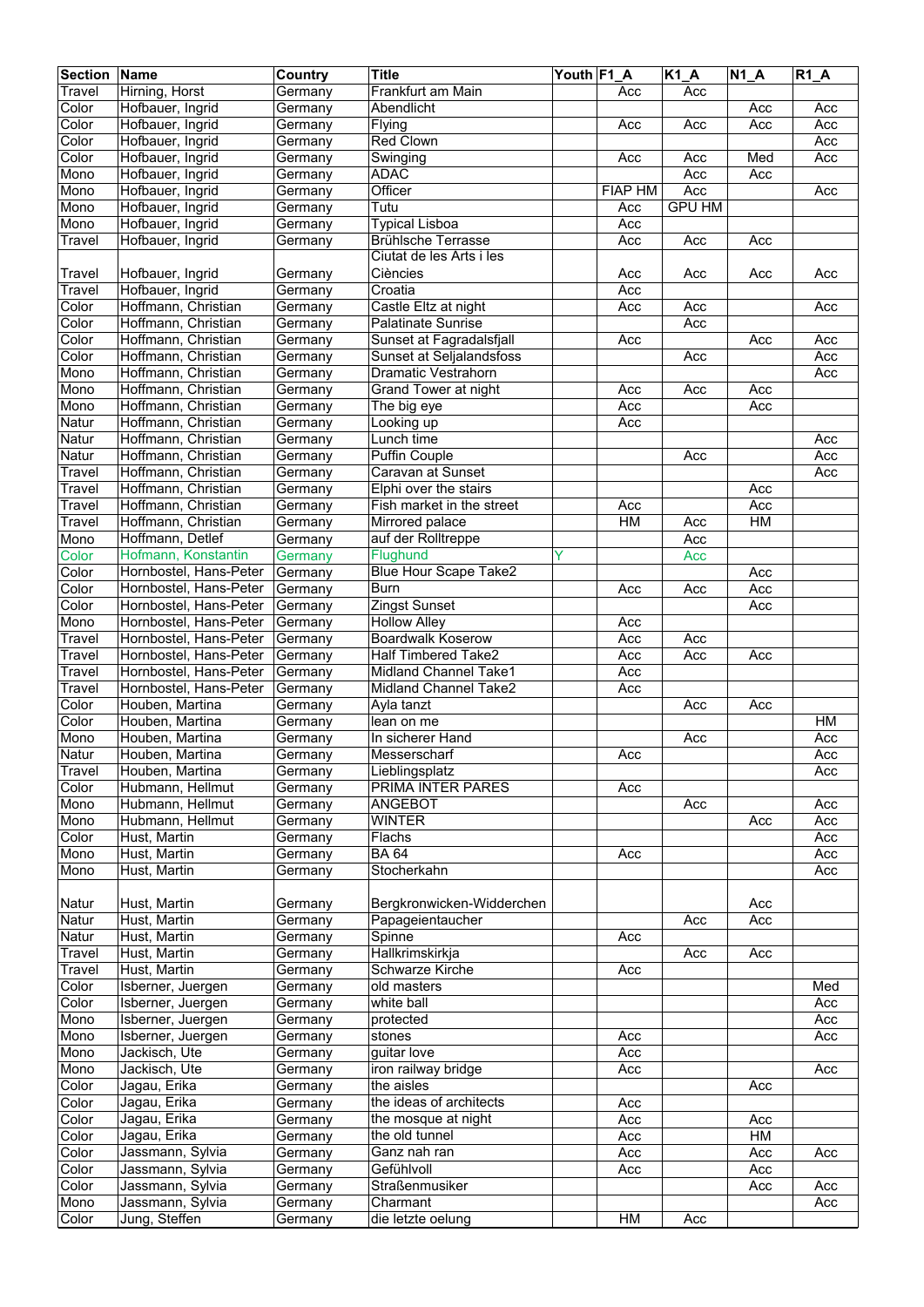| Section | Name | Country | Title | Youth | F1_A | K1_A | N1_A | R1_A |
|---|---|---|---|---|---|---|---|---|
| Travel | Hirning, Horst | Germany | Frankfurt am Main | | Acc | Acc | | |
| Color | Hofbauer, Ingrid | Germany | Abendlicht | | | | Acc | Acc |
| Color | Hofbauer, Ingrid | Germany | Flying | | Acc | Acc | Acc | Acc |
| Color | Hofbauer, Ingrid | Germany | Red Clown | | | | | Acc |
| Color | Hofbauer, Ingrid | Germany | Swinging | | Acc | Acc | Med | Acc |
| Mono | Hofbauer, Ingrid | Germany | ADAC | | | Acc | Acc | |
| Mono | Hofbauer, Ingrid | Germany | Officer | | FIAP HM | Acc | | Acc |
| Mono | Hofbauer, Ingrid | Germany | Tutu | | Acc | GPU HM | | |
| Mono | Hofbauer, Ingrid | Germany | Typical Lisboa | | Acc | | | |
| Travel | Hofbauer, Ingrid | Germany | Brühlsche Terrasse | | Acc | Acc | Acc | |
| Travel | Hofbauer, Ingrid | Germany | Ciutat de les Arts i les Ciències | | Acc | Acc | Acc | Acc |
| Travel | Hofbauer, Ingrid | Germany | Croatia | | Acc | | | |
| Color | Hoffmann, Christian | Germany | Castle Eltz at night | | Acc | Acc | | Acc |
| Color | Hoffmann, Christian | Germany | Palatinate Sunrise | | | Acc | | |
| Color | Hoffmann, Christian | Germany | Sunset at Fagradalsfjall | | Acc | | Acc | Acc |
| Color | Hoffmann, Christian | Germany | Sunset at Seljalandsfoss | | | Acc | | Acc |
| Mono | Hoffmann, Christian | Germany | Dramatic Vestrahorn | | | | | Acc |
| Mono | Hoffmann, Christian | Germany | Grand Tower at night | | Acc | Acc | Acc | |
| Mono | Hoffmann, Christian | Germany | The big eye | | Acc | | Acc | |
| Natur | Hoffmann, Christian | Germany | Looking up | | Acc | | | |
| Natur | Hoffmann, Christian | Germany | Lunch time | | | | | Acc |
| Natur | Hoffmann, Christian | Germany | Puffin Couple | | | Acc | | Acc |
| Travel | Hoffmann, Christian | Germany | Caravan at Sunset | | | | | Acc |
| Travel | Hoffmann, Christian | Germany | Elphi over the stairs | | | | Acc | |
| Travel | Hoffmann, Christian | Germany | Fish market in the street | | Acc | | Acc | |
| Travel | Hoffmann, Christian | Germany | Mirrored palace | | HM | Acc | HM | |
| Mono | Hoffmann, Detlef | Germany | auf der Rolltreppe | | | Acc | | |
| Color | Hofmann, Konstantin | Germany | Flughund | Y | | Acc | | |
| Color | Hornbostel, Hans-Peter | Germany | Blue Hour Scape Take2 | | | | Acc | |
| Color | Hornbostel, Hans-Peter | Germany | Burn | | Acc | Acc | Acc | |
| Color | Hornbostel, Hans-Peter | Germany | Zingst Sunset | | | | Acc | |
| Mono | Hornbostel, Hans-Peter | Germany | Hollow Alley | | Acc | | | |
| Travel | Hornbostel, Hans-Peter | Germany | Boardwalk Koserow | | Acc | Acc | | |
| Travel | Hornbostel, Hans-Peter | Germany | Half Timbered Take2 | | Acc | Acc | Acc | |
| Travel | Hornbostel, Hans-Peter | Germany | Midland Channel Take1 | | Acc | | | |
| Travel | Hornbostel, Hans-Peter | Germany | Midland Channel Take2 | | Acc | | | |
| Color | Houben, Martina | Germany | Ayla tanzt | | | Acc | Acc | |
| Color | Houben, Martina | Germany | lean on me | | | | | HM |
| Mono | Houben, Martina | Germany | In sicherer Hand | | | Acc | | Acc |
| Natur | Houben, Martina | Germany | Messerscharf | | Acc | | | Acc |
| Travel | Houben, Martina | Germany | Lieblingsplatz | | | | | Acc |
| Color | Hubmann, Hellmut | Germany | PRIMA INTER PARES | | Acc | | | |
| Mono | Hubmann, Hellmut | Germany | ANGEBOT | | | Acc | | Acc |
| Mono | Hubmann, Hellmut | Germany | WINTER | | | | Acc | Acc |
| Color | Hust, Martin | Germany | Flachs | | | | | Acc |
| Mono | Hust, Martin | Germany | BA 64 | | Acc | | | Acc |
| Mono | Hust, Martin | Germany | Stocherkahn | | | | | Acc |
| Natur | Hust, Martin | Germany | Bergkronwicken-Widderchen | | | | Acc | |
| Natur | Hust, Martin | Germany | Papageientaucher | | | Acc | Acc | |
| Natur | Hust, Martin | Germany | Spinne | | Acc | | | |
| Travel | Hust, Martin | Germany | Hallkrimskirkja | | | Acc | Acc | |
| Travel | Hust, Martin | Germany | Schwarze Kirche | | Acc | | | |
| Color | Isberner, Juergen | Germany | old masters | | | | | Med |
| Color | Isberner, Juergen | Germany | white ball | | | | | Acc |
| Mono | Isberner, Juergen | Germany | protected | | | | | Acc |
| Mono | Isberner, Juergen | Germany | stones | | Acc | | | Acc |
| Mono | Jackisch, Ute | Germany | guitar love | | Acc | | | |
| Mono | Jackisch, Ute | Germany | iron railway bridge | | Acc | | | Acc |
| Color | Jagau, Erika | Germany | the aisles | | | | Acc | |
| Color | Jagau, Erika | Germany | the ideas of architects | | Acc | | | |
| Color | Jagau, Erika | Germany | the mosque at night | | Acc | | Acc | |
| Color | Jagau, Erika | Germany | the old tunnel | | Acc | | HM | |
| Color | Jassmann, Sylvia | Germany | Ganz nah ran | | Acc | | Acc | Acc |
| Color | Jassmann, Sylvia | Germany | Gefühlvoll | | Acc | | Acc | |
| Color | Jassmann, Sylvia | Germany | Straßenmusiker | | | | Acc | Acc |
| Mono | Jassmann, Sylvia | Germany | Charmant | | | | | Acc |
| Color | Jung, Steffen | Germany | die letzte oelung | | HM | Acc | | |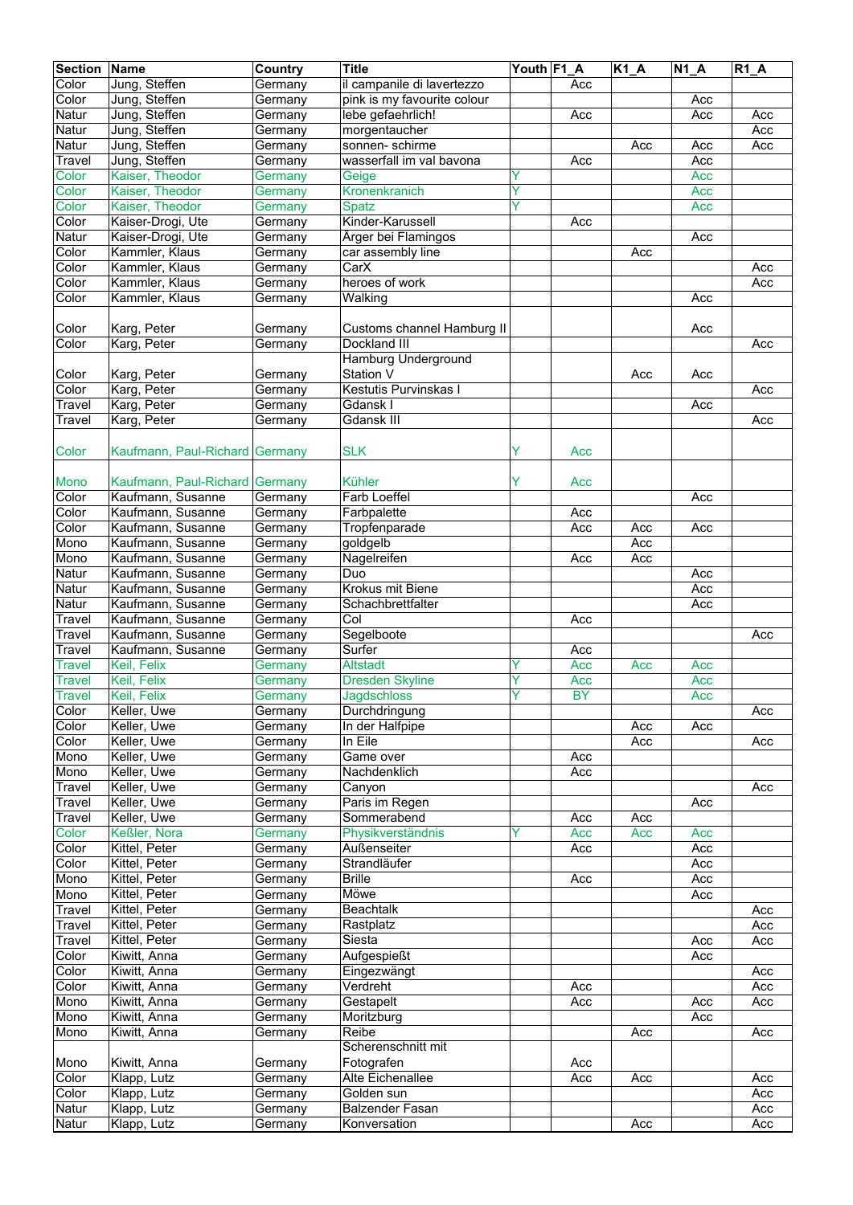| Section | Name | Country | Title | Youth | F1_A | K1_A | N1_A | R1_A |
|---|---|---|---|---|---|---|---|---|
| Color | Jung, Steffen | Germany | il campanile di lavertezzo | | Acc | | | |
| Color | Jung, Steffen | Germany | pink is my favourite colour | | | | Acc | |
| Natur | Jung, Steffen | Germany | lebe gefaehrlich! | | Acc | | Acc | Acc |
| Natur | Jung, Steffen | Germany | morgentaucher | | | | | Acc |
| Natur | Jung, Steffen | Germany | sonnen- schirme | | | Acc | Acc | Acc |
| Travel | Jung, Steffen | Germany | wasserfall im val bavona | | Acc | | Acc | |
| Color | Kaiser, Theodor | Germany | Geige | Y | | | Acc | |
| Color | Kaiser, Theodor | Germany | Kronenkranich | Y | | | Acc | |
| Color | Kaiser, Theodor | Germany | Spatz | Y | | | Acc | |
| Color | Kaiser-Drogi, Ute | Germany | Kinder-Karussell | | Acc | | | |
| Natur | Kaiser-Drogi, Ute | Germany | Ärger bei Flamingos | | | | Acc | |
| Color | Kammler, Klaus | Germany | car assembly line | | | Acc | | |
| Color | Kammler, Klaus | Germany | CarX | | | | | Acc |
| Color | Kammler, Klaus | Germany | heroes of work | | | | | Acc |
| Color | Kammler, Klaus | Germany | Walking | | | | Acc | |
| Color | Karg, Peter | Germany | Customs channel Hamburg II | | | | Acc | |
| Color | Karg, Peter | Germany | Dockland III | | | | | Acc |
| Color | Karg, Peter | Germany | Hamburg Underground Station V | | | Acc | Acc | |
| Color | Karg, Peter | Germany | Kestutis Purvinskas I | | | | | Acc |
| Travel | Karg, Peter | Germany | Gdansk I | | | | Acc | |
| Travel | Karg, Peter | Germany | Gdansk III | | | | | Acc |
| Color | Kaufmann, Paul-Richard | Germany | SLK | Y | Acc | | | |
| Mono | Kaufmann, Paul-Richard | Germany | Kühler | Y | Acc | | | |
| Color | Kaufmann, Susanne | Germany | Farb Loeffel | | | | Acc | |
| Color | Kaufmann, Susanne | Germany | Farbpalette | | Acc | | | |
| Color | Kaufmann, Susanne | Germany | Tropfenparade | | Acc | Acc | Acc | |
| Mono | Kaufmann, Susanne | Germany | goldgelb | | | Acc | | |
| Mono | Kaufmann, Susanne | Germany | Nagelreifen | | Acc | Acc | | |
| Natur | Kaufmann, Susanne | Germany | Duo | | | | Acc | |
| Natur | Kaufmann, Susanne | Germany | Krokus mit Biene | | | | Acc | |
| Natur | Kaufmann, Susanne | Germany | Schachbrettfalter | | | | Acc | |
| Travel | Kaufmann, Susanne | Germany | Col | | Acc | | | |
| Travel | Kaufmann, Susanne | Germany | Segelboote | | | | | Acc |
| Travel | Kaufmann, Susanne | Germany | Surfer | | Acc | | | |
| Travel | Keil, Felix | Germany | Altstadt | Y | Acc | Acc | Acc | |
| Travel | Keil, Felix | Germany | Dresden Skyline | Y | Acc | | Acc | |
| Travel | Keil, Felix | Germany | Jagdschloss | Y | BY | | Acc | |
| Color | Keller, Uwe | Germany | Durchdringung | | | | | Acc |
| Color | Keller, Uwe | Germany | In der Halfpipe | | | Acc | Acc | |
| Color | Keller, Uwe | Germany | In Eile | | | Acc | | Acc |
| Mono | Keller, Uwe | Germany | Game over | | Acc | | | |
| Mono | Keller, Uwe | Germany | Nachdenklich | | Acc | | | |
| Travel | Keller, Uwe | Germany | Canyon | | | | | Acc |
| Travel | Keller, Uwe | Germany | Paris im Regen | | | | Acc | |
| Travel | Keller, Uwe | Germany | Sommerabend | | Acc | Acc | | |
| Color | Keßler, Nora | Germany | Physikverständnis | Y | Acc | Acc | Acc | |
| Color | Kittel, Peter | Germany | Außenseiter | | Acc | | Acc | |
| Color | Kittel, Peter | Germany | Strandläufer | | | | Acc | |
| Mono | Kittel, Peter | Germany | Brille | | Acc | | Acc | |
| Mono | Kittel, Peter | Germany | Möwe | | | | Acc | |
| Travel | Kittel, Peter | Germany | Beachtalk | | | | | Acc |
| Travel | Kittel, Peter | Germany | Rastplatz | | | | | Acc |
| Travel | Kittel, Peter | Germany | Siesta | | | | Acc | Acc |
| Color | Kiwitt, Anna | Germany | Aufgespießt | | | | Acc | |
| Color | Kiwitt, Anna | Germany | Eingezwängt | | | | | Acc |
| Color | Kiwitt, Anna | Germany | Verdreht | | Acc | | | Acc |
| Mono | Kiwitt, Anna | Germany | Gestapelt | | Acc | | Acc | Acc |
| Mono | Kiwitt, Anna | Germany | Moritzburg | | | | Acc | |
| Mono | Kiwitt, Anna | Germany | Reibe | | | Acc | | Acc |
| Mono | Kiwitt, Anna | Germany | Scherenschnitt mit Fotografen | | Acc | | | |
| Color | Klapp, Lutz | Germany | Alte Eichenallee | | Acc | Acc | | Acc |
| Color | Klapp, Lutz | Germany | Golden sun | | | | | Acc |
| Natur | Klapp, Lutz | Germany | Balzender Fasan | | | | | Acc |
| Natur | Klapp, Lutz | Germany | Konversation | | | Acc | | Acc |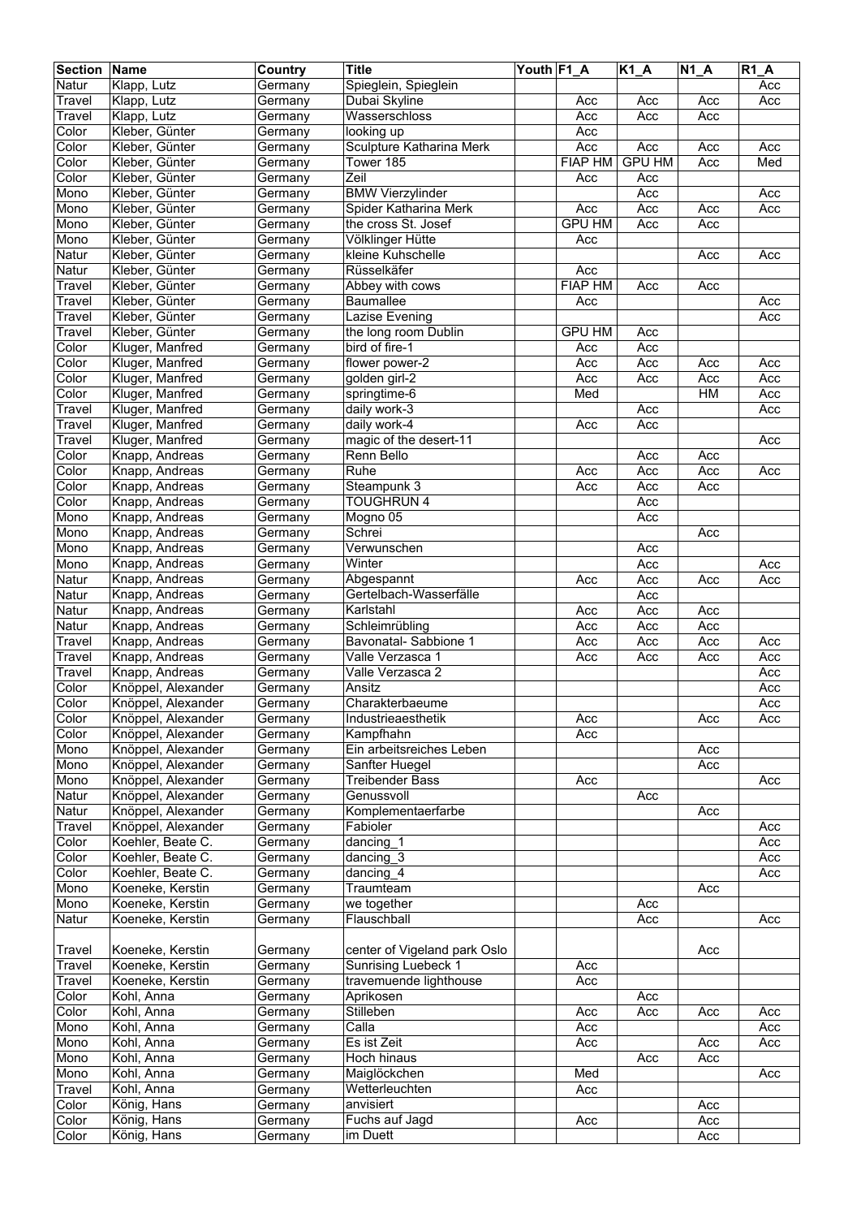| Section | Name | Country | Title | Youth | F1_A | K1_A | N1_A | R1_A |
|---|---|---|---|---|---|---|---|---|
| Natur | Klapp, Lutz | Germany | Spieglein, Spieglein | | | | | Acc |
| Travel | Klapp, Lutz | Germany | Dubai Skyline | | Acc | Acc | Acc | Acc |
| Travel | Klapp, Lutz | Germany | Wasserschloss | | Acc | Acc | Acc | |
| Color | Kleber, Günter | Germany | looking up | | Acc | | | |
| Color | Kleber, Günter | Germany | Sculpture Katharina Merk | | Acc | Acc | Acc | Acc |
| Color | Kleber, Günter | Germany | Tower 185 | | FIAP HM | GPU HM | Acc | Med |
| Color | Kleber, Günter | Germany | Zeil | | Acc | Acc | | |
| Mono | Kleber, Günter | Germany | BMW Vierzylinder | | | Acc | | Acc |
| Mono | Kleber, Günter | Germany | Spider Katharina Merk | | Acc | Acc | Acc | Acc |
| Mono | Kleber, Günter | Germany | the cross St. Josef | | GPU HM | Acc | Acc | |
| Mono | Kleber, Günter | Germany | Völklinger Hütte | | Acc | | | |
| Natur | Kleber, Günter | Germany | kleine Kuhschelle | | | | Acc | Acc |
| Natur | Kleber, Günter | Germany | Rüsselkäfer | | Acc | | | |
| Travel | Kleber, Günter | Germany | Abbey with cows | | FIAP HM | Acc | Acc | |
| Travel | Kleber, Günter | Germany | Baumallee | | Acc | | | Acc |
| Travel | Kleber, Günter | Germany | Lazise Evening | | | | | Acc |
| Travel | Kleber, Günter | Germany | the long room Dublin | | GPU HM | Acc | | |
| Color | Kluger, Manfred | Germany | bird of fire-1 | | Acc | Acc | | |
| Color | Kluger, Manfred | Germany | flower power-2 | | Acc | Acc | Acc | Acc |
| Color | Kluger, Manfred | Germany | golden girl-2 | | Acc | Acc | Acc | Acc |
| Color | Kluger, Manfred | Germany | springtime-6 | | Med | | HM | Acc |
| Travel | Kluger, Manfred | Germany | daily work-3 | | | Acc | | Acc |
| Travel | Kluger, Manfred | Germany | daily work-4 | | Acc | Acc | | |
| Travel | Kluger, Manfred | Germany | magic of the desert-11 | | | | | Acc |
| Color | Knapp, Andreas | Germany | Renn Bello | | | Acc | Acc | |
| Color | Knapp, Andreas | Germany | Ruhe | | Acc | Acc | Acc | Acc |
| Color | Knapp, Andreas | Germany | Steampunk 3 | | Acc | Acc | Acc | |
| Color | Knapp, Andreas | Germany | TOUGHRUN 4 | | | Acc | | |
| Mono | Knapp, Andreas | Germany | Mogno 05 | | | Acc | | |
| Mono | Knapp, Andreas | Germany | Schrei | | | | Acc | |
| Mono | Knapp, Andreas | Germany | Verwunschen | | | Acc | | |
| Mono | Knapp, Andreas | Germany | Winter | | | Acc | | Acc |
| Natur | Knapp, Andreas | Germany | Abgespannt | | Acc | Acc | Acc | Acc |
| Natur | Knapp, Andreas | Germany | Gertelbach-Wasserfälle | | | Acc | | |
| Natur | Knapp, Andreas | Germany | Karlstahl | | Acc | Acc | Acc | |
| Natur | Knapp, Andreas | Germany | Schleimrübling | | Acc | Acc | Acc | |
| Travel | Knapp, Andreas | Germany | Bavonatal- Sabbione 1 | | Acc | Acc | Acc | Acc |
| Travel | Knapp, Andreas | Germany | Valle Verzasca 1 | | Acc | Acc | Acc | Acc |
| Travel | Knapp, Andreas | Germany | Valle Verzasca 2 | | | | | Acc |
| Color | Knöppel, Alexander | Germany | Ansitz | | | | | Acc |
| Color | Knöppel, Alexander | Germany | Charakterbaeume | | | | | Acc |
| Color | Knöppel, Alexander | Germany | Industrieaesthetik | | Acc | | Acc | Acc |
| Color | Knöppel, Alexander | Germany | Kampfhahn | | Acc | | | |
| Mono | Knöppel, Alexander | Germany | Ein arbeitsreiches Leben | | | | Acc | |
| Mono | Knöppel, Alexander | Germany | Sanfter Huegel | | | | Acc | |
| Mono | Knöppel, Alexander | Germany | Treibender Bass | | Acc | | | Acc |
| Natur | Knöppel, Alexander | Germany | Genussvoll | | | Acc | | |
| Natur | Knöppel, Alexander | Germany | Komplementaerfarbe | | | | Acc | |
| Travel | Knöppel, Alexander | Germany | Fabioler | | | | | Acc |
| Color | Koehler, Beate C. | Germany | dancing_1 | | | | | Acc |
| Color | Koehler, Beate C. | Germany | dancing_3 | | | | | Acc |
| Color | Koehler, Beate C. | Germany | dancing_4 | | | | | Acc |
| Mono | Koeneke, Kerstin | Germany | Traumteam | | | | Acc | |
| Mono | Koeneke, Kerstin | Germany | we together | | | Acc | | |
| Natur | Koeneke, Kerstin | Germany | Flauschball | | | Acc | | Acc |
| Travel | Koeneke, Kerstin | Germany | center of Vigeland park Oslo | | | | Acc | |
| Travel | Koeneke, Kerstin | Germany | Sunrising Luebeck 1 | | Acc | | | |
| Travel | Koeneke, Kerstin | Germany | travemuende lighthouse | | Acc | | | |
| Color | Kohl, Anna | Germany | Aprikosen | | | Acc | | |
| Color | Kohl, Anna | Germany | Stilleben | | Acc | Acc | Acc | Acc |
| Mono | Kohl, Anna | Germany | Calla | | Acc | | | Acc |
| Mono | Kohl, Anna | Germany | Es ist Zeit | | Acc | | Acc | Acc |
| Mono | Kohl, Anna | Germany | Hoch hinaus | | | Acc | Acc | |
| Mono | Kohl, Anna | Germany | Maiglöckchen | | Med | | | Acc |
| Travel | Kohl, Anna | Germany | Wetterleuchten | | Acc | | | |
| Color | König, Hans | Germany | anvisiert | | | | Acc | |
| Color | König, Hans | Germany | Fuchs auf Jagd | | Acc | | Acc | |
| Color | König, Hans | Germany | im Duett | | | | Acc | |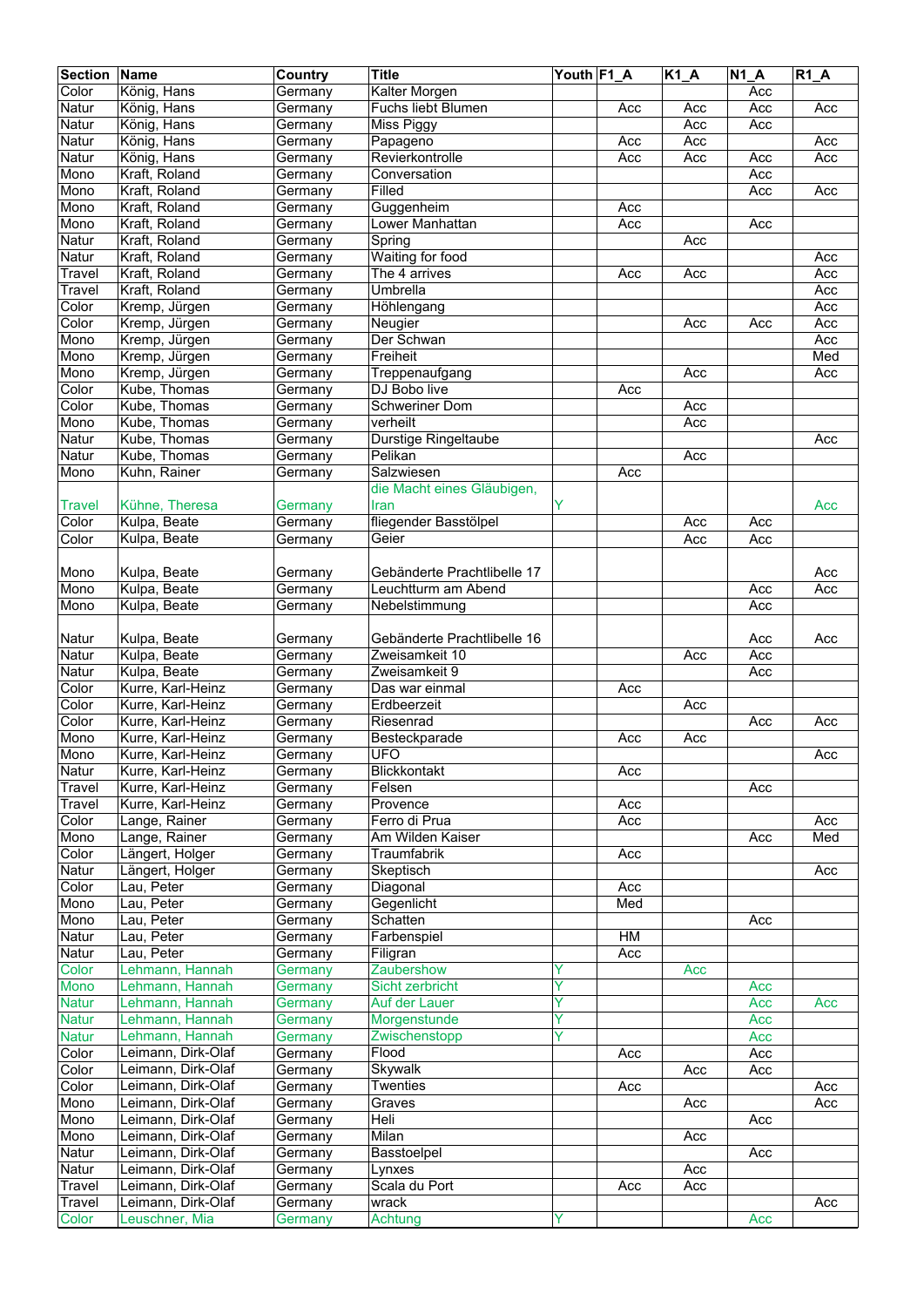| Section | Name | Country | Title | Youth | F1_A | K1_A | N1_A | R1_A |
|---|---|---|---|---|---|---|---|---|
| Color | König, Hans | Germany | Kalter Morgen | | | | Acc | |
| Natur | König, Hans | Germany | Fuchs liebt Blumen | | Acc | Acc | Acc | Acc |
| Natur | König, Hans | Germany | Miss Piggy | | | Acc | Acc | |
| Natur | König, Hans | Germany | Papageno | | Acc | Acc | | Acc |
| Natur | König, Hans | Germany | Revierkontrolle | | Acc | Acc | Acc | Acc |
| Mono | Kraft, Roland | Germany | Conversation | | | | Acc | |
| Mono | Kraft, Roland | Germany | Filled | | | | Acc | Acc |
| Mono | Kraft, Roland | Germany | Guggenheim | | Acc | | | |
| Mono | Kraft, Roland | Germany | Lower Manhattan | | Acc | | Acc | |
| Natur | Kraft, Roland | Germany | Spring | | | Acc | | |
| Natur | Kraft, Roland | Germany | Waiting for food | | | | | Acc |
| Travel | Kraft, Roland | Germany | The 4 arrives | | Acc | Acc | | Acc |
| Travel | Kraft, Roland | Germany | Umbrella | | | | | Acc |
| Color | Kremp, Jürgen | Germany | Höhlengang | | | | | Acc |
| Color | Kremp, Jürgen | Germany | Neugier | | | Acc | Acc | Acc |
| Mono | Kremp, Jürgen | Germany | Der Schwan | | | | | Acc |
| Mono | Kremp, Jürgen | Germany | Freiheit | | | | | Med |
| Mono | Kremp, Jürgen | Germany | Treppenaufgang | | | Acc | | Acc |
| Color | Kube, Thomas | Germany | DJ Bobo live | | Acc | | | |
| Color | Kube, Thomas | Germany | Schweriner Dom | | | Acc | | |
| Mono | Kube, Thomas | Germany | verheilt | | | Acc | | |
| Natur | Kube, Thomas | Germany | Durstige Ringeltaube | | | | | Acc |
| Natur | Kube, Thomas | Germany | Pelikan | | | Acc | | |
| Mono | Kuhn, Rainer | Germany | Salzwiesen | | Acc | | | |
| Travel | Kühne, Theresa | Germany | die Macht eines Gläubigen, Iran | Y | | | | Acc |
| Color | Kulpa, Beate | Germany | fliegender Basstölpel | | | Acc | Acc | |
| Color | Kulpa, Beate | Germany | Geier | | | Acc | Acc | |
| Mono | Kulpa, Beate | Germany | Gebänderte Prachtlibelle 17 | | | | | Acc |
| Mono | Kulpa, Beate | Germany | Leuchtturm am Abend | | | | Acc | Acc |
| Mono | Kulpa, Beate | Germany | Nebelstimmung | | | | Acc | |
| Natur | Kulpa, Beate | Germany | Gebänderte Prachtlibelle 16 | | | | Acc | Acc |
| Natur | Kulpa, Beate | Germany | Zweisamkeit 10 | | | Acc | Acc | |
| Natur | Kulpa, Beate | Germany | Zweisamkeit 9 | | | | Acc | |
| Color | Kurre, Karl-Heinz | Germany | Das war einmal | | Acc | | | |
| Color | Kurre, Karl-Heinz | Germany | Erdbeerzeit | | | Acc | | |
| Color | Kurre, Karl-Heinz | Germany | Riesenrad | | | | Acc | Acc |
| Mono | Kurre, Karl-Heinz | Germany | Besteckparade | | Acc | Acc | | |
| Mono | Kurre, Karl-Heinz | Germany | UFO | | | | | Acc |
| Natur | Kurre, Karl-Heinz | Germany | Blickkontakt | | Acc | | | |
| Travel | Kurre, Karl-Heinz | Germany | Felsen | | | | Acc | |
| Travel | Kurre, Karl-Heinz | Germany | Provence | | Acc | | | |
| Color | Lange, Rainer | Germany | Ferro di Prua | | Acc | | | Acc |
| Mono | Lange, Rainer | Germany | Am Wilden Kaiser | | | | Acc | Med |
| Color | Längert, Holger | Germany | Traumfabrik | | Acc | | | |
| Natur | Längert, Holger | Germany | Skeptisch | | | | | Acc |
| Color | Lau, Peter | Germany | Diagonal | | Acc | | | |
| Mono | Lau, Peter | Germany | Gegenlicht | | Med | | | |
| Mono | Lau, Peter | Germany | Schatten | | | | Acc | |
| Natur | Lau, Peter | Germany | Farbenspiel | | HM | | | |
| Natur | Lau, Peter | Germany | Filigran | | Acc | | | |
| Color | Lehmann, Hannah | Germany | Zaubershow | Y | | Acc | | |
| Mono | Lehmann, Hannah | Germany | Sicht zerbricht | Y | | | Acc | |
| Natur | Lehmann, Hannah | Germany | Auf der Lauer | Y | | | Acc | Acc |
| Natur | Lehmann, Hannah | Germany | Morgenstunde | Y | | | Acc | |
| Natur | Lehmann, Hannah | Germany | Zwischenstopp | Y | | | Acc | |
| Color | Leimann, Dirk-Olaf | Germany | Flood | | Acc | | Acc | |
| Color | Leimann, Dirk-Olaf | Germany | Skywalk | | | Acc | Acc | |
| Color | Leimann, Dirk-Olaf | Germany | Twenties | | Acc | | | Acc |
| Mono | Leimann, Dirk-Olaf | Germany | Graves | | | Acc | | Acc |
| Mono | Leimann, Dirk-Olaf | Germany | Heli | | | | Acc | |
| Mono | Leimann, Dirk-Olaf | Germany | Milan | | | Acc | | |
| Natur | Leimann, Dirk-Olaf | Germany | Basstoelpel | | | | Acc | |
| Natur | Leimann, Dirk-Olaf | Germany | Lynxes | | | Acc | | |
| Travel | Leimann, Dirk-Olaf | Germany | Scala du Port | | Acc | Acc | | |
| Travel | Leimann, Dirk-Olaf | Germany | wrack | | | | | Acc |
| Color | Leuschner, Mia | Germany | Achtung | Y | | | Acc | |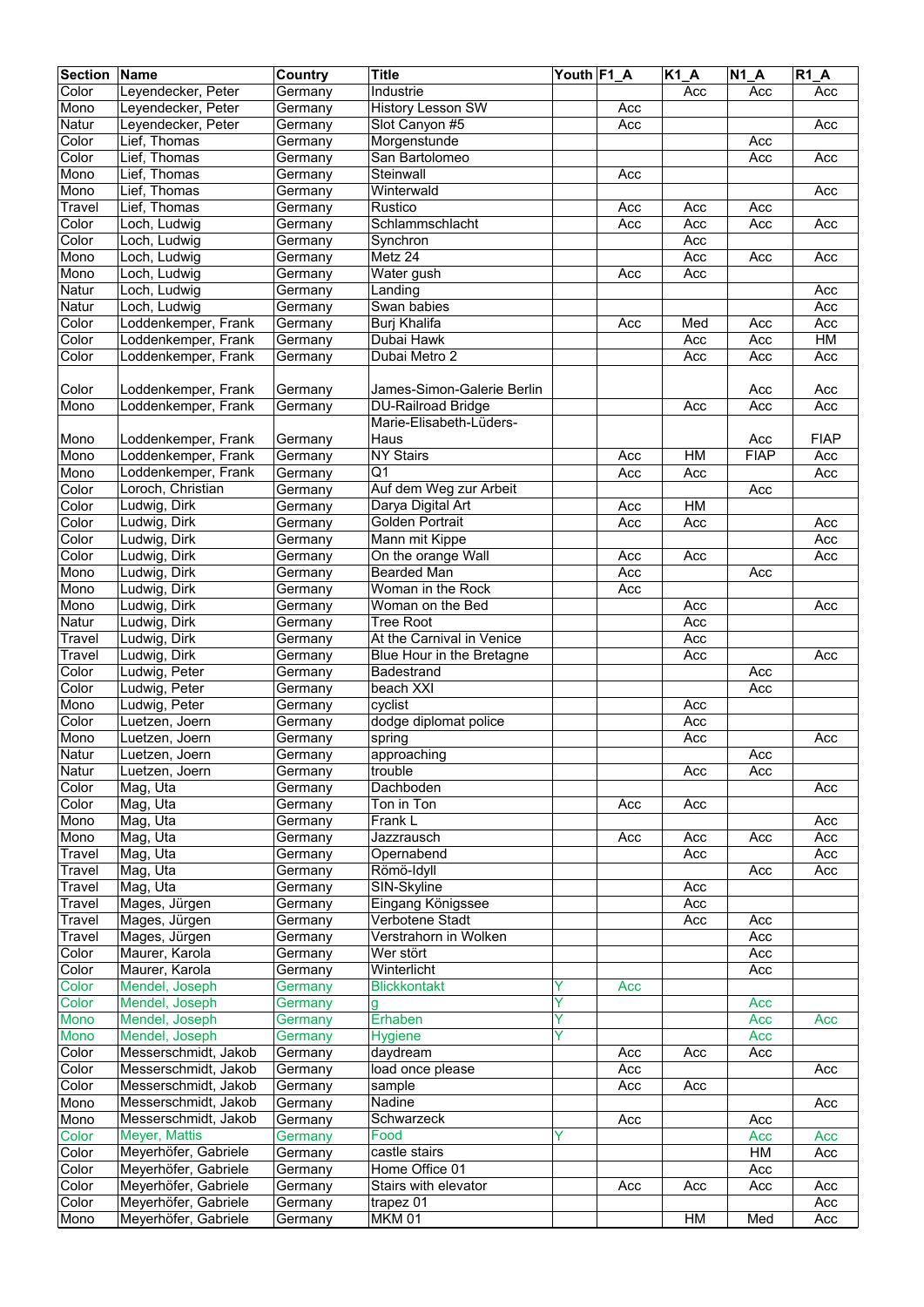| Section | Name | Country | Title | Youth | F1_A | K1_A | N1_A | R1_A |
|---|---|---|---|---|---|---|---|---|
| Color | Leyendecker, Peter | Germany | Industrie | | | Acc | Acc | Acc |
| Mono | Leyendecker, Peter | Germany | History Lesson SW | | Acc | | | |
| Natur | Leyendecker, Peter | Germany | Slot Canyon #5 | | Acc | | | Acc |
| Color | Lief, Thomas | Germany | Morgenstunde | | | | Acc | |
| Color | Lief, Thomas | Germany | San Bartolomeo | | | | Acc | Acc |
| Mono | Lief, Thomas | Germany | Steinwall | | Acc | | | |
| Mono | Lief, Thomas | Germany | Winterwald | | | | | Acc |
| Travel | Lief, Thomas | Germany | Rustico | | Acc | Acc | Acc | |
| Color | Loch, Ludwig | Germany | Schlammschlacht | | Acc | Acc | Acc | Acc |
| Color | Loch, Ludwig | Germany | Synchron | | | Acc | | |
| Mono | Loch, Ludwig | Germany | Metz 24 | | | Acc | Acc | Acc |
| Mono | Loch, Ludwig | Germany | Water gush | | Acc | Acc | | |
| Natur | Loch, Ludwig | Germany | Landing | | | | | Acc |
| Natur | Loch, Ludwig | Germany | Swan babies | | | | | Acc |
| Color | Loddenkemper, Frank | Germany | Burj Khalifa | | Acc | Med | Acc | Acc |
| Color | Loddenkemper, Frank | Germany | Dubai Hawk | | | Acc | Acc | HM |
| Color | Loddenkemper, Frank | Germany | Dubai Metro 2 | | | Acc | Acc | Acc |
| Color | Loddenkemper, Frank | Germany | James-Simon-Galerie Berlin | | | | Acc | Acc |
| Mono | Loddenkemper, Frank | Germany | DU-Railroad Bridge | | | Acc | Acc | Acc |
| Mono | Loddenkemper, Frank | Germany | Marie-Elisabeth-Lüders-Haus | | | | Acc | FIAP |
| Mono | Loddenkemper, Frank | Germany | NY Stairs | | Acc | HM | FIAP | Acc |
| Mono | Loddenkemper, Frank | Germany | Q1 | | Acc | Acc | | Acc |
| Color | Loroch, Christian | Germany | Auf dem Weg zur Arbeit | | | | Acc | |
| Color | Ludwig, Dirk | Germany | Darya Digital Art | | Acc | HM | | |
| Color | Ludwig, Dirk | Germany | Golden Portrait | | Acc | Acc | | Acc |
| Color | Ludwig, Dirk | Germany | Mann mit Kippe | | | | | Acc |
| Color | Ludwig, Dirk | Germany | On the orange Wall | | Acc | Acc | | Acc |
| Mono | Ludwig, Dirk | Germany | Bearded Man | | Acc | | Acc | |
| Mono | Ludwig, Dirk | Germany | Woman in the Rock | | Acc | | | |
| Mono | Ludwig, Dirk | Germany | Woman on the Bed | | | Acc | | Acc |
| Natur | Ludwig, Dirk | Germany | Tree Root | | | Acc | | |
| Travel | Ludwig, Dirk | Germany | At the Carnival in Venice | | | Acc | | |
| Travel | Ludwig, Dirk | Germany | Blue Hour in the Bretagne | | | Acc | | Acc |
| Color | Ludwig, Peter | Germany | Badestrand | | | | Acc | |
| Color | Ludwig, Peter | Germany | beach XXI | | | | Acc | |
| Mono | Ludwig, Peter | Germany | cyclist | | | Acc | | |
| Color | Luetzen, Joern | Germany | dodge diplomat police | | | Acc | | |
| Mono | Luetzen, Joern | Germany | spring | | | Acc | | Acc |
| Natur | Luetzen, Joern | Germany | approaching | | | | Acc | |
| Natur | Luetzen, Joern | Germany | trouble | | | Acc | Acc | |
| Color | Mag, Uta | Germany | Dachboden | | | | | Acc |
| Color | Mag, Uta | Germany | Ton in Ton | | Acc | Acc | | |
| Mono | Mag, Uta | Germany | Frank L | | | | | Acc |
| Mono | Mag, Uta | Germany | Jazzrausch | | Acc | Acc | Acc | Acc |
| Travel | Mag, Uta | Germany | Opernabend | | | Acc | | Acc |
| Travel | Mag, Uta | Germany | Römö-Idyll | | | | Acc | Acc |
| Travel | Mag, Uta | Germany | SIN-Skyline | | | Acc | | |
| Travel | Mages, Jürgen | Germany | Eingang Königssee | | | Acc | | |
| Travel | Mages, Jürgen | Germany | Verbotene Stadt | | | Acc | Acc | |
| Travel | Mages, Jürgen | Germany | Verstrahorn in Wolken | | | | Acc | |
| Color | Maurer, Karola | Germany | Wer stört | | | | Acc | |
| Color | Maurer, Karola | Germany | Winterlicht | | | | Acc | |
| Color | Mendel, Joseph | Germany | Blickkontakt | Y | Acc | | | |
| Color | Mendel, Joseph | Germany | g | Y | | | Acc | |
| Mono | Mendel, Joseph | Germany | Erhaben | Y | | | Acc | Acc |
| Mono | Mendel, Joseph | Germany | Hygiene | Y | | | Acc | |
| Color | Messerschmidt, Jakob | Germany | daydream | | Acc | Acc | Acc | |
| Color | Messerschmidt, Jakob | Germany | load once please | | Acc | | | Acc |
| Color | Messerschmidt, Jakob | Germany | sample | | Acc | Acc | | |
| Mono | Messerschmidt, Jakob | Germany | Nadine | | | | | Acc |
| Mono | Messerschmidt, Jakob | Germany | Schwarzeck | | Acc | | Acc | |
| Color | Meyer, Mattis | Germany | Food | Y | | | Acc | Acc |
| Color | Meyerhöfer, Gabriele | Germany | castle stairs | | | | HM | Acc |
| Color | Meyerhöfer, Gabriele | Germany | Home Office 01 | | | | Acc | |
| Color | Meyerhöfer, Gabriele | Germany | Stairs with elevator | | Acc | Acc | Acc | Acc |
| Color | Meyerhöfer, Gabriele | Germany | trapez 01 | | | | | Acc |
| Mono | Meyerhöfer, Gabriele | Germany | MKM 01 | | | HM | Med | Acc |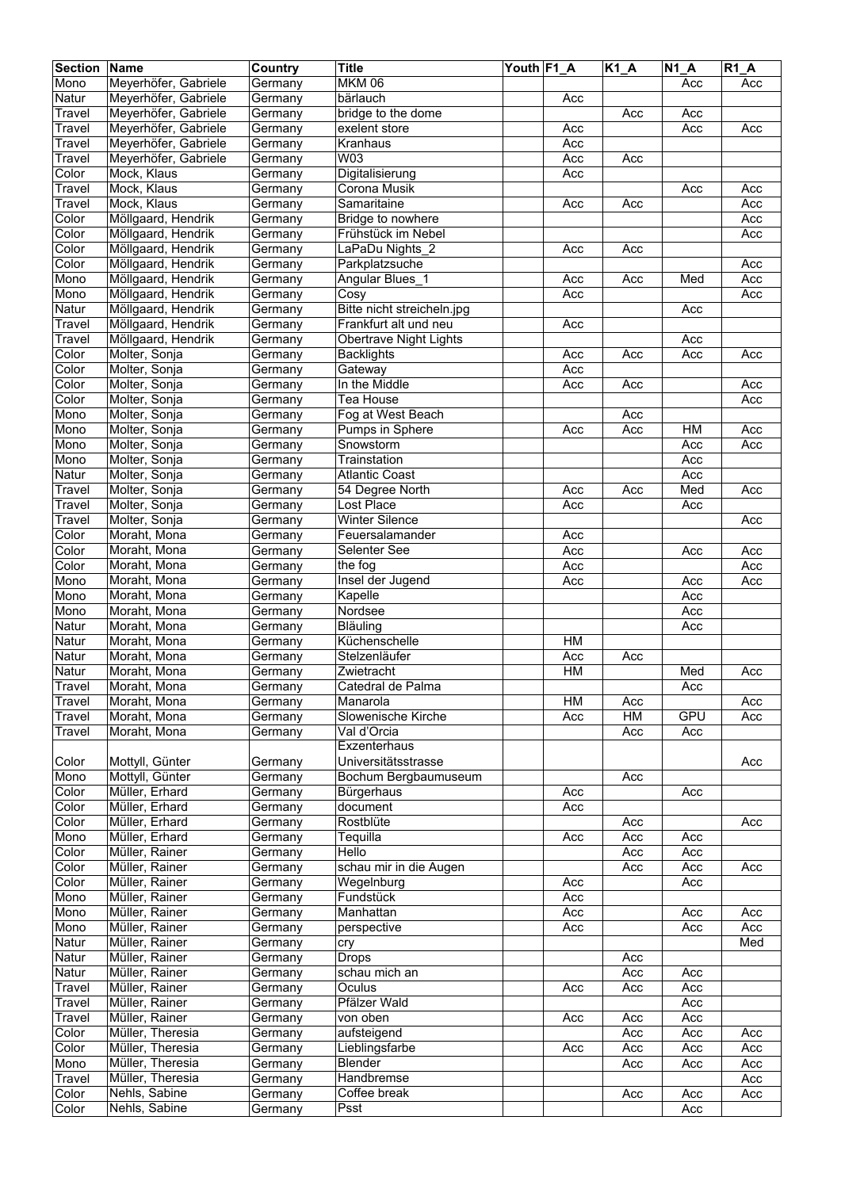| Section | Name | Country | Title | Youth | F1_A | K1_A | N1_A | R1_A |
|---|---|---|---|---|---|---|---|---|
| Mono | Meyerhöfer, Gabriele | Germany | MKM 06 | | | | Acc | Acc |
| Natur | Meyerhöfer, Gabriele | Germany | bärlauch | | Acc | | | |
| Travel | Meyerhöfer, Gabriele | Germany | bridge to the dome | | | Acc | Acc | |
| Travel | Meyerhöfer, Gabriele | Germany | exelent store | | Acc | | Acc | Acc |
| Travel | Meyerhöfer, Gabriele | Germany | Kranhaus | | Acc | | | |
| Travel | Meyerhöfer, Gabriele | Germany | W03 | | Acc | Acc | | |
| Color | Mock, Klaus | Germany | Digitalisierung | | Acc | | | |
| Travel | Mock, Klaus | Germany | Corona Musik | | | | Acc | Acc |
| Travel | Mock, Klaus | Germany | Samaritaine | | Acc | Acc | | Acc |
| Color | Möllgaard, Hendrik | Germany | Bridge to nowhere | | | | | Acc |
| Color | Möllgaard, Hendrik | Germany | Frühstück im Nebel | | | | | Acc |
| Color | Möllgaard, Hendrik | Germany | LaPaDu Nights_2 | | Acc | Acc | | |
| Color | Möllgaard, Hendrik | Germany | Parkplatzsuche | | | | | Acc |
| Mono | Möllgaard, Hendrik | Germany | Angular Blues_1 | | Acc | Acc | Med | Acc |
| Mono | Möllgaard, Hendrik | Germany | Cosy | | Acc | | | Acc |
| Natur | Möllgaard, Hendrik | Germany | Bitte nicht streicheln.jpg | | | | Acc | |
| Travel | Möllgaard, Hendrik | Germany | Frankfurt alt und neu | | Acc | | | |
| Travel | Möllgaard, Hendrik | Germany | Obertrave Night Lights | | | | Acc | |
| Color | Molter, Sonja | Germany | Backlights | | Acc | Acc | Acc | Acc |
| Color | Molter, Sonja | Germany | Gateway | | Acc | | | |
| Color | Molter, Sonja | Germany | In the Middle | | Acc | Acc | | Acc |
| Color | Molter, Sonja | Germany | Tea House | | | | | Acc |
| Mono | Molter, Sonja | Germany | Fog at West Beach | | | Acc | | |
| Mono | Molter, Sonja | Germany | Pumps in Sphere | | Acc | Acc | HM | Acc |
| Mono | Molter, Sonja | Germany | Snowstorm | | | | Acc | Acc |
| Mono | Molter, Sonja | Germany | Trainstation | | | | Acc | |
| Natur | Molter, Sonja | Germany | Atlantic Coast | | | | Acc | |
| Travel | Molter, Sonja | Germany | 54 Degree North | | Acc | Acc | Med | Acc |
| Travel | Molter, Sonja | Germany | Lost Place | | Acc | | Acc | |
| Travel | Molter, Sonja | Germany | Winter Silence | | | | | Acc |
| Color | Moraht, Mona | Germany | Feuersalamander | | Acc | | | |
| Color | Moraht, Mona | Germany | Selenter See | | Acc | | Acc | Acc |
| Color | Moraht, Mona | Germany | the fog | | Acc | | | Acc |
| Mono | Moraht, Mona | Germany | Insel der Jugend | | Acc | | Acc | Acc |
| Mono | Moraht, Mona | Germany | Kapelle | | | | Acc | |
| Mono | Moraht, Mona | Germany | Nordsee | | | | Acc | |
| Natur | Moraht, Mona | Germany | Bläuling | | | | Acc | |
| Natur | Moraht, Mona | Germany | Küchenschelle | | HM | | | |
| Natur | Moraht, Mona | Germany | Stelzenläufer | | Acc | Acc | | |
| Natur | Moraht, Mona | Germany | Zwietracht | | HM | | Med | Acc |
| Travel | Moraht, Mona | Germany | Catedral de Palma | | | | Acc | |
| Travel | Moraht, Mona | Germany | Manarola | | HM | Acc | | Acc |
| Travel | Moraht, Mona | Germany | Slowenische Kirche | | Acc | HM | GPU | Acc |
| Travel | Moraht, Mona | Germany | Val d'Orcia | | | Acc | Acc | |
| Color | Mottyll, Günter | Germany | Exzenterhaus Universitätsstrasse | | | | | Acc |
| Mono | Mottyll, Günter | Germany | Bochum Bergbaumuseum | | | Acc | | |
| Color | Müller, Erhard | Germany | Bürgerhaus | | Acc | | Acc | |
| Color | Müller, Erhard | Germany | document | | Acc | | | |
| Color | Müller, Erhard | Germany | Rostblüte | | | Acc | | Acc |
| Mono | Müller, Erhard | Germany | Tequilla | | Acc | Acc | Acc | |
| Color | Müller, Rainer | Germany | Hello | | | Acc | Acc | |
| Color | Müller, Rainer | Germany | schau mir in die Augen | | | Acc | Acc | Acc |
| Color | Müller, Rainer | Germany | Wegelnburg | | Acc | | Acc | |
| Mono | Müller, Rainer | Germany | Fundstück | | Acc | | | |
| Mono | Müller, Rainer | Germany | Manhattan | | Acc | | Acc | Acc |
| Mono | Müller, Rainer | Germany | perspective | | Acc | | Acc | Acc |
| Natur | Müller, Rainer | Germany | cry | | | | | Med |
| Natur | Müller, Rainer | Germany | Drops | | | Acc | | |
| Natur | Müller, Rainer | Germany | schau mich an | | | Acc | Acc | |
| Travel | Müller, Rainer | Germany | Oculus | | Acc | Acc | Acc | |
| Travel | Müller, Rainer | Germany | Pfälzer Wald | | | | Acc | |
| Travel | Müller, Rainer | Germany | von oben | | Acc | Acc | Acc | |
| Color | Müller, Theresia | Germany | aufsteigend | | | Acc | Acc | Acc |
| Color | Müller, Theresia | Germany | Lieblingsfarbe | | Acc | Acc | Acc | Acc |
| Mono | Müller, Theresia | Germany | Blender | | | Acc | Acc | Acc |
| Travel | Müller, Theresia | Germany | Handbremse | | | | | Acc |
| Color | Nehls, Sabine | Germany | Coffee break | | | Acc | Acc | Acc |
| Color | Nehls, Sabine | Germany | Psst | | | | Acc | |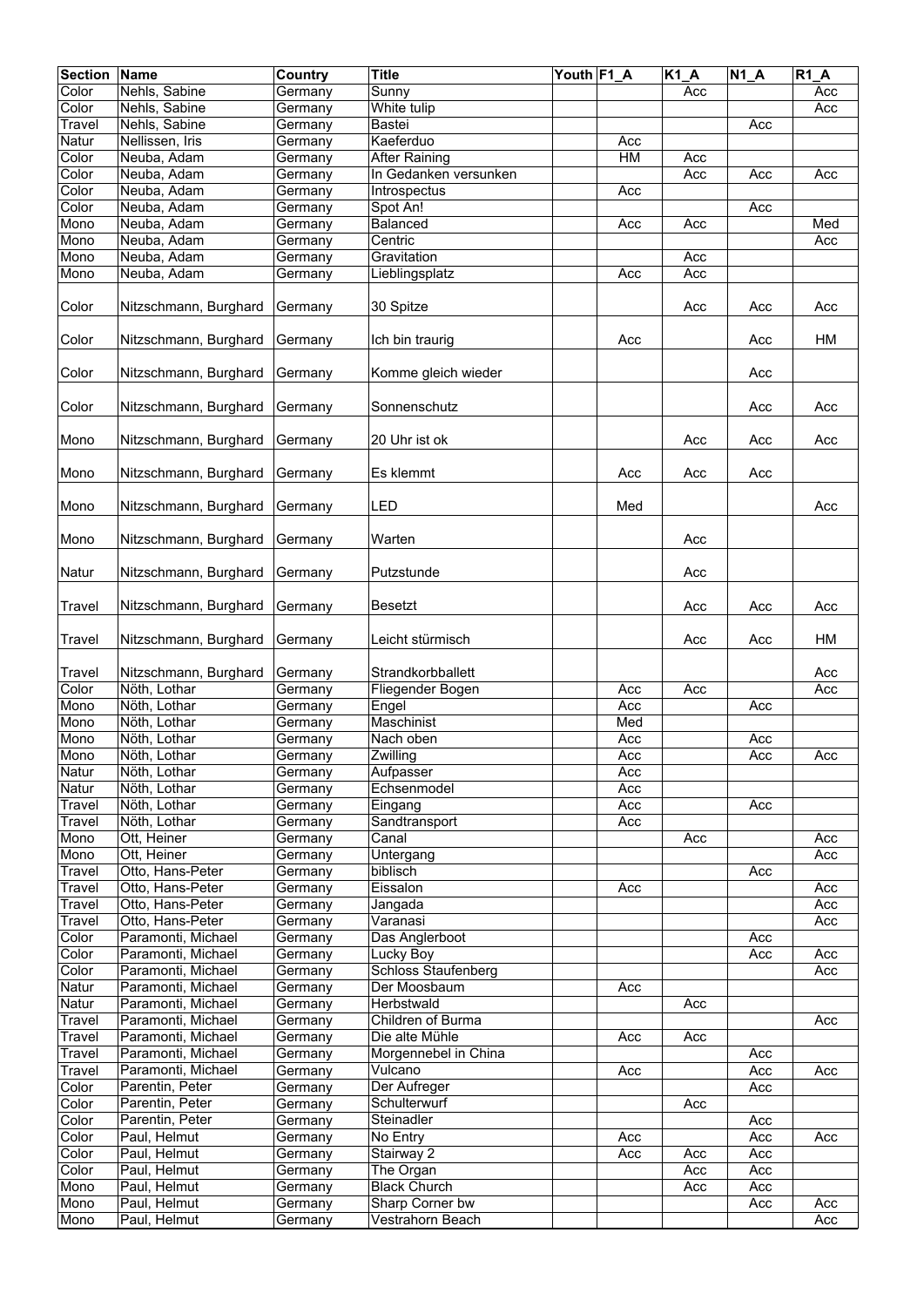| Section | Name | Country | Title | Youth | F1_A | K1_A | N1_A | R1_A |
|---|---|---|---|---|---|---|---|---|
| Color | Nehls, Sabine | Germany | Sunny | | | Acc | | Acc |
| Color | Nehls, Sabine | Germany | White tulip | | | | | Acc |
| Travel | Nehls, Sabine | Germany | Bastei | | | | Acc | |
| Natur | Nellissen, Iris | Germany | Kaeferduo | | Acc | | | |
| Color | Neuba, Adam | Germany | After Raining | | HM | Acc | | |
| Color | Neuba, Adam | Germany | In Gedanken versunken | | | Acc | Acc | Acc |
| Color | Neuba, Adam | Germany | Introspectus | | Acc | | | |
| Color | Neuba, Adam | Germany | Spot An! | | | | Acc | |
| Mono | Neuba, Adam | Germany | Balanced | | Acc | Acc | | Med |
| Mono | Neuba, Adam | Germany | Centric | | | | | Acc |
| Mono | Neuba, Adam | Germany | Gravitation | | | Acc | | |
| Mono | Neuba, Adam | Germany | Lieblingsplatz | | Acc | Acc | | |
| Color | Nitzschmann, Burghard | Germany | 30 Spitze | | | Acc | Acc | Acc |
| Color | Nitzschmann, Burghard | Germany | Ich bin traurig | | Acc | | Acc | HM |
| Color | Nitzschmann, Burghard | Germany | Komme gleich wieder | | | | Acc | |
| Color | Nitzschmann, Burghard | Germany | Sonnenschutz | | | | Acc | Acc |
| Mono | Nitzschmann, Burghard | Germany | 20 Uhr ist ok | | | Acc | Acc | Acc |
| Mono | Nitzschmann, Burghard | Germany | Es klemmt | | Acc | Acc | Acc | |
| Mono | Nitzschmann, Burghard | Germany | LED | | Med | | | Acc |
| Mono | Nitzschmann, Burghard | Germany | Warten | | | Acc | | |
| Natur | Nitzschmann, Burghard | Germany | Putzstunde | | | Acc | | |
| Travel | Nitzschmann, Burghard | Germany | Besetzt | | | Acc | Acc | Acc |
| Travel | Nitzschmann, Burghard | Germany | Leicht stürmisch | | | Acc | Acc | HM |
| Travel | Nitzschmann, Burghard | Germany | Strandkorbballett | | | | | Acc |
| Color | Nöth, Lothar | Germany | Fliegender Bogen | | Acc | Acc | | Acc |
| Mono | Nöth, Lothar | Germany | Engel | | Acc | | Acc | |
| Mono | Nöth, Lothar | Germany | Maschinist | | Med | | | |
| Mono | Nöth, Lothar | Germany | Nach oben | | Acc | | Acc | |
| Mono | Nöth, Lothar | Germany | Zwilling | | Acc | | Acc | Acc |
| Natur | Nöth, Lothar | Germany | Aufpasser | | Acc | | | |
| Natur | Nöth, Lothar | Germany | Echsenmodel | | Acc | | | |
| Travel | Nöth, Lothar | Germany | Eingang | | Acc | | Acc | |
| Travel | Nöth, Lothar | Germany | Sandtransport | | Acc | | | |
| Mono | Ott, Heiner | Germany | Canal | | | Acc | | Acc |
| Mono | Ott, Heiner | Germany | Untergang | | | | | Acc |
| Travel | Otto, Hans-Peter | Germany | biblisch | | | | Acc | |
| Travel | Otto, Hans-Peter | Germany | Eissalon | | Acc | | | Acc |
| Travel | Otto, Hans-Peter | Germany | Jangada | | | | | Acc |
| Travel | Otto, Hans-Peter | Germany | Varanasi | | | | | Acc |
| Color | Paramonti, Michael | Germany | Das Anglerboot | | | | Acc | |
| Color | Paramonti, Michael | Germany | Lucky Boy | | | | Acc | Acc |
| Color | Paramonti, Michael | Germany | Schloss Staufenberg | | | | | Acc |
| Natur | Paramonti, Michael | Germany | Der Moosbaum | | Acc | | | |
| Natur | Paramonti, Michael | Germany | Herbstwald | | | Acc | | |
| Travel | Paramonti, Michael | Germany | Children of Burma | | | | | Acc |
| Travel | Paramonti, Michael | Germany | Die alte Mühle | | Acc | Acc | | |
| Travel | Paramonti, Michael | Germany | Morgennebel in China | | | | Acc | |
| Travel | Paramonti, Michael | Germany | Vulcano | | Acc | | Acc | Acc |
| Color | Parentin, Peter | Germany | Der Aufreger | | | | Acc | |
| Color | Parentin, Peter | Germany | Schulterwurf | | | Acc | | |
| Color | Parentin, Peter | Germany | Steinadler | | | | Acc | |
| Color | Paul, Helmut | Germany | No Entry | | Acc | | Acc | Acc |
| Color | Paul, Helmut | Germany | Stairway 2 | | Acc | Acc | Acc | |
| Color | Paul, Helmut | Germany | The Organ | | | Acc | Acc | |
| Mono | Paul, Helmut | Germany | Black Church | | | Acc | Acc | |
| Mono | Paul, Helmut | Germany | Sharp Corner bw | | | | Acc | Acc |
| Mono | Paul, Helmut | Germany | Vestrahorn Beach | | | | | Acc |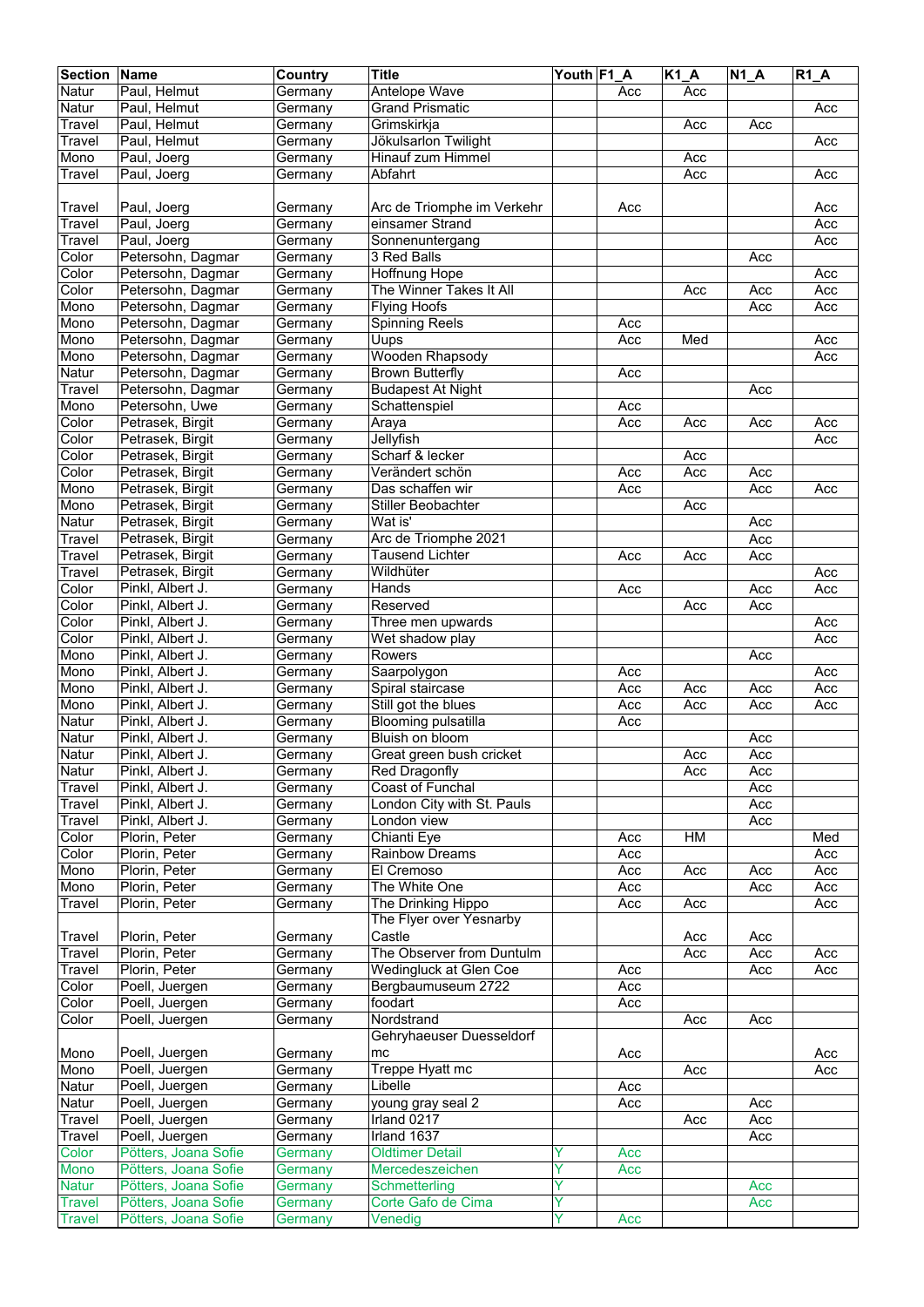| Section | Name | Country | Title | Youth | F1_A | K1_A | N1_A | R1_A |
|---|---|---|---|---|---|---|---|---|
| Natur | Paul, Helmut | Germany | Antelope Wave | | Acc | Acc | | |
| Natur | Paul, Helmut | Germany | Grand Prismatic | | | | | Acc |
| Travel | Paul, Helmut | Germany | Grimskirkja | | | Acc | Acc | |
| Travel | Paul, Helmut | Germany | Jökulsarlon Twilight | | | | | Acc |
| Mono | Paul, Joerg | Germany | Hinauf zum Himmel | | | Acc | | |
| Travel | Paul, Joerg | Germany | Abfahrt | | | Acc | | Acc |
| Travel | Paul, Joerg | Germany | Arc de Triomphe im Verkehr | | Acc | | | Acc |
| Travel | Paul, Joerg | Germany | einsamer Strand | | | | | Acc |
| Travel | Paul, Joerg | Germany | Sonnenuntergang | | | | | Acc |
| Color | Petersohn, Dagmar | Germany | 3 Red Balls | | | | Acc | |
| Color | Petersohn, Dagmar | Germany | Hoffnung Hope | | | | | Acc |
| Color | Petersohn, Dagmar | Germany | The Winner Takes It All | | | Acc | Acc | Acc |
| Mono | Petersohn, Dagmar | Germany | Flying Hoofs | | | | Acc | Acc |
| Mono | Petersohn, Dagmar | Germany | Spinning Reels | | Acc | | | |
| Mono | Petersohn, Dagmar | Germany | Uups | | Acc | Med | | Acc |
| Mono | Petersohn, Dagmar | Germany | Wooden Rhapsody | | | | | Acc |
| Natur | Petersohn, Dagmar | Germany | Brown Butterfly | | Acc | | | |
| Travel | Petersohn, Dagmar | Germany | Budapest At Night | | | | Acc | |
| Mono | Petersohn, Uwe | Germany | Schattenspiel | | Acc | | | |
| Color | Petrasek, Birgit | Germany | Araya | | Acc | Acc | Acc | Acc |
| Color | Petrasek, Birgit | Germany | Jellyfish | | | | | Acc |
| Color | Petrasek, Birgit | Germany | Scharf & lecker | | | Acc | | |
| Color | Petrasek, Birgit | Germany | Verändert schön | | Acc | Acc | Acc | |
| Mono | Petrasek, Birgit | Germany | Das schaffen wir | | Acc | | Acc | Acc |
| Mono | Petrasek, Birgit | Germany | Stiller Beobachter | | | Acc | | |
| Natur | Petrasek, Birgit | Germany | Wat is' | | | | Acc | |
| Travel | Petrasek, Birgit | Germany | Arc de Triomphe 2021 | | | | Acc | |
| Travel | Petrasek, Birgit | Germany | Tausend Lichter | | Acc | Acc | Acc | |
| Travel | Petrasek, Birgit | Germany | Wildhüter | | | | | Acc |
| Color | Pinkl, Albert J. | Germany | Hands | | Acc | | Acc | Acc |
| Color | Pinkl, Albert J. | Germany | Reserved | | | Acc | Acc | |
| Color | Pinkl, Albert J. | Germany | Three men upwards | | | | | Acc |
| Color | Pinkl, Albert J. | Germany | Wet shadow play | | | | | Acc |
| Mono | Pinkl, Albert J. | Germany | Rowers | | | | Acc | |
| Mono | Pinkl, Albert J. | Germany | Saarpolygon | | Acc | | | Acc |
| Mono | Pinkl, Albert J. | Germany | Spiral staircase | | Acc | Acc | Acc | Acc |
| Mono | Pinkl, Albert J. | Germany | Still got the blues | | Acc | Acc | Acc | Acc |
| Natur | Pinkl, Albert J. | Germany | Blooming pulsatilla | | Acc | | | |
| Natur | Pinkl, Albert J. | Germany | Bluish on bloom | | | | Acc | |
| Natur | Pinkl, Albert J. | Germany | Great green bush cricket | | | Acc | Acc | |
| Natur | Pinkl, Albert J. | Germany | Red Dragonfly | | | Acc | Acc | |
| Travel | Pinkl, Albert J. | Germany | Coast of Funchal | | | | Acc | |
| Travel | Pinkl, Albert J. | Germany | London City with St. Pauls | | | | Acc | |
| Travel | Pinkl, Albert J. | Germany | London view | | | | Acc | |
| Color | Plorin, Peter | Germany | Chianti Eye | | Acc | HM | | Med |
| Color | Plorin, Peter | Germany | Rainbow Dreams | | Acc | | | Acc |
| Mono | Plorin, Peter | Germany | El Cremoso | | Acc | Acc | Acc | Acc |
| Mono | Plorin, Peter | Germany | The White One | | Acc | | Acc | Acc |
| Travel | Plorin, Peter | Germany | The Drinking Hippo | | Acc | Acc | | Acc |
| Travel | Plorin, Peter | Germany | The Flyer over Yesnarby Castle | | | Acc | Acc | |
| Travel | Plorin, Peter | Germany | The Observer from Duntulm | | | Acc | Acc | Acc |
| Travel | Plorin, Peter | Germany | Wedingluck at Glen Coe | | Acc | | Acc | Acc |
| Color | Poell, Juergen | Germany | Bergbaumuseum 2722 | | Acc | | | |
| Color | Poell, Juergen | Germany | foodart | | Acc | | | |
| Color | Poell, Juergen | Germany | Nordstrand | | | Acc | Acc | |
| Mono | Poell, Juergen | Germany | Gehryhaeuser Duesseldorf mc | | Acc | | | Acc |
| Mono | Poell, Juergen | Germany | Treppe Hyatt mc | | | Acc | | Acc |
| Natur | Poell, Juergen | Germany | Libelle | | Acc | | | |
| Natur | Poell, Juergen | Germany | young gray seal 2 | | Acc | | Acc | |
| Travel | Poell, Juergen | Germany | Irland 0217 | | | Acc | Acc | |
| Travel | Poell, Juergen | Germany | Irland 1637 | | | | Acc | |
| Color | Pötters, Joana Sofie | Germany | Oldtimer Detail | Y | Acc | | | |
| Mono | Pötters, Joana Sofie | Germany | Mercedeszeichen | Y | Acc | | | |
| Natur | Pötters, Joana Sofie | Germany | Schmetterling | Y | | | Acc | |
| Travel | Pötters, Joana Sofie | Germany | Corte Gafo de Cima | Y | | | Acc | |
| Travel | Pötters, Joana Sofie | Germany | Venedig | Y | Acc | | | |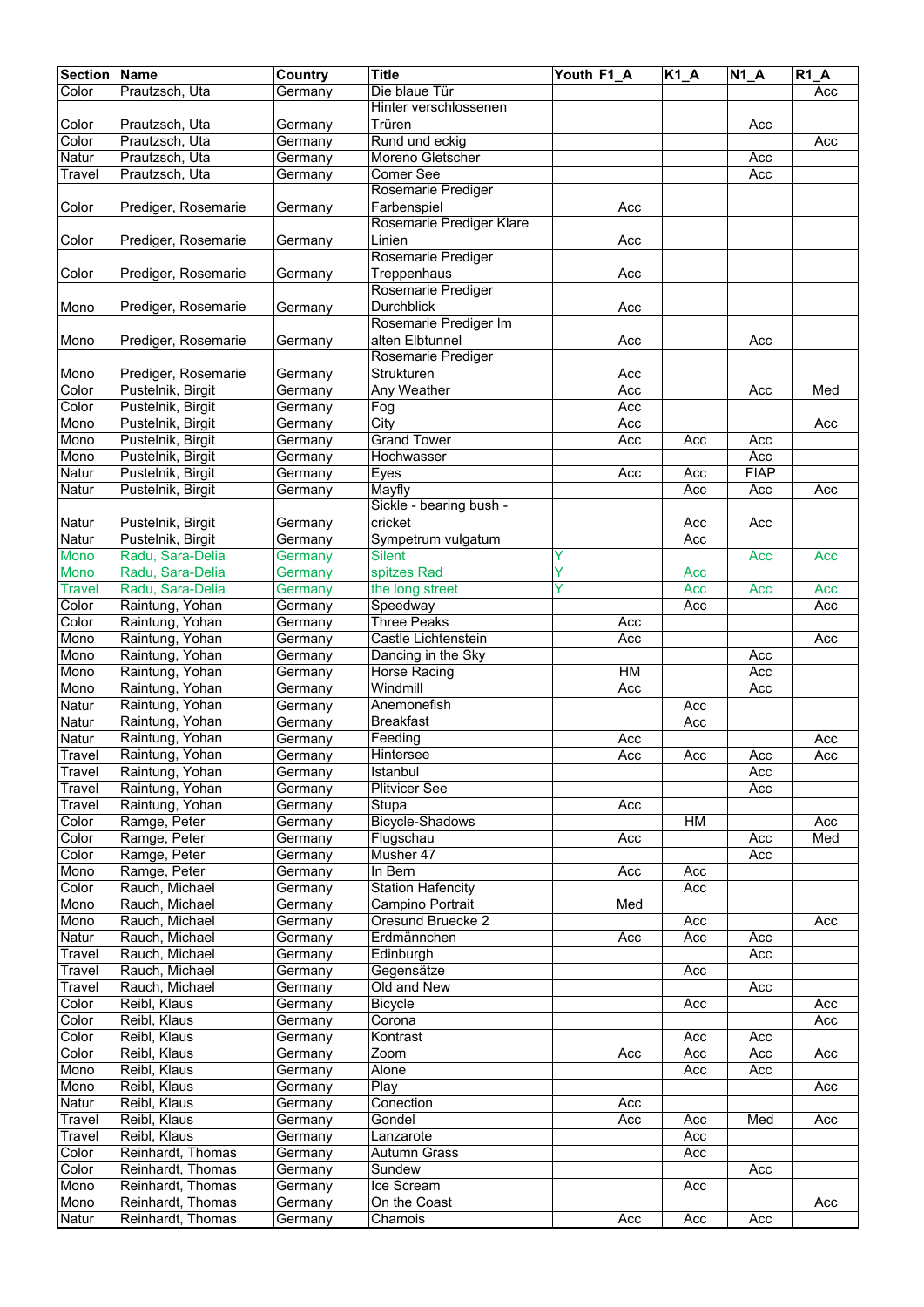| Section | Name | Country | Title | Youth | F1_A | K1_A | N1_A | R1_A |
|---|---|---|---|---|---|---|---|---|
| Color | Prautzsch, Uta | Germany | Die blaue Tür | | | | | Acc |
| Color | Prautzsch, Uta | Germany | Hinter verschlossenen Trüren | | | | Acc | |
| Color | Prautzsch, Uta | Germany | Rund und eckig | | | | | Acc |
| Natur | Prautzsch, Uta | Germany | Moreno Gletscher | | | | Acc | |
| Travel | Prautzsch, Uta | Germany | Comer See | | | | Acc | |
| Color | Prediger, Rosemarie | Germany | Rosemarie Prediger Farbenspiel | | Acc | | | |
| Color | Prediger, Rosemarie | Germany | Rosemarie Prediger Klare Linien | | Acc | | | |
| Color | Prediger, Rosemarie | Germany | Rosemarie Prediger Treppenhaus | | Acc | | | |
| Mono | Prediger, Rosemarie | Germany | Rosemarie Prediger Durchblick | | Acc | | | |
| Mono | Prediger, Rosemarie | Germany | Rosemarie Prediger Im alten Elbtunnel | | Acc | | Acc | |
| Mono | Prediger, Rosemarie | Germany | Rosemarie Prediger Strukturen | | Acc | | | |
| Color | Pustelnik, Birgit | Germany | Any Weather | | Acc | | Acc | Med |
| Color | Pustelnik, Birgit | Germany | Fog | | Acc | | | |
| Mono | Pustelnik, Birgit | Germany | City | | Acc | | | Acc |
| Mono | Pustelnik, Birgit | Germany | Grand Tower | | Acc | Acc | Acc | |
| Mono | Pustelnik, Birgit | Germany | Hochwasser | | | | Acc | |
| Natur | Pustelnik, Birgit | Germany | Eyes | | Acc | Acc | FIAP | |
| Natur | Pustelnik, Birgit | Germany | Mayfly | | | Acc | Acc | Acc |
| Natur | Pustelnik, Birgit | Germany | Sickle - bearing bush - cricket | | | Acc | Acc | |
| Natur | Pustelnik, Birgit | Germany | Sympetrum vulgatum | | | Acc | | |
| Mono | Radu, Sara-Delia | Germany | Silent | Y | | | Acc | Acc |
| Mono | Radu, Sara-Delia | Germany | spitzes Rad | Y | | Acc | | |
| Travel | Radu, Sara-Delia | Germany | the long street | Y | | Acc | Acc | Acc |
| Color | Raintung, Yohan | Germany | Speedway | | | Acc | | Acc |
| Color | Raintung, Yohan | Germany | Three Peaks | | Acc | | | |
| Mono | Raintung, Yohan | Germany | Castle Lichtenstein | | Acc | | | Acc |
| Mono | Raintung, Yohan | Germany | Dancing in the Sky | | | | Acc | |
| Mono | Raintung, Yohan | Germany | Horse Racing | | HM | | Acc | |
| Mono | Raintung, Yohan | Germany | Windmill | | Acc | | Acc | |
| Natur | Raintung, Yohan | Germany | Anemonefish | | | Acc | | |
| Natur | Raintung, Yohan | Germany | Breakfast | | | Acc | | |
| Natur | Raintung, Yohan | Germany | Feeding | | Acc | | | Acc |
| Travel | Raintung, Yohan | Germany | Hintersee | | Acc | Acc | Acc | Acc |
| Travel | Raintung, Yohan | Germany | Istanbul | | | | Acc | |
| Travel | Raintung, Yohan | Germany | Plitvicer See | | | | Acc | |
| Travel | Raintung, Yohan | Germany | Stupa | | Acc | | | |
| Color | Ramge, Peter | Germany | Bicycle-Shadows | | | HM | | Acc |
| Color | Ramge, Peter | Germany | Flugschau | | Acc | | Acc | Med |
| Color | Ramge, Peter | Germany | Musher 47 | | | | Acc | |
| Mono | Ramge, Peter | Germany | In Bern | | Acc | Acc | | |
| Color | Rauch, Michael | Germany | Station Hafencity | | | Acc | | |
| Mono | Rauch, Michael | Germany | Campino Portrait | | Med | | | |
| Mono | Rauch, Michael | Germany | Oresund Bruecke 2 | | | Acc | | Acc |
| Natur | Rauch, Michael | Germany | Erdmännchen | | Acc | Acc | Acc | |
| Travel | Rauch, Michael | Germany | Edinburgh | | | | Acc | |
| Travel | Rauch, Michael | Germany | Gegensätze | | | Acc | | |
| Travel | Rauch, Michael | Germany | Old and New | | | | Acc | |
| Color | Reibl, Klaus | Germany | Bicycle | | | Acc | | Acc |
| Color | Reibl, Klaus | Germany | Corona | | | | | Acc |
| Color | Reibl, Klaus | Germany | Kontrast | | | Acc | Acc | |
| Color | Reibl, Klaus | Germany | Zoom | | Acc | Acc | Acc | Acc |
| Mono | Reibl, Klaus | Germany | Alone | | | Acc | Acc | |
| Mono | Reibl, Klaus | Germany | Play | | | | | Acc |
| Natur | Reibl, Klaus | Germany | Conection | | Acc | | | |
| Travel | Reibl, Klaus | Germany | Gondel | | Acc | Acc | Med | Acc |
| Travel | Reibl, Klaus | Germany | Lanzarote | | | Acc | | |
| Color | Reinhardt, Thomas | Germany | Autumn Grass | | | Acc | | |
| Color | Reinhardt, Thomas | Germany | Sundew | | | | Acc | |
| Mono | Reinhardt, Thomas | Germany | Ice Scream | | | Acc | | |
| Mono | Reinhardt, Thomas | Germany | On the Coast | | | | | Acc |
| Natur | Reinhardt, Thomas | Germany | Chamois | | Acc | Acc | Acc | |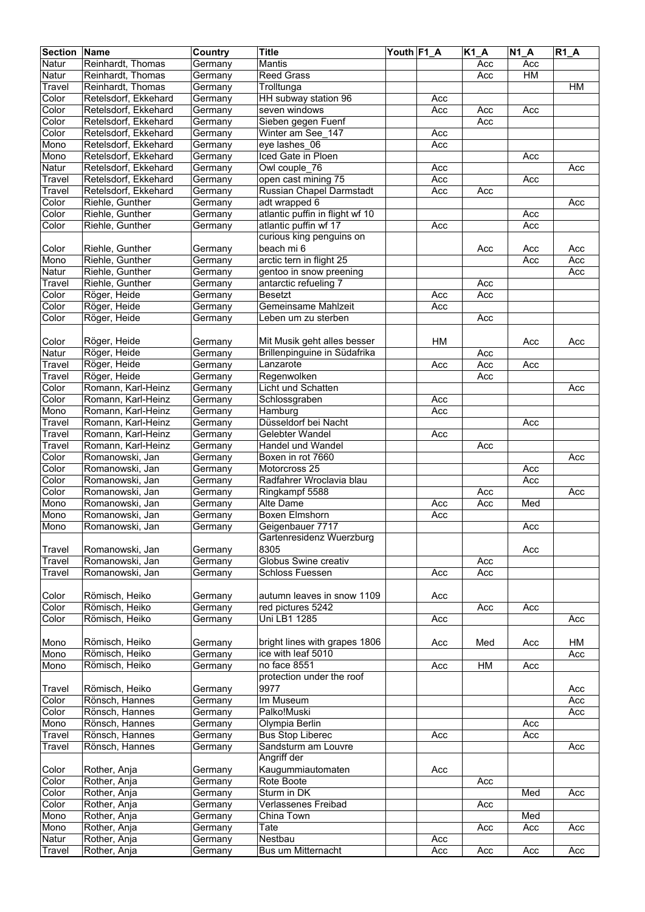| Section | Name | Country | Title | Youth | F1_A | K1_A | N1_A | R1_A |
|---|---|---|---|---|---|---|---|---|
| Natur | Reinhardt, Thomas | Germany | Mantis | | | Acc | Acc | |
| Natur | Reinhardt, Thomas | Germany | Reed Grass | | | Acc | HM | |
| Travel | Reinhardt, Thomas | Germany | Trolltunga | | | | | HM |
| Color | Retelsdorf, Ekkehard | Germany | HH subway station 96 | | Acc | | | |
| Color | Retelsdorf, Ekkehard | Germany | seven windows | | Acc | Acc | Acc | |
| Color | Retelsdorf, Ekkehard | Germany | Sieben gegen Fuenf | | | Acc | | |
| Color | Retelsdorf, Ekkehard | Germany | Winter am See_147 | | Acc | | | |
| Mono | Retelsdorf, Ekkehard | Germany | eye lashes_06 | | Acc | | | |
| Mono | Retelsdorf, Ekkehard | Germany | Iced Gate in Ploen | | | | Acc | |
| Natur | Retelsdorf, Ekkehard | Germany | Owl couple_76 | | Acc | | | Acc |
| Travel | Retelsdorf, Ekkehard | Germany | open cast mining 75 | | Acc | | Acc | |
| Travel | Retelsdorf, Ekkehard | Germany | Russian Chapel Darmstadt | | Acc | Acc | | |
| Color | Riehle, Gunther | Germany | adt wrapped 6 | | | | | Acc |
| Color | Riehle, Gunther | Germany | atlantic puffin in flight wf 10 | | | | Acc | |
| Color | Riehle, Gunther | Germany | atlantic puffin wf 17 | | Acc | | Acc | |
| Color | Riehle, Gunther | Germany | curious king penguins on beach mi 6 | | | Acc | Acc | Acc |
| Mono | Riehle, Gunther | Germany | arctic tern in flight 25 | | | | Acc | Acc |
| Natur | Riehle, Gunther | Germany | gentoo in snow preening | | | | | Acc |
| Travel | Riehle, Gunther | Germany | antarctic refueling 7 | | | Acc | | |
| Color | Röger, Heide | Germany | Besetzt | | Acc | Acc | | |
| Color | Röger, Heide | Germany | Gemeinsame Mahlzeit | | Acc | | | |
| Color | Röger, Heide | Germany | Leben um zu sterben | | | Acc | | |
| Color | Röger, Heide | Germany | Mit Musik geht alles besser | | HM | | Acc | Acc |
| Natur | Röger, Heide | Germany | Brillenpinguine in Südafrika | | | Acc | | |
| Travel | Röger, Heide | Germany | Lanzarote | | Acc | Acc | Acc | |
| Travel | Röger, Heide | Germany | Regenwolken | | | Acc | | |
| Color | Romann, Karl-Heinz | Germany | Licht und Schatten | | | | | Acc |
| Color | Romann, Karl-Heinz | Germany | Schlossgraben | | Acc | | | |
| Mono | Romann, Karl-Heinz | Germany | Hamburg | | Acc | | | |
| Travel | Romann, Karl-Heinz | Germany | Düsseldorf bei Nacht | | | | Acc | |
| Travel | Romann, Karl-Heinz | Germany | Gelebter Wandel | | Acc | | | |
| Travel | Romann, Karl-Heinz | Germany | Handel und Wandel | | | Acc | | |
| Color | Romanowski, Jan | Germany | Boxen in rot 7660 | | | | | Acc |
| Color | Romanowski, Jan | Germany | Motorcross 25 | | | | Acc | |
| Color | Romanowski, Jan | Germany | Radfahrer Wroclavia blau | | | | Acc | |
| Color | Romanowski, Jan | Germany | Ringkampf 5588 | | | Acc | | Acc |
| Mono | Romanowski, Jan | Germany | Alte Dame | | Acc | Acc | Med | |
| Mono | Romanowski, Jan | Germany | Boxen Elmshorn | | Acc | | | |
| Mono | Romanowski, Jan | Germany | Geigenbauer 7717 | | | | Acc | |
| Travel | Romanowski, Jan | Germany | Gartenresidenz Wuerzburg 8305 | | | | Acc | |
| Travel | Romanowski, Jan | Germany | Globus Swine creativ | | | Acc | | |
| Travel | Romanowski, Jan | Germany | Schloss Fuessen | | Acc | Acc | | |
| Color | Römisch, Heiko | Germany | autumn leaves in snow 1109 | | Acc | | | |
| Color | Römisch, Heiko | Germany | red pictures 5242 | | | Acc | Acc | |
| Color | Römisch, Heiko | Germany | Uni LB1 1285 | | Acc | | | Acc |
| Mono | Römisch, Heiko | Germany | bright lines with grapes 1806 | | Acc | Med | Acc | HM |
| Mono | Römisch, Heiko | Germany | ice with leaf 5010 | | | | | Acc |
| Mono | Römisch, Heiko | Germany | no face 8551 | | Acc | HM | Acc | |
| Travel | Römisch, Heiko | Germany | protection under the roof 9977 | | | | | Acc |
| Color | Rönsch, Hannes | Germany | Im Museum | | | | | Acc |
| Color | Rönsch, Hannes | Germany | Palko!Muski | | | | | Acc |
| Mono | Rönsch, Hannes | Germany | Olympia Berlin | | | | Acc | |
| Travel | Rönsch, Hannes | Germany | Bus Stop Liberec | | Acc | | Acc | |
| Travel | Rönsch, Hannes | Germany | Sandsturm am Louvre | | | | | Acc |
| Color | Rother, Anja | Germany | Angriff der Kaugummiautomaten | | Acc | | | |
| Color | Rother, Anja | Germany | Rote Boote | | | Acc | | |
| Color | Rother, Anja | Germany | Sturm in DK | | | | Med | Acc |
| Color | Rother, Anja | Germany | Verlassenes Freibad | | | Acc | | |
| Mono | Rother, Anja | Germany | China Town | | | | Med | |
| Mono | Rother, Anja | Germany | Tate | | | Acc | Acc | Acc |
| Natur | Rother, Anja | Germany | Nestbau | | Acc | | | |
| Travel | Rother, Anja | Germany | Bus um Mitternacht | | Acc | Acc | Acc | Acc |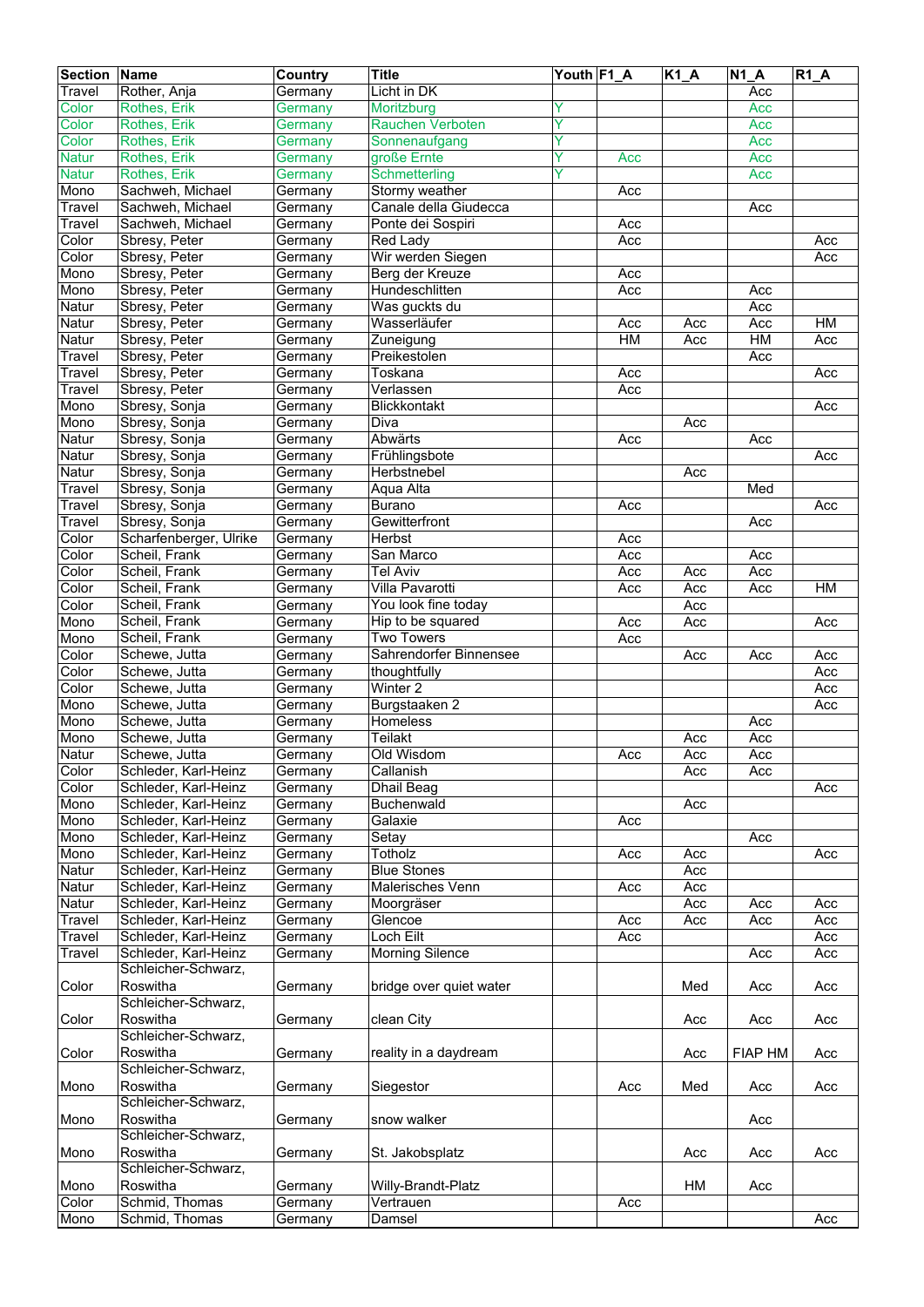| Section | Name | Country | Title | Youth | F1_A | K1_A | N1_A | R1_A |
|---|---|---|---|---|---|---|---|---|
| Travel | Rother, Anja | Germany | Licht in DK | | | | Acc | |
| Color | Rothes, Erik | Germany | Moritzburg | Y | | | Acc | |
| Color | Rothes, Erik | Germany | Rauchen Verboten | Y | | | Acc | |
| Color | Rothes, Erik | Germany | Sonnenaufgang | Y | | | Acc | |
| Natur | Rothes, Erik | Germany | große Ernte | Y | Acc | | Acc | |
| Natur | Rothes, Erik | Germany | Schmetterling | Y | | | Acc | |
| Mono | Sachweh, Michael | Germany | Stormy weather | | Acc | | | |
| Travel | Sachweh, Michael | Germany | Canale della Giudecca | | | | Acc | |
| Travel | Sachweh, Michael | Germany | Ponte dei Sospiri | | Acc | | | |
| Color | Sbresy, Peter | Germany | Red Lady | | Acc | | | Acc |
| Color | Sbresy, Peter | Germany | Wir werden Siegen | | | | | Acc |
| Mono | Sbresy, Peter | Germany | Berg der Kreuze | | Acc | | | |
| Mono | Sbresy, Peter | Germany | Hundeschlitten | | Acc | | Acc | |
| Natur | Sbresy, Peter | Germany | Was guckts du | | | | Acc | |
| Natur | Sbresy, Peter | Germany | Wasserläufer | | Acc | Acc | Acc | HM |
| Natur | Sbresy, Peter | Germany | Zuneigung | | HM | Acc | HM | Acc |
| Travel | Sbresy, Peter | Germany | Preikestolen | | | | Acc | |
| Travel | Sbresy, Peter | Germany | Toskana | | Acc | | | Acc |
| Travel | Sbresy, Peter | Germany | Verlassen | | Acc | | | |
| Mono | Sbresy, Sonja | Germany | Blickkontakt | | | | | Acc |
| Mono | Sbresy, Sonja | Germany | Diva | | | Acc | | |
| Natur | Sbresy, Sonja | Germany | Abwärts | | Acc | | Acc | |
| Natur | Sbresy, Sonja | Germany | Frühlingsbote | | | | | Acc |
| Natur | Sbresy, Sonja | Germany | Herbstnebel | | | Acc | | |
| Travel | Sbresy, Sonja | Germany | Aqua Alta | | | | Med | |
| Travel | Sbresy, Sonja | Germany | Burano | | Acc | | | Acc |
| Travel | Sbresy, Sonja | Germany | Gewitterfront | | | | Acc | |
| Color | Scharfenberger, Ulrike | Germany | Herbst | | Acc | | | |
| Color | Scheil, Frank | Germany | San Marco | | Acc | | Acc | |
| Color | Scheil, Frank | Germany | Tel Aviv | | Acc | Acc | Acc | |
| Color | Scheil, Frank | Germany | Villa Pavarotti | | Acc | Acc | Acc | HM |
| Color | Scheil, Frank | Germany | You look fine today | | | Acc | | |
| Mono | Scheil, Frank | Germany | Hip to be squared | | Acc | Acc | | Acc |
| Mono | Scheil, Frank | Germany | Two Towers | | Acc | | | |
| Color | Schewe, Jutta | Germany | Sahrendorfer Binnensee | | | Acc | Acc | Acc |
| Color | Schewe, Jutta | Germany | thoughtfully | | | | | Acc |
| Color | Schewe, Jutta | Germany | Winter 2 | | | | | Acc |
| Mono | Schewe, Jutta | Germany | Burgstaaken 2 | | | | | Acc |
| Mono | Schewe, Jutta | Germany | Homeless | | | | Acc | |
| Mono | Schewe, Jutta | Germany | Teilakt | | | Acc | Acc | |
| Natur | Schewe, Jutta | Germany | Old Wisdom | | Acc | Acc | Acc | |
| Color | Schleder, Karl-Heinz | Germany | Callanish | | | Acc | Acc | |
| Color | Schleder, Karl-Heinz | Germany | Dhail Beag | | | | | Acc |
| Mono | Schleder, Karl-Heinz | Germany | Buchenwald | | | Acc | | |
| Mono | Schleder, Karl-Heinz | Germany | Galaxie | | Acc | | | |
| Mono | Schleder, Karl-Heinz | Germany | Setay | | | | Acc | |
| Mono | Schleder, Karl-Heinz | Germany | Totholz | | Acc | Acc | | Acc |
| Natur | Schleder, Karl-Heinz | Germany | Blue Stones | | | Acc | | |
| Natur | Schleder, Karl-Heinz | Germany | Malerisches Venn | | Acc | Acc | | |
| Natur | Schleder, Karl-Heinz | Germany | Moorgräser | | | Acc | Acc | Acc |
| Travel | Schleder, Karl-Heinz | Germany | Glencoe | | Acc | Acc | Acc | Acc |
| Travel | Schleder, Karl-Heinz | Germany | Loch Eilt | | Acc | | | Acc |
| Travel | Schleder, Karl-Heinz | Germany | Morning Silence | | | | Acc | Acc |
| Color | Schleicher-Schwarz, Roswitha | Germany | bridge over quiet water | | | Med | Acc | Acc |
| Color | Schleicher-Schwarz, Roswitha | Germany | clean City | | | Acc | Acc | Acc |
| Color | Schleicher-Schwarz, Roswitha | Germany | reality in a daydream | | | Acc | FIAP HM | Acc |
| Mono | Schleicher-Schwarz, Roswitha | Germany | Siegestor | | Acc | Med | Acc | Acc |
| Mono | Schleicher-Schwarz, Roswitha | Germany | snow walker | | | | Acc | |
| Mono | Schleicher-Schwarz, Roswitha | Germany | St. Jakobsplatz | | | Acc | Acc | Acc |
| Mono | Schleicher-Schwarz, Roswitha | Germany | Willy-Brandt-Platz | | | HM | Acc | |
| Color | Schmid, Thomas | Germany | Vertrauen | | Acc | | | |
| Mono | Schmid, Thomas | Germany | Damsel | | | | | Acc |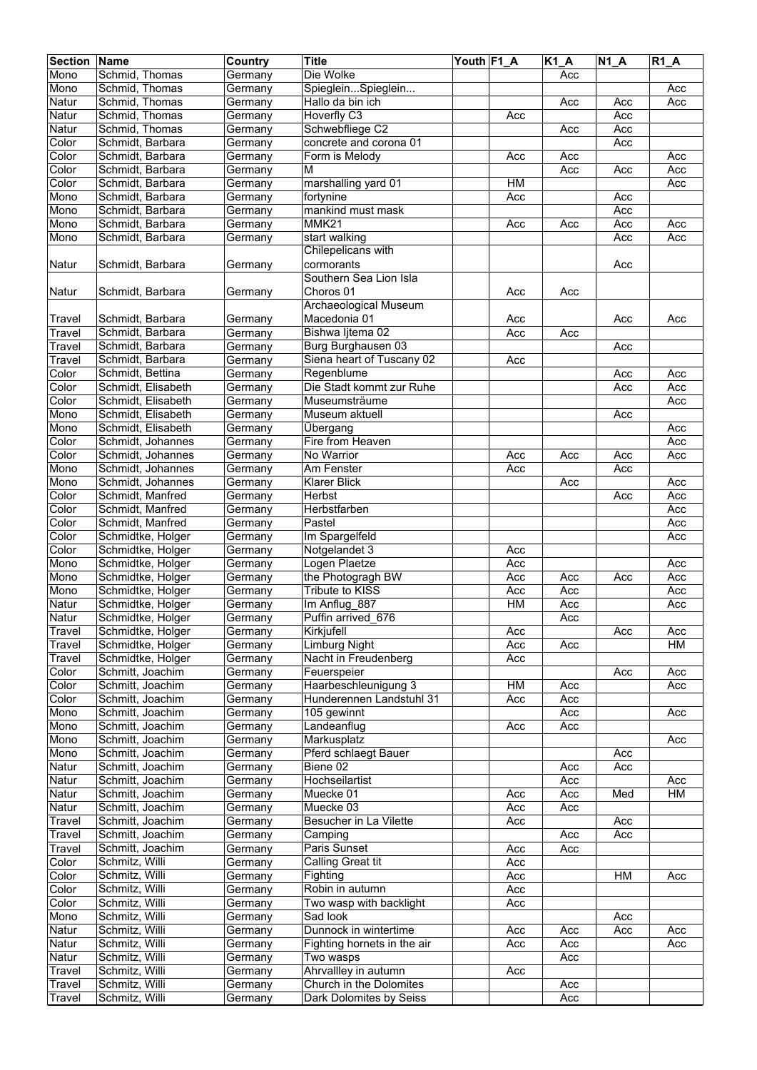| Section | Name | Country | Title | Youth | F1_A | K1_A | N1_A | R1_A |
|---|---|---|---|---|---|---|---|---|
| Mono | Schmid, Thomas | Germany | Die Wolke | | | Acc | | |
| Mono | Schmid, Thomas | Germany | Spieglein...Spieglein... | | | | | Acc |
| Natur | Schmid, Thomas | Germany | Hallo da bin ich | | | Acc | Acc | Acc |
| Natur | Schmid, Thomas | Germany | Hoverfly C3 | | Acc | | Acc | |
| Natur | Schmid, Thomas | Germany | Schwebfliege C2 | | | Acc | Acc | |
| Color | Schmidt, Barbara | Germany | concrete and corona 01 | | | | Acc | |
| Color | Schmidt, Barbara | Germany | Form is Melody | | Acc | Acc | | Acc |
| Color | Schmidt, Barbara | Germany | M | | | Acc | Acc | Acc |
| Color | Schmidt, Barbara | Germany | marshalling yard 01 | | HM | | | Acc |
| Mono | Schmidt, Barbara | Germany | fortynine | | Acc | | Acc | |
| Mono | Schmidt, Barbara | Germany | mankind must mask | | | | Acc | |
| Mono | Schmidt, Barbara | Germany | MMK21 | | Acc | Acc | Acc | Acc |
| Mono | Schmidt, Barbara | Germany | start walking | | | | Acc | Acc |
| Natur | Schmidt, Barbara | Germany | Chilepelicans with cormorants | | | | Acc | |
| Natur | Schmidt, Barbara | Germany | Southern Sea Lion Isla Choros 01 | | Acc | Acc | | |
| Travel | Schmidt, Barbara | Germany | Archaeological Museum Macedonia 01 | | Acc | | Acc | Acc |
| Travel | Schmidt, Barbara | Germany | Bishwa Ijtema 02 | | Acc | Acc | | |
| Travel | Schmidt, Barbara | Germany | Burg Burghausen 03 | | | | Acc | |
| Travel | Schmidt, Barbara | Germany | Siena heart of Tuscany 02 | | Acc | | | |
| Color | Schmidt, Bettina | Germany | Regenblume | | | | Acc | Acc |
| Color | Schmidt, Elisabeth | Germany | Die Stadt kommt zur Ruhe | | | | Acc | Acc |
| Color | Schmidt, Elisabeth | Germany | Museumsträume | | | | | Acc |
| Mono | Schmidt, Elisabeth | Germany | Museum aktuell | | | | Acc | |
| Mono | Schmidt, Elisabeth | Germany | Übergang | | | | | Acc |
| Color | Schmidt, Johannes | Germany | Fire from Heaven | | | | | Acc |
| Color | Schmidt, Johannes | Germany | No Warrior | | Acc | Acc | Acc | Acc |
| Mono | Schmidt, Johannes | Germany | Am Fenster | | Acc | | Acc | |
| Mono | Schmidt, Johannes | Germany | Klarer Blick | | | Acc | | Acc |
| Color | Schmidt, Manfred | Germany | Herbst | | | | Acc | Acc |
| Color | Schmidt, Manfred | Germany | Herbstfarben | | | | | Acc |
| Color | Schmidt, Manfred | Germany | Pastel | | | | | Acc |
| Color | Schmidtke, Holger | Germany | Im Spargelfeld | | | | | Acc |
| Color | Schmidtke, Holger | Germany | Notgelandet 3 | | Acc | | | |
| Mono | Schmidtke, Holger | Germany | Logen Plaetze | | Acc | | | Acc |
| Mono | Schmidtke, Holger | Germany | the Photogragh BW | | Acc | Acc | Acc | Acc |
| Mono | Schmidtke, Holger | Germany | Tribute to KISS | | Acc | Acc | | Acc |
| Natur | Schmidtke, Holger | Germany | Im Anflug_887 | | HM | Acc | | Acc |
| Natur | Schmidtke, Holger | Germany | Puffin arrived_676 | | | Acc | | |
| Travel | Schmidtke, Holger | Germany | Kirkjufell | | Acc | | Acc | Acc |
| Travel | Schmidtke, Holger | Germany | Limburg Night | | Acc | Acc | | HM |
| Travel | Schmidtke, Holger | Germany | Nacht in Freudenberg | | Acc | | | |
| Color | Schmitt, Joachim | Germany | Feuerspeier | | | | Acc | Acc |
| Color | Schmitt, Joachim | Germany | Haarbeschleunigung 3 | | HM | Acc | | Acc |
| Color | Schmitt, Joachim | Germany | Hunderennen Landstuhl 31 | | Acc | Acc | | |
| Mono | Schmitt, Joachim | Germany | 105 gewinnt | | | Acc | | Acc |
| Mono | Schmitt, Joachim | Germany | Landeanflug | | Acc | Acc | | |
| Mono | Schmitt, Joachim | Germany | Markusplatz | | | | | Acc |
| Mono | Schmitt, Joachim | Germany | Pferd schlaegt Bauer | | | | Acc | |
| Natur | Schmitt, Joachim | Germany | Biene 02 | | | Acc | Acc | |
| Natur | Schmitt, Joachim | Germany | Hochseilartist | | | Acc | | Acc |
| Natur | Schmitt, Joachim | Germany | Muecke 01 | | Acc | Acc | Med | HM |
| Natur | Schmitt, Joachim | Germany | Muecke 03 | | Acc | Acc | | |
| Travel | Schmitt, Joachim | Germany | Besucher in La Vilette | | Acc | | Acc | |
| Travel | Schmitt, Joachim | Germany | Camping | | | Acc | Acc | |
| Travel | Schmitt, Joachim | Germany | Paris Sunset | | Acc | Acc | | |
| Color | Schmitz, Willi | Germany | Calling Great tit | | Acc | | | |
| Color | Schmitz, Willi | Germany | Fighting | | Acc | | HM | Acc |
| Color | Schmitz, Willi | Germany | Robin in autumn | | Acc | | | |
| Color | Schmitz, Willi | Germany | Two wasp with backlight | | Acc | | | |
| Mono | Schmitz, Willi | Germany | Sad look | | | | Acc | |
| Natur | Schmitz, Willi | Germany | Dunnock in wintertime | | Acc | Acc | Acc | Acc |
| Natur | Schmitz, Willi | Germany | Fighting hornets in the air | | Acc | Acc | | Acc |
| Natur | Schmitz, Willi | Germany | Two wasps | | | Acc | | |
| Travel | Schmitz, Willi | Germany | Ahrvallley in autumn | | Acc | | | |
| Travel | Schmitz, Willi | Germany | Church in the Dolomites | | | Acc | | |
| Travel | Schmitz, Willi | Germany | Dark Dolomites by Seiss | | | Acc | | |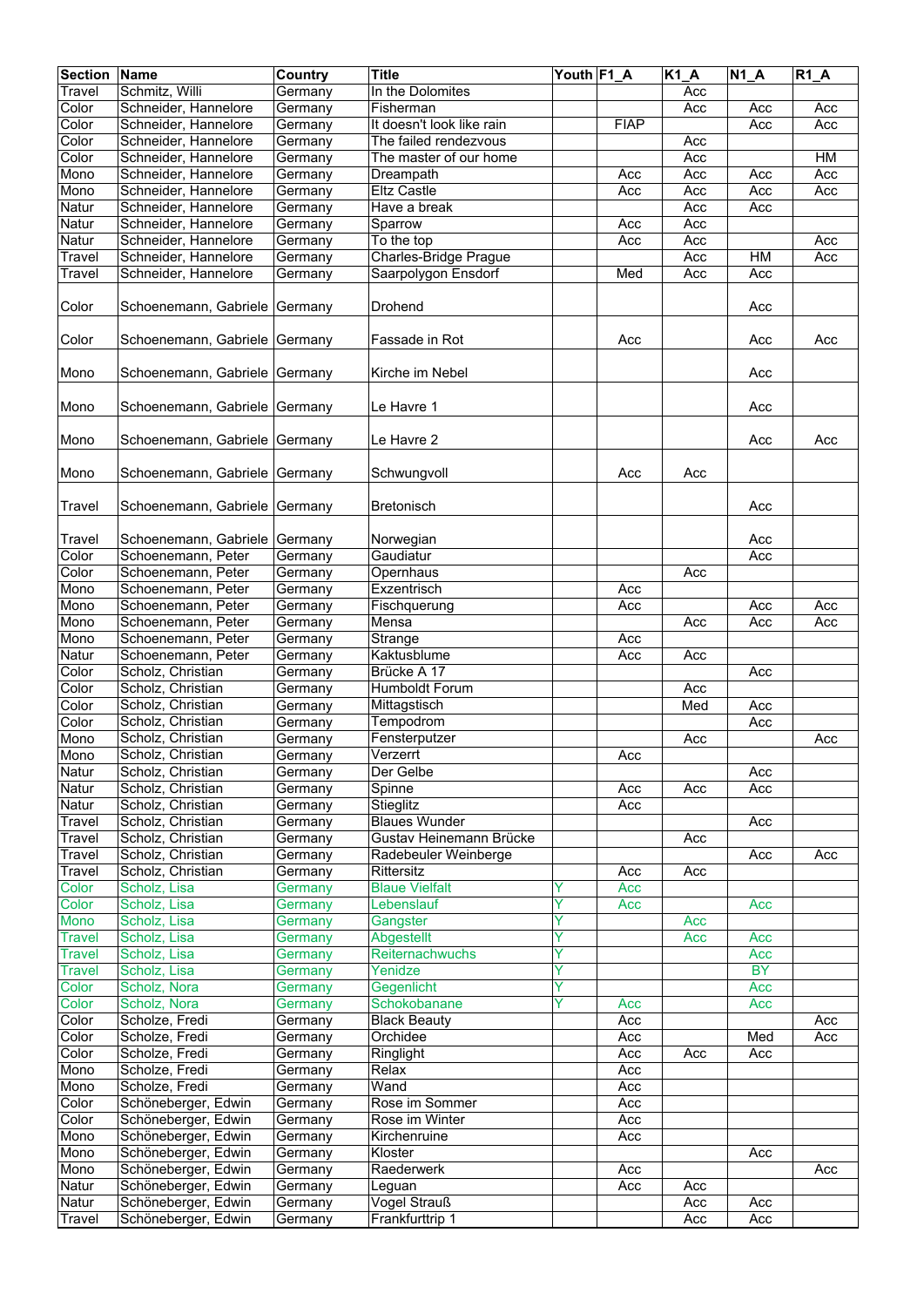| Section | Name | Country | Title | Youth | F1_A | K1_A | N1_A | R1_A |
|---|---|---|---|---|---|---|---|---|
| Travel | Schmitz, Willi | Germany | In the Dolomites | | | Acc | | |
| Color | Schneider, Hannelore | Germany | Fisherman | | | Acc | Acc | Acc |
| Color | Schneider, Hannelore | Germany | It doesn't look like rain | | FIAP | | Acc | Acc |
| Color | Schneider, Hannelore | Germany | The failed rendezvous | | | Acc | | |
| Color | Schneider, Hannelore | Germany | The master of our home | | | Acc | | HM |
| Mono | Schneider, Hannelore | Germany | Dreampath | | Acc | Acc | Acc | Acc |
| Mono | Schneider, Hannelore | Germany | Eltz Castle | | Acc | Acc | Acc | Acc |
| Natur | Schneider, Hannelore | Germany | Have a break | | | Acc | Acc | |
| Natur | Schneider, Hannelore | Germany | Sparrow | | Acc | Acc | | |
| Natur | Schneider, Hannelore | Germany | To the top | | Acc | Acc | | Acc |
| Travel | Schneider, Hannelore | Germany | Charles-Bridge Prague | | | Acc | HM | Acc |
| Travel | Schneider, Hannelore | Germany | Saarpolygon Ensdorf | | Med | Acc | Acc | |
| Color | Schoenemann, Gabriele | Germany | Drohend | | | | Acc | |
| Color | Schoenemann, Gabriele | Germany | Fassade in Rot | | Acc | | Acc | Acc |
| Mono | Schoenemann, Gabriele | Germany | Kirche im Nebel | | | | Acc | |
| Mono | Schoenemann, Gabriele | Germany | Le Havre 1 | | | | Acc | |
| Mono | Schoenemann, Gabriele | Germany | Le Havre 2 | | | | Acc | Acc |
| Mono | Schoenemann, Gabriele | Germany | Schwungvoll | | Acc | Acc | | |
| Travel | Schoenemann, Gabriele | Germany | Bretonisch | | | | Acc | |
| Travel | Schoenemann, Gabriele | Germany | Norwegian | | | | Acc | |
| Color | Schoenemann, Peter | Germany | Gaudiatur | | | | Acc | |
| Color | Schoenemann, Peter | Germany | Opernhaus | | | Acc | | |
| Mono | Schoenemann, Peter | Germany | Exzentrisch | | Acc | | | |
| Mono | Schoenemann, Peter | Germany | Fischquerung | | Acc | | Acc | Acc |
| Mono | Schoenemann, Peter | Germany | Mensa | | | Acc | Acc | Acc |
| Mono | Schoenemann, Peter | Germany | Strange | | Acc | | | |
| Natur | Schoenemann, Peter | Germany | Kaktusblume | | Acc | Acc | | |
| Color | Scholz, Christian | Germany | Brücke A 17 | | | | Acc | |
| Color | Scholz, Christian | Germany | Humboldt Forum | | | Acc | | |
| Color | Scholz, Christian | Germany | Mittagstisch | | | Med | Acc | |
| Color | Scholz, Christian | Germany | Tempodrom | | | | Acc | |
| Mono | Scholz, Christian | Germany | Fensterputzer | | | Acc | | Acc |
| Mono | Scholz, Christian | Germany | Verzerrt | | Acc | | | |
| Natur | Scholz, Christian | Germany | Der Gelbe | | | | Acc | |
| Natur | Scholz, Christian | Germany | Spinne | | Acc | Acc | Acc | |
| Natur | Scholz, Christian | Germany | Stieglitz | | Acc | | | |
| Travel | Scholz, Christian | Germany | Blaues Wunder | | | | Acc | |
| Travel | Scholz, Christian | Germany | Gustav Heinemann Brücke | | | Acc | | |
| Travel | Scholz, Christian | Germany | Radebeuler Weinberge | | | | Acc | Acc |
| Travel | Scholz, Christian | Germany | Rittersitz | | Acc | Acc | | |
| Color | Scholz, Lisa | Germany | Blaue Vielfalt | Y | Acc | | | |
| Color | Scholz, Lisa | Germany | Lebenslauf | Y | Acc | | Acc | |
| Mono | Scholz, Lisa | Germany | Gangster | Y | | Acc | | |
| Travel | Scholz, Lisa | Germany | Abgestellt | Y | | Acc | Acc | |
| Travel | Scholz, Lisa | Germany | Reiternachwuchs | Y | | | Acc | |
| Travel | Scholz, Lisa | Germany | Yenidze | Y | | | BY | |
| Color | Scholz, Nora | Germany | Gegenlicht | Y | | | Acc | |
| Color | Scholz, Nora | Germany | Schokobanane | Y | Acc | | Acc | |
| Color | Scholze, Fredi | Germany | Black Beauty | | Acc | | | Acc |
| Color | Scholze, Fredi | Germany | Orchidee | | Acc | | Med | Acc |
| Color | Scholze, Fredi | Germany | Ringlight | | Acc | Acc | Acc | |
| Mono | Scholze, Fredi | Germany | Relax | | Acc | | | |
| Mono | Scholze, Fredi | Germany | Wand | | Acc | | | |
| Color | Schöneberger, Edwin | Germany | Rose im Sommer | | Acc | | | |
| Color | Schöneberger, Edwin | Germany | Rose im Winter | | Acc | | | |
| Mono | Schöneberger, Edwin | Germany | Kirchenruine | | Acc | | | |
| Mono | Schöneberger, Edwin | Germany | Kloster | | | | Acc | |
| Mono | Schöneberger, Edwin | Germany | Raederwerk | | Acc | | | Acc |
| Natur | Schöneberger, Edwin | Germany | Leguan | | Acc | Acc | | |
| Natur | Schöneberger, Edwin | Germany | Vogel Strauß | | | Acc | Acc | |
| Travel | Schöneberger, Edwin | Germany | Frankfurttrip 1 | | | Acc | Acc | |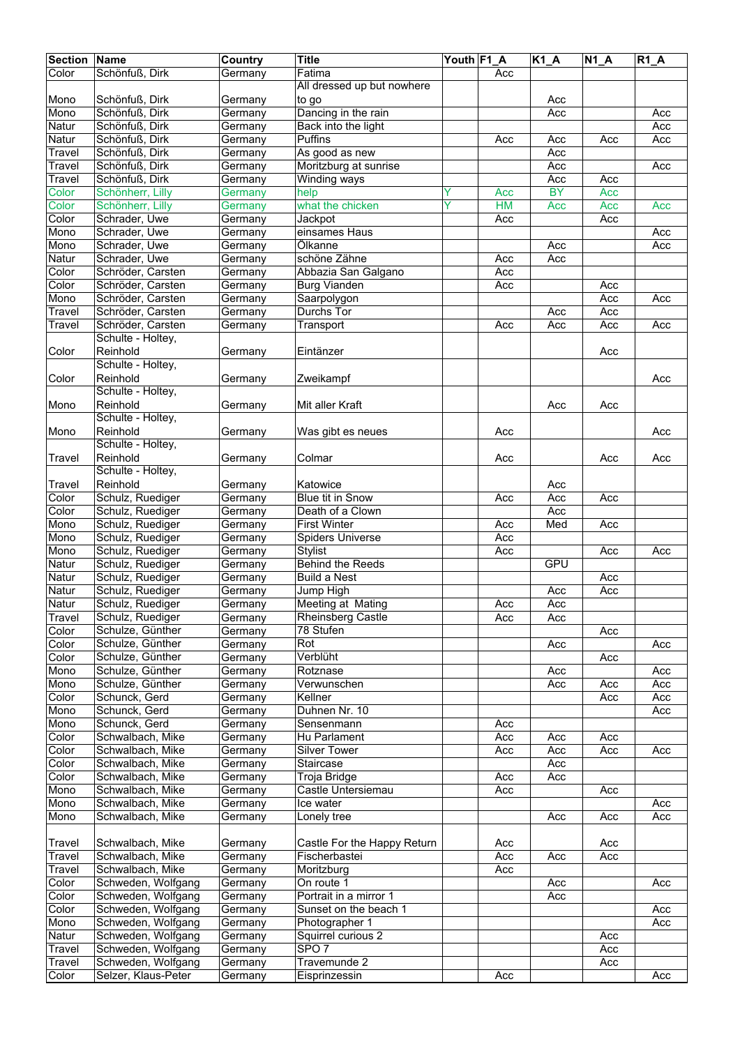| Section | Name | Country | Title | Youth | F1_A | K1_A | N1_A | R1_A |
|---|---|---|---|---|---|---|---|---|
| Color | Schönfuß, Dirk | Germany | Fatima | | Acc | | | |
| Mono | Schönfuß, Dirk | Germany | All dressed up but nowhere to go | | | Acc | | |
| Mono | Schönfuß, Dirk | Germany | Dancing in the rain | | | Acc | | Acc |
| Natur | Schönfuß, Dirk | Germany | Back into the light | | | | | Acc |
| Natur | Schönfuß, Dirk | Germany | Puffins | | Acc | Acc | Acc | Acc |
| Travel | Schönfuß, Dirk | Germany | As good as new | | | Acc | | |
| Travel | Schönfuß, Dirk | Germany | Moritzburg at sunrise | | | Acc | | Acc |
| Travel | Schönfuß, Dirk | Germany | Winding ways | | | Acc | Acc | |
| Color | Schönherr, Lilly | Germany | help | Y | Acc | BY | Acc | |
| Color | Schönherr, Lilly | Germany | what the chicken | Y | HM | Acc | Acc | Acc |
| Color | Schrader, Uwe | Germany | Jackpot | | Acc | | Acc | |
| Mono | Schrader, Uwe | Germany | einsames Haus | | | | | Acc |
| Mono | Schrader, Uwe | Germany | Ölkanne | | | Acc | | Acc |
| Natur | Schrader, Uwe | Germany | schöne Zähne | | Acc | Acc | | |
| Color | Schröder, Carsten | Germany | Abbazia San Galgano | | Acc | | | |
| Color | Schröder, Carsten | Germany | Burg Vianden | | Acc | | Acc | |
| Mono | Schröder, Carsten | Germany | Saarpolygon | | | | Acc | Acc |
| Travel | Schröder, Carsten | Germany | Durchs Tor | | | Acc | Acc | |
| Travel | Schröder, Carsten | Germany | Transport | | Acc | Acc | Acc | Acc |
| Color | Schulte - Holtey, Reinhold | Germany | Eintänzer | | | | Acc | |
| Color | Schulte - Holtey, Reinhold | Germany | Zweikampf | | | | | Acc |
| Mono | Schulte - Holtey, Reinhold | Germany | Mit aller Kraft | | | Acc | Acc | |
| Mono | Schulte - Holtey, Reinhold | Germany | Was gibt es neues | | Acc | | | Acc |
| Travel | Schulte - Holtey, Reinhold | Germany | Colmar | | Acc | | Acc | Acc |
| Travel | Schulte - Holtey, Reinhold | Germany | Katowice | | | Acc | | |
| Color | Schulz, Ruediger | Germany | Blue tit in Snow | | Acc | Acc | Acc | |
| Color | Schulz, Ruediger | Germany | Death of a Clown | | | Acc | | |
| Mono | Schulz, Ruediger | Germany | First Winter | | Acc | Med | Acc | |
| Mono | Schulz, Ruediger | Germany | Spiders Universe | | Acc | | | |
| Mono | Schulz, Ruediger | Germany | Stylist | | Acc | | Acc | Acc |
| Natur | Schulz, Ruediger | Germany | Behind the Reeds | | | GPU | | |
| Natur | Schulz, Ruediger | Germany | Build a Nest | | | | Acc | |
| Natur | Schulz, Ruediger | Germany | Jump High | | | Acc | Acc | |
| Natur | Schulz, Ruediger | Germany | Meeting at  Mating | | Acc | Acc | | |
| Travel | Schulz, Ruediger | Germany | Rheinsberg Castle | | Acc | Acc | | |
| Color | Schulze, Günther | Germany | 78 Stufen | | | | Acc | |
| Color | Schulze, Günther | Germany | Rot | | | Acc | | Acc |
| Color | Schulze, Günther | Germany | Verblüht | | | | Acc | |
| Mono | Schulze, Günther | Germany | Rotznase | | | Acc | | Acc |
| Mono | Schulze, Günther | Germany | Verwunschen | | | Acc | Acc | Acc |
| Color | Schunck, Gerd | Germany | Kellner | | | | Acc | Acc |
| Mono | Schunck, Gerd | Germany | Duhnen Nr. 10 | | | | | Acc |
| Mono | Schunck, Gerd | Germany | Sensenmann | | Acc | | | |
| Color | Schwalbach, Mike | Germany | Hu Parlament | | Acc | Acc | Acc | |
| Color | Schwalbach, Mike | Germany | Silver Tower | | Acc | Acc | Acc | Acc |
| Color | Schwalbach, Mike | Germany | Staircase | | | Acc | | |
| Color | Schwalbach, Mike | Germany | Troja Bridge | | Acc | Acc | | |
| Mono | Schwalbach, Mike | Germany | Castle Untersiemau | | Acc | | Acc | |
| Mono | Schwalbach, Mike | Germany | Ice water | | | | | Acc |
| Mono | Schwalbach, Mike | Germany | Lonely tree | | | Acc | Acc | Acc |
| Travel | Schwalbach, Mike | Germany | Castle For the Happy Return | | Acc | | Acc | |
| Travel | Schwalbach, Mike | Germany | Fischerbastei | | Acc | Acc | Acc | |
| Travel | Schwalbach, Mike | Germany | Moritzburg | | Acc | | | |
| Color | Schweden, Wolfgang | Germany | On route 1 | | | Acc | | Acc |
| Color | Schweden, Wolfgang | Germany | Portrait in a mirror 1 | | | Acc | | |
| Color | Schweden, Wolfgang | Germany | Sunset on the beach 1 | | | | | Acc |
| Mono | Schweden, Wolfgang | Germany | Photographer 1 | | | | | Acc |
| Natur | Schweden, Wolfgang | Germany | Squirrel curious 2 | | | | Acc | |
| Travel | Schweden, Wolfgang | Germany | SPO 7 | | | | Acc | |
| Travel | Schweden, Wolfgang | Germany | Travemunde 2 | | | | Acc | |
| Color | Selzer, Klaus-Peter | Germany | Eisprinzessin | | Acc | | | Acc |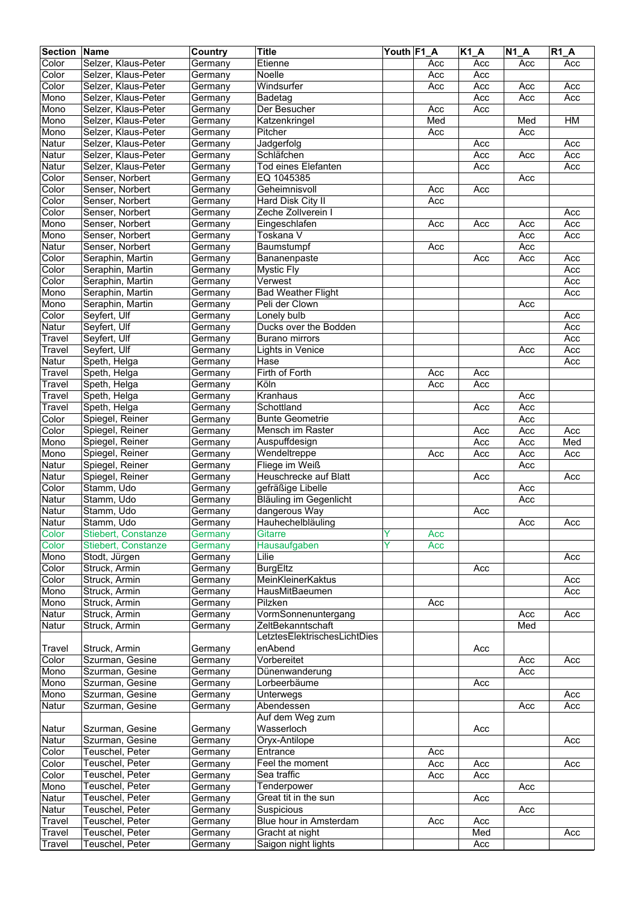| Section | Name | Country | Title | Youth | F1_A | K1_A | N1_A | R1_A |
|---|---|---|---|---|---|---|---|---|
| Color | Selzer, Klaus-Peter | Germany | Etienne | | Acc | Acc | Acc | Acc |
| Color | Selzer, Klaus-Peter | Germany | Noelle | | Acc | Acc | | |
| Color | Selzer, Klaus-Peter | Germany | Windsurfer | | Acc | Acc | Acc | Acc |
| Mono | Selzer, Klaus-Peter | Germany | Badetag | | | Acc | Acc | Acc |
| Mono | Selzer, Klaus-Peter | Germany | Der Besucher | | Acc | Acc | | |
| Mono | Selzer, Klaus-Peter | Germany | Katzenkringel | | Med | | Med | HM |
| Mono | Selzer, Klaus-Peter | Germany | Pitcher | | Acc | | Acc | |
| Natur | Selzer, Klaus-Peter | Germany | Jadgerfolg | | | Acc | | Acc |
| Natur | Selzer, Klaus-Peter | Germany | Schläfchen | | | Acc | Acc | Acc |
| Natur | Selzer, Klaus-Peter | Germany | Tod eines Elefanten | | | Acc | | Acc |
| Color | Senser, Norbert | Germany | EQ 1045385 | | | | Acc | |
| Color | Senser, Norbert | Germany | Geheimnisvoll | | Acc | Acc | | |
| Color | Senser, Norbert | Germany | Hard Disk City II | | Acc | | | |
| Color | Senser, Norbert | Germany | Zeche Zollverein I | | | | | Acc |
| Mono | Senser, Norbert | Germany | Eingeschlafen | | Acc | Acc | Acc | Acc |
| Mono | Senser, Norbert | Germany | Toskana V | | | | Acc | Acc |
| Natur | Senser, Norbert | Germany | Baumstumpf | | Acc | | Acc | |
| Color | Seraphin, Martin | Germany | Bananenpaste | | | Acc | Acc | Acc |
| Color | Seraphin, Martin | Germany | Mystic Fly | | | | | Acc |
| Color | Seraphin, Martin | Germany | Verwest | | | | | Acc |
| Mono | Seraphin, Martin | Germany | Bad Weather Flight | | | | | Acc |
| Mono | Seraphin, Martin | Germany | Peli der Clown | | | | Acc | |
| Color | Seyfert, Ulf | Germany | Lonely bulb | | | | | Acc |
| Natur | Seyfert, Ulf | Germany | Ducks over the Bodden | | | | | Acc |
| Travel | Seyfert, Ulf | Germany | Burano mirrors | | | | | Acc |
| Travel | Seyfert, Ulf | Germany | Lights in Venice | | | | Acc | Acc |
| Natur | Speth, Helga | Germany | Hase | | | | | Acc |
| Travel | Speth, Helga | Germany | Firth of Forth | | Acc | Acc | | |
| Travel | Speth, Helga | Germany | Köln | | Acc | Acc | | |
| Travel | Speth, Helga | Germany | Kranhaus | | | | Acc | |
| Travel | Speth, Helga | Germany | Schottland | | | Acc | Acc | |
| Color | Spiegel, Reiner | Germany | Bunte Geometrie | | | | Acc | |
| Color | Spiegel, Reiner | Germany | Mensch im Raster | | | Acc | Acc | Acc |
| Mono | Spiegel, Reiner | Germany | Auspuffdesign | | | Acc | Acc | Med |
| Mono | Spiegel, Reiner | Germany | Wendeltreppe | | Acc | Acc | Acc | Acc |
| Natur | Spiegel, Reiner | Germany | Fliege im Weiß | | | | Acc | |
| Natur | Spiegel, Reiner | Germany | Heuschrecke auf Blatt | | | Acc | | Acc |
| Color | Stamm, Udo | Germany | gefräßige Libelle | | | | Acc | |
| Natur | Stamm, Udo | Germany | Bläuling im Gegenlicht | | | | Acc | |
| Natur | Stamm, Udo | Germany | dangerous Way | | | Acc | | |
| Natur | Stamm, Udo | Germany | Hauhechelbläuling | | | | Acc | Acc |
| Color | Stiebert, Constanze | Germany | Gitarre | Y | Acc | | | |
| Color | Stiebert, Constanze | Germany | Hausaufgaben | Y | Acc | | | |
| Mono | Stodt, Jürgen | Germany | Lilie | | | | | Acc |
| Color | Struck, Armin | Germany | BurgEltz | | | Acc | | |
| Color | Struck, Armin | Germany | MeinKleinerKaktus | | | | | Acc |
| Mono | Struck, Armin | Germany | HausMitBaeumen | | | | | Acc |
| Mono | Struck, Armin | Germany | Pilzken | | Acc | | | |
| Natur | Struck, Armin | Germany | VormSonnenuntergang | | | | Acc | Acc |
| Natur | Struck, Armin | Germany | ZeltBekanntschaft | | | | Med | |
| Travel | Struck, Armin | Germany | LetztesElektrischesLichtDiesenAbend | | | Acc | | |
| Color | Szurman, Gesine | Germany | Vorbereitet | | | | Acc | Acc |
| Mono | Szurman, Gesine | Germany | Dünenwanderung | | | | Acc | |
| Mono | Szurman, Gesine | Germany | Lorbeerbäume | | | Acc | | |
| Mono | Szurman, Gesine | Germany | Unterwegs | | | | | Acc |
| Natur | Szurman, Gesine | Germany | Abendessen | | | | Acc | Acc |
| Natur | Szurman, Gesine | Germany | Auf dem Weg zum Wasserloch | | | Acc | | |
| Natur | Szurman, Gesine | Germany | Oryx-Antilope | | | | | Acc |
| Color | Teuschel, Peter | Germany | Entrance | | Acc | | | |
| Color | Teuschel, Peter | Germany | Feel the moment | | Acc | Acc | | Acc |
| Color | Teuschel, Peter | Germany | Sea traffic | | Acc | Acc | | |
| Mono | Teuschel, Peter | Germany | Tenderpower | | | | Acc | |
| Natur | Teuschel, Peter | Germany | Great tit in the sun | | | Acc | | |
| Natur | Teuschel, Peter | Germany | Suspicious | | | | Acc | |
| Travel | Teuschel, Peter | Germany | Blue hour in Amsterdam | | Acc | Acc | | |
| Travel | Teuschel, Peter | Germany | Gracht at night | | | Med | | Acc |
| Travel | Teuschel, Peter | Germany | Saigon night lights | | | Acc | | |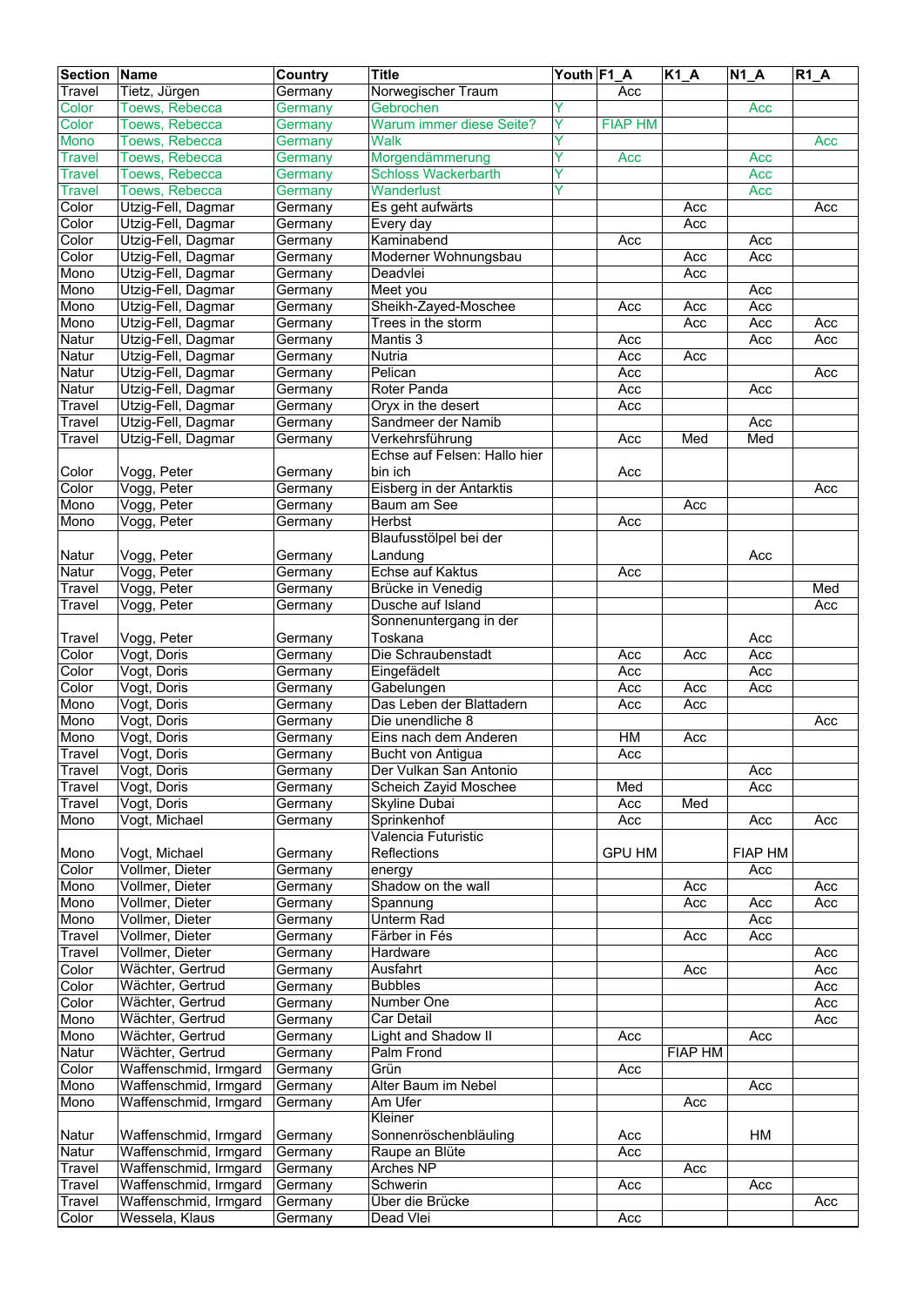| Section | Name | Country | Title | Youth | F1_A | K1_A | N1_A | R1_A |
|---|---|---|---|---|---|---|---|---|
| Travel | Tietz, Jürgen | Germany | Norwegischer Traum | | Acc | | | |
| Color | Toews, Rebecca | Germany | Gebrochen | Y | | | Acc | |
| Color | Toews, Rebecca | Germany | Warum immer diese Seite? | Y | FIAP HM | | | |
| Mono | Toews, Rebecca | Germany | Walk | Y | | | | Acc |
| Travel | Toews, Rebecca | Germany | Morgendämmerung | Y | Acc | | Acc | |
| Travel | Toews, Rebecca | Germany | Schloss Wackerbarth | Y | | | Acc | |
| Travel | Toews, Rebecca | Germany | Wanderlust | Y | | | Acc | |
| Color | Utzig-Fell, Dagmar | Germany | Es geht aufwärts | | | Acc | | Acc |
| Color | Utzig-Fell, Dagmar | Germany | Every day | | | Acc | | |
| Color | Utzig-Fell, Dagmar | Germany | Kaminabend | | Acc | | Acc | |
| Color | Utzig-Fell, Dagmar | Germany | Moderner Wohnungsbau | | | Acc | Acc | |
| Mono | Utzig-Fell, Dagmar | Germany | Deadvlei | | | Acc | | |
| Mono | Utzig-Fell, Dagmar | Germany | Meet you | | | | Acc | |
| Mono | Utzig-Fell, Dagmar | Germany | Sheikh-Zayed-Moschee | | Acc | Acc | Acc | |
| Mono | Utzig-Fell, Dagmar | Germany | Trees in the storm | | | Acc | Acc | Acc |
| Natur | Utzig-Fell, Dagmar | Germany | Mantis 3 | | Acc | | Acc | Acc |
| Natur | Utzig-Fell, Dagmar | Germany | Nutria | | Acc | Acc | | |
| Natur | Utzig-Fell, Dagmar | Germany | Pelican | | Acc | | | Acc |
| Natur | Utzig-Fell, Dagmar | Germany | Roter Panda | | Acc | | Acc | |
| Travel | Utzig-Fell, Dagmar | Germany | Oryx in the desert | | Acc | | | |
| Travel | Utzig-Fell, Dagmar | Germany | Sandmeer der Namib | | | | Acc | |
| Travel | Utzig-Fell, Dagmar | Germany | Verkehrsführung | | Acc | Med | Med | |
| Color | Vogg, Peter | Germany | Echse auf Felsen: Hallo hier bin ich | | Acc | | | |
| Color | Vogg, Peter | Germany | Eisberg in der Antarktis | | | | | Acc |
| Mono | Vogg, Peter | Germany | Baum am See | | | Acc | | |
| Mono | Vogg, Peter | Germany | Herbst | | Acc | | | |
| Natur | Vogg, Peter | Germany | Blaufusstölpel bei der Landung | | | | Acc | |
| Natur | Vogg, Peter | Germany | Echse auf Kaktus | | Acc | | | |
| Travel | Vogg, Peter | Germany | Brücke in Venedig | | | | | Med |
| Travel | Vogg, Peter | Germany | Dusche auf Island | | | | | Acc |
| Travel | Vogg, Peter | Germany | Sonnenuntergang in der Toskana | | | | Acc | |
| Color | Vogt, Doris | Germany | Die Schraubenstadt | | Acc | Acc | Acc | |
| Color | Vogt, Doris | Germany | Eingefädelt | | Acc | | Acc | |
| Color | Vogt, Doris | Germany | Gabelungen | | Acc | Acc | Acc | |
| Mono | Vogt, Doris | Germany | Das Leben der Blattadern | | Acc | Acc | | |
| Mono | Vogt, Doris | Germany | Die unendliche 8 | | | | | Acc |
| Mono | Vogt, Doris | Germany | Eins nach dem Anderen | | HM | Acc | | |
| Travel | Vogt, Doris | Germany | Bucht von Antigua | | Acc | | | |
| Travel | Vogt, Doris | Germany | Der Vulkan San Antonio | | | | Acc | |
| Travel | Vogt, Doris | Germany | Scheich Zayid Moschee | | Med | | Acc | |
| Travel | Vogt, Doris | Germany | Skyline Dubai | | Acc | Med | | |
| Mono | Vogt, Michael | Germany | Sprinkenhof | | Acc | | Acc | Acc |
| Mono | Vogt, Michael | Germany | Valencia Futuristic Reflections | | GPU HM | | FIAP HM | |
| Color | Vollmer, Dieter | Germany | energy | | | | Acc | |
| Mono | Vollmer, Dieter | Germany | Shadow on the wall | | | Acc | | Acc |
| Mono | Vollmer, Dieter | Germany | Spannung | | | Acc | Acc | Acc |
| Mono | Vollmer, Dieter | Germany | Unterm Rad | | | | Acc | |
| Travel | Vollmer, Dieter | Germany | Färber in Fés | | | Acc | Acc | |
| Travel | Vollmer, Dieter | Germany | Hardware | | | | | Acc |
| Color | Wächter, Gertrud | Germany | Ausfahrt | | | Acc | | Acc |
| Color | Wächter, Gertrud | Germany | Bubbles | | | | | Acc |
| Color | Wächter, Gertrud | Germany | Number One | | | | | Acc |
| Mono | Wächter, Gertrud | Germany | Car Detail | | | | | Acc |
| Mono | Wächter, Gertrud | Germany | Light and Shadow II | | Acc | | Acc | |
| Natur | Wächter, Gertrud | Germany | Palm Frond | | | FIAP HM | | |
| Color | Waffenschmid, Irmgard | Germany | Grün | | Acc | | | |
| Mono | Waffenschmid, Irmgard | Germany | Alter Baum im Nebel | | | | Acc | |
| Mono | Waffenschmid, Irmgard | Germany | Am Ufer | | | Acc | | |
| Natur | Waffenschmid, Irmgard | Germany | Kleiner Sonnenröschenbläuling | | Acc | | HM | |
| Natur | Waffenschmid, Irmgard | Germany | Raupe an Blüte | | Acc | | | |
| Travel | Waffenschmid, Irmgard | Germany | Arches NP | | | Acc | | |
| Travel | Waffenschmid, Irmgard | Germany | Schwerin | | Acc | | Acc | |
| Travel | Waffenschmid, Irmgard | Germany | Über die Brücke | | | | | Acc |
| Color | Wessela, Klaus | Germany | Dead Vlei | | Acc | | | |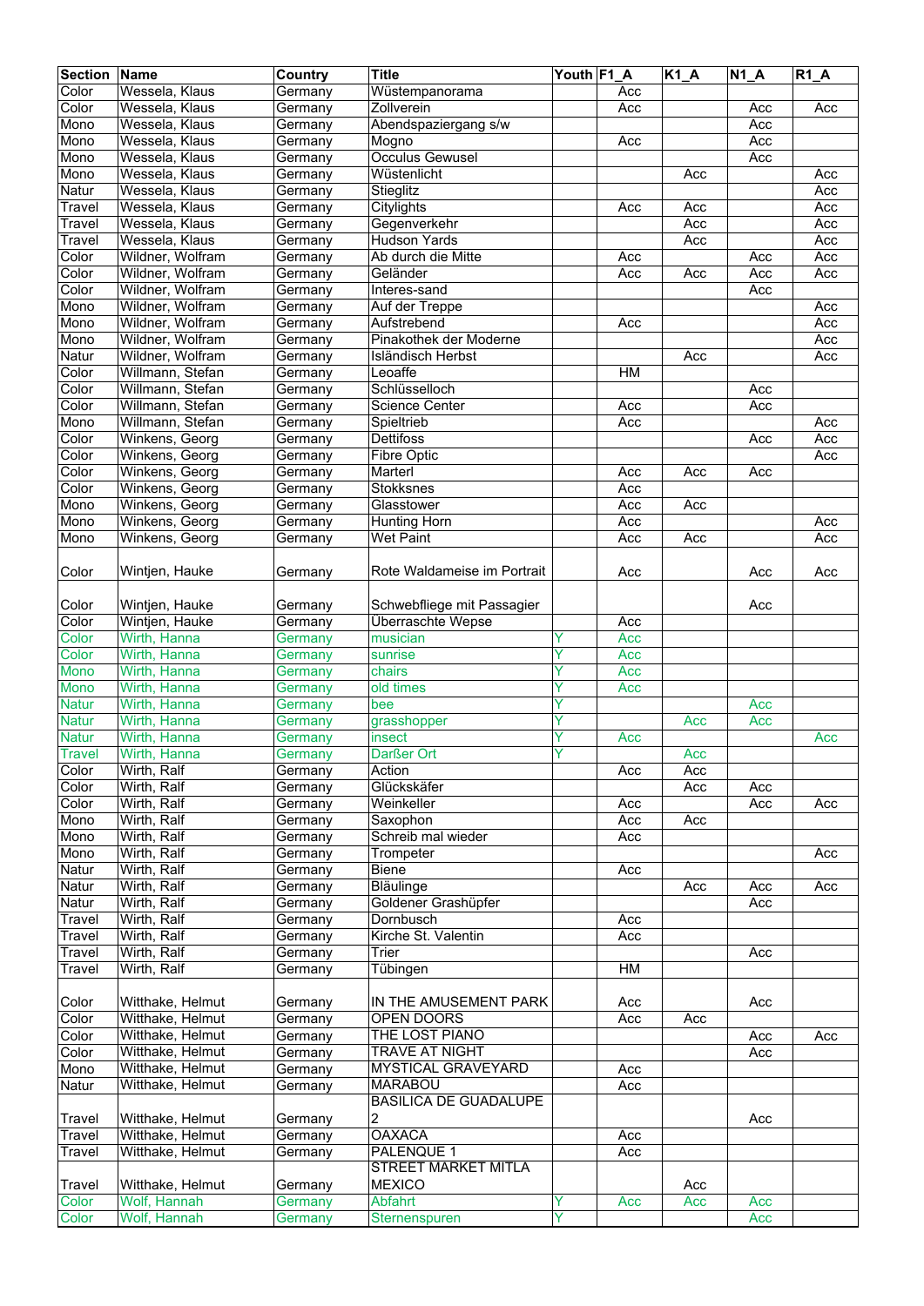| Section | Name | Country | Title | Youth | F1_A | K1_A | N1_A | R1_A |
|---|---|---|---|---|---|---|---|---|
| Color | Wessela, Klaus | Germany | Wüstempanorama | | Acc | | | |
| Color | Wessela, Klaus | Germany | Zollverein | | Acc | | Acc | Acc |
| Mono | Wessela, Klaus | Germany | Abendspaziergang s/w | | | | Acc | |
| Mono | Wessela, Klaus | Germany | Mogno | | Acc | | Acc | |
| Mono | Wessela, Klaus | Germany | Occulus Gewusel | | | | Acc | |
| Mono | Wessela, Klaus | Germany | Wüstenlicht | | | Acc | | Acc |
| Natur | Wessela, Klaus | Germany | Stieglitz | | | | | Acc |
| Travel | Wessela, Klaus | Germany | Citylights | | Acc | Acc | | Acc |
| Travel | Wessela, Klaus | Germany | Gegenverkehr | | | Acc | | Acc |
| Travel | Wessela, Klaus | Germany | Hudson Yards | | | Acc | | Acc |
| Color | Wildner, Wolfram | Germany | Ab durch die Mitte | | Acc | | Acc | Acc |
| Color | Wildner, Wolfram | Germany | Geländer | | Acc | Acc | Acc | Acc |
| Color | Wildner, Wolfram | Germany | Interes-sand | | | | Acc | |
| Mono | Wildner, Wolfram | Germany | Auf der Treppe | | | | | Acc |
| Mono | Wildner, Wolfram | Germany | Aufstrebend | | Acc | | | Acc |
| Mono | Wildner, Wolfram | Germany | Pinakothek der Moderne | | | | | Acc |
| Natur | Wildner, Wolfram | Germany | Isländisch Herbst | | | Acc | | Acc |
| Color | Willmann, Stefan | Germany | Leoaffe | | HM | | | |
| Color | Willmann, Stefan | Germany | Schlüsselloch | | | | Acc | |
| Color | Willmann, Stefan | Germany | Science Center | | Acc | | Acc | |
| Mono | Willmann, Stefan | Germany | Spieltrieb | | Acc | | | Acc |
| Color | Winkens, Georg | Germany | Dettifoss | | | | Acc | Acc |
| Color | Winkens, Georg | Germany | Fibre Optic | | | | | Acc |
| Color | Winkens, Georg | Germany | Marterl | | Acc | Acc | Acc | |
| Color | Winkens, Georg | Germany | Stokksnes | | Acc | | | |
| Mono | Winkens, Georg | Germany | Glasstower | | Acc | Acc | | |
| Mono | Winkens, Georg | Germany | Hunting Horn | | Acc | | | Acc |
| Mono | Winkens, Georg | Germany | Wet Paint | | Acc | Acc | | Acc |
| Color | Wintjen, Hauke | Germany | Rote Waldameise im Portrait | | Acc | | Acc | Acc |
| Color | Wintjen, Hauke | Germany | Schwebfliege mit Passagier | | | | Acc | |
| Color | Wintjen, Hauke | Germany | Überraschte Wepse | | Acc | | | |
| Color | Wirth, Hanna | Germany | musician | Y | Acc | | | |
| Color | Wirth, Hanna | Germany | sunrise | Y | Acc | | | |
| Mono | Wirth, Hanna | Germany | chairs | Y | Acc | | | |
| Mono | Wirth, Hanna | Germany | old times | Y | Acc | | | |
| Natur | Wirth, Hanna | Germany | bee | Y | | | Acc | |
| Natur | Wirth, Hanna | Germany | grasshopper | Y | | Acc | Acc | |
| Natur | Wirth, Hanna | Germany | insect | Y | Acc | | | Acc |
| Travel | Wirth, Hanna | Germany | Darßer Ort | Y | | Acc | | |
| Color | Wirth, Ralf | Germany | Action | | Acc | Acc | | |
| Color | Wirth, Ralf | Germany | Glückskäfer | | | Acc | Acc | |
| Color | Wirth, Ralf | Germany | Weinkeller | | Acc | | Acc | Acc |
| Mono | Wirth, Ralf | Germany | Saxophon | | Acc | Acc | | |
| Mono | Wirth, Ralf | Germany | Schreib mal wieder | | Acc | | | |
| Mono | Wirth, Ralf | Germany | Trompeter | | | | | Acc |
| Natur | Wirth, Ralf | Germany | Biene | | Acc | | | |
| Natur | Wirth, Ralf | Germany | Bläulinge | | | Acc | Acc | Acc |
| Natur | Wirth, Ralf | Germany | Goldener Grashüpfer | | | | Acc | |
| Travel | Wirth, Ralf | Germany | Dornbusch | | Acc | | | |
| Travel | Wirth, Ralf | Germany | Kirche St. Valentin | | Acc | | | |
| Travel | Wirth, Ralf | Germany | Trier | | | | Acc | |
| Travel | Wirth, Ralf | Germany | Tübingen | | HM | | | |
| Color | Witthake, Helmut | Germany | IN THE AMUSEMENT PARK | | Acc | | Acc | |
| Color | Witthake, Helmut | Germany | OPEN DOORS | | Acc | Acc | | |
| Color | Witthake, Helmut | Germany | THE LOST PIANO | | | | Acc | Acc |
| Color | Witthake, Helmut | Germany | TRAVE AT NIGHT | | | | Acc | |
| Mono | Witthake, Helmut | Germany | MYSTICAL GRAVEYARD | | Acc | | | |
| Natur | Witthake, Helmut | Germany | MARABOU | | Acc | | | |
| Travel | Witthake, Helmut | Germany | BASILICA DE GUADALUPE 2 | | | | Acc | |
| Travel | Witthake, Helmut | Germany | OAXACA | | Acc | | | |
| Travel | Witthake, Helmut | Germany | PALENQUE 1 | | Acc | | | |
| Travel | Witthake, Helmut | Germany | STREET MARKET MITLA MEXICO | | | Acc | | |
| Color | Wolf, Hannah | Germany | Abfahrt | Y | Acc | Acc | Acc | |
| Color | Wolf, Hannah | Germany | Sternenspuren | Y | | | Acc | |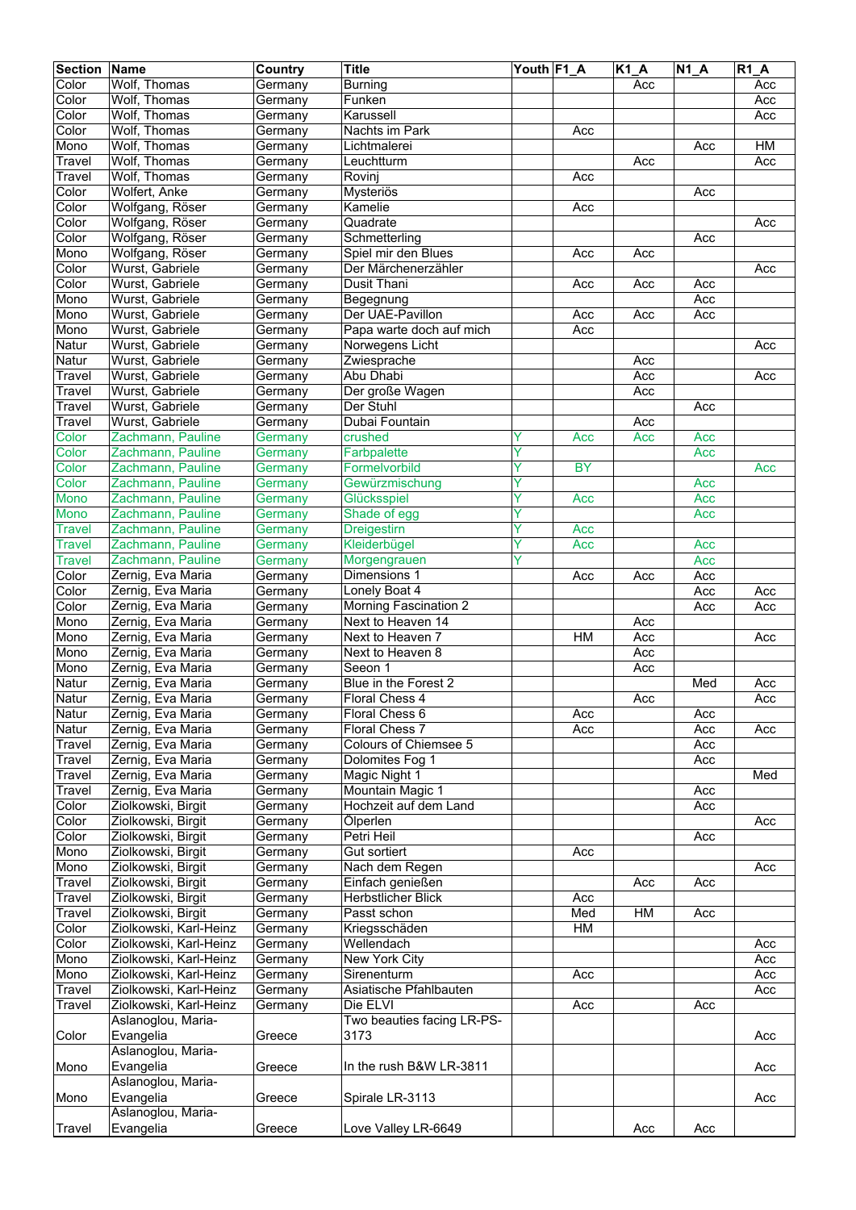| Section | Name | Country | Title | Youth | F1_A | K1_A | N1_A | R1_A |
|---|---|---|---|---|---|---|---|---|
| Color | Wolf, Thomas | Germany | Burning | | | Acc | | Acc |
| Color | Wolf, Thomas | Germany | Funken | | | Acc | | Acc |
| Color | Wolf, Thomas | Germany | Karussell | | | Acc | | Acc |
| Color | Wolf, Thomas | Germany | Nachts im Park | | Acc | | | |
| Mono | Wolf, Thomas | Germany | Lichtmalerei | | | | Acc | HM |
| Travel | Wolf, Thomas | Germany | Leuchtturm | | | Acc | | Acc |
| Travel | Wolf, Thomas | Germany | Rovinj | | Acc | | | |
| Color | Wolfert, Anke | Germany | Mysteriös | | | | Acc | |
| Color | Wolfgang, Röser | Germany | Kamelie | | Acc | | | |
| Color | Wolfgang, Röser | Germany | Quadrate | | | | | Acc |
| Color | Wolfgang, Röser | Germany | Schmetterling | | | | Acc | |
| Mono | Wolfgang, Röser | Germany | Spiel mir den Blues | | Acc | Acc | | |
| Color | Wurst, Gabriele | Germany | Der Märchenerzähler | | | | | Acc |
| Color | Wurst, Gabriele | Germany | Dusit Thani | | Acc | Acc | Acc | |
| Mono | Wurst, Gabriele | Germany | Begegnung | | | | Acc | |
| Mono | Wurst, Gabriele | Germany | Der UAE-Pavillon | | Acc | Acc | Acc | |
| Mono | Wurst, Gabriele | Germany | Papa warte doch auf mich | | Acc | | | |
| Natur | Wurst, Gabriele | Germany | Norwegens Licht | | | | | Acc |
| Natur | Wurst, Gabriele | Germany | Zwiesprache | | | Acc | | |
| Travel | Wurst, Gabriele | Germany | Abu Dhabi | | | Acc | | Acc |
| Travel | Wurst, Gabriele | Germany | Der große Wagen | | | Acc | | |
| Travel | Wurst, Gabriele | Germany | Der Stuhl | | | | Acc | |
| Travel | Wurst, Gabriele | Germany | Dubai Fountain | | | Acc | | |
| Color | Zachmann, Pauline | Germany | crushed | Y | Acc | Acc | Acc | |
| Color | Zachmann, Pauline | Germany | Farbpalette | Y | | | Acc | |
| Color | Zachmann, Pauline | Germany | Formelvorbild | Y | BY | | | Acc |
| Color | Zachmann, Pauline | Germany | Gewürzmischung | Y | | | Acc | |
| Mono | Zachmann, Pauline | Germany | Glücksspiel | Y | Acc | | Acc | |
| Mono | Zachmann, Pauline | Germany | Shade of egg | Y | | | Acc | |
| Travel | Zachmann, Pauline | Germany | Dreigestirn | Y | Acc | | | |
| Travel | Zachmann, Pauline | Germany | Kleiderbügel | Y | Acc | | Acc | |
| Travel | Zachmann, Pauline | Germany | Morgengrauen | Y | | | Acc | |
| Color | Zernig, Eva Maria | Germany | Dimensions 1 | | Acc | Acc | Acc | |
| Color | Zernig, Eva Maria | Germany | Lonely Boat 4 | | | | Acc | Acc |
| Color | Zernig, Eva Maria | Germany | Morning Fascination 2 | | | | Acc | Acc |
| Mono | Zernig, Eva Maria | Germany | Next to Heaven 14 | | | Acc | | |
| Mono | Zernig, Eva Maria | Germany | Next to Heaven 7 | | HM | Acc | | Acc |
| Mono | Zernig, Eva Maria | Germany | Next to Heaven 8 | | | Acc | | |
| Mono | Zernig, Eva Maria | Germany | Seeon 1 | | | Acc | | |
| Natur | Zernig, Eva Maria | Germany | Blue in the Forest 2 | | | | Med | Acc |
| Natur | Zernig, Eva Maria | Germany | Floral Chess 4 | | | Acc | | Acc |
| Natur | Zernig, Eva Maria | Germany | Floral Chess 6 | | Acc | | Acc | |
| Natur | Zernig, Eva Maria | Germany | Floral Chess 7 | | Acc | | Acc | Acc |
| Travel | Zernig, Eva Maria | Germany | Colours of Chiemsee 5 | | | | Acc | |
| Travel | Zernig, Eva Maria | Germany | Dolomites Fog 1 | | | | Acc | |
| Travel | Zernig, Eva Maria | Germany | Magic Night 1 | | | | | Med |
| Travel | Zernig, Eva Maria | Germany | Mountain Magic 1 | | | | Acc | |
| Color | Ziolkowski, Birgit | Germany | Hochzeit auf dem Land | | | | Acc | |
| Color | Ziolkowski, Birgit | Germany | Ölperlen | | | | | Acc |
| Color | Ziolkowski, Birgit | Germany | Petri Heil | | | | Acc | |
| Mono | Ziolkowski, Birgit | Germany | Gut sortiert | | Acc | | | |
| Mono | Ziolkowski, Birgit | Germany | Nach dem Regen | | | | | Acc |
| Travel | Ziolkowski, Birgit | Germany | Einfach genießen | | | Acc | Acc | |
| Travel | Ziolkowski, Birgit | Germany | Herbstlicher Blick | | Acc | | | |
| Travel | Ziolkowski, Birgit | Germany | Passt schon | | Med | HM | Acc | |
| Color | Ziolkowski, Karl-Heinz | Germany | Kriegsschäden | | HM | | | |
| Color | Ziolkowski, Karl-Heinz | Germany | Wellendach | | | | | Acc |
| Mono | Ziolkowski, Karl-Heinz | Germany | New York City | | | | | Acc |
| Mono | Ziolkowski, Karl-Heinz | Germany | Sirenenturm | | Acc | | | Acc |
| Travel | Ziolkowski, Karl-Heinz | Germany | Asiatische Pfahlbauten | | | | | Acc |
| Travel | Ziolkowski, Karl-Heinz | Germany | Die ELVI | | Acc | | Acc | |
| Color | Aslanoglou, Maria-Evangelia | Greece | Two beauties facing LR-PS-3173 | | | | | Acc |
| Mono | Aslanoglou, Maria-Evangelia | Greece | In the rush B&W LR-3811 | | | | | Acc |
| Mono | Aslanoglou, Maria-Evangelia | Greece | Spirale LR-3113 | | | | | Acc |
| Travel | Aslanoglou, Maria-Evangelia | Greece | Love Valley LR-6649 | | | Acc | Acc | |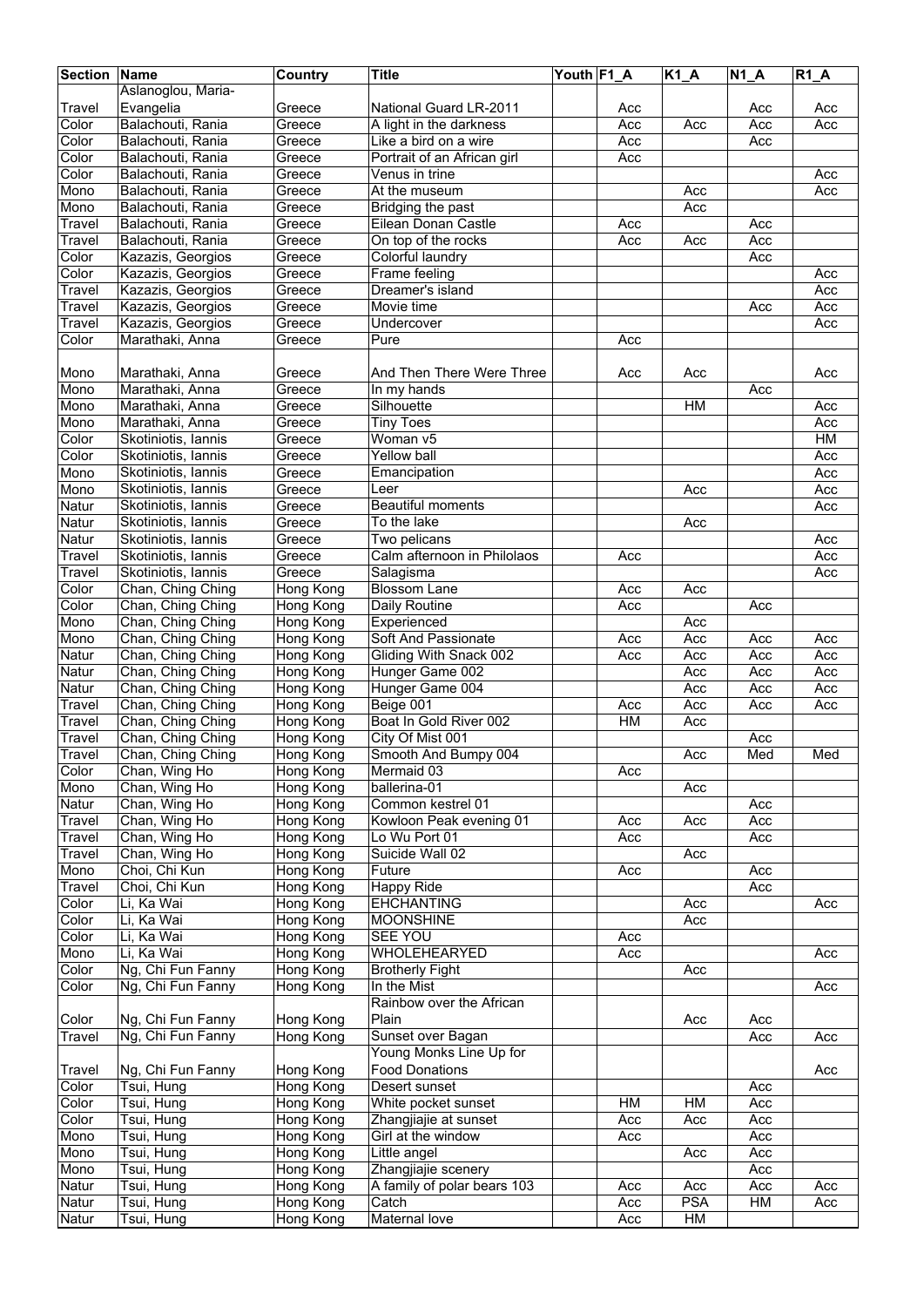| Section | Name | Country | Title | Youth | F1_A | K1_A | N1_A | R1_A |
|---|---|---|---|---|---|---|---|---|
| Travel | Aslanoglou, Maria-Evangelia | Greece | National Guard LR-2011 | | Acc | | Acc | Acc |
| Color | Balachouti, Rania | Greece | A light in the darkness | | Acc | Acc | Acc | Acc |
| Color | Balachouti, Rania | Greece | Like a bird on a wire | | Acc | | Acc | |
| Color | Balachouti, Rania | Greece | Portrait of an African girl | | Acc | | | |
| Color | Balachouti, Rania | Greece | Venus in trine | | | | | Acc |
| Mono | Balachouti, Rania | Greece | At the museum | | | Acc | | Acc |
| Mono | Balachouti, Rania | Greece | Bridging the past | | | Acc | | |
| Travel | Balachouti, Rania | Greece | Eilean Donan Castle | | Acc | | Acc | |
| Travel | Balachouti, Rania | Greece | On top of the rocks | | Acc | Acc | Acc | |
| Color | Kazazis, Georgios | Greece | Colorful laundry | | | | Acc | |
| Color | Kazazis, Georgios | Greece | Frame feeling | | | | | Acc |
| Travel | Kazazis, Georgios | Greece | Dreamer's island | | | | | Acc |
| Travel | Kazazis, Georgios | Greece | Movie time | | | | Acc | Acc |
| Travel | Kazazis, Georgios | Greece | Undercover | | | | | Acc |
| Color | Marathaki, Anna | Greece | Pure | | Acc | | | |
| Mono | Marathaki, Anna | Greece | And Then There Were Three | | Acc | Acc | | Acc |
| Mono | Marathaki, Anna | Greece | In my hands | | | | Acc | |
| Mono | Marathaki, Anna | Greece | Silhouette | | | HM | | Acc |
| Mono | Marathaki, Anna | Greece | Tiny Toes | | | | | Acc |
| Color | Skotiniotis, Iannis | Greece | Woman v5 | | | | | HM |
| Color | Skotiniotis, Iannis | Greece | Yellow ball | | | | | Acc |
| Mono | Skotiniotis, Iannis | Greece | Emancipation | | | | | Acc |
| Mono | Skotiniotis, Iannis | Greece | Leer | | | Acc | | Acc |
| Natur | Skotiniotis, Iannis | Greece | Beautiful moments | | | | | Acc |
| Natur | Skotiniotis, Iannis | Greece | To the lake | | | Acc | | |
| Natur | Skotiniotis, Iannis | Greece | Two pelicans | | | | | Acc |
| Travel | Skotiniotis, Iannis | Greece | Calm afternoon in Philolaos | | Acc | | | Acc |
| Travel | Skotiniotis, Iannis | Greece | Salagisma | | | | | Acc |
| Color | Chan, Ching Ching | Hong Kong | Blossom Lane | | Acc | Acc | | |
| Color | Chan, Ching Ching | Hong Kong | Daily Routine | | Acc | | Acc | |
| Mono | Chan, Ching Ching | Hong Kong | Experienced | | | Acc | | |
| Mono | Chan, Ching Ching | Hong Kong | Soft And Passionate | | Acc | Acc | Acc | Acc |
| Natur | Chan, Ching Ching | Hong Kong | Gliding With Snack 002 | | Acc | Acc | Acc | Acc |
| Natur | Chan, Ching Ching | Hong Kong | Hunger Game 002 | | | Acc | Acc | Acc |
| Natur | Chan, Ching Ching | Hong Kong | Hunger Game 004 | | | Acc | Acc | Acc |
| Travel | Chan, Ching Ching | Hong Kong | Beige 001 | | Acc | Acc | Acc | Acc |
| Travel | Chan, Ching Ching | Hong Kong | Boat In Gold River 002 | | HM | Acc | | |
| Travel | Chan, Ching Ching | Hong Kong | City Of Mist 001 | | | | Acc | |
| Travel | Chan, Ching Ching | Hong Kong | Smooth And Bumpy 004 | | | Acc | Med | Med |
| Color | Chan, Wing Ho | Hong Kong | Mermaid 03 | | Acc | | | |
| Mono | Chan, Wing Ho | Hong Kong | ballerina-01 | | | Acc | | |
| Natur | Chan, Wing Ho | Hong Kong | Common kestrel 01 | | | | Acc | |
| Travel | Chan, Wing Ho | Hong Kong | Kowloon Peak evening 01 | | Acc | Acc | Acc | |
| Travel | Chan, Wing Ho | Hong Kong | Lo Wu Port 01 | | Acc | | Acc | |
| Travel | Chan, Wing Ho | Hong Kong | Suicide Wall 02 | | | Acc | | |
| Mono | Choi, Chi Kun | Hong Kong | Future | | Acc | | Acc | |
| Travel | Choi, Chi Kun | Hong Kong | Happy Ride | | | | Acc | |
| Color | Li, Ka Wai | Hong Kong | EHCHANTING | | | Acc | | Acc |
| Color | Li, Ka Wai | Hong Kong | MOONSHINE | | | Acc | | |
| Color | Li, Ka Wai | Hong Kong | SEE YOU | | Acc | | | |
| Mono | Li, Ka Wai | Hong Kong | WHOLEHEARYED | | Acc | | | Acc |
| Color | Ng, Chi Fun Fanny | Hong Kong | Brotherly Fight | | | Acc | | |
| Color | Ng, Chi Fun Fanny | Hong Kong | In the Mist | | | | | Acc |
| Color | Ng, Chi Fun Fanny | Hong Kong | Rainbow over the African Plain | | | Acc | Acc | |
| Travel | Ng, Chi Fun Fanny | Hong Kong | Sunset over Bagan | | | | Acc | Acc |
| Travel | Ng, Chi Fun Fanny | Hong Kong | Young Monks Line Up for Food Donations | | | | | Acc |
| Color | Tsui, Hung | Hong Kong | Desert sunset | | | | Acc | |
| Color | Tsui, Hung | Hong Kong | White pocket sunset | | HM | HM | Acc | |
| Color | Tsui, Hung | Hong Kong | Zhangjiajie at sunset | | Acc | Acc | Acc | |
| Mono | Tsui, Hung | Hong Kong | Girl at the window | | Acc | | Acc | |
| Mono | Tsui, Hung | Hong Kong | Little angel | | | Acc | Acc | |
| Mono | Tsui, Hung | Hong Kong | Zhangjiajie scenery | | | | Acc | |
| Natur | Tsui, Hung | Hong Kong | A family of polar bears 103 | | Acc | Acc | Acc | Acc |
| Natur | Tsui, Hung | Hong Kong | Catch | | Acc | PSA | HM | Acc |
| Natur | Tsui, Hung | Hong Kong | Maternal love | | Acc | HM | | |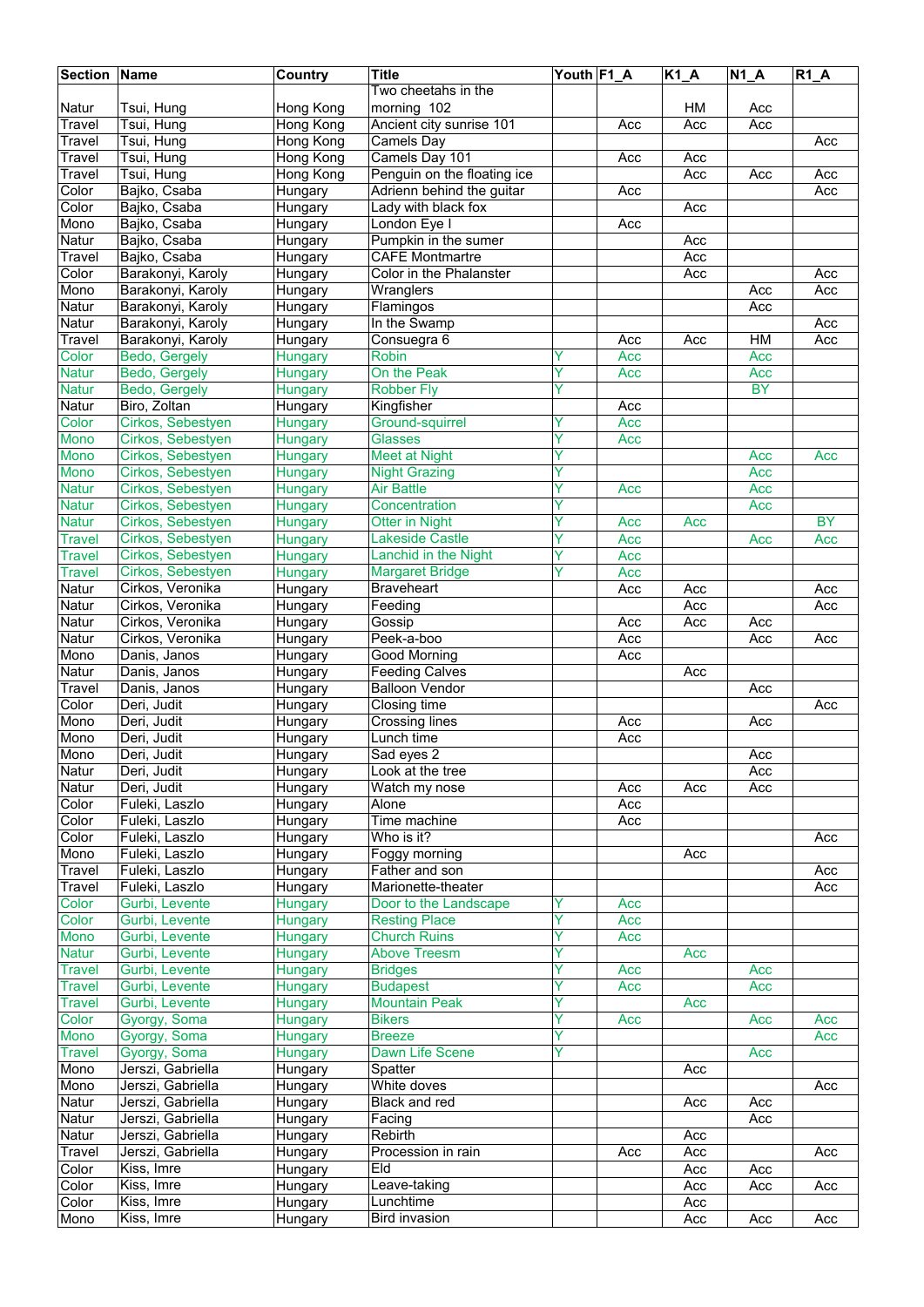| Section | Name | Country | Title | Youth | F1_A | K1_A | N1_A | R1_A |
|---|---|---|---|---|---|---|---|---|
| Natur | Tsui, Hung | Hong Kong | Two cheetahs in the morning 102 | | | HM | Acc | |
| Travel | Tsui, Hung | Hong Kong | Ancient city sunrise 101 | | Acc | Acc | Acc | |
| Travel | Tsui, Hung | Hong Kong | Camels Day | | | | | Acc |
| Travel | Tsui, Hung | Hong Kong | Camels Day 101 | | Acc | Acc | | |
| Travel | Tsui, Hung | Hong Kong | Penguin on the floating ice | | | Acc | Acc | Acc |
| Color | Bajko, Csaba | Hungary | Adrienn behind the guitar | | Acc | | | Acc |
| Color | Bajko, Csaba | Hungary | Lady with black fox | | | Acc | | |
| Mono | Bajko, Csaba | Hungary | London Eye I | | Acc | | | |
| Natur | Bajko, Csaba | Hungary | Pumpkin in the sumer | | | Acc | | |
| Travel | Bajko, Csaba | Hungary | CAFE Montmartre | | | Acc | | |
| Color | Barakonyi, Karoly | Hungary | Color in the Phalanster | | | Acc | | Acc |
| Mono | Barakonyi, Karoly | Hungary | Wranglers | | | | Acc | Acc |
| Natur | Barakonyi, Karoly | Hungary | Flamingos | | | | Acc | |
| Natur | Barakonyi, Karoly | Hungary | In the Swamp | | | | | Acc |
| Travel | Barakonyi, Karoly | Hungary | Consuegra 6 | | Acc | Acc | HM | Acc |
| Color | Bedo, Gergely | Hungary | Robin | Y | Acc | | Acc | |
| Natur | Bedo, Gergely | Hungary | On the Peak | Y | Acc | | Acc | |
| Natur | Bedo, Gergely | Hungary | Robber Fly | Y | | | BY | |
| Natur | Biro, Zoltan | Hungary | Kingfisher | | Acc | | | |
| Color | Cirkos, Sebestyen | Hungary | Ground-squirrel | Y | Acc | | | |
| Mono | Cirkos, Sebestyen | Hungary | Glasses | Y | Acc | | | |
| Mono | Cirkos, Sebestyen | Hungary | Meet at Night | Y | | | Acc | Acc |
| Mono | Cirkos, Sebestyen | Hungary | Night Grazing | Y | | | Acc | |
| Natur | Cirkos, Sebestyen | Hungary | Air Battle | Y | Acc | | Acc | |
| Natur | Cirkos, Sebestyen | Hungary | Concentration | Y | | | Acc | |
| Natur | Cirkos, Sebestyen | Hungary | Otter in Night | Y | Acc | Acc | | BY |
| Travel | Cirkos, Sebestyen | Hungary | Lakeside Castle | Y | Acc | | Acc | Acc |
| Travel | Cirkos, Sebestyen | Hungary | Lanchid in the Night | Y | Acc | | | |
| Travel | Cirkos, Sebestyen | Hungary | Margaret Bridge | Y | Acc | | | |
| Natur | Cirkos, Veronika | Hungary | Braveheart | | Acc | Acc | | Acc |
| Natur | Cirkos, Veronika | Hungary | Feeding | | | Acc | | Acc |
| Natur | Cirkos, Veronika | Hungary | Gossip | | Acc | Acc | Acc | |
| Natur | Cirkos, Veronika | Hungary | Peek-a-boo | | Acc | | Acc | Acc |
| Mono | Danis, Janos | Hungary | Good Morning | | Acc | | | |
| Natur | Danis, Janos | Hungary | Feeding Calves | | | Acc | | |
| Travel | Danis, Janos | Hungary | Balloon Vendor | | | | Acc | |
| Color | Deri, Judit | Hungary | Closing time | | | | | Acc |
| Mono | Deri, Judit | Hungary | Crossing lines | | Acc | | Acc | |
| Mono | Deri, Judit | Hungary | Lunch time | | Acc | | | |
| Mono | Deri, Judit | Hungary | Sad eyes 2 | | | | Acc | |
| Natur | Deri, Judit | Hungary | Look at the tree | | | | Acc | |
| Natur | Deri, Judit | Hungary | Watch my nose | | Acc | Acc | Acc | |
| Color | Fuleki, Laszlo | Hungary | Alone | | Acc | | | |
| Color | Fuleki, Laszlo | Hungary | Time machine | | Acc | | | |
| Color | Fuleki, Laszlo | Hungary | Who is it? | | | | | Acc |
| Mono | Fuleki, Laszlo | Hungary | Foggy morning | | | Acc | | |
| Travel | Fuleki, Laszlo | Hungary | Father and son | | | | | Acc |
| Travel | Fuleki, Laszlo | Hungary | Marionette-theater | | | | | Acc |
| Color | Gurbi, Levente | Hungary | Door to the Landscape | Y | Acc | | | |
| Color | Gurbi, Levente | Hungary | Resting Place | Y | Acc | | | |
| Mono | Gurbi, Levente | Hungary | Church Ruins | Y | Acc | | | |
| Natur | Gurbi, Levente | Hungary | Above Treesm | Y | | Acc | | |
| Travel | Gurbi, Levente | Hungary | Bridges | Y | Acc | | Acc | |
| Travel | Gurbi, Levente | Hungary | Budapest | Y | Acc | | Acc | |
| Travel | Gurbi, Levente | Hungary | Mountain Peak | Y | | Acc | | |
| Color | Gyorgy, Soma | Hungary | Bikers | Y | Acc | | Acc | Acc |
| Mono | Gyorgy, Soma | Hungary | Breeze | Y | | | | Acc |
| Travel | Gyorgy, Soma | Hungary | Dawn Life Scene | Y | | | Acc | |
| Mono | Jerszi, Gabriella | Hungary | Spatter | | | Acc | | |
| Mono | Jerszi, Gabriella | Hungary | White doves | | | | | Acc |
| Natur | Jerszi, Gabriella | Hungary | Black and red | | | Acc | Acc | |
| Natur | Jerszi, Gabriella | Hungary | Facing | | | | Acc | |
| Natur | Jerszi, Gabriella | Hungary | Rebirth | | | Acc | | |
| Travel | Jerszi, Gabriella | Hungary | Procession in rain | | Acc | Acc | | Acc |
| Color | Kiss, Imre | Hungary | Eld | | | Acc | Acc | |
| Color | Kiss, Imre | Hungary | Leave-taking | | | Acc | Acc | Acc |
| Color | Kiss, Imre | Hungary | Lunchtime | | | Acc | | |
| Mono | Kiss, Imre | Hungary | Bird invasion | | | Acc | Acc | Acc |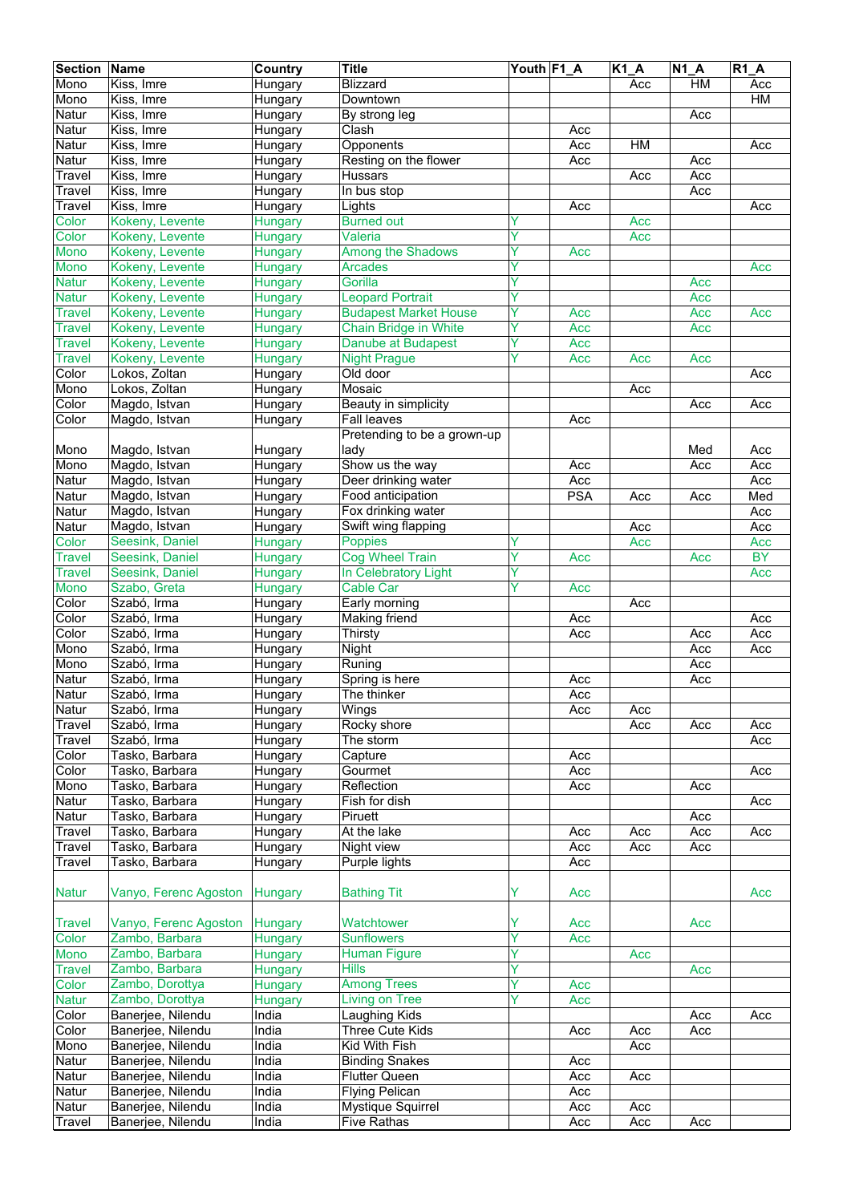| Section | Name | Country | Title | Youth | F1_A | K1_A | N1_A | R1_A |
|---|---|---|---|---|---|---|---|---|
| Mono | Kiss, Imre | Hungary | Blizzard | | | Acc | HM | Acc |
| Mono | Kiss, Imre | Hungary | Downtown | | | | | HM |
| Natur | Kiss, Imre | Hungary | By strong leg | | | | Acc | |
| Natur | Kiss, Imre | Hungary | Clash | | Acc | | | |
| Natur | Kiss, Imre | Hungary | Opponents | | Acc | HM | | Acc |
| Natur | Kiss, Imre | Hungary | Resting on the flower | | Acc | | Acc | |
| Travel | Kiss, Imre | Hungary | Hussars | | | Acc | Acc | |
| Travel | Kiss, Imre | Hungary | In bus stop | | | | Acc | |
| Travel | Kiss, Imre | Hungary | Lights | | Acc | | | Acc |
| Color | Kokeny, Levente | Hungary | Burned out | Y | | Acc | | |
| Color | Kokeny, Levente | Hungary | Valeria | Y | | Acc | | |
| Mono | Kokeny, Levente | Hungary | Among the Shadows | Y | Acc | | | |
| Mono | Kokeny, Levente | Hungary | Arcades | Y | | | | Acc |
| Natur | Kokeny, Levente | Hungary | Gorilla | Y | | | Acc | |
| Natur | Kokeny, Levente | Hungary | Leopard Portrait | Y | | | Acc | |
| Travel | Kokeny, Levente | Hungary | Budapest Market House | Y | Acc | | Acc | Acc |
| Travel | Kokeny, Levente | Hungary | Chain Bridge in White | Y | Acc | | Acc | |
| Travel | Kokeny, Levente | Hungary | Danube at Budapest | Y | Acc | | | |
| Travel | Kokeny, Levente | Hungary | Night Prague | Y | Acc | Acc | Acc | |
| Color | Lokos, Zoltan | Hungary | Old door | | | | | Acc |
| Mono | Lokos, Zoltan | Hungary | Mosaic | | | Acc | | |
| Color | Magdo, Istvan | Hungary | Beauty in simplicity | | | | Acc | Acc |
| Color | Magdo, Istvan | Hungary | Fall leaves | | Acc | | | |
| Mono | Magdo, Istvan | Hungary | Pretending to be a grown-up lady | | | | Med | Acc |
| Mono | Magdo, Istvan | Hungary | Show us the way | | Acc | | Acc | Acc |
| Natur | Magdo, Istvan | Hungary | Deer drinking water | | Acc | | | Acc |
| Natur | Magdo, Istvan | Hungary | Food anticipation | | PSA | Acc | Acc | Med |
| Natur | Magdo, Istvan | Hungary | Fox drinking water | | | | | Acc |
| Natur | Magdo, Istvan | Hungary | Swift wing flapping | | | Acc | | Acc |
| Color | Seesink, Daniel | Hungary | Poppies | Y | | Acc | | Acc |
| Travel | Seesink, Daniel | Hungary | Cog Wheel Train | Y | Acc | | Acc | BY |
| Travel | Seesink, Daniel | Hungary | In Celebratory Light | Y | | | | Acc |
| Mono | Szabo, Greta | Hungary | Cable Car | Y | Acc | | | |
| Color | Szabó, Irma | Hungary | Early morning | | | Acc | | |
| Color | Szabó, Irma | Hungary | Making friend | | Acc | | | Acc |
| Color | Szabó, Irma | Hungary | Thirsty | | Acc | | Acc | Acc |
| Mono | Szabó, Irma | Hungary | Night | | | | Acc | Acc |
| Mono | Szabó, Irma | Hungary | Runing | | | | Acc | |
| Natur | Szabó, Irma | Hungary | Spring is here | | Acc | | Acc | |
| Natur | Szabó, Irma | Hungary | The thinker | | Acc | | | |
| Natur | Szabó, Irma | Hungary | Wings | | Acc | Acc | | |
| Travel | Szabó, Irma | Hungary | Rocky shore | | | Acc | Acc | Acc |
| Travel | Szabó, Irma | Hungary | The storm | | | | | Acc |
| Color | Tasko, Barbara | Hungary | Capture | | Acc | | | |
| Color | Tasko, Barbara | Hungary | Gourmet | | Acc | | | Acc |
| Mono | Tasko, Barbara | Hungary | Reflection | | Acc | | Acc | |
| Natur | Tasko, Barbara | Hungary | Fish for dish | | | | | Acc |
| Natur | Tasko, Barbara | Hungary | Piruett | | | | Acc | |
| Travel | Tasko, Barbara | Hungary | At the lake | | Acc | Acc | Acc | Acc |
| Travel | Tasko, Barbara | Hungary | Night view | | Acc | Acc | Acc | |
| Travel | Tasko, Barbara | Hungary | Purple lights | | Acc | | | |
| Natur | Vanyo, Ferenc Agoston | Hungary | Bathing Tit | Y | Acc | | | Acc |
| Travel | Vanyo, Ferenc Agoston | Hungary | Watchtower | Y | Acc | | Acc | |
| Color | Zambo, Barbara | Hungary | Sunflowers | Y | Acc | | | |
| Mono | Zambo, Barbara | Hungary | Human Figure | Y | | Acc | | |
| Travel | Zambo, Barbara | Hungary | Hills | Y | | | Acc | |
| Color | Zambo, Dorottya | Hungary | Among Trees | Y | Acc | | | |
| Natur | Zambo, Dorottya | Hungary | Living on Tree | Y | Acc | | | |
| Color | Banerjee, Nilendu | India | Laughing Kids | | | | Acc | Acc |
| Color | Banerjee, Nilendu | India | Three Cute Kids | | Acc | Acc | Acc | |
| Mono | Banerjee, Nilendu | India | Kid With Fish | | | Acc | | |
| Natur | Banerjee, Nilendu | India | Binding Snakes | | Acc | | | |
| Natur | Banerjee, Nilendu | India | Flutter Queen | | Acc | Acc | | |
| Natur | Banerjee, Nilendu | India | Flying Pelican | | Acc | | | |
| Natur | Banerjee, Nilendu | India | Mystique Squirrel | | Acc | Acc | | |
| Travel | Banerjee, Nilendu | India | Five Rathas | | Acc | Acc | Acc | |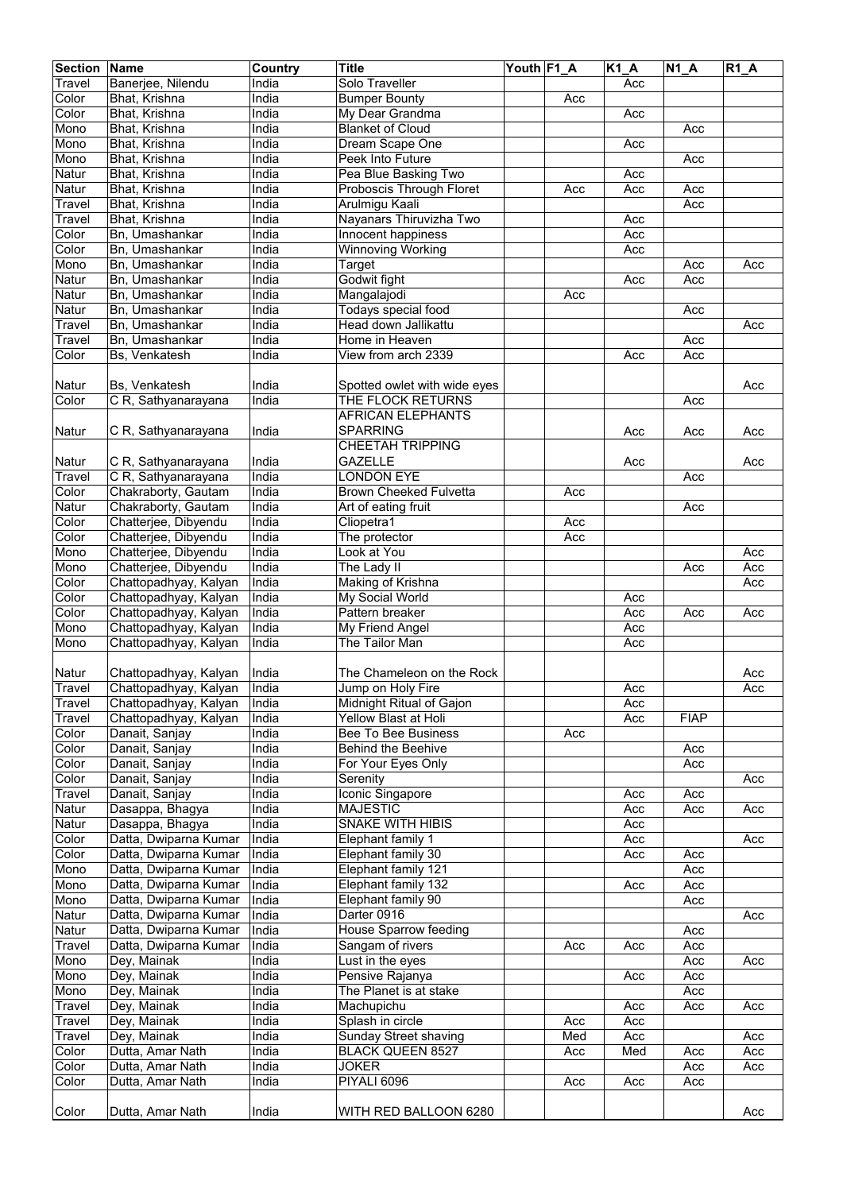| Section | Name | Country | Title | Youth | F1_A | K1_A | N1_A | R1_A |
|---|---|---|---|---|---|---|---|---|
| Travel | Banerjee, Nilendu | India | Solo Traveller | | | Acc | | |
| Color | Bhat, Krishna | India | Bumper Bounty | | Acc | | | |
| Color | Bhat, Krishna | India | My Dear Grandma | | | Acc | | |
| Mono | Bhat, Krishna | India | Blanket of Cloud | | | | Acc | |
| Mono | Bhat, Krishna | India | Dream Scape One | | | Acc | | |
| Mono | Bhat, Krishna | India | Peek Into Future | | | | Acc | |
| Natur | Bhat, Krishna | India | Pea Blue Basking Two | | | Acc | | |
| Natur | Bhat, Krishna | India | Proboscis Through Floret | | Acc | Acc | Acc | |
| Travel | Bhat, Krishna | India | Arulmigu Kaali | | | | Acc | |
| Travel | Bhat, Krishna | India | Nayanars Thiruvizha Two | | | Acc | | |
| Color | Bn, Umashankar | India | Innocent happiness | | | Acc | | |
| Color | Bn, Umashankar | India | Winnoving Working | | | Acc | | |
| Mono | Bn, Umashankar | India | Target | | | | Acc | Acc |
| Natur | Bn, Umashankar | India | Godwit fight | | | Acc | Acc | |
| Natur | Bn, Umashankar | India | Mangalajodi | | Acc | | | |
| Natur | Bn, Umashankar | India | Todays special food | | | | Acc | |
| Travel | Bn, Umashankar | India | Head down Jallikattu | | | | | Acc |
| Travel | Bn, Umashankar | India | Home in Heaven | | | | Acc | |
| Color | Bs, Venkatesh | India | View from arch 2339 | | | Acc | Acc | |
| Natur | Bs, Venkatesh | India | Spotted owlet with wide eyes | | | | | Acc |
| Color | C R, Sathyanarayana | India | THE FLOCK RETURNS | | | | Acc | |
| Natur | C R, Sathyanarayana | India | AFRICAN ELEPHANTS SPARRING | | | Acc | Acc | Acc |
| Natur | C R, Sathyanarayana | India | CHEETAH TRIPPING GAZELLE | | | Acc | | Acc |
| Travel | C R, Sathyanarayana | India | LONDON EYE | | | | Acc | |
| Color | Chakraborty, Gautam | India | Brown Cheeked Fulvetta | | Acc | | | |
| Natur | Chakraborty, Gautam | India | Art of eating fruit | | | | Acc | |
| Color | Chatterjee, Dibyendu | India | Cliopetra1 | | Acc | | | |
| Color | Chatterjee, Dibyendu | India | The protector | | Acc | | | |
| Mono | Chatterjee, Dibyendu | India | Look at You | | | | | Acc |
| Mono | Chatterjee, Dibyendu | India | The Lady II | | | | Acc | Acc |
| Color | Chattopadhyay, Kalyan | India | Making of Krishna | | | | | Acc |
| Color | Chattopadhyay, Kalyan | India | My Social World | | | Acc | | |
| Color | Chattopadhyay, Kalyan | India | Pattern breaker | | | Acc | Acc | Acc |
| Mono | Chattopadhyay, Kalyan | India | My Friend Angel | | | Acc | | |
| Mono | Chattopadhyay, Kalyan | India | The Tailor Man | | | Acc | | |
| Natur | Chattopadhyay, Kalyan | India | The Chameleon on the Rock | | | | | Acc |
| Travel | Chattopadhyay, Kalyan | India | Jump on Holy Fire | | | Acc | | Acc |
| Travel | Chattopadhyay, Kalyan | India | Midnight Ritual of Gajon | | | Acc | | |
| Travel | Chattopadhyay, Kalyan | India | Yellow Blast at Holi | | | Acc | FIAP | |
| Color | Danait, Sanjay | India | Bee To Bee Business | | Acc | | | |
| Color | Danait, Sanjay | India | Behind the Beehive | | | | Acc | |
| Color | Danait, Sanjay | India | For Your Eyes Only | | | | Acc | |
| Color | Danait, Sanjay | India | Serenity | | | | | Acc |
| Travel | Danait, Sanjay | India | Iconic Singapore | | | Acc | Acc | |
| Natur | Dasappa, Bhagya | India | MAJESTIC | | | Acc | Acc | Acc |
| Natur | Dasappa, Bhagya | India | SNAKE WITH HIBIS | | | Acc | | |
| Color | Datta, Dwiparna Kumar | India | Elephant family 1 | | | Acc | | Acc |
| Color | Datta, Dwiparna Kumar | India | Elephant family 30 | | | Acc | Acc | |
| Mono | Datta, Dwiparna Kumar | India | Elephant family 121 | | | | Acc | |
| Mono | Datta, Dwiparna Kumar | India | Elephant family 132 | | | Acc | Acc | |
| Mono | Datta, Dwiparna Kumar | India | Elephant family 90 | | | | Acc | |
| Natur | Datta, Dwiparna Kumar | India | Darter 0916 | | | | | Acc |
| Natur | Datta, Dwiparna Kumar | India | House Sparrow feeding | | | | Acc | |
| Travel | Datta, Dwiparna Kumar | India | Sangam of rivers | | Acc | Acc | Acc | |
| Mono | Dey, Mainak | India | Lust in the eyes | | | | Acc | Acc |
| Mono | Dey, Mainak | India | Pensive Rajanya | | | Acc | Acc | |
| Mono | Dey, Mainak | India | The Planet is at stake | | | | Acc | |
| Travel | Dey, Mainak | India | Machupichu | | | Acc | Acc | Acc |
| Travel | Dey, Mainak | India | Splash in circle | | Acc | Acc | | |
| Travel | Dey, Mainak | India | Sunday Street shaving | | Med | Acc | | Acc |
| Color | Dutta, Amar Nath | India | BLACK QUEEN 8527 | | Acc | Med | Acc | Acc |
| Color | Dutta, Amar Nath | India | JOKER | | | | Acc | Acc |
| Color | Dutta, Amar Nath | India | PIYALI 6096 | | Acc | Acc | Acc | |
| Color | Dutta, Amar Nath | India | WITH RED BALLOON 6280 | | | | | Acc |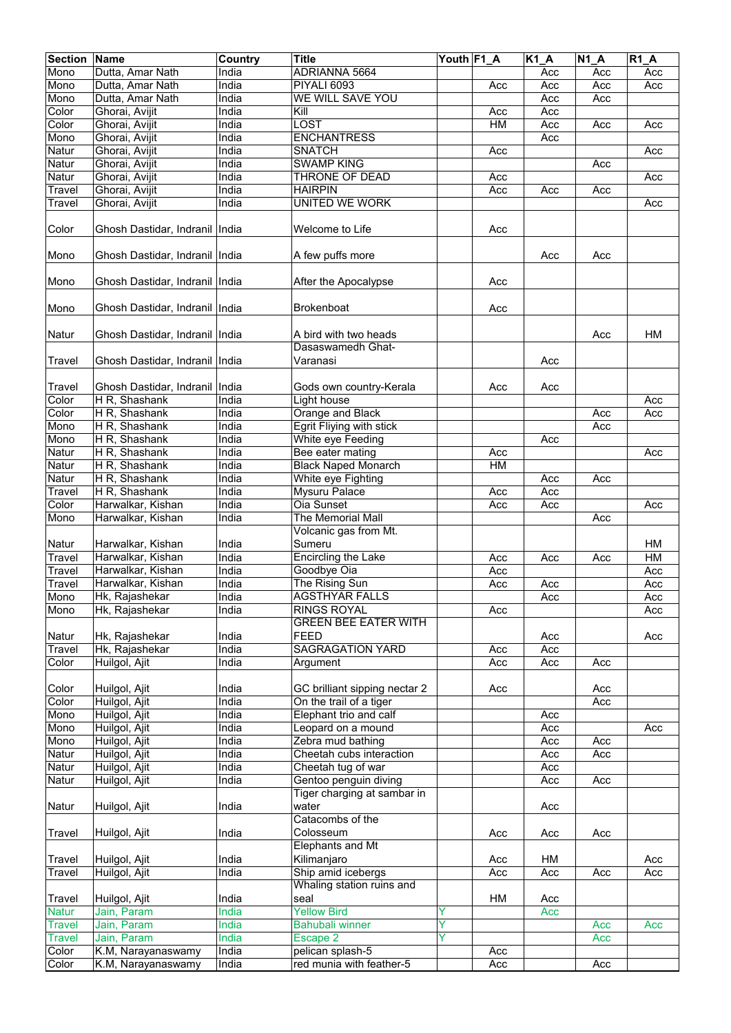| Section | Name | Country | Title | Youth | F1_A | K1_A | N1_A | R1_A |
|---|---|---|---|---|---|---|---|---|
| Mono | Dutta, Amar Nath | India | ADRIANNA 5664 | | | Acc | Acc | Acc |
| Mono | Dutta, Amar Nath | India | PIYALI 6093 | | Acc | Acc | Acc | Acc |
| Mono | Dutta, Amar Nath | India | WE WILL SAVE YOU | | | Acc | Acc | |
| Color | Ghorai, Avijit | India | Kill | | Acc | Acc | | |
| Color | Ghorai, Avijit | India | LOST | | HM | Acc | Acc | Acc |
| Mono | Ghorai, Avijit | India | ENCHANTRESS | | | Acc | | |
| Natur | Ghorai, Avijit | India | SNATCH | | Acc | | | Acc |
| Natur | Ghorai, Avijit | India | SWAMP KING | | | | Acc | |
| Natur | Ghorai, Avijit | India | THRONE OF DEAD | | Acc | | | Acc |
| Travel | Ghorai, Avijit | India | HAIRPIN | | Acc | Acc | Acc | |
| Travel | Ghorai, Avijit | India | UNITED WE WORK | | | | | Acc |
| Color | Ghosh Dastidar, Indranil | India | Welcome to Life | | Acc | | | |
| Mono | Ghosh Dastidar, Indranil | India | A few puffs more | | | Acc | Acc | |
| Mono | Ghosh Dastidar, Indranil | India | After the Apocalypse | | Acc | | | |
| Mono | Ghosh Dastidar, Indranil | India | Brokenboat | | Acc | | | |
| Natur | Ghosh Dastidar, Indranil | India | A bird with two heads | | | | Acc | HM |
| Travel | Ghosh Dastidar, Indranil | India | Dasaswamedh Ghat-Varanasi | | | Acc | | |
| Travel | Ghosh Dastidar, Indranil | India | Gods own country-Kerala | | Acc | Acc | | |
| Color | H R, Shashank | India | Light house | | | | | Acc |
| Color | H R, Shashank | India | Orange and Black | | | | Acc | Acc |
| Mono | H R, Shashank | India | Egrit Flying with stick | | | | Acc | |
| Mono | H R, Shashank | India | White eye Feeding | | | Acc | | |
| Natur | H R, Shashank | India | Bee eater mating | | Acc | | | Acc |
| Natur | H R, Shashank | India | Black Naped Monarch | | HM | | | |
| Natur | H R, Shashank | India | White eye Fighting | | | Acc | Acc | |
| Travel | H R, Shashank | India | Mysuru Palace | | Acc | Acc | | |
| Color | Harwalkar, Kishan | India | Oia Sunset | | Acc | Acc | | Acc |
| Mono | Harwalkar, Kishan | India | The Memorial Mall | | | | Acc | |
| Natur | Harwalkar, Kishan | India | Volcanic gas from Mt. Sumeru | | | | | HM |
| Travel | Harwalkar, Kishan | India | Encircling the Lake | | Acc | Acc | Acc | HM |
| Travel | Harwalkar, Kishan | India | Goodbye Oia | | Acc | | | Acc |
| Travel | Harwalkar, Kishan | India | The Rising Sun | | Acc | Acc | | Acc |
| Mono | Hk, Rajashekar | India | AGSTHYAR FALLS | | | Acc | | Acc |
| Mono | Hk, Rajashekar | India | RINGS ROYAL | | Acc | | | Acc |
| Natur | Hk, Rajashekar | India | GREEN BEE EATER WITH FEED | | | Acc | | Acc |
| Travel | Hk, Rajashekar | India | SAGRAGATION YARD | | Acc | Acc | | |
| Color | Huilgol, Ajit | India | Argument | | Acc | Acc | Acc | |
| Color | Huilgol, Ajit | India | GC brilliant sipping nectar 2 | | Acc | | Acc | |
| Color | Huilgol, Ajit | India | On the trail of a tiger | | | | Acc | |
| Mono | Huilgol, Ajit | India | Elephant trio and calf | | | Acc | | |
| Mono | Huilgol, Ajit | India | Leopard on a mound | | | Acc | | Acc |
| Mono | Huilgol, Ajit | India | Zebra mud bathing | | | Acc | Acc | |
| Natur | Huilgol, Ajit | India | Cheetah cubs interaction | | | Acc | Acc | |
| Natur | Huilgol, Ajit | India | Cheetah tug of war | | | Acc | | |
| Natur | Huilgol, Ajit | India | Gentoo penguin diving | | | Acc | Acc | |
| Natur | Huilgol, Ajit | India | Tiger charging at sambar in water | | | Acc | | |
| Travel | Huilgol, Ajit | India | Catacombs of the Colosseum | | Acc | Acc | Acc | |
| Travel | Huilgol, Ajit | India | Elephants and Mt Kilimanjaro | | Acc | HM | | Acc |
| Travel | Huilgol, Ajit | India | Ship amid icebergs | | Acc | Acc | Acc | Acc |
| Travel | Huilgol, Ajit | India | Whaling station ruins and seal | | HM | Acc | | |
| Natur | Jain, Param | India | Yellow Bird | Y | | Acc | | |
| Travel | Jain, Param | India | Bahubali winner | Y | | | Acc | Acc |
| Travel | Jain, Param | India | Escape 2 | Y | | | Acc | |
| Color | K.M, Narayanaswamy | India | pelican splash-5 | | Acc | | | |
| Color | K.M, Narayanaswamy | India | red munia with feather-5 | | Acc | | Acc | |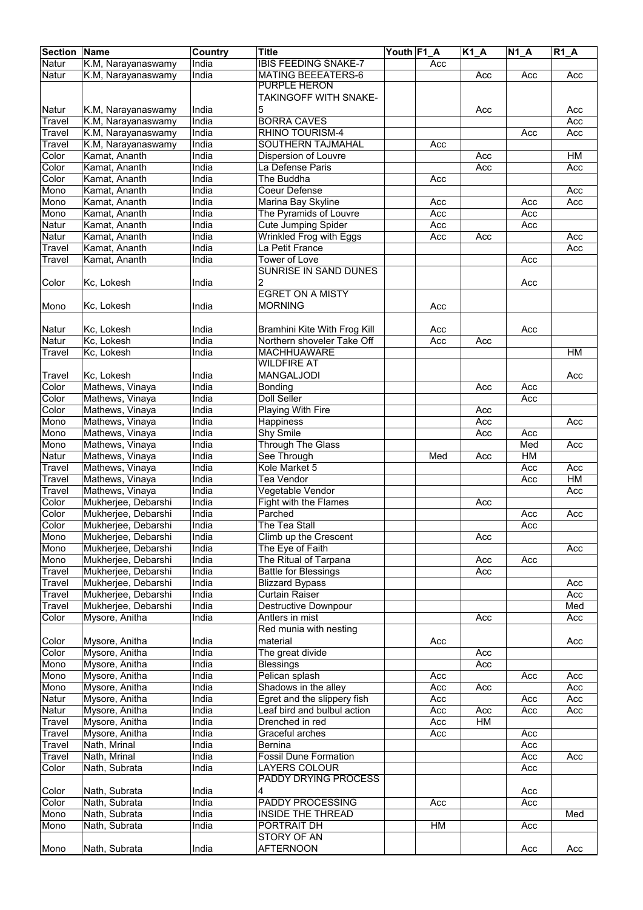| Section | Name | Country | Title | Youth | F1_A | K1_A | N1_A | R1_A |
|---|---|---|---|---|---|---|---|---|
| Natur | K.M, Narayanaswamy | India | IBIS FEEDING SNAKE-7 | | Acc | | | |
| Natur | K.M, Narayanaswamy | India | MATING BEEEATERS-6 | | | Acc | Acc | Acc |
| Natur | K.M, Narayanaswamy | India | PURPLE HERON TAKINGOFF WITH SNAKE-5 | | | Acc | | Acc |
| Travel | K.M, Narayanaswamy | India | BORRA CAVES | | | | | Acc |
| Travel | K.M, Narayanaswamy | India | RHINO TOURISM-4 | | | | Acc | Acc |
| Travel | K.M, Narayanaswamy | India | SOUTHERN TAJMAHAL | | Acc | | | |
| Color | Kamat, Ananth | India | Dispersion of Louvre | | | Acc | | HM |
| Color | Kamat, Ananth | India | La Defense Paris | | | Acc | | Acc |
| Color | Kamat, Ananth | India | The Buddha | | Acc | | | |
| Mono | Kamat, Ananth | India | Coeur Defense | | | | | Acc |
| Mono | Kamat, Ananth | India | Marina Bay Skyline | | Acc | | Acc | Acc |
| Mono | Kamat, Ananth | India | The Pyramids of Louvre | | Acc | | Acc | |
| Natur | Kamat, Ananth | India | Cute Jumping Spider | | Acc | | Acc | |
| Natur | Kamat, Ananth | India | Wrinkled Frog with Eggs | | Acc | Acc | | Acc |
| Travel | Kamat, Ananth | India | La Petit France | | | | | Acc |
| Travel | Kamat, Ananth | India | Tower of Love | | | | Acc | |
| Color | Kc, Lokesh | India | SUNRISE IN SAND DUNES 2 | | | | Acc | |
| Mono | Kc, Lokesh | India | EGRET ON A MISTY MORNING | | Acc | | | |
| Natur | Kc, Lokesh | India | Bramhini Kite With Frog Kill | | Acc | | Acc | |
| Natur | Kc, Lokesh | India | Northern shoveler Take Off | | Acc | Acc | | |
| Travel | Kc, Lokesh | India | MACHHUAWARE | | | | | HM |
| Travel | Kc, Lokesh | India | WILDFIRE AT MANGALJODI | | | | | Acc |
| Color | Mathews, Vinaya | India | Bonding | | | Acc | Acc | |
| Color | Mathews, Vinaya | India | Doll Seller | | | | Acc | |
| Color | Mathews, Vinaya | India | Playing With Fire | | | Acc | | |
| Mono | Mathews, Vinaya | India | Happiness | | | Acc | | Acc |
| Mono | Mathews, Vinaya | India | Shy Smile | | | Acc | Acc | |
| Mono | Mathews, Vinaya | India | Through The Glass | | | | Med | Acc |
| Natur | Mathews, Vinaya | India | See Through | | Med | Acc | HM | |
| Travel | Mathews, Vinaya | India | Kole Market 5 | | | | Acc | Acc |
| Travel | Mathews, Vinaya | India | Tea Vendor | | | | Acc | HM |
| Travel | Mathews, Vinaya | India | Vegetable Vendor | | | | | Acc |
| Color | Mukherjee, Debarshi | India | Fight with the Flames | | | Acc | | |
| Color | Mukherjee, Debarshi | India | Parched | | | | Acc | Acc |
| Color | Mukherjee, Debarshi | India | The Tea Stall | | | | Acc | |
| Mono | Mukherjee, Debarshi | India | Climb up the Crescent | | | Acc | | |
| Mono | Mukherjee, Debarshi | India | The Eye of Faith | | | | | Acc |
| Mono | Mukherjee, Debarshi | India | The Ritual of Tarpana | | | Acc | Acc | |
| Travel | Mukherjee, Debarshi | India | Battle for Blessings | | | Acc | | |
| Travel | Mukherjee, Debarshi | India | Blizzard Bypass | | | | | Acc |
| Travel | Mukherjee, Debarshi | India | Curtain Raiser | | | | | Acc |
| Travel | Mukherjee, Debarshi | India | Destructive Downpour | | | | | Med |
| Color | Mysore, Anitha | India | Antlers in mist | | | Acc | | Acc |
| Color | Mysore, Anitha | India | Red munia with nesting material | | Acc | | | Acc |
| Color | Mysore, Anitha | India | The great divide | | | Acc | | |
| Mono | Mysore, Anitha | India | Blessings | | | Acc | | |
| Mono | Mysore, Anitha | India | Pelican splash | | Acc | | Acc | Acc |
| Mono | Mysore, Anitha | India | Shadows in the alley | | Acc | Acc | | Acc |
| Natur | Mysore, Anitha | India | Egret and the slippery fish | | Acc | | Acc | Acc |
| Natur | Mysore, Anitha | India | Leaf bird and bulbul action | | Acc | Acc | Acc | Acc |
| Travel | Mysore, Anitha | India | Drenched in red | | Acc | HM | | |
| Travel | Mysore, Anitha | India | Graceful arches | | Acc | | Acc | |
| Travel | Nath, Mrinal | India | Bernina | | | | Acc | |
| Travel | Nath, Mrinal | India | Fossil Dune Formation | | | | Acc | Acc |
| Color | Nath, Subrata | India | LAYERS COLOUR | | | | Acc | |
| Color | Nath, Subrata | India | PADDY DRYING PROCESS 4 | | | | Acc | |
| Color | Nath, Subrata | India | PADDY PROCESSING | | Acc | | Acc | |
| Mono | Nath, Subrata | India | INSIDE THE THREAD | | | | | Med |
| Mono | Nath, Subrata | India | PORTRAIT DH | | HM | | Acc | |
| Mono | Nath, Subrata | India | STORY OF AN AFTERNOON | | | | Acc | Acc |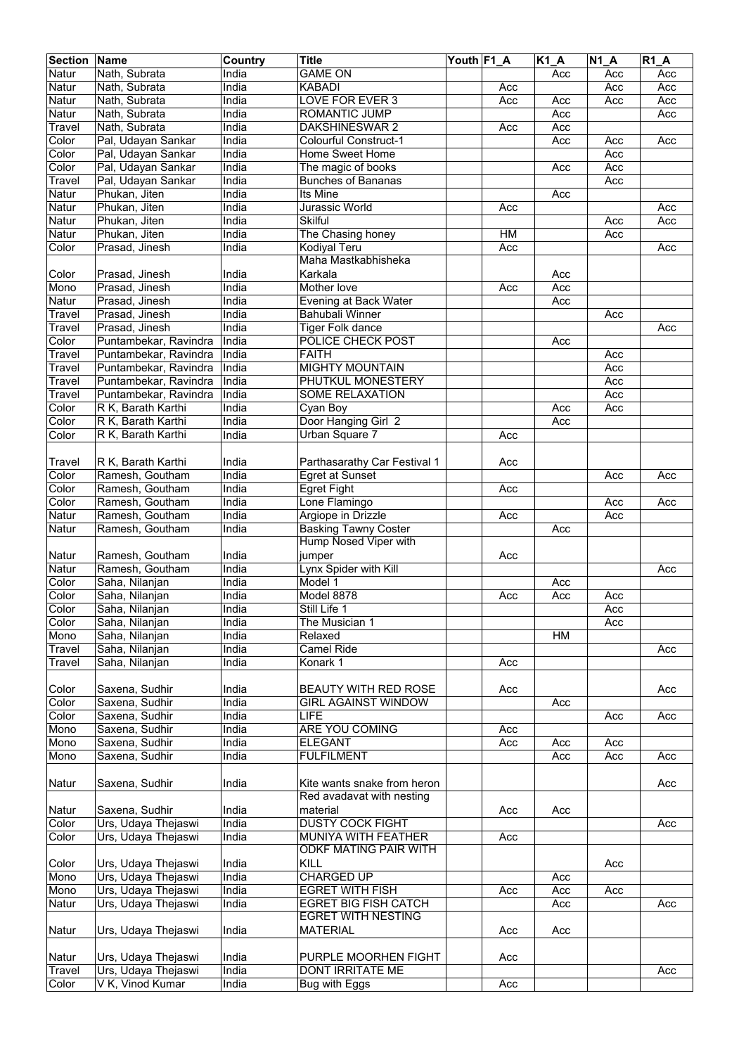| Section | Name | Country | Title | Youth | F1_A | K1_A | N1_A | R1_A |
|---|---|---|---|---|---|---|---|---|
| Natur | Nath, Subrata | India | GAME ON | | | Acc | Acc | Acc |
| Natur | Nath, Subrata | India | KABADI | | Acc | | Acc | Acc |
| Natur | Nath, Subrata | India | LOVE FOR EVER 3 | | Acc | Acc | Acc | Acc |
| Natur | Nath, Subrata | India | ROMANTIC JUMP | | | Acc | | Acc |
| Travel | Nath, Subrata | India | DAKSHINESWAR 2 | | Acc | Acc | | |
| Color | Pal, Udayan Sankar | India | Colourful Construct-1 | | | Acc | Acc | Acc |
| Color | Pal, Udayan Sankar | India | Home Sweet Home | | | | Acc | |
| Color | Pal, Udayan Sankar | India | The magic of books | | | Acc | Acc | |
| Travel | Pal, Udayan Sankar | India | Bunches of Bananas | | | | Acc | |
| Natur | Phukan, Jiten | India | Its Mine | | | Acc | | |
| Natur | Phukan, Jiten | India | Jurassic World | | Acc | | | Acc |
| Natur | Phukan, Jiten | India | Skilful | | | | Acc | Acc |
| Natur | Phukan, Jiten | India | The Chasing honey | | HM | | Acc | |
| Color | Prasad, Jinesh | India | Kodiyal Teru | | Acc | | | Acc |
| Color | Prasad, Jinesh | India | Maha Mastkabhisheka Karkala | | | Acc | | |
| Mono | Prasad, Jinesh | India | Mother love | | Acc | Acc | | |
| Natur | Prasad, Jinesh | India | Evening at Back Water | | | Acc | | |
| Travel | Prasad, Jinesh | India | Bahubali Winner | | | | Acc | |
| Travel | Prasad, Jinesh | India | Tiger Folk dance | | | | | Acc |
| Color | Puntambekar, Ravindra | India | POLICE CHECK POST | | | Acc | | |
| Travel | Puntambekar, Ravindra | India | FAITH | | | | Acc | |
| Travel | Puntambekar, Ravindra | India | MIGHTY MOUNTAIN | | | | Acc | |
| Travel | Puntambekar, Ravindra | India | PHUTKUL MONESTERY | | | | Acc | |
| Travel | Puntambekar, Ravindra | India | SOME RELAXATION | | | | Acc | |
| Color | R K, Barath Karthi | India | Cyan Boy | | | Acc | Acc | |
| Color | R K, Barath Karthi | India | Door Hanging Girl 2 | | | Acc | | |
| Color | R K, Barath Karthi | India | Urban Square 7 | | Acc | | | |
| Travel | R K, Barath Karthi | India | Parthasarathy Car Festival 1 | | Acc | | | |
| Color | Ramesh, Goutham | India | Egret at Sunset | | | | Acc | Acc |
| Color | Ramesh, Goutham | India | Egret Fight | | Acc | | | |
| Color | Ramesh, Goutham | India | Lone Flamingo | | | | Acc | Acc |
| Natur | Ramesh, Goutham | India | Argiope in Drizzle | | Acc | | Acc | |
| Natur | Ramesh, Goutham | India | Basking Tawny Coster | | | Acc | | |
| Natur | Ramesh, Goutham | India | Hump Nosed Viper with jumper | | Acc | | | |
| Natur | Ramesh, Goutham | India | Lynx Spider with Kill | | | | | Acc |
| Color | Saha, Nilanjan | India | Model 1 | | | Acc | | |
| Color | Saha, Nilanjan | India | Model 8878 | | Acc | Acc | Acc | |
| Color | Saha, Nilanjan | India | Still Life 1 | | | | Acc | |
| Color | Saha, Nilanjan | India | The Musician 1 | | | | Acc | |
| Mono | Saha, Nilanjan | India | Relaxed | | | HM | | |
| Travel | Saha, Nilanjan | India | Camel Ride | | | | | Acc |
| Travel | Saha, Nilanjan | India | Konark 1 | | Acc | | | |
| Color | Saxena, Sudhir | India | BEAUTY WITH RED ROSE | | Acc | | | Acc |
| Color | Saxena, Sudhir | India | GIRL AGAINST WINDOW | | | Acc | | |
| Color | Saxena, Sudhir | India | LIFE | | | | Acc | Acc |
| Mono | Saxena, Sudhir | India | ARE YOU COMING | | Acc | | | |
| Mono | Saxena, Sudhir | India | ELEGANT | | Acc | Acc | Acc | |
| Mono | Saxena, Sudhir | India | FULFILMENT | | | Acc | Acc | Acc |
| Natur | Saxena, Sudhir | India | Kite wants snake from heron | | | | | Acc |
| Natur | Saxena, Sudhir | India | Red avadavat with nesting material | | Acc | Acc | | |
| Color | Urs, Udaya Thejaswi | India | DUSTY COCK FIGHT | | | | | Acc |
| Color | Urs, Udaya Thejaswi | India | MUNIYA WITH FEATHER | | Acc | | | |
| Color | Urs, Udaya Thejaswi | India | ODKF MATING PAIR WITH KILL | | | | Acc | |
| Mono | Urs, Udaya Thejaswi | India | CHARGED UP | | | Acc | | |
| Mono | Urs, Udaya Thejaswi | India | EGRET WITH FISH | | Acc | Acc | Acc | |
| Natur | Urs, Udaya Thejaswi | India | EGRET BIG FISH CATCH | | | Acc | | Acc |
| Natur | Urs, Udaya Thejaswi | India | EGRET WITH NESTING MATERIAL | | Acc | Acc | | |
| Natur | Urs, Udaya Thejaswi | India | PURPLE MOORHEN FIGHT | | Acc | | | |
| Travel | Urs, Udaya Thejaswi | India | DONT IRRITATE ME | | | | | Acc |
| Color | V K, Vinod Kumar | India | Bug with Eggs | | Acc | | | |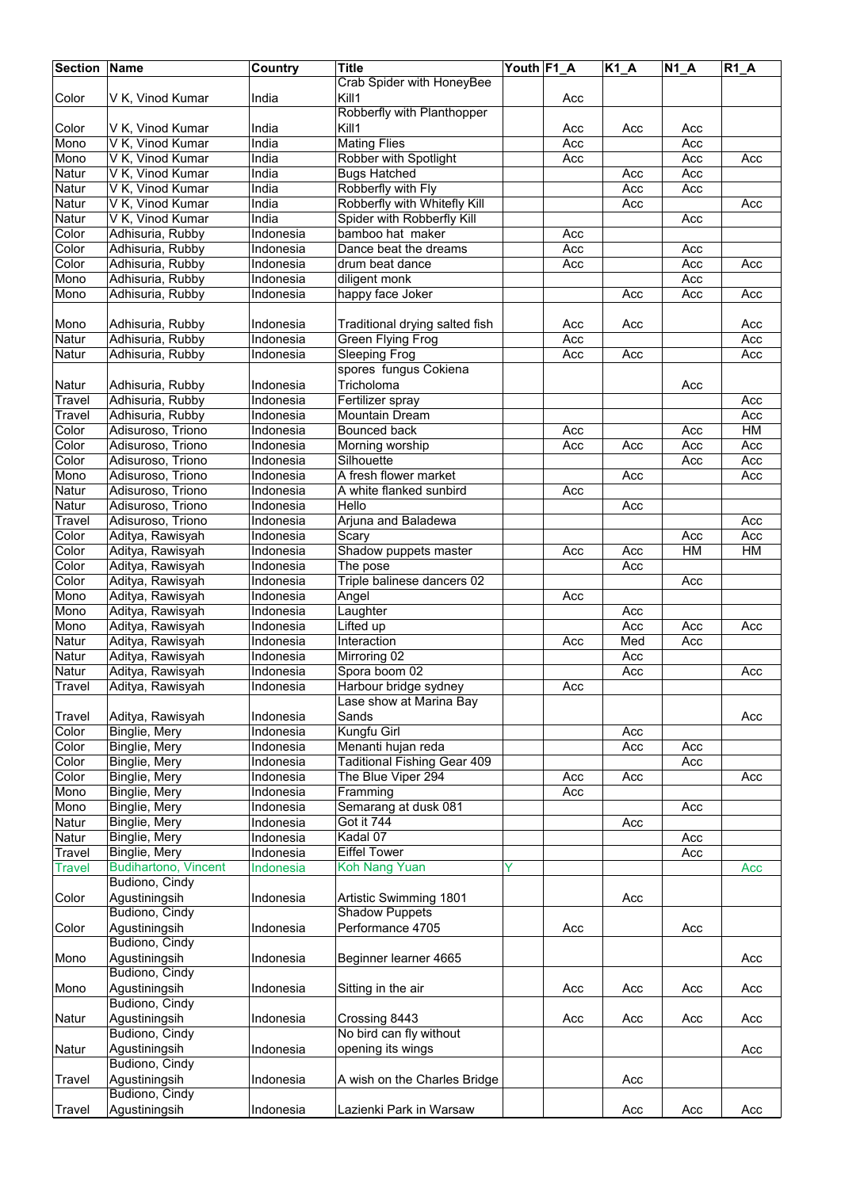| Section | Name | Country | Title | Youth | F1_A | K1_A | N1_A | R1_A |
|---|---|---|---|---|---|---|---|---|
| Color | V K, Vinod Kumar | India | Crab Spider with HoneyBee Kill1 | | Acc | | | |
| Color | V K, Vinod Kumar | India | Robberfly with Planthopper Kill1 | | Acc | Acc | Acc | |
| Mono | V K, Vinod Kumar | India | Mating Flies | | Acc | | Acc | |
| Mono | V K, Vinod Kumar | India | Robber with Spotlight | | Acc | | Acc | Acc |
| Natur | V K, Vinod Kumar | India | Bugs Hatched | | | Acc | Acc | |
| Natur | V K, Vinod Kumar | India | Robberfly with Fly | | | Acc | Acc | |
| Natur | V K, Vinod Kumar | India | Robberfly with Whitefly Kill | | | Acc | | Acc |
| Natur | V K, Vinod Kumar | India | Spider with Robberfly Kill | | | | Acc | |
| Color | Adhisuria, Rubby | Indonesia | bamboo hat maker | | Acc | | | |
| Color | Adhisuria, Rubby | Indonesia | Dance beat the dreams | | Acc | | Acc | |
| Color | Adhisuria, Rubby | Indonesia | drum beat dance | | Acc | | Acc | Acc |
| Mono | Adhisuria, Rubby | Indonesia | diligent monk | | | | Acc | |
| Mono | Adhisuria, Rubby | Indonesia | happy face Joker | | | Acc | Acc | Acc |
| Mono | Adhisuria, Rubby | Indonesia | Traditional drying salted fish | | Acc | Acc | | Acc |
| Natur | Adhisuria, Rubby | Indonesia | Green Flying Frog | | Acc | | | Acc |
| Natur | Adhisuria, Rubby | Indonesia | Sleeping Frog | | Acc | Acc | | Acc |
| Natur | Adhisuria, Rubby | Indonesia | spores fungus Cokiena Tricholoma | | | | Acc | |
| Travel | Adhisuria, Rubby | Indonesia | Fertilizer spray | | | | | Acc |
| Travel | Adhisuria, Rubby | Indonesia | Mountain Dream | | | | | Acc |
| Color | Adisuroso, Triono | Indonesia | Bounced back | | Acc | | Acc | HM |
| Color | Adisuroso, Triono | Indonesia | Morning worship | | Acc | Acc | Acc | Acc |
| Color | Adisuroso, Triono | Indonesia | Silhouette | | | | Acc | Acc |
| Mono | Adisuroso, Triono | Indonesia | A fresh flower market | | | Acc | | Acc |
| Natur | Adisuroso, Triono | Indonesia | A white flanked sunbird | | Acc | | | |
| Natur | Adisuroso, Triono | Indonesia | Hello | | | Acc | | |
| Travel | Adisuroso, Triono | Indonesia | Arjuna and Baladewa | | | | | Acc |
| Color | Aditya, Rawisyah | Indonesia | Scary | | | | Acc | Acc |
| Color | Aditya, Rawisyah | Indonesia | Shadow puppets master | | Acc | Acc | HM | HM |
| Color | Aditya, Rawisyah | Indonesia | The pose | | | Acc | | |
| Color | Aditya, Rawisyah | Indonesia | Triple balinese dancers 02 | | | | Acc | |
| Mono | Aditya, Rawisyah | Indonesia | Angel | | Acc | | | |
| Mono | Aditya, Rawisyah | Indonesia | Laughter | | | Acc | | |
| Mono | Aditya, Rawisyah | Indonesia | Lifted up | | | Acc | Acc | Acc |
| Natur | Aditya, Rawisyah | Indonesia | Interaction | | Acc | Med | Acc | |
| Natur | Aditya, Rawisyah | Indonesia | Mirroring 02 | | | Acc | | |
| Natur | Aditya, Rawisyah | Indonesia | Spora boom 02 | | | Acc | | Acc |
| Travel | Aditya, Rawisyah | Indonesia | Harbour bridge sydney | | Acc | | | |
| Travel | Aditya, Rawisyah | Indonesia | Lase show at Marina Bay Sands | | | | | Acc |
| Color | Binglie, Mery | Indonesia | Kungfu Girl | | | Acc | | |
| Color | Binglie, Mery | Indonesia | Menanti hujan reda | | | Acc | Acc | |
| Color | Binglie, Mery | Indonesia | Taditional Fishing Gear 409 | | | | Acc | |
| Color | Binglie, Mery | Indonesia | The Blue Viper 294 | | Acc | Acc | | Acc |
| Mono | Binglie, Mery | Indonesia | Framming | | Acc | | | |
| Mono | Binglie, Mery | Indonesia | Semarang at dusk 081 | | | | Acc | |
| Natur | Binglie, Mery | Indonesia | Got it 744 | | | Acc | | |
| Natur | Binglie, Mery | Indonesia | Kadal 07 | | | | Acc | |
| Travel | Binglie, Mery | Indonesia | Eiffel Tower | | | | Acc | |
| Travel | Budihartono, Vincent | Indonesia | Koh Nang Yuan | Y | | | | Acc |
| Color | Budiono, Cindy Agustiningsih | Indonesia | Artistic Swimming 1801 | | | Acc | | |
| Color | Budiono, Cindy Agustiningsih | Indonesia | Shadow Puppets Performance 4705 | | Acc | | Acc | |
| Mono | Budiono, Cindy Agustiningsih | Indonesia | Beginner learner 4665 | | | | | Acc |
| Mono | Budiono, Cindy Agustiningsih | Indonesia | Sitting in the air | | Acc | Acc | Acc | Acc |
| Natur | Budiono, Cindy Agustiningsih | Indonesia | Crossing 8443 | | Acc | Acc | Acc | Acc |
| Natur | Budiono, Cindy Agustiningsih | Indonesia | No bird can fly without opening its wings | | | | | Acc |
| Travel | Budiono, Cindy Agustiningsih | Indonesia | A wish on the Charles Bridge | | | Acc | | |
| Travel | Budiono, Cindy Agustiningsih | Indonesia | Lazienki Park in Warsaw | | | Acc | Acc | Acc |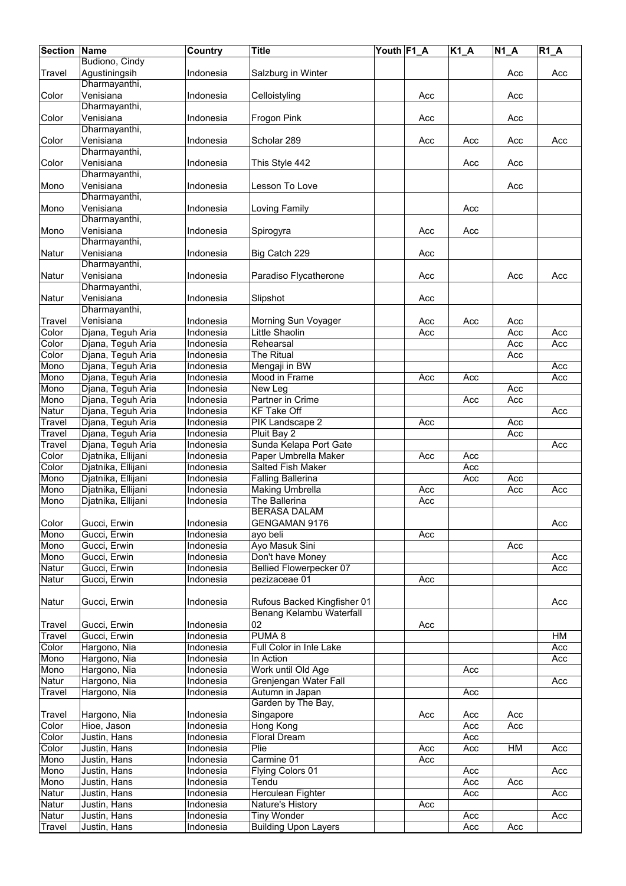| Section | Name | Country | Title | Youth | F1_A | K1_A | N1_A | R1_A |
|---|---|---|---|---|---|---|---|---|
| Travel | Budiono, Cindy Agustiningsih | Indonesia | Salzburg in Winter | | | | Acc | Acc |
| Color | Dharmayanthi, Venisiana | Indonesia | Celloistyling | | Acc | | Acc | |
| Color | Dharmayanthi, Venisiana | Indonesia | Frogon Pink | | Acc | | Acc | |
| Color | Dharmayanthi, Venisiana | Indonesia | Scholar 289 | | Acc | Acc | Acc | Acc |
| Color | Dharmayanthi, Venisiana | Indonesia | This Style 442 | | | Acc | Acc | |
| Mono | Dharmayanthi, Venisiana | Indonesia | Lesson To Love | | | | Acc | |
| Mono | Dharmayanthi, Venisiana | Indonesia | Loving Family | | | Acc | | |
| Mono | Dharmayanthi, Venisiana | Indonesia | Spirogyra | | Acc | Acc | | |
| Natur | Dharmayanthi, Venisiana | Indonesia | Big Catch 229 | | Acc | | | |
| Natur | Dharmayanthi, Venisiana | Indonesia | Paradiso Flycatherone | | Acc | | Acc | Acc |
| Natur | Dharmayanthi, Venisiana | Indonesia | Slipshot | | Acc | | | |
| Travel | Dharmayanthi, Venisiana | Indonesia | Morning Sun Voyager | | Acc | Acc | Acc | |
| Color | Djana, Teguh Aria | Indonesia | Little Shaolin | | Acc | | Acc | Acc |
| Color | Djana, Teguh Aria | Indonesia | Rehearsal | | | | Acc | Acc |
| Color | Djana, Teguh Aria | Indonesia | The Ritual | | | | Acc | |
| Mono | Djana, Teguh Aria | Indonesia | Mengaji in BW | | | | | Acc |
| Mono | Djana, Teguh Aria | Indonesia | Mood in Frame | | Acc | Acc | | Acc |
| Mono | Djana, Teguh Aria | Indonesia | New Leg | | | | Acc | |
| Mono | Djana, Teguh Aria | Indonesia | Partner in Crime | | | Acc | Acc | |
| Natur | Djana, Teguh Aria | Indonesia | KF Take Off | | | | | Acc |
| Travel | Djana, Teguh Aria | Indonesia | PIK Landscape 2 | | Acc | | Acc | |
| Travel | Djana, Teguh Aria | Indonesia | Pluit Bay 2 | | | | Acc | |
| Travel | Djana, Teguh Aria | Indonesia | Sunda Kelapa Port Gate | | | | | Acc |
| Color | Djatnika, Ellijani | Indonesia | Paper Umbrella Maker | | Acc | Acc | | |
| Color | Djatnika, Ellijani | Indonesia | Salted Fish Maker | | | Acc | | |
| Mono | Djatnika, Ellijani | Indonesia | Falling Ballerina | | | Acc | Acc | |
| Mono | Djatnika, Ellijani | Indonesia | Making Umbrella | | Acc | | Acc | Acc |
| Mono | Djatnika, Ellijani | Indonesia | The Ballerina | | Acc | | | |
| Color | Gucci, Erwin | Indonesia | BERASA DALAM GENGAMAN 9176 | | | | | Acc |
| Mono | Gucci, Erwin | Indonesia | ayo beli | | Acc | | | |
| Mono | Gucci, Erwin | Indonesia | Ayo Masuk Sini | | | | Acc | |
| Mono | Gucci, Erwin | Indonesia | Don't have Money | | | | | Acc |
| Natur | Gucci, Erwin | Indonesia | Bellied Flowerpecker 07 | | | | | Acc |
| Natur | Gucci, Erwin | Indonesia | pezizaceae 01 | | Acc | | | |
| Natur | Gucci, Erwin | Indonesia | Rufous Backed Kingfisher 01 | | | | | Acc |
| Travel | Gucci, Erwin | Indonesia | Benang Kelambu Waterfall 02 | | Acc | | | |
| Travel | Gucci, Erwin | Indonesia | PUMA 8 | | | | | HM |
| Color | Hargono, Nia | Indonesia | Full Color in Inle Lake | | | | | Acc |
| Mono | Hargono, Nia | Indonesia | In Action | | | | | Acc |
| Mono | Hargono, Nia | Indonesia | Work until Old Age | | | Acc | | |
| Natur | Hargono, Nia | Indonesia | Grenjengan Water Fall | | | | | Acc |
| Travel | Hargono, Nia | Indonesia | Autumn in Japan | | | Acc | | |
| Travel | Hargono, Nia | Indonesia | Garden by The Bay, Singapore | | Acc | Acc | Acc | |
| Color | Hioe, Jason | Indonesia | Hong Kong | | | Acc | Acc | |
| Color | Justin, Hans | Indonesia | Floral Dream | | | Acc | | |
| Color | Justin, Hans | Indonesia | Plie | | Acc | Acc | HM | Acc |
| Mono | Justin, Hans | Indonesia | Carmine 01 | | Acc | | | |
| Mono | Justin, Hans | Indonesia | Flying Colors 01 | | | Acc | | Acc |
| Mono | Justin, Hans | Indonesia | Tendu | | | Acc | Acc | |
| Natur | Justin, Hans | Indonesia | Herculean Fighter | | | Acc | | Acc |
| Natur | Justin, Hans | Indonesia | Nature's History | | Acc | | | |
| Natur | Justin, Hans | Indonesia | Tiny Wonder | | | Acc | | Acc |
| Travel | Justin, Hans | Indonesia | Building Upon Layers | | | Acc | Acc | |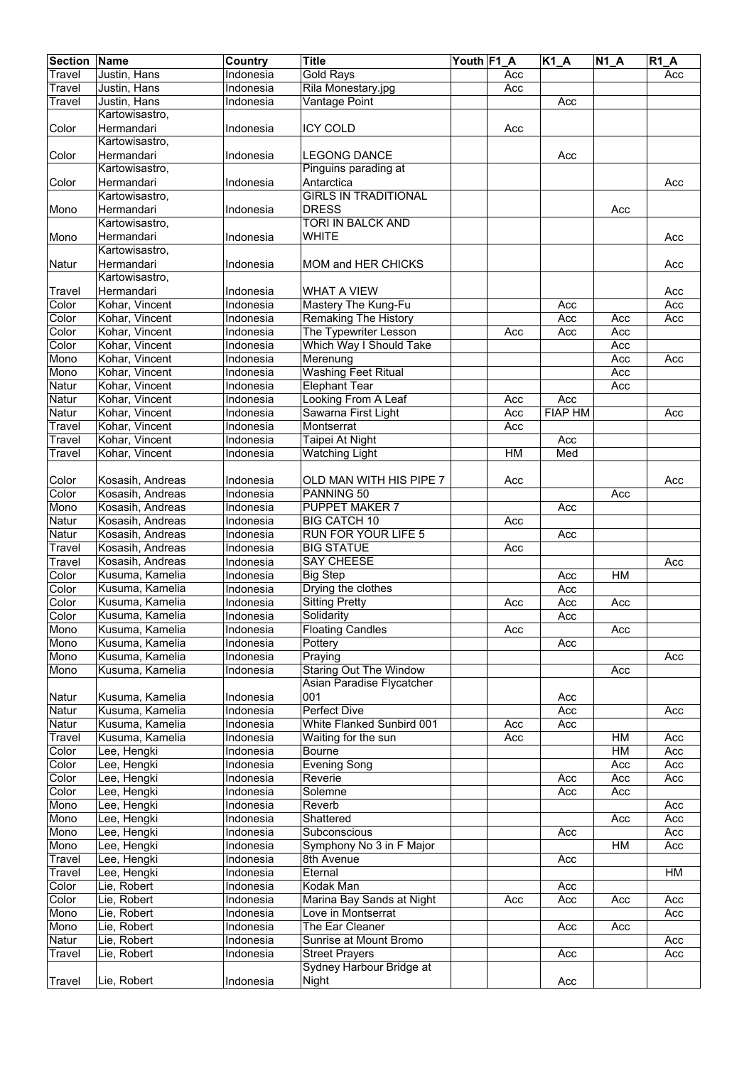| Section | Name | Country | Title | Youth | F1_A | K1_A | N1_A | R1_A |
|---|---|---|---|---|---|---|---|---|
| Travel | Justin, Hans | Indonesia | Gold Rays | | Acc | | | Acc |
| Travel | Justin, Hans | Indonesia | Rila Monestary.jpg | | Acc | | | |
| Travel | Justin, Hans | Indonesia | Vantage Point | | | Acc | | |
| Color | Kartowisastro, Hermandari | Indonesia | ICY COLD | | Acc | | | |
| Color | Kartowisastro, Hermandari | Indonesia | LEGONG DANCE | | | Acc | | |
| Color | Kartowisastro, Hermandari | Indonesia | Pinguins parading at Antarctica | | | | | Acc |
| Mono | Kartowisastro, Hermandari | Indonesia | GIRLS IN TRADITIONAL DRESS | | | | Acc | |
| Mono | Kartowisastro, Hermandari | Indonesia | TORI IN BALCK AND WHITE | | | | | Acc |
| Natur | Kartowisastro, Hermandari | Indonesia | MOM and HER CHICKS | | | | | Acc |
| Travel | Kartowisastro, Hermandari | Indonesia | WHAT A VIEW | | | | | Acc |
| Color | Kohar, Vincent | Indonesia | Mastery The Kung-Fu | | | Acc | | Acc |
| Color | Kohar, Vincent | Indonesia | Remaking The History | | | Acc | Acc | Acc |
| Color | Kohar, Vincent | Indonesia | The Typewriter Lesson | | Acc | Acc | Acc | |
| Color | Kohar, Vincent | Indonesia | Which Way I Should Take | | | | Acc | |
| Mono | Kohar, Vincent | Indonesia | Merenung | | | | Acc | Acc |
| Mono | Kohar, Vincent | Indonesia | Washing Feet Ritual | | | | Acc | |
| Natur | Kohar, Vincent | Indonesia | Elephant Tear | | | | Acc | |
| Natur | Kohar, Vincent | Indonesia | Looking From A Leaf | | Acc | Acc | | |
| Natur | Kohar, Vincent | Indonesia | Sawarna First Light | | Acc | FIAP HM | | Acc |
| Travel | Kohar, Vincent | Indonesia | Montserrat | | Acc | | | |
| Travel | Kohar, Vincent | Indonesia | Taipei At Night | | | Acc | | |
| Travel | Kohar, Vincent | Indonesia | Watching Light | | HM | Med | | |
| Color | Kosasih, Andreas | Indonesia | OLD MAN WITH HIS PIPE 7 | | Acc | | | Acc |
| Color | Kosasih, Andreas | Indonesia | PANNING 50 | | | | Acc | |
| Mono | Kosasih, Andreas | Indonesia | PUPPET MAKER 7 | | | Acc | | |
| Natur | Kosasih, Andreas | Indonesia | BIG CATCH 10 | | Acc | | | |
| Natur | Kosasih, Andreas | Indonesia | RUN FOR YOUR LIFE 5 | | | Acc | | |
| Travel | Kosasih, Andreas | Indonesia | BIG STATUE | | Acc | | | |
| Travel | Kosasih, Andreas | Indonesia | SAY CHEESE | | | | | Acc |
| Color | Kusuma, Kamelia | Indonesia | Big Step | | | Acc | HM | |
| Color | Kusuma, Kamelia | Indonesia | Drying the clothes | | | Acc | | |
| Color | Kusuma, Kamelia | Indonesia | Sitting Pretty | | Acc | Acc | Acc | |
| Color | Kusuma, Kamelia | Indonesia | Solidarity | | | Acc | | |
| Mono | Kusuma, Kamelia | Indonesia | Floating Candles | | Acc | | Acc | |
| Mono | Kusuma, Kamelia | Indonesia | Pottery | | | Acc | | |
| Mono | Kusuma, Kamelia | Indonesia | Praying | | | | | Acc |
| Mono | Kusuma, Kamelia | Indonesia | Staring Out The Window | | | | Acc | |
| Natur | Kusuma, Kamelia | Indonesia | Asian Paradise Flycatcher 001 | | | Acc | | |
| Natur | Kusuma, Kamelia | Indonesia | Perfect Dive | | | Acc | | Acc |
| Natur | Kusuma, Kamelia | Indonesia | White Flanked Sunbird 001 | | Acc | Acc | | |
| Travel | Kusuma, Kamelia | Indonesia | Waiting for the sun | | Acc | | HM | Acc |
| Color | Lee, Hengki | Indonesia | Bourne | | | | HM | Acc |
| Color | Lee, Hengki | Indonesia | Evening Song | | | | Acc | Acc |
| Color | Lee, Hengki | Indonesia | Reverie | | | Acc | Acc | Acc |
| Color | Lee, Hengki | Indonesia | Solemne | | | Acc | Acc | |
| Mono | Lee, Hengki | Indonesia | Reverb | | | | | Acc |
| Mono | Lee, Hengki | Indonesia | Shattered | | | | Acc | Acc |
| Mono | Lee, Hengki | Indonesia | Subconscious | | | Acc | | Acc |
| Mono | Lee, Hengki | Indonesia | Symphony No 3 in F Major | | | | HM | Acc |
| Travel | Lee, Hengki | Indonesia | 8th Avenue | | | Acc | | |
| Travel | Lee, Hengki | Indonesia | Eternal | | | | | HM |
| Color | Lie, Robert | Indonesia | Kodak Man | | | Acc | | |
| Color | Lie, Robert | Indonesia | Marina Bay Sands at Night | | Acc | Acc | Acc | Acc |
| Mono | Lie, Robert | Indonesia | Love in Montserrat | | | | | Acc |
| Mono | Lie, Robert | Indonesia | The Ear Cleaner | | | Acc | Acc | |
| Natur | Lie, Robert | Indonesia | Sunrise at Mount Bromo | | | | | Acc |
| Travel | Lie, Robert | Indonesia | Street Prayers | | | Acc | | Acc |
| Travel | Lie, Robert | Indonesia | Sydney Harbour Bridge at Night | | | Acc | | |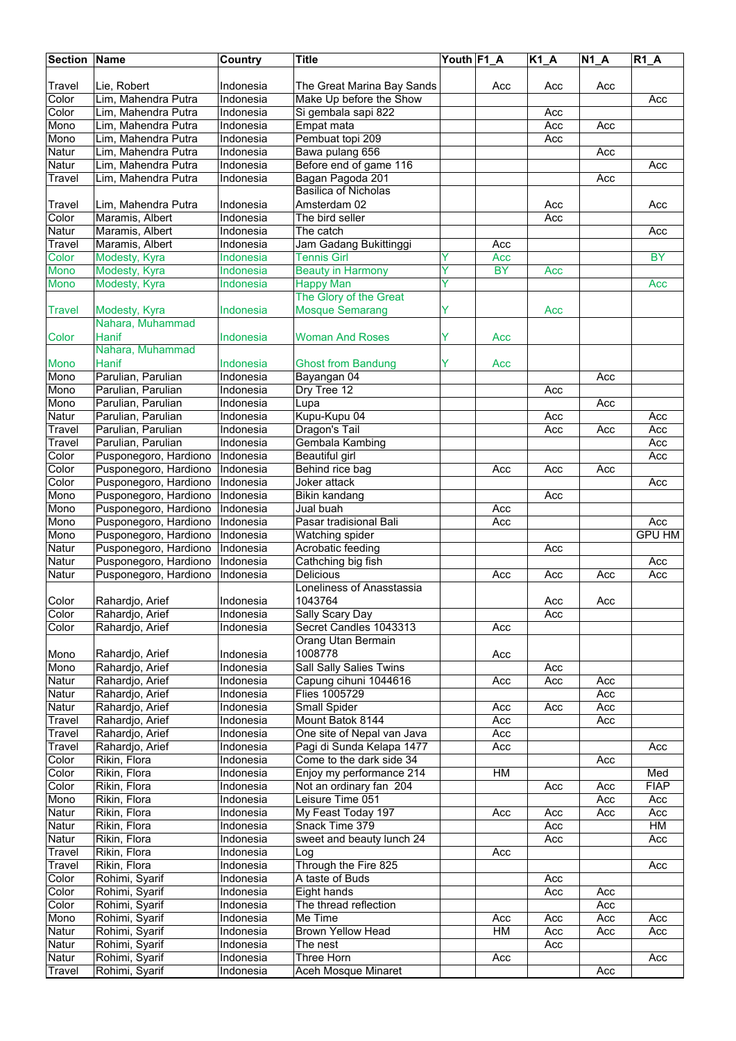| Section | Name | Country | Title | Youth | F1_A | K1_A | N1_A | R1_A |
|---|---|---|---|---|---|---|---|---|
| Travel | Lie, Robert | Indonesia | The Great Marina Bay Sands | | Acc | Acc | Acc | |
| Color | Lim, Mahendra Putra | Indonesia | Make Up before the Show | | | | | Acc |
| Color | Lim, Mahendra Putra | Indonesia | Si gembala sapi 822 | | | Acc | | |
| Mono | Lim, Mahendra Putra | Indonesia | Empat mata | | | Acc | Acc | |
| Mono | Lim, Mahendra Putra | Indonesia | Pembuat topi 209 | | | Acc | | |
| Natur | Lim, Mahendra Putra | Indonesia | Bawa pulang 656 | | | | Acc | |
| Natur | Lim, Mahendra Putra | Indonesia | Before end of game 116 | | | | | Acc |
| Travel | Lim, Mahendra Putra | Indonesia | Bagan Pagoda 201 | | | | Acc | |
| Travel | Lim, Mahendra Putra | Indonesia | Basilica of Nicholas Amsterdam 02 | | | Acc | | Acc |
| Color | Maramis, Albert | Indonesia | The bird seller | | | Acc | | |
| Natur | Maramis, Albert | Indonesia | The catch | | | | | Acc |
| Travel | Maramis, Albert | Indonesia | Jam Gadang Bukittinggi | | Acc | | | |
| Color | Modesty, Kyra | Indonesia | Tennis Girl | Y | Acc | | | BY |
| Mono | Modesty, Kyra | Indonesia | Beauty in Harmony | Y | BY | Acc | | |
| Mono | Modesty, Kyra | Indonesia | Happy Man | Y | | | | Acc |
| Travel | Modesty, Kyra | Indonesia | The Glory of the Great Mosque Semarang | Y | | Acc | | |
| Color | Nahara, Muhammad Hanif | Indonesia | Woman And Roses | Y | Acc | | | |
| Mono | Nahara, Muhammad Hanif | Indonesia | Ghost from Bandung | Y | Acc | | | |
| Mono | Parulian, Parulian | Indonesia | Bayangan 04 | | | | Acc | |
| Mono | Parulian, Parulian | Indonesia | Dry Tree 12 | | | Acc | | |
| Mono | Parulian, Parulian | Indonesia | Lupa | | | | Acc | |
| Natur | Parulian, Parulian | Indonesia | Kupu-Kupu 04 | | | Acc | | Acc |
| Travel | Parulian, Parulian | Indonesia | Dragon's Tail | | | Acc | Acc | Acc |
| Travel | Parulian, Parulian | Indonesia | Gembala Kambing | | | | | Acc |
| Color | Pusponegoro, Hardiono | Indonesia | Beautiful girl | | | | | Acc |
| Color | Pusponegoro, Hardiono | Indonesia | Behind rice bag | | Acc | Acc | Acc | |
| Color | Pusponegoro, Hardiono | Indonesia | Joker attack | | | | | Acc |
| Mono | Pusponegoro, Hardiono | Indonesia | Bikin kandang | | | Acc | | |
| Mono | Pusponegoro, Hardiono | Indonesia | Jual buah | | Acc | | | |
| Mono | Pusponegoro, Hardiono | Indonesia | Pasar tradisional Bali | | Acc | | | Acc |
| Mono | Pusponegoro, Hardiono | Indonesia | Watching spider | | | | | GPU HM |
| Natur | Pusponegoro, Hardiono | Indonesia | Acrobatic feeding | | | Acc | | |
| Natur | Pusponegoro, Hardiono | Indonesia | Cathching big fish | | | | | Acc |
| Natur | Pusponegoro, Hardiono | Indonesia | Delicious | | Acc | Acc | Acc | Acc |
| Color | Rahardjo, Arief | Indonesia | Loneliness of Anasstassia 1043764 | | | Acc | Acc | |
| Color | Rahardjo, Arief | Indonesia | Sally Scary Day | | | Acc | | |
| Color | Rahardjo, Arief | Indonesia | Secret Candles 1043313 | | Acc | | | |
| Mono | Rahardjo, Arief | Indonesia | Orang Utan Bermain 1008778 | | Acc | | | |
| Mono | Rahardjo, Arief | Indonesia | Sall Sally Salies Twins | | | Acc | | |
| Natur | Rahardjo, Arief | Indonesia | Capung cihuni 1044616 | | Acc | Acc | Acc | |
| Natur | Rahardjo, Arief | Indonesia | Flies 1005729 | | | | Acc | |
| Natur | Rahardjo, Arief | Indonesia | Small Spider | | Acc | Acc | Acc | |
| Travel | Rahardjo, Arief | Indonesia | Mount Batok 8144 | | Acc | | Acc | |
| Travel | Rahardjo, Arief | Indonesia | One site of Nepal van Java | | Acc | | | |
| Travel | Rahardjo, Arief | Indonesia | Pagi di Sunda Kelapa 1477 | | Acc | | | Acc |
| Color | Rikin, Flora | Indonesia | Come to the dark side 34 | | | | Acc | |
| Color | Rikin, Flora | Indonesia | Enjoy my performance 214 | | HM | | | Med |
| Color | Rikin, Flora | Indonesia | Not an ordinary fan 204 | | | Acc | Acc | FIAP |
| Mono | Rikin, Flora | Indonesia | Leisure Time 051 | | | | Acc | Acc |
| Natur | Rikin, Flora | Indonesia | My Feast Today 197 | | Acc | Acc | Acc | Acc |
| Natur | Rikin, Flora | Indonesia | Snack Time 379 | | | Acc | | HM |
| Natur | Rikin, Flora | Indonesia | sweet and beauty lunch 24 | | | Acc | | Acc |
| Travel | Rikin, Flora | Indonesia | Log | | Acc | | | |
| Travel | Rikin, Flora | Indonesia | Through the Fire 825 | | | | | Acc |
| Color | Rohimi, Syarif | Indonesia | A taste of Buds | | | Acc | | |
| Color | Rohimi, Syarif | Indonesia | Eight hands | | | Acc | Acc | |
| Color | Rohimi, Syarif | Indonesia | The thread reflection | | | | Acc | |
| Mono | Rohimi, Syarif | Indonesia | Me Time | | Acc | Acc | Acc | Acc |
| Natur | Rohimi, Syarif | Indonesia | Brown Yellow Head | | HM | Acc | Acc | Acc |
| Natur | Rohimi, Syarif | Indonesia | The nest | | | Acc | | |
| Natur | Rohimi, Syarif | Indonesia | Three Horn | | Acc | | | Acc |
| Travel | Rohimi, Syarif | Indonesia | Aceh Mosque Minaret | | | | Acc | |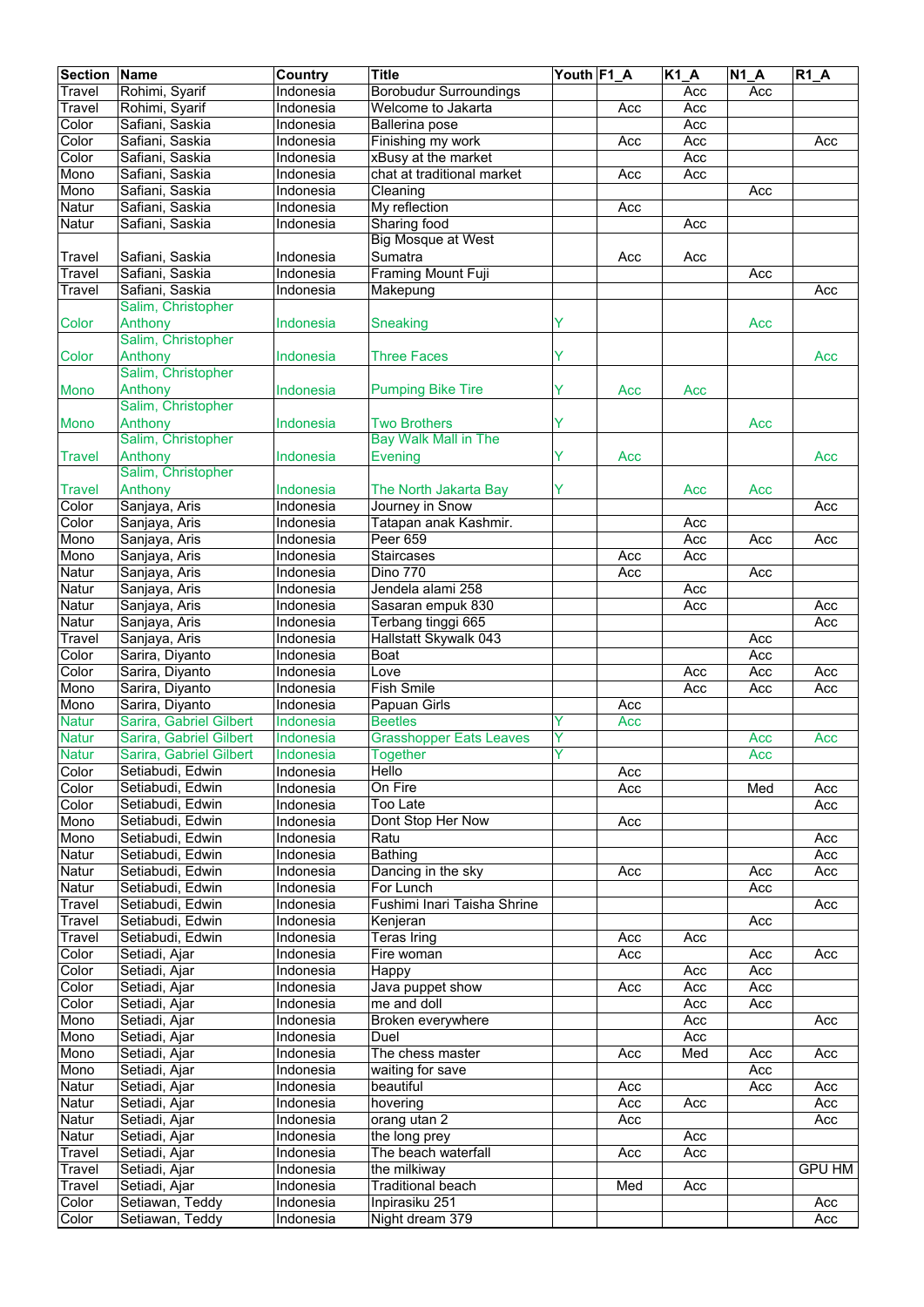| Section | Name | Country | Title | Youth | F1_A | K1_A | N1_A | R1_A |
|---|---|---|---|---|---|---|---|---|
| Travel | Rohimi, Syarif | Indonesia | Borobudur Surroundings | | | Acc | Acc | |
| Travel | Rohimi, Syarif | Indonesia | Welcome to Jakarta | | Acc | Acc | | |
| Color | Safiani, Saskia | Indonesia | Ballerina pose | | | Acc | | |
| Color | Safiani, Saskia | Indonesia | Finishing my work | | Acc | Acc | | Acc |
| Color | Safiani, Saskia | Indonesia | xBusy at the market | | | Acc | | |
| Mono | Safiani, Saskia | Indonesia | chat at traditional market | | Acc | Acc | | |
| Mono | Safiani, Saskia | Indonesia | Cleaning | | | | Acc | |
| Natur | Safiani, Saskia | Indonesia | My reflection | | Acc | | | |
| Natur | Safiani, Saskia | Indonesia | Sharing food | | | Acc | | |
| Travel | Safiani, Saskia | Indonesia | Big Mosque at West Sumatra | | Acc | Acc | | |
| Travel | Safiani, Saskia | Indonesia | Framing Mount Fuji | | | | Acc | |
| Travel | Safiani, Saskia | Indonesia | Makepung | | | | | Acc |
| Color | Salim, Christopher Anthony | Indonesia | Sneaking | Y | | | Acc | |
| Color | Salim, Christopher Anthony | Indonesia | Three Faces | Y | | | | Acc |
| Mono | Salim, Christopher Anthony | Indonesia | Pumping Bike Tire | Y | Acc | Acc | | |
| Mono | Salim, Christopher Anthony | Indonesia | Two Brothers | Y | | | Acc | |
| Travel | Salim, Christopher Anthony | Indonesia | Bay Walk Mall in The Evening | Y | Acc | | | Acc |
| Travel | Salim, Christopher Anthony | Indonesia | The North Jakarta Bay | Y | | Acc | Acc | |
| Color | Sanjaya, Aris | Indonesia | Journey in Snow | | | | | Acc |
| Color | Sanjaya, Aris | Indonesia | Tatapan anak Kashmir. | | | Acc | | |
| Mono | Sanjaya, Aris | Indonesia | Peer 659 | | | Acc | Acc | Acc |
| Mono | Sanjaya, Aris | Indonesia | Staircases | | Acc | Acc | | |
| Natur | Sanjaya, Aris | Indonesia | Dino 770 | | Acc | | Acc | |
| Natur | Sanjaya, Aris | Indonesia | Jendela alami 258 | | | Acc | | |
| Natur | Sanjaya, Aris | Indonesia | Sasaran empuk 830 | | | Acc | | Acc |
| Natur | Sanjaya, Aris | Indonesia | Terbang tinggi 665 | | | | | Acc |
| Travel | Sanjaya, Aris | Indonesia | Hallstatt Skywalk 043 | | | | Acc | |
| Color | Sarira, Diyanto | Indonesia | Boat | | | | Acc | |
| Color | Sarira, Diyanto | Indonesia | Love | | | Acc | Acc | Acc |
| Mono | Sarira, Diyanto | Indonesia | Fish Smile | | | Acc | Acc | Acc |
| Mono | Sarira, Diyanto | Indonesia | Papuan Girls | | Acc | | | |
| Natur | Sarira, Gabriel Gilbert | Indonesia | Beetles | Y | Acc | | | |
| Natur | Sarira, Gabriel Gilbert | Indonesia | Grasshopper Eats Leaves | Y | | | Acc | Acc |
| Natur | Sarira, Gabriel Gilbert | Indonesia | Together | Y | | | Acc | |
| Color | Setiabudi, Edwin | Indonesia | Hello | | Acc | | | |
| Color | Setiabudi, Edwin | Indonesia | On Fire | | Acc | | Med | Acc |
| Color | Setiabudi, Edwin | Indonesia | Too Late | | | | | Acc |
| Mono | Setiabudi, Edwin | Indonesia | Dont Stop Her Now | | Acc | | | |
| Mono | Setiabudi, Edwin | Indonesia | Ratu | | | | | Acc |
| Natur | Setiabudi, Edwin | Indonesia | Bathing | | | | | Acc |
| Natur | Setiabudi, Edwin | Indonesia | Dancing in the sky | | Acc | | Acc | Acc |
| Natur | Setiabudi, Edwin | Indonesia | For Lunch | | | | Acc | |
| Travel | Setiabudi, Edwin | Indonesia | Fushimi Inari Taisha Shrine | | | | | Acc |
| Travel | Setiabudi, Edwin | Indonesia | Kenjeran | | | | Acc | |
| Travel | Setiabudi, Edwin | Indonesia | Teras Iring | | Acc | Acc | | |
| Color | Setiadi, Ajar | Indonesia | Fire woman | | Acc | | Acc | Acc |
| Color | Setiadi, Ajar | Indonesia | Happy | | | Acc | Acc | |
| Color | Setiadi, Ajar | Indonesia | Java puppet show | | Acc | Acc | Acc | |
| Color | Setiadi, Ajar | Indonesia | me and doll | | | Acc | Acc | |
| Mono | Setiadi, Ajar | Indonesia | Broken everywhere | | | Acc | | Acc |
| Mono | Setiadi, Ajar | Indonesia | Duel | | | Acc | | |
| Mono | Setiadi, Ajar | Indonesia | The chess master | | Acc | Med | Acc | Acc |
| Mono | Setiadi, Ajar | Indonesia | waiting for save | | | | Acc | |
| Natur | Setiadi, Ajar | Indonesia | beautiful | | Acc | | Acc | Acc |
| Natur | Setiadi, Ajar | Indonesia | hovering | | Acc | Acc | | Acc |
| Natur | Setiadi, Ajar | Indonesia | orang utan 2 | | Acc | | | Acc |
| Natur | Setiadi, Ajar | Indonesia | the long prey | | | Acc | | |
| Travel | Setiadi, Ajar | Indonesia | The beach waterfall | | Acc | Acc | | |
| Travel | Setiadi, Ajar | Indonesia | the milkiway | | | | | GPU HM |
| Travel | Setiadi, Ajar | Indonesia | Traditional beach | | Med | Acc | | |
| Color | Setiawan, Teddy | Indonesia | Inpirasiku 251 | | | | | Acc |
| Color | Setiawan, Teddy | Indonesia | Night dream 379 | | | | | Acc |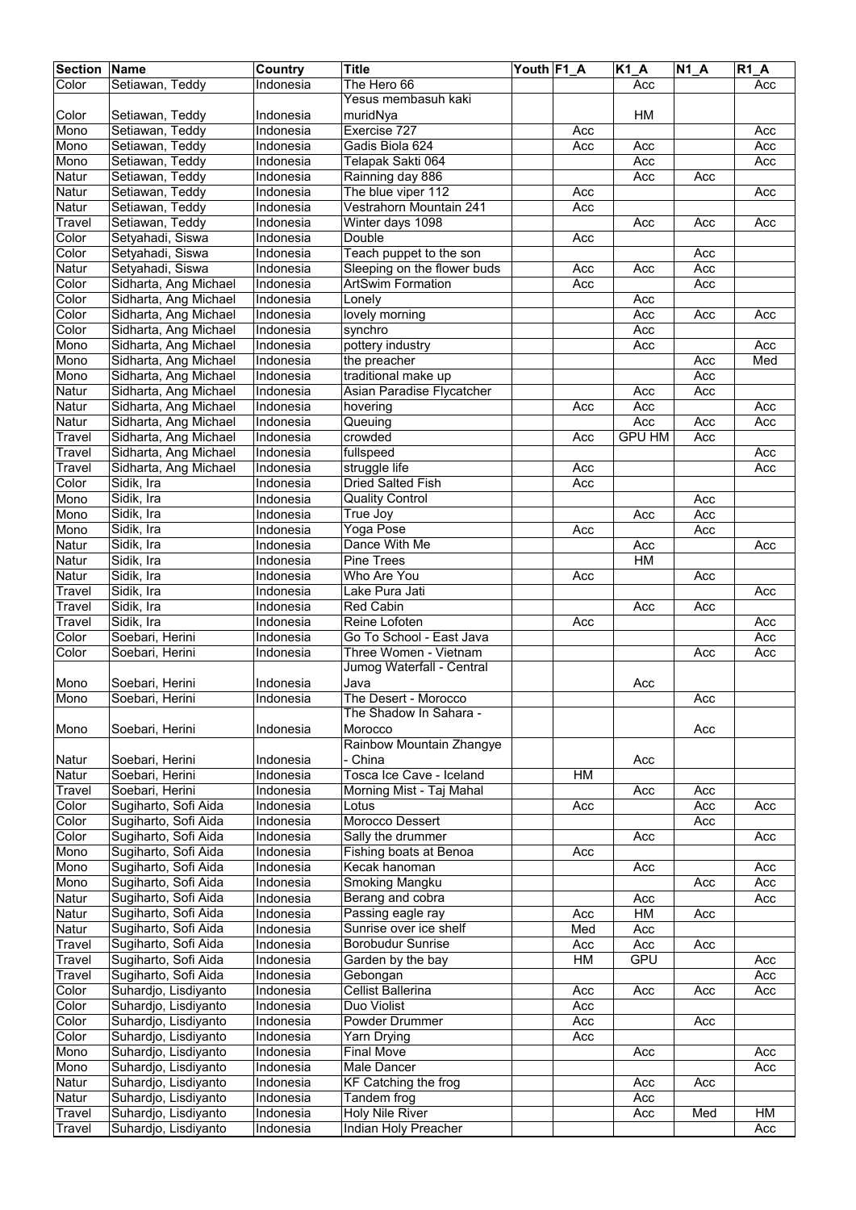| Section | Name | Country | Title | Youth | F1_A | K1_A | N1_A | R1_A |
|---|---|---|---|---|---|---|---|---|
| Color | Setiawan, Teddy | Indonesia | The Hero 66 | | | Acc | | Acc |
| Color | Setiawan, Teddy | Indonesia | Yesus membasuh kaki muridNya | | | HM | | |
| Mono | Setiawan, Teddy | Indonesia | Exercise 727 | | Acc | | | Acc |
| Mono | Setiawan, Teddy | Indonesia | Gadis Biola 624 | | Acc | Acc | | Acc |
| Mono | Setiawan, Teddy | Indonesia | Telapak Sakti 064 | | | Acc | | Acc |
| Natur | Setiawan, Teddy | Indonesia | Rainning day 886 | | | Acc | Acc | |
| Natur | Setiawan, Teddy | Indonesia | The blue viper 112 | | Acc | | | Acc |
| Natur | Setiawan, Teddy | Indonesia | Vestrahorn Mountain 241 | | Acc | | | |
| Travel | Setiawan, Teddy | Indonesia | Winter days 1098 | | | Acc | Acc | Acc |
| Color | Setyahadi, Siswa | Indonesia | Double | | Acc | | | |
| Color | Setyahadi, Siswa | Indonesia | Teach puppet to the son | | | | Acc | |
| Natur | Setyahadi, Siswa | Indonesia | Sleeping on the flower buds | | Acc | Acc | Acc | |
| Color | Sidharta, Ang Michael | Indonesia | ArtSwim Formation | | Acc | | Acc | |
| Color | Sidharta, Ang Michael | Indonesia | Lonely | | | Acc | | |
| Color | Sidharta, Ang Michael | Indonesia | lovely morning | | | Acc | Acc | Acc |
| Color | Sidharta, Ang Michael | Indonesia | synchro | | | Acc | | |
| Mono | Sidharta, Ang Michael | Indonesia | pottery industry | | | Acc | | Acc |
| Mono | Sidharta, Ang Michael | Indonesia | the preacher | | | | Acc | Med |
| Mono | Sidharta, Ang Michael | Indonesia | traditional make up | | | | Acc | |
| Natur | Sidharta, Ang Michael | Indonesia | Asian Paradise Flycatcher | | | Acc | Acc | |
| Natur | Sidharta, Ang Michael | Indonesia | hovering | | Acc | Acc | | Acc |
| Natur | Sidharta, Ang Michael | Indonesia | Queuing | | | Acc | Acc | Acc |
| Travel | Sidharta, Ang Michael | Indonesia | crowded | | Acc | GPU HM | Acc | |
| Travel | Sidharta, Ang Michael | Indonesia | fullspeed | | | | | Acc |
| Travel | Sidharta, Ang Michael | Indonesia | struggle life | | Acc | | | Acc |
| Color | Sidik, Ira | Indonesia | Dried Salted Fish | | Acc | | | |
| Mono | Sidik, Ira | Indonesia | Quality Control | | | | Acc | |
| Mono | Sidik, Ira | Indonesia | True Joy | | | Acc | Acc | |
| Mono | Sidik, Ira | Indonesia | Yoga Pose | | Acc | | Acc | |
| Natur | Sidik, Ira | Indonesia | Dance With Me | | | Acc | | Acc |
| Natur | Sidik, Ira | Indonesia | Pine Trees | | | HM | | |
| Natur | Sidik, Ira | Indonesia | Who Are You | | Acc | | Acc | |
| Travel | Sidik, Ira | Indonesia | Lake Pura Jati | | | | | Acc |
| Travel | Sidik, Ira | Indonesia | Red Cabin | | | Acc | Acc | |
| Travel | Sidik, Ira | Indonesia | Reine Lofoten | | Acc | | | Acc |
| Color | Soebari, Herini | Indonesia | Go To School - East Java | | | | | Acc |
| Color | Soebari, Herini | Indonesia | Three Women - Vietnam | | | | Acc | Acc |
| Mono | Soebari, Herini | Indonesia | Jumog Waterfall - Central Java | | | Acc | | |
| Mono | Soebari, Herini | Indonesia | The Desert - Morocco | | | | Acc | |
| Mono | Soebari, Herini | Indonesia | The Shadow In Sahara - Morocco | | | | Acc | |
| Natur | Soebari, Herini | Indonesia | Rainbow Mountain Zhangye - China | | | Acc | | |
| Natur | Soebari, Herini | Indonesia | Tosca Ice Cave - Iceland | | HM | | | |
| Travel | Soebari, Herini | Indonesia | Morning Mist - Taj Mahal | | | Acc | Acc | |
| Color | Sugiharto, Sofi Aida | Indonesia | Lotus | | Acc | | Acc | Acc |
| Color | Sugiharto, Sofi Aida | Indonesia | Morocco Dessert | | | | Acc | |
| Color | Sugiharto, Sofi Aida | Indonesia | Sally the drummer | | | Acc | | Acc |
| Mono | Sugiharto, Sofi Aida | Indonesia | Fishing boats at Benoa | | Acc | | | |
| Mono | Sugiharto, Sofi Aida | Indonesia | Kecak hanoman | | | Acc | | Acc |
| Mono | Sugiharto, Sofi Aida | Indonesia | Smoking Mangku | | | | Acc | Acc |
| Natur | Sugiharto, Sofi Aida | Indonesia | Berang and cobra | | | Acc | | Acc |
| Natur | Sugiharto, Sofi Aida | Indonesia | Passing eagle ray | | Acc | HM | Acc | |
| Natur | Sugiharto, Sofi Aida | Indonesia | Sunrise over ice shelf | | Med | Acc | | |
| Travel | Sugiharto, Sofi Aida | Indonesia | Borobudur Sunrise | | Acc | Acc | Acc | |
| Travel | Sugiharto, Sofi Aida | Indonesia | Garden by the bay | | HM | GPU | | Acc |
| Travel | Sugiharto, Sofi Aida | Indonesia | Gebongan | | | | | Acc |
| Color | Suhardjo, Lisdiyanto | Indonesia | Cellist Ballerina | | Acc | Acc | Acc | Acc |
| Color | Suhardjo, Lisdiyanto | Indonesia | Duo Violist | | Acc | | | |
| Color | Suhardjo, Lisdiyanto | Indonesia | Powder Drummer | | Acc | | Acc | |
| Color | Suhardjo, Lisdiyanto | Indonesia | Yarn Drying | | Acc | | | |
| Mono | Suhardjo, Lisdiyanto | Indonesia | Final Move | | | Acc | | Acc |
| Mono | Suhardjo, Lisdiyanto | Indonesia | Male Dancer | | | | | Acc |
| Natur | Suhardjo, Lisdiyanto | Indonesia | KF Catching the frog | | | Acc | Acc | |
| Natur | Suhardjo, Lisdiyanto | Indonesia | Tandem frog | | | Acc | | |
| Travel | Suhardjo, Lisdiyanto | Indonesia | Holy Nile River | | | Acc | Med | HM |
| Travel | Suhardjo, Lisdiyanto | Indonesia | Indian Holy Preacher | | | | | Acc |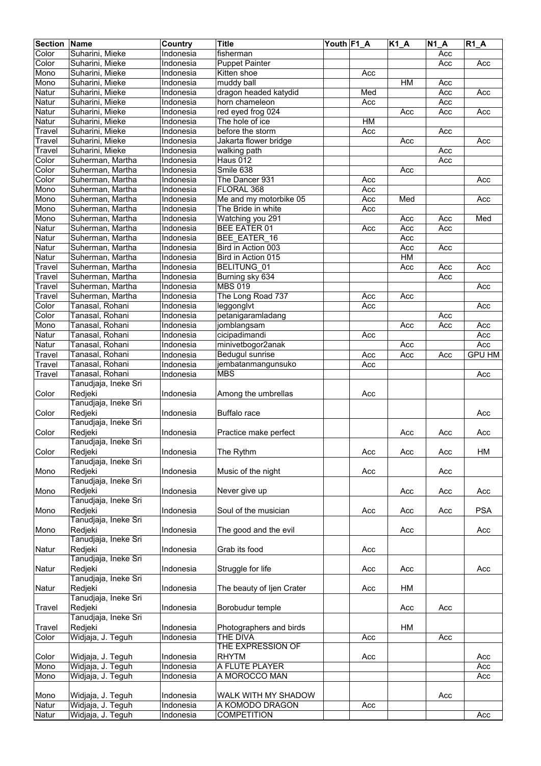| Section | Name | Country | Title | Youth | F1_A | K1_A | N1_A | R1_A |
|---|---|---|---|---|---|---|---|---|
| Color | Suharini, Mieke | Indonesia | fisherman | | | | Acc | |
| Color | Suharini, Mieke | Indonesia | Puppet Painter | | | | Acc | Acc |
| Mono | Suharini, Mieke | Indonesia | Kitten shoe | | Acc | | | |
| Mono | Suharini, Mieke | Indonesia | muddy ball | | | HM | Acc | |
| Natur | Suharini, Mieke | Indonesia | dragon headed katydid | | Med | | Acc | Acc |
| Natur | Suharini, Mieke | Indonesia | horn chameleon | | Acc | | Acc | |
| Natur | Suharini, Mieke | Indonesia | red eyed frog 024 | | | Acc | Acc | Acc |
| Natur | Suharini, Mieke | Indonesia | The hole of ice | | HM | | | |
| Travel | Suharini, Mieke | Indonesia | before the storm | | Acc | | Acc | |
| Travel | Suharini, Mieke | Indonesia | Jakarta flower bridge | | | Acc | | Acc |
| Travel | Suharini, Mieke | Indonesia | walking path | | | | Acc | |
| Color | Suherman, Martha | Indonesia | Haus 012 | | | | Acc | |
| Color | Suherman, Martha | Indonesia | Smile 638 | | | Acc | | |
| Color | Suherman, Martha | Indonesia | The Dancer 931 | | Acc | | | Acc |
| Mono | Suherman, Martha | Indonesia | FLORAL 368 | | Acc | | | |
| Mono | Suherman, Martha | Indonesia | Me and my motorbike 05 | | Acc | Med | | Acc |
| Mono | Suherman, Martha | Indonesia | The Bride in white | | Acc | | | |
| Mono | Suherman, Martha | Indonesia | Watching you 291 | | | Acc | Acc | Med |
| Natur | Suherman, Martha | Indonesia | BEE EATER 01 | | Acc | Acc | Acc | |
| Natur | Suherman, Martha | Indonesia | BEE_EATER_16 | | | Acc | | |
| Natur | Suherman, Martha | Indonesia | Bird in Action 003 | | | Acc | Acc | |
| Natur | Suherman, Martha | Indonesia | Bird in Action 015 | | | HM | | |
| Travel | Suherman, Martha | Indonesia | BELITUNG_01 | | | Acc | Acc | Acc |
| Travel | Suherman, Martha | Indonesia | Burning sky 634 | | | | Acc | |
| Travel | Suherman, Martha | Indonesia | MBS 019 | | | | | Acc |
| Travel | Suherman, Martha | Indonesia | The Long Road 737 | | Acc | Acc | | |
| Color | Tanasal, Rohani | Indonesia | leggonglvt | | Acc | | | Acc |
| Color | Tanasal, Rohani | Indonesia | petanigaramladang | | | | Acc | |
| Mono | Tanasal, Rohani | Indonesia | jomblangsam | | | Acc | Acc | Acc |
| Natur | Tanasal, Rohani | Indonesia | cicipadimandi | | Acc | | | Acc |
| Natur | Tanasal, Rohani | Indonesia | minivetbogor2anak | | | Acc | | Acc |
| Travel | Tanasal, Rohani | Indonesia | Bedugul sunrise | | Acc | Acc | Acc | GPU HM |
| Travel | Tanasal, Rohani | Indonesia | jembatanmangunsuko | | Acc | | | |
| Travel | Tanasal, Rohani | Indonesia | MBS | | | | | Acc |
| Color | Tanudjaja, Ineke Sri Redjeki | Indonesia | Among the umbrellas | | Acc | | | |
| Color | Tanudjaja, Ineke Sri Redjeki | Indonesia | Buffalo race | | | | | Acc |
| Color | Tanudjaja, Ineke Sri Redjeki | Indonesia | Practice make perfect | | | Acc | Acc | Acc |
| Color | Tanudjaja, Ineke Sri Redjeki | Indonesia | The Rythm | | Acc | Acc | Acc | HM |
| Mono | Tanudjaja, Ineke Sri Redjeki | Indonesia | Music of the night | | Acc | | Acc | |
| Mono | Tanudjaja, Ineke Sri Redjeki | Indonesia | Never give up | | | Acc | Acc | Acc |
| Mono | Tanudjaja, Ineke Sri Redjeki | Indonesia | Soul of the musician | | Acc | Acc | Acc | PSA |
| Mono | Tanudjaja, Ineke Sri Redjeki | Indonesia | The good and the evil | | | Acc | | Acc |
| Natur | Tanudjaja, Ineke Sri Redjeki | Indonesia | Grab its food | | Acc | | | |
| Natur | Tanudjaja, Ineke Sri Redjeki | Indonesia | Struggle for life | | Acc | Acc | | Acc |
| Natur | Tanudjaja, Ineke Sri Redjeki | Indonesia | The beauty of Ijen Crater | | Acc | HM | | |
| Travel | Tanudjaja, Ineke Sri Redjeki | Indonesia | Borobudur temple | | | Acc | Acc | |
| Travel | Tanudjaja, Ineke Sri Redjeki | Indonesia | Photographers and birds | | | HM | | |
| Color | Widjaja, J. Teguh | Indonesia | THE DIVA | | Acc | | Acc | |
| Color | Widjaja, J. Teguh | Indonesia | THE EXPRESSION OF RHYTM | | Acc | | | Acc |
| Mono | Widjaja, J. Teguh | Indonesia | A FLUTE PLAYER | | | | | Acc |
| Mono | Widjaja, J. Teguh | Indonesia | A MOROCCO MAN | | | | | Acc |
| Mono | Widjaja, J. Teguh | Indonesia | WALK WITH MY SHADOW | | | | Acc | |
| Natur | Widjaja, J. Teguh | Indonesia | A KOMODO DRAGON | | Acc | | | |
| Natur | Widjaja, J. Teguh | Indonesia | COMPETITION | | | | | Acc |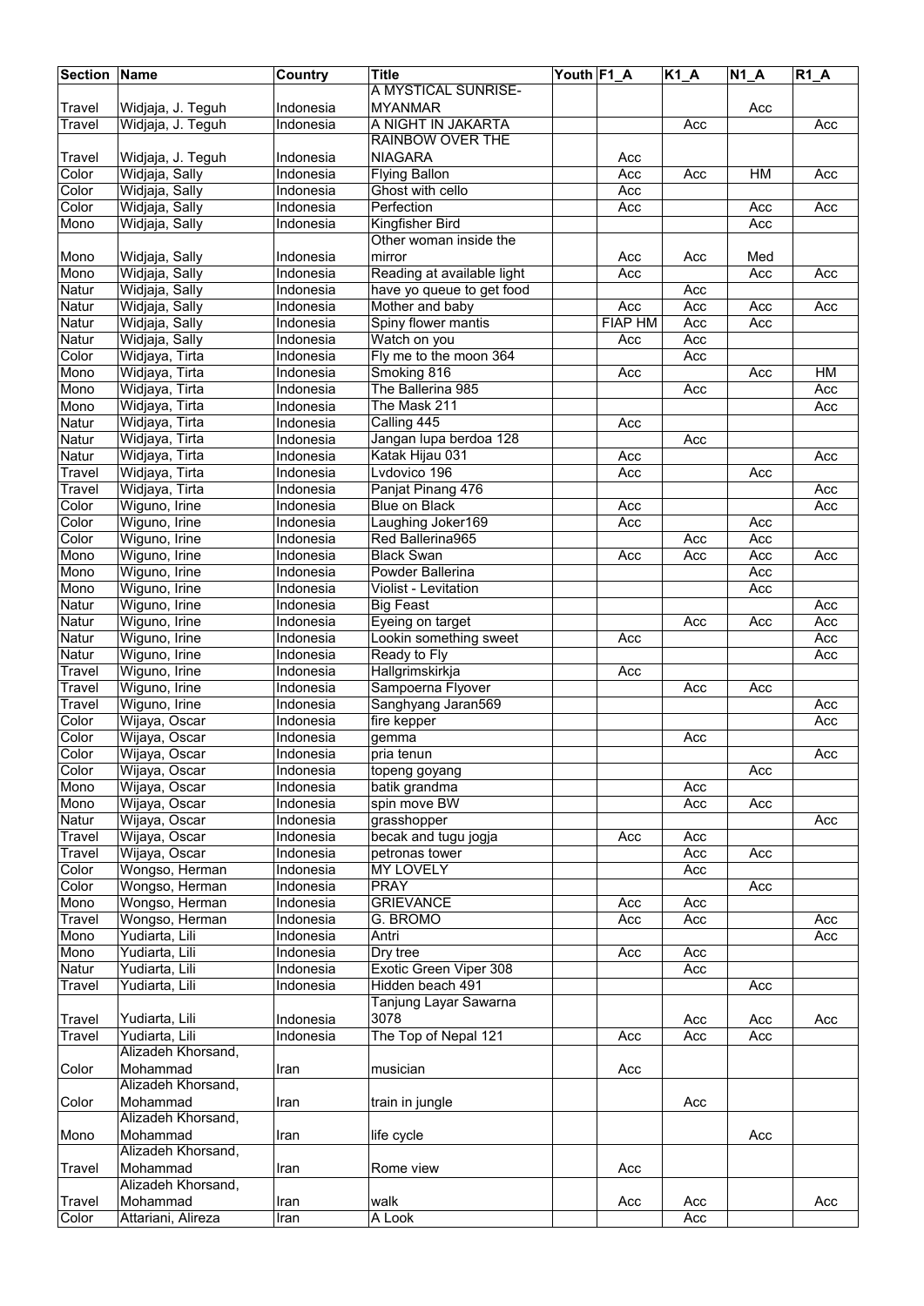| Section | Name | Country | Title | Youth | F1_A | K1_A | N1_A | R1_A |
|---|---|---|---|---|---|---|---|---|
| Travel | Widjaja, J. Teguh | Indonesia | A MYSTICAL SUNRISE-MYANMAR | | | | Acc | |
| Travel | Widjaja, J. Teguh | Indonesia | A NIGHT IN JAKARTA | | | Acc | | Acc |
| Travel | Widjaja, J. Teguh | Indonesia | RAINBOW OVER THE NIAGARA | | Acc | | | |
| Color | Widjaja, Sally | Indonesia | Flying Ballon | | Acc | Acc | HM | Acc |
| Color | Widjaja, Sally | Indonesia | Ghost with cello | | Acc | | | |
| Color | Widjaja, Sally | Indonesia | Perfection | | Acc | | Acc | Acc |
| Mono | Widjaja, Sally | Indonesia | Kingfisher Bird | | | | Acc | |
| Mono | Widjaja, Sally | Indonesia | Other woman inside the mirror | | Acc | Acc | Med | |
| Mono | Widjaja, Sally | Indonesia | Reading at available light | | Acc | | Acc | Acc |
| Natur | Widjaja, Sally | Indonesia | have yo queue to get food | | | Acc | | |
| Natur | Widjaja, Sally | Indonesia | Mother and baby | | Acc | Acc | Acc | Acc |
| Natur | Widjaja, Sally | Indonesia | Spiny flower mantis | | FIAP HM | Acc | Acc | |
| Natur | Widjaja, Sally | Indonesia | Watch on you | | Acc | Acc | | |
| Color | Widjaya, Tirta | Indonesia | Fly me to the moon 364 | | | Acc | | |
| Mono | Widjaya, Tirta | Indonesia | Smoking 816 | | Acc | | Acc | HM |
| Mono | Widjaya, Tirta | Indonesia | The Ballerina 985 | | | Acc | | Acc |
| Mono | Widjaya, Tirta | Indonesia | The Mask 211 | | | | | Acc |
| Natur | Widjaya, Tirta | Indonesia | Calling 445 | | Acc | | | |
| Natur | Widjaya, Tirta | Indonesia | Jangan lupa berdoa 128 | | | Acc | | |
| Natur | Widjaya, Tirta | Indonesia | Katak Hijau 031 | | Acc | | | Acc |
| Travel | Widjaya, Tirta | Indonesia | Lvdovico 196 | | Acc | | Acc | |
| Travel | Widjaya, Tirta | Indonesia | Panjat Pinang 476 | | | | | Acc |
| Color | Wiguno, Irine | Indonesia | Blue on Black | | Acc | | | Acc |
| Color | Wiguno, Irine | Indonesia | Laughing Joker169 | | Acc | | Acc | |
| Color | Wiguno, Irine | Indonesia | Red Ballerina965 | | | Acc | Acc | |
| Mono | Wiguno, Irine | Indonesia | Black Swan | | Acc | Acc | Acc | Acc |
| Mono | Wiguno, Irine | Indonesia | Powder Ballerina | | | | Acc | |
| Mono | Wiguno, Irine | Indonesia | Violist - Levitation | | | | Acc | |
| Natur | Wiguno, Irine | Indonesia | Big Feast | | | | | Acc |
| Natur | Wiguno, Irine | Indonesia | Eyeing on target | | | Acc | Acc | Acc |
| Natur | Wiguno, Irine | Indonesia | Lookin something sweet | | Acc | | | Acc |
| Natur | Wiguno, Irine | Indonesia | Ready to Fly | | | | | Acc |
| Travel | Wiguno, Irine | Indonesia | Hallgrimskirkja | | Acc | | | |
| Travel | Wiguno, Irine | Indonesia | Sampoerna Flyover | | | Acc | Acc | |
| Travel | Wiguno, Irine | Indonesia | Sanghyang Jaran569 | | | | | Acc |
| Color | Wijaya, Oscar | Indonesia | fire kepper | | | | | Acc |
| Color | Wijaya, Oscar | Indonesia | gemma | | | Acc | | |
| Color | Wijaya, Oscar | Indonesia | pria tenun | | | | | Acc |
| Color | Wijaya, Oscar | Indonesia | topeng goyang | | | | Acc | |
| Mono | Wijaya, Oscar | Indonesia | batik grandma | | | Acc | | |
| Mono | Wijaya, Oscar | Indonesia | spin move BW | | | Acc | Acc | |
| Natur | Wijaya, Oscar | Indonesia | grasshopper | | | | | Acc |
| Travel | Wijaya, Oscar | Indonesia | becak and tugu jogja | | Acc | Acc | | |
| Travel | Wijaya, Oscar | Indonesia | petronas tower | | | Acc | Acc | |
| Color | Wongso, Herman | Indonesia | MY LOVELY | | | Acc | | |
| Color | Wongso, Herman | Indonesia | PRAY | | | | Acc | |
| Mono | Wongso, Herman | Indonesia | GRIEVANCE | | Acc | Acc | | |
| Travel | Wongso, Herman | Indonesia | G. BROMO | | Acc | Acc | | Acc |
| Mono | Yudiarta, Lili | Indonesia | Antri | | | | | Acc |
| Mono | Yudiarta, Lili | Indonesia | Dry tree | | Acc | Acc | | |
| Natur | Yudiarta, Lili | Indonesia | Exotic Green Viper 308 | | | Acc | | |
| Travel | Yudiarta, Lili | Indonesia | Hidden beach 491 | | | | Acc | |
| Travel | Yudiarta, Lili | Indonesia | Tanjung Layar Sawarna 3078 | | | Acc | Acc | Acc |
| Travel | Yudiarta, Lili | Indonesia | The Top of Nepal 121 | | Acc | Acc | Acc | |
| Color | Alizadeh Khorsand, Mohammad | Iran | musician | | Acc | | | |
| Color | Alizadeh Khorsand, Mohammad | Iran | train in jungle | | | Acc | | |
| Mono | Alizadeh Khorsand, Mohammad | Iran | life cycle | | | | Acc | |
| Travel | Alizadeh Khorsand, Mohammad | Iran | Rome view | | Acc | | | |
| Travel | Alizadeh Khorsand, Mohammad | Iran | walk | | Acc | Acc | | Acc |
| Color | Attariani, Alireza | Iran | A Look | | | Acc | | |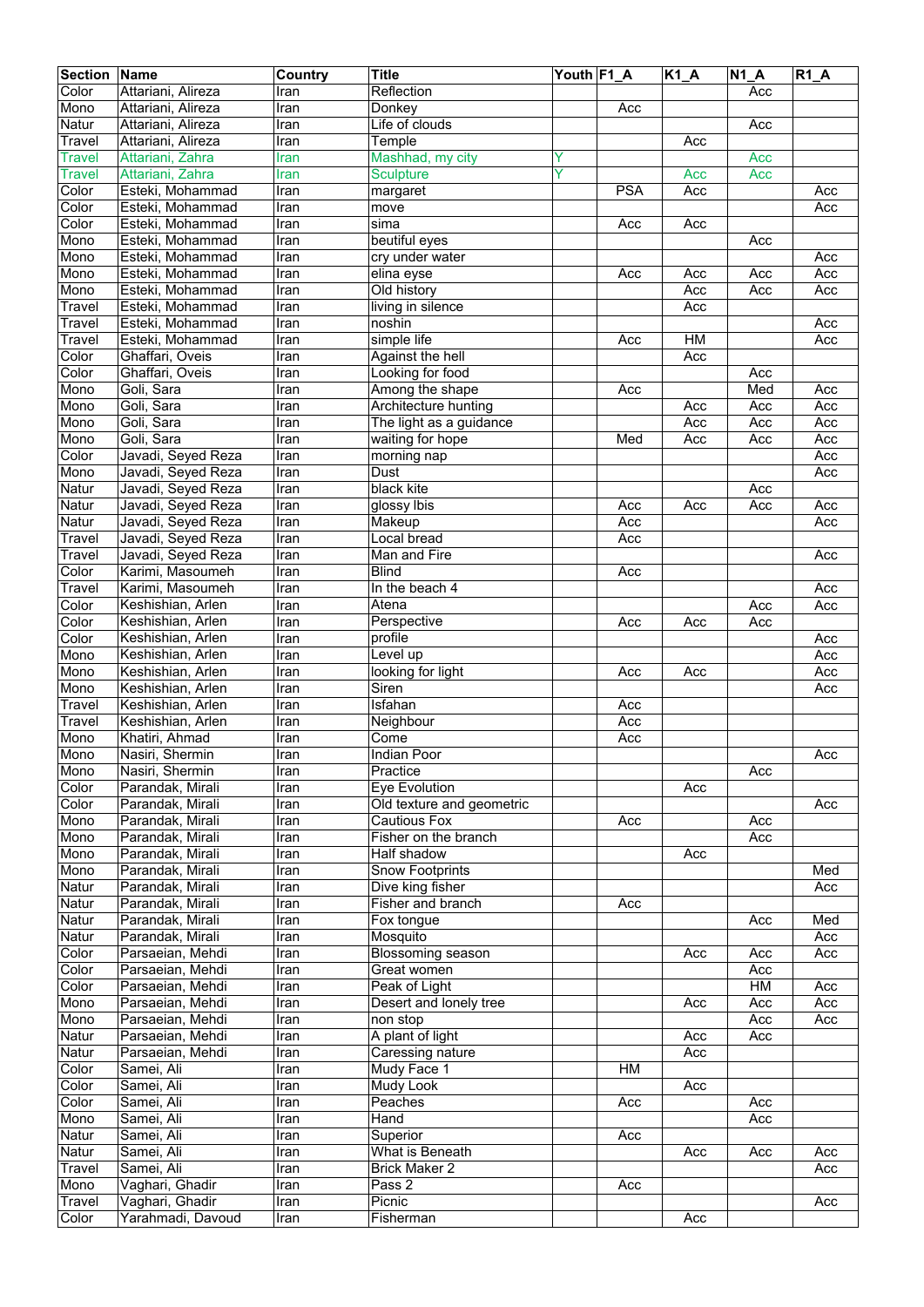| Section | Name | Country | Title | Youth | F1_A | K1_A | N1_A | R1_A |
|---|---|---|---|---|---|---|---|---|
| Color | Attariani, Alireza | Iran | Reflection | | | | Acc | |
| Mono | Attariani, Alireza | Iran | Donkey | | Acc | | | |
| Natur | Attariani, Alireza | Iran | Life of clouds | | | | Acc | |
| Travel | Attariani, Alireza | Iran | Temple | | | Acc | | |
| Travel | Attariani, Zahra | Iran | Mashhad, my city | Y | | | Acc | |
| Travel | Attariani, Zahra | Iran | Sculpture | Y | | Acc | Acc | |
| Color | Esteki, Mohammad | Iran | margaret | | PSA | Acc | | Acc |
| Color | Esteki, Mohammad | Iran | move | | | | | Acc |
| Color | Esteki, Mohammad | Iran | sima | | Acc | Acc | | |
| Mono | Esteki, Mohammad | Iran | beutiful eyes | | | | Acc | |
| Mono | Esteki, Mohammad | Iran | cry under water | | | | | Acc |
| Mono | Esteki, Mohammad | Iran | elina eyse | | Acc | Acc | Acc | Acc |
| Mono | Esteki, Mohammad | Iran | Old history | | | Acc | Acc | Acc |
| Travel | Esteki, Mohammad | Iran | living in silence | | | Acc | | |
| Travel | Esteki, Mohammad | Iran | noshin | | | | | Acc |
| Travel | Esteki, Mohammad | Iran | simple life | | Acc | HM | | Acc |
| Color | Ghaffari, Oveis | Iran | Against the hell | | | Acc | | |
| Color | Ghaffari, Oveis | Iran | Looking for food | | | | Acc | |
| Mono | Goli, Sara | Iran | Among the shape | | Acc | | Med | Acc |
| Mono | Goli, Sara | Iran | Architecture hunting | | | Acc | Acc | Acc |
| Mono | Goli, Sara | Iran | The light as a guidance | | | Acc | Acc | Acc |
| Mono | Goli, Sara | Iran | waiting for hope | | Med | Acc | Acc | Acc |
| Color | Javadi, Seyed Reza | Iran | morning nap | | | | | Acc |
| Mono | Javadi, Seyed Reza | Iran | Dust | | | | | Acc |
| Natur | Javadi, Seyed Reza | Iran | black kite | | | | Acc | |
| Natur | Javadi, Seyed Reza | Iran | glossy Ibis | | Acc | Acc | Acc | Acc |
| Natur | Javadi, Seyed Reza | Iran | Makeup | | Acc | | | Acc |
| Travel | Javadi, Seyed Reza | Iran | Local bread | | Acc | | | |
| Travel | Javadi, Seyed Reza | Iran | Man and Fire | | | | | Acc |
| Color | Karimi, Masoumeh | Iran | Blind | | Acc | | | |
| Travel | Karimi, Masoumeh | Iran | In the beach 4 | | | | | Acc |
| Color | Keshishian, Arlen | Iran | Atena | | | | Acc | Acc |
| Color | Keshishian, Arlen | Iran | Perspective | | Acc | Acc | Acc | |
| Color | Keshishian, Arlen | Iran | profile | | | | | Acc |
| Mono | Keshishian, Arlen | Iran | Level up | | | | | Acc |
| Mono | Keshishian, Arlen | Iran | looking for light | | Acc | Acc | | Acc |
| Mono | Keshishian, Arlen | Iran | Siren | | | | | Acc |
| Travel | Keshishian, Arlen | Iran | Isfahan | | Acc | | | |
| Travel | Keshishian, Arlen | Iran | Neighbour | | Acc | | | |
| Mono | Khatiri, Ahmad | Iran | Come | | Acc | | | |
| Mono | Nasiri, Shermin | Iran | Indian Poor | | | | | Acc |
| Mono | Nasiri, Shermin | Iran | Practice | | | | Acc | |
| Color | Parandak, Mirali | Iran | Eye Evolution | | | Acc | | |
| Color | Parandak, Mirali | Iran | Old texture and geometric | | | | | Acc |
| Mono | Parandak, Mirali | Iran | Cautious Fox | | Acc | | Acc | |
| Mono | Parandak, Mirali | Iran | Fisher on the branch | | | | Acc | |
| Mono | Parandak, Mirali | Iran | Half shadow | | | Acc | | |
| Mono | Parandak, Mirali | Iran | Snow Footprints | | | | | Med |
| Natur | Parandak, Mirali | Iran | Dive king fisher | | | | | Acc |
| Natur | Parandak, Mirali | Iran | Fisher and branch | | Acc | | | |
| Natur | Parandak, Mirali | Iran | Fox tongue | | | | Acc | Med |
| Natur | Parandak, Mirali | Iran | Mosquito | | | | | Acc |
| Color | Parsaeian, Mehdi | Iran | Blossoming season | | | Acc | Acc | Acc |
| Color | Parsaeian, Mehdi | Iran | Great women | | | | Acc | |
| Color | Parsaeian, Mehdi | Iran | Peak of Light | | | | HM | Acc |
| Mono | Parsaeian, Mehdi | Iran | Desert and lonely tree | | | Acc | Acc | Acc |
| Mono | Parsaeian, Mehdi | Iran | non stop | | | | Acc | Acc |
| Natur | Parsaeian, Mehdi | Iran | A plant of light | | | Acc | Acc | |
| Natur | Parsaeian, Mehdi | Iran | Caressing nature | | | Acc | | |
| Color | Samei, Ali | Iran | Mudy Face 1 | | HM | | | |
| Color | Samei, Ali | Iran | Mudy Look | | | Acc | | |
| Color | Samei, Ali | Iran | Peaches | | Acc | | Acc | |
| Mono | Samei, Ali | Iran | Hand | | | | Acc | |
| Natur | Samei, Ali | Iran | Superior | | Acc | | | |
| Natur | Samei, Ali | Iran | What is Beneath | | | Acc | Acc | Acc |
| Travel | Samei, Ali | Iran | Brick Maker 2 | | | | | Acc |
| Mono | Vaghari, Ghadir | Iran | Pass 2 | | Acc | | | |
| Travel | Vaghari, Ghadir | Iran | Picnic | | | | | Acc |
| Color | Yarahmadi, Davoud | Iran | Fisherman | | | Acc | | |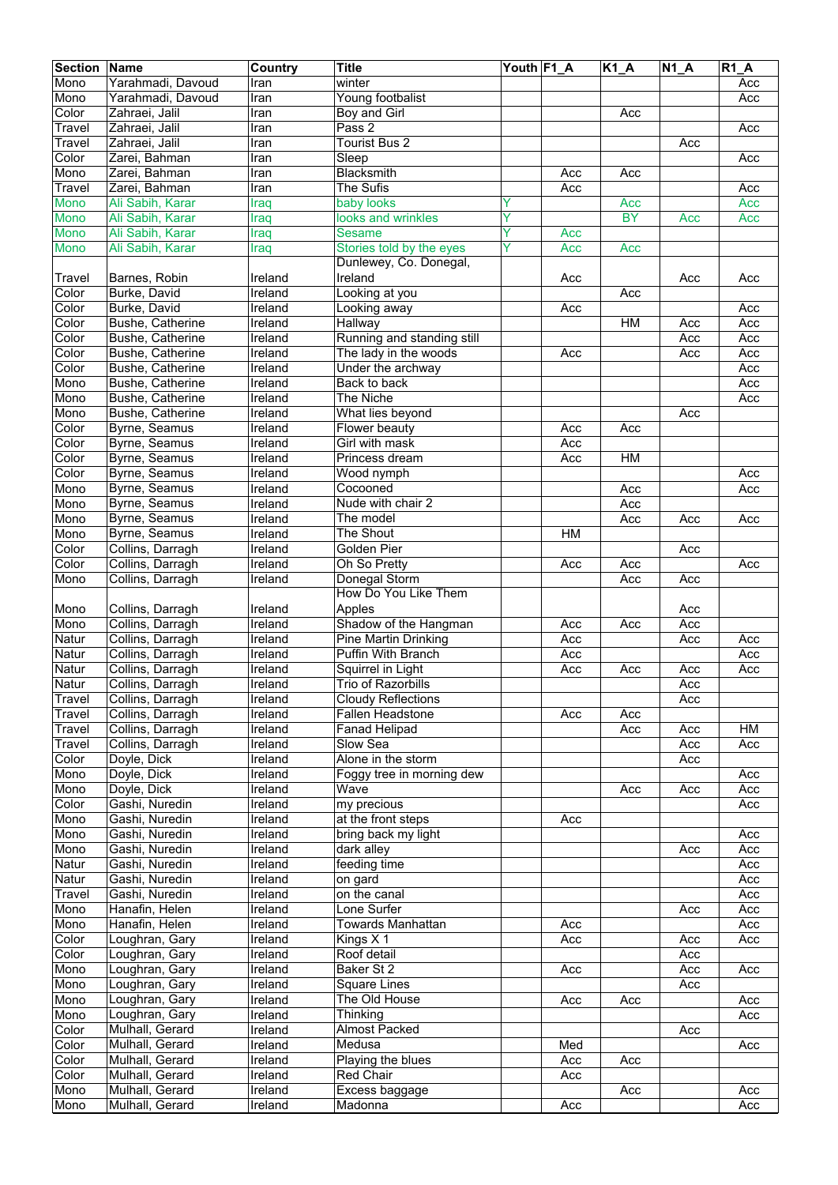| Section | Name | Country | Title | Youth | F1_A | K1_A | N1_A | R1_A |
|---|---|---|---|---|---|---|---|---|
| Mono | Yarahmadi, Davoud | Iran | winter | | | | | Acc |
| Mono | Yarahmadi, Davoud | Iran | Young footbalist | | | | | Acc |
| Color | Zahraei, Jalil | Iran | Boy and Girl | | | Acc | | |
| Travel | Zahraei, Jalil | Iran | Pass 2 | | | | | Acc |
| Travel | Zahraei, Jalil | Iran | Tourist Bus 2 | | | | Acc | |
| Color | Zarei, Bahman | Iran | Sleep | | | | | Acc |
| Mono | Zarei, Bahman | Iran | Blacksmith | | Acc | Acc | | |
| Travel | Zarei, Bahman | Iran | The Sufis | | Acc | | | Acc |
| Mono | Ali Sabih, Karar | Iraq | baby looks | Y | | Acc | | Acc |
| Mono | Ali Sabih, Karar | Iraq | looks and wrinkles | Y | | BY | Acc | Acc |
| Mono | Ali Sabih, Karar | Iraq | Sesame | Y | Acc | | | |
| Mono | Ali Sabih, Karar | Iraq | Stories told by the eyes | Y | Acc | Acc | | |
| Travel | Barnes, Robin | Ireland | Dunlewey, Co. Donegal, Ireland | | Acc | | Acc | Acc |
| Color | Burke, David | Ireland | Looking at you | | | Acc | | |
| Color | Burke, David | Ireland | Looking away | | Acc | | | Acc |
| Color | Bushe, Catherine | Ireland | Hallway | | | HM | Acc | Acc |
| Color | Bushe, Catherine | Ireland | Running and standing still | | | | Acc | Acc |
| Color | Bushe, Catherine | Ireland | The lady in the woods | | Acc | | Acc | Acc |
| Color | Bushe, Catherine | Ireland | Under the archway | | | | | Acc |
| Mono | Bushe, Catherine | Ireland | Back to back | | | | | Acc |
| Mono | Bushe, Catherine | Ireland | The Niche | | | | | Acc |
| Mono | Bushe, Catherine | Ireland | What lies beyond | | | | Acc | |
| Color | Byrne, Seamus | Ireland | Flower beauty | | Acc | Acc | | |
| Color | Byrne, Seamus | Ireland | Girl with mask | | Acc | | | |
| Color | Byrne, Seamus | Ireland | Princess dream | | Acc | HM | | |
| Color | Byrne, Seamus | Ireland | Wood nymph | | | | | Acc |
| Mono | Byrne, Seamus | Ireland | Cocooned | | | Acc | | Acc |
| Mono | Byrne, Seamus | Ireland | Nude with chair 2 | | | Acc | | |
| Mono | Byrne, Seamus | Ireland | The model | | | Acc | Acc | Acc |
| Mono | Byrne, Seamus | Ireland | The Shout | | HM | | | |
| Color | Collins, Darragh | Ireland | Golden Pier | | | | Acc | |
| Color | Collins, Darragh | Ireland | Oh So Pretty | | Acc | Acc | | Acc |
| Mono | Collins, Darragh | Ireland | Donegal Storm | | | Acc | Acc | |
| Mono | Collins, Darragh | Ireland | How Do You Like Them Apples | | | | Acc | |
| Mono | Collins, Darragh | Ireland | Shadow of the Hangman | | Acc | Acc | Acc | |
| Natur | Collins, Darragh | Ireland | Pine Martin Drinking | | Acc | | Acc | Acc |
| Natur | Collins, Darragh | Ireland | Puffin With Branch | | Acc | | | Acc |
| Natur | Collins, Darragh | Ireland | Squirrel in Light | | Acc | Acc | Acc | Acc |
| Natur | Collins, Darragh | Ireland | Trio of Razorbills | | | | Acc | |
| Travel | Collins, Darragh | Ireland | Cloudy Reflections | | | | Acc | |
| Travel | Collins, Darragh | Ireland | Fallen Headstone | | Acc | Acc | | |
| Travel | Collins, Darragh | Ireland | Fanad Helipad | | | Acc | Acc | HM |
| Travel | Collins, Darragh | Ireland | Slow Sea | | | | Acc | Acc |
| Color | Doyle, Dick | Ireland | Alone in the storm | | | | Acc | |
| Mono | Doyle, Dick | Ireland | Foggy tree in morning dew | | | | | Acc |
| Mono | Doyle, Dick | Ireland | Wave | | | Acc | Acc | Acc |
| Color | Gashi, Nuredin | Ireland | my precious | | | | | Acc |
| Mono | Gashi, Nuredin | Ireland | at the front steps | | Acc | | | |
| Mono | Gashi, Nuredin | Ireland | bring back my light | | | | | Acc |
| Mono | Gashi, Nuredin | Ireland | dark alley | | | | Acc | Acc |
| Natur | Gashi, Nuredin | Ireland | feeding time | | | | | Acc |
| Natur | Gashi, Nuredin | Ireland | on gard | | | | | Acc |
| Travel | Gashi, Nuredin | Ireland | on the canal | | | | | Acc |
| Mono | Hanafin, Helen | Ireland | Lone Surfer | | | | Acc | Acc |
| Mono | Hanafin, Helen | Ireland | Towards Manhattan | | Acc | | | Acc |
| Color | Loughran, Gary | Ireland | Kings X 1 | | Acc | | Acc | Acc |
| Color | Loughran, Gary | Ireland | Roof detail | | | | Acc | |
| Mono | Loughran, Gary | Ireland | Baker St 2 | | Acc | | Acc | Acc |
| Mono | Loughran, Gary | Ireland | Square Lines | | | | Acc | |
| Mono | Loughran, Gary | Ireland | The Old House | | Acc | Acc | | Acc |
| Mono | Loughran, Gary | Ireland | Thinking | | | | | Acc |
| Color | Mulhall, Gerard | Ireland | Almost Packed | | | | Acc | |
| Color | Mulhall, Gerard | Ireland | Medusa | | Med | | | Acc |
| Color | Mulhall, Gerard | Ireland | Playing the blues | | Acc | Acc | | |
| Color | Mulhall, Gerard | Ireland | Red Chair | | Acc | | | |
| Mono | Mulhall, Gerard | Ireland | Excess baggage | | | Acc | | Acc |
| Mono | Mulhall, Gerard | Ireland | Madonna | | Acc | | | Acc |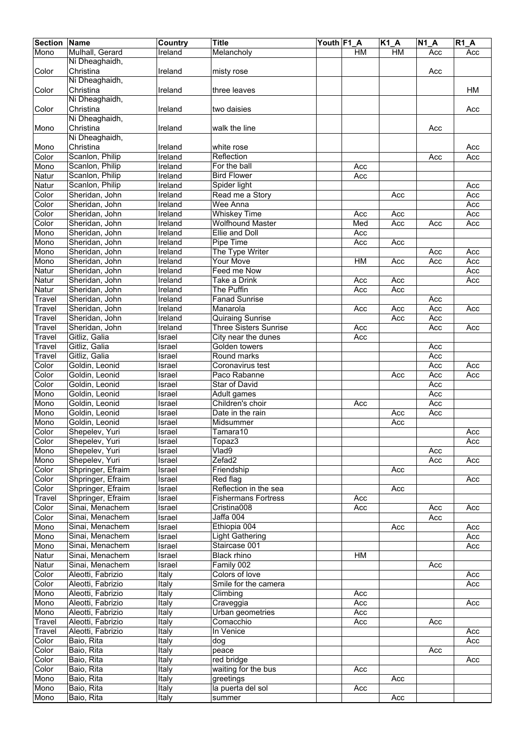| Section | Name | Country | Title | Youth | F1_A | K1_A | N1_A | R1_A |
| --- | --- | --- | --- | --- | --- | --- | --- | --- |
| Mono | Mulhall, Gerard | Ireland | Melancholy | | HM | HM | Acc | Acc |
| Color | Ni Dheaghaidh, Christina | Ireland | misty rose | | | | Acc | |
| Color | Ni Dheaghaidh, Christina | Ireland | three leaves | | | | | HM |
| Color | Ni Dheaghaidh, Christina | Ireland | two daisies | | | | | Acc |
| Mono | Ni Dheaghaidh, Christina | Ireland | walk the line | | | | Acc | |
| Mono | Ni Dheaghaidh, Christina | Ireland | white rose | | | | | Acc |
| Color | Scanlon, Philip | Ireland | Reflection | | | | Acc | Acc |
| Mono | Scanlon, Philip | Ireland | For the ball | | Acc | | | |
| Natur | Scanlon, Philip | Ireland | Bird Flower | | Acc | | | |
| Natur | Scanlon, Philip | Ireland | Spider light | | | | | Acc |
| Color | Sheridan, John | Ireland | Read me a Story | | | Acc | | Acc |
| Color | Sheridan, John | Ireland | Wee Anna | | | | | Acc |
| Color | Sheridan, John | Ireland | Whiskey Time | | Acc | Acc | | Acc |
| Color | Sheridan, John | Ireland | Wolfhound Master | | Med | Acc | Acc | Acc |
| Mono | Sheridan, John | Ireland | Ellie and Doll | | Acc | | | |
| Mono | Sheridan, John | Ireland | Pipe Time | | Acc | Acc | | |
| Mono | Sheridan, John | Ireland | The Type Writer | | | | Acc | Acc |
| Mono | Sheridan, John | Ireland | Your Move | | HM | Acc | Acc | Acc |
| Natur | Sheridan, John | Ireland | Feed me Now | | | | | Acc |
| Natur | Sheridan, John | Ireland | Take a Drink | | Acc | Acc | | Acc |
| Natur | Sheridan, John | Ireland | The Puffin | | Acc | Acc | | |
| Travel | Sheridan, John | Ireland | Fanad Sunrise | | | | Acc | |
| Travel | Sheridan, John | Ireland | Manarola | | Acc | Acc | Acc | Acc |
| Travel | Sheridan, John | Ireland | Quiraing Sunrise | | | Acc | Acc | |
| Travel | Sheridan, John | Ireland | Three Sisters Sunrise | | Acc | | Acc | Acc |
| Travel | Gitliz, Galia | Israel | City near the dunes | | Acc | | | |
| Travel | Gitliz, Galia | Israel | Golden towers | | | | Acc | |
| Travel | Gitliz, Galia | Israel | Round marks | | | | Acc | |
| Color | Goldin, Leonid | Israel | Coronavirus test | | | | Acc | Acc |
| Color | Goldin, Leonid | Israel | Paco Rabanne | | | Acc | Acc | Acc |
| Color | Goldin, Leonid | Israel | Star of David | | | | Acc | |
| Mono | Goldin, Leonid | Israel | Adult games | | | | Acc | |
| Mono | Goldin, Leonid | Israel | Children's choir | | Acc | | Acc | |
| Mono | Goldin, Leonid | Israel | Date in the rain | | | Acc | Acc | |
| Mono | Goldin, Leonid | Israel | Midsummer | | | Acc | | |
| Color | Shepelev, Yuri | Israel | Tamara10 | | | | | Acc |
| Color | Shepelev, Yuri | Israel | Topaz3 | | | | | Acc |
| Mono | Shepelev, Yuri | Israel | Vlad9 | | | | Acc | |
| Mono | Shepelev, Yuri | Israel | Zefad2 | | | | Acc | Acc |
| Color | Shpringer, Efraim | Israel | Friendship | | | Acc | | |
| Color | Shpringer, Efraim | Israel | Red flag | | | | | Acc |
| Color | Shpringer, Efraim | Israel | Reflection in the sea | | | Acc | | |
| Travel | Shpringer, Efraim | Israel | Fishermans Fortress | | Acc | | | |
| Color | Sinai, Menachem | Israel | Cristina008 | | Acc | | Acc | Acc |
| Color | Sinai, Menachem | Israel | Jaffa 004 | | | | Acc | |
| Mono | Sinai, Menachem | Israel | Ethiopia 004 | | | Acc | | Acc |
| Mono | Sinai, Menachem | Israel | Light Gathering | | | | | Acc |
| Mono | Sinai, Menachem | Israel | Staircase 001 | | | | | Acc |
| Natur | Sinai, Menachem | Israel | Black rhino | | HM | | | |
| Natur | Sinai, Menachem | Israel | Family 002 | | | | Acc | |
| Color | Aleotti, Fabrizio | Italy | Colors of love | | | | | Acc |
| Color | Aleotti, Fabrizio | Italy | Smile for the camera | | | | | Acc |
| Mono | Aleotti, Fabrizio | Italy | Climbing | | Acc | | | |
| Mono | Aleotti, Fabrizio | Italy | Craveggia | | Acc | | | Acc |
| Mono | Aleotti, Fabrizio | Italy | Urban geometries | | Acc | | | |
| Travel | Aleotti, Fabrizio | Italy | Comacchio | | Acc | | Acc | |
| Travel | Aleotti, Fabrizio | Italy | In Venice | | | | | Acc |
| Color | Baio, Rita | Italy | dog | | | | | Acc |
| Color | Baio, Rita | Italy | peace | | | | Acc | |
| Color | Baio, Rita | Italy | red bridge | | | | | Acc |
| Color | Baio, Rita | Italy | waiting for the bus | | Acc | | | |
| Mono | Baio, Rita | Italy | greetings | | | Acc | | |
| Mono | Baio, Rita | Italy | la puerta del sol | | Acc | | | |
| Mono | Baio, Rita | Italy | summer | | | Acc | | |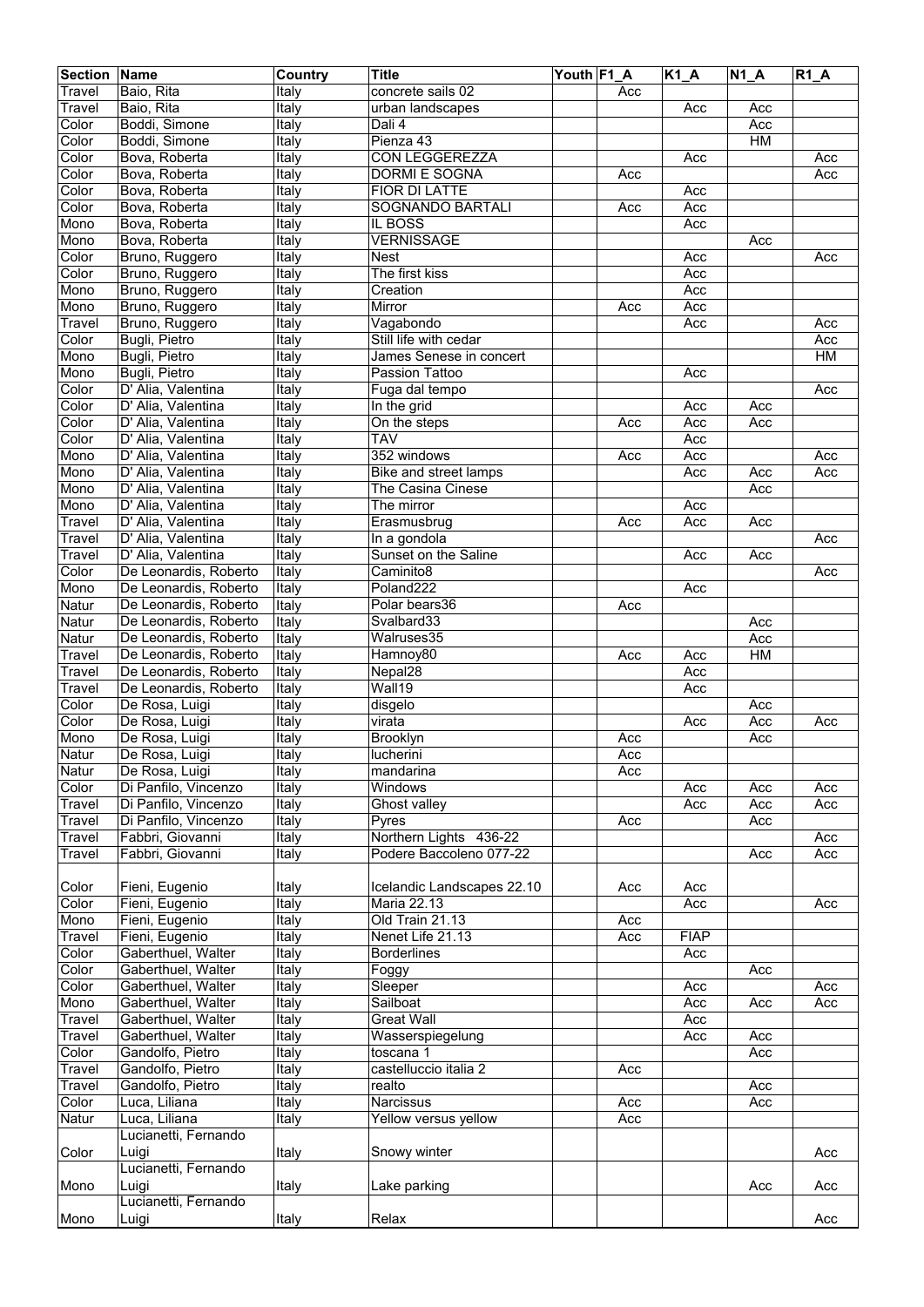| Section | Name | Country | Title | Youth | F1_A | K1_A | N1_A | R1_A |
|---|---|---|---|---|---|---|---|---|
| Travel | Baio, Rita | Italy | concrete sails 02 | | Acc | | | |
| Travel | Baio, Rita | Italy | urban landscapes | | | Acc | Acc | |
| Color | Boddi, Simone | Italy | Dali 4 | | | | Acc | |
| Color | Boddi, Simone | Italy | Pienza 43 | | | | HM | |
| Color | Bova, Roberta | Italy | CON LEGGEREZZA | | | Acc | | Acc |
| Color | Bova, Roberta | Italy | DORMI E SOGNA | | Acc | | | Acc |
| Color | Bova, Roberta | Italy | FIOR DI LATTE | | | Acc | | |
| Color | Bova, Roberta | Italy | SOGNANDO BARTALI | | Acc | Acc | | |
| Mono | Bova, Roberta | Italy | IL BOSS | | | Acc | | |
| Mono | Bova, Roberta | Italy | VERNISSAGE | | | | Acc | |
| Color | Bruno, Ruggero | Italy | Nest | | | Acc | | Acc |
| Color | Bruno, Ruggero | Italy | The first kiss | | | Acc | | |
| Mono | Bruno, Ruggero | Italy | Creation | | | Acc | | |
| Mono | Bruno, Ruggero | Italy | Mirror | | Acc | Acc | | |
| Travel | Bruno, Ruggero | Italy | Vagabondo | | | Acc | | Acc |
| Color | Bugli, Pietro | Italy | Still life with cedar | | | | | Acc |
| Mono | Bugli, Pietro | Italy | James Senese in concert | | | | | HM |
| Mono | Bugli, Pietro | Italy | Passion Tattoo | | | Acc | | |
| Color | D' Alia, Valentina | Italy | Fuga dal tempo | | | | | Acc |
| Color | D' Alia, Valentina | Italy | In the grid | | | Acc | Acc | |
| Color | D' Alia, Valentina | Italy | On the steps | | Acc | Acc | Acc | |
| Color | D' Alia, Valentina | Italy | TAV | | | Acc | | |
| Mono | D' Alia, Valentina | Italy | 352 windows | | Acc | Acc | | Acc |
| Mono | D' Alia, Valentina | Italy | Bike and street lamps | | | Acc | Acc | Acc |
| Mono | D' Alia, Valentina | Italy | The Casina Cinese | | | | Acc | |
| Mono | D' Alia, Valentina | Italy | The mirror | | | Acc | | |
| Travel | D' Alia, Valentina | Italy | Erasmusbrug | | Acc | Acc | Acc | |
| Travel | D' Alia, Valentina | Italy | In a gondola | | | | | Acc |
| Travel | D' Alia, Valentina | Italy | Sunset on the Saline | | | Acc | Acc | |
| Color | De Leonardis, Roberto | Italy | Caminito8 | | | | | Acc |
| Mono | De Leonardis, Roberto | Italy | Poland222 | | | Acc | | |
| Natur | De Leonardis, Roberto | Italy | Polar bears36 | | Acc | | | |
| Natur | De Leonardis, Roberto | Italy | Svalbard33 | | | | Acc | |
| Natur | De Leonardis, Roberto | Italy | Walruses35 | | | | Acc | |
| Travel | De Leonardis, Roberto | Italy | Hamnoy80 | | Acc | Acc | HM | |
| Travel | De Leonardis, Roberto | Italy | Nepal28 | | | Acc | | |
| Travel | De Leonardis, Roberto | Italy | Wall19 | | | Acc | | |
| Color | De Rosa, Luigi | Italy | disgelo | | | | Acc | |
| Color | De Rosa, Luigi | Italy | virata | | | Acc | Acc | Acc |
| Mono | De Rosa, Luigi | Italy | Brooklyn | | Acc | | Acc | |
| Natur | De Rosa, Luigi | Italy | lucherini | | Acc | | | |
| Natur | De Rosa, Luigi | Italy | mandarina | | Acc | | | |
| Color | Di Panfilo, Vincenzo | Italy | Windows | | | Acc | Acc | Acc |
| Travel | Di Panfilo, Vincenzo | Italy | Ghost valley | | | Acc | Acc | Acc |
| Travel | Di Panfilo, Vincenzo | Italy | Pyres | | Acc | | Acc | |
| Travel | Fabbri, Giovanni | Italy | Northern Lights 436-22 | | | | | Acc |
| Travel | Fabbri, Giovanni | Italy | Podere Baccoleno 077-22 | | | | Acc | Acc |
| Color | Fieni, Eugenio | Italy | Icelandic Landscapes 22.10 | | Acc | Acc | | |
| Color | Fieni, Eugenio | Italy | Maria 22.13 | | | Acc | | Acc |
| Mono | Fieni, Eugenio | Italy | Old Train 21.13 | | Acc | | | |
| Travel | Fieni, Eugenio | Italy | Nenet Life 21.13 | | Acc | FIAP | | |
| Color | Gaberthuel, Walter | Italy | Borderlines | | | Acc | | |
| Color | Gaberthuel, Walter | Italy | Foggy | | | | Acc | |
| Color | Gaberthuel, Walter | Italy | Sleeper | | | Acc | | Acc |
| Mono | Gaberthuel, Walter | Italy | Sailboat | | | Acc | Acc | Acc |
| Travel | Gaberthuel, Walter | Italy | Great Wall | | | Acc | | |
| Travel | Gaberthuel, Walter | Italy | Wasserspiegelung | | | Acc | Acc | |
| Color | Gandolfo, Pietro | Italy | toscana 1 | | | | Acc | |
| Travel | Gandolfo, Pietro | Italy | castelluccio italia 2 | | Acc | | | |
| Travel | Gandolfo, Pietro | Italy | realto | | | | Acc | |
| Color | Luca, Liliana | Italy | Narcissus | | Acc | | Acc | |
| Natur | Luca, Liliana | Italy | Yellow versus yellow | | Acc | | | |
| Color | Lucianetti, Fernando Luigi | Italy | Snowy winter | | | | | Acc |
| Mono | Lucianetti, Fernando Luigi | Italy | Lake parking | | | | Acc | Acc |
| Mono | Lucianetti, Fernando Luigi | Italy | Relax | | | | | Acc |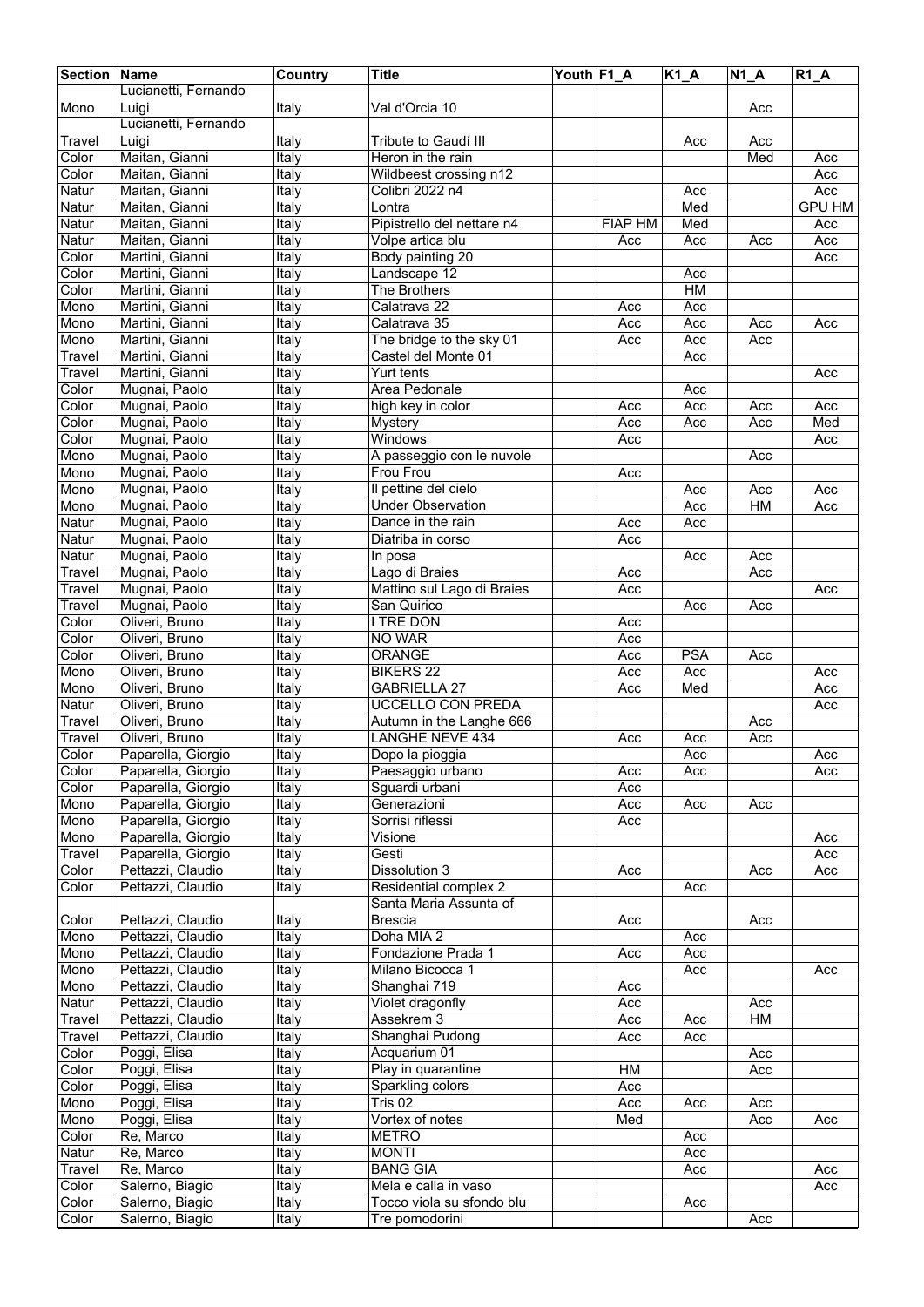| Section | Name | Country | Title | Youth | F1_A | K1_A | N1_A | R1_A |
|---|---|---|---|---|---|---|---|---|
| Mono | Lucianetti, Fernando Luigi | Italy | Val d'Orcia 10 | | | | Acc | |
| Travel | Lucianetti, Fernando Luigi | Italy | Tribute to Gaudí III | | | Acc | Acc | |
| Color | Maitan, Gianni | Italy | Heron in the rain | | | | Med | Acc |
| Color | Maitan, Gianni | Italy | Wildbeest crossing n12 | | | | | Acc |
| Natur | Maitan, Gianni | Italy | Colibri 2022 n4 | | | Acc | | Acc |
| Natur | Maitan, Gianni | Italy | Lontra | | | Med | | GPU HM |
| Natur | Maitan, Gianni | Italy | Pipistrello del nettare n4 | | FIAP HM | Med | | Acc |
| Natur | Maitan, Gianni | Italy | Volpe artica blu | | Acc | Acc | Acc | Acc |
| Color | Martini, Gianni | Italy | Body painting 20 | | | | | Acc |
| Color | Martini, Gianni | Italy | Landscape 12 | | | Acc | | |
| Color | Martini, Gianni | Italy | The Brothers | | | HM | | |
| Mono | Martini, Gianni | Italy | Calatrava 22 | | Acc | Acc | | |
| Mono | Martini, Gianni | Italy | Calatrava 35 | | Acc | Acc | Acc | Acc |
| Mono | Martini, Gianni | Italy | The bridge to the sky 01 | | Acc | Acc | Acc | |
| Travel | Martini, Gianni | Italy | Castel del Monte 01 | | | Acc | | |
| Travel | Martini, Gianni | Italy | Yurt tents | | | | | Acc |
| Color | Mugnai, Paolo | Italy | Area Pedonale | | | Acc | | |
| Color | Mugnai, Paolo | Italy | high key in color | | Acc | Acc | Acc | Acc |
| Color | Mugnai, Paolo | Italy | Mystery | | Acc | Acc | Acc | Med |
| Color | Mugnai, Paolo | Italy | Windows | | Acc | | | Acc |
| Mono | Mugnai, Paolo | Italy | A passeggio con le nuvole | | | | Acc | |
| Mono | Mugnai, Paolo | Italy | Frou Frou | | Acc | | | |
| Mono | Mugnai, Paolo | Italy | Il pettine del cielo | | | Acc | Acc | Acc |
| Mono | Mugnai, Paolo | Italy | Under Observation | | | Acc | HM | Acc |
| Natur | Mugnai, Paolo | Italy | Dance in the rain | | Acc | Acc | | |
| Natur | Mugnai, Paolo | Italy | Diatriba in corso | | Acc | | | |
| Natur | Mugnai, Paolo | Italy | In posa | | | Acc | Acc | |
| Travel | Mugnai, Paolo | Italy | Lago di Braies | | Acc | | Acc | |
| Travel | Mugnai, Paolo | Italy | Mattino sul Lago di Braies | | Acc | | | Acc |
| Travel | Mugnai, Paolo | Italy | San Quirico | | | Acc | Acc | |
| Color | Oliveri, Bruno | Italy | I TRE DON | | Acc | | | |
| Color | Oliveri, Bruno | Italy | NO WAR | | Acc | | | |
| Color | Oliveri, Bruno | Italy | ORANGE | | Acc | PSA | Acc | |
| Mono | Oliveri, Bruno | Italy | BIKERS 22 | | Acc | Acc | | Acc |
| Mono | Oliveri, Bruno | Italy | GABRIELLA 27 | | Acc | Med | | Acc |
| Natur | Oliveri, Bruno | Italy | UCCELLO CON PREDA | | | | | Acc |
| Travel | Oliveri, Bruno | Italy | Autumn in the Langhe 666 | | | | Acc | |
| Travel | Oliveri, Bruno | Italy | LANGHE NEVE 434 | | Acc | Acc | Acc | |
| Color | Paparella, Giorgio | Italy | Dopo la pioggia | | | Acc | | Acc |
| Color | Paparella, Giorgio | Italy | Paesaggio urbano | | Acc | Acc | | Acc |
| Color | Paparella, Giorgio | Italy | Sguardi urbani | | Acc | | | |
| Mono | Paparella, Giorgio | Italy | Generazioni | | Acc | Acc | Acc | |
| Mono | Paparella, Giorgio | Italy | Sorrisi riflessi | | Acc | | | |
| Mono | Paparella, Giorgio | Italy | Visione | | | | | Acc |
| Travel | Paparella, Giorgio | Italy | Gesti | | | | | Acc |
| Color | Pettazzi, Claudio | Italy | Dissolution 3 | | Acc | | Acc | Acc |
| Color | Pettazzi, Claudio | Italy | Residential complex 2 | | | Acc | | |
| Color | Pettazzi, Claudio | Italy | Santa Maria Assunta of Brescia | | Acc | | Acc | |
| Mono | Pettazzi, Claudio | Italy | Doha MIA 2 | | | Acc | | |
| Mono | Pettazzi, Claudio | Italy | Fondazione Prada 1 | | Acc | Acc | | |
| Mono | Pettazzi, Claudio | Italy | Milano Bicocca 1 | | | Acc | | Acc |
| Mono | Pettazzi, Claudio | Italy | Shanghai 719 | | Acc | | | |
| Natur | Pettazzi, Claudio | Italy | Violet dragonfly | | Acc | | Acc | |
| Travel | Pettazzi, Claudio | Italy | Assekrem 3 | | Acc | Acc | HM | |
| Travel | Pettazzi, Claudio | Italy | Shanghai Pudong | | Acc | Acc | | |
| Color | Poggi, Elisa | Italy | Acquarium 01 | | | | Acc | |
| Color | Poggi, Elisa | Italy | Play in quarantine | | HM | | Acc | |
| Color | Poggi, Elisa | Italy | Sparkling colors | | Acc | | | |
| Mono | Poggi, Elisa | Italy | Tris 02 | | Acc | Acc | Acc | |
| Mono | Poggi, Elisa | Italy | Vortex of notes | | Med | | Acc | Acc |
| Color | Re, Marco | Italy | METRO | | | Acc | | |
| Natur | Re, Marco | Italy | MONTI | | | Acc | | |
| Travel | Re, Marco | Italy | BANG GIA | | | Acc | | Acc |
| Color | Salerno, Biagio | Italy | Mela e calla in vaso | | | | | Acc |
| Color | Salerno, Biagio | Italy | Tocco viola su sfondo blu | | | Acc | | |
| Color | Salerno, Biagio | Italy | Tre pomodorini | | | | Acc | |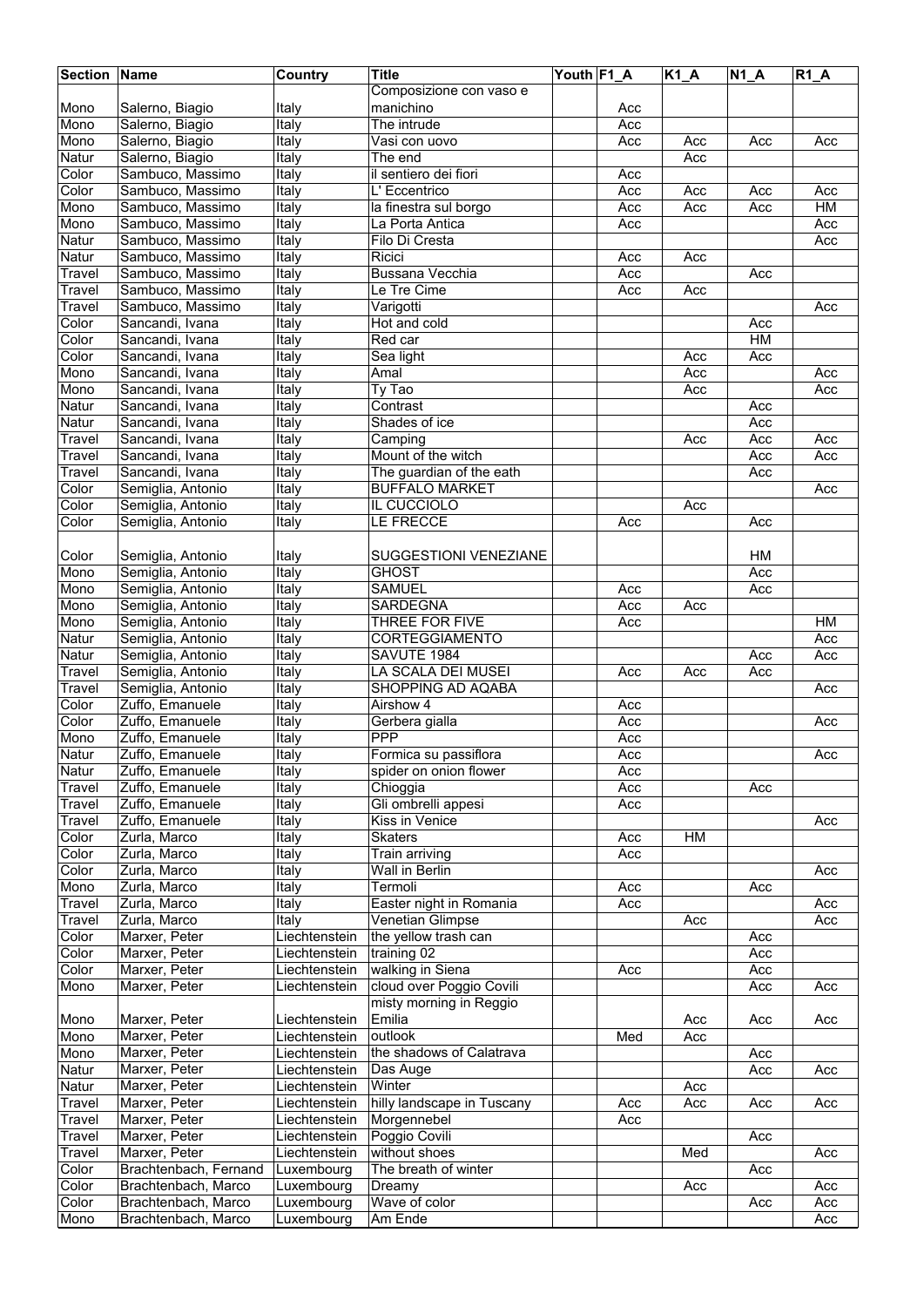| Section | Name | Country | Title | Youth | F1_A | K1_A | N1_A | R1_A |
|---|---|---|---|---|---|---|---|---|
| Mono | Salerno, Biagio | Italy | Composizione con vaso e manichino | | Acc | | | |
| Mono | Salerno, Biagio | Italy | The intrude | | Acc | | | |
| Mono | Salerno, Biagio | Italy | Vasi con uovo | | Acc | Acc | Acc | Acc |
| Natur | Salerno, Biagio | Italy | The end | | | Acc | | |
| Color | Sambuco, Massimo | Italy | il sentiero dei fiori | | Acc | | | |
| Color | Sambuco, Massimo | Italy | L' Eccentrico | | Acc | Acc | Acc | Acc |
| Mono | Sambuco, Massimo | Italy | la finestra sul borgo | | Acc | Acc | Acc | HM |
| Mono | Sambuco, Massimo | Italy | La Porta Antica | | Acc | | | Acc |
| Natur | Sambuco, Massimo | Italy | Filo Di Cresta | | | | | Acc |
| Natur | Sambuco, Massimo | Italy | Ricici | | Acc | Acc | | |
| Travel | Sambuco, Massimo | Italy | Bussana Vecchia | | Acc | | Acc | |
| Travel | Sambuco, Massimo | Italy | Le Tre Cime | | Acc | Acc | | |
| Travel | Sambuco, Massimo | Italy | Varigotti | | | | | Acc |
| Color | Sancandi, Ivana | Italy | Hot and cold | | | | Acc | |
| Color | Sancandi, Ivana | Italy | Red car | | | | HM | |
| Color | Sancandi, Ivana | Italy | Sea light | | | Acc | Acc | |
| Mono | Sancandi, Ivana | Italy | Amal | | | Acc | | Acc |
| Mono | Sancandi, Ivana | Italy | Ty Tao | | | Acc | | Acc |
| Natur | Sancandi, Ivana | Italy | Contrast | | | | Acc | |
| Natur | Sancandi, Ivana | Italy | Shades of ice | | | | Acc | |
| Travel | Sancandi, Ivana | Italy | Camping | | | Acc | Acc | Acc |
| Travel | Sancandi, Ivana | Italy | Mount of the witch | | | | Acc | Acc |
| Travel | Sancandi, Ivana | Italy | The guardian of the eath | | | | Acc | |
| Color | Semiglia, Antonio | Italy | BUFFALO MARKET | | | | | Acc |
| Color | Semiglia, Antonio | Italy | IL CUCCIOLO | | | Acc | | |
| Color | Semiglia, Antonio | Italy | LE FRECCE | | Acc | | Acc | |
| Color | Semiglia, Antonio | Italy | SUGGESTIONI VENEZIANE | | | | HM | |
| Mono | Semiglia, Antonio | Italy | GHOST | | | | Acc | |
| Mono | Semiglia, Antonio | Italy | SAMUEL | | Acc | | Acc | |
| Mono | Semiglia, Antonio | Italy | SARDEGNA | | Acc | Acc | | |
| Mono | Semiglia, Antonio | Italy | THREE FOR FIVE | | Acc | | | HM |
| Natur | Semiglia, Antonio | Italy | CORTEGGIAMENTO | | | | | Acc |
| Natur | Semiglia, Antonio | Italy | SAVUTE 1984 | | | | Acc | Acc |
| Travel | Semiglia, Antonio | Italy | LA SCALA DEI MUSEI | | Acc | Acc | Acc | |
| Travel | Semiglia, Antonio | Italy | SHOPPING AD AQABA | | | | | Acc |
| Color | Zuffo, Emanuele | Italy | Airshow 4 | | Acc | | | |
| Color | Zuffo, Emanuele | Italy | Gerbera gialla | | Acc | | | Acc |
| Mono | Zuffo, Emanuele | Italy | PPP | | Acc | | | |
| Natur | Zuffo, Emanuele | Italy | Formica su passiflora | | Acc | | | Acc |
| Natur | Zuffo, Emanuele | Italy | spider on onion flower | | Acc | | | |
| Travel | Zuffo, Emanuele | Italy | Chioggia | | Acc | | Acc | |
| Travel | Zuffo, Emanuele | Italy | Gli ombrelli appesi | | Acc | | | |
| Travel | Zuffo, Emanuele | Italy | Kiss in Venice | | | | | Acc |
| Color | Zurla, Marco | Italy | Skaters | | Acc | HM | | |
| Color | Zurla, Marco | Italy | Train arriving | | Acc | | | |
| Color | Zurla, Marco | Italy | Wall in Berlin | | | | | Acc |
| Mono | Zurla, Marco | Italy | Termoli | | Acc | | Acc | |
| Travel | Zurla, Marco | Italy | Easter night in Romania | | Acc | | | Acc |
| Travel | Zurla, Marco | Italy | Venetian Glimpse | | | Acc | | Acc |
| Color | Marxer, Peter | Liechtenstein | the yellow trash can | | | | Acc | |
| Color | Marxer, Peter | Liechtenstein | training 02 | | | | Acc | |
| Color | Marxer, Peter | Liechtenstein | walking in Siena | | Acc | | Acc | |
| Mono | Marxer, Peter | Liechtenstein | cloud over Poggio Covili | | | | Acc | Acc |
| Mono | Marxer, Peter | Liechtenstein | misty morning in Reggio Emilia | | | Acc | Acc | Acc |
| Mono | Marxer, Peter | Liechtenstein | outlook | | Med | Acc | | |
| Mono | Marxer, Peter | Liechtenstein | the shadows of Calatrava | | | | Acc | |
| Natur | Marxer, Peter | Liechtenstein | Das Auge | | | | Acc | Acc |
| Natur | Marxer, Peter | Liechtenstein | Winter | | | Acc | | |
| Travel | Marxer, Peter | Liechtenstein | hilly landscape in Tuscany | | Acc | Acc | Acc | Acc |
| Travel | Marxer, Peter | Liechtenstein | Morgennebel | | Acc | | | |
| Travel | Marxer, Peter | Liechtenstein | Poggio Covili | | | | Acc | |
| Travel | Marxer, Peter | Liechtenstein | without shoes | | | Med | | Acc |
| Color | Brachtenbach, Fernand | Luxembourg | The breath of winter | | | | Acc | |
| Color | Brachtenbach, Marco | Luxembourg | Dreamy | | | Acc | | Acc |
| Color | Brachtenbach, Marco | Luxembourg | Wave of color | | | | Acc | Acc |
| Mono | Brachtenbach, Marco | Luxembourg | Am Ende | | | | | Acc |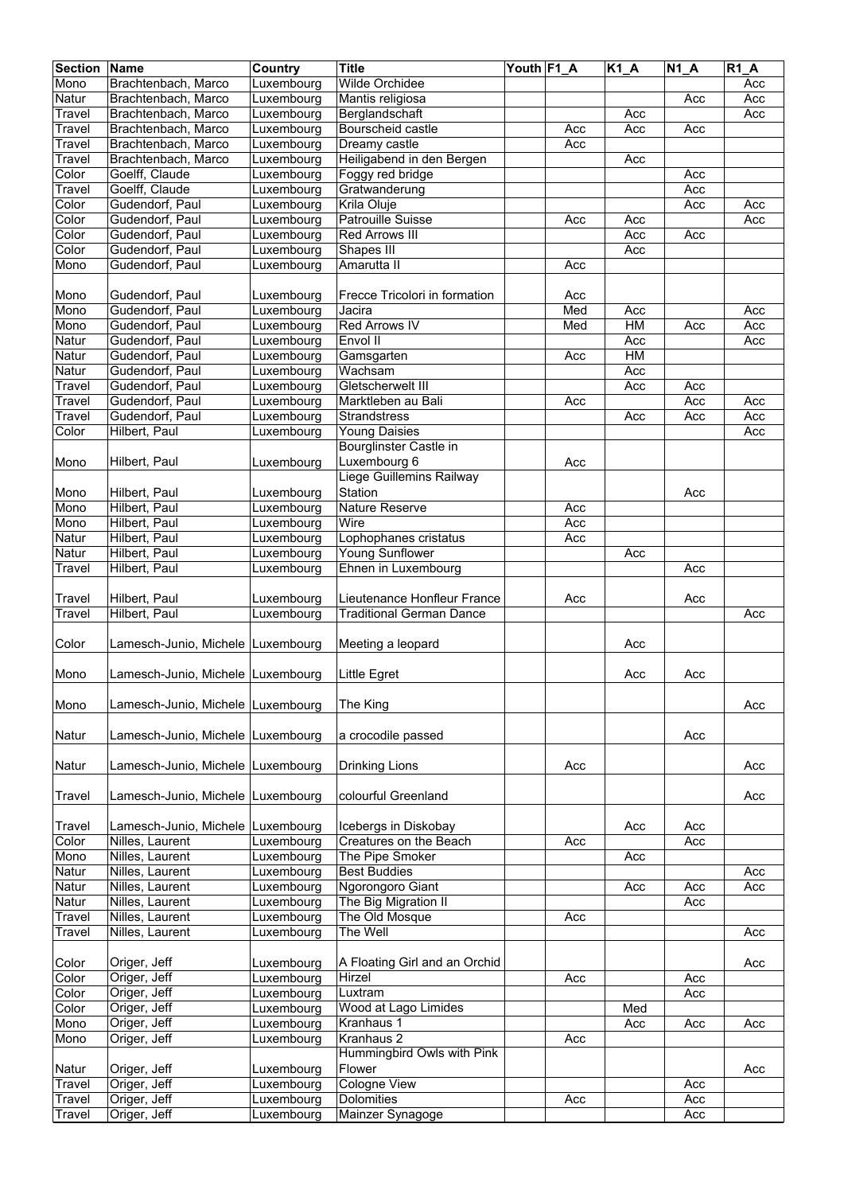| Section | Name | Country | Title | Youth | F1_A | K1_A | N1_A | R1_A |
|---|---|---|---|---|---|---|---|---|
| Mono | Brachtenbach, Marco | Luxembourg | Wilde Orchidee | | | | | Acc |
| Natur | Brachtenbach, Marco | Luxembourg | Mantis religiosa | | | | Acc | Acc |
| Travel | Brachtenbach, Marco | Luxembourg | Berglandschaft | | | Acc | | Acc |
| Travel | Brachtenbach, Marco | Luxembourg | Bourscheid castle | | Acc | Acc | Acc | |
| Travel | Brachtenbach, Marco | Luxembourg | Dreamy castle | | Acc | | | |
| Travel | Brachtenbach, Marco | Luxembourg | Heiligabend in den Bergen | | | Acc | | |
| Color | Goelff, Claude | Luxembourg | Foggy red bridge | | | | Acc | |
| Travel | Goelff, Claude | Luxembourg | Gratwanderung | | | | Acc | |
| Color | Gudendorf, Paul | Luxembourg | Krila Oluje | | | | Acc | Acc |
| Color | Gudendorf, Paul | Luxembourg | Patrouille Suisse | | Acc | Acc | | Acc |
| Color | Gudendorf, Paul | Luxembourg | Red Arrows III | | | Acc | Acc | |
| Color | Gudendorf, Paul | Luxembourg | Shapes III | | | Acc | | |
| Mono | Gudendorf, Paul | Luxembourg | Amarutta II | | Acc | | | |
| Mono | Gudendorf, Paul | Luxembourg | Frecce Tricolori in formation | | Acc | | | |
| Mono | Gudendorf, Paul | Luxembourg | Jacira | | Med | Acc | | Acc |
| Mono | Gudendorf, Paul | Luxembourg | Red Arrows IV | | Med | HM | Acc | Acc |
| Natur | Gudendorf, Paul | Luxembourg | Envol II | | | Acc | | Acc |
| Natur | Gudendorf, Paul | Luxembourg | Gamsgarten | | Acc | HM | | |
| Natur | Gudendorf, Paul | Luxembourg | Wachsam | | | Acc | | |
| Travel | Gudendorf, Paul | Luxembourg | Gletscherwelt III | | | Acc | Acc | |
| Travel | Gudendorf, Paul | Luxembourg | Marktleben au Bali | | Acc | | Acc | Acc |
| Travel | Gudendorf, Paul | Luxembourg | Strandstress | | | Acc | Acc | Acc |
| Color | Hilbert, Paul | Luxembourg | Young Daisies | | | | | Acc |
| Mono | Hilbert, Paul | Luxembourg | Bourglinster Castle in Luxembourg 6 | | Acc | | | |
| Mono | Hilbert, Paul | Luxembourg | Liege Guillemins Railway Station | | | | Acc | |
| Mono | Hilbert, Paul | Luxembourg | Nature Reserve | | Acc | | | |
| Mono | Hilbert, Paul | Luxembourg | Wire | | Acc | | | |
| Natur | Hilbert, Paul | Luxembourg | Lophophanes cristatus | | Acc | | | |
| Natur | Hilbert, Paul | Luxembourg | Young Sunflower | | | Acc | | |
| Travel | Hilbert, Paul | Luxembourg | Ehnen in Luxembourg | | | | Acc | |
| Travel | Hilbert, Paul | Luxembourg | Lieutenance Honfleur France | | Acc | | Acc | |
| Travel | Hilbert, Paul | Luxembourg | Traditional German Dance | | | | | Acc |
| Color | Lamesch-Junio, Michele | Luxembourg | Meeting a leopard | | | Acc | | |
| Mono | Lamesch-Junio, Michele | Luxembourg | Little Egret | | | Acc | Acc | |
| Mono | Lamesch-Junio, Michele | Luxembourg | The King | | | | | Acc |
| Natur | Lamesch-Junio, Michele | Luxembourg | a crocodile passed | | | | Acc | |
| Natur | Lamesch-Junio, Michele | Luxembourg | Drinking Lions | | Acc | | | Acc |
| Travel | Lamesch-Junio, Michele | Luxembourg | colourful Greenland | | | | | Acc |
| Travel | Lamesch-Junio, Michele | Luxembourg | Icebergs in Diskobay | | | Acc | Acc | |
| Color | Nilles, Laurent | Luxembourg | Creatures on the Beach | | Acc | | Acc | |
| Mono | Nilles, Laurent | Luxembourg | The Pipe Smoker | | | Acc | | |
| Natur | Nilles, Laurent | Luxembourg | Best Buddies | | | | | Acc |
| Natur | Nilles, Laurent | Luxembourg | Ngorongoro Giant | | | Acc | Acc | Acc |
| Natur | Nilles, Laurent | Luxembourg | The Big Migration II | | | | Acc | |
| Travel | Nilles, Laurent | Luxembourg | The Old Mosque | | Acc | | | |
| Travel | Nilles, Laurent | Luxembourg | The Well | | | | | Acc |
| Color | Origer, Jeff | Luxembourg | A Floating Girl and an Orchid | | | | | Acc |
| Color | Origer, Jeff | Luxembourg | Hirzel | | Acc | | Acc | |
| Color | Origer, Jeff | Luxembourg | Luxtram | | | | Acc | |
| Color | Origer, Jeff | Luxembourg | Wood at Lago Limides | | | Med | | |
| Mono | Origer, Jeff | Luxembourg | Kranhaus 1 | | | Acc | Acc | Acc |
| Mono | Origer, Jeff | Luxembourg | Kranhaus 2 | | Acc | | | |
| Natur | Origer, Jeff | Luxembourg | Hummingbird Owls with Pink Flower | | | | | Acc |
| Travel | Origer, Jeff | Luxembourg | Cologne View | | | | Acc | |
| Travel | Origer, Jeff | Luxembourg | Dolomities | | Acc | | Acc | |
| Travel | Origer, Jeff | Luxembourg | Mainzer Synagoge | | | | Acc | |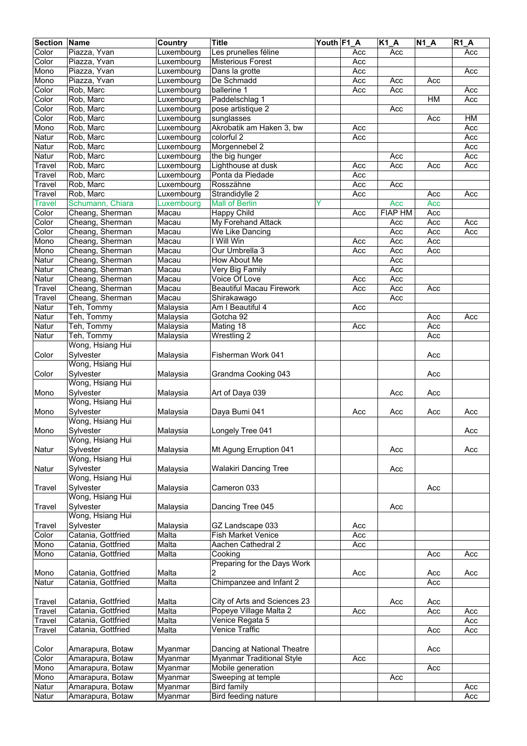| Section | Name | Country | Title | Youth | F1_A | K1_A | N1_A | R1_A |
|---|---|---|---|---|---|---|---|---|
| Color | Piazza, Yvan | Luxembourg | Les prunelles féline | | Acc | Acc | | Acc |
| Color | Piazza, Yvan | Luxembourg | Misterious Forest | | Acc | | | |
| Mono | Piazza, Yvan | Luxembourg | Dans la grotte | | Acc | | | Acc |
| Mono | Piazza, Yvan | Luxembourg | De Schmadd | | Acc | Acc | Acc | |
| Color | Rob, Marc | Luxembourg | ballerine 1 | | Acc | Acc | | Acc |
| Color | Rob, Marc | Luxembourg | Paddelschlag 1 | | | | HM | Acc |
| Color | Rob, Marc | Luxembourg | pose artistique 2 | | | Acc | | |
| Color | Rob, Marc | Luxembourg | sunglasses | | | | Acc | HM |
| Mono | Rob, Marc | Luxembourg | Akrobatik am Haken 3, bw | | Acc | | | Acc |
| Natur | Rob, Marc | Luxembourg | colorful 2 | | Acc | | | Acc |
| Natur | Rob, Marc | Luxembourg | Morgennebel 2 | | | | | Acc |
| Natur | Rob, Marc | Luxembourg | the big hunger | | | Acc | | Acc |
| Travel | Rob, Marc | Luxembourg | Lighthouse at dusk | | Acc | Acc | Acc | Acc |
| Travel | Rob, Marc | Luxembourg | Ponta da Piedade | | Acc | | | |
| Travel | Rob, Marc | Luxembourg | Rosszähne | | Acc | Acc | | |
| Travel | Rob, Marc | Luxembourg | Strandidylle 2 | | Acc | | Acc | Acc |
| Travel | Schumann, Chiara | Luxembourg | Mall of Berlin | Y | | Acc | Acc | |
| Color | Cheang, Sherman | Macau | Happy Child | | Acc | FIAP HM | Acc | |
| Color | Cheang, Sherman | Macau | My Forehand Attack | | | Acc | Acc | Acc |
| Color | Cheang, Sherman | Macau | We Like Dancing | | | Acc | Acc | Acc |
| Mono | Cheang, Sherman | Macau | I Will Win | | Acc | Acc | Acc | |
| Mono | Cheang, Sherman | Macau | Our Umbrella 3 | | Acc | Acc | Acc | |
| Natur | Cheang, Sherman | Macau | How About Me | | | Acc | | |
| Natur | Cheang, Sherman | Macau | Very Big Family | | | Acc | | |
| Natur | Cheang, Sherman | Macau | Voice Of Love | | Acc | Acc | | |
| Travel | Cheang, Sherman | Macau | Beautiful Macau Firework | | Acc | Acc | Acc | |
| Travel | Cheang, Sherman | Macau | Shirakawago | | | Acc | | |
| Natur | Teh, Tommy | Malaysia | Am I Beautiful 4 | | Acc | | | |
| Natur | Teh, Tommy | Malaysia | Gotcha 92 | | | | Acc | Acc |
| Natur | Teh, Tommy | Malaysia | Mating 18 | | Acc | | Acc | |
| Natur | Teh, Tommy | Malaysia | Wrestling 2 | | | | Acc | |
| Color | Wong, Hsiang Hui Sylvester | Malaysia | Fisherman Work 041 | | | | Acc | |
| Color | Wong, Hsiang Hui Sylvester | Malaysia | Grandma Cooking 043 | | | | Acc | |
| Mono | Wong, Hsiang Hui Sylvester | Malaysia | Art of Daya 039 | | | Acc | Acc | |
| Mono | Wong, Hsiang Hui Sylvester | Malaysia | Daya Bumi 041 | | Acc | Acc | Acc | Acc |
| Mono | Wong, Hsiang Hui Sylvester | Malaysia | Longely Tree 041 | | | | | Acc |
| Natur | Wong, Hsiang Hui Sylvester | Malaysia | Mt Agung Erruption 041 | | | Acc | | Acc |
| Natur | Wong, Hsiang Hui Sylvester | Malaysia | Walakiri Dancing Tree | | | Acc | | |
| Travel | Wong, Hsiang Hui Sylvester | Malaysia | Cameron 033 | | | | Acc | |
| Travel | Wong, Hsiang Hui Sylvester | Malaysia | Dancing Tree 045 | | | Acc | | |
| Travel | Wong, Hsiang Hui Sylvester | Malaysia | GZ Landscape 033 | | Acc | | | |
| Color | Catania, Gottfried | Malta | Fish Market Venice | | Acc | | | |
| Mono | Catania, Gottfried | Malta | Aachen Cathedral 2 | | Acc | | | |
| Mono | Catania, Gottfried | Malta | Cooking | | | | Acc | Acc |
| Mono | Catania, Gottfried | Malta | Preparing for the Days Work 2 | | Acc | | Acc | Acc |
| Natur | Catania, Gottfried | Malta | Chimpanzee and Infant 2 | | | | Acc | |
| Travel | Catania, Gottfried | Malta | City of Arts and Sciences 23 | | | Acc | Acc | |
| Travel | Catania, Gottfried | Malta | Popeye Village Malta 2 | | Acc | | Acc | Acc |
| Travel | Catania, Gottfried | Malta | Venice Regata 5 | | | | | Acc |
| Travel | Catania, Gottfried | Malta | Venice Traffic | | | | Acc | Acc |
| Color | Amarapura, Botaw | Myanmar | Dancing at National Theatre | | | | Acc | |
| Color | Amarapura, Botaw | Myanmar | Myanmar Traditional Style | | Acc | | | |
| Mono | Amarapura, Botaw | Myanmar | Mobile generation | | | | Acc | |
| Mono | Amarapura, Botaw | Myanmar | Sweeping at temple | | | Acc | | |
| Natur | Amarapura, Botaw | Myanmar | Bird family | | | | | Acc |
| Natur | Amarapura, Botaw | Myanmar | Bird feeding nature | | | | | Acc |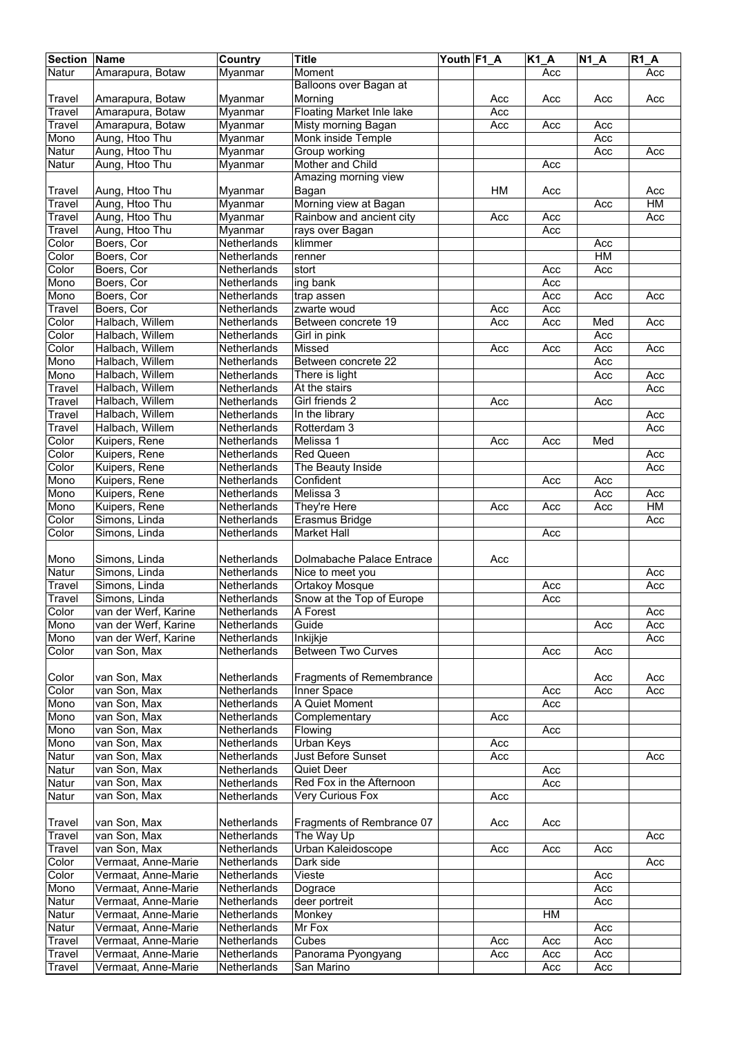| Section | Name | Country | Title | Youth | F1_A | K1_A | N1_A | R1_A |
|---|---|---|---|---|---|---|---|---|
| Natur | Amarapura, Botaw | Myanmar | Moment | | | Acc | | Acc |
| Travel | Amarapura, Botaw | Myanmar | Balloons over Bagan at Morning | | Acc | Acc | Acc | Acc |
| Travel | Amarapura, Botaw | Myanmar | Floating Market Inle lake | | Acc | | | |
| Travel | Amarapura, Botaw | Myanmar | Misty morning Bagan | | Acc | Acc | Acc | |
| Mono | Aung, Htoo Thu | Myanmar | Monk inside Temple | | | | Acc | |
| Natur | Aung, Htoo Thu | Myanmar | Group working | | | | Acc | Acc |
| Natur | Aung, Htoo Thu | Myanmar | Mother and Child | | | Acc | | |
| Travel | Aung, Htoo Thu | Myanmar | Amazing morning view Bagan | | HM | Acc | | Acc |
| Travel | Aung, Htoo Thu | Myanmar | Morning view at Bagan | | | | Acc | HM |
| Travel | Aung, Htoo Thu | Myanmar | Rainbow and ancient city | | Acc | Acc | | Acc |
| Travel | Aung, Htoo Thu | Myanmar | rays over Bagan | | | Acc | | |
| Color | Boers, Cor | Netherlands | klimmer | | | | Acc | |
| Color | Boers, Cor | Netherlands | renner | | | | HM | |
| Color | Boers, Cor | Netherlands | stort | | | Acc | Acc | |
| Mono | Boers, Cor | Netherlands | ing bank | | | Acc | | |
| Mono | Boers, Cor | Netherlands | trap assen | | | Acc | Acc | Acc |
| Travel | Boers, Cor | Netherlands | zwarte woud | | Acc | Acc | | |
| Color | Halbach, Willem | Netherlands | Between concrete 19 | | Acc | Acc | Med | Acc |
| Color | Halbach, Willem | Netherlands | Girl in pink | | | | Acc | |
| Color | Halbach, Willem | Netherlands | Missed | | Acc | Acc | Acc | Acc |
| Mono | Halbach, Willem | Netherlands | Between concrete 22 | | | | Acc | |
| Mono | Halbach, Willem | Netherlands | There is light | | | | Acc | Acc |
| Travel | Halbach, Willem | Netherlands | At the stairs | | | | | Acc |
| Travel | Halbach, Willem | Netherlands | Girl friends 2 | | Acc | | Acc | |
| Travel | Halbach, Willem | Netherlands | In the library | | | | | Acc |
| Travel | Halbach, Willem | Netherlands | Rotterdam 3 | | | | | Acc |
| Color | Kuipers, Rene | Netherlands | Melissa 1 | | Acc | Acc | Med | |
| Color | Kuipers, Rene | Netherlands | Red Queen | | | | | Acc |
| Color | Kuipers, Rene | Netherlands | The Beauty Inside | | | | | Acc |
| Mono | Kuipers, Rene | Netherlands | Confident | | | Acc | Acc | |
| Mono | Kuipers, Rene | Netherlands | Melissa 3 | | | | Acc | Acc |
| Mono | Kuipers, Rene | Netherlands | They're Here | | Acc | Acc | Acc | HM |
| Color | Simons, Linda | Netherlands | Erasmus Bridge | | | | | Acc |
| Color | Simons, Linda | Netherlands | Market Hall | | | Acc | | |
| Mono | Simons, Linda | Netherlands | Dolmabache Palace Entrace | | Acc | | | |
| Natur | Simons, Linda | Netherlands | Nice to meet you | | | | | Acc |
| Travel | Simons, Linda | Netherlands | Ortakoy Mosque | | | Acc | | Acc |
| Travel | Simons, Linda | Netherlands | Snow at the Top of Europe | | | Acc | | |
| Color | van der Werf, Karine | Netherlands | A Forest | | | | | Acc |
| Mono | van der Werf, Karine | Netherlands | Guide | | | | Acc | Acc |
| Mono | van der Werf, Karine | Netherlands | Inkijkje | | | | | Acc |
| Color | van Son, Max | Netherlands | Between Two Curves | | | Acc | Acc | |
| Color | van Son, Max | Netherlands | Fragments of Remembrance | | | | Acc | Acc |
| Color | van Son, Max | Netherlands | Inner Space | | | Acc | Acc | Acc |
| Mono | van Son, Max | Netherlands | A Quiet Moment | | | Acc | | |
| Mono | van Son, Max | Netherlands | Complementary | | Acc | | | |
| Mono | van Son, Max | Netherlands | Flowing | | | Acc | | |
| Mono | van Son, Max | Netherlands | Urban Keys | | Acc | | | |
| Natur | van Son, Max | Netherlands | Just Before Sunset | | Acc | | | Acc |
| Natur | van Son, Max | Netherlands | Quiet Deer | | | Acc | | |
| Natur | van Son, Max | Netherlands | Red Fox in the Afternoon | | | Acc | | |
| Natur | van Son, Max | Netherlands | Very Curious Fox | | Acc | | | |
| Travel | van Son, Max | Netherlands | Fragments of Rembrance 07 | | Acc | Acc | | |
| Travel | van Son, Max | Netherlands | The Way Up | | | | | Acc |
| Travel | van Son, Max | Netherlands | Urban Kaleidoscope | | Acc | Acc | Acc | |
| Color | Vermaat, Anne-Marie | Netherlands | Dark side | | | | | Acc |
| Color | Vermaat, Anne-Marie | Netherlands | Vieste | | | | Acc | |
| Mono | Vermaat, Anne-Marie | Netherlands | Dograce | | | | Acc | |
| Natur | Vermaat, Anne-Marie | Netherlands | deer portreit | | | | Acc | |
| Natur | Vermaat, Anne-Marie | Netherlands | Monkey | | | HM | | |
| Natur | Vermaat, Anne-Marie | Netherlands | Mr Fox | | | | Acc | |
| Travel | Vermaat, Anne-Marie | Netherlands | Cubes | | Acc | Acc | Acc | |
| Travel | Vermaat, Anne-Marie | Netherlands | Panorama Pyongyang | | Acc | Acc | Acc | |
| Travel | Vermaat, Anne-Marie | Netherlands | San Marino | | | Acc | Acc | |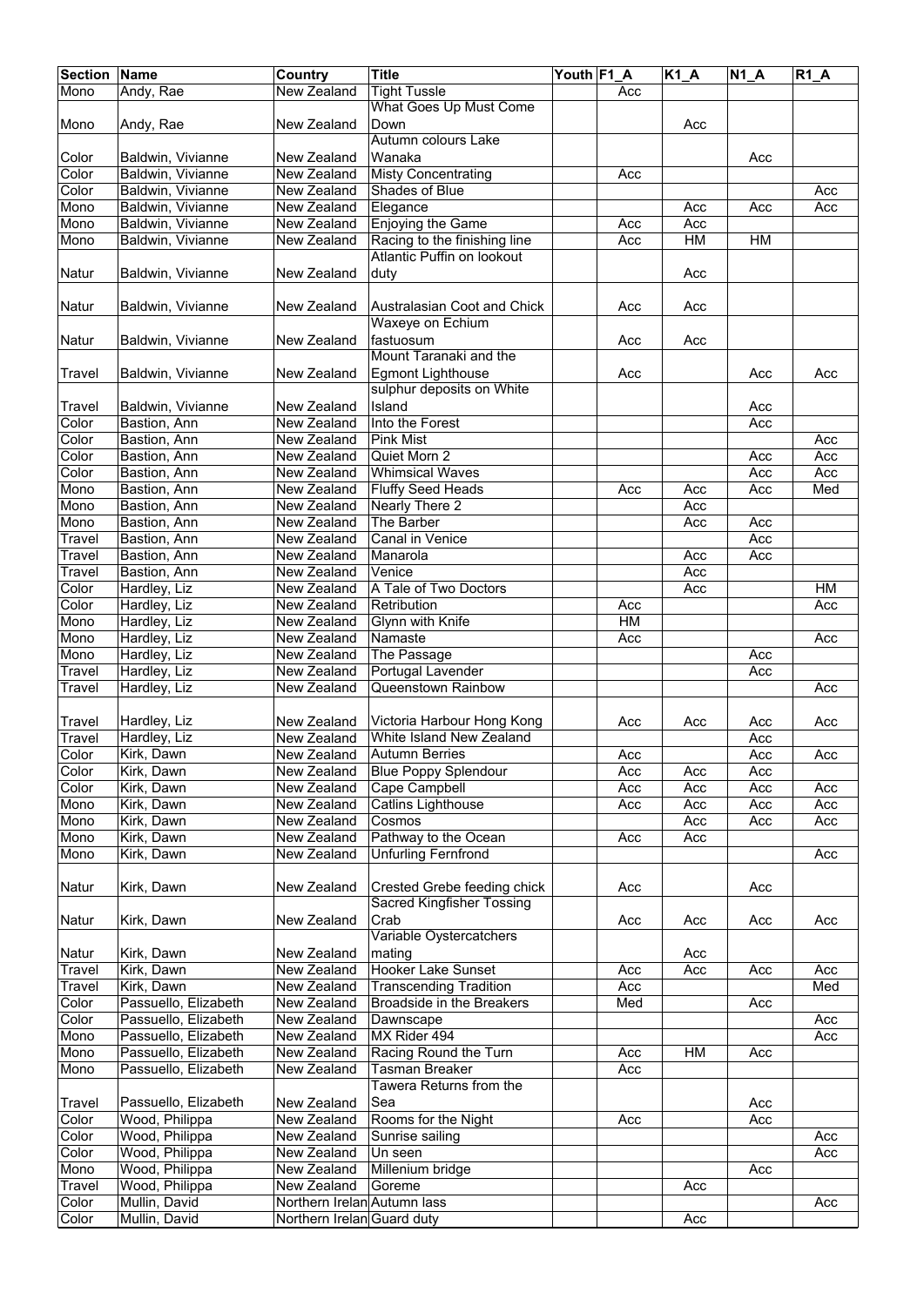| Section | Name | Country | Title | Youth | F1_A | K1_A | N1_A | R1_A |
|---|---|---|---|---|---|---|---|---|
| Mono | Andy, Rae | New Zealand | Tight Tussle | | Acc | | | |
| Mono | Andy, Rae | New Zealand | What Goes Up Must Come Down | | | Acc | | |
| Color | Baldwin, Vivianne | New Zealand | Autumn colours Lake Wanaka | | | | Acc | |
| Color | Baldwin, Vivianne | New Zealand | Misty Concentrating | | Acc | | | |
| Color | Baldwin, Vivianne | New Zealand | Shades of Blue | | | | | Acc |
| Mono | Baldwin, Vivianne | New Zealand | Elegance | | | Acc | Acc | Acc |
| Mono | Baldwin, Vivianne | New Zealand | Enjoying the Game | | Acc | Acc | | |
| Mono | Baldwin, Vivianne | New Zealand | Racing to the finishing line | | Acc | HM | HM | |
| Natur | Baldwin, Vivianne | New Zealand | Atlantic Puffin on lookout duty | | | Acc | | |
| Natur | Baldwin, Vivianne | New Zealand | Australasian Coot and Chick | | Acc | Acc | | |
| Natur | Baldwin, Vivianne | New Zealand | Waxeye on Echium fastuosum | | Acc | Acc | | |
| Travel | Baldwin, Vivianne | New Zealand | Mount Taranaki and the Egmont Lighthouse | | Acc | | Acc | Acc |
| Travel | Baldwin, Vivianne | New Zealand | sulphur deposits on White Island | | | | Acc | |
| Color | Bastion, Ann | New Zealand | Into the Forest | | | | Acc | |
| Color | Bastion, Ann | New Zealand | Pink Mist | | | | | Acc |
| Color | Bastion, Ann | New Zealand | Quiet Morn 2 | | | | Acc | Acc |
| Color | Bastion, Ann | New Zealand | Whimsical Waves | | | | Acc | Acc |
| Mono | Bastion, Ann | New Zealand | Fluffy Seed Heads | | Acc | Acc | Acc | Med |
| Mono | Bastion, Ann | New Zealand | Nearly There 2 | | | Acc | | |
| Mono | Bastion, Ann | New Zealand | The Barber | | | Acc | Acc | |
| Travel | Bastion, Ann | New Zealand | Canal in Venice | | | | Acc | |
| Travel | Bastion, Ann | New Zealand | Manarola | | | Acc | Acc | |
| Travel | Bastion, Ann | New Zealand | Venice | | | Acc | | |
| Color | Hardley, Liz | New Zealand | A Tale of Two Doctors | | | Acc | | HM |
| Color | Hardley, Liz | New Zealand | Retribution | | Acc | | | Acc |
| Mono | Hardley, Liz | New Zealand | Glynn with Knife | | HM | | | |
| Mono | Hardley, Liz | New Zealand | Namaste | | Acc | | | Acc |
| Mono | Hardley, Liz | New Zealand | The Passage | | | | Acc | |
| Travel | Hardley, Liz | New Zealand | Portugal Lavender | | | | Acc | |
| Travel | Hardley, Liz | New Zealand | Queenstown Rainbow | | | | | Acc |
| Travel | Hardley, Liz | New Zealand | Victoria Harbour Hong Kong | | Acc | Acc | Acc | Acc |
| Travel | Hardley, Liz | New Zealand | White Island New Zealand | | | | Acc | |
| Color | Kirk, Dawn | New Zealand | Autumn Berries | | Acc | | Acc | Acc |
| Color | Kirk, Dawn | New Zealand | Blue Poppy Splendour | | Acc | Acc | Acc | |
| Color | Kirk, Dawn | New Zealand | Cape Campbell | | Acc | Acc | Acc | Acc |
| Mono | Kirk, Dawn | New Zealand | Catlins Lighthouse | | Acc | Acc | Acc | Acc |
| Mono | Kirk, Dawn | New Zealand | Cosmos | | | Acc | Acc | Acc |
| Mono | Kirk, Dawn | New Zealand | Pathway to the Ocean | | Acc | Acc | | |
| Mono | Kirk, Dawn | New Zealand | Unfurling Fernfrond | | | | | Acc |
| Natur | Kirk, Dawn | New Zealand | Crested Grebe feeding chick | | Acc | | Acc | |
| Natur | Kirk, Dawn | New Zealand | Sacred Kingfisher Tossing Crab | | Acc | Acc | Acc | Acc |
| Natur | Kirk, Dawn | New Zealand | Variable Oystercatchers mating | | | Acc | | |
| Travel | Kirk, Dawn | New Zealand | Hooker Lake Sunset | | Acc | Acc | Acc | Acc |
| Travel | Kirk, Dawn | New Zealand | Transcending Tradition | | Acc | | | Med |
| Color | Passuello, Elizabeth | New Zealand | Broadside in the Breakers | | Med | | Acc | |
| Color | Passuello, Elizabeth | New Zealand | Dawnscape | | | | | Acc |
| Mono | Passuello, Elizabeth | New Zealand | MX Rider 494 | | | | | Acc |
| Mono | Passuello, Elizabeth | New Zealand | Racing Round the Turn | | Acc | HM | Acc | |
| Mono | Passuello, Elizabeth | New Zealand | Tasman Breaker | | Acc | | | |
| Travel | Passuello, Elizabeth | New Zealand | Tawera Returns from the Sea | | | | Acc | |
| Color | Wood, Philippa | New Zealand | Rooms for the Night | | Acc | | Acc | |
| Color | Wood, Philippa | New Zealand | Sunrise sailing | | | | | Acc |
| Color | Wood, Philippa | New Zealand | Un seen | | | | | Acc |
| Mono | Wood, Philippa | New Zealand | Millenium bridge | | | | Acc | |
| Travel | Wood, Philippa | New Zealand | Goreme | | | Acc | | |
| Color | Mullin, David | Northern Irelan | Autumn lass | | | | | Acc |
| Color | Mullin, David | Northern Irelan | Guard duty | | | Acc | | |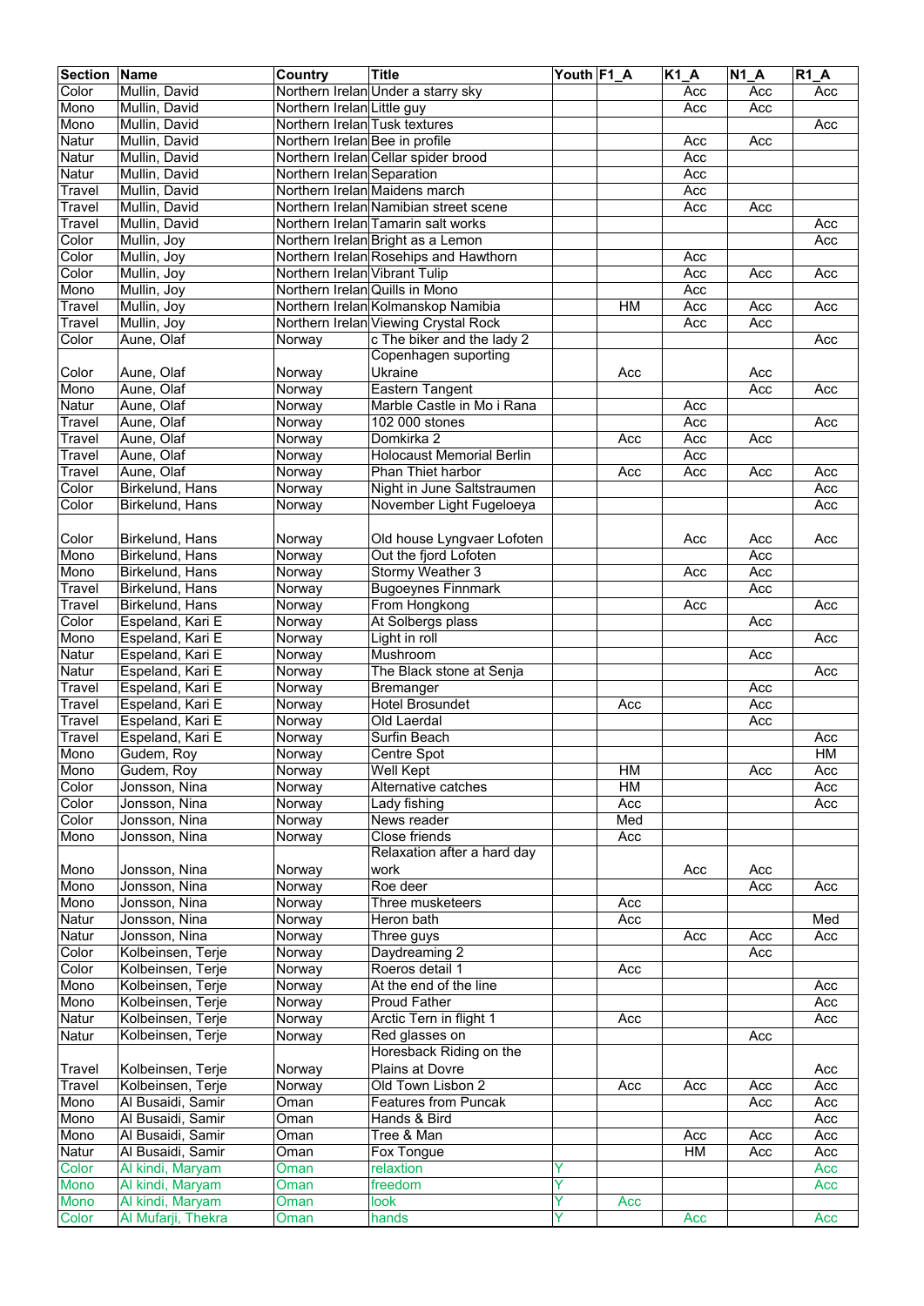| Section | Name | Country | Title | Youth | F1_A | K1_A | N1_A | R1_A |
|---|---|---|---|---|---|---|---|---|
| Color | Mullin, David | Northern Irelan | Under a starry sky | | | Acc | Acc | Acc |
| Mono | Mullin, David | Northern Irelan | Little guy | | | Acc | Acc | |
| Mono | Mullin, David | Northern Irelan | Tusk textures | | | | | Acc |
| Natur | Mullin, David | Northern Irelan | Bee in profile | | | Acc | Acc | |
| Natur | Mullin, David | Northern Irelan | Cellar spider brood | | | Acc | | |
| Natur | Mullin, David | Northern Irelan | Separation | | | Acc | | |
| Travel | Mullin, David | Northern Irelan | Maidens march | | | Acc | | |
| Travel | Mullin, David | Northern Irelan | Namibian street scene | | | Acc | Acc | |
| Travel | Mullin, David | Northern Irelan | Tamarin salt works | | | | | Acc |
| Color | Mullin, Joy | Northern Irelan | Bright as a Lemon | | | | | Acc |
| Color | Mullin, Joy | Northern Irelan | Rosehips and Hawthorn | | | Acc | | |
| Color | Mullin, Joy | Northern Irelan | Vibrant Tulip | | | Acc | Acc | Acc |
| Mono | Mullin, Joy | Northern Irelan | Quills in Mono | | | Acc | | |
| Travel | Mullin, Joy | Northern Irelan | Kolmanskop Namibia | | HM | Acc | Acc | Acc |
| Travel | Mullin, Joy | Northern Irelan | Viewing Crystal Rock | | | Acc | Acc | |
| Color | Aune, Olaf | Norway | c The biker and the lady 2 | | | | | Acc |
| Color | Aune, Olaf | Norway | Copenhagen suporting Ukraine | | Acc | | Acc | |
| Mono | Aune, Olaf | Norway | Eastern Tangent | | | | Acc | Acc |
| Natur | Aune, Olaf | Norway | Marble Castle in Mo i Rana | | | Acc | | |
| Travel | Aune, Olaf | Norway | 102 000 stones | | | Acc | | Acc |
| Travel | Aune, Olaf | Norway | Domkirka 2 | | Acc | Acc | Acc | |
| Travel | Aune, Olaf | Norway | Holocaust Memorial Berlin | | | Acc | | |
| Travel | Aune, Olaf | Norway | Phan Thiet harbor | | Acc | Acc | Acc | Acc |
| Color | Birkelund, Hans | Norway | Night in June Saltstraumen | | | | | Acc |
| Color | Birkelund, Hans | Norway | November Light Fugeloeya | | | | | Acc |
| Color | Birkelund, Hans | Norway | Old house Lyngvaer Lofoten | | | Acc | Acc | Acc |
| Mono | Birkelund, Hans | Norway | Out the fjord Lofoten | | | | Acc | |
| Mono | Birkelund, Hans | Norway | Stormy Weather 3 | | | Acc | Acc | |
| Travel | Birkelund, Hans | Norway | Bugoeynes Finnmark | | | | Acc | |
| Travel | Birkelund, Hans | Norway | From Hongkong | | | Acc | | Acc |
| Color | Espeland, Kari E | Norway | At Solbergs plass | | | | Acc | |
| Mono | Espeland, Kari E | Norway | Light in roll | | | | | Acc |
| Natur | Espeland, Kari E | Norway | Mushroom | | | | Acc | |
| Natur | Espeland, Kari E | Norway | The Black stone at Senja | | | | | Acc |
| Travel | Espeland, Kari E | Norway | Bremanger | | | | Acc | |
| Travel | Espeland, Kari E | Norway | Hotel Brosundet | | Acc | | Acc | |
| Travel | Espeland, Kari E | Norway | Old Laerdal | | | | Acc | |
| Travel | Espeland, Kari E | Norway | Surfin Beach | | | | | Acc |
| Mono | Gudem, Roy | Norway | Centre Spot | | | | | HM |
| Mono | Gudem, Roy | Norway | Well Kept | | HM | | Acc | Acc |
| Color | Jonsson, Nina | Norway | Alternative catches | | HM | | | Acc |
| Color | Jonsson, Nina | Norway | Lady fishing | | Acc | | | Acc |
| Color | Jonsson, Nina | Norway | News reader | | Med | | | |
| Mono | Jonsson, Nina | Norway | Close friends | | Acc | | | |
| Mono | Jonsson, Nina | Norway | Relaxation after a hard day work | | | Acc | Acc | |
| Mono | Jonsson, Nina | Norway | Roe deer | | | | Acc | Acc |
| Mono | Jonsson, Nina | Norway | Three musketeers | | Acc | | | |
| Natur | Jonsson, Nina | Norway | Heron bath | | Acc | | | Med |
| Natur | Jonsson, Nina | Norway | Three guys | | | Acc | Acc | Acc |
| Color | Kolbeinsen, Terje | Norway | Daydreaming 2 | | | | Acc | |
| Color | Kolbeinsen, Terje | Norway | Roeros detail 1 | | Acc | | | |
| Mono | Kolbeinsen, Terje | Norway | At the end of the line | | | | | Acc |
| Mono | Kolbeinsen, Terje | Norway | Proud Father | | | | | Acc |
| Natur | Kolbeinsen, Terje | Norway | Arctic Tern in flight 1 | | Acc | | | Acc |
| Natur | Kolbeinsen, Terje | Norway | Red glasses on | | | | Acc | |
| Travel | Kolbeinsen, Terje | Norway | Horseback Riding on the Plains at Dovre | | | | | Acc |
| Travel | Kolbeinsen, Terje | Norway | Old Town Lisbon 2 | | Acc | Acc | Acc | Acc |
| Mono | Al Busaidi, Samir | Oman | Features from Puncak | | | | Acc | Acc |
| Mono | Al Busaidi, Samir | Oman | Hands & Bird | | | | | Acc |
| Mono | Al Busaidi, Samir | Oman | Tree & Man | | | Acc | Acc | Acc |
| Natur | Al Busaidi, Samir | Oman | Fox Tongue | | | HM | Acc | Acc |
| Color | Al kindi, Maryam | Oman | relaxtion | Y | | | | Acc |
| Mono | Al kindi, Maryam | Oman | freedom | Y | | | | Acc |
| Mono | Al kindi, Maryam | Oman | look | Y | Acc | | | |
| Color | Al Mufarji, Thekra | Oman | hands | Y | | Acc | | Acc |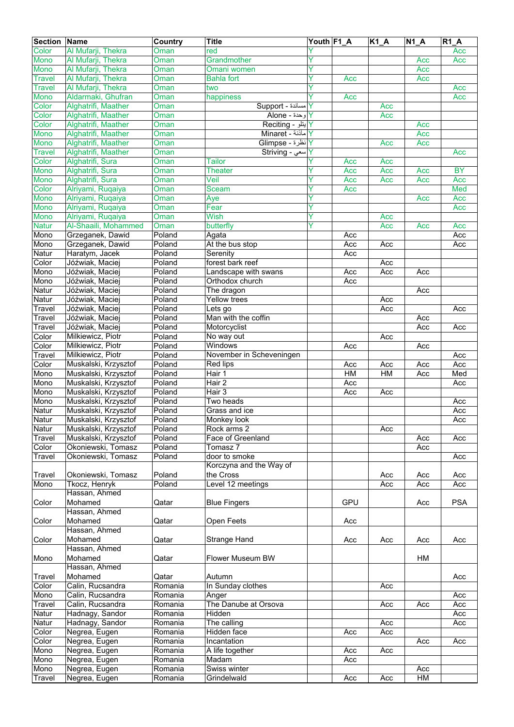| Section | Name | Country | Title | Youth | F1_A | K1_A | N1_A | R1_A |
|---|---|---|---|---|---|---|---|---|
| Color | Al Mufarji, Thekra | Oman | red | Y | | | | Acc |
| Mono | Al Mufarji, Thekra | Oman | Grandmother | Y | | | Acc | Acc |
| Mono | Al Mufarji, Thekra | Oman | Omani women | Y | | | Acc | |
| Travel | Al Mufarji, Thekra | Oman | Bahla fort | Y | Acc | | Acc | |
| Travel | Al Mufarji, Thekra | Oman | two | Y | | | | Acc |
| Mono | Aldarmaki, Ghufran | Oman | happiness | Y | Acc | | | Acc |
| Color | Alghatrifi, Maather | Oman | Support - مساندة | Y | | Acc | | |
| Color | Alghatrifi, Maather | Oman | Alone - وحدة | Y | | Acc | | |
| Color | Alghatrifi, Maather | Oman | Reciting - يتلو | Y | | | Acc | |
| Mono | Alghatrifi, Maather | Oman | Minaret - مأذنة | Y | | | Acc | |
| Mono | Alghatrifi, Maather | Oman | Glimpse - نظرة | Y | | Acc | Acc | |
| Travel | Alghatrifi, Maather | Oman | Striving - سعي | Y | | | | Acc |
| Color | Alghatrifi, Sura | Oman | Tailor | Y | Acc | Acc | | |
| Mono | Alghatrifi, Sura | Oman | Theater | Y | Acc | Acc | Acc | BY |
| Mono | Alghatrifi, Sura | Oman | Veil | Y | Acc | Acc | Acc | Acc |
| Color | Alriyami, Ruqaiya | Oman | Sceam | Y | Acc | | | Med |
| Mono | Alriyami, Ruqaiya | Oman | Aye | Y | | | Acc | Acc |
| Mono | Alriyami, Ruqaiya | Oman | Fear | Y | | | | Acc |
| Mono | Alriyami, Ruqaiya | Oman | Wish | Y | | Acc | | |
| Natur | Al-Shaaili, Mohammed | Oman | butterfly | Y | | Acc | Acc | Acc |
| Mono | Grzeganek, Dawid | Poland | Agata | | Acc | | | Acc |
| Mono | Grzeganek, Dawid | Poland | At the bus stop | | Acc | Acc | | Acc |
| Natur | Haratym, Jacek | Poland | Serenity | | Acc | | | |
| Color | Jóźwiak, Maciej | Poland | forest bark reef | | | Acc | | |
| Mono | Jóźwiak, Maciej | Poland | Landscape with swans | | Acc | Acc | Acc | |
| Mono | Jóźwiak, Maciej | Poland | Orthodox church | | Acc | | | |
| Natur | Jóźwiak, Maciej | Poland | The dragon | | | | Acc | |
| Natur | Jóźwiak, Maciej | Poland | Yellow trees | | | Acc | | |
| Travel | Jóźwiak, Maciej | Poland | Lets go | | | Acc | | Acc |
| Travel | Jóźwiak, Maciej | Poland | Man with the coffin | | | | Acc | |
| Travel | Jóźwiak, Maciej | Poland | Motorcyclist | | | | Acc | Acc |
| Color | Milkiewicz, Piotr | Poland | No way out | | | Acc | | |
| Color | Milkiewicz, Piotr | Poland | Windows | | Acc | | Acc | |
| Travel | Milkiewicz, Piotr | Poland | November in Scheveningen | | | | | Acc |
| Color | Muskalski, Krzysztof | Poland | Red lips | | Acc | Acc | Acc | Acc |
| Mono | Muskalski, Krzysztof | Poland | Hair 1 | | HM | HM | Acc | Med |
| Mono | Muskalski, Krzysztof | Poland | Hair 2 | | Acc | | | Acc |
| Mono | Muskalski, Krzysztof | Poland | Hair 3 | | Acc | Acc | | |
| Mono | Muskalski, Krzysztof | Poland | Two heads | | | | | Acc |
| Natur | Muskalski, Krzysztof | Poland | Grass and ice | | | | | Acc |
| Natur | Muskalski, Krzysztof | Poland | Monkey look | | | | | Acc |
| Natur | Muskalski, Krzysztof | Poland | Rock arms 2 | | | Acc | | |
| Travel | Muskalski, Krzysztof | Poland | Face of Greenland | | | | Acc | Acc |
| Color | Okoniewski, Tomasz | Poland | Tomasz 7 | | | | Acc | |
| Travel | Okoniewski, Tomasz | Poland | door to smoke | | | | | Acc |
| Travel | Okoniewski, Tomasz | Poland | Korczyna and the Way of the Cross | | | Acc | Acc | Acc |
| Mono | Tkocz, Henryk | Poland | Level 12 meetings | | | Acc | Acc | Acc |
| Color | Hassan, Ahmed Mohamed | Qatar | Blue Fingers | | GPU | | Acc | PSA |
| Color | Hassan, Ahmed Mohamed | Qatar | Open Feets | | Acc | | | |
| Color | Hassan, Ahmed Mohamed | Qatar | Strange Hand | | Acc | Acc | Acc | Acc |
| Mono | Hassan, Ahmed Mohamed | Qatar | Flower Museum BW | | | | HM | |
| Travel | Hassan, Ahmed Mohamed | Qatar | Autumn | | | | | Acc |
| Color | Calin, Rucsandra | Romania | In Sunday clothes | | | Acc | | |
| Mono | Calin, Rucsandra | Romania | Anger | | | | | Acc |
| Travel | Calin, Rucsandra | Romania | The Danube at Orsova | | | Acc | Acc | Acc |
| Natur | Hadnagy, Sandor | Romania | Hidden | | | | | Acc |
| Natur | Hadnagy, Sandor | Romania | The calling | | | Acc | | Acc |
| Color | Negrea, Eugen | Romania | Hidden face | | Acc | Acc | | |
| Color | Negrea, Eugen | Romania | Incantation | | | | Acc | Acc |
| Mono | Negrea, Eugen | Romania | A life together | | Acc | Acc | | |
| Mono | Negrea, Eugen | Romania | Madam | | Acc | | | |
| Mono | Negrea, Eugen | Romania | Swiss winter | | | | Acc | |
| Travel | Negrea, Eugen | Romania | Grindelwald | | Acc | Acc | HM | |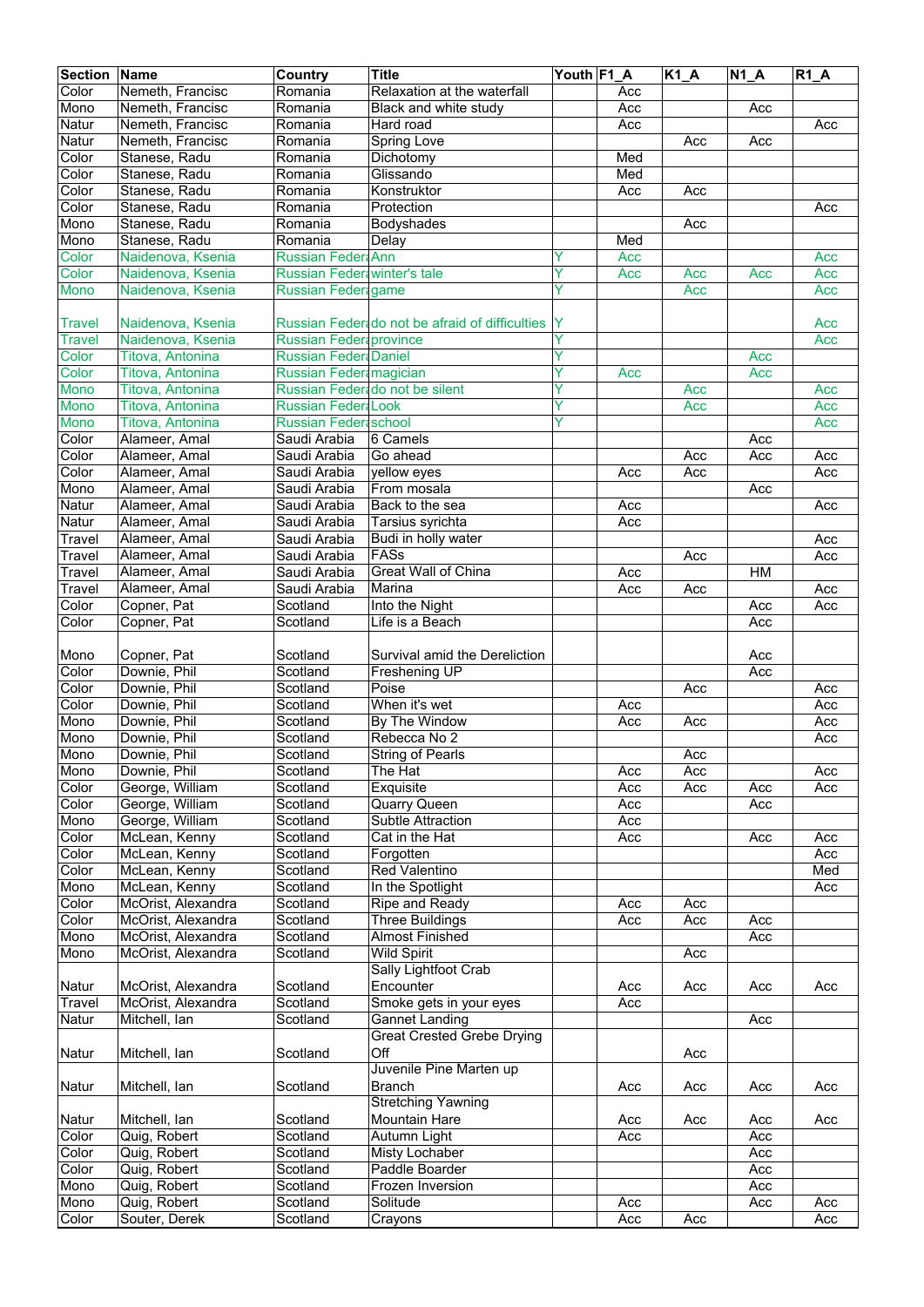| Section | Name | Country | Title | Youth | F1_A | K1_A | N1_A | R1_A |
|---|---|---|---|---|---|---|---|---|
| Color | Nemeth, Francisc | Romania | Relaxation at the waterfall | | Acc | | | |
| Mono | Nemeth, Francisc | Romania | Black and white study | | Acc | | Acc | |
| Natur | Nemeth, Francisc | Romania | Hard road | | Acc | | | Acc |
| Natur | Nemeth, Francisc | Romania | Spring Love | | | Acc | Acc | |
| Color | Stanese, Radu | Romania | Dichotomy | | Med | | | |
| Color | Stanese, Radu | Romania | Glissando | | Med | | | |
| Color | Stanese, Radu | Romania | Konstruktor | | Acc | Acc | | |
| Color | Stanese, Radu | Romania | Protection | | | | | Acc |
| Mono | Stanese, Radu | Romania | Bodyshades | | | Acc | | |
| Mono | Stanese, Radu | Romania | Delay | | Med | | | |
| Color | Naidenova, Ksenia | Russian Federa | Ann | Y | Acc | | | Acc |
| Color | Naidenova, Ksenia | Russian Federa | winter's tale | Y | Acc | Acc | Acc | Acc |
| Mono | Naidenova, Ksenia | Russian Federa | game | Y | | Acc | | Acc |
| Travel | Naidenova, Ksenia | Russian Federa | do not be afraid of difficulties | Y | | | | Acc |
| Travel | Naidenova, Ksenia | Russian Federa | province | Y | | | | Acc |
| Color | Titova, Antonina | Russian Federa | Daniel | Y | | | Acc | |
| Color | Titova, Antonina | Russian Federa | magician | Y | Acc | | Acc | |
| Mono | Titova, Antonina | Russian Federa | do not be silent | Y | | Acc | | Acc |
| Mono | Titova, Antonina | Russian Federa | Look | Y | | Acc | | Acc |
| Mono | Titova, Antonina | Russian Federa | school | Y | | | | Acc |
| Color | Alameer, Amal | Saudi Arabia | 6 Camels | | | | Acc | |
| Color | Alameer, Amal | Saudi Arabia | Go ahead | | | Acc | Acc | Acc |
| Color | Alameer, Amal | Saudi Arabia | yellow eyes | | Acc | Acc | | Acc |
| Mono | Alameer, Amal | Saudi Arabia | From mosala | | | | Acc | |
| Natur | Alameer, Amal | Saudi Arabia | Back to the sea | | Acc | | | Acc |
| Natur | Alameer, Amal | Saudi Arabia | Tarsius syrichta | | Acc | | | |
| Travel | Alameer, Amal | Saudi Arabia | Budi in holly water | | | | | Acc |
| Travel | Alameer, Amal | Saudi Arabia | FASs | | | Acc | | Acc |
| Travel | Alameer, Amal | Saudi Arabia | Great Wall of China | | Acc | | HM | |
| Travel | Alameer, Amal | Saudi Arabia | Marina | | Acc | Acc | | Acc |
| Color | Copner, Pat | Scotland | Into the Night | | | | Acc | Acc |
| Color | Copner, Pat | Scotland | Life is a Beach | | | | Acc | |
| Mono | Copner, Pat | Scotland | Survival amid the Dereliction | | | | Acc | |
| Color | Downie, Phil | Scotland | Freshening UP | | | | Acc | |
| Color | Downie, Phil | Scotland | Poise | | | Acc | | Acc |
| Color | Downie, Phil | Scotland | When it's wet | | Acc | | | Acc |
| Mono | Downie, Phil | Scotland | By The Window | | Acc | Acc | | Acc |
| Mono | Downie, Phil | Scotland | Rebecca No 2 | | | | | Acc |
| Mono | Downie, Phil | Scotland | String of Pearls | | | Acc | | |
| Mono | Downie, Phil | Scotland | The Hat | | Acc | Acc | | Acc |
| Color | George, William | Scotland | Exquisite | | Acc | Acc | Acc | Acc |
| Color | George, William | Scotland | Quarry Queen | | Acc | | Acc | |
| Mono | George, William | Scotland | Subtle Attraction | | Acc | | | |
| Color | McLean, Kenny | Scotland | Cat in the Hat | | Acc | | Acc | Acc |
| Color | McLean, Kenny | Scotland | Forgotten | | | | | Acc |
| Color | McLean, Kenny | Scotland | Red Valentino | | | | | Med |
| Mono | McLean, Kenny | Scotland | In the Spotlight | | | | | Acc |
| Color | McOrist, Alexandra | Scotland | Ripe and Ready | | Acc | Acc | | |
| Color | McOrist, Alexandra | Scotland | Three Buildings | | Acc | Acc | Acc | |
| Mono | McOrist, Alexandra | Scotland | Almost Finished | | | | Acc | |
| Mono | McOrist, Alexandra | Scotland | Wild Spirit | | | Acc | | |
| Natur | McOrist, Alexandra | Scotland | Sally Lightfoot Crab Encounter | | Acc | Acc | Acc | Acc |
| Travel | McOrist, Alexandra | Scotland | Smoke gets in your eyes | | Acc | | | |
| Natur | Mitchell, Ian | Scotland | Gannet Landing | | | | Acc | |
| Natur | Mitchell, Ian | Scotland | Great Crested Grebe Drying Off | | | Acc | | |
| Natur | Mitchell, Ian | Scotland | Juvenile Pine Marten up Branch | | Acc | Acc | Acc | Acc |
| Natur | Mitchell, Ian | Scotland | Stretching Yawning Mountain Hare | | Acc | Acc | Acc | Acc |
| Color | Quig, Robert | Scotland | Autumn Light | | Acc | | Acc | |
| Color | Quig, Robert | Scotland | Misty Lochaber | | | | Acc | |
| Color | Quig, Robert | Scotland | Paddle Boarder | | | | Acc | |
| Mono | Quig, Robert | Scotland | Frozen Inversion | | | | Acc | |
| Mono | Quig, Robert | Scotland | Solitude | | Acc | | Acc | Acc |
| Color | Souter, Derek | Scotland | Crayons | | Acc | Acc | | Acc |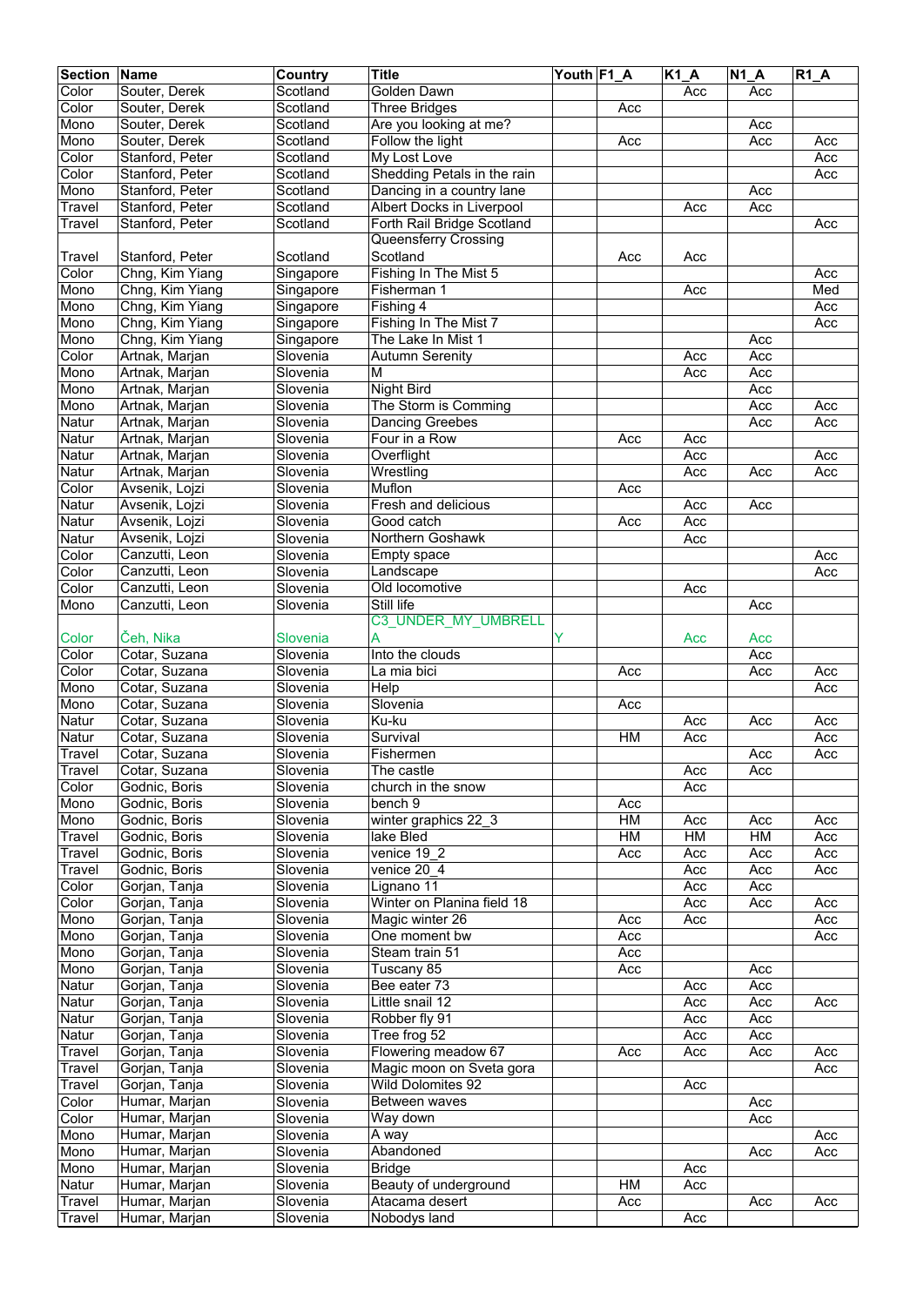| Section | Name | Country | Title | Youth | F1_A | K1_A | N1_A | R1_A |
|---|---|---|---|---|---|---|---|---|
| Color | Souter, Derek | Scotland | Golden Dawn | | | Acc | Acc | |
| Color | Souter, Derek | Scotland | Three Bridges | | Acc | | | |
| Mono | Souter, Derek | Scotland | Are you looking at me? | | | | Acc | |
| Mono | Souter, Derek | Scotland | Follow the light | | Acc | | Acc | Acc |
| Color | Stanford, Peter | Scotland | My Lost Love | | | | | Acc |
| Color | Stanford, Peter | Scotland | Shedding Petals in the rain | | | | | Acc |
| Mono | Stanford, Peter | Scotland | Dancing in a country lane | | | | Acc | |
| Travel | Stanford, Peter | Scotland | Albert Docks in Liverpool | | | Acc | Acc | |
| Travel | Stanford, Peter | Scotland | Forth Rail Bridge Scotland | | | | | Acc |
| Travel | Stanford, Peter | Scotland | Queensferry Crossing Scotland | | Acc | Acc | | |
| Color | Chng, Kim Yiang | Singapore | Fishing In The Mist 5 | | | | | Acc |
| Mono | Chng, Kim Yiang | Singapore | Fisherman 1 | | | Acc | | Med |
| Mono | Chng, Kim Yiang | Singapore | Fishing 4 | | | | | Acc |
| Mono | Chng, Kim Yiang | Singapore | Fishing In The Mist 7 | | | | | Acc |
| Mono | Chng, Kim Yiang | Singapore | The Lake In Mist 1 | | | | Acc | |
| Color | Artnak, Marjan | Slovenia | Autumn Serenity | | | Acc | Acc | |
| Mono | Artnak, Marjan | Slovenia | M | | | Acc | Acc | |
| Mono | Artnak, Marjan | Slovenia | Night Bird | | | | Acc | |
| Mono | Artnak, Marjan | Slovenia | The Storm is Comming | | | | Acc | Acc |
| Natur | Artnak, Marjan | Slovenia | Dancing Greebes | | | | Acc | Acc |
| Natur | Artnak, Marjan | Slovenia | Four in a Row | | Acc | Acc | | |
| Natur | Artnak, Marjan | Slovenia | Overflight | | | Acc | | Acc |
| Natur | Artnak, Marjan | Slovenia | Wrestling | | | Acc | Acc | Acc |
| Color | Avsenik, Lojzi | Slovenia | Muflon | | Acc | | | |
| Natur | Avsenik, Lojzi | Slovenia | Fresh and delicious | | | Acc | Acc | |
| Natur | Avsenik, Lojzi | Slovenia | Good catch | | Acc | Acc | | |
| Natur | Avsenik, Lojzi | Slovenia | Northern Goshawk | | | Acc | | |
| Color | Canzutti, Leon | Slovenia | Empty space | | | | | Acc |
| Color | Canzutti, Leon | Slovenia | Landscape | | | | | Acc |
| Color | Canzutti, Leon | Slovenia | Old locomotive | | | Acc | | |
| Mono | Canzutti, Leon | Slovenia | Still life | | | | Acc | |
| Color | Čeh, Nika | Slovenia | C3_UNDER_MY_UMBRELLA | Y | | Acc | Acc | |
| Color | Cotar, Suzana | Slovenia | Into the clouds | | | | Acc | |
| Color | Cotar, Suzana | Slovenia | La mia bici | | Acc | | Acc | Acc |
| Mono | Cotar, Suzana | Slovenia | Help | | | | | Acc |
| Mono | Cotar, Suzana | Slovenia | Slovenia | | Acc | | | |
| Natur | Cotar, Suzana | Slovenia | Ku-ku | | | Acc | Acc | Acc |
| Natur | Cotar, Suzana | Slovenia | Survival | | HM | Acc | | Acc |
| Travel | Cotar, Suzana | Slovenia | Fishermen | | | | Acc | Acc |
| Travel | Cotar, Suzana | Slovenia | The castle | | | Acc | Acc | |
| Color | Godnic, Boris | Slovenia | church in the snow | | | Acc | | |
| Mono | Godnic, Boris | Slovenia | bench 9 | | Acc | | | |
| Mono | Godnic, Boris | Slovenia | winter graphics 22_3 | | HM | Acc | Acc | Acc |
| Travel | Godnic, Boris | Slovenia | lake Bled | | HM | HM | HM | Acc |
| Travel | Godnic, Boris | Slovenia | venice 19_2 | | Acc | Acc | Acc | Acc |
| Travel | Godnic, Boris | Slovenia | venice 20_4 | | | Acc | Acc | Acc |
| Color | Gorjan, Tanja | Slovenia | Lignano 11 | | | Acc | Acc | |
| Color | Gorjan, Tanja | Slovenia | Winter on Planina field 18 | | | Acc | Acc | Acc |
| Mono | Gorjan, Tanja | Slovenia | Magic winter 26 | | Acc | Acc | | Acc |
| Mono | Gorjan, Tanja | Slovenia | One moment bw | | Acc | | | Acc |
| Mono | Gorjan, Tanja | Slovenia | Steam train 51 | | Acc | | | |
| Mono | Gorjan, Tanja | Slovenia | Tuscany 85 | | Acc | | Acc | |
| Natur | Gorjan, Tanja | Slovenia | Bee eater 73 | | | Acc | Acc | |
| Natur | Gorjan, Tanja | Slovenia | Little snail 12 | | | Acc | Acc | Acc |
| Natur | Gorjan, Tanja | Slovenia | Robber fly 91 | | | Acc | Acc | |
| Natur | Gorjan, Tanja | Slovenia | Tree frog 52 | | | Acc | Acc | |
| Travel | Gorjan, Tanja | Slovenia | Flowering meadow 67 | | Acc | Acc | Acc | Acc |
| Travel | Gorjan, Tanja | Slovenia | Magic moon on Sveta gora | | | | | Acc |
| Travel | Gorjan, Tanja | Slovenia | Wild Dolomites 92 | | | Acc | | |
| Color | Humar, Marjan | Slovenia | Between waves | | | | Acc | |
| Color | Humar, Marjan | Slovenia | Way down | | | | Acc | |
| Mono | Humar, Marjan | Slovenia | A way | | | | | Acc |
| Mono | Humar, Marjan | Slovenia | Abandoned | | | | Acc | Acc |
| Mono | Humar, Marjan | Slovenia | Bridge | | | Acc | | |
| Natur | Humar, Marjan | Slovenia | Beauty of underground | | HM | Acc | | |
| Travel | Humar, Marjan | Slovenia | Atacama desert | | Acc | | Acc | Acc |
| Travel | Humar, Marjan | Slovenia | Nobodys land | | | Acc | | |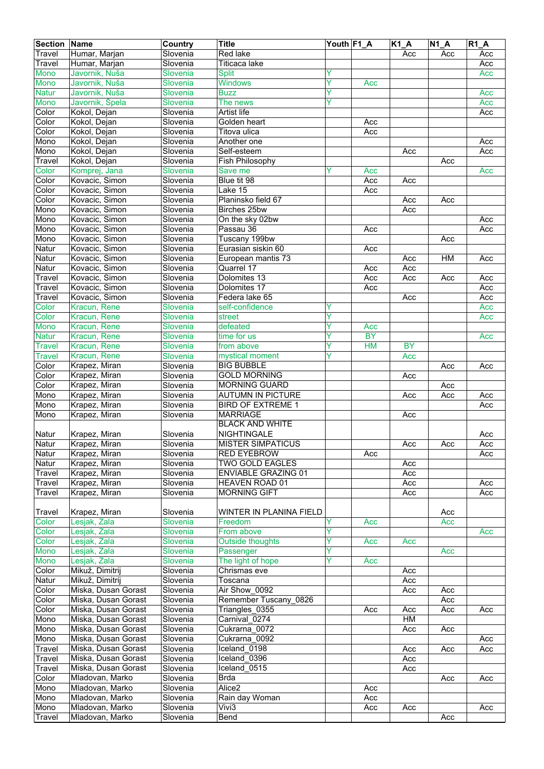| Section | Name | Country | Title | Youth | F1_A | K1_A | N1_A | R1_A |
|---|---|---|---|---|---|---|---|---|
| Travel | Humar, Marjan | Slovenia | Red lake | | | Acc | Acc | Acc |
| Travel | Humar, Marjan | Slovenia | Titicaca lake | | | | | Acc |
| Mono | Javornik, Nuša | Slovenia | Split | Y | | | | Acc |
| Mono | Javornik, Nuša | Slovenia | Windows | Y | Acc | | | |
| Natur | Javornik, Nuša | Slovenia | Buzz | Y | | | | Acc |
| Mono | Javornik, Špela | Slovenia | The news | Y | | | | Acc |
| Color | Kokol, Dejan | Slovenia | Artist life | | | | | Acc |
| Color | Kokol, Dejan | Slovenia | Golden heart | | Acc | | | |
| Color | Kokol, Dejan | Slovenia | Titova ulica | | Acc | | | |
| Mono | Kokol, Dejan | Slovenia | Another one | | | | | Acc |
| Mono | Kokol, Dejan | Slovenia | Self-esteem | | | Acc | | Acc |
| Travel | Kokol, Dejan | Slovenia | Fish Philosophy | | | | Acc | |
| Color | Komprej, Jana | Slovenia | Save me | Y | Acc | | | Acc |
| Color | Kovacic, Simon | Slovenia | Blue tit 98 | | Acc | Acc | | |
| Color | Kovacic, Simon | Slovenia | Lake 15 | | Acc | | | |
| Color | Kovacic, Simon | Slovenia | Planinsko field 67 | | | Acc | Acc | |
| Mono | Kovacic, Simon | Slovenia | Birches 25bw | | | Acc | | |
| Mono | Kovacic, Simon | Slovenia | On the sky 02bw | | | | | Acc |
| Mono | Kovacic, Simon | Slovenia | Passau 36 | | Acc | | | Acc |
| Mono | Kovacic, Simon | Slovenia | Tuscany 199bw | | | | Acc | |
| Natur | Kovacic, Simon | Slovenia | Eurasian siskin 60 | | Acc | | | |
| Natur | Kovacic, Simon | Slovenia | European mantis 73 | | | Acc | HM | Acc |
| Natur | Kovacic, Simon | Slovenia | Quarrel 17 | | Acc | Acc | | |
| Travel | Kovacic, Simon | Slovenia | Dolomites 13 | | Acc | Acc | Acc | Acc |
| Travel | Kovacic, Simon | Slovenia | Dolomites 17 | | Acc | | | Acc |
| Travel | Kovacic, Simon | Slovenia | Federa lake 65 | | | Acc | | Acc |
| Color | Kracun, Rene | Slovenia | self-confidence | Y | | | | Acc |
| Color | Kracun, Rene | Slovenia | street | Y | | | | Acc |
| Mono | Kracun, Rene | Slovenia | defeated | Y | Acc | | | |
| Natur | Kracun, Rene | Slovenia | time for us | Y | BY | | | Acc |
| Travel | Kracun, Rene | Slovenia | from above | Y | HM | BY | | |
| Travel | Kracun, Rene | Slovenia | mystical moment | Y | | Acc | | |
| Color | Krapez, Miran | Slovenia | BIG BUBBLE | | | | Acc | Acc |
| Color | Krapez, Miran | Slovenia | GOLD MORNING | | | Acc | | |
| Color | Krapez, Miran | Slovenia | MORNING GUARD | | | | Acc | |
| Mono | Krapez, Miran | Slovenia | AUTUMN IN PICTURE | | | Acc | Acc | Acc |
| Mono | Krapez, Miran | Slovenia | BIRD OF EXTREME 1 | | | | | Acc |
| Mono | Krapez, Miran | Slovenia | MARRIAGE | | | Acc | | |
| Natur | Krapez, Miran | Slovenia | BLACK AND WHITE NIGHTINGALE | | | | | Acc |
| Natur | Krapez, Miran | Slovenia | MISTER SIMPATICUS | | | Acc | Acc | Acc |
| Natur | Krapez, Miran | Slovenia | RED EYEBROW | | Acc | | | Acc |
| Natur | Krapez, Miran | Slovenia | TWO GOLD EAGLES | | | Acc | | |
| Travel | Krapez, Miran | Slovenia | ENVIABLE GRAZING 01 | | | Acc | | |
| Travel | Krapez, Miran | Slovenia | HEAVEN ROAD 01 | | | Acc | | Acc |
| Travel | Krapez, Miran | Slovenia | MORNING GIFT | | | Acc | | Acc |
| Travel | Krapez, Miran | Slovenia | WINTER IN PLANINA FIELD | | | | Acc | |
| Color | Lesjak, Zala | Slovenia | Freedom | Y | Acc | | Acc | |
| Color | Lesjak, Zala | Slovenia | From above | Y | | | | Acc |
| Color | Lesjak, Zala | Slovenia | Outside thoughts | Y | Acc | Acc | | |
| Mono | Lesjak, Zala | Slovenia | Passenger | Y | | | Acc | |
| Mono | Lesjak, Zala | Slovenia | The light of hope | Y | Acc | | | |
| Color | Mikuž, Dimitrij | Slovenia | Chrismas eve | | | Acc | | |
| Natur | Mikuž, Dimitrij | Slovenia | Toscana | | | Acc | | |
| Color | Miska, Dusan Gorast | Slovenia | Air Show_0092 | | | Acc | Acc | |
| Color | Miska, Dusan Gorast | Slovenia | Remember Tuscany_0826 | | | | Acc | |
| Color | Miska, Dusan Gorast | Slovenia | Triangles_0355 | | Acc | Acc | Acc | Acc |
| Mono | Miska, Dusan Gorast | Slovenia | Carnival_0274 | | | HM | | |
| Mono | Miska, Dusan Gorast | Slovenia | Cukrarna_0072 | | | Acc | Acc | |
| Mono | Miska, Dusan Gorast | Slovenia | Cukrarna_0092 | | | | | Acc |
| Travel | Miska, Dusan Gorast | Slovenia | Iceland_0198 | | | Acc | Acc | Acc |
| Travel | Miska, Dusan Gorast | Slovenia | Iceland_0396 | | | Acc | | |
| Travel | Miska, Dusan Gorast | Slovenia | Iceland_0515 | | | Acc | | |
| Color | Mladovan, Marko | Slovenia | Brda | | | | Acc | Acc |
| Mono | Mladovan, Marko | Slovenia | Alice2 | | Acc | | | |
| Mono | Mladovan, Marko | Slovenia | Rain day Woman | | Acc | | | |
| Mono | Mladovan, Marko | Slovenia | Vivi3 | | Acc | Acc | | Acc |
| Travel | Mladovan, Marko | Slovenia | Bend | | | | Acc | |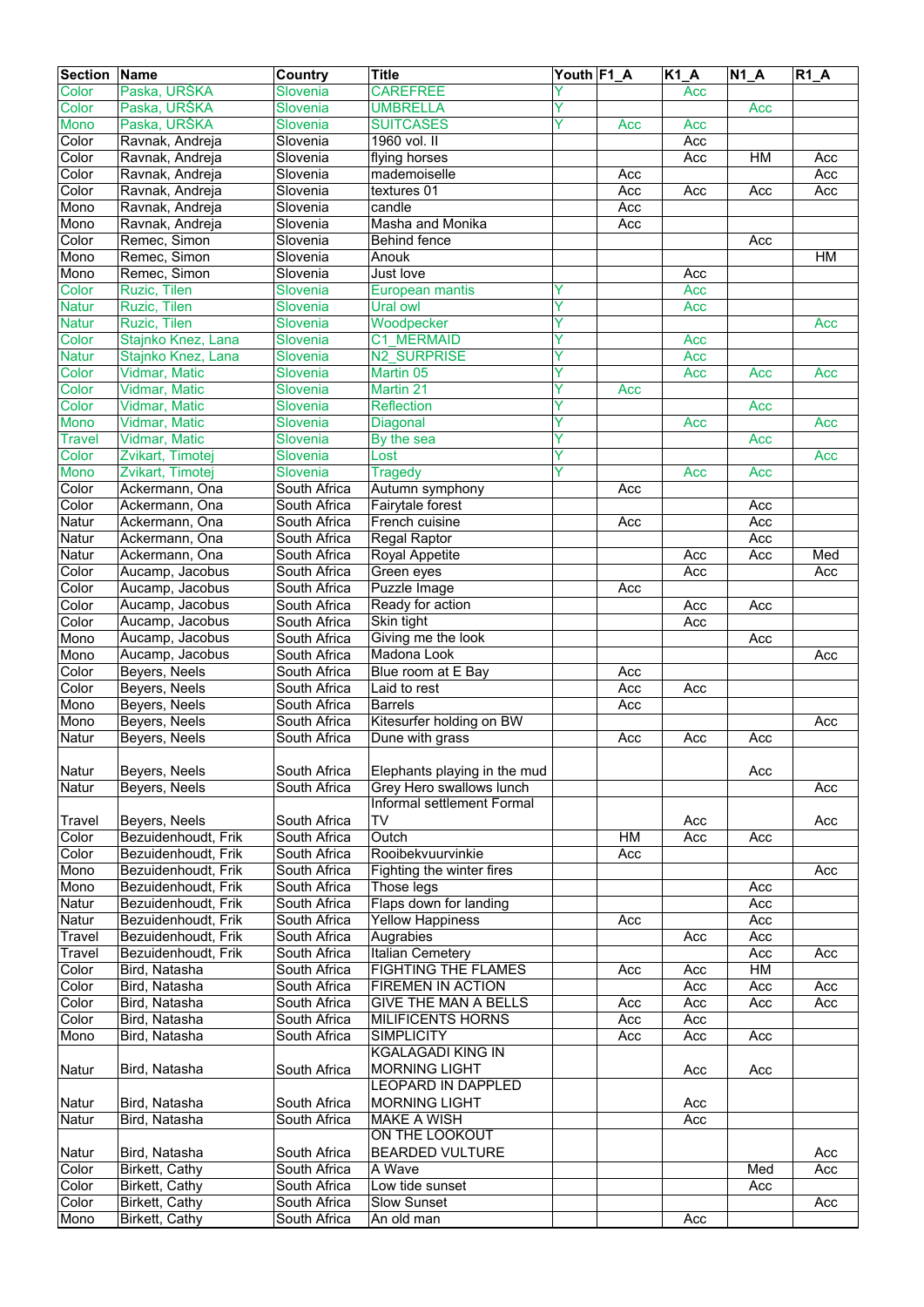| Section | Name | Country | Title | Youth | F1_A | K1_A | N1_A | R1_A |
|---|---|---|---|---|---|---|---|---|
| Color | Paska, URŠKA | Slovenia | CAREFREE | Y | | Acc | | |
| Color | Paska, URŠKA | Slovenia | UMBRELLA | Y | | | Acc | |
| Mono | Paska, URŠKA | Slovenia | SUITCASES | Y | Acc | Acc | | |
| Color | Ravnak, Andreja | Slovenia | 1960 vol. II | | | Acc | | |
| Color | Ravnak, Andreja | Slovenia | flying horses | | | Acc | HM | Acc |
| Color | Ravnak, Andreja | Slovenia | mademoiselle | | Acc | | | Acc |
| Color | Ravnak, Andreja | Slovenia | textures 01 | | Acc | Acc | Acc | Acc |
| Mono | Ravnak, Andreja | Slovenia | candle | | Acc | | | |
| Mono | Ravnak, Andreja | Slovenia | Masha and Monika | | Acc | | | |
| Color | Remec, Simon | Slovenia | Behind fence | | | | Acc | |
| Mono | Remec, Simon | Slovenia | Anouk | | | | | HM |
| Mono | Remec, Simon | Slovenia | Just love | | | Acc | | |
| Color | Ruzic, Tilen | Slovenia | European mantis | Y | | Acc | | |
| Natur | Ruzic, Tilen | Slovenia | Ural owl | Y | | Acc | | |
| Natur | Ruzic, Tilen | Slovenia | Woodpecker | Y | | | | Acc |
| Color | Stajnko Knez, Lana | Slovenia | C1_MERMAID | Y | | Acc | | |
| Natur | Stajnko Knez, Lana | Slovenia | N2_SURPRISE | Y | | Acc | | |
| Color | Vidmar, Matic | Slovenia | Martin 05 | Y | | Acc | Acc | Acc |
| Color | Vidmar, Matic | Slovenia | Martin 21 | Y | Acc | | | |
| Color | Vidmar, Matic | Slovenia | Reflection | Y | | | Acc | |
| Mono | Vidmar, Matic | Slovenia | Diagonal | Y | | Acc | | Acc |
| Travel | Vidmar, Matic | Slovenia | By the sea | Y | | | Acc | |
| Color | Zvikart, Timotej | Slovenia | Lost | Y | | | | Acc |
| Mono | Zvikart, Timotej | Slovenia | Tragedy | Y | | Acc | Acc | |
| Color | Ackermann, Ona | South Africa | Autumn symphony | | Acc | | | |
| Color | Ackermann, Ona | South Africa | Fairytale forest | | | | Acc | |
| Natur | Ackermann, Ona | South Africa | French cuisine | | Acc | | Acc | |
| Natur | Ackermann, Ona | South Africa | Regal Raptor | | | | Acc | |
| Natur | Ackermann, Ona | South Africa | Royal Appetite | | | Acc | Acc | Med |
| Color | Aucamp, Jacobus | South Africa | Green eyes | | | Acc | | Acc |
| Color | Aucamp, Jacobus | South Africa | Puzzle Image | | Acc | | | |
| Color | Aucamp, Jacobus | South Africa | Ready for action | | | Acc | Acc | |
| Color | Aucamp, Jacobus | South Africa | Skin tight | | | Acc | | |
| Mono | Aucamp, Jacobus | South Africa | Giving me the look | | | | Acc | |
| Mono | Aucamp, Jacobus | South Africa | Madona Look | | | | | Acc |
| Color | Beyers, Neels | South Africa | Blue room at E Bay | | Acc | | | |
| Color | Beyers, Neels | South Africa | Laid to rest | | Acc | Acc | | |
| Mono | Beyers, Neels | South Africa | Barrels | | Acc | | | |
| Mono | Beyers, Neels | South Africa | Kitesurfer holding on BW | | | | | Acc |
| Natur | Beyers, Neels | South Africa | Dune with grass | | Acc | Acc | Acc | |
| Natur | Beyers, Neels | South Africa | Elephants playing in the mud | | | | Acc | |
| Natur | Beyers, Neels | South Africa | Grey Hero swallows lunch | | | | | Acc |
| Travel | Beyers, Neels | South Africa | Informal settlement Formal TV | | | Acc | | Acc |
| Color | Bezuidenhoudt, Frik | South Africa | Outch | | HM | Acc | Acc | |
| Color | Bezuidenhoudt, Frik | South Africa | Rooibekvuurvinkie | | Acc | | | |
| Mono | Bezuidenhoudt, Frik | South Africa | Fighting the winter fires | | | | | Acc |
| Mono | Bezuidenhoudt, Frik | South Africa | Those legs | | | | Acc | |
| Natur | Bezuidenhoudt, Frik | South Africa | Flaps down for landing | | | | Acc | |
| Natur | Bezuidenhoudt, Frik | South Africa | Yellow Happiness | | Acc | | Acc | |
| Travel | Bezuidenhoudt, Frik | South Africa | Augrabies | | | Acc | Acc | |
| Travel | Bezuidenhoudt, Frik | South Africa | Italian Cemetery | | | | Acc | Acc |
| Color | Bird, Natasha | South Africa | FIGHTING THE FLAMES | | Acc | Acc | HM | |
| Color | Bird, Natasha | South Africa | FIREMEN IN ACTION | | | Acc | Acc | Acc |
| Color | Bird, Natasha | South Africa | GIVE THE MAN A BELLS | | Acc | Acc | Acc | Acc |
| Color | Bird, Natasha | South Africa | MILIFICENTS HORNS | | Acc | Acc | | |
| Mono | Bird, Natasha | South Africa | SIMPLICITY | | Acc | Acc | Acc | |
| Natur | Bird, Natasha | South Africa | KGALAGADI KING IN MORNING LIGHT | | | Acc | Acc | |
| Natur | Bird, Natasha | South Africa | LEOPARD IN DAPPLED MORNING LIGHT | | | Acc | | |
| Natur | Bird, Natasha | South Africa | MAKE A WISH | | | Acc | | |
| Natur | Bird, Natasha | South Africa | ON THE LOOKOUT BEARDED VULTURE | | | | | Acc |
| Color | Birkett, Cathy | South Africa | A Wave | | | | Med | Acc |
| Color | Birkett, Cathy | South Africa | Low tide sunset | | | | Acc | |
| Color | Birkett, Cathy | South Africa | Slow Sunset | | | | | Acc |
| Mono | Birkett, Cathy | South Africa | An old man | | | Acc | | |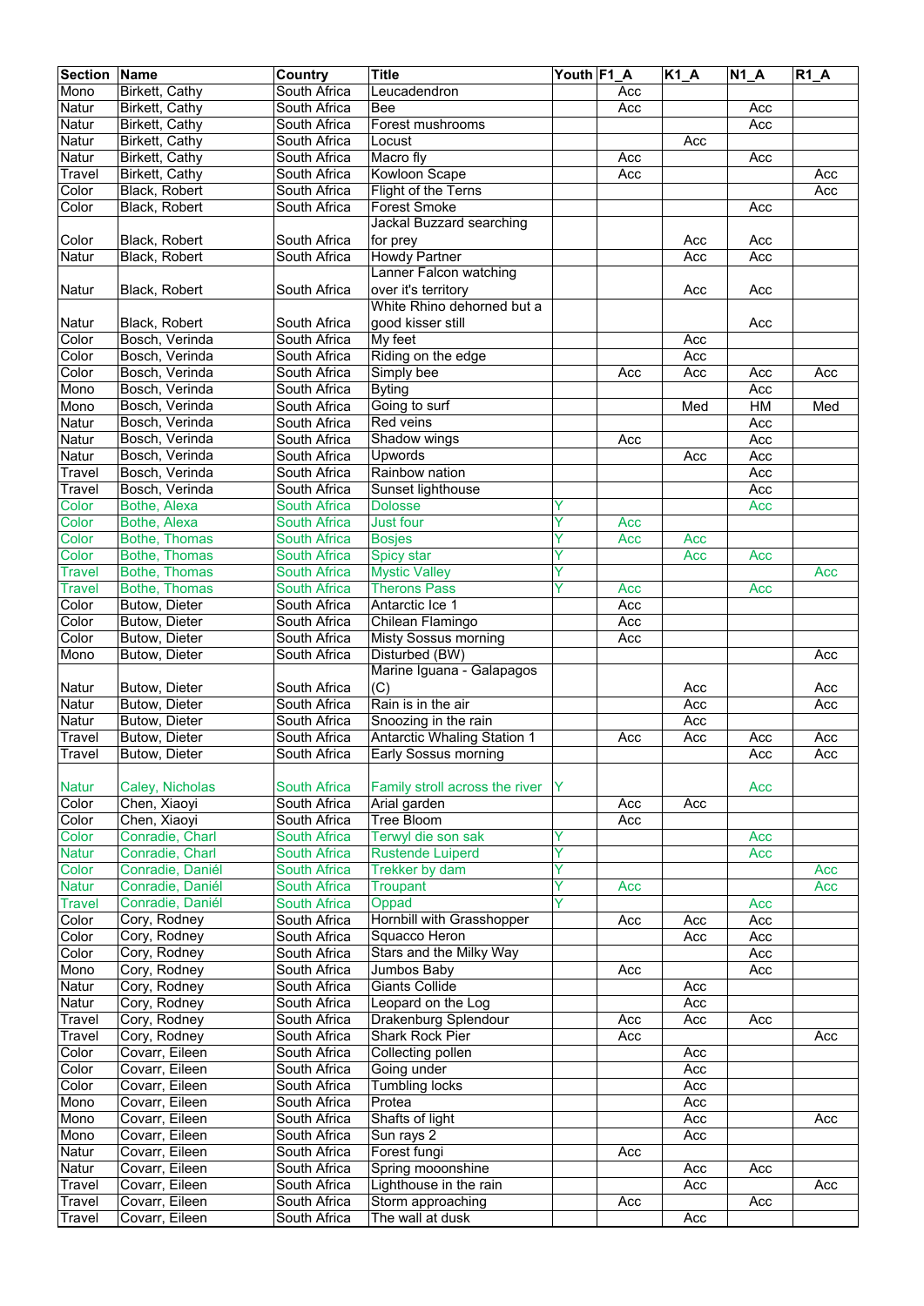| Section | Name | Country | Title | Youth | F1_A | K1_A | N1_A | R1_A |
|---|---|---|---|---|---|---|---|---|
| Mono | Birkett, Cathy | South Africa | Leucadendron | | Acc | | | |
| Natur | Birkett, Cathy | South Africa | Bee | | Acc | | Acc | |
| Natur | Birkett, Cathy | South Africa | Forest mushrooms | | | | Acc | |
| Natur | Birkett, Cathy | South Africa | Locust | | | Acc | | |
| Natur | Birkett, Cathy | South Africa | Macro fly | | Acc | | Acc | |
| Travel | Birkett, Cathy | South Africa | Kowloon Scape | | Acc | | | Acc |
| Color | Black, Robert | South Africa | Flight of the Terns | | | | | Acc |
| Color | Black, Robert | South Africa | Forest Smoke | | | | Acc | |
| Color | Black, Robert | South Africa | Jackal Buzzard searching for prey | | | Acc | Acc | |
| Natur | Black, Robert | South Africa | Howdy Partner | | | Acc | Acc | |
| Natur | Black, Robert | South Africa | Lanner Falcon watching over it's territory | | | Acc | Acc | |
| Natur | Black, Robert | South Africa | White Rhino dehorned but a good kisser still | | | | Acc | |
| Color | Bosch, Verinda | South Africa | My feet | | | Acc | | |
| Color | Bosch, Verinda | South Africa | Riding on the edge | | | Acc | | |
| Color | Bosch, Verinda | South Africa | Simply bee | | Acc | Acc | Acc | Acc |
| Mono | Bosch, Verinda | South Africa | Byting | | | | Acc | |
| Mono | Bosch, Verinda | South Africa | Going to surf | | | Med | HM | Med |
| Natur | Bosch, Verinda | South Africa | Red veins | | | | Acc | |
| Natur | Bosch, Verinda | South Africa | Shadow wings | | Acc | | Acc | |
| Natur | Bosch, Verinda | South Africa | Upwords | | | Acc | Acc | |
| Travel | Bosch, Verinda | South Africa | Rainbow nation | | | | Acc | |
| Travel | Bosch, Verinda | South Africa | Sunset lighthouse | | | | Acc | |
| Color | Bothe, Alexa | South Africa | Dolosse | Y | | | Acc | |
| Color | Bothe, Alexa | South Africa | Just four | Y | Acc | | | |
| Color | Bothe, Thomas | South Africa | Bosjes | Y | Acc | Acc | | |
| Color | Bothe, Thomas | South Africa | Spicy star | Y | | Acc | Acc | |
| Travel | Bothe, Thomas | South Africa | Mystic Valley | Y | | | | Acc |
| Travel | Bothe, Thomas | South Africa | Therons Pass | Y | Acc | | Acc | |
| Color | Butow, Dieter | South Africa | Antarctic Ice 1 | | Acc | | | |
| Color | Butow, Dieter | South Africa | Chilean Flamingo | | Acc | | | |
| Color | Butow, Dieter | South Africa | Misty Sossus morning | | Acc | | | |
| Mono | Butow, Dieter | South Africa | Disturbed (BW) | | | | | Acc |
| Natur | Butow, Dieter | South Africa | Marine Iguana - Galapagos (C) | | | Acc | | Acc |
| Natur | Butow, Dieter | South Africa | Rain is in the air | | | Acc | | Acc |
| Natur | Butow, Dieter | South Africa | Snoozing in the rain | | | Acc | | |
| Travel | Butow, Dieter | South Africa | Antarctic Whaling Station 1 | | Acc | Acc | Acc | Acc |
| Travel | Butow, Dieter | South Africa | Early Sossus morning | | | | Acc | Acc |
| Natur | Caley, Nicholas | South Africa | Family stroll across the river | Y | | | Acc | |
| Color | Chen, Xiaoyi | South Africa | Arial garden | | Acc | Acc | | |
| Color | Chen, Xiaoyi | South Africa | Tree Bloom | | Acc | | | |
| Color | Conradie, Charl | South Africa | Terwyl die son sak | Y | | | Acc | |
| Natur | Conradie, Charl | South Africa | Rustende Luiperd | Y | | | Acc | |
| Color | Conradie, Daniél | South Africa | Trekker by dam | Y | | | | Acc |
| Natur | Conradie, Daniél | South Africa | Troupant | Y | Acc | | | Acc |
| Travel | Conradie, Daniél | South Africa | Oppad | Y | | | Acc | |
| Color | Cory, Rodney | South Africa | Hornbill with Grasshopper | | Acc | Acc | Acc | |
| Color | Cory, Rodney | South Africa | Squacco Heron | | | Acc | Acc | |
| Color | Cory, Rodney | South Africa | Stars and the Milky Way | | | | Acc | |
| Mono | Cory, Rodney | South Africa | Jumbos Baby | | Acc | | Acc | |
| Natur | Cory, Rodney | South Africa | Giants Collide | | | Acc | | |
| Natur | Cory, Rodney | South Africa | Leopard on the Log | | | Acc | | |
| Travel | Cory, Rodney | South Africa | Drakenburg Splendour | | Acc | Acc | Acc | |
| Travel | Cory, Rodney | South Africa | Shark Rock Pier | | Acc | | | Acc |
| Color | Covarr, Eileen | South Africa | Collecting pollen | | | Acc | | |
| Color | Covarr, Eileen | South Africa | Going under | | | Acc | | |
| Color | Covarr, Eileen | South Africa | Tumbling locks | | | Acc | | |
| Mono | Covarr, Eileen | South Africa | Protea | | | Acc | | |
| Mono | Covarr, Eileen | South Africa | Shafts of light | | | Acc | | Acc |
| Mono | Covarr, Eileen | South Africa | Sun rays 2 | | | Acc | | |
| Natur | Covarr, Eileen | South Africa | Forest fungi | | Acc | | | |
| Natur | Covarr, Eileen | South Africa | Spring mooonshine | | | Acc | Acc | |
| Travel | Covarr, Eileen | South Africa | Lighthouse in the rain | | | Acc | | Acc |
| Travel | Covarr, Eileen | South Africa | Storm approaching | | Acc | | Acc | |
| Travel | Covarr, Eileen | South Africa | The wall at dusk | | | Acc | | |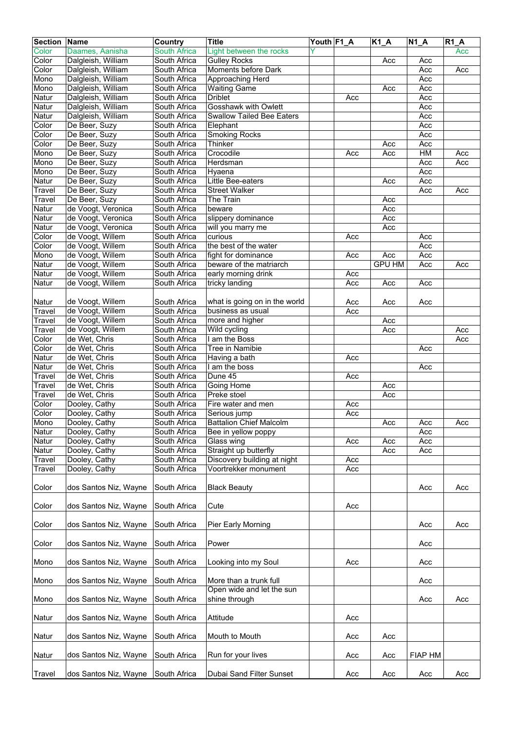| Section | Name | Country | Title | Youth | F1_A | K1_A | N1_A | R1_A |
|---|---|---|---|---|---|---|---|---|
| Color | Daames, Aanisha | South Africa | Light between the rocks | Y | | | | Acc |
| Color | Dalgleish, William | South Africa | Gulley Rocks | | | Acc | Acc | |
| Color | Dalgleish, William | South Africa | Moments before Dark | | | | Acc | Acc |
| Mono | Dalgleish, William | South Africa | Approaching Herd | | | | Acc | |
| Mono | Dalgleish, William | South Africa | Waiting Game | | | Acc | Acc | |
| Natur | Dalgleish, William | South Africa | Driblet | | Acc | | Acc | |
| Natur | Dalgleish, William | South Africa | Gosshawk with Owlett | | | | Acc | |
| Natur | Dalgleish, William | South Africa | Swallow Tailed Bee Eaters | | | | Acc | |
| Color | De Beer, Suzy | South Africa | Elephant | | | | Acc | |
| Color | De Beer, Suzy | South Africa | Smoking Rocks | | | | Acc | |
| Color | De Beer, Suzy | South Africa | Thinker | | | Acc | Acc | |
| Mono | De Beer, Suzy | South Africa | Crocodile | | Acc | Acc | HM | Acc |
| Mono | De Beer, Suzy | South Africa | Herdsman | | | | Acc | Acc |
| Mono | De Beer, Suzy | South Africa | Hyaena | | | | Acc | |
| Natur | De Beer, Suzy | South Africa | Little Bee-eaters | | | Acc | Acc | |
| Travel | De Beer, Suzy | South Africa | Street Walker | | | | Acc | Acc |
| Travel | De Beer, Suzy | South Africa | The Train | | | Acc | | |
| Natur | de Voogt, Veronica | South Africa | beware | | | Acc | | |
| Natur | de Voogt, Veronica | South Africa | slippery dominance | | | Acc | | |
| Natur | de Voogt, Veronica | South Africa | will you marry me | | | Acc | | |
| Color | de Voogt, Willem | South Africa | curious | | Acc | | Acc | |
| Color | de Voogt, Willem | South Africa | the best of the water | | | | Acc | |
| Mono | de Voogt, Willem | South Africa | fight for dominance | | Acc | Acc | Acc | |
| Natur | de Voogt, Willem | South Africa | beware of the matriarch | | | GPU HM | Acc | Acc |
| Natur | de Voogt, Willem | South Africa | early morning drink | | Acc | | | |
| Natur | de Voogt, Willem | South Africa | tricky landing | | Acc | Acc | Acc | |
| Natur | de Voogt, Willem | South Africa | what is going on in the world | | Acc | Acc | Acc | |
| Travel | de Voogt, Willem | South Africa | business as usual | | Acc | | | |
| Travel | de Voogt, Willem | South Africa | more and higher | | | Acc | | |
| Travel | de Voogt, Willem | South Africa | Wild cycling | | | Acc | | Acc |
| Color | de Wet, Chris | South Africa | I am the Boss | | | | | Acc |
| Color | de Wet, Chris | South Africa | Tree in Namibie | | | | Acc | |
| Natur | de Wet, Chris | South Africa | Having a bath | | Acc | | | |
| Natur | de Wet, Chris | South Africa | I am the boss | | | | Acc | |
| Travel | de Wet, Chris | South Africa | Dune 45 | | Acc | | | |
| Travel | de Wet, Chris | South Africa | Going Home | | | Acc | | |
| Travel | de Wet, Chris | South Africa | Preke stoel | | | Acc | | |
| Color | Dooley, Cathy | South Africa | Fire water and men | | Acc | | | |
| Color | Dooley, Cathy | South Africa | Serious jump | | Acc | | | |
| Mono | Dooley, Cathy | South Africa | Battalion Chief Malcolm | | | Acc | Acc | Acc |
| Natur | Dooley, Cathy | South Africa | Bee in yellow poppy | | | | Acc | |
| Natur | Dooley, Cathy | South Africa | Glass wing | | Acc | Acc | Acc | |
| Natur | Dooley, Cathy | South Africa | Straight up butterfly | | | Acc | Acc | |
| Travel | Dooley, Cathy | South Africa | Discovery building at night | | Acc | | | |
| Travel | Dooley, Cathy | South Africa | Voortrekker monument | | Acc | | | |
| Color | dos Santos Niz, Wayne | South Africa | Black Beauty | | | | Acc | Acc |
| Color | dos Santos Niz, Wayne | South Africa | Cute | | Acc | | | |
| Color | dos Santos Niz, Wayne | South Africa | Pier Early Morning | | | | Acc | Acc |
| Color | dos Santos Niz, Wayne | South Africa | Power | | | | Acc | |
| Mono | dos Santos Niz, Wayne | South Africa | Looking into my Soul | | Acc | | Acc | |
| Mono | dos Santos Niz, Wayne | South Africa | More than a trunk full | | | | Acc | |
| Mono | dos Santos Niz, Wayne | South Africa | Open wide and let the sun shine through | | | | Acc | Acc |
| Natur | dos Santos Niz, Wayne | South Africa | Attitude | | Acc | | | |
| Natur | dos Santos Niz, Wayne | South Africa | Mouth to Mouth | | Acc | Acc | | |
| Natur | dos Santos Niz, Wayne | South Africa | Run for your lives | | Acc | Acc | FIAP HM | |
| Travel | dos Santos Niz, Wayne | South Africa | Dubai Sand Filter Sunset | | Acc | Acc | Acc | Acc |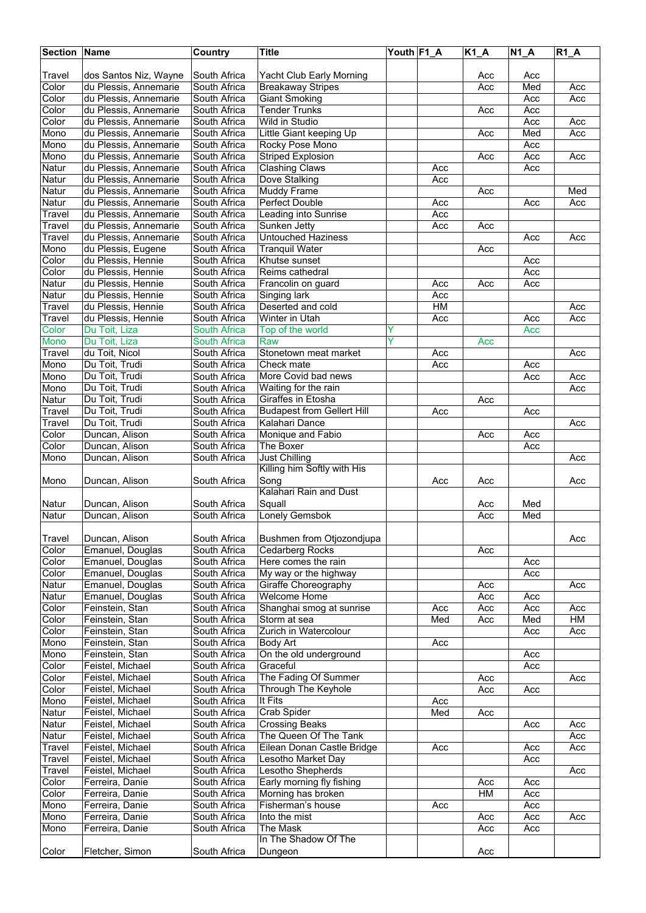| Section | Name | Country | Title | Youth | F1_A | K1_A | N1_A | R1_A |
|---|---|---|---|---|---|---|---|---|
| Travel | dos Santos Niz, Wayne | South Africa | Yacht Club Early Morning | | | Acc | Acc | |
| Color | du Plessis, Annemarie | South Africa | Breakaway Stripes | | | Acc | Med | Acc |
| Color | du Plessis, Annemarie | South Africa | Giant Smoking | | | | Acc | Acc |
| Color | du Plessis, Annemarie | South Africa | Tender Trunks | | | Acc | Acc | |
| Color | du Plessis, Annemarie | South Africa | Wild in Studio | | | | Acc | Acc |
| Mono | du Plessis, Annemarie | South Africa | Little Giant keeping Up | | | Acc | Med | Acc |
| Mono | du Plessis, Annemarie | South Africa | Rocky Pose Mono | | | | Acc | |
| Mono | du Plessis, Annemarie | South Africa | Striped Explosion | | | Acc | Acc | Acc |
| Natur | du Plessis, Annemarie | South Africa | Clashing Claws | | Acc | | Acc | |
| Natur | du Plessis, Annemarie | South Africa | Dove Stalking | | Acc | | | |
| Natur | du Plessis, Annemarie | South Africa | Muddy Frame | | | Acc | | Med |
| Natur | du Plessis, Annemarie | South Africa | Perfect Double | | Acc | | Acc | Acc |
| Travel | du Plessis, Annemarie | South Africa | Leading into Sunrise | | Acc | | | |
| Travel | du Plessis, Annemarie | South Africa | Sunken Jetty | | Acc | Acc | | |
| Travel | du Plessis, Annemarie | South Africa | Untouched Haziness | | | | Acc | Acc |
| Mono | du Plessis, Eugene | South Africa | Tranquil Water | | | Acc | | |
| Color | du Plessis, Hennie | South Africa | Khutse sunset | | | | Acc | |
| Color | du Plessis, Hennie | South Africa | Reims cathedral | | | | Acc | |
| Natur | du Plessis, Hennie | South Africa | Francolin on guard | | Acc | Acc | Acc | |
| Natur | du Plessis, Hennie | South Africa | Singing lark | | Acc | | | |
| Travel | du Plessis, Hennie | South Africa | Deserted and cold | | HM | | | Acc |
| Travel | du Plessis, Hennie | South Africa | Winter in Utah | | Acc | | Acc | Acc |
| Color | Du Toit, Liza | South Africa | Top of the world | Y | | | Acc | |
| Mono | Du Toit, Liza | South Africa | Raw | Y | | Acc | | |
| Travel | du Toit, Nicol | South Africa | Stonetown meat market | | Acc | | | Acc |
| Mono | Du Toit, Trudi | South Africa | Check mate | | Acc | | Acc | |
| Mono | Du Toit, Trudi | South Africa | More Covid bad news | | | | Acc | Acc |
| Mono | Du Toit, Trudi | South Africa | Waiting for the rain | | | | | Acc |
| Natur | Du Toit, Trudi | South Africa | Giraffes in Etosha | | | Acc | | |
| Travel | Du Toit, Trudi | South Africa | Budapest from Gellert Hill | | Acc | | Acc | |
| Travel | Du Toit, Trudi | South Africa | Kalahari Dance | | | | | Acc |
| Color | Duncan, Alison | South Africa | Monique and Fabio | | | Acc | Acc | |
| Color | Duncan, Alison | South Africa | The Boxer | | | | Acc | |
| Mono | Duncan, Alison | South Africa | Just Chilling | | | | | Acc |
| Mono | Duncan, Alison | South Africa | Killing him Softly with His Song | | Acc | Acc | | Acc |
| Natur | Duncan, Alison | South Africa | Kalahari Rain and Dust Squall | | | Acc | Med | |
| Natur | Duncan, Alison | South Africa | Lonely Gemsbok | | | Acc | Med | |
| Travel | Duncan, Alison | South Africa | Bushmen from Otjozondjupa | | | | | Acc |
| Color | Emanuel, Douglas | South Africa | Cedarberg Rocks | | | Acc | | |
| Color | Emanuel, Douglas | South Africa | Here comes the rain | | | | Acc | |
| Color | Emanuel, Douglas | South Africa | My way or the highway | | | | Acc | |
| Natur | Emanuel, Douglas | South Africa | Giraffe Choreography | | | Acc | | Acc |
| Natur | Emanuel, Douglas | South Africa | Welcome Home | | | Acc | Acc | |
| Color | Feinstein, Stan | South Africa | Shanghai smog at sunrise | | Acc | Acc | Acc | Acc |
| Color | Feinstein, Stan | South Africa | Storm at sea | | Med | Acc | Med | HM |
| Color | Feinstein, Stan | South Africa | Zurich in Watercolour | | | | Acc | Acc |
| Mono | Feinstein, Stan | South Africa | Body Art | | Acc | | | |
| Mono | Feinstein, Stan | South Africa | On the old underground | | | | Acc | |
| Color | Feistel, Michael | South Africa | Graceful | | | | Acc | |
| Color | Feistel, Michael | South Africa | The Fading Of Summer | | | Acc | | Acc |
| Color | Feistel, Michael | South Africa | Through The Keyhole | | | Acc | Acc | |
| Mono | Feistel, Michael | South Africa | It Fits | | Acc | | | |
| Natur | Feistel, Michael | South Africa | Crab Spider | | Med | Acc | | |
| Natur | Feistel, Michael | South Africa | Crossing Beaks | | | | Acc | Acc |
| Natur | Feistel, Michael | South Africa | The Queen Of The Tank | | | | | Acc |
| Travel | Feistel, Michael | South Africa | Eilean Donan Castle Bridge | | Acc | | Acc | Acc |
| Travel | Feistel, Michael | South Africa | Lesotho Market Day | | | | Acc | |
| Travel | Feistel, Michael | South Africa | Lesotho Shepherds | | | | | Acc |
| Color | Ferreira, Danie | South Africa | Early morning fly fishing | | | Acc | Acc | |
| Color | Ferreira, Danie | South Africa | Morning has broken | | | HM | Acc | |
| Mono | Ferreira, Danie | South Africa | Fisherman's house | | Acc | | Acc | |
| Mono | Ferreira, Danie | South Africa | Into the mist | | | Acc | Acc | Acc |
| Mono | Ferreira, Danie | South Africa | The Mask | | | Acc | Acc | |
| Color | Fletcher, Simon | South Africa | In The Shadow Of The Dungeon | | | Acc | | |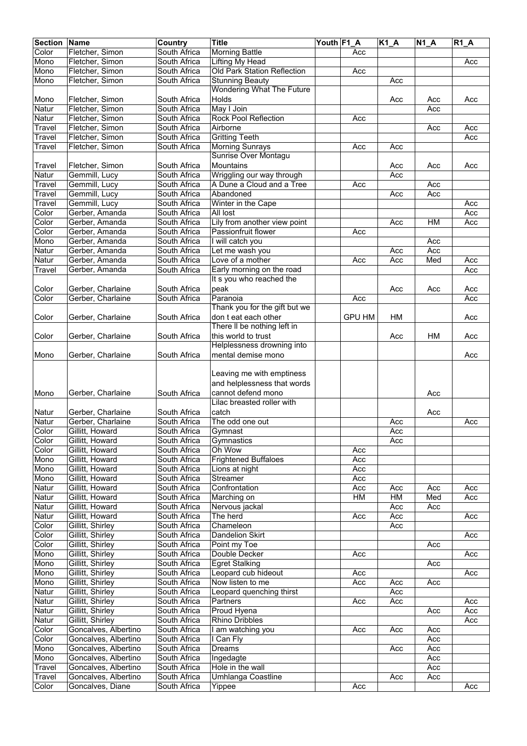| Section | Name | Country | Title | Youth | F1_A | K1_A | N1_A | R1_A |
|---|---|---|---|---|---|---|---|---|
| Color | Fletcher, Simon | South Africa | Morning Battle | | Acc | | | |
| Mono | Fletcher, Simon | South Africa | Lifting My Head | | | | | Acc |
| Mono | Fletcher, Simon | South Africa | Old Park Station Reflection | | Acc | | | |
| Mono | Fletcher, Simon | South Africa | Stunning Beauty | | | Acc | | |
| Mono | Fletcher, Simon | South Africa | Wondering What The Future Holds | | | Acc | Acc | Acc |
| Natur | Fletcher, Simon | South Africa | May I Join | | | | Acc | |
| Natur | Fletcher, Simon | South Africa | Rock Pool Reflection | | Acc | | | |
| Travel | Fletcher, Simon | South Africa | Airborne | | | | Acc | Acc |
| Travel | Fletcher, Simon | South Africa | Gritting Teeth | | | | | Acc |
| Travel | Fletcher, Simon | South Africa | Morning Sunrays | | Acc | Acc | | |
| Travel | Fletcher, Simon | South Africa | Sunrise Over Montagu Mountains | | | Acc | Acc | Acc |
| Natur | Gemmill, Lucy | South Africa | Wriggling our way through | | | Acc | | |
| Travel | Gemmill, Lucy | South Africa | A Dune a Cloud and a Tree | | Acc | | Acc | |
| Travel | Gemmill, Lucy | South Africa | Abandoned | | | Acc | Acc | |
| Travel | Gemmill, Lucy | South Africa | Winter in the Cape | | | | | Acc |
| Color | Gerber, Amanda | South Africa | All lost | | | | | Acc |
| Color | Gerber, Amanda | South Africa | Lily from another view point | | | Acc | HM | Acc |
| Color | Gerber, Amanda | South Africa | Passionfruit flower | | Acc | | | |
| Mono | Gerber, Amanda | South Africa | I will catch you | | | | Acc | |
| Natur | Gerber, Amanda | South Africa | Let me wash you | | | Acc | Acc | |
| Natur | Gerber, Amanda | South Africa | Love of a mother | | Acc | Acc | Med | Acc |
| Travel | Gerber, Amanda | South Africa | Early morning on the road | | | | | Acc |
| Color | Gerber, Charlaine | South Africa | It s you who reached the peak | | | Acc | Acc | Acc |
| Color | Gerber, Charlaine | South Africa | Paranoia | | Acc | | | Acc |
| Color | Gerber, Charlaine | South Africa | Thank you for the gift but we don t eat each other | | GPU HM | HM | | Acc |
| Color | Gerber, Charlaine | South Africa | There ll be nothing left in this world to trust | | | Acc | HM | Acc |
| Mono | Gerber, Charlaine | South Africa | Helplessness drowning into mental demise mono | | | | | Acc |
| Mono | Gerber, Charlaine | South Africa | Leaving me with emptiness and helplessness that words cannot defend mono | | | | Acc | |
| Natur | Gerber, Charlaine | South Africa | Lilac breasted roller with catch | | | | Acc | |
| Natur | Gerber, Charlaine | South Africa | The odd one out | | | Acc | | Acc |
| Color | Gillitt, Howard | South Africa | Gymnast | | | Acc | | |
| Color | Gillitt, Howard | South Africa | Gymnastics | | | Acc | | |
| Color | Gillitt, Howard | South Africa | Oh Wow | | Acc | | | |
| Mono | Gillitt, Howard | South Africa | Frightened Buffaloes | | Acc | | | |
| Mono | Gillitt, Howard | South Africa | Lions at night | | Acc | | | |
| Mono | Gillitt, Howard | South Africa | Streamer | | Acc | | | |
| Natur | Gillitt, Howard | South Africa | Confrontation | | Acc | Acc | Acc | Acc |
| Natur | Gillitt, Howard | South Africa | Marching on | | HM | HM | Med | Acc |
| Natur | Gillitt, Howard | South Africa | Nervous jackal | | | Acc | Acc | |
| Natur | Gillitt, Howard | South Africa | The herd | | Acc | Acc | | Acc |
| Color | Gillitt, Shirley | South Africa | Chameleon | | | Acc | | |
| Color | Gillitt, Shirley | South Africa | Dandelion Skirt | | | | | Acc |
| Color | Gillitt, Shirley | South Africa | Point my Toe | | | | Acc | |
| Mono | Gillitt, Shirley | South Africa | Double Decker | | Acc | | | Acc |
| Mono | Gillitt, Shirley | South Africa | Egret Stalking | | | | Acc | |
| Mono | Gillitt, Shirley | South Africa | Leopard cub hideout | | Acc | | | Acc |
| Mono | Gillitt, Shirley | South Africa | Now listen to me | | Acc | Acc | Acc | |
| Natur | Gillitt, Shirley | South Africa | Leopard quenching thirst | | | Acc | | |
| Natur | Gillitt, Shirley | South Africa | Partners | | Acc | Acc | | Acc |
| Natur | Gillitt, Shirley | South Africa | Proud Hyena | | | | Acc | Acc |
| Natur | Gillitt, Shirley | South Africa | Rhino Dribbles | | | | | Acc |
| Color | Goncalves, Albertino | South Africa | I am watching you | | Acc | Acc | Acc | |
| Color | Goncalves, Albertino | South Africa | I Can Fly | | | | Acc | |
| Mono | Goncalves, Albertino | South Africa | Dreams | | | Acc | Acc | |
| Mono | Goncalves, Albertino | South Africa | Ingedagte | | | | Acc | |
| Travel | Goncalves, Albertino | South Africa | Hole in the wall | | | | Acc | |
| Travel | Goncalves, Albertino | South Africa | Umhlanga Coastline | | | Acc | Acc | |
| Color | Goncalves, Diane | South Africa | Yippee | | Acc | | | Acc |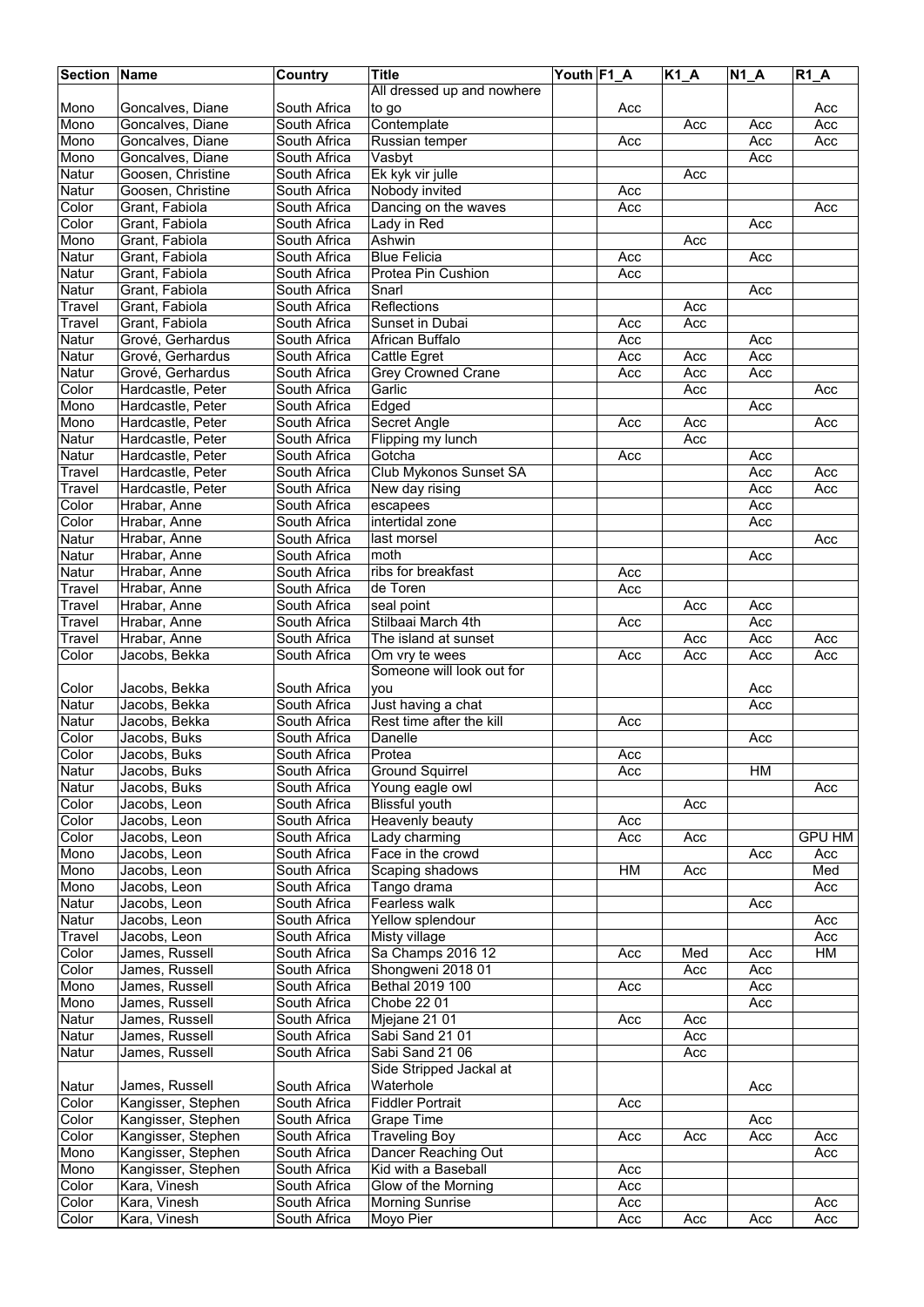| Section | Name | Country | Title | Youth | F1_A | K1_A | N1_A | R1_A |
|---|---|---|---|---|---|---|---|---|
| Mono | Goncalves, Diane | South Africa | All dressed up and nowhere to go | | Acc | | | Acc |
| Mono | Goncalves, Diane | South Africa | Contemplate | | | Acc | Acc | Acc |
| Mono | Goncalves, Diane | South Africa | Russian temper | | Acc | | Acc | Acc |
| Mono | Goncalves, Diane | South Africa | Vasbyt | | | | Acc | |
| Natur | Goosen, Christine | South Africa | Ek kyk vir julle | | | Acc | | |
| Natur | Goosen, Christine | South Africa | Nobody invited | | Acc | | | |
| Color | Grant, Fabiola | South Africa | Dancing on the waves | | Acc | | | Acc |
| Color | Grant, Fabiola | South Africa | Lady in Red | | | | Acc | |
| Mono | Grant, Fabiola | South Africa | Ashwin | | | Acc | | |
| Natur | Grant, Fabiola | South Africa | Blue Felicia | | Acc | | Acc | |
| Natur | Grant, Fabiola | South Africa | Protea Pin Cushion | | Acc | | | |
| Natur | Grant, Fabiola | South Africa | Snarl | | | | Acc | |
| Travel | Grant, Fabiola | South Africa | Reflections | | | Acc | | |
| Travel | Grant, Fabiola | South Africa | Sunset in Dubai | | Acc | Acc | | |
| Natur | Grové, Gerhardus | South Africa | African Buffalo | | Acc | | Acc | |
| Natur | Grové, Gerhardus | South Africa | Cattle Egret | | Acc | Acc | Acc | |
| Natur | Grové, Gerhardus | South Africa | Grey Crowned Crane | | Acc | Acc | Acc | |
| Color | Hardcastle, Peter | South Africa | Garlic | | | Acc | | Acc |
| Mono | Hardcastle, Peter | South Africa | Edged | | | | Acc | |
| Mono | Hardcastle, Peter | South Africa | Secret Angle | | Acc | Acc | | Acc |
| Natur | Hardcastle, Peter | South Africa | Flipping my lunch | | | Acc | | |
| Natur | Hardcastle, Peter | South Africa | Gotcha | | Acc | | Acc | |
| Travel | Hardcastle, Peter | South Africa | Club Mykonos Sunset SA | | | | Acc | Acc |
| Travel | Hardcastle, Peter | South Africa | New day rising | | | | Acc | Acc |
| Color | Hrabar, Anne | South Africa | escapees | | | | Acc | |
| Color | Hrabar, Anne | South Africa | intertidal zone | | | | Acc | |
| Natur | Hrabar, Anne | South Africa | last morsel | | | | | Acc |
| Natur | Hrabar, Anne | South Africa | moth | | | | Acc | |
| Natur | Hrabar, Anne | South Africa | ribs for breakfast | | Acc | | | |
| Travel | Hrabar, Anne | South Africa | de Toren | | Acc | | | |
| Travel | Hrabar, Anne | South Africa | seal point | | | Acc | Acc | |
| Travel | Hrabar, Anne | South Africa | Stilbaai March 4th | | Acc | | Acc | |
| Travel | Hrabar, Anne | South Africa | The island at sunset | | | Acc | Acc | Acc |
| Color | Jacobs, Bekka | South Africa | Om vry te wees | | Acc | Acc | Acc | Acc |
| Color | Jacobs, Bekka | South Africa | Someone will look out for you | | | | Acc | |
| Natur | Jacobs, Bekka | South Africa | Just having a chat | | | | Acc | |
| Natur | Jacobs, Bekka | South Africa | Rest time after the kill | | Acc | | | |
| Color | Jacobs, Buks | South Africa | Danelle | | | | Acc | |
| Color | Jacobs, Buks | South Africa | Protea | | Acc | | | |
| Natur | Jacobs, Buks | South Africa | Ground Squirrel | | Acc | | HM | |
| Natur | Jacobs, Buks | South Africa | Young eagle owl | | | | | Acc |
| Color | Jacobs, Leon | South Africa | Blissful youth | | | Acc | | |
| Color | Jacobs, Leon | South Africa | Heavenly beauty | | Acc | | | |
| Color | Jacobs, Leon | South Africa | Lady charming | | Acc | Acc | | GPU HM |
| Mono | Jacobs, Leon | South Africa | Face in the crowd | | | | Acc | Acc |
| Mono | Jacobs, Leon | South Africa | Scaping shadows | | HM | Acc | | Med |
| Mono | Jacobs, Leon | South Africa | Tango drama | | | | | Acc |
| Natur | Jacobs, Leon | South Africa | Fearless walk | | | | Acc | |
| Natur | Jacobs, Leon | South Africa | Yellow splendour | | | | | Acc |
| Travel | Jacobs, Leon | South Africa | Misty village | | | | | Acc |
| Color | James, Russell | South Africa | Sa Champs 2016 12 | | Acc | Med | Acc | HM |
| Color | James, Russell | South Africa | Shongweni 2018 01 | | | Acc | Acc | |
| Mono | James, Russell | South Africa | Bethal 2019 100 | | Acc | | Acc | |
| Mono | James, Russell | South Africa | Chobe 22 01 | | | | Acc | |
| Natur | James, Russell | South Africa | Mjejane 21 01 | | Acc | Acc | | |
| Natur | James, Russell | South Africa | Sabi Sand 21 01 | | | Acc | | |
| Natur | James, Russell | South Africa | Sabi Sand 21 06 | | | Acc | | |
| Natur | James, Russell | South Africa | Side Stripped Jackal at Waterhole | | | | Acc | |
| Color | Kangisser, Stephen | South Africa | Fiddler Portrait | | Acc | | | |
| Color | Kangisser, Stephen | South Africa | Grape Time | | | | Acc | |
| Color | Kangisser, Stephen | South Africa | Traveling Boy | | Acc | Acc | Acc | Acc |
| Mono | Kangisser, Stephen | South Africa | Dancer Reaching Out | | | | | Acc |
| Mono | Kangisser, Stephen | South Africa | Kid with a Baseball | | Acc | | | |
| Color | Kara, Vinesh | South Africa | Glow of the Morning | | Acc | | | |
| Color | Kara, Vinesh | South Africa | Morning Sunrise | | Acc | | | Acc |
| Color | Kara, Vinesh | South Africa | Moyo Pier | | Acc | Acc | Acc | Acc |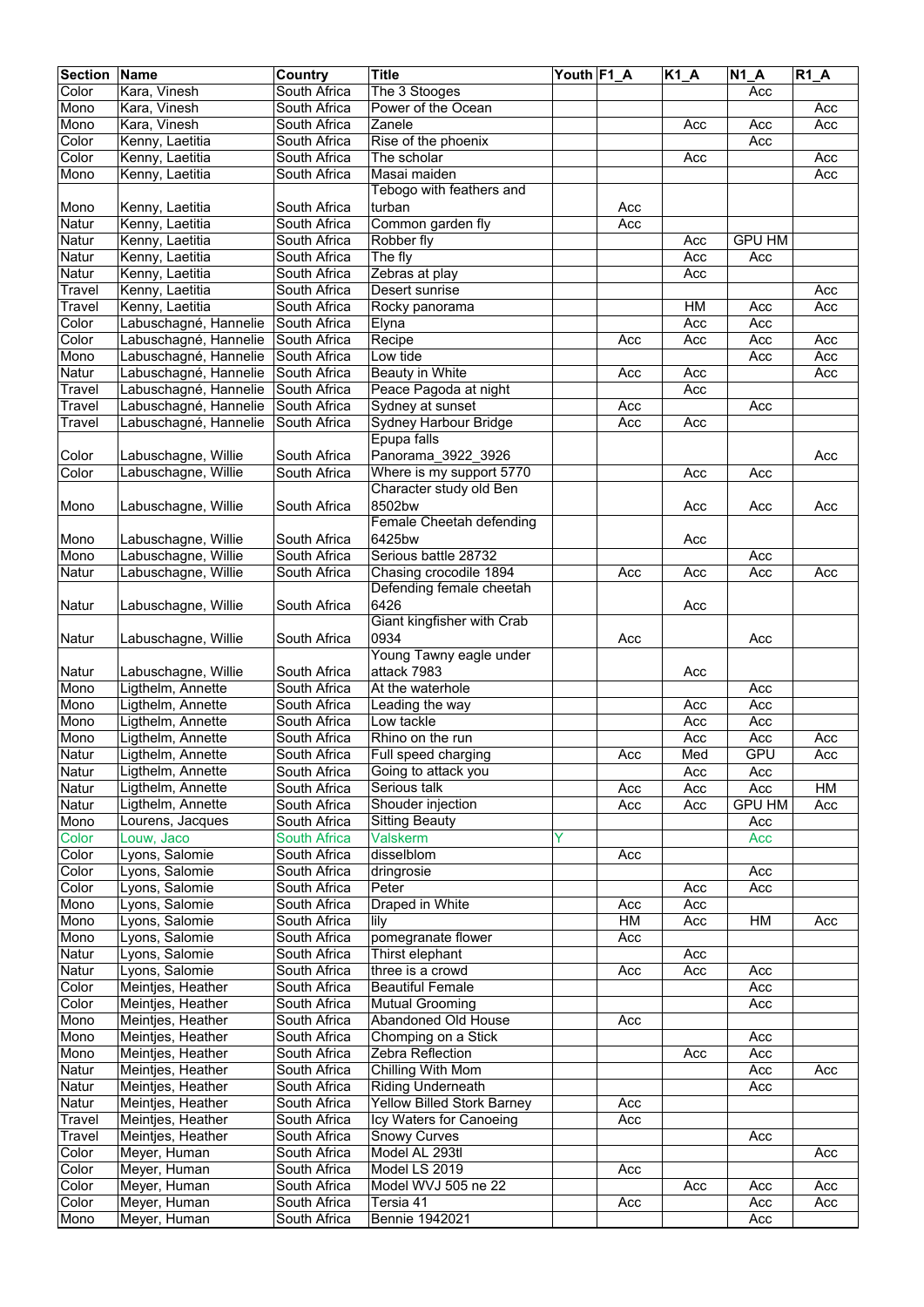| Section | Name | Country | Title | Youth | F1_A | K1_A | N1_A | R1_A |
|---|---|---|---|---|---|---|---|---|
| Color | Kara, Vinesh | South Africa | The 3 Stooges | | | | Acc | |
| Mono | Kara, Vinesh | South Africa | Power of the Ocean | | | | | Acc |
| Mono | Kara, Vinesh | South Africa | Zanele | | | Acc | Acc | Acc |
| Color | Kenny, Laetitia | South Africa | Rise of the phoenix | | | | Acc | |
| Color | Kenny, Laetitia | South Africa | The scholar | | | Acc | | Acc |
| Mono | Kenny, Laetitia | South Africa | Masai maiden | | | | | Acc |
| Mono | Kenny, Laetitia | South Africa | Tebogo with feathers and turban | | Acc | | | |
| Natur | Kenny, Laetitia | South Africa | Common garden fly | | Acc | | | |
| Natur | Kenny, Laetitia | South Africa | Robber fly | | | Acc | GPU HM | |
| Natur | Kenny, Laetitia | South Africa | The fly | | | Acc | Acc | |
| Natur | Kenny, Laetitia | South Africa | Zebras at play | | | Acc | | |
| Travel | Kenny, Laetitia | South Africa | Desert sunrise | | | | | Acc |
| Travel | Kenny, Laetitia | South Africa | Rocky panorama | | | HM | Acc | Acc |
| Color | Labuschagné, Hannelie | South Africa | Elyna | | | Acc | Acc | |
| Color | Labuschagné, Hannelie | South Africa | Recipe | | Acc | Acc | Acc | Acc |
| Mono | Labuschagné, Hannelie | South Africa | Low tide | | | | Acc | Acc |
| Natur | Labuschagné, Hannelie | South Africa | Beauty in White | | Acc | Acc | | Acc |
| Travel | Labuschagné, Hannelie | South Africa | Peace Pagoda at night | | | Acc | | |
| Travel | Labuschagné, Hannelie | South Africa | Sydney at sunset | | Acc | | Acc | |
| Travel | Labuschagné, Hannelie | South Africa | Sydney Harbour Bridge | | Acc | Acc | | |
| Color | Labuschagne, Willie | South Africa | Epupa falls Panorama_3922_3926 | | | | | Acc |
| Color | Labuschagne, Willie | South Africa | Where is my support 5770 | | | Acc | Acc | |
| Mono | Labuschagne, Willie | South Africa | Character study old Ben 8502bw | | | Acc | Acc | Acc |
| Mono | Labuschagne, Willie | South Africa | Female Cheetah defending 6425bw | | | Acc | | |
| Mono | Labuschagne, Willie | South Africa | Serious battle 28732 | | | | Acc | |
| Natur | Labuschagne, Willie | South Africa | Chasing crocodile 1894 | | Acc | Acc | Acc | Acc |
| Natur | Labuschagne, Willie | South Africa | Defending female cheetah 6426 | | | Acc | | |
| Natur | Labuschagne, Willie | South Africa | Giant kingfisher with Crab 0934 | | Acc | | Acc | |
| Natur | Labuschagne, Willie | South Africa | Young Tawny eagle under attack 7983 | | | Acc | | |
| Mono | Ligthelm, Annette | South Africa | At the waterhole | | | | Acc | |
| Mono | Ligthelm, Annette | South Africa | Leading the way | | | Acc | Acc | |
| Mono | Ligthelm, Annette | South Africa | Low tackle | | | Acc | Acc | |
| Mono | Ligthelm, Annette | South Africa | Rhino on the run | | | Acc | Acc | Acc |
| Natur | Ligthelm, Annette | South Africa | Full speed charging | | Acc | Med | GPU | Acc |
| Natur | Ligthelm, Annette | South Africa | Going to attack you | | | Acc | Acc | |
| Natur | Ligthelm, Annette | South Africa | Serious talk | | Acc | Acc | Acc | HM |
| Natur | Ligthelm, Annette | South Africa | Shouder injection | | Acc | Acc | GPU HM | Acc |
| Mono | Lourens, Jacques | South Africa | Sitting Beauty | | | | Acc | |
| Color | Louw, Jaco | South Africa | Valskerm | Y | | | Acc | |
| Color | Lyons, Salomie | South Africa | disselblom | | Acc | | | |
| Color | Lyons, Salomie | South Africa | dringrosie | | | | Acc | |
| Color | Lyons, Salomie | South Africa | Peter | | | Acc | Acc | |
| Mono | Lyons, Salomie | South Africa | Draped in White | | Acc | Acc | | |
| Mono | Lyons, Salomie | South Africa | lily | | HM | Acc | HM | Acc |
| Mono | Lyons, Salomie | South Africa | pomegranate flower | | Acc | | | |
| Natur | Lyons, Salomie | South Africa | Thirst elephant | | | Acc | | |
| Natur | Lyons, Salomie | South Africa | three is a crowd | | Acc | Acc | Acc | |
| Color | Meintjes, Heather | South Africa | Beautiful Female | | | | Acc | |
| Color | Meintjes, Heather | South Africa | Mutual Grooming | | | | Acc | |
| Mono | Meintjes, Heather | South Africa | Abandoned Old House | | Acc | | | |
| Mono | Meintjes, Heather | South Africa | Chomping on a Stick | | | | Acc | |
| Mono | Meintjes, Heather | South Africa | Zebra Reflection | | | Acc | Acc | |
| Natur | Meintjes, Heather | South Africa | Chilling With Mom | | | | Acc | Acc |
| Natur | Meintjes, Heather | South Africa | Riding Underneath | | | | Acc | |
| Natur | Meintjes, Heather | South Africa | Yellow Billed Stork Barney | | Acc | | | |
| Travel | Meintjes, Heather | South Africa | Icy Waters for Canoeing | | Acc | | | |
| Travel | Meintjes, Heather | South Africa | Snowy Curves | | | | Acc | |
| Color | Meyer, Human | South Africa | Model AL 293tl | | | | | Acc |
| Color | Meyer, Human | South Africa | Model LS 2019 | | Acc | | | |
| Color | Meyer, Human | South Africa | Model WVJ 505 ne 22 | | | Acc | Acc | Acc |
| Color | Meyer, Human | South Africa | Tersia 41 | | Acc | | Acc | Acc |
| Mono | Meyer, Human | South Africa | Bennie 1942021 | | | | Acc | |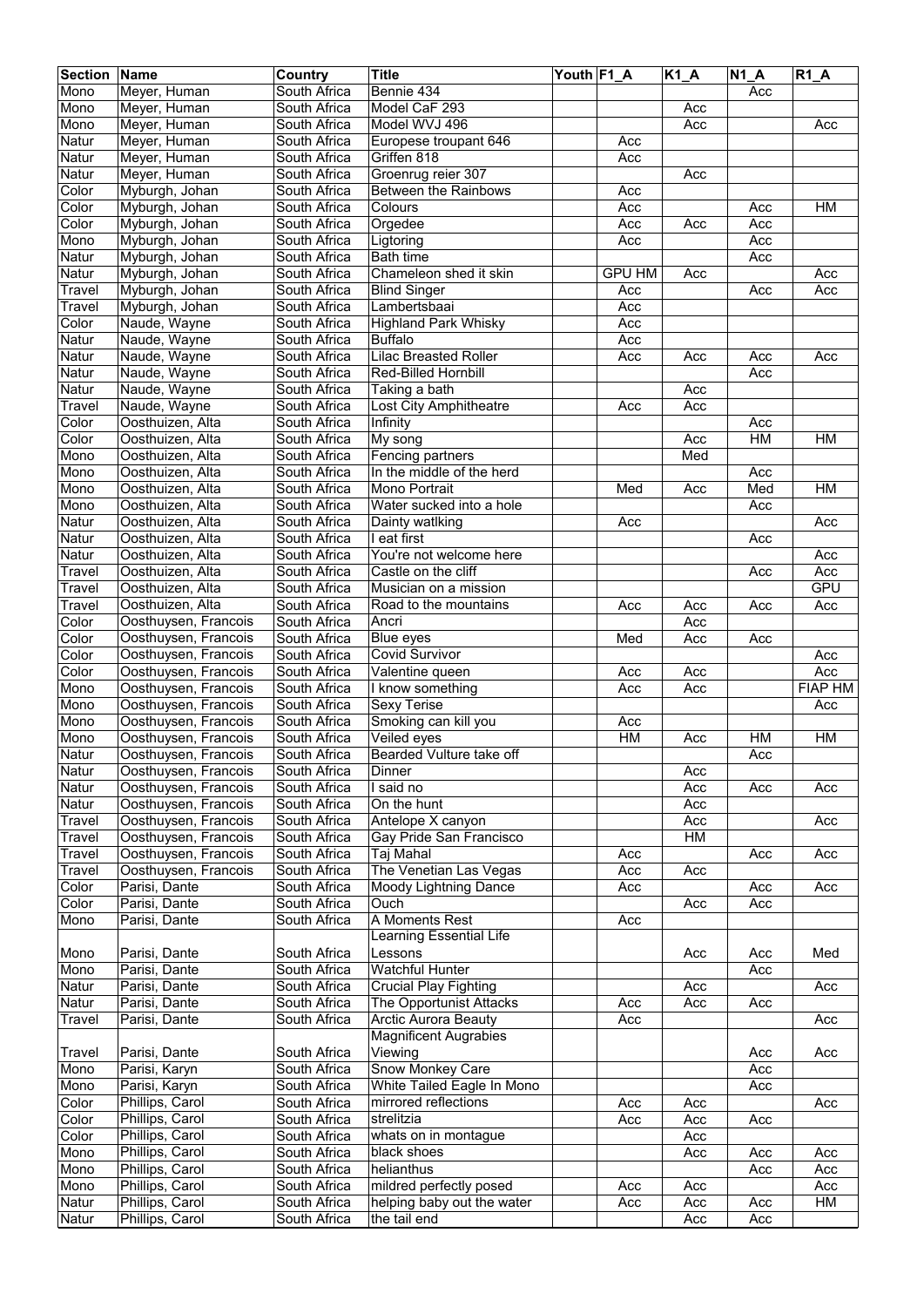| Section | Name | Country | Title | Youth | F1_A | K1_A | N1_A | R1_A |
|---|---|---|---|---|---|---|---|---|
| Mono | Meyer, Human | South Africa | Bennie 434 | | | | Acc | |
| Mono | Meyer, Human | South Africa | Model CaF 293 | | | Acc | | |
| Mono | Meyer, Human | South Africa | Model WVJ 496 | | | Acc | | Acc |
| Natur | Meyer, Human | South Africa | Europese troupant 646 | | Acc | | | |
| Natur | Meyer, Human | South Africa | Griffen 818 | | Acc | | | |
| Natur | Meyer, Human | South Africa | Groenrug reier 307 | | | Acc | | |
| Color | Myburgh, Johan | South Africa | Between the Rainbows | | Acc | | | |
| Color | Myburgh, Johan | South Africa | Colours | | Acc | | Acc | HM |
| Color | Myburgh, Johan | South Africa | Orgedee | | Acc | Acc | Acc | |
| Mono | Myburgh, Johan | South Africa | Ligtoring | | Acc | | Acc | |
| Natur | Myburgh, Johan | South Africa | Bath time | | | | Acc | |
| Natur | Myburgh, Johan | South Africa | Chameleon shed it skin | | GPU HM | Acc | | Acc |
| Travel | Myburgh, Johan | South Africa | Blind Singer | | Acc | | Acc | Acc |
| Travel | Myburgh, Johan | South Africa | Lambertsbaai | | Acc | | | |
| Color | Naude, Wayne | South Africa | Highland Park Whisky | | Acc | | | |
| Natur | Naude, Wayne | South Africa | Buffalo | | Acc | | | |
| Natur | Naude, Wayne | South Africa | Lilac Breasted Roller | | Acc | Acc | Acc | Acc |
| Natur | Naude, Wayne | South Africa | Red-Billed Hornbill | | | | Acc | |
| Natur | Naude, Wayne | South Africa | Taking a bath | | | Acc | | |
| Travel | Naude, Wayne | South Africa | Lost City Amphitheatre | | Acc | Acc | | |
| Color | Oosthuizen, Alta | South Africa | Infinity | | | | Acc | |
| Color | Oosthuizen, Alta | South Africa | My song | | | Acc | HM | HM |
| Mono | Oosthuizen, Alta | South Africa | Fencing partners | | | Med | | |
| Mono | Oosthuizen, Alta | South Africa | In the middle of the herd | | | | Acc | |
| Mono | Oosthuizen, Alta | South Africa | Mono Portrait | | Med | Acc | Med | HM |
| Mono | Oosthuizen, Alta | South Africa | Water sucked into a hole | | | | Acc | |
| Natur | Oosthuizen, Alta | South Africa | Dainty watlking | | Acc | | | Acc |
| Natur | Oosthuizen, Alta | South Africa | I eat first | | | | Acc | |
| Natur | Oosthuizen, Alta | South Africa | You're not welcome here | | | | | Acc |
| Travel | Oosthuizen, Alta | South Africa | Castle on the cliff | | | | Acc | Acc |
| Travel | Oosthuizen, Alta | South Africa | Musician on a mission | | | | | GPU |
| Travel | Oosthuizen, Alta | South Africa | Road to the mountains | | Acc | Acc | Acc | Acc |
| Color | Oosthuysen, Francois | South Africa | Ancri | | | Acc | | |
| Color | Oosthuysen, Francois | South Africa | Blue eyes | | Med | Acc | Acc | |
| Color | Oosthuysen, Francois | South Africa | Covid Survivor | | | | | Acc |
| Color | Oosthuysen, Francois | South Africa | Valentine queen | | Acc | Acc | | Acc |
| Mono | Oosthuysen, Francois | South Africa | I know something | | Acc | Acc | | FIAP HM |
| Mono | Oosthuysen, Francois | South Africa | Sexy Terise | | | | | Acc |
| Mono | Oosthuysen, Francois | South Africa | Smoking can kill you | | Acc | | | |
| Mono | Oosthuysen, Francois | South Africa | Veiled eyes | | HM | Acc | HM | HM |
| Natur | Oosthuysen, Francois | South Africa | Bearded Vulture take off | | | | Acc | |
| Natur | Oosthuysen, Francois | South Africa | Dinner | | | Acc | | |
| Natur | Oosthuysen, Francois | South Africa | I said no | | | Acc | Acc | Acc |
| Natur | Oosthuysen, Francois | South Africa | On the hunt | | | Acc | | |
| Travel | Oosthuysen, Francois | South Africa | Antelope X canyon | | | Acc | | Acc |
| Travel | Oosthuysen, Francois | South Africa | Gay Pride San Francisco | | | HM | | |
| Travel | Oosthuysen, Francois | South Africa | Taj Mahal | | Acc | | Acc | Acc |
| Travel | Oosthuysen, Francois | South Africa | The Venetian Las Vegas | | Acc | Acc | | |
| Color | Parisi, Dante | South Africa | Moody Lightning Dance | | Acc | | Acc | Acc |
| Color | Parisi, Dante | South Africa | Ouch | | | Acc | Acc | |
| Mono | Parisi, Dante | South Africa | A Moments Rest | | Acc | | | |
| Mono | Parisi, Dante | South Africa | Learning Essential Life Lessons | | | Acc | Acc | Med |
| Mono | Parisi, Dante | South Africa | Watchful Hunter | | | | Acc | |
| Natur | Parisi, Dante | South Africa | Crucial Play Fighting | | | Acc | | Acc |
| Natur | Parisi, Dante | South Africa | The Opportunist Attacks | | Acc | Acc | Acc | |
| Travel | Parisi, Dante | South Africa | Arctic Aurora Beauty | | Acc | | | Acc |
| Travel | Parisi, Dante | South Africa | Magnificent Augrabies Viewing | | | | Acc | Acc |
| Mono | Parisi, Karyn | South Africa | Snow Monkey Care | | | | Acc | |
| Mono | Parisi, Karyn | South Africa | White Tailed Eagle In Mono | | | | Acc | |
| Color | Phillips, Carol | South Africa | mirrored reflections | | Acc | Acc | | Acc |
| Color | Phillips, Carol | South Africa | strelitzia | | Acc | Acc | Acc | |
| Color | Phillips, Carol | South Africa | whats on in montague | | | Acc | | |
| Mono | Phillips, Carol | South Africa | black shoes | | | Acc | Acc | Acc |
| Mono | Phillips, Carol | South Africa | helianthus | | | | Acc | Acc |
| Mono | Phillips, Carol | South Africa | mildred perfectly posed | | Acc | Acc | | Acc |
| Natur | Phillips, Carol | South Africa | helping baby out the water | | Acc | Acc | Acc | HM |
| Natur | Phillips, Carol | South Africa | the tail end | | | Acc | Acc | |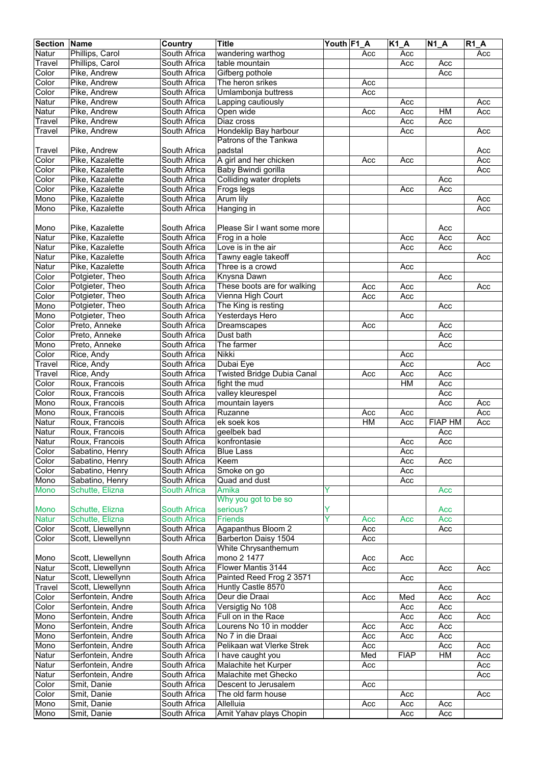| Section | Name | Country | Title | Youth | F1_A | K1_A | N1_A | R1_A |
|---|---|---|---|---|---|---|---|---|
| Natur | Phillips, Carol | South Africa | wandering warthog | | Acc | Acc | | Acc |
| Travel | Phillips, Carol | South Africa | table mountain | | | Acc | Acc | |
| Color | Pike, Andrew | South Africa | Gifberg pothole | | | | Acc | |
| Color | Pike, Andrew | South Africa | The heron srikes | | Acc | | | |
| Color | Pike, Andrew | South Africa | Umlambonja buttress | | Acc | | | |
| Natur | Pike, Andrew | South Africa | Lapping cautiously | | | Acc | | Acc |
| Natur | Pike, Andrew | South Africa | Open wide | | Acc | Acc | HM | Acc |
| Travel | Pike, Andrew | South Africa | Diaz cross | | | Acc | Acc | |
| Travel | Pike, Andrew | South Africa | Hondeklip Bay harbour | | | Acc | | Acc |
| Travel | Pike, Andrew | South Africa | Patrons of the Tankwa padstal | | | | | Acc |
| Color | Pike, Kazalette | South Africa | A girl and her chicken | | Acc | Acc | | Acc |
| Color | Pike, Kazalette | South Africa | Baby Bwindi gorilla | | | | | Acc |
| Color | Pike, Kazalette | South Africa | Colliding water droplets | | | | Acc | |
| Color | Pike, Kazalette | South Africa | Frogs legs | | | Acc | Acc | |
| Mono | Pike, Kazalette | South Africa | Arum lily | | | | | Acc |
| Mono | Pike, Kazalette | South Africa | Hanging in | | | | | Acc |
| Mono | Pike, Kazalette | South Africa | Please Sir I want some more | | | | Acc | |
| Natur | Pike, Kazalette | South Africa | Frog in a hole | | | Acc | Acc | Acc |
| Natur | Pike, Kazalette | South Africa | Love is in the air | | | Acc | Acc | |
| Natur | Pike, Kazalette | South Africa | Tawny eagle takeoff | | | | | Acc |
| Natur | Pike, Kazalette | South Africa | Three is a crowd | | | Acc | | |
| Color | Potgieter, Theo | South Africa | Knysna Dawn | | | | Acc | |
| Color | Potgieter, Theo | South Africa | These boots are for walking | | Acc | Acc | | Acc |
| Color | Potgieter, Theo | South Africa | Vienna High Court | | Acc | Acc | | |
| Mono | Potgieter, Theo | South Africa | The King is resting | | | | Acc | |
| Mono | Potgieter, Theo | South Africa | Yesterdays Hero | | | Acc | | |
| Color | Preto, Anneke | South Africa | Dreamscapes | | Acc | | Acc | |
| Color | Preto, Anneke | South Africa | Dust bath | | | | Acc | |
| Mono | Preto, Anneke | South Africa | The farmer | | | | Acc | |
| Color | Rice, Andy | South Africa | Nikki | | | Acc | | |
| Travel | Rice, Andy | South Africa | Dubai Eye | | | Acc | | Acc |
| Travel | Rice, Andy | South Africa | Twisted Bridge Dubia Canal | | Acc | Acc | Acc | |
| Color | Roux, Francois | South Africa | fight the mud | | | HM | Acc | |
| Color | Roux, Francois | South Africa | valley kleurespel | | | | Acc | |
| Mono | Roux, Francois | South Africa | mountain layers | | | | Acc | Acc |
| Mono | Roux, Francois | South Africa | Ruzanne | | Acc | Acc | | Acc |
| Natur | Roux, Francois | South Africa | ek soek kos | | HM | Acc | FIAP HM | Acc |
| Natur | Roux, Francois | South Africa | geelbek bad | | | | Acc | |
| Natur | Roux, Francois | South Africa | konfrontasie | | | Acc | Acc | |
| Color | Sabatino, Henry | South Africa | Blue Lass | | | Acc | | |
| Color | Sabatino, Henry | South Africa | Keem | | | Acc | Acc | |
| Color | Sabatino, Henry | South Africa | Smoke on go | | | Acc | | |
| Mono | Sabatino, Henry | South Africa | Quad and dust | | | Acc | | |
| Mono | Schutte, Elizna | South Africa | Amika | Y | | | Acc | |
| Mono | Schutte, Elizna | South Africa | Why you got to be so serious? | Y | | | Acc | |
| Natur | Schutte, Elizna | South Africa | Friends | Y | Acc | Acc | Acc | |
| Color | Scott, Llewellynn | South Africa | Agapanthus Bloom 2 | | Acc | | Acc | |
| Color | Scott, Llewellynn | South Africa | Barberton Daisy 1504 | | Acc | | | |
| Mono | Scott, Llewellynn | South Africa | White Chrysanthemum mono 2 1477 | | Acc | Acc | | |
| Natur | Scott, Llewellynn | South Africa | Flower Mantis 3144 | | Acc | | Acc | Acc |
| Natur | Scott, Llewellynn | South Africa | Painted Reed Frog 2 3571 | | | Acc | | |
| Travel | Scott, Llewellynn | South Africa | Huntly Castle 8570 | | | | Acc | |
| Color | Serfontein, Andre | South Africa | Deur die Draai | | Acc | Med | Acc | Acc |
| Color | Serfontein, Andre | South Africa | Versigtig No 108 | | | Acc | Acc | |
| Mono | Serfontein, Andre | South Africa | Full on in the Race | | | Acc | Acc | Acc |
| Mono | Serfontein, Andre | South Africa | Lourens No 10 in modder | | Acc | Acc | Acc | |
| Mono | Serfontein, Andre | South Africa | No 7 in die Draai | | Acc | Acc | Acc | |
| Mono | Serfontein, Andre | South Africa | Pelikaan wat Vlerke Strek | | Acc | | Acc | Acc |
| Natur | Serfontein, Andre | South Africa | I have caught you | | Med | FIAP | HM | Acc |
| Natur | Serfontein, Andre | South Africa | Malachite het Kurper | | Acc | | | Acc |
| Natur | Serfontein, Andre | South Africa | Malachite met Ghecko | | | | | Acc |
| Color | Smit, Danie | South Africa | Descent to Jerusalem | | Acc | | | |
| Color | Smit, Danie | South Africa | The old farm house | | | Acc | | Acc |
| Mono | Smit, Danie | South Africa | Allelluia | | Acc | Acc | Acc | |
| Mono | Smit, Danie | South Africa | Amit Yahav plays Chopin | | | Acc | Acc | |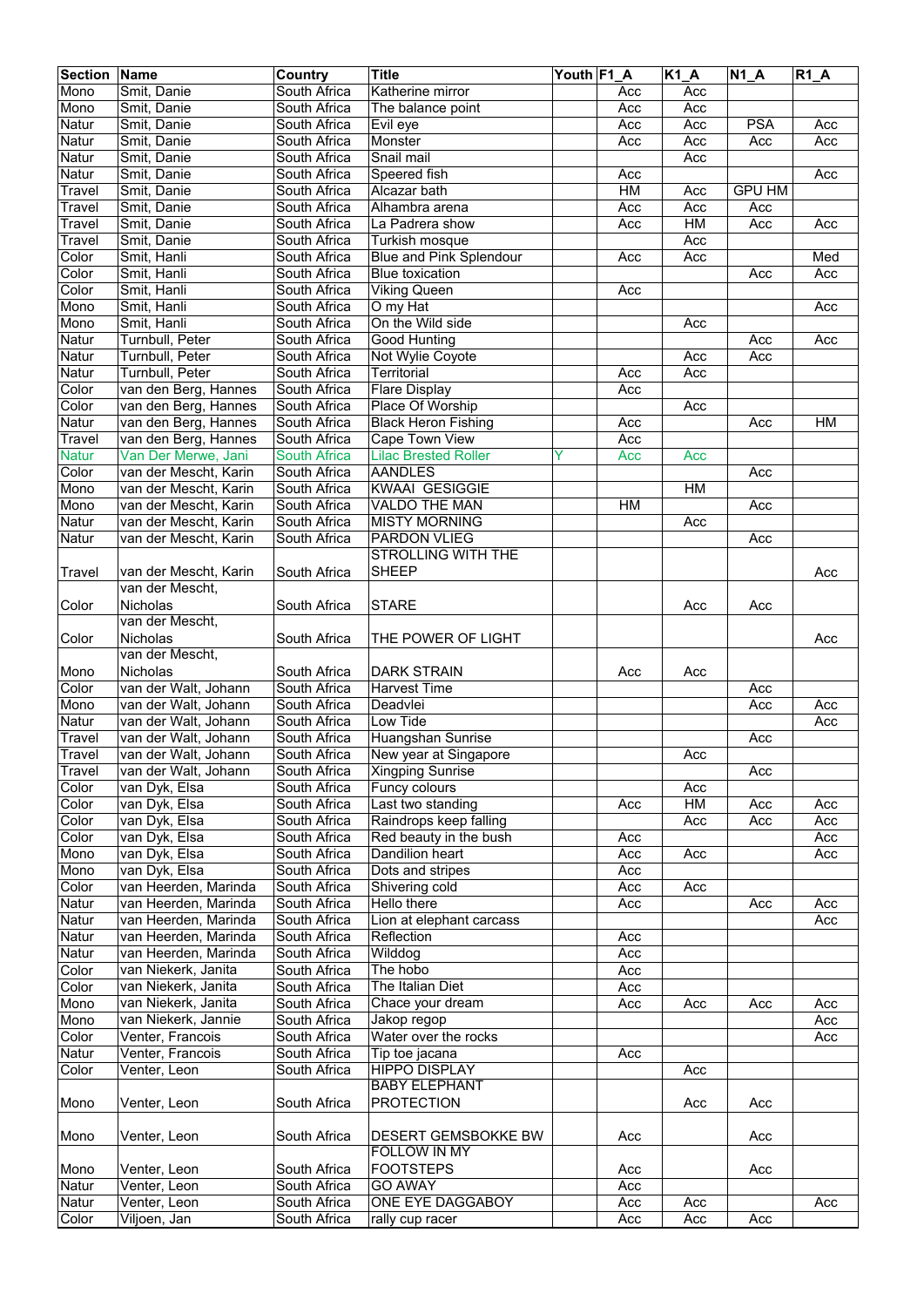| Section | Name | Country | Title | Youth | F1_A | K1_A | N1_A | R1_A |
|---|---|---|---|---|---|---|---|---|
| Mono | Smit, Danie | South Africa | Katherine mirror | | Acc | Acc | | |
| Mono | Smit, Danie | South Africa | The balance point | | Acc | Acc | | |
| Natur | Smit, Danie | South Africa | Evil eye | | Acc | Acc | PSA | Acc |
| Natur | Smit, Danie | South Africa | Monster | | Acc | Acc | Acc | Acc |
| Natur | Smit, Danie | South Africa | Snail mail | | | Acc | | |
| Natur | Smit, Danie | South Africa | Speered fish | | Acc | | | Acc |
| Travel | Smit, Danie | South Africa | Alcazar bath | | HM | Acc | GPU HM | |
| Travel | Smit, Danie | South Africa | Alhambra arena | | Acc | Acc | Acc | |
| Travel | Smit, Danie | South Africa | La Padrera show | | Acc | HM | Acc | Acc |
| Travel | Smit, Danie | South Africa | Turkish mosque | | | Acc | | |
| Color | Smit, Hanli | South Africa | Blue and Pink Splendour | | Acc | Acc | | Med |
| Color | Smit, Hanli | South Africa | Blue toxication | | | | Acc | Acc |
| Color | Smit, Hanli | South Africa | Viking Queen | | Acc | | | |
| Mono | Smit, Hanli | South Africa | O my Hat | | | | | Acc |
| Mono | Smit, Hanli | South Africa | On the Wild side | | | Acc | | |
| Natur | Turnbull, Peter | South Africa | Good Hunting | | | | Acc | Acc |
| Natur | Turnbull, Peter | South Africa | Not Wylie Coyote | | | Acc | Acc | |
| Natur | Turnbull, Peter | South Africa | Territorial | | Acc | Acc | | |
| Color | van den Berg, Hannes | South Africa | Flare Display | | Acc | | | |
| Color | van den Berg, Hannes | South Africa | Place Of Worship | | | Acc | | |
| Natur | van den Berg, Hannes | South Africa | Black Heron Fishing | | Acc | | Acc | HM |
| Travel | van den Berg, Hannes | South Africa | Cape Town View | | Acc | | | |
| Natur | Van Der Merwe, Jani | South Africa | Lilac Brested Roller | Y | Acc | Acc | | |
| Color | van der Mescht, Karin | South Africa | AANDLES | | | | Acc | |
| Mono | van der Mescht, Karin | South Africa | KWAAI GESIGGIE | | | HM | | |
| Mono | van der Mescht, Karin | South Africa | VALDO THE MAN | | HM | | Acc | |
| Natur | van der Mescht, Karin | South Africa | MISTY MORNING | | | Acc | | |
| Natur | van der Mescht, Karin | South Africa | PARDON VLIEG | | | | Acc | |
| Travel | van der Mescht, Karin | South Africa | STROLLING WITH THE SHEEP | | | | | Acc |
| Color | van der Mescht, Nicholas | South Africa | STARE | | | Acc | Acc | |
| Color | van der Mescht, Nicholas | South Africa | THE POWER OF LIGHT | | | | | Acc |
| Mono | van der Mescht, Nicholas | South Africa | DARK STRAIN | | Acc | Acc | | |
| Color | van der Walt, Johann | South Africa | Harvest Time | | | | Acc | |
| Mono | van der Walt, Johann | South Africa | Deadvlei | | | | Acc | Acc |
| Natur | van der Walt, Johann | South Africa | Low Tide | | | | | Acc |
| Travel | van der Walt, Johann | South Africa | Huangshan Sunrise | | | | Acc | |
| Travel | van der Walt, Johann | South Africa | New year at Singapore | | | Acc | | |
| Travel | van der Walt, Johann | South Africa | Xingping Sunrise | | | | Acc | |
| Color | van Dyk, Elsa | South Africa | Funcy colours | | | Acc | | |
| Color | van Dyk, Elsa | South Africa | Last two standing | | Acc | HM | Acc | Acc |
| Color | van Dyk, Elsa | South Africa | Raindrops keep falling | | | Acc | Acc | Acc |
| Color | van Dyk, Elsa | South Africa | Red beauty in the bush | | Acc | | | Acc |
| Mono | van Dyk, Elsa | South Africa | Dandilion heart | | Acc | Acc | | Acc |
| Mono | van Dyk, Elsa | South Africa | Dots and stripes | | Acc | | | |
| Color | van Heerden, Marinda | South Africa | Shivering cold | | Acc | Acc | | |
| Natur | van Heerden, Marinda | South Africa | Hello there | | Acc | | Acc | Acc |
| Natur | van Heerden, Marinda | South Africa | Lion at elephant carcass | | | | | Acc |
| Natur | van Heerden, Marinda | South Africa | Reflection | | Acc | | | |
| Natur | van Heerden, Marinda | South Africa | Wilddog | | Acc | | | |
| Color | van Niekerk, Janita | South Africa | The hobo | | Acc | | | |
| Color | van Niekerk, Janita | South Africa | The Italian Diet | | Acc | | | |
| Mono | van Niekerk, Janita | South Africa | Chace your dream | | Acc | Acc | Acc | Acc |
| Mono | van Niekerk, Jannie | South Africa | Jakop regop | | | | | Acc |
| Color | Venter, Francois | South Africa | Water over the rocks | | | | | Acc |
| Natur | Venter, Francois | South Africa | Tip toe jacana | | Acc | | | |
| Color | Venter, Leon | South Africa | HIPPO DISPLAY | | | Acc | | |
| Mono | Venter, Leon | South Africa | BABY ELEPHANT PROTECTION | | | Acc | Acc | |
| Mono | Venter, Leon | South Africa | DESERT GEMSBOKKE BW | | Acc | | Acc | |
| Mono | Venter, Leon | South Africa | FOLLOW IN MY FOOTSTEPS | | Acc | | Acc | |
| Natur | Venter, Leon | South Africa | GO AWAY | | Acc | | | |
| Natur | Venter, Leon | South Africa | ONE EYE DAGGABOY | | Acc | Acc | | Acc |
| Color | Viljoen, Jan | South Africa | rally cup racer | | Acc | Acc | Acc | |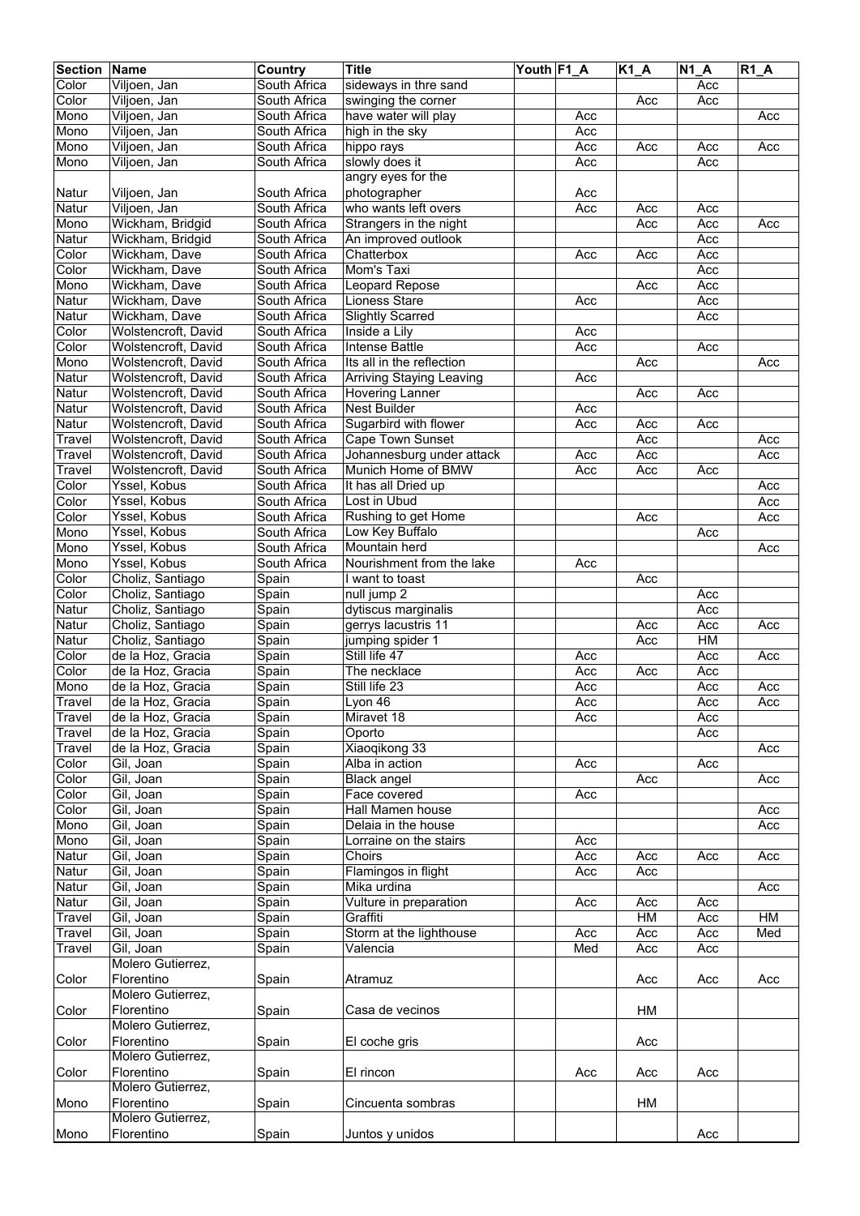| Section | Name | Country | Title | Youth | F1_A | K1_A | N1_A | R1_A |
|---|---|---|---|---|---|---|---|---|
| Color | Viljoen, Jan | South Africa | sideways in thre sand | | | | Acc | |
| Color | Viljoen, Jan | South Africa | swinging the corner | | | Acc | Acc | |
| Mono | Viljoen, Jan | South Africa | have water will play | | Acc | | | Acc |
| Mono | Viljoen, Jan | South Africa | high in the sky | | Acc | | | |
| Mono | Viljoen, Jan | South Africa | hippo rays | | Acc | Acc | Acc | Acc |
| Mono | Viljoen, Jan | South Africa | slowly does it | | Acc | | Acc | |
| Natur | Viljoen, Jan | South Africa | angry eyes for the photographer | | Acc | | | |
| Natur | Viljoen, Jan | South Africa | who wants left overs | | Acc | Acc | Acc | |
| Mono | Wickham, Bridgid | South Africa | Strangers in the night | | | Acc | Acc | Acc |
| Natur | Wickham, Bridgid | South Africa | An improved outlook | | | | Acc | |
| Color | Wickham, Dave | South Africa | Chatterbox | | Acc | Acc | Acc | |
| Color | Wickham, Dave | South Africa | Mom's Taxi | | | | Acc | |
| Mono | Wickham, Dave | South Africa | Leopard Repose | | | Acc | Acc | |
| Natur | Wickham, Dave | South Africa | Lioness Stare | | Acc | | Acc | |
| Natur | Wickham, Dave | South Africa | Slightly Scarred | | | | Acc | |
| Color | Wolstencroft, David | South Africa | Inside a Lily | | Acc | | | |
| Color | Wolstencroft, David | South Africa | Intense Battle | | Acc | | Acc | |
| Mono | Wolstencroft, David | South Africa | Its all in the reflection | | | Acc | | Acc |
| Natur | Wolstencroft, David | South Africa | Arriving Staying Leaving | | Acc | | | |
| Natur | Wolstencroft, David | South Africa | Hovering Lanner | | | Acc | Acc | |
| Natur | Wolstencroft, David | South Africa | Nest Builder | | Acc | | | |
| Natur | Wolstencroft, David | South Africa | Sugarbird with flower | | Acc | Acc | Acc | |
| Travel | Wolstencroft, David | South Africa | Cape Town Sunset | | | Acc | | Acc |
| Travel | Wolstencroft, David | South Africa | Johannesburg under attack | | Acc | Acc | | Acc |
| Travel | Wolstencroft, David | South Africa | Munich Home of BMW | | Acc | Acc | Acc | |
| Color | Yssel, Kobus | South Africa | It has all Dried up | | | | | Acc |
| Color | Yssel, Kobus | South Africa | Lost in Ubud | | | | | Acc |
| Color | Yssel, Kobus | South Africa | Rushing to get Home | | | Acc | | Acc |
| Mono | Yssel, Kobus | South Africa | Low Key Buffalo | | | | Acc | |
| Mono | Yssel, Kobus | South Africa | Mountain herd | | | | | Acc |
| Mono | Yssel, Kobus | South Africa | Nourishment from the lake | | Acc | | | |
| Color | Choliz, Santiago | Spain | I want to toast | | | Acc | | |
| Color | Choliz, Santiago | Spain | null jump 2 | | | | Acc | |
| Natur | Choliz, Santiago | Spain | dytiscus marginalis | | | | Acc | |
| Natur | Choliz, Santiago | Spain | gerrys lacustris 11 | | | Acc | Acc | Acc |
| Natur | Choliz, Santiago | Spain | jumping spider 1 | | | Acc | HM | |
| Color | de la Hoz, Gracia | Spain | Still life 47 | | Acc | | Acc | Acc |
| Color | de la Hoz, Gracia | Spain | The necklace | | Acc | Acc | Acc | |
| Mono | de la Hoz, Gracia | Spain | Still life 23 | | Acc | | Acc | Acc |
| Travel | de la Hoz, Gracia | Spain | Lyon 46 | | Acc | | Acc | Acc |
| Travel | de la Hoz, Gracia | Spain | Miravet 18 | | Acc | | Acc | |
| Travel | de la Hoz, Gracia | Spain | Oporto | | | | Acc | |
| Travel | de la Hoz, Gracia | Spain | Xiaoqikong 33 | | | | | Acc |
| Color | Gil, Joan | Spain | Alba in action | | Acc | | Acc | |
| Color | Gil, Joan | Spain | Black angel | | | Acc | | Acc |
| Color | Gil, Joan | Spain | Face covered | | Acc | | | |
| Color | Gil, Joan | Spain | Hall Mamen house | | | | | Acc |
| Mono | Gil, Joan | Spain | Delaia in the house | | | | | Acc |
| Mono | Gil, Joan | Spain | Lorraine on the stairs | | Acc | | | |
| Natur | Gil, Joan | Spain | Choirs | | Acc | Acc | Acc | Acc |
| Natur | Gil, Joan | Spain | Flamingos in flight | | Acc | Acc | | |
| Natur | Gil, Joan | Spain | Mika urdina | | | | | Acc |
| Natur | Gil, Joan | Spain | Vulture in preparation | | Acc | Acc | Acc | |
| Travel | Gil, Joan | Spain | Graffiti | | | HM | Acc | HM |
| Travel | Gil, Joan | Spain | Storm at the lighthouse | | Acc | Acc | Acc | Med |
| Travel | Gil, Joan | Spain | Valencia | | Med | Acc | Acc | |
| Color | Molero Gutierrez, Florentino | Spain | Atramuz | | | Acc | Acc | Acc |
| Color | Molero Gutierrez, Florentino | Spain | Casa de vecinos | | | HM | | |
| Color | Molero Gutierrez, Florentino | Spain | El coche gris | | | Acc | | |
| Color | Molero Gutierrez, Florentino | Spain | El rincon | | Acc | Acc | Acc | |
| Mono | Molero Gutierrez, Florentino | Spain | Cincuenta sombras | | | HM | | |
| Mono | Molero Gutierrez, Florentino | Spain | Juntos y unidos | | | | Acc | |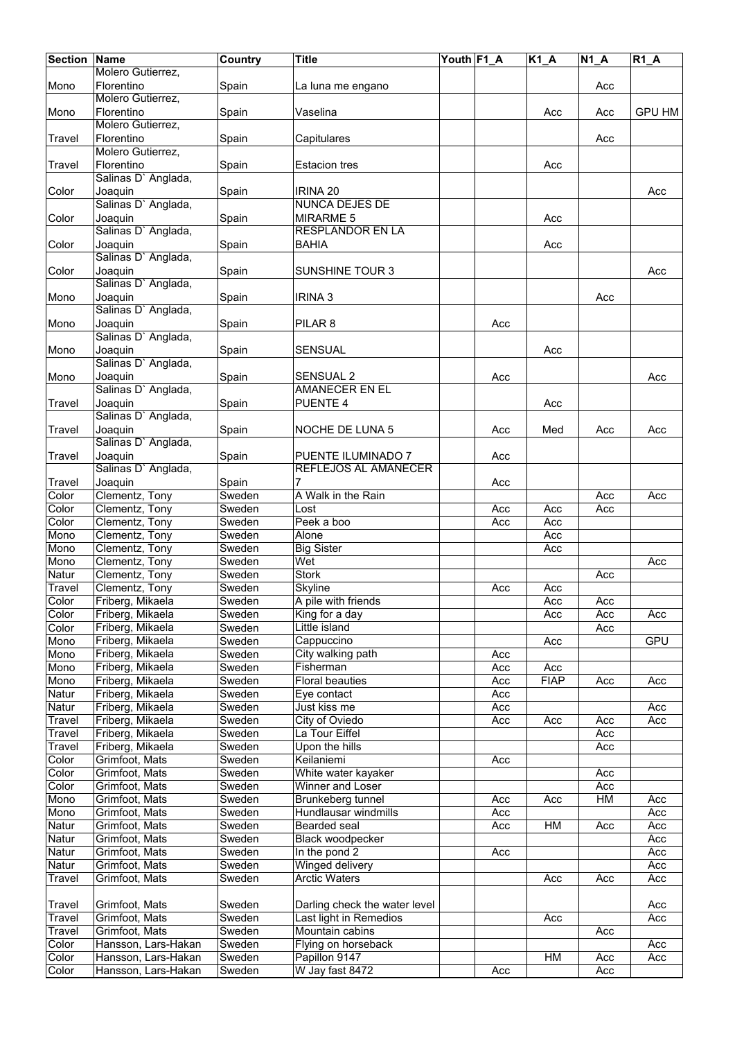| Section | Name | Country | Title | Youth | F1_A | K1_A | N1_A | R1_A |
|---|---|---|---|---|---|---|---|---|
| Mono | Molero Gutierrez, Florentino | Spain | La luna me engano | | | | Acc | |
| Mono | Molero Gutierrez, Florentino | Spain | Vaselina | | | Acc | Acc | GPU HM |
| Travel | Molero Gutierrez, Florentino | Spain | Capitulares | | | | Acc | |
| Travel | Molero Gutierrez, Florentino | Spain | Estacion tres | | | Acc | | |
| Color | Salinas D` Anglada, Joaquin | Spain | IRINA 20 | | | | | Acc |
| Color | Salinas D` Anglada, Joaquin | Spain | NUNCA DEJES DE MIRARME 5 | | | Acc | | |
| Color | Salinas D` Anglada, Joaquin | Spain | RESPLANDOR EN LA BAHIA | | | Acc | | |
| Color | Salinas D` Anglada, Joaquin | Spain | SUNSHINE TOUR 3 | | | | | Acc |
| Mono | Salinas D` Anglada, Joaquin | Spain | IRINA 3 | | | | Acc | |
| Mono | Salinas D` Anglada, Joaquin | Spain | PILAR 8 | | Acc | | | |
| Mono | Salinas D` Anglada, Joaquin | Spain | SENSUAL | | | Acc | | |
| Mono | Salinas D` Anglada, Joaquin | Spain | SENSUAL 2 | | Acc | | | Acc |
| Travel | Salinas D` Anglada, Joaquin | Spain | AMANECER EN EL PUENTE 4 | | | Acc | | |
| Travel | Salinas D` Anglada, Joaquin | Spain | NOCHE DE LUNA 5 | | Acc | Med | Acc | Acc |
| Travel | Salinas D` Anglada, Joaquin | Spain | PUENTE ILUMINADO 7 | | Acc | | | |
| Travel | Salinas D` Anglada, Joaquin | Spain | REFLEJOS AL AMANECER 7 | | Acc | | | |
| Color | Clementz, Tony | Sweden | A Walk in the Rain | | | | Acc | Acc |
| Color | Clementz, Tony | Sweden | Lost | | Acc | Acc | Acc | |
| Color | Clementz, Tony | Sweden | Peek a boo | | Acc | Acc | | |
| Mono | Clementz, Tony | Sweden | Alone | | | Acc | | |
| Mono | Clementz, Tony | Sweden | Big Sister | | | Acc | | |
| Mono | Clementz, Tony | Sweden | Wet | | | | | Acc |
| Natur | Clementz, Tony | Sweden | Stork | | | | Acc | |
| Travel | Clementz, Tony | Sweden | Skyline | | Acc | Acc | | |
| Color | Friberg, Mikaela | Sweden | A pile with friends | | | Acc | Acc | |
| Color | Friberg, Mikaela | Sweden | King for a day | | | Acc | Acc | Acc |
| Color | Friberg, Mikaela | Sweden | Little island | | | | Acc | |
| Mono | Friberg, Mikaela | Sweden | Cappuccino | | | Acc | | GPU |
| Mono | Friberg, Mikaela | Sweden | City walking path | | Acc | | | |
| Mono | Friberg, Mikaela | Sweden | Fisherman | | Acc | Acc | | |
| Mono | Friberg, Mikaela | Sweden | Floral beauties | | Acc | FIAP | Acc | Acc |
| Natur | Friberg, Mikaela | Sweden | Eye contact | | Acc | | | |
| Natur | Friberg, Mikaela | Sweden | Just kiss me | | Acc | | | Acc |
| Travel | Friberg, Mikaela | Sweden | City of Oviedo | | Acc | Acc | Acc | Acc |
| Travel | Friberg, Mikaela | Sweden | La Tour Eiffel | | | | Acc | |
| Travel | Friberg, Mikaela | Sweden | Upon the hills | | | | Acc | |
| Color | Grimfoot, Mats | Sweden | Keilaniemi | | Acc | | | |
| Color | Grimfoot, Mats | Sweden | White water kayaker | | | | Acc | |
| Color | Grimfoot, Mats | Sweden | Winner and Loser | | | | Acc | |
| Mono | Grimfoot, Mats | Sweden | Brunkeberg tunnel | | Acc | Acc | HM | Acc |
| Mono | Grimfoot, Mats | Sweden | Hundlausar windmills | | Acc | | | Acc |
| Natur | Grimfoot, Mats | Sweden | Bearded seal | | Acc | HM | Acc | Acc |
| Natur | Grimfoot, Mats | Sweden | Black woodpecker | | | | | Acc |
| Natur | Grimfoot, Mats | Sweden | In the pond 2 | | Acc | | | Acc |
| Natur | Grimfoot, Mats | Sweden | Winged delivery | | | | | Acc |
| Travel | Grimfoot, Mats | Sweden | Arctic Waters | | | Acc | Acc | Acc |
| Travel | Grimfoot, Mats | Sweden | Darling check the water level | | | | | Acc |
| Travel | Grimfoot, Mats | Sweden | Last light in Remedios | | | Acc | | Acc |
| Travel | Grimfoot, Mats | Sweden | Mountain cabins | | | | Acc | |
| Color | Hansson, Lars-Hakan | Sweden | Flying on horseback | | | | | Acc |
| Color | Hansson, Lars-Hakan | Sweden | Papillon 9147 | | | HM | Acc | Acc |
| Color | Hansson, Lars-Hakan | Sweden | W Jay fast 8472 | | Acc | | Acc | |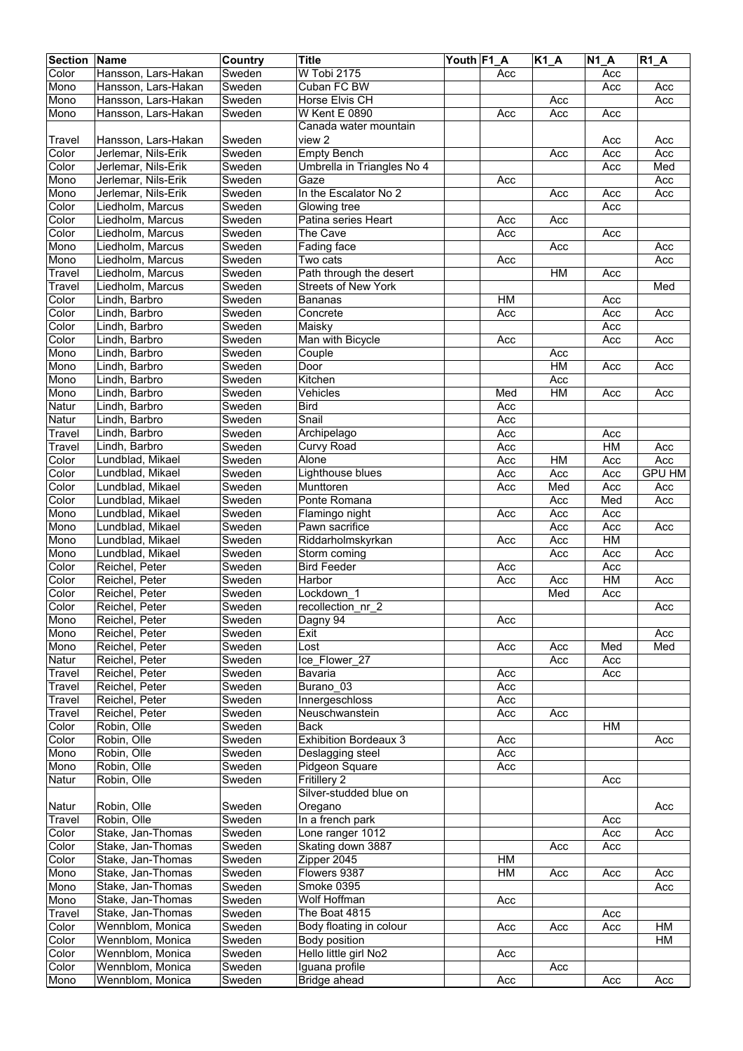| Section | Name | Country | Title | Youth | F1_A | K1_A | N1_A | R1_A |
|---|---|---|---|---|---|---|---|---|
| Color | Hansson, Lars-Hakan | Sweden | W Tobi 2175 | | Acc | | Acc | |
| Mono | Hansson, Lars-Hakan | Sweden | Cuban FC BW | | | | Acc | Acc |
| Mono | Hansson, Lars-Hakan | Sweden | Horse Elvis CH | | | Acc | | Acc |
| Mono | Hansson, Lars-Hakan | Sweden | W Kent E 0890 | | Acc | Acc | Acc | |
| Travel | Hansson, Lars-Hakan | Sweden | Canada water mountain view 2 | | | | Acc | Acc |
| Color | Jerlemar, Nils-Erik | Sweden | Empty Bench | | | Acc | Acc | Acc |
| Color | Jerlemar, Nils-Erik | Sweden | Umbrella in Triangles No 4 | | | | Acc | Med |
| Mono | Jerlemar, Nils-Erik | Sweden | Gaze | | Acc | | | Acc |
| Mono | Jerlemar, Nils-Erik | Sweden | In the Escalator No 2 | | | Acc | Acc | Acc |
| Color | Liedholm, Marcus | Sweden | Glowing tree | | | | Acc | |
| Color | Liedholm, Marcus | Sweden | Patina series Heart | | Acc | Acc | | |
| Color | Liedholm, Marcus | Sweden | The Cave | | Acc | | Acc | |
| Mono | Liedholm, Marcus | Sweden | Fading face | | | Acc | | Acc |
| Mono | Liedholm, Marcus | Sweden | Two cats | | Acc | | | Acc |
| Travel | Liedholm, Marcus | Sweden | Path through the desert | | | HM | Acc | |
| Travel | Liedholm, Marcus | Sweden | Streets of New York | | | | | Med |
| Color | Lindh, Barbro | Sweden | Bananas | | HM | | Acc | |
| Color | Lindh, Barbro | Sweden | Concrete | | Acc | | Acc | Acc |
| Color | Lindh, Barbro | Sweden | Maisky | | | | Acc | |
| Color | Lindh, Barbro | Sweden | Man with Bicycle | | Acc | | Acc | Acc |
| Mono | Lindh, Barbro | Sweden | Couple | | | Acc | | |
| Mono | Lindh, Barbro | Sweden | Door | | | HM | Acc | Acc |
| Mono | Lindh, Barbro | Sweden | Kitchen | | | Acc | | |
| Mono | Lindh, Barbro | Sweden | Vehicles | | Med | HM | Acc | Acc |
| Natur | Lindh, Barbro | Sweden | Bird | | Acc | | | |
| Natur | Lindh, Barbro | Sweden | Snail | | Acc | | | |
| Travel | Lindh, Barbro | Sweden | Archipelago | | Acc | | Acc | |
| Travel | Lindh, Barbro | Sweden | Curvy Road | | Acc | | HM | Acc |
| Color | Lundblad, Mikael | Sweden | Alone | | Acc | HM | Acc | Acc |
| Color | Lundblad, Mikael | Sweden | Lighthouse blues | | Acc | Acc | Acc | GPU HM |
| Color | Lundblad, Mikael | Sweden | Munttoren | | Acc | Med | Acc | Acc |
| Color | Lundblad, Mikael | Sweden | Ponte Romana | | | Acc | Med | Acc |
| Mono | Lundblad, Mikael | Sweden | Flamingo night | | Acc | Acc | Acc | |
| Mono | Lundblad, Mikael | Sweden | Pawn sacrifice | | | Acc | Acc | Acc |
| Mono | Lundblad, Mikael | Sweden | Riddarholmskyrkan | | Acc | Acc | HM | |
| Mono | Lundblad, Mikael | Sweden | Storm coming | | | Acc | Acc | Acc |
| Color | Reichel, Peter | Sweden | Bird Feeder | | Acc | | Acc | |
| Color | Reichel, Peter | Sweden | Harbor | | Acc | Acc | HM | Acc |
| Color | Reichel, Peter | Sweden | Lockdown_1 | | | Med | Acc | |
| Color | Reichel, Peter | Sweden | recollection_nr_2 | | | | | Acc |
| Mono | Reichel, Peter | Sweden | Dagny 94 | | Acc | | | |
| Mono | Reichel, Peter | Sweden | Exit | | | | | Acc |
| Mono | Reichel, Peter | Sweden | Lost | | Acc | Acc | Med | Med |
| Natur | Reichel, Peter | Sweden | Ice_Flower_27 | | | Acc | Acc | |
| Travel | Reichel, Peter | Sweden | Bavaria | | Acc | | Acc | |
| Travel | Reichel, Peter | Sweden | Burano_03 | | Acc | | | |
| Travel | Reichel, Peter | Sweden | Innergeschloss | | Acc | | | |
| Travel | Reichel, Peter | Sweden | Neuschwanstein | | Acc | Acc | | |
| Color | Robin, Olle | Sweden | Back | | | | HM | |
| Color | Robin, Olle | Sweden | Exhibition Bordeaux 3 | | Acc | | | Acc |
| Mono | Robin, Olle | Sweden | Deslagging steel | | Acc | | | |
| Mono | Robin, Olle | Sweden | Pidgeon Square | | Acc | | | |
| Natur | Robin, Olle | Sweden | Fritillery 2 | | | | Acc | |
| Natur | Robin, Olle | Sweden | Silver-studded blue on Oregano | | | | | Acc |
| Travel | Robin, Olle | Sweden | In a french park | | | | Acc | |
| Color | Stake, Jan-Thomas | Sweden | Lone ranger 1012 | | | | Acc | Acc |
| Color | Stake, Jan-Thomas | Sweden | Skating down 3887 | | | Acc | Acc | |
| Color | Stake, Jan-Thomas | Sweden | Zipper 2045 | | HM | | | |
| Mono | Stake, Jan-Thomas | Sweden | Flowers 9387 | | HM | Acc | Acc | Acc |
| Mono | Stake, Jan-Thomas | Sweden | Smoke 0395 | | | | | Acc |
| Mono | Stake, Jan-Thomas | Sweden | Wolf Hoffman | | Acc | | | |
| Travel | Stake, Jan-Thomas | Sweden | The Boat 4815 | | | | Acc | |
| Color | Wennblom, Monica | Sweden | Body floating in colour | | Acc | Acc | Acc | HM |
| Color | Wennblom, Monica | Sweden | Body position | | | | | HM |
| Color | Wennblom, Monica | Sweden | Hello little girl No2 | | Acc | | | |
| Color | Wennblom, Monica | Sweden | Iguana profile | | | Acc | | |
| Mono | Wennblom, Monica | Sweden | Bridge ahead | | Acc | | Acc | Acc |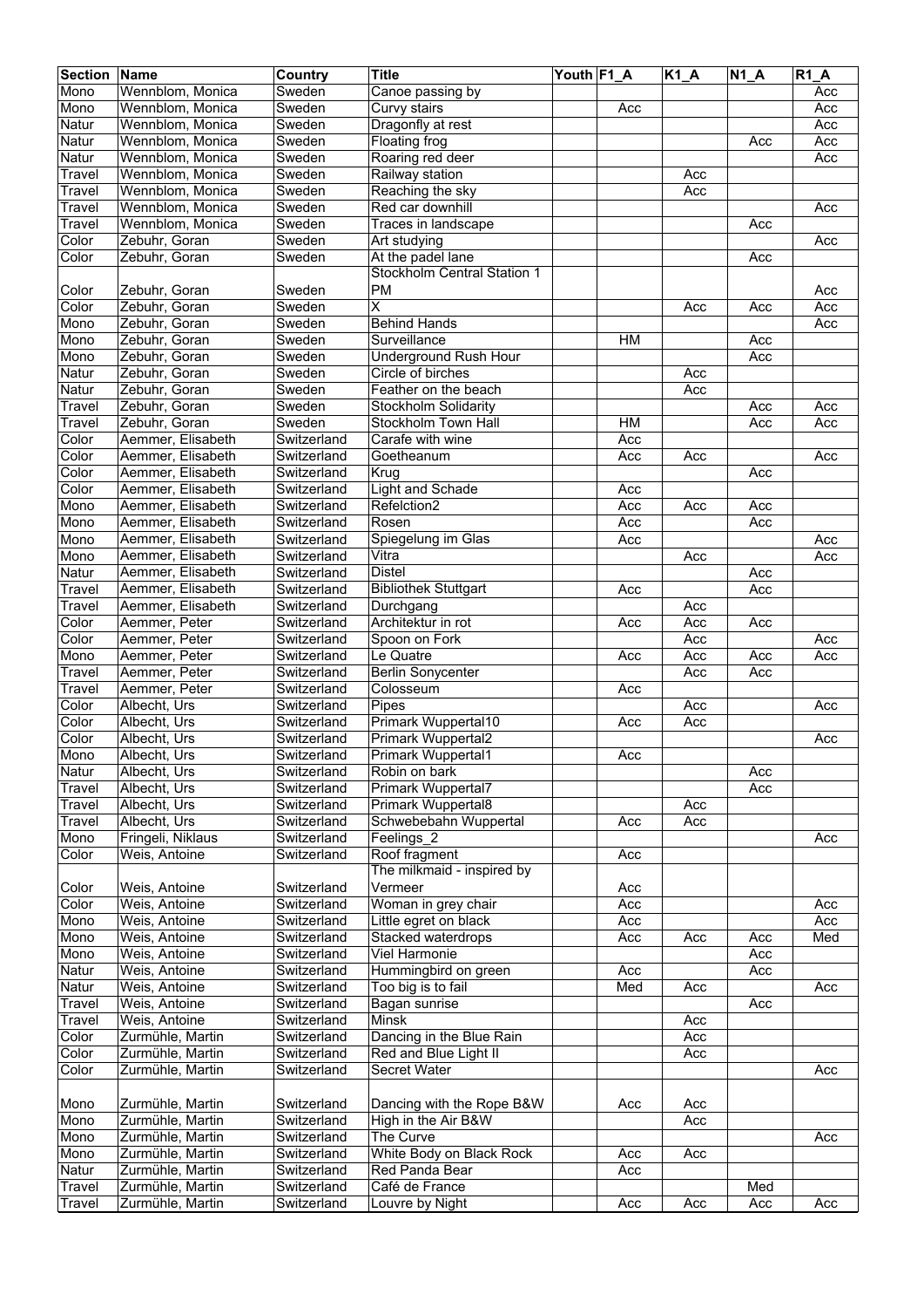| Section | Name | Country | Title | Youth | F1_A | K1_A | N1_A | R1_A |
|---|---|---|---|---|---|---|---|---|
| Mono | Wennblom, Monica | Sweden | Canoe passing by | | | | | Acc |
| Mono | Wennblom, Monica | Sweden | Curvy stairs | | Acc | | | Acc |
| Natur | Wennblom, Monica | Sweden | Dragonfly at rest | | | | | Acc |
| Natur | Wennblom, Monica | Sweden | Floating frog | | | | Acc | Acc |
| Natur | Wennblom, Monica | Sweden | Roaring red deer | | | | | Acc |
| Travel | Wennblom, Monica | Sweden | Railway station | | | Acc | | |
| Travel | Wennblom, Monica | Sweden | Reaching the sky | | | Acc | | |
| Travel | Wennblom, Monica | Sweden | Red car downhill | | | | | Acc |
| Travel | Wennblom, Monica | Sweden | Traces in landscape | | | | Acc | |
| Color | Zebuhr, Goran | Sweden | Art studying | | | | | Acc |
| Color | Zebuhr, Goran | Sweden | At the padel lane | | | | Acc | |
| Color | Zebuhr, Goran | Sweden | Stockholm Central Station 1 PM | | | | | Acc |
| Color | Zebuhr, Goran | Sweden | X | | | Acc | Acc | Acc |
| Mono | Zebuhr, Goran | Sweden | Behind Hands | | | | | Acc |
| Mono | Zebuhr, Goran | Sweden | Surveillance | | HM | | Acc | |
| Mono | Zebuhr, Goran | Sweden | Underground Rush Hour | | | | Acc | |
| Natur | Zebuhr, Goran | Sweden | Circle of birches | | | Acc | | |
| Natur | Zebuhr, Goran | Sweden | Feather on the beach | | | Acc | | |
| Travel | Zebuhr, Goran | Sweden | Stockholm Solidarity | | | | Acc | Acc |
| Travel | Zebuhr, Goran | Sweden | Stockholm Town Hall | | HM | | Acc | Acc |
| Color | Aemmer, Elisabeth | Switzerland | Carafe with wine | | Acc | | | |
| Color | Aemmer, Elisabeth | Switzerland | Goetheanum | | Acc | Acc | | Acc |
| Color | Aemmer, Elisabeth | Switzerland | Krug | | | | Acc | |
| Color | Aemmer, Elisabeth | Switzerland | Light and Schade | | Acc | | | |
| Mono | Aemmer, Elisabeth | Switzerland | Refelction2 | | Acc | Acc | Acc | |
| Mono | Aemmer, Elisabeth | Switzerland | Rosen | | Acc | | Acc | |
| Mono | Aemmer, Elisabeth | Switzerland | Spiegelung im Glas | | Acc | | | Acc |
| Mono | Aemmer, Elisabeth | Switzerland | Vitra | | | Acc | | Acc |
| Natur | Aemmer, Elisabeth | Switzerland | Distel | | | | Acc | |
| Travel | Aemmer, Elisabeth | Switzerland | Bibliothek Stuttgart | | Acc | | Acc | |
| Travel | Aemmer, Elisabeth | Switzerland | Durchgang | | | Acc | | |
| Color | Aemmer, Peter | Switzerland | Architektur in rot | | Acc | Acc | Acc | |
| Color | Aemmer, Peter | Switzerland | Spoon on Fork | | | Acc | | Acc |
| Mono | Aemmer, Peter | Switzerland | Le Quatre | | Acc | Acc | Acc | Acc |
| Travel | Aemmer, Peter | Switzerland | Berlin Sonycenter | | | Acc | Acc | |
| Travel | Aemmer, Peter | Switzerland | Colosseum | | Acc | | | |
| Color | Albecht, Urs | Switzerland | Pipes | | | Acc | | Acc |
| Color | Albecht, Urs | Switzerland | Primark Wuppertal10 | | Acc | Acc | | |
| Color | Albecht, Urs | Switzerland | Primark Wuppertal2 | | | | | Acc |
| Mono | Albecht, Urs | Switzerland | Primark Wuppertal1 | | Acc | | | |
| Natur | Albecht, Urs | Switzerland | Robin on bark | | | | Acc | |
| Travel | Albecht, Urs | Switzerland | Primark Wuppertal7 | | | | Acc | |
| Travel | Albecht, Urs | Switzerland | Primark Wuppertal8 | | | Acc | | |
| Travel | Albecht, Urs | Switzerland | Schwebebahn Wuppertal | | Acc | Acc | | |
| Mono | Fringeli, Niklaus | Switzerland | Feelings_2 | | | | | Acc |
| Color | Weis, Antoine | Switzerland | Roof fragment | | Acc | | | |
| Color | Weis, Antoine | Switzerland | The milkmaid - inspired by Vermeer | | Acc | | | |
| Color | Weis, Antoine | Switzerland | Woman in grey chair | | Acc | | | Acc |
| Mono | Weis, Antoine | Switzerland | Little egret on black | | Acc | | | Acc |
| Mono | Weis, Antoine | Switzerland | Stacked waterdrops | | Acc | Acc | Acc | Med |
| Mono | Weis, Antoine | Switzerland | Viel Harmonie | | | | Acc | |
| Natur | Weis, Antoine | Switzerland | Hummingbird on green | | Acc | | Acc | |
| Natur | Weis, Antoine | Switzerland | Too big is to fail | | Med | Acc | | Acc |
| Travel | Weis, Antoine | Switzerland | Bagan sunrise | | | | Acc | |
| Travel | Weis, Antoine | Switzerland | Minsk | | | Acc | | |
| Color | Zurmühle, Martin | Switzerland | Dancing in the Blue Rain | | | Acc | | |
| Color | Zurmühle, Martin | Switzerland | Red and Blue Light II | | | Acc | | |
| Color | Zurmühle, Martin | Switzerland | Secret Water | | | | | Acc |
| Mono | Zurmühle, Martin | Switzerland | Dancing with the Rope B&W | | Acc | Acc | | |
| Mono | Zurmühle, Martin | Switzerland | High in the Air B&W | | | Acc | | |
| Mono | Zurmühle, Martin | Switzerland | The Curve | | | | | Acc |
| Mono | Zurmühle, Martin | Switzerland | White Body on Black Rock | | Acc | Acc | | |
| Natur | Zurmühle, Martin | Switzerland | Red Panda Bear | | Acc | | | |
| Travel | Zurmühle, Martin | Switzerland | Café de France | | | | Med | |
| Travel | Zurmühle, Martin | Switzerland | Louvre by Night | | Acc | Acc | Acc | Acc |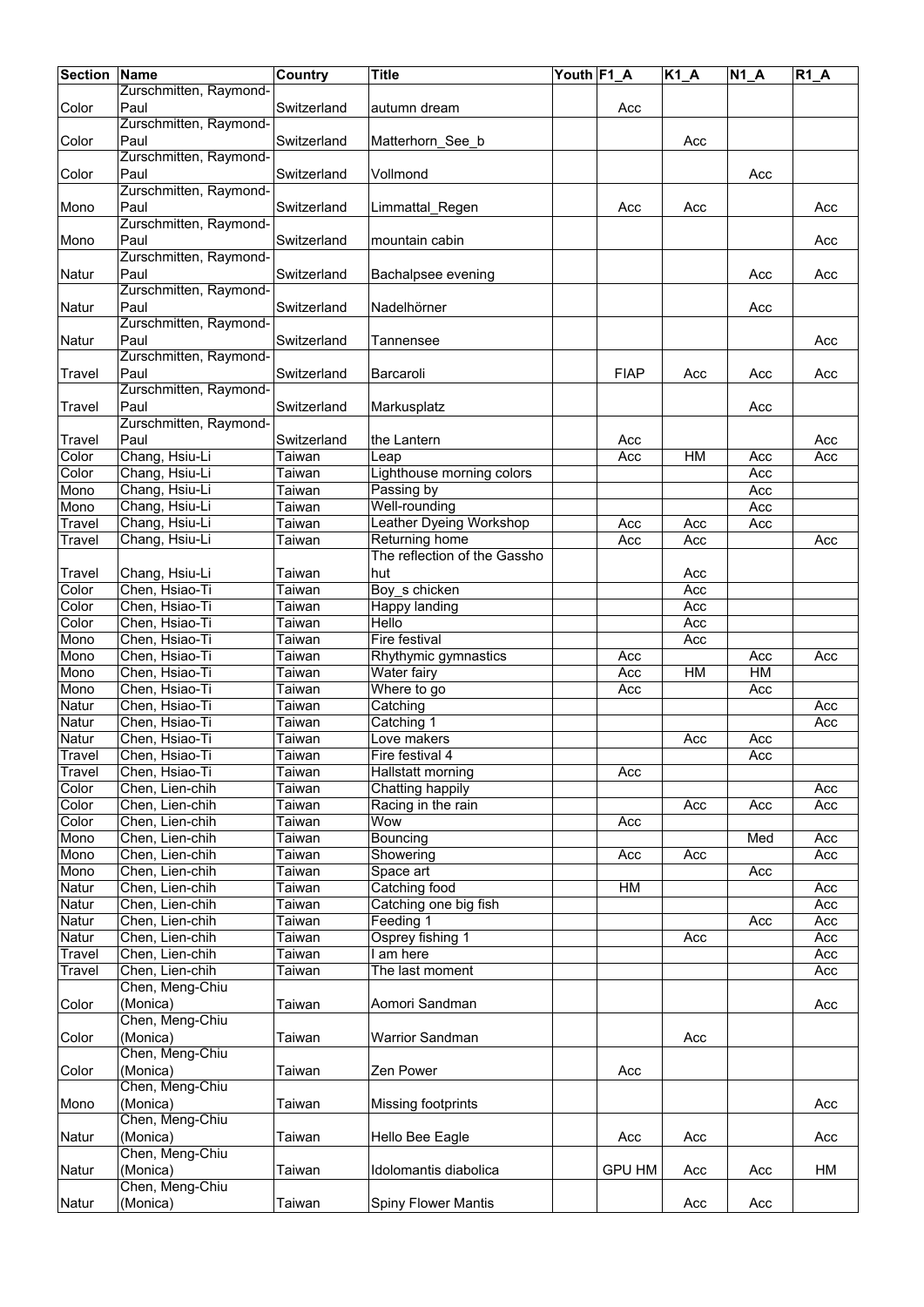| Section | Name | Country | Title | Youth | F1_A | K1_A | N1_A | R1_A |
|---|---|---|---|---|---|---|---|---|
| Color | Zurschmitten, Raymond-Paul | Switzerland | autumn dream | | Acc | | | |
| Color | Zurschmitten, Raymond-Paul | Switzerland | Matterhorn_See_b | | | Acc | | |
| Color | Zurschmitten, Raymond-Paul | Switzerland | Vollmond | | | | Acc | |
| Mono | Zurschmitten, Raymond-Paul | Switzerland | Limmattal_Regen | | Acc | Acc | | Acc |
| Mono | Zurschmitten, Raymond-Paul | Switzerland | mountain cabin | | | | | Acc |
| Natur | Zurschmitten, Raymond-Paul | Switzerland | Bachalpsee evening | | | | Acc | Acc |
| Natur | Zurschmitten, Raymond-Paul | Switzerland | Nadelhörner | | | | Acc | |
| Natur | Zurschmitten, Raymond-Paul | Switzerland | Tannensee | | | | | Acc |
| Travel | Zurschmitten, Raymond-Paul | Switzerland | Barcaroli | | FIAP | Acc | Acc | Acc |
| Travel | Zurschmitten, Raymond-Paul | Switzerland | Markusplatz | | | | Acc | |
| Travel | Zurschmitten, Raymond-Paul | Switzerland | the Lantern | | Acc | | | Acc |
| Color | Chang, Hsiu-Li | Taiwan | Leap | | Acc | HM | Acc | Acc |
| Color | Chang, Hsiu-Li | Taiwan | Lighthouse morning colors | | | | Acc | |
| Mono | Chang, Hsiu-Li | Taiwan | Passing by | | | | Acc | |
| Mono | Chang, Hsiu-Li | Taiwan | Well-rounding | | | | Acc | |
| Travel | Chang, Hsiu-Li | Taiwan | Leather Dyeing Workshop | | Acc | Acc | Acc | |
| Travel | Chang, Hsiu-Li | Taiwan | Returning home | | Acc | Acc | | Acc |
| Travel | Chang, Hsiu-Li | Taiwan | The reflection of the Gassho hut | | | Acc | | |
| Color | Chen, Hsiao-Ti | Taiwan | Boy_s chicken | | | Acc | | |
| Color | Chen, Hsiao-Ti | Taiwan | Happy landing | | | Acc | | |
| Color | Chen, Hsiao-Ti | Taiwan | Hello | | | Acc | | |
| Mono | Chen, Hsiao-Ti | Taiwan | Fire festival | | | Acc | | |
| Mono | Chen, Hsiao-Ti | Taiwan | Rhythymic gymnastics | | Acc | | Acc | Acc |
| Mono | Chen, Hsiao-Ti | Taiwan | Water fairy | | Acc | HM | HM | |
| Mono | Chen, Hsiao-Ti | Taiwan | Where to go | | Acc | | Acc | |
| Natur | Chen, Hsiao-Ti | Taiwan | Catching | | | | | Acc |
| Natur | Chen, Hsiao-Ti | Taiwan | Catching 1 | | | | | Acc |
| Natur | Chen, Hsiao-Ti | Taiwan | Love makers | | | Acc | Acc | |
| Travel | Chen, Hsiao-Ti | Taiwan | Fire festival 4 | | | | Acc | |
| Travel | Chen, Hsiao-Ti | Taiwan | Hallstatt morning | | Acc | | | |
| Color | Chen, Lien-chih | Taiwan | Chatting happily | | | | | Acc |
| Color | Chen, Lien-chih | Taiwan | Racing in the rain | | | Acc | Acc | Acc |
| Color | Chen, Lien-chih | Taiwan | Wow | | Acc | | | |
| Mono | Chen, Lien-chih | Taiwan | Bouncing | | | | Med | Acc |
| Mono | Chen, Lien-chih | Taiwan | Showering | | Acc | Acc | | Acc |
| Mono | Chen, Lien-chih | Taiwan | Space art | | | | Acc | |
| Natur | Chen, Lien-chih | Taiwan | Catching food | | HM | | | Acc |
| Natur | Chen, Lien-chih | Taiwan | Catching one big fish | | | | | Acc |
| Natur | Chen, Lien-chih | Taiwan | Feeding 1 | | | | Acc | Acc |
| Natur | Chen, Lien-chih | Taiwan | Osprey fishing 1 | | | Acc | | Acc |
| Travel | Chen, Lien-chih | Taiwan | I am here | | | | | Acc |
| Travel | Chen, Lien-chih | Taiwan | The last moment | | | | | Acc |
| Color | Chen, Meng-Chiu (Monica) | Taiwan | Aomori Sandman | | | | | Acc |
| Color | Chen, Meng-Chiu (Monica) | Taiwan | Warrior Sandman | | | Acc | | |
| Color | Chen, Meng-Chiu (Monica) | Taiwan | Zen Power | | Acc | | | |
| Mono | Chen, Meng-Chiu (Monica) | Taiwan | Missing footprints | | | | | Acc |
| Natur | Chen, Meng-Chiu (Monica) | Taiwan | Hello Bee Eagle | | Acc | Acc | | Acc |
| Natur | Chen, Meng-Chiu (Monica) | Taiwan | Idolomantis diabolica | | GPU HM | Acc | Acc | HM |
| Natur | Chen, Meng-Chiu (Monica) | Taiwan | Spiny Flower Mantis | | | Acc | Acc | |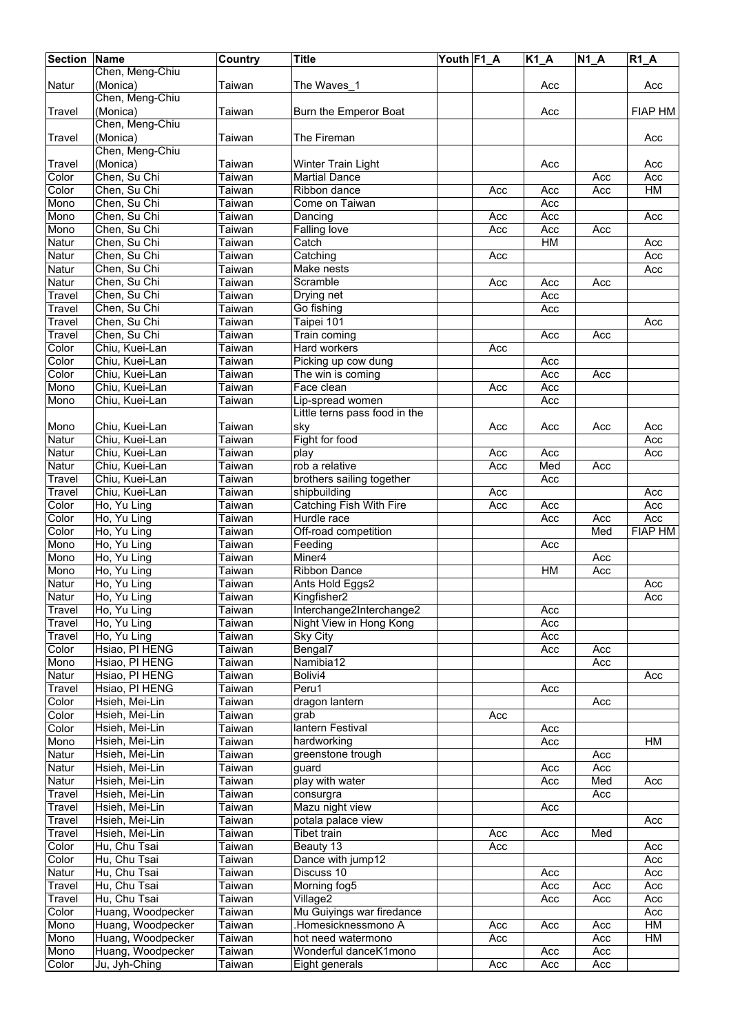| Section | Name | Country | Title | Youth | F1_A | K1_A | N1_A | R1_A |
|---|---|---|---|---|---|---|---|---|
| Natur | Chen, Meng-Chiu (Monica) | Taiwan | The Waves_1 | | | Acc | | Acc |
| Travel | Chen, Meng-Chiu (Monica) | Taiwan | Burn the Emperor Boat | | | Acc | | FIAP HM |
| Travel | Chen, Meng-Chiu (Monica) | Taiwan | The Fireman | | | | | Acc |
| Travel | Chen, Meng-Chiu (Monica) | Taiwan | Winter Train Light | | | Acc | | Acc |
| Color | Chen, Su Chi | Taiwan | Martial Dance | | | | Acc | Acc |
| Color | Chen, Su Chi | Taiwan | Ribbon dance | | Acc | Acc | Acc | HM |
| Mono | Chen, Su Chi | Taiwan | Come on Taiwan | | | Acc | | |
| Mono | Chen, Su Chi | Taiwan | Dancing | | Acc | Acc | | Acc |
| Mono | Chen, Su Chi | Taiwan | Falling love | | Acc | Acc | Acc | |
| Natur | Chen, Su Chi | Taiwan | Catch | | | HM | | Acc |
| Natur | Chen, Su Chi | Taiwan | Catching | | Acc | | | Acc |
| Natur | Chen, Su Chi | Taiwan | Make nests | | | | | Acc |
| Natur | Chen, Su Chi | Taiwan | Scramble | | Acc | Acc | Acc | |
| Travel | Chen, Su Chi | Taiwan | Drying net | | | Acc | | |
| Travel | Chen, Su Chi | Taiwan | Go fishing | | | Acc | | |
| Travel | Chen, Su Chi | Taiwan | Taipei 101 | | | | | Acc |
| Travel | Chen, Su Chi | Taiwan | Train coming | | | Acc | Acc | |
| Color | Chiu, Kuei-Lan | Taiwan | Hard workers | | Acc | | | |
| Color | Chiu, Kuei-Lan | Taiwan | Picking up cow dung | | | Acc | | |
| Color | Chiu, Kuei-Lan | Taiwan | The win is coming | | | Acc | Acc | |
| Mono | Chiu, Kuei-Lan | Taiwan | Face clean | | Acc | Acc | | |
| Mono | Chiu, Kuei-Lan | Taiwan | Lip-spread women | | | Acc | | |
| Mono | Chiu, Kuei-Lan | Taiwan | Little terns pass food in the sky | | Acc | Acc | Acc | Acc |
| Natur | Chiu, Kuei-Lan | Taiwan | Fight for food | | | | | Acc |
| Natur | Chiu, Kuei-Lan | Taiwan | play | | Acc | Acc | | Acc |
| Natur | Chiu, Kuei-Lan | Taiwan | rob a relative | | Acc | Med | Acc | |
| Travel | Chiu, Kuei-Lan | Taiwan | brothers sailing together | | | Acc | | |
| Travel | Chiu, Kuei-Lan | Taiwan | shipbuilding | | Acc | | | Acc |
| Color | Ho, Yu Ling | Taiwan | Catching Fish With Fire | | Acc | Acc | | Acc |
| Color | Ho, Yu Ling | Taiwan | Hurdle race | | | Acc | Acc | Acc |
| Color | Ho, Yu Ling | Taiwan | Off-road competition | | | | Med | FIAP HM |
| Mono | Ho, Yu Ling | Taiwan | Feeding | | | Acc | | |
| Mono | Ho, Yu Ling | Taiwan | Miner4 | | | | Acc | |
| Mono | Ho, Yu Ling | Taiwan | Ribbon Dance | | | HM | Acc | |
| Natur | Ho, Yu Ling | Taiwan | Ants Hold Eggs2 | | | | | Acc |
| Natur | Ho, Yu Ling | Taiwan | Kingfisher2 | | | | | Acc |
| Travel | Ho, Yu Ling | Taiwan | Interchange2Interchange2 | | | Acc | | |
| Travel | Ho, Yu Ling | Taiwan | Night View in Hong Kong | | | Acc | | |
| Travel | Ho, Yu Ling | Taiwan | Sky City | | | Acc | | |
| Color | Hsiao, PI HENG | Taiwan | Bengal7 | | | Acc | Acc | |
| Mono | Hsiao, PI HENG | Taiwan | Namibia12 | | | | Acc | |
| Natur | Hsiao, PI HENG | Taiwan | Bolivi4 | | | | | Acc |
| Travel | Hsiao, PI HENG | Taiwan | Peru1 | | | Acc | | |
| Color | Hsieh, Mei-Lin | Taiwan | dragon lantern | | | | Acc | |
| Color | Hsieh, Mei-Lin | Taiwan | grab | | Acc | | | |
| Color | Hsieh, Mei-Lin | Taiwan | lantern Festival | | | Acc | | |
| Mono | Hsieh, Mei-Lin | Taiwan | hardworking | | | Acc | | HM |
| Natur | Hsieh, Mei-Lin | Taiwan | greenstone trough | | | | Acc | |
| Natur | Hsieh, Mei-Lin | Taiwan | guard | | | Acc | Acc | |
| Natur | Hsieh, Mei-Lin | Taiwan | play with water | | | Acc | Med | Acc |
| Travel | Hsieh, Mei-Lin | Taiwan | consurgra | | | | Acc | |
| Travel | Hsieh, Mei-Lin | Taiwan | Mazu night view | | | Acc | | |
| Travel | Hsieh, Mei-Lin | Taiwan | potala palace view | | | | | Acc |
| Travel | Hsieh, Mei-Lin | Taiwan | Tibet train | | Acc | Acc | Med | |
| Color | Hu, Chu Tsai | Taiwan | Beauty 13 | | Acc | | | Acc |
| Color | Hu, Chu Tsai | Taiwan | Dance with jump12 | | | | | Acc |
| Natur | Hu, Chu Tsai | Taiwan | Discuss 10 | | | Acc | | Acc |
| Travel | Hu, Chu Tsai | Taiwan | Morning fog5 | | | Acc | Acc | Acc |
| Travel | Hu, Chu Tsai | Taiwan | Village2 | | | Acc | Acc | Acc |
| Color | Huang, Woodpecker | Taiwan | Mu Guiyings war firedance | | | | | Acc |
| Mono | Huang, Woodpecker | Taiwan | .Homesicknessmono A | | Acc | Acc | Acc | HM |
| Mono | Huang, Woodpecker | Taiwan | hot need watermono | | Acc | | Acc | HM |
| Mono | Huang, Woodpecker | Taiwan | Wonderful danceK1mono | | | Acc | Acc | |
| Color | Ju, Jyh-Ching | Taiwan | Eight generals | | Acc | Acc | Acc | |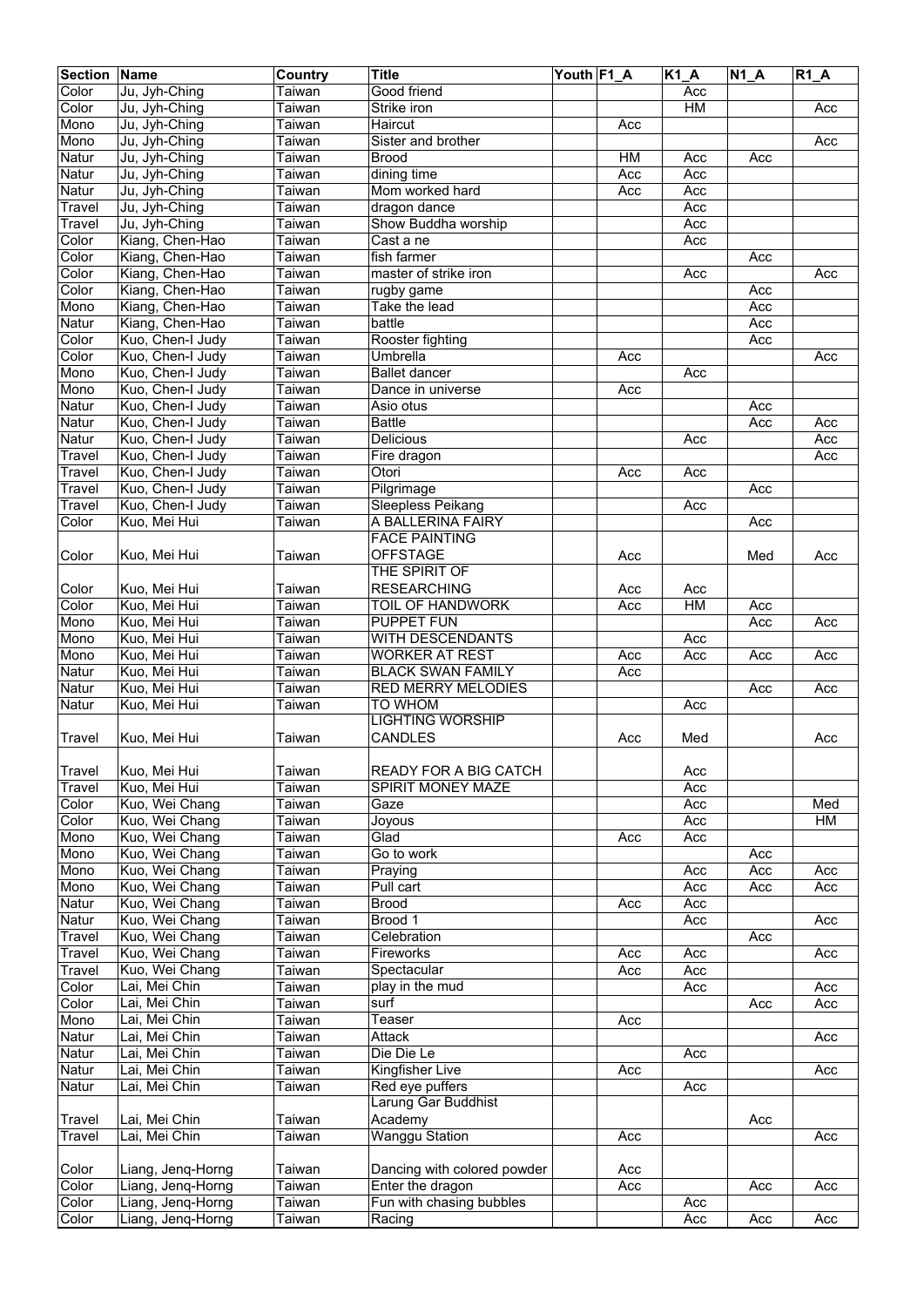| Section | Name | Country | Title | Youth | F1_A | K1_A | N1_A | R1_A |
|---|---|---|---|---|---|---|---|---|
| Color | Ju, Jyh-Ching | Taiwan | Good friend | | | Acc | | |
| Color | Ju, Jyh-Ching | Taiwan | Strike iron | | | HM | | Acc |
| Mono | Ju, Jyh-Ching | Taiwan | Haircut | | Acc | | | |
| Mono | Ju, Jyh-Ching | Taiwan | Sister and brother | | | | | Acc |
| Natur | Ju, Jyh-Ching | Taiwan | Brood | | HM | Acc | Acc | |
| Natur | Ju, Jyh-Ching | Taiwan | dining time | | Acc | Acc | | |
| Natur | Ju, Jyh-Ching | Taiwan | Mom worked hard | | Acc | Acc | | |
| Travel | Ju, Jyh-Ching | Taiwan | dragon dance | | | Acc | | |
| Travel | Ju, Jyh-Ching | Taiwan | Show Buddha worship | | | Acc | | |
| Color | Kiang, Chen-Hao | Taiwan | Cast a ne | | | Acc | | |
| Color | Kiang, Chen-Hao | Taiwan | fish farmer | | | | Acc | |
| Color | Kiang, Chen-Hao | Taiwan | master of strike iron | | | Acc | | Acc |
| Color | Kiang, Chen-Hao | Taiwan | rugby game | | | | Acc | |
| Mono | Kiang, Chen-Hao | Taiwan | Take the lead | | | | Acc | |
| Natur | Kiang, Chen-Hao | Taiwan | battle | | | | Acc | |
| Color | Kuo, Chen-I Judy | Taiwan | Rooster fighting | | | | Acc | |
| Color | Kuo, Chen-I Judy | Taiwan | Umbrella | | Acc | | | Acc |
| Mono | Kuo, Chen-I Judy | Taiwan | Ballet dancer | | | Acc | | |
| Mono | Kuo, Chen-I Judy | Taiwan | Dance in universe | | Acc | | | |
| Natur | Kuo, Chen-I Judy | Taiwan | Asio otus | | | | Acc | |
| Natur | Kuo, Chen-I Judy | Taiwan | Battle | | | | Acc | Acc |
| Natur | Kuo, Chen-I Judy | Taiwan | Delicious | | | Acc | | Acc |
| Travel | Kuo, Chen-I Judy | Taiwan | Fire dragon | | | | | Acc |
| Travel | Kuo, Chen-I Judy | Taiwan | Otori | | Acc | Acc | | |
| Travel | Kuo, Chen-I Judy | Taiwan | Pilgrimage | | | | Acc | |
| Travel | Kuo, Chen-I Judy | Taiwan | Sleepless Peikang | | | Acc | | |
| Color | Kuo, Mei Hui | Taiwan | A BALLERINA FAIRY | | | | Acc | |
| Color | Kuo, Mei Hui | Taiwan | FACE PAINTING OFFSTAGE | | Acc | | Med | Acc |
| Color | Kuo, Mei Hui | Taiwan | THE SPIRIT OF RESEARCHING | | Acc | Acc | | |
| Color | Kuo, Mei Hui | Taiwan | TOIL OF HANDWORK | | Acc | HM | Acc | |
| Mono | Kuo, Mei Hui | Taiwan | PUPPET FUN | | | | Acc | Acc |
| Mono | Kuo, Mei Hui | Taiwan | WITH DESCENDANTS | | | Acc | | |
| Mono | Kuo, Mei Hui | Taiwan | WORKER AT REST | | Acc | Acc | Acc | Acc |
| Natur | Kuo, Mei Hui | Taiwan | BLACK SWAN FAMILY | | Acc | | | |
| Natur | Kuo, Mei Hui | Taiwan | RED MERRY MELODIES | | | | Acc | Acc |
| Natur | Kuo, Mei Hui | Taiwan | TO WHOM | | | Acc | | |
| Travel | Kuo, Mei Hui | Taiwan | LIGHTING WORSHIP CANDLES | | Acc | Med | | Acc |
| Travel | Kuo, Mei Hui | Taiwan | READY FOR A BIG CATCH | | | Acc | | |
| Travel | Kuo, Mei Hui | Taiwan | SPIRIT MONEY MAZE | | | Acc | | |
| Color | Kuo, Wei Chang | Taiwan | Gaze | | | Acc | | Med |
| Color | Kuo, Wei Chang | Taiwan | Joyous | | | Acc | | HM |
| Mono | Kuo, Wei Chang | Taiwan | Glad | | Acc | Acc | | |
| Mono | Kuo, Wei Chang | Taiwan | Go to work | | | | Acc | |
| Mono | Kuo, Wei Chang | Taiwan | Praying | | | Acc | Acc | Acc |
| Mono | Kuo, Wei Chang | Taiwan | Pull cart | | | Acc | Acc | Acc |
| Natur | Kuo, Wei Chang | Taiwan | Brood | | Acc | Acc | | |
| Natur | Kuo, Wei Chang | Taiwan | Brood 1 | | | Acc | | Acc |
| Travel | Kuo, Wei Chang | Taiwan | Celebration | | | | Acc | |
| Travel | Kuo, Wei Chang | Taiwan | Fireworks | | Acc | Acc | | Acc |
| Travel | Kuo, Wei Chang | Taiwan | Spectacular | | Acc | Acc | | |
| Color | Lai, Mei Chin | Taiwan | play in the mud | | | Acc | | Acc |
| Color | Lai, Mei Chin | Taiwan | surf | | | | Acc | Acc |
| Mono | Lai, Mei Chin | Taiwan | Teaser | | Acc | | | |
| Natur | Lai, Mei Chin | Taiwan | Attack | | | | | Acc |
| Natur | Lai, Mei Chin | Taiwan | Die Die Le | | | Acc | | |
| Natur | Lai, Mei Chin | Taiwan | Kingfisher Live | | Acc | | | Acc |
| Natur | Lai, Mei Chin | Taiwan | Red eye puffers | | | Acc | | |
| Travel | Lai, Mei Chin | Taiwan | Larung Gar Buddhist Academy | | | | Acc | |
| Travel | Lai, Mei Chin | Taiwan | Wanggu Station | | Acc | | | Acc |
| Color | Liang, Jenq-Horng | Taiwan | Dancing with colored powder | | Acc | | | |
| Color | Liang, Jenq-Horng | Taiwan | Enter the dragon | | Acc | | Acc | Acc |
| Color | Liang, Jenq-Horng | Taiwan | Fun with chasing bubbles | | | Acc | | |
| Color | Liang, Jenq-Horng | Taiwan | Racing | | | Acc | Acc | Acc |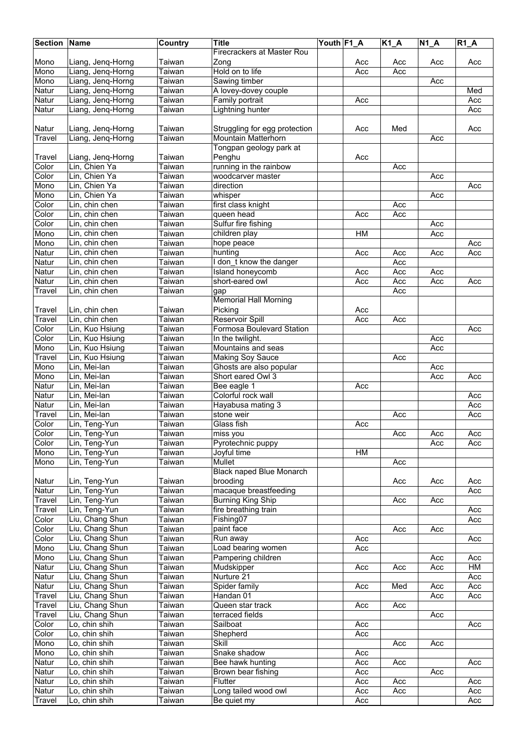| Section | Name | Country | Title | Youth | F1_A | K1_A | N1_A | R1_A |
|---|---|---|---|---|---|---|---|---|
| Mono | Liang, Jenq-Horng | Taiwan | Firecrackers at Master Rou Zong | | Acc | Acc | Acc | Acc |
| Mono | Liang, Jenq-Horng | Taiwan | Hold on to life | | Acc | Acc | | |
| Mono | Liang, Jenq-Horng | Taiwan | Sawing timber | | | | Acc | |
| Natur | Liang, Jenq-Horng | Taiwan | A lovey-dovey couple | | | | | Med |
| Natur | Liang, Jenq-Horng | Taiwan | Family portrait | | Acc | | | Acc |
| Natur | Liang, Jenq-Horng | Taiwan | Lightning hunter | | | | | Acc |
| Natur | Liang, Jenq-Horng | Taiwan | Struggling for egg protection | | Acc | Med | | Acc |
| Travel | Liang, Jenq-Horng | Taiwan | Mountain Matterhorn | | | | Acc | |
| Travel | Liang, Jenq-Horng | Taiwan | Tongpan geology park at Penghu | | Acc | | | |
| Color | Lin, Chien Ya | Taiwan | running in the rainbow | | | Acc | | |
| Color | Lin, Chien Ya | Taiwan | woodcarver master | | | | Acc | |
| Mono | Lin, Chien Ya | Taiwan | direction | | | | | Acc |
| Mono | Lin, Chien Ya | Taiwan | whisper | | | | Acc | |
| Color | Lin, chin chen | Taiwan | first class knight | | | Acc | | |
| Color | Lin, chin chen | Taiwan | queen head | | Acc | Acc | | |
| Color | Lin, chin chen | Taiwan | Sulfur fire fishing | | | | Acc | |
| Mono | Lin, chin chen | Taiwan | children play | | HM | | Acc | |
| Mono | Lin, chin chen | Taiwan | hope peace | | | | | Acc |
| Natur | Lin, chin chen | Taiwan | hunting | | Acc | Acc | Acc | Acc |
| Natur | Lin, chin chen | Taiwan | I don_t know the danger | | | Acc | | |
| Natur | Lin, chin chen | Taiwan | Island honeycomb | | Acc | Acc | Acc | |
| Natur | Lin, chin chen | Taiwan | short-eared owl | | Acc | Acc | Acc | Acc |
| Travel | Lin, chin chen | Taiwan | gap | | | Acc | | |
| Travel | Lin, chin chen | Taiwan | Memorial Hall Morning Picking | | Acc | | | |
| Travel | Lin, chin chen | Taiwan | Reservoir Spill | | Acc | Acc | | |
| Color | Lin, Kuo Hsiung | Taiwan | Formosa Boulevard Station | | | | | Acc |
| Color | Lin, Kuo Hsiung | Taiwan | In the twilight. | | | | Acc | |
| Mono | Lin, Kuo Hsiung | Taiwan | Mountains and seas | | | | Acc | |
| Travel | Lin, Kuo Hsiung | Taiwan | Making Soy Sauce | | | Acc | | |
| Mono | Lin, Mei-lan | Taiwan | Ghosts are also popular | | | | Acc | |
| Mono | Lin, Mei-lan | Taiwan | Short eared Owl 3 | | | | Acc | Acc |
| Natur | Lin, Mei-lan | Taiwan | Bee eagle 1 | | Acc | | | |
| Natur | Lin, Mei-lan | Taiwan | Colorful rock wall | | | | | Acc |
| Natur | Lin, Mei-lan | Taiwan | Hayabusa mating 3 | | | | | Acc |
| Travel | Lin, Mei-lan | Taiwan | stone weir | | | Acc | | Acc |
| Color | Lin, Teng-Yun | Taiwan | Glass fish | | Acc | | | |
| Color | Lin, Teng-Yun | Taiwan | miss you | | | Acc | Acc | Acc |
| Color | Lin, Teng-Yun | Taiwan | Pyrotechnic puppy | | | | Acc | Acc |
| Mono | Lin, Teng-Yun | Taiwan | Joyful time | | HM | | | |
| Mono | Lin, Teng-Yun | Taiwan | Mullet | | | Acc | | |
| Natur | Lin, Teng-Yun | Taiwan | Black naped Blue Monarch brooding | | | Acc | Acc | Acc |
| Natur | Lin, Teng-Yun | Taiwan | macaque breastfeeding | | | | | Acc |
| Travel | Lin, Teng-Yun | Taiwan | Burning King Ship | | | Acc | Acc | |
| Travel | Lin, Teng-Yun | Taiwan | fire breathing train | | | | | Acc |
| Color | Liu, Chang Shun | Taiwan | Fishing07 | | | | | Acc |
| Color | Liu, Chang Shun | Taiwan | paint face | | | Acc | Acc | |
| Color | Liu, Chang Shun | Taiwan | Run away | | Acc | | | Acc |
| Mono | Liu, Chang Shun | Taiwan | Load bearing women | | Acc | | | |
| Mono | Liu, Chang Shun | Taiwan | Pampering children | | | | Acc | Acc |
| Natur | Liu, Chang Shun | Taiwan | Mudskipper | | Acc | Acc | Acc | HM |
| Natur | Liu, Chang Shun | Taiwan | Nurture 21 | | | | | Acc |
| Natur | Liu, Chang Shun | Taiwan | Spider family | | Acc | Med | Acc | Acc |
| Travel | Liu, Chang Shun | Taiwan | Handan 01 | | | | Acc | Acc |
| Travel | Liu, Chang Shun | Taiwan | Queen star track | | Acc | Acc | | |
| Travel | Liu, Chang Shun | Taiwan | terraced fields | | | | Acc | |
| Color | Lo, chin shih | Taiwan | Sailboat | | Acc | | | Acc |
| Color | Lo, chin shih | Taiwan | Shepherd | | Acc | | | |
| Mono | Lo, chin shih | Taiwan | Skill | | | Acc | Acc | |
| Mono | Lo, chin shih | Taiwan | Snake shadow | | Acc | | | |
| Natur | Lo, chin shih | Taiwan | Bee hawk hunting | | Acc | Acc | | Acc |
| Natur | Lo, chin shih | Taiwan | Brown bear fishing | | Acc | | Acc | |
| Natur | Lo, chin shih | Taiwan | Flutter | | Acc | Acc | | Acc |
| Natur | Lo, chin shih | Taiwan | Long tailed wood owl | | Acc | Acc | | Acc |
| Travel | Lo, chin shih | Taiwan | Be quiet my | | Acc | | | Acc |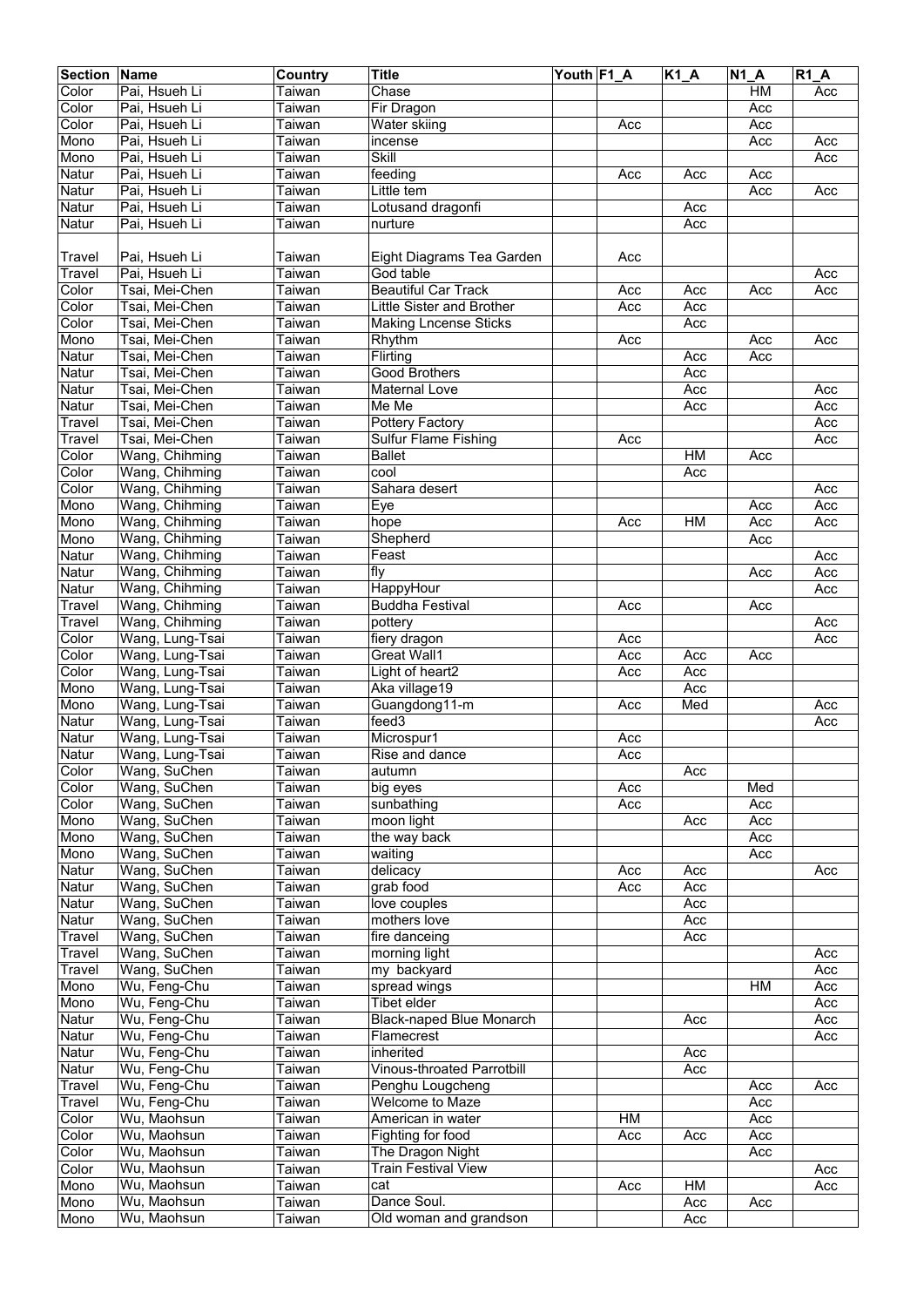| Section | Name | Country | Title | Youth | F1_A | K1_A | N1_A | R1_A |
|---|---|---|---|---|---|---|---|---|
| Color | Pai, Hsueh Li | Taiwan | Chase | | | | HM | Acc |
| Color | Pai, Hsueh Li | Taiwan | Fir Dragon | | | | Acc | |
| Color | Pai, Hsueh Li | Taiwan | Water skiing | | Acc | | Acc | |
| Mono | Pai, Hsueh Li | Taiwan | incense | | | | Acc | Acc |
| Mono | Pai, Hsueh Li | Taiwan | Skill | | | | | Acc |
| Natur | Pai, Hsueh Li | Taiwan | feeding | | Acc | Acc | Acc | |
| Natur | Pai, Hsueh Li | Taiwan | Little tem | | | | Acc | Acc |
| Natur | Pai, Hsueh Li | Taiwan | Lotusand dragonfi | | | Acc | | |
| Natur | Pai, Hsueh Li | Taiwan | nurture | | | Acc | | |
| Travel | Pai, Hsueh Li | Taiwan | Eight Diagrams Tea Garden | | Acc | | | |
| Travel | Pai, Hsueh Li | Taiwan | God table | | | | | Acc |
| Color | Tsai, Mei-Chen | Taiwan | Beautiful Car Track | | Acc | Acc | Acc | Acc |
| Color | Tsai, Mei-Chen | Taiwan | Little Sister and Brother | | Acc | Acc | | |
| Color | Tsai, Mei-Chen | Taiwan | Making Lncense Sticks | | | Acc | | |
| Mono | Tsai, Mei-Chen | Taiwan | Rhythm | | Acc | | Acc | Acc |
| Natur | Tsai, Mei-Chen | Taiwan | Flirting | | | Acc | Acc | |
| Natur | Tsai, Mei-Chen | Taiwan | Good Brothers | | | Acc | | |
| Natur | Tsai, Mei-Chen | Taiwan | Maternal Love | | | Acc | | Acc |
| Natur | Tsai, Mei-Chen | Taiwan | Me Me | | | Acc | | Acc |
| Travel | Tsai, Mei-Chen | Taiwan | Pottery Factory | | | | | Acc |
| Travel | Tsai, Mei-Chen | Taiwan | Sulfur Flame Fishing | | Acc | | | Acc |
| Color | Wang, Chihming | Taiwan | Ballet | | | HM | Acc | |
| Color | Wang, Chihming | Taiwan | cool | | | Acc | | |
| Color | Wang, Chihming | Taiwan | Sahara desert | | | | | Acc |
| Mono | Wang, Chihming | Taiwan | Eye | | | | Acc | Acc |
| Mono | Wang, Chihming | Taiwan | hope | | Acc | HM | Acc | Acc |
| Mono | Wang, Chihming | Taiwan | Shepherd | | | | Acc | |
| Natur | Wang, Chihming | Taiwan | Feast | | | | | Acc |
| Natur | Wang, Chihming | Taiwan | fly | | | | Acc | Acc |
| Natur | Wang, Chihming | Taiwan | HappyHour | | | | | Acc |
| Travel | Wang, Chihming | Taiwan | Buddha Festival | | Acc | | Acc | |
| Travel | Wang, Chihming | Taiwan | pottery | | | | | Acc |
| Color | Wang, Lung-Tsai | Taiwan | fiery dragon | | Acc | | | Acc |
| Color | Wang, Lung-Tsai | Taiwan | Great Wall1 | | Acc | Acc | Acc | |
| Color | Wang, Lung-Tsai | Taiwan | Light of heart2 | | Acc | Acc | | |
| Mono | Wang, Lung-Tsai | Taiwan | Aka village19 | | | Acc | | |
| Mono | Wang, Lung-Tsai | Taiwan | Guangdong11-m | | Acc | Med | | Acc |
| Natur | Wang, Lung-Tsai | Taiwan | feed3 | | | | | Acc |
| Natur | Wang, Lung-Tsai | Taiwan | Microspur1 | | Acc | | | |
| Natur | Wang, Lung-Tsai | Taiwan | Rise and dance | | Acc | | | |
| Color | Wang, SuChen | Taiwan | autumn | | | Acc | | |
| Color | Wang, SuChen | Taiwan | big eyes | | Acc | | Med | |
| Color | Wang, SuChen | Taiwan | sunbathing | | Acc | | Acc | |
| Mono | Wang, SuChen | Taiwan | moon light | | | Acc | Acc | |
| Mono | Wang, SuChen | Taiwan | the way back | | | | Acc | |
| Mono | Wang, SuChen | Taiwan | waiting | | | | Acc | |
| Natur | Wang, SuChen | Taiwan | delicacy | | Acc | Acc | | Acc |
| Natur | Wang, SuChen | Taiwan | grab food | | Acc | Acc | | |
| Natur | Wang, SuChen | Taiwan | love couples | | | Acc | | |
| Natur | Wang, SuChen | Taiwan | mothers love | | | Acc | | |
| Travel | Wang, SuChen | Taiwan | fire danceing | | | Acc | | |
| Travel | Wang, SuChen | Taiwan | morning light | | | | | Acc |
| Travel | Wang, SuChen | Taiwan | my backyard | | | | | Acc |
| Mono | Wu, Feng-Chu | Taiwan | spread wings | | | | HM | Acc |
| Mono | Wu, Feng-Chu | Taiwan | Tibet elder | | | | | Acc |
| Natur | Wu, Feng-Chu | Taiwan | Black-naped Blue Monarch | | | Acc | | Acc |
| Natur | Wu, Feng-Chu | Taiwan | Flamecrest | | | | | Acc |
| Natur | Wu, Feng-Chu | Taiwan | inherited | | | Acc | | |
| Natur | Wu, Feng-Chu | Taiwan | Vinous-throated Parrotbill | | | Acc | | |
| Travel | Wu, Feng-Chu | Taiwan | Penghu Lougcheng | | | | Acc | Acc |
| Travel | Wu, Feng-Chu | Taiwan | Welcome to Maze | | | | Acc | |
| Color | Wu, Maohsun | Taiwan | American in water | | HM | | Acc | |
| Color | Wu, Maohsun | Taiwan | Fighting for food | | Acc | Acc | Acc | |
| Color | Wu, Maohsun | Taiwan | The Dragon Night | | | | Acc | |
| Color | Wu, Maohsun | Taiwan | Train Festival View | | | | | Acc |
| Mono | Wu, Maohsun | Taiwan | cat | | Acc | HM | | Acc |
| Mono | Wu, Maohsun | Taiwan | Dance Soul. | | | Acc | Acc | |
| Mono | Wu, Maohsun | Taiwan | Old woman and grandson | | | Acc | | |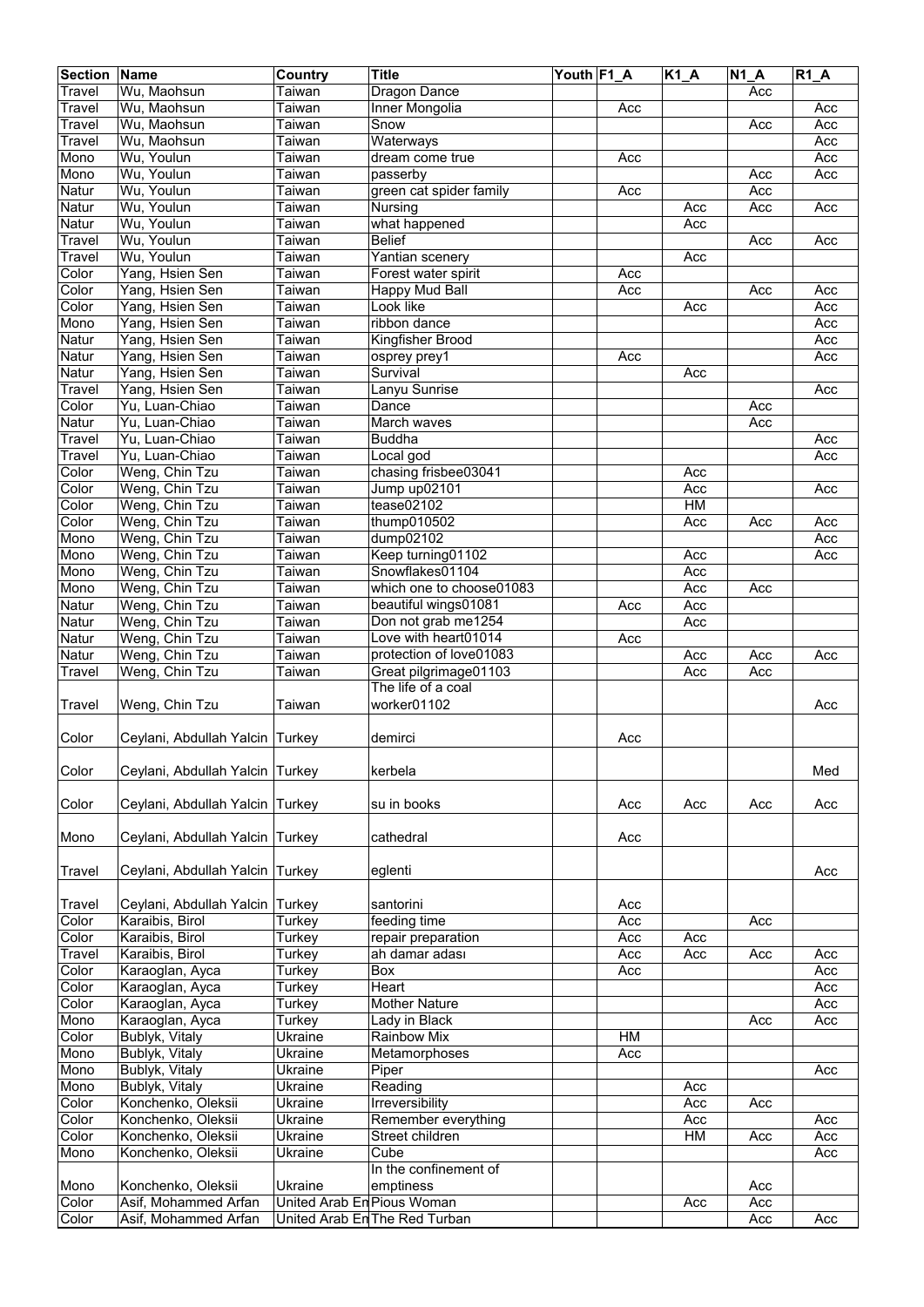| Section | Name | Country | Title | Youth | F1_A | K1_A | N1_A | R1_A |
|---|---|---|---|---|---|---|---|---|
| Travel | Wu, Maohsun | Taiwan | Dragon Dance | | | | Acc | |
| Travel | Wu, Maohsun | Taiwan | Inner Mongolia | | Acc | | | Acc |
| Travel | Wu, Maohsun | Taiwan | Snow | | | | Acc | Acc |
| Travel | Wu, Maohsun | Taiwan | Waterways | | | | | Acc |
| Mono | Wu, Youlun | Taiwan | dream come true | | Acc | | | Acc |
| Mono | Wu, Youlun | Taiwan | passerby | | | | Acc | Acc |
| Natur | Wu, Youlun | Taiwan | green cat spider family | | Acc | | Acc | |
| Natur | Wu, Youlun | Taiwan | Nursing | | | Acc | Acc | Acc |
| Natur | Wu, Youlun | Taiwan | what happened | | | Acc | | |
| Travel | Wu, Youlun | Taiwan | Belief | | | | Acc | Acc |
| Travel | Wu, Youlun | Taiwan | Yantian scenery | | | Acc | | |
| Color | Yang, Hsien Sen | Taiwan | Forest water spirit | | Acc | | | |
| Color | Yang, Hsien Sen | Taiwan | Happy Mud Ball | | Acc | | Acc | Acc |
| Color | Yang, Hsien Sen | Taiwan | Look like | | | Acc | | Acc |
| Mono | Yang, Hsien Sen | Taiwan | ribbon dance | | | | | Acc |
| Natur | Yang, Hsien Sen | Taiwan | Kingfisher Brood | | | | | Acc |
| Natur | Yang, Hsien Sen | Taiwan | osprey prey1 | | Acc | | | Acc |
| Natur | Yang, Hsien Sen | Taiwan | Survival | | | Acc | | |
| Travel | Yang, Hsien Sen | Taiwan | Lanyu Sunrise | | | | | Acc |
| Color | Yu, Luan-Chiao | Taiwan | Dance | | | | Acc | |
| Natur | Yu, Luan-Chiao | Taiwan | March waves | | | | Acc | |
| Travel | Yu, Luan-Chiao | Taiwan | Buddha | | | | | Acc |
| Travel | Yu, Luan-Chiao | Taiwan | Local god | | | | | Acc |
| Color | Weng, Chin Tzu | Taiwan | chasing frisbee03041 | | | Acc | | |
| Color | Weng, Chin Tzu | Taiwan | Jump up02101 | | | Acc | | Acc |
| Color | Weng, Chin Tzu | Taiwan | tease02102 | | | HM | | |
| Color | Weng, Chin Tzu | Taiwan | thump010502 | | | Acc | Acc | Acc |
| Mono | Weng, Chin Tzu | Taiwan | dump02102 | | | | | Acc |
| Mono | Weng, Chin Tzu | Taiwan | Keep turning01102 | | | Acc | | Acc |
| Mono | Weng, Chin Tzu | Taiwan | Snowflakes01104 | | | Acc | | |
| Mono | Weng, Chin Tzu | Taiwan | which one to choose01083 | | | Acc | Acc | |
| Natur | Weng, Chin Tzu | Taiwan | beautiful wings01081 | | Acc | Acc | | |
| Natur | Weng, Chin Tzu | Taiwan | Don not grab me1254 | | | Acc | | |
| Natur | Weng, Chin Tzu | Taiwan | Love with heart01014 | | Acc | | | |
| Natur | Weng, Chin Tzu | Taiwan | protection of love01083 | | | Acc | Acc | Acc |
| Travel | Weng, Chin Tzu | Taiwan | Great pilgrimage01103 | | | Acc | Acc | |
| Travel | Weng, Chin Tzu | Taiwan | The life of a coal worker01102 | | | | | Acc |
| Color | Ceylani, Abdullah Yalcin | Turkey | demirci | | Acc | | | |
| Color | Ceylani, Abdullah Yalcin | Turkey | kerbela | | | | | Med |
| Color | Ceylani, Abdullah Yalcin | Turkey | su in books | | Acc | Acc | Acc | Acc |
| Mono | Ceylani, Abdullah Yalcin | Turkey | cathedral | | Acc | | | |
| Travel | Ceylani, Abdullah Yalcin | Turkey | eglenti | | | | | Acc |
| Travel | Ceylani, Abdullah Yalcin | Turkey | santorini | | Acc | | | |
| Color | Karaibis, Birol | Turkey | feeding time | | Acc | | Acc | |
| Color | Karaibis, Birol | Turkey | repair preparation | | Acc | Acc | | |
| Travel | Karaibis, Birol | Turkey | ah damar adası | | Acc | Acc | Acc | Acc |
| Color | Karaoglan, Ayca | Turkey | Box | | Acc | | | Acc |
| Color | Karaoglan, Ayca | Turkey | Heart | | | | | Acc |
| Color | Karaoglan, Ayca | Turkey | Mother Nature | | | | | Acc |
| Mono | Karaoglan, Ayca | Turkey | Lady in Black | | | | Acc | Acc |
| Color | Bublyk, Vitaly | Ukraine | Rainbow Mix | | HM | | | |
| Mono | Bublyk, Vitaly | Ukraine | Metamorphoses | | Acc | | | |
| Mono | Bublyk, Vitaly | Ukraine | Piper | | | | | Acc |
| Mono | Bublyk, Vitaly | Ukraine | Reading | | | Acc | | |
| Color | Konchenko, Oleksii | Ukraine | Irreversibility | | | Acc | Acc | |
| Color | Konchenko, Oleksii | Ukraine | Remember everything | | | Acc | | Acc |
| Color | Konchenko, Oleksii | Ukraine | Street children | | | HM | Acc | Acc |
| Mono | Konchenko, Oleksii | Ukraine | Cube | | | | | Acc |
| Mono | Konchenko, Oleksii | Ukraine | In the confinement of emptiness | | | | Acc | |
| Color | Asif, Mohammed Arfan | United Arab En | Pious Woman | | | Acc | Acc | |
| Color | Asif, Mohammed Arfan | United Arab En | The Red Turban | | | | Acc | Acc |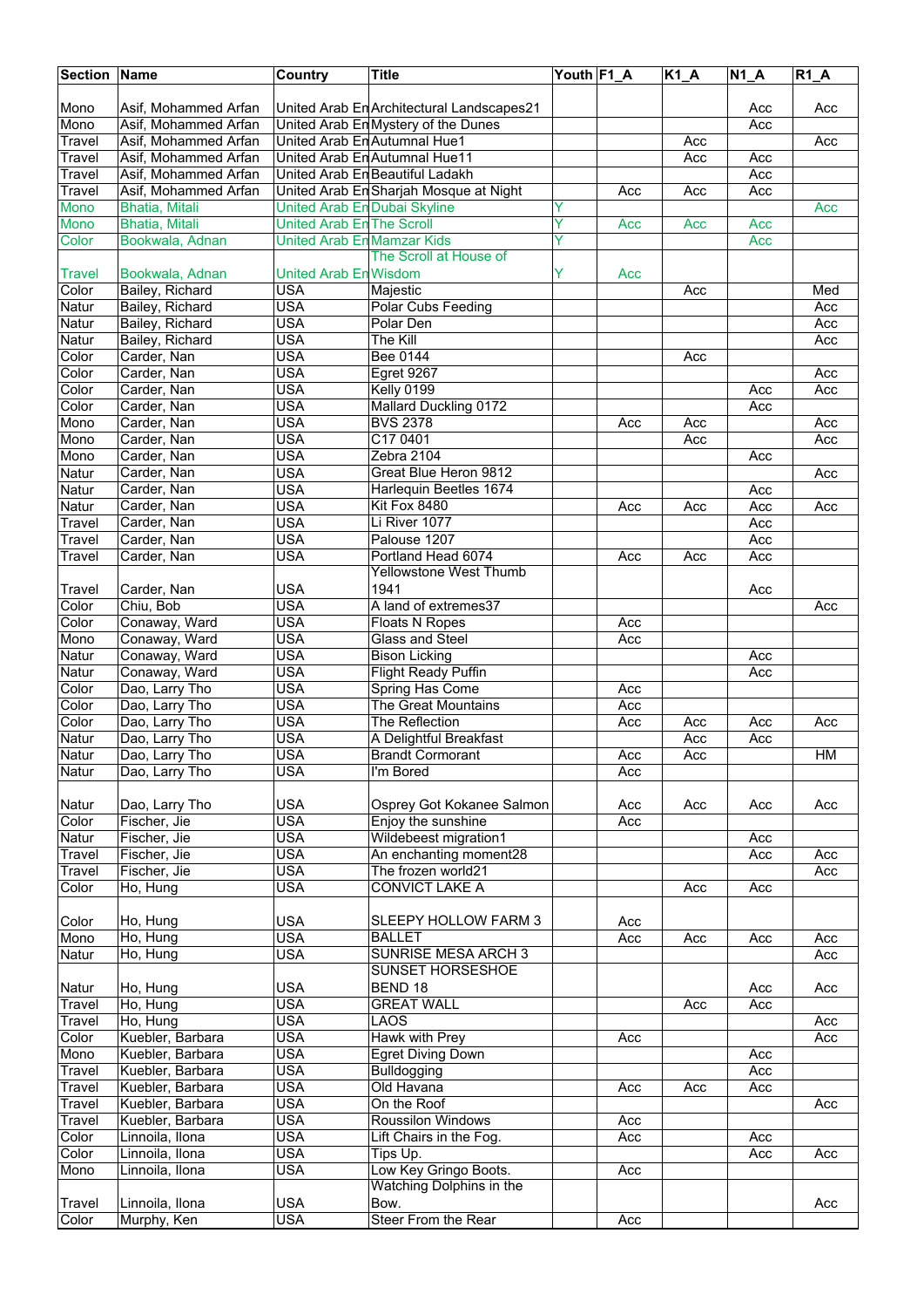| Section | Name | Country | Title | Youth | F1_A | K1_A | N1_A | R1_A |
|---|---|---|---|---|---|---|---|---|
| Mono | Asif, Mohammed Arfan | United Arab En | Architectural Landscapes21 | | | | Acc | Acc |
| Mono | Asif, Mohammed Arfan | United Arab En | Mystery of the Dunes | | | | Acc | |
| Travel | Asif, Mohammed Arfan | United Arab En | Autumnal Hue1 | | | Acc | | Acc |
| Travel | Asif, Mohammed Arfan | United Arab En | Autumnal Hue11 | | | Acc | Acc | |
| Travel | Asif, Mohammed Arfan | United Arab En | Beautiful Ladakh | | | | Acc | |
| Travel | Asif, Mohammed Arfan | United Arab En | Sharjah Mosque at Night | | Acc | Acc | Acc | |
| Mono | Bhatia, Mitali | United Arab En | Dubai Skyline | Y | | | | Acc |
| Mono | Bhatia, Mitali | United Arab En | The Scroll | Y | Acc | Acc | Acc | |
| Color | Bookwala, Adnan | United Arab En | Mamzar Kids | Y | | | Acc | |
| Travel | Bookwala, Adnan | United Arab En | The Scroll at House of Wisdom | Y | Acc | | | |
| Color | Bailey, Richard | USA | Majestic | | | Acc | | Med |
| Natur | Bailey, Richard | USA | Polar Cubs Feeding | | | | | Acc |
| Natur | Bailey, Richard | USA | Polar Den | | | | | Acc |
| Natur | Bailey, Richard | USA | The Kill | | | | | Acc |
| Color | Carder, Nan | USA | Bee 0144 | | | Acc | | |
| Color | Carder, Nan | USA | Egret 9267 | | | | | Acc |
| Color | Carder, Nan | USA | Kelly 0199 | | | | Acc | Acc |
| Color | Carder, Nan | USA | Mallard Duckling 0172 | | | | Acc | |
| Mono | Carder, Nan | USA | BVS 2378 | | Acc | Acc | | Acc |
| Mono | Carder, Nan | USA | C17 0401 | | | Acc | | Acc |
| Mono | Carder, Nan | USA | Zebra 2104 | | | | Acc | |
| Natur | Carder, Nan | USA | Great Blue Heron 9812 | | | | | Acc |
| Natur | Carder, Nan | USA | Harlequin Beetles 1674 | | | | Acc | |
| Natur | Carder, Nan | USA | Kit Fox 8480 | | Acc | Acc | Acc | Acc |
| Travel | Carder, Nan | USA | Li River 1077 | | | | Acc | |
| Travel | Carder, Nan | USA | Palouse 1207 | | | | Acc | |
| Travel | Carder, Nan | USA | Portland Head 6074 | | Acc | Acc | Acc | |
| Travel | Carder, Nan | USA | Yellowstone West Thumb 1941 | | | | Acc | |
| Color | Chiu, Bob | USA | A land of extremes37 | | | | | Acc |
| Color | Conaway, Ward | USA | Floats N Ropes | | Acc | | | |
| Mono | Conaway, Ward | USA | Glass and Steel | | Acc | | | |
| Natur | Conaway, Ward | USA | Bison Licking | | | | Acc | |
| Natur | Conaway, Ward | USA | Flight Ready Puffin | | | | Acc | |
| Color | Dao, Larry Tho | USA | Spring Has Come | | Acc | | | |
| Color | Dao, Larry Tho | USA | The Great Mountains | | Acc | | | |
| Color | Dao, Larry Tho | USA | The Reflection | | Acc | Acc | Acc | Acc |
| Natur | Dao, Larry Tho | USA | A Delightful Breakfast | | | Acc | Acc | |
| Natur | Dao, Larry Tho | USA | Brandt Cormorant | | Acc | Acc | | HM |
| Natur | Dao, Larry Tho | USA | I'm Bored | | Acc | | | |
| Natur | Dao, Larry Tho | USA | Osprey Got Kokanee Salmon | | Acc | Acc | Acc | Acc |
| Color | Fischer, Jie | USA | Enjoy the sunshine | | Acc | | | |
| Natur | Fischer, Jie | USA | Wildebeest migration1 | | | | Acc | |
| Travel | Fischer, Jie | USA | An enchanting moment28 | | | | Acc | Acc |
| Travel | Fischer, Jie | USA | The frozen world21 | | | | | Acc |
| Color | Ho, Hung | USA | CONVICT LAKE A | | | Acc | Acc | |
| Color | Ho, Hung | USA | SLEEPY HOLLOW FARM 3 | | Acc | | | |
| Mono | Ho, Hung | USA | BALLET | | Acc | Acc | Acc | Acc |
| Natur | Ho, Hung | USA | SUNRISE MESA ARCH 3 | | | | | Acc |
| Natur | Ho, Hung | USA | SUNSET HORSESHOE BEND 18 | | | | Acc | Acc |
| Travel | Ho, Hung | USA | GREAT WALL | | | Acc | Acc | |
| Travel | Ho, Hung | USA | LAOS | | | | | Acc |
| Color | Kuebler, Barbara | USA | Hawk with Prey | | Acc | | | Acc |
| Mono | Kuebler, Barbara | USA | Egret Diving Down | | | | Acc | |
| Travel | Kuebler, Barbara | USA | Bulldogging | | | | Acc | |
| Travel | Kuebler, Barbara | USA | Old Havana | | Acc | Acc | Acc | |
| Travel | Kuebler, Barbara | USA | On the Roof | | | | | Acc |
| Travel | Kuebler, Barbara | USA | Roussilon Windows | | Acc | | | |
| Color | Linnoila, Ilona | USA | Lift Chairs in the Fog. | | Acc | | Acc | |
| Color | Linnoila, Ilona | USA | Tips Up. | | | | Acc | Acc |
| Mono | Linnoila, Ilona | USA | Low Key Gringo Boots. | | Acc | | | |
| Travel | Linnoila, Ilona | USA | Watching Dolphins in the Bow. | | | | | Acc |
| Color | Murphy, Ken | USA | Steer From the Rear | | Acc | | | |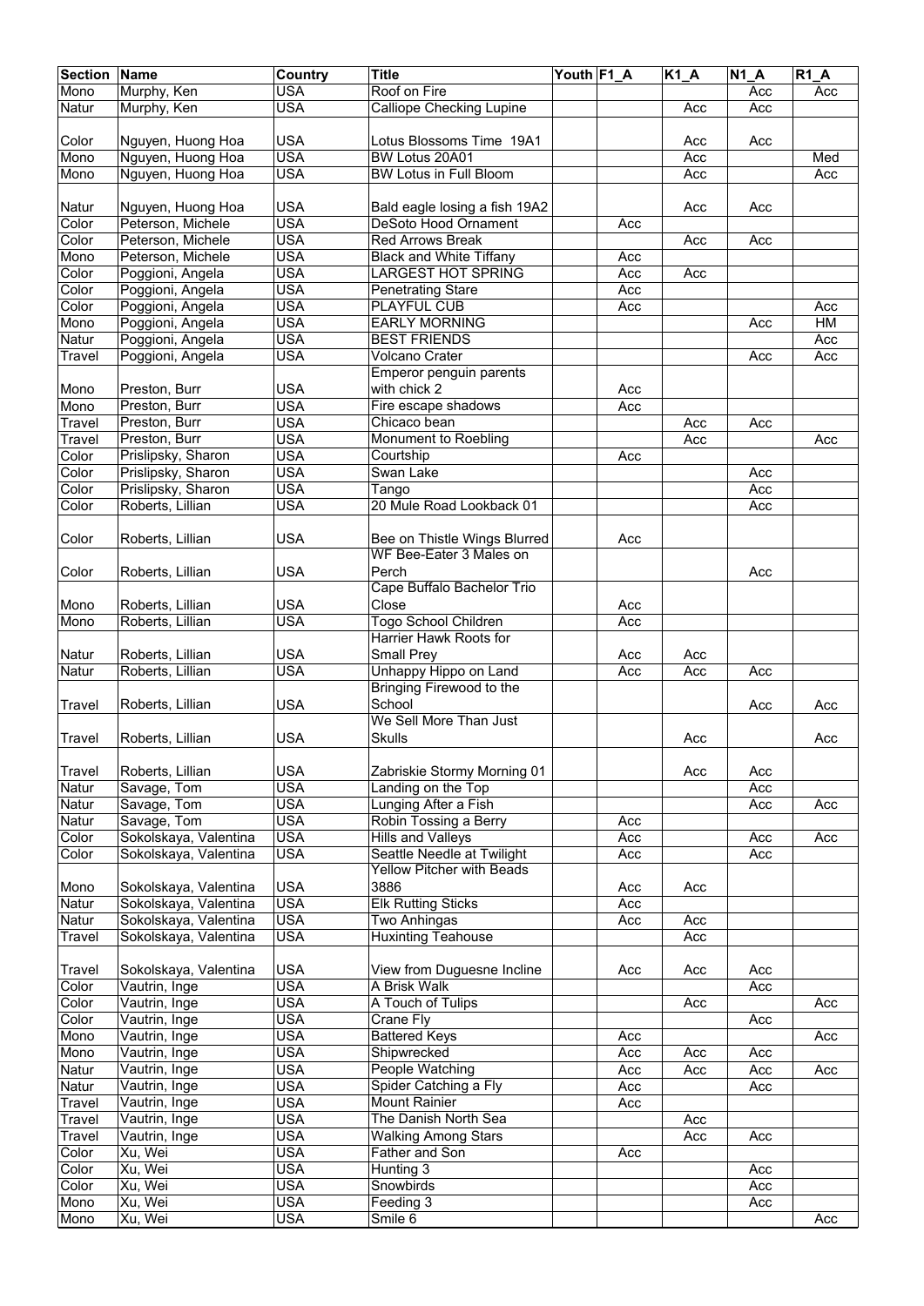| Section | Name | Country | Title | Youth | F1_A | K1_A | N1_A | R1_A |
|---|---|---|---|---|---|---|---|---|
| Mono | Murphy, Ken | USA | Roof on Fire | | | | Acc | Acc |
| Natur | Murphy, Ken | USA | Calliope Checking Lupine | | | Acc | Acc | |
| Color | Nguyen, Huong Hoa | USA | Lotus Blossoms Time 19A1 | | | Acc | Acc | |
| Mono | Nguyen, Huong Hoa | USA | BW Lotus 20A01 | | | Acc | | Med |
| Mono | Nguyen, Huong Hoa | USA | BW Lotus in Full Bloom | | | Acc | | Acc |
| Natur | Nguyen, Huong Hoa | USA | Bald eagle losing a fish 19A2 | | | Acc | Acc | |
| Color | Peterson, Michele | USA | DeSoto Hood Ornament | | Acc | | | |
| Color | Peterson, Michele | USA | Red Arrows Break | | | Acc | Acc | |
| Mono | Peterson, Michele | USA | Black and White Tiffany | | Acc | | | |
| Color | Poggioni, Angela | USA | LARGEST HOT SPRING | | Acc | Acc | | |
| Color | Poggioni, Angela | USA | Penetrating Stare | | Acc | | | |
| Color | Poggioni, Angela | USA | PLAYFUL CUB | | Acc | | | Acc |
| Mono | Poggioni, Angela | USA | EARLY MORNING | | | | Acc | HM |
| Natur | Poggioni, Angela | USA | BEST FRIENDS | | | | | Acc |
| Travel | Poggioni, Angela | USA | Volcano Crater | | | | Acc | Acc |
| Mono | Preston, Burr | USA | Emperor penguin parents with chick 2 | | Acc | | | |
| Mono | Preston, Burr | USA | Fire escape shadows | | Acc | | | |
| Travel | Preston, Burr | USA | Chicaco bean | | | Acc | Acc | |
| Travel | Preston, Burr | USA | Monument to Roebling | | | Acc | | Acc |
| Color | Prislipsky, Sharon | USA | Courtship | | Acc | | | |
| Color | Prislipsky, Sharon | USA | Swan Lake | | | | Acc | |
| Color | Prislipsky, Sharon | USA | Tango | | | | Acc | |
| Color | Roberts, Lillian | USA | 20 Mule Road Lookback 01 | | | | Acc | |
| Color | Roberts, Lillian | USA | Bee on Thistle Wings Blurred | | Acc | | | |
| Color | Roberts, Lillian | USA | WF Bee-Eater 3 Males on Perch | | | | Acc | |
| Mono | Roberts, Lillian | USA | Cape Buffalo Bachelor Trio Close | | Acc | | | |
| Mono | Roberts, Lillian | USA | Togo School Children | | Acc | | | |
| Natur | Roberts, Lillian | USA | Harrier Hawk Roots for Small Prey | | Acc | Acc | | |
| Natur | Roberts, Lillian | USA | Unhappy Hippo on Land | | Acc | Acc | Acc | |
| Travel | Roberts, Lillian | USA | Bringing Firewood to the School | | | | Acc | Acc |
| Travel | Roberts, Lillian | USA | We Sell More Than Just Skulls | | | Acc | | Acc |
| Travel | Roberts, Lillian | USA | Zabriskie Stormy Morning 01 | | | Acc | Acc | |
| Natur | Savage, Tom | USA | Landing on the Top | | | | Acc | |
| Natur | Savage, Tom | USA | Lunging After a Fish | | | | Acc | Acc |
| Natur | Savage, Tom | USA | Robin Tossing a Berry | | Acc | | | |
| Color | Sokolskaya, Valentina | USA | Hills and Valleys | | Acc | | Acc | Acc |
| Color | Sokolskaya, Valentina | USA | Seattle Needle at Twilight | | Acc | | Acc | |
| Mono | Sokolskaya, Valentina | USA | Yellow Pitcher with Beads 3886 | | Acc | Acc | | |
| Natur | Sokolskaya, Valentina | USA | Elk Rutting Sticks | | Acc | | | |
| Natur | Sokolskaya, Valentina | USA | Two Anhingas | | Acc | Acc | | |
| Travel | Sokolskaya, Valentina | USA | Huxinting Teahouse | | | Acc | | |
| Travel | Sokolskaya, Valentina | USA | View from Duguesne Incline | | Acc | Acc | Acc | |
| Color | Vautrin, Inge | USA | A Brisk Walk | | | | Acc | |
| Color | Vautrin, Inge | USA | A Touch of Tulips | | | Acc | | Acc |
| Color | Vautrin, Inge | USA | Crane Fly | | | | Acc | |
| Mono | Vautrin, Inge | USA | Battered Keys | | Acc | | | Acc |
| Mono | Vautrin, Inge | USA | Shipwrecked | | Acc | Acc | Acc | |
| Natur | Vautrin, Inge | USA | People Watching | | Acc | Acc | Acc | Acc |
| Natur | Vautrin, Inge | USA | Spider Catching a Fly | | Acc | | Acc | |
| Travel | Vautrin, Inge | USA | Mount Rainier | | Acc | | | |
| Travel | Vautrin, Inge | USA | The Danish North Sea | | | Acc | | |
| Travel | Vautrin, Inge | USA | Walking Among Stars | | | Acc | Acc | |
| Color | Xu, Wei | USA | Father and Son | | Acc | | | |
| Color | Xu, Wei | USA | Hunting 3 | | | | Acc | |
| Color | Xu, Wei | USA | Snowbirds | | | | Acc | |
| Mono | Xu, Wei | USA | Feeding 3 | | | | Acc | |
| Mono | Xu, Wei | USA | Smile 6 | | | | | Acc |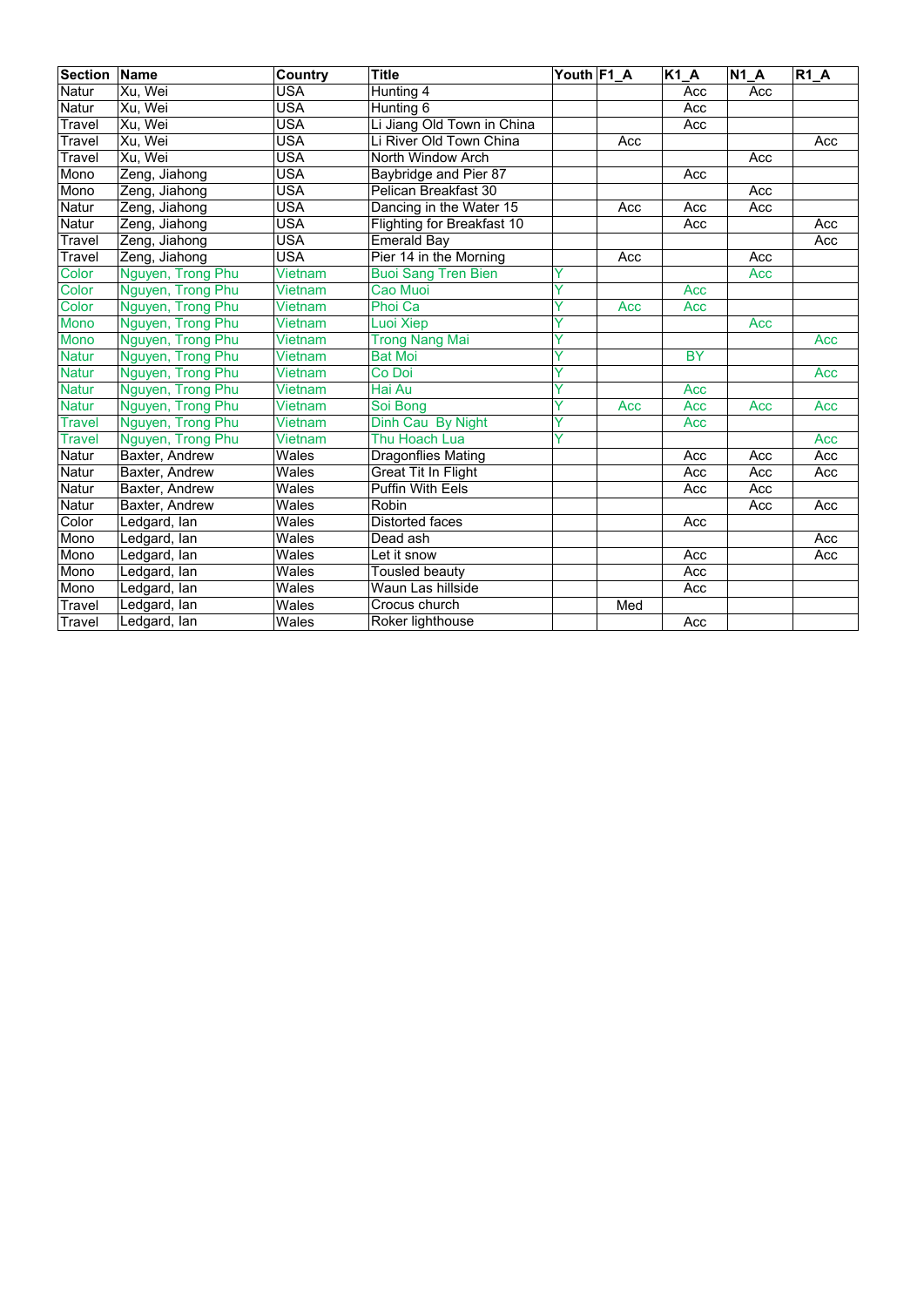| Section | Name | Country | Title | Youth | F1_A | K1_A | N1_A | R1_A |
|---|---|---|---|---|---|---|---|---|
| Natur | Xu, Wei | USA | Hunting 4 | | | Acc | Acc | |
| Natur | Xu, Wei | USA | Hunting 6 | | | Acc | | |
| Travel | Xu, Wei | USA | Li Jiang Old Town in China | | | Acc | | |
| Travel | Xu, Wei | USA | Li River Old Town China | | Acc | | | Acc |
| Travel | Xu, Wei | USA | North Window Arch | | | | Acc | |
| Mono | Zeng, Jiahong | USA | Baybridge and Pier 87 | | | Acc | | |
| Mono | Zeng, Jiahong | USA | Pelican Breakfast 30 | | | | Acc | |
| Natur | Zeng, Jiahong | USA | Dancing in the Water 15 | | Acc | Acc | Acc | |
| Natur | Zeng, Jiahong | USA | Flighting for Breakfast 10 | | | Acc | | Acc |
| Travel | Zeng, Jiahong | USA | Emerald Bay | | | | | Acc |
| Travel | Zeng, Jiahong | USA | Pier 14 in the Morning | | Acc | | Acc | |
| Color | Nguyen, Trong Phu | Vietnam | Buoi Sang Tren Bien | Y | | | Acc | |
| Color | Nguyen, Trong Phu | Vietnam | Cao Muoi | Y | | Acc | | |
| Color | Nguyen, Trong Phu | Vietnam | Phoi Ca | Y | Acc | Acc | | |
| Mono | Nguyen, Trong Phu | Vietnam | Luoi Xiep | Y | | | Acc | |
| Mono | Nguyen, Trong Phu | Vietnam | Trong Nang Mai | Y | | | | Acc |
| Natur | Nguyen, Trong Phu | Vietnam | Bat Moi | Y | | BY | | |
| Natur | Nguyen, Trong Phu | Vietnam | Co Doi | Y | | | | Acc |
| Natur | Nguyen, Trong Phu | Vietnam | Hai Au | Y | | Acc | | |
| Natur | Nguyen, Trong Phu | Vietnam | Soi Bong | Y | Acc | Acc | Acc | Acc |
| Travel | Nguyen, Trong Phu | Vietnam | Dinh Cau By Night | Y | | Acc | | |
| Travel | Nguyen, Trong Phu | Vietnam | Thu Hoach Lua | Y | | | | Acc |
| Natur | Baxter, Andrew | Wales | Dragonflies Mating | | | Acc | Acc | Acc |
| Natur | Baxter, Andrew | Wales | Great Tit In Flight | | | Acc | Acc | Acc |
| Natur | Baxter, Andrew | Wales | Puffin With Eels | | | Acc | Acc | |
| Natur | Baxter, Andrew | Wales | Robin | | | | Acc | Acc |
| Color | Ledgard, Ian | Wales | Distorted faces | | | Acc | | |
| Mono | Ledgard, Ian | Wales | Dead ash | | | | | Acc |
| Mono | Ledgard, Ian | Wales | Let it snow | | | Acc | | Acc |
| Mono | Ledgard, Ian | Wales | Tousled beauty | | | Acc | | |
| Mono | Ledgard, Ian | Wales | Waun Las hillside | | | Acc | | |
| Travel | Ledgard, Ian | Wales | Crocus church | | Med | | | |
| Travel | Ledgard, Ian | Wales | Roker lighthouse | | | Acc | | |